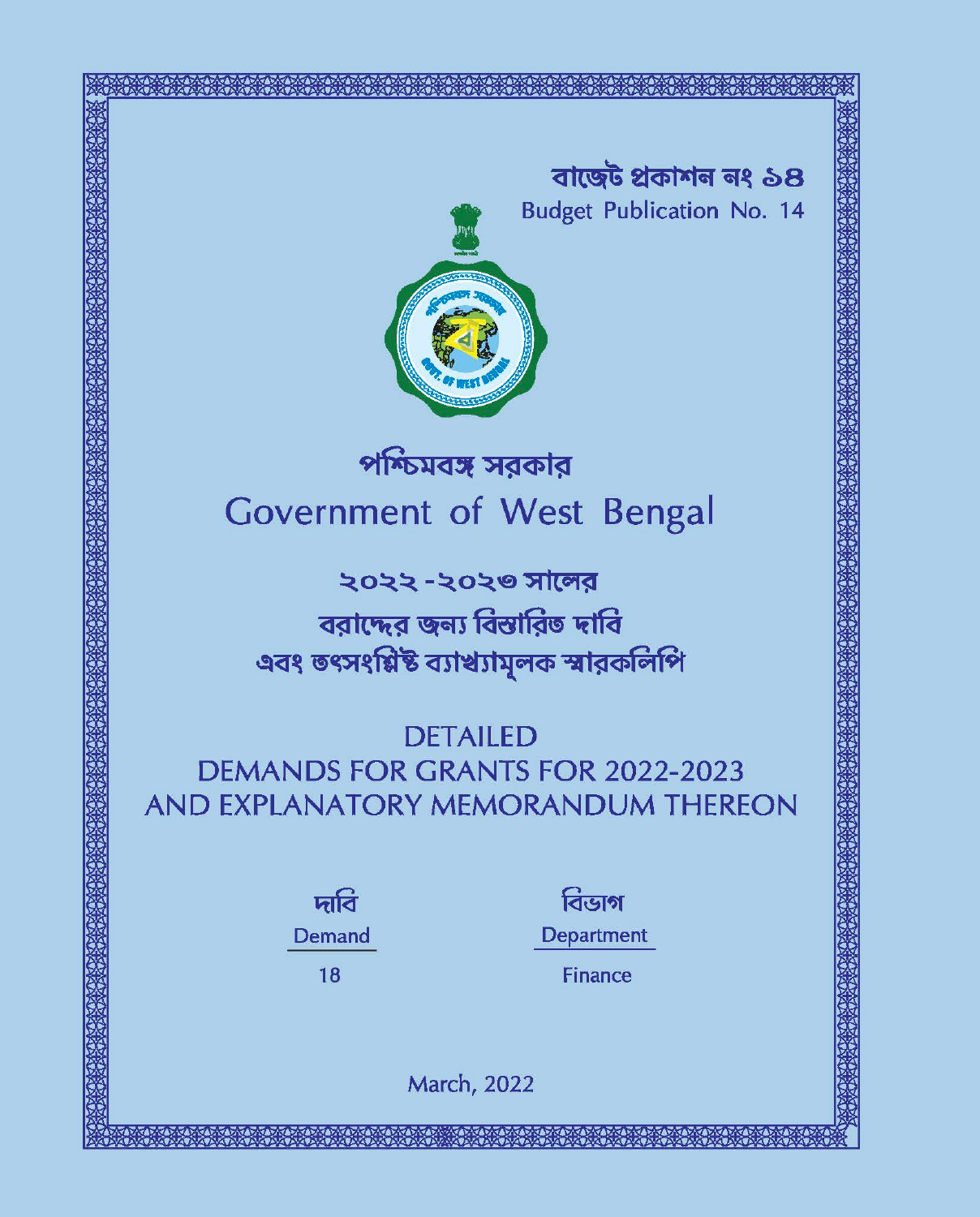বাজেট প্রকাশন নং ১৪

Budget Publication No. 14

# পশ্চিমবঙ্গ সরকার

# Government of West Bengal

## ২০২২ -২০২৩ সালের
## বরাদ্দের জন্য বিস্তারিত দাবি
## এবং তৎসংশ্লিষ্ট ব্যাখ্যামূলক স্মারকলিপি

## DETAILED
## DEMANDS FOR GRANTS FOR 2022-2023
## AND EXPLANATORY MEMORANDUM THEREON

| দাবি<br>Demand | বিভাগ<br>Department |
|---|---|
| 18 | Finance |

March, 2022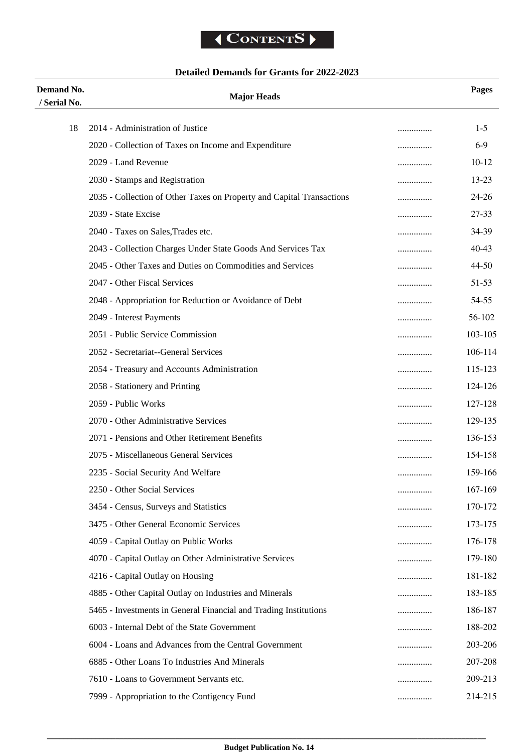# Contents

## Detailed Demands for Grants for 2022-2023

| Demand No. / Serial No. | Major Heads | | Pages |
|---|---|---|---|
| 18 | 2014 - Administration of Justice | ............... | 1-5 |
| | 2020 - Collection of Taxes on Income and Expenditure | ............... | 6-9 |
| | 2029 - Land Revenue | ............... | 10-12 |
| | 2030 - Stamps and Registration | ............... | 13-23 |
| | 2035 - Collection of Other Taxes on Property and Capital Transactions | ............... | 24-26 |
| | 2039 - State Excise | ............... | 27-33 |
| | 2040 - Taxes on Sales,Trades etc. | ............... | 34-39 |
| | 2043 - Collection Charges Under State Goods And Services Tax | ............... | 40-43 |
| | 2045 - Other Taxes and Duties on Commodities and Services | ............... | 44-50 |
| | 2047 - Other Fiscal Services | ............... | 51-53 |
| | 2048 - Appropriation for Reduction or Avoidance of Debt | ............... | 54-55 |
| | 2049 - Interest Payments | ............... | 56-102 |
| | 2051 - Public Service Commission | ............... | 103-105 |
| | 2052 - Secretariat--General Services | ............... | 106-114 |
| | 2054 - Treasury and Accounts Administration | ............... | 115-123 |
| | 2058 - Stationery and Printing | ............... | 124-126 |
| | 2059 - Public Works | ............... | 127-128 |
| | 2070 - Other Administrative Services | ............... | 129-135 |
| | 2071 - Pensions and Other Retirement Benefits | ............... | 136-153 |
| | 2075 - Miscellaneous General Services | ............... | 154-158 |
| | 2235 - Social Security And Welfare | ............... | 159-166 |
| | 2250 - Other Social Services | ............... | 167-169 |
| | 3454 - Census, Surveys and Statistics | ............... | 170-172 |
| | 3475 - Other General Economic Services | ............... | 173-175 |
| | 4059 - Capital Outlay on Public Works | ............... | 176-178 |
| | 4070 - Capital Outlay on Other Administrative Services | ............... | 179-180 |
| | 4216 - Capital Outlay on Housing | ............... | 181-182 |
| | 4885 - Other Capital Outlay on Industries and Minerals | ............... | 183-185 |
| | 5465 - Investments in General Financial and Trading Institutions | ............... | 186-187 |
| | 6003 - Internal Debt of the State Government | ............... | 188-202 |
| | 6004 - Loans and Advances from the Central Government | ............... | 203-206 |
| | 6885 - Other Loans To Industries And Minerals | ............... | 207-208 |
| | 7610 - Loans to Government Servants etc. | ............... | 209-213 |
| | 7999 - Appropriation to the Contigency Fund | ............... | 214-215 |

**Budget Publication No. 14**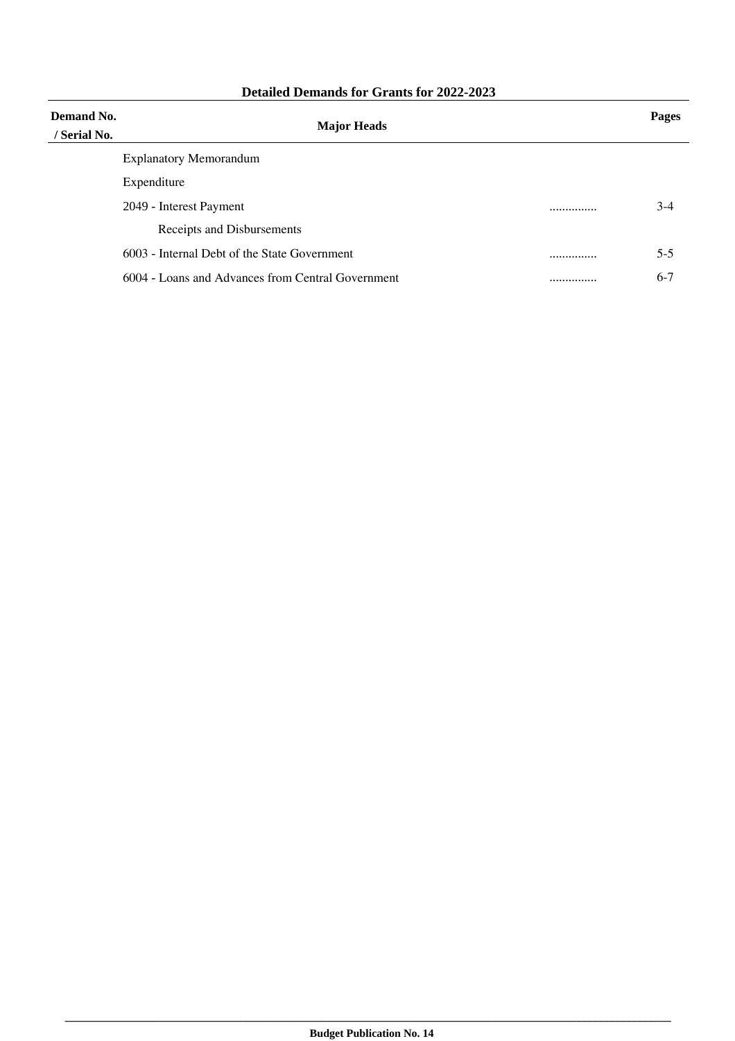## Detailed Demands for Grants for 2022-2023

| Demand No. / Serial No. | Major Heads | | Pages |
|---|---|---|---|
| | Explanatory Memorandum | | |
| | Expenditure | | |
| | 2049 - Interest Payment | ............... | 3-4 |
| | Receipts and Disbursements | | |
| | 6003 - Internal Debt of the State Government | ............... | 5-5 |
| | 6004 - Loans and Advances from Central Government | ............... | 6-7 |

**Budget Publication No. 14**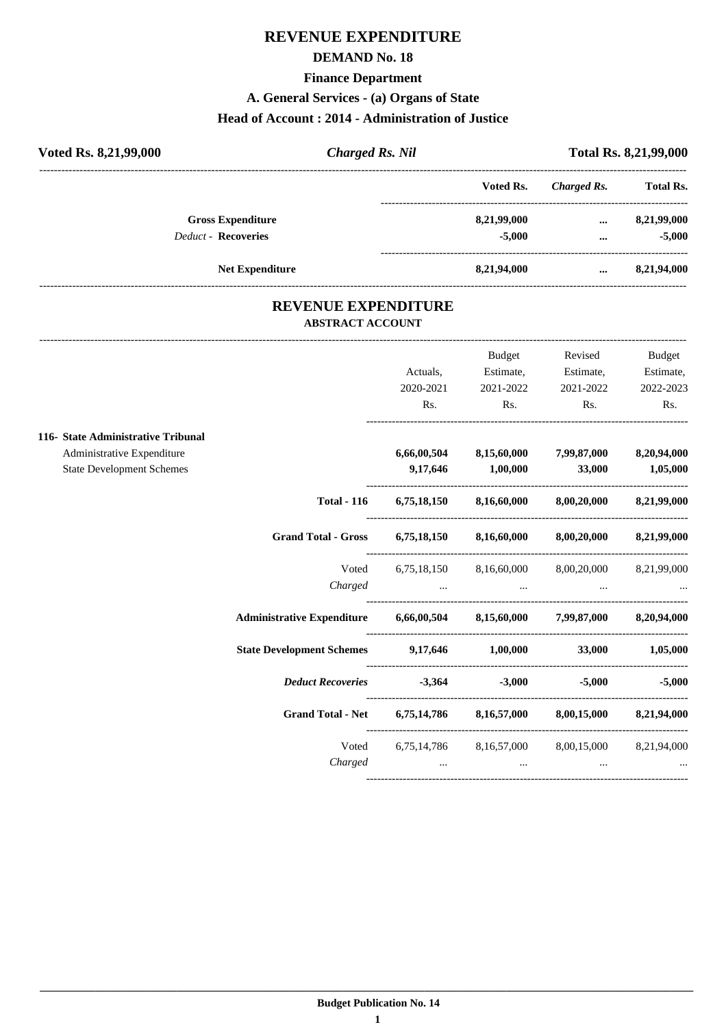# REVENUE EXPENDITURE

## DEMAND No. 18

### Finance Department

### A. General Services - (a) Organs of State

### Head of Account : 2014 - Administration of Justice

**Voted Rs. 8,21,99,000** | ***Charged Rs. Nil*** | **Total Rs. 8,21,99,000**

| | Voted Rs. | *Charged Rs.* | Total Rs. |
|---|---|---|---|
| **Gross Expenditure** | **8,21,99,000** | **...** | **8,21,99,000** |
| *Deduct* - **Recoveries** | **-5,000** | **...** | **-5,000** |
| **Net Expenditure** | **8,21,94,000** | **...** | **8,21,94,000** |

## REVENUE EXPENDITURE

### ABSTRACT ACCOUNT

| | Actuals, 2020-2021 Rs. | Budget Estimate, 2021-2022 Rs. | Revised Estimate, 2021-2022 Rs. | Budget Estimate, 2022-2023 Rs. |
|---|---|---|---|---|
| **116- State Administrative Tribunal** | | | | |
| Administrative Expenditure | **6,66,00,504** | **8,15,60,000** | **7,99,87,000** | **8,20,94,000** |
| State Development Schemes | **9,17,646** | **1,00,000** | **33,000** | **1,05,000** |
| **Total - 116** | **6,75,18,150** | **8,16,60,000** | **8,00,20,000** | **8,21,99,000** |
| **Grand Total - Gross** | **6,75,18,150** | **8,16,60,000** | **8,00,20,000** | **8,21,99,000** |
| Voted | 6,75,18,150 | 8,16,60,000 | 8,00,20,000 | 8,21,99,000 |
| *Charged* | ... | ... | ... | ... |
| **Administrative Expenditure** | **6,66,00,504** | **8,15,60,000** | **7,99,87,000** | **8,20,94,000** |
| **State Development Schemes** | **9,17,646** | **1,00,000** | **33,000** | **1,05,000** |
| ***Deduct Recoveries*** | **-3,364** | **-3,000** | **-5,000** | **-5,000** |
| **Grand Total - Net** | **6,75,14,786** | **8,16,57,000** | **8,00,15,000** | **8,21,94,000** |
| Voted | 6,75,14,786 | 8,16,57,000 | 8,00,15,000 | 8,21,94,000 |
| *Charged* | ... | ... | ... | ... |

**Budget Publication No. 14**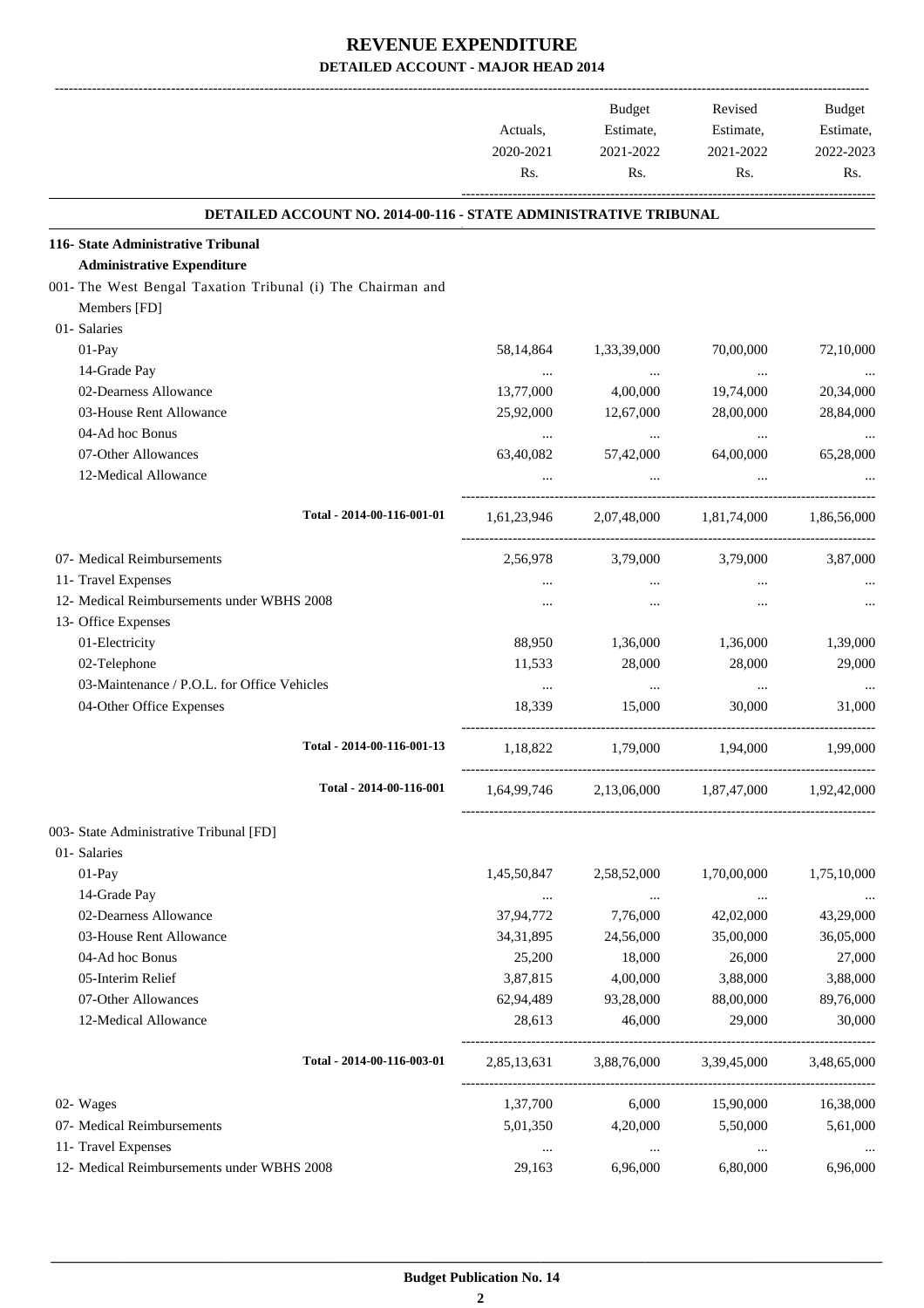# REVENUE EXPENDITURE

## DETAILED ACCOUNT - MAJOR HEAD 2014

| | Actuals, 2020-2021 Rs. | Budget Estimate, 2021-2022 Rs. | Revised Estimate, 2021-2022 Rs. | Budget Estimate, 2022-2023 Rs. |
|---|---|---|---|---|
| **DETAILED ACCOUNT NO. 2014-00-116 - STATE ADMINISTRATIVE TRIBUNAL** | | | | |
| **116- State Administrative Tribunal** | | | | |
| **Administrative Expenditure** | | | | |
| 001- The West Bengal Taxation Tribunal (i) The Chairman and Members [FD] | | | | |
| 01- Salaries | | | | |
| 01-Pay | 58,14,864 | 1,33,39,000 | 70,00,000 | 72,10,000 |
| 14-Grade Pay | ... | ... | ... | ... |
| 02-Dearness Allowance | 13,77,000 | 4,00,000 | 19,74,000 | 20,34,000 |
| 03-House Rent Allowance | 25,92,000 | 12,67,000 | 28,00,000 | 28,84,000 |
| 04-Ad hoc Bonus | ... | ... | ... | ... |
| 07-Other Allowances | 63,40,082 | 57,42,000 | 64,00,000 | 65,28,000 |
| 12-Medical Allowance | ... | ... | ... | ... |
| Total - 2014-00-116-001-01 | 1,61,23,946 | 2,07,48,000 | 1,81,74,000 | 1,86,56,000 |
| 07- Medical Reimbursements | 2,56,978 | 3,79,000 | 3,79,000 | 3,87,000 |
| 11- Travel Expenses | ... | ... | ... | ... |
| 12- Medical Reimbursements under WBHS 2008 | ... | ... | ... | ... |
| 13- Office Expenses | | | | |
| 01-Electricity | 88,950 | 1,36,000 | 1,36,000 | 1,39,000 |
| 02-Telephone | 11,533 | 28,000 | 28,000 | 29,000 |
| 03-Maintenance / P.O.L. for Office Vehicles | ... | ... | ... | ... |
| 04-Other Office Expenses | 18,339 | 15,000 | 30,000 | 31,000 |
| Total - 2014-00-116-001-13 | 1,18,822 | 1,79,000 | 1,94,000 | 1,99,000 |
| Total - 2014-00-116-001 | 1,64,99,746 | 2,13,06,000 | 1,87,47,000 | 1,92,42,000 |
| 003- State Administrative Tribunal [FD] | | | | |
| 01- Salaries | | | | |
| 01-Pay | 1,45,50,847 | 2,58,52,000 | 1,70,00,000 | 1,75,10,000 |
| 14-Grade Pay | ... | ... | ... | ... |
| 02-Dearness Allowance | 37,94,772 | 7,76,000 | 42,02,000 | 43,29,000 |
| 03-House Rent Allowance | 34,31,895 | 24,56,000 | 35,00,000 | 36,05,000 |
| 04-Ad hoc Bonus | 25,200 | 18,000 | 26,000 | 27,000 |
| 05-Interim Relief | 3,87,815 | 4,00,000 | 3,88,000 | 3,88,000 |
| 07-Other Allowances | 62,94,489 | 93,28,000 | 88,00,000 | 89,76,000 |
| 12-Medical Allowance | 28,613 | 46,000 | 29,000 | 30,000 |
| Total - 2014-00-116-003-01 | 2,85,13,631 | 3,88,76,000 | 3,39,45,000 | 3,48,65,000 |
| 02- Wages | 1,37,700 | 6,000 | 15,90,000 | 16,38,000 |
| 07- Medical Reimbursements | 5,01,350 | 4,20,000 | 5,50,000 | 5,61,000 |
| 11- Travel Expenses | ... | ... | ... | ... |
| 12- Medical Reimbursements under WBHS 2008 | 29,163 | 6,96,000 | 6,80,000 | 6,96,000 |

**Budget Publication No. 14**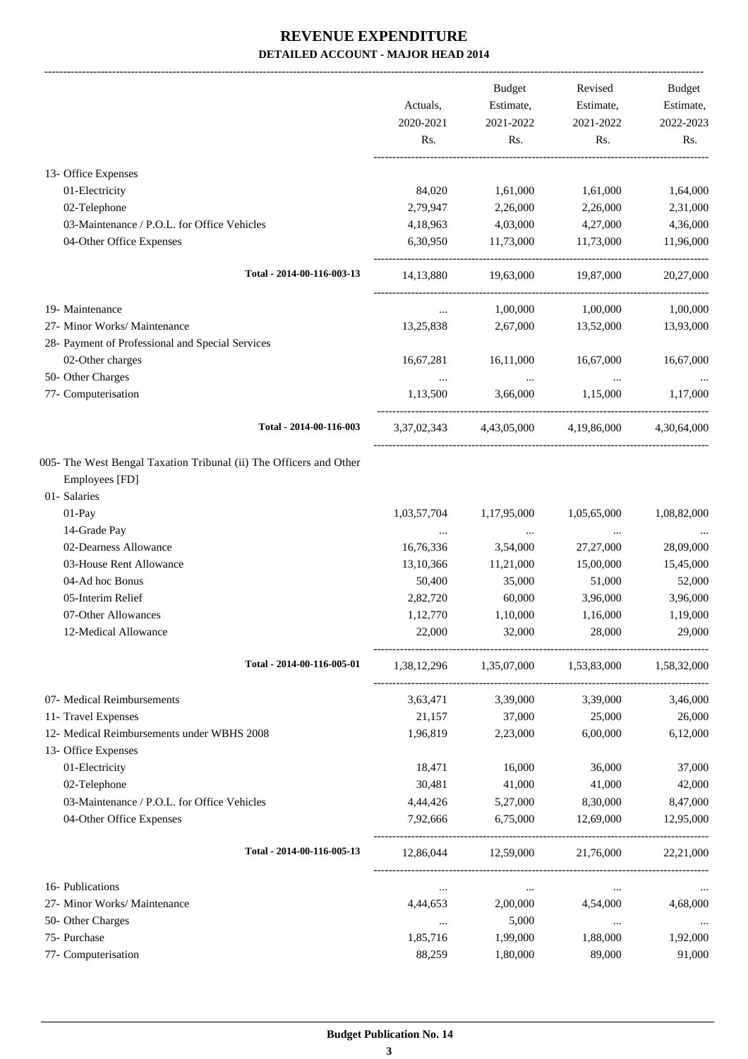# REVENUE EXPENDITURE

## DETAILED ACCOUNT - MAJOR HEAD 2014

| | Actuals, 2020-2021 Rs. | Budget Estimate, 2021-2022 Rs. | Revised Estimate, 2021-2022 Rs. | Budget Estimate, 2022-2023 Rs. |
|---|---|---|---|---|
| 13- Office Expenses | | | | |
| 01-Electricity | 84,020 | 1,61,000 | 1,61,000 | 1,64,000 |
| 02-Telephone | 2,79,947 | 2,26,000 | 2,26,000 | 2,31,000 |
| 03-Maintenance / P.O.L. for Office Vehicles | 4,18,963 | 4,03,000 | 4,27,000 | 4,36,000 |
| 04-Other Office Expenses | 6,30,950 | 11,73,000 | 11,73,000 | 11,96,000 |
| **Total - 2014-00-116-003-13** | 14,13,880 | 19,63,000 | 19,87,000 | 20,27,000 |
| 19- Maintenance | ... | 1,00,000 | 1,00,000 | 1,00,000 |
| 27- Minor Works/ Maintenance | 13,25,838 | 2,67,000 | 13,52,000 | 13,93,000 |
| 28- Payment of Professional and Special Services | | | | |
| 02-Other charges | 16,67,281 | 16,11,000 | 16,67,000 | 16,67,000 |
| 50- Other Charges | ... | ... | ... | ... |
| 77- Computerisation | 1,13,500 | 3,66,000 | 1,15,000 | 1,17,000 |
| **Total - 2014-00-116-003** | 3,37,02,343 | 4,43,05,000 | 4,19,86,000 | 4,30,64,000 |
| 005- The West Bengal Taxation Tribunal (ii) The Officers and Other Employees [FD] | | | | |
| 01- Salaries | | | | |
| 01-Pay | 1,03,57,704 | 1,17,95,000 | 1,05,65,000 | 1,08,82,000 |
| 14-Grade Pay | ... | ... | ... | ... |
| 02-Dearness Allowance | 16,76,336 | 3,54,000 | 27,27,000 | 28,09,000 |
| 03-House Rent Allowance | 13,10,366 | 11,21,000 | 15,00,000 | 15,45,000 |
| 04-Ad hoc Bonus | 50,400 | 35,000 | 51,000 | 52,000 |
| 05-Interim Relief | 2,82,720 | 60,000 | 3,96,000 | 3,96,000 |
| 07-Other Allowances | 1,12,770 | 1,10,000 | 1,16,000 | 1,19,000 |
| 12-Medical Allowance | 22,000 | 32,000 | 28,000 | 29,000 |
| **Total - 2014-00-116-005-01** | 1,38,12,296 | 1,35,07,000 | 1,53,83,000 | 1,58,32,000 |
| 07- Medical Reimbursements | 3,63,471 | 3,39,000 | 3,39,000 | 3,46,000 |
| 11- Travel Expenses | 21,157 | 37,000 | 25,000 | 26,000 |
| 12- Medical Reimbursements under WBHS 2008 | 1,96,819 | 2,23,000 | 6,00,000 | 6,12,000 |
| 13- Office Expenses | | | | |
| 01-Electricity | 18,471 | 16,000 | 36,000 | 37,000 |
| 02-Telephone | 30,481 | 41,000 | 41,000 | 42,000 |
| 03-Maintenance / P.O.L. for Office Vehicles | 4,44,426 | 5,27,000 | 8,30,000 | 8,47,000 |
| 04-Other Office Expenses | 7,92,666 | 6,75,000 | 12,69,000 | 12,95,000 |
| **Total - 2014-00-116-005-13** | 12,86,044 | 12,59,000 | 21,76,000 | 22,21,000 |
| 16- Publications | ... | ... | ... | ... |
| 27- Minor Works/ Maintenance | 4,44,653 | 2,00,000 | 4,54,000 | 4,68,000 |
| 50- Other Charges | ... | 5,000 | ... | ... |
| 75- Purchase | 1,85,716 | 1,99,000 | 1,88,000 | 1,92,000 |
| 77- Computerisation | 88,259 | 1,80,000 | 89,000 | 91,000 |

**Budget Publication No. 14**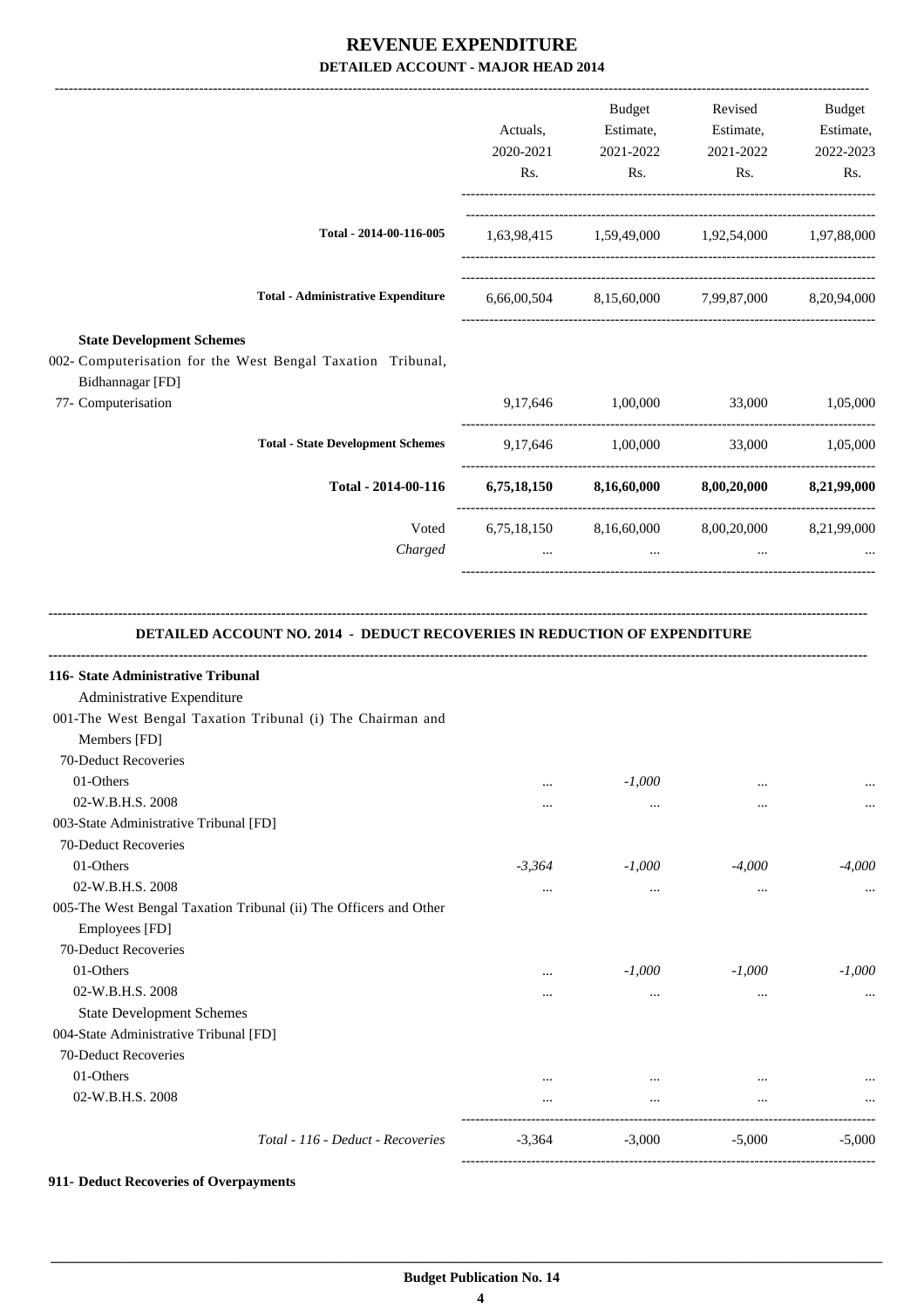# REVENUE EXPENDITURE

## DETAILED ACCOUNT - MAJOR HEAD 2014

| | Actuals, 2020-2021 Rs. | Budget Estimate, 2021-2022 Rs. | Revised Estimate, 2021-2022 Rs. | Budget Estimate, 2022-2023 Rs. |
|---|---|---|---|---|
| **Total - 2014-00-116-005** | 1,63,98,415 | 1,59,49,000 | 1,92,54,000 | 1,97,88,000 |
| **Total - Administrative Expenditure** | 6,66,00,504 | 8,15,60,000 | 7,99,87,000 | 8,20,94,000 |
| **State Development Schemes** | | | | |
| 002- Computerisation for the West Bengal Taxation Tribunal, Bidhannagar [FD] | | | | |
| 77- Computerisation | 9,17,646 | 1,00,000 | 33,000 | 1,05,000 |
| **Total - State Development Schemes** | 9,17,646 | 1,00,000 | 33,000 | 1,05,000 |
| **Total - 2014-00-116** | **6,75,18,150** | **8,16,60,000** | **8,00,20,000** | **8,21,99,000** |
| Voted | 6,75,18,150 | 8,16,60,000 | 8,00,20,000 | 8,21,99,000 |
| *Charged* | ... | ... | ... | ... |

### DETAILED ACCOUNT NO. 2014 - DEDUCT RECOVERIES IN REDUCTION OF EXPENDITURE

| | Actuals, 2020-2021 Rs. | Budget Estimate, 2021-2022 Rs. | Revised Estimate, 2021-2022 Rs. | Budget Estimate, 2022-2023 Rs. |
|---|---|---|---|---|
| **116- State Administrative Tribunal** | | | | |
| Administrative Expenditure | | | | |
| 001-The West Bengal Taxation Tribunal (i) The Chairman and Members [FD] | | | | |
| 70-Deduct Recoveries | | | | |
| 01-Others | ... | *-1,000* | ... | ... |
| 02-W.B.H.S. 2008 | ... | ... | ... | ... |
| 003-State Administrative Tribunal [FD] | | | | |
| 70-Deduct Recoveries | | | | |
| 01-Others | *-3,364* | *-1,000* | *-4,000* | *-4,000* |
| 02-W.B.H.S. 2008 | ... | ... | ... | ... |
| 005-The West Bengal Taxation Tribunal (ii) The Officers and Other Employees [FD] | | | | |
| 70-Deduct Recoveries | | | | |
| 01-Others | ... | *-1,000* | *-1,000* | *-1,000* |
| 02-W.B.H.S. 2008 | ... | ... | ... | ... |
| State Development Schemes | | | | |
| 004-State Administrative Tribunal [FD] | | | | |
| 70-Deduct Recoveries | | | | |
| 01-Others | ... | ... | ... | ... |
| 02-W.B.H.S. 2008 | ... | ... | ... | ... |
| *Total - 116 - Deduct - Recoveries* | -3,364 | -3,000 | -5,000 | -5,000 |

**911- Deduct Recoveries of Overpayments**

**Budget Publication No. 14**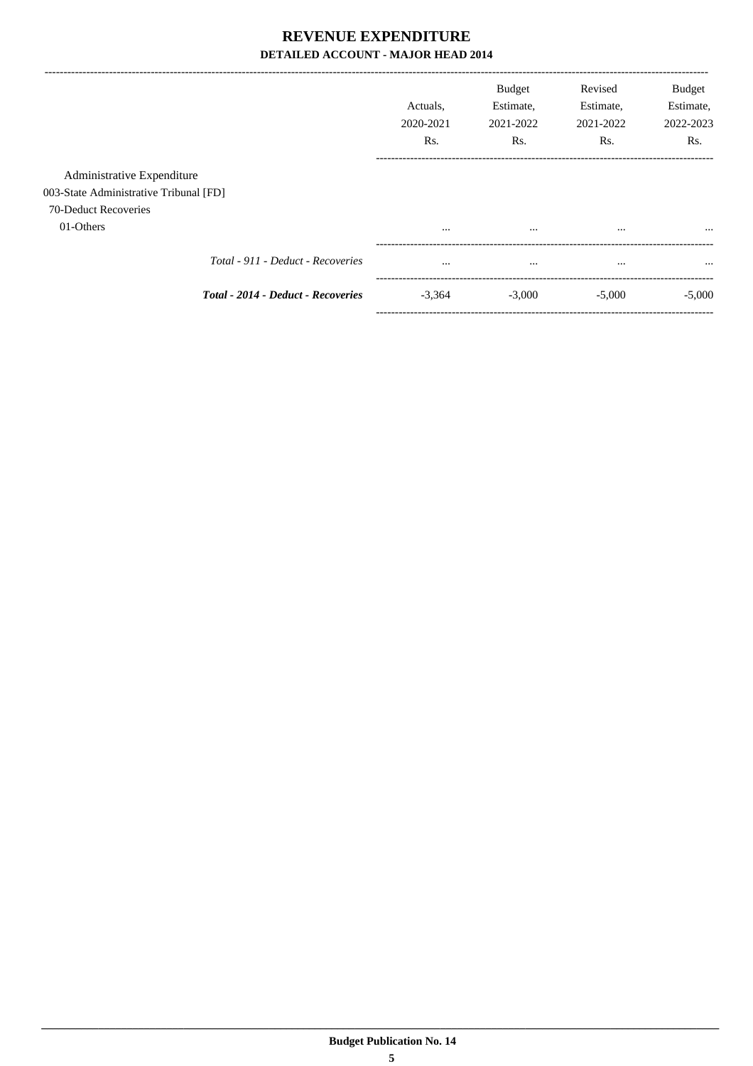# REVENUE EXPENDITURE
## DETAILED ACCOUNT - MAJOR HEAD 2014

| | Actuals, 2020-2021 Rs. | Budget Estimate, 2021-2022 Rs. | Revised Estimate, 2021-2022 Rs. | Budget Estimate, 2022-2023 Rs. |
|---|---|---|---|---|
| Administrative Expenditure | | | | |
| 003-State Administrative Tribunal [FD] | | | | |
| 70-Deduct Recoveries | | | | |
| 01-Others | ... | ... | ... | ... |
| *Total - 911 - Deduct - Recoveries* | ... | ... | ... | ... |
| ***Total - 2014 - Deduct - Recoveries*** | -3,364 | -3,000 | -5,000 | -5,000 |

**Budget Publication No. 14**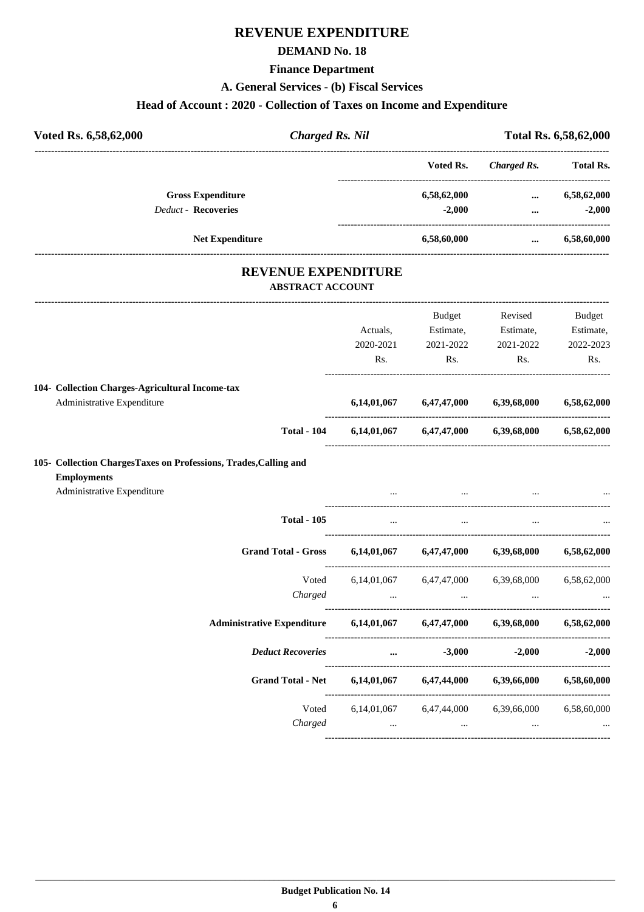# REVENUE EXPENDITURE

## DEMAND No. 18

### Finance Department

### A. General Services - (b) Fiscal Services

### Head of Account : 2020 - Collection of Taxes on Income and Expenditure

| Voted Rs. 6,58,62,000 | *Charged Rs. Nil* | Total Rs. 6,58,62,000 |
|---|---|---|

| | Voted Rs. | *Charged Rs.* | Total Rs. |
|---|---|---|---|
| **Gross Expenditure** | **6,58,62,000** | **...** | **6,58,62,000** |
| *Deduct -* **Recoveries** | **-2,000** | **...** | **-2,000** |
| **Net Expenditure** | **6,58,60,000** | **...** | **6,58,60,000** |

## REVENUE EXPENDITURE

### ABSTRACT ACCOUNT

| | Actuals, 2020-2021 Rs. | Budget Estimate, 2021-2022 Rs. | Revised Estimate, 2021-2022 Rs. | Budget Estimate, 2022-2023 Rs. |
|---|---|---|---|---|
| **104- Collection Charges-Agricultural Income-tax** | | | | |
| Administrative Expenditure | **6,14,01,067** | **6,47,47,000** | **6,39,68,000** | **6,58,62,000** |
| **Total - 104** | **6,14,01,067** | **6,47,47,000** | **6,39,68,000** | **6,58,62,000** |
| **105- Collection ChargesTaxes on Professions, Trades,Calling and Employments** | | | | |
| Administrative Expenditure | ... | ... | ... | ... |
| **Total - 105** | ... | ... | ... | ... |
| **Grand Total - Gross** | **6,14,01,067** | **6,47,47,000** | **6,39,68,000** | **6,58,62,000** |
| Voted | 6,14,01,067 | 6,47,47,000 | 6,39,68,000 | 6,58,62,000 |
| *Charged* | ... | ... | ... | ... |
| **Administrative Expenditure** | **6,14,01,067** | **6,47,47,000** | **6,39,68,000** | **6,58,62,000** |
| ***Deduct Recoveries*** | **...** | **-3,000** | **-2,000** | **-2,000** |
| **Grand Total - Net** | **6,14,01,067** | **6,47,44,000** | **6,39,66,000** | **6,58,60,000** |
| Voted | 6,14,01,067 | 6,47,44,000 | 6,39,66,000 | 6,58,60,000 |
| *Charged* | ... | ... | ... | ... |

**Budget Publication No. 14**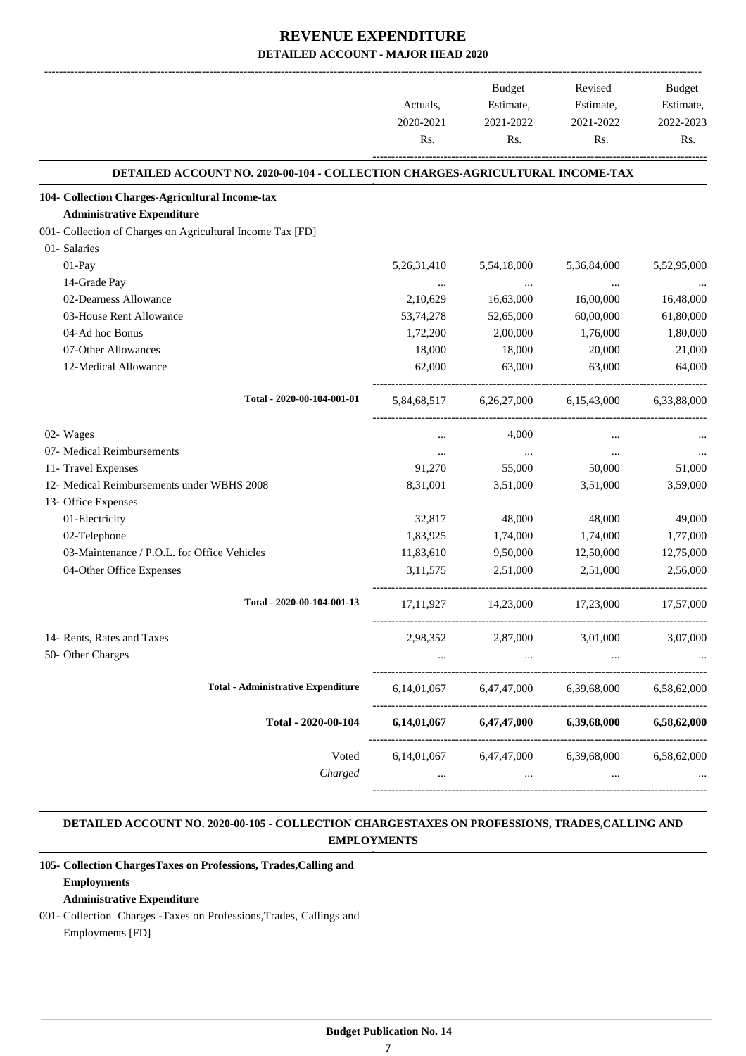# REVENUE EXPENDITURE

## DETAILED ACCOUNT - MAJOR HEAD 2020

| | Actuals, 2020-2021 Rs. | Budget Estimate, 2021-2022 Rs. | Revised Estimate, 2021-2022 Rs. | Budget Estimate, 2022-2023 Rs. |
|---|---|---|---|---|

### DETAILED ACCOUNT NO. 2020-00-104 - COLLECTION CHARGES-AGRICULTURAL INCOME-TAX

| | Actuals, 2020-2021 Rs. | Budget Estimate, 2021-2022 Rs. | Revised Estimate, 2021-2022 Rs. | Budget Estimate, 2022-2023 Rs. |
|---|---|---|---|---|
| **104- Collection Charges-Agricultural Income-tax** | | | | |
| **Administrative Expenditure** | | | | |
| 001- Collection of Charges on Agricultural Income Tax [FD] | | | | |
| 01- Salaries | | | | |
| 01-Pay | 5,26,31,410 | 5,54,18,000 | 5,36,84,000 | 5,52,95,000 |
| 14-Grade Pay | ... | ... | ... | ... |
| 02-Dearness Allowance | 2,10,629 | 16,63,000 | 16,00,000 | 16,48,000 |
| 03-House Rent Allowance | 53,74,278 | 52,65,000 | 60,00,000 | 61,80,000 |
| 04-Ad hoc Bonus | 1,72,200 | 2,00,000 | 1,76,000 | 1,80,000 |
| 07-Other Allowances | 18,000 | 18,000 | 20,000 | 21,000 |
| 12-Medical Allowance | 62,000 | 63,000 | 63,000 | 64,000 |
| Total - 2020-00-104-001-01 | 5,84,68,517 | 6,26,27,000 | 6,15,43,000 | 6,33,88,000 |
| 02- Wages | ... | 4,000 | ... | ... |
| 07- Medical Reimbursements | ... | ... | ... | ... |
| 11- Travel Expenses | 91,270 | 55,000 | 50,000 | 51,000 |
| 12- Medical Reimbursements under WBHS 2008 | 8,31,001 | 3,51,000 | 3,51,000 | 3,59,000 |
| 13- Office Expenses | | | | |
| 01-Electricity | 32,817 | 48,000 | 48,000 | 49,000 |
| 02-Telephone | 1,83,925 | 1,74,000 | 1,74,000 | 1,77,000 |
| 03-Maintenance / P.O.L. for Office Vehicles | 11,83,610 | 9,50,000 | 12,50,000 | 12,75,000 |
| 04-Other Office Expenses | 3,11,575 | 2,51,000 | 2,51,000 | 2,56,000 |
| Total - 2020-00-104-001-13 | 17,11,927 | 14,23,000 | 17,23,000 | 17,57,000 |
| 14- Rents, Rates and Taxes | 2,98,352 | 2,87,000 | 3,01,000 | 3,07,000 |
| 50- Other Charges | ... | ... | ... | ... |
| **Total - Administrative Expenditure** | 6,14,01,067 | 6,47,47,000 | 6,39,68,000 | 6,58,62,000 |
| **Total - 2020-00-104** | **6,14,01,067** | **6,47,47,000** | **6,39,68,000** | **6,58,62,000** |
| Voted | 6,14,01,067 | 6,47,47,000 | 6,39,68,000 | 6,58,62,000 |
| *Charged* | ... | ... | ... | ... |

### DETAILED ACCOUNT NO. 2020-00-105 - COLLECTION CHARGESTAXES ON PROFESSIONS, TRADES,CALLING AND EMPLOYMENTS

**105- Collection ChargesTaxes on Professions, Trades,Calling and Employments**

**Administrative Expenditure**

001- Collection Charges -Taxes on Professions,Trades, Callings and Employments [FD]

**Budget Publication No. 14**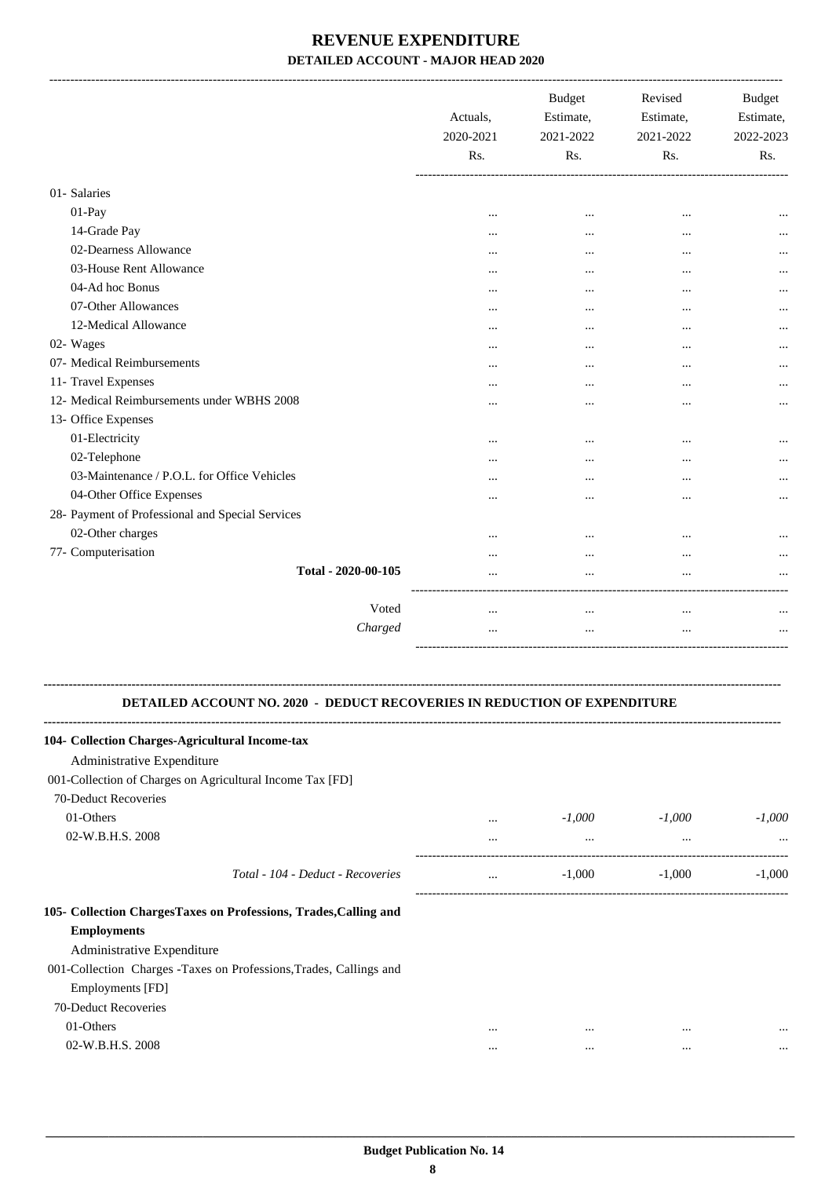# REVENUE EXPENDITURE
## DETAILED ACCOUNT - MAJOR HEAD 2020

| | Actuals, 2020-2021 Rs. | Budget Estimate, 2021-2022 Rs. | Revised Estimate, 2021-2022 Rs. | Budget Estimate, 2022-2023 Rs. |
|---|---|---|---|---|
| 01- Salaries | | | | |
| 01-Pay | ... | ... | ... | ... |
| 14-Grade Pay | ... | ... | ... | ... |
| 02-Dearness Allowance | ... | ... | ... | ... |
| 03-House Rent Allowance | ... | ... | ... | ... |
| 04-Ad hoc Bonus | ... | ... | ... | ... |
| 07-Other Allowances | ... | ... | ... | ... |
| 12-Medical Allowance | ... | ... | ... | ... |
| 02- Wages | ... | ... | ... | ... |
| 07- Medical Reimbursements | ... | ... | ... | ... |
| 11- Travel Expenses | ... | ... | ... | ... |
| 12- Medical Reimbursements under WBHS 2008 | ... | ... | ... | ... |
| 13- Office Expenses | | | | |
| 01-Electricity | ... | ... | ... | ... |
| 02-Telephone | ... | ... | ... | ... |
| 03-Maintenance / P.O.L. for Office Vehicles | ... | ... | ... | ... |
| 04-Other Office Expenses | ... | ... | ... | ... |
| 28- Payment of Professional and Special Services | | | | |
| 02-Other charges | ... | ... | ... | ... |
| 77- Computerisation | ... | ... | ... | ... |
| **Total - 2020-00-105** | ... | ... | ... | ... |
| Voted | ... | ... | ... | ... |
| *Charged* | ... | ... | ... | ... |

### DETAILED ACCOUNT NO. 2020 - DEDUCT RECOVERIES IN REDUCTION OF EXPENDITURE

| | Actuals, 2020-2021 Rs. | Budget Estimate, 2021-2022 Rs. | Revised Estimate, 2021-2022 Rs. | Budget Estimate, 2022-2023 Rs. |
|---|---|---|---|---|
| **104- Collection Charges-Agricultural Income-tax** | | | | |
| Administrative Expenditure | | | | |
| 001-Collection of Charges on Agricultural Income Tax [FD] | | | | |
| 70-Deduct Recoveries | | | | |
| 01-Others | ... | *-1,000* | *-1,000* | *-1,000* |
| 02-W.B.H.S. 2008 | ... | ... | ... | ... |
| *Total - 104 - Deduct - Recoveries* | ... | -1,000 | -1,000 | -1,000 |
| **105- Collection ChargesTaxes on Professions, Trades,Calling and Employments** | | | | |
| Administrative Expenditure | | | | |
| 001-Collection Charges -Taxes on Professions,Trades, Callings and Employments [FD] | | | | |
| 70-Deduct Recoveries | | | | |
| 01-Others | ... | ... | ... | ... |
| 02-W.B.H.S. 2008 | ... | ... | ... | ... |

**Budget Publication No. 14**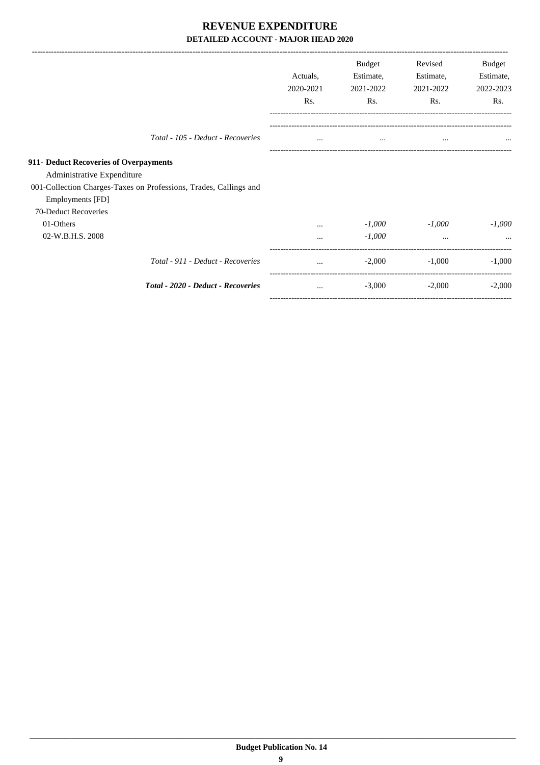# REVENUE EXPENDITURE

## DETAILED ACCOUNT - MAJOR HEAD 2020

| | Actuals, 2020-2021 Rs. | Budget Estimate, 2021-2022 Rs. | Revised Estimate, 2021-2022 Rs. | Budget Estimate, 2022-2023 Rs. |
|---|---|---|---|---|
| *Total - 105 - Deduct - Recoveries* | ... | ... | ... | ... |
| **911- Deduct Recoveries of Overpayments** | | | | |
| Administrative Expenditure | | | | |
| 001-Collection Charges-Taxes on Professions, Trades, Callings and Employments [FD] | | | | |
| 70-Deduct Recoveries | | | | |
| 01-Others | ... | *-1,000* | *-1,000* | *-1,000* |
| 02-W.B.H.S. 2008 | ... | *-1,000* | ... | ... |
| *Total - 911 - Deduct - Recoveries* | ... | -2,000 | -1,000 | -1,000 |
| ***Total - 2020 - Deduct - Recoveries*** | ... | -3,000 | -2,000 | -2,000 |

**Budget Publication No. 14**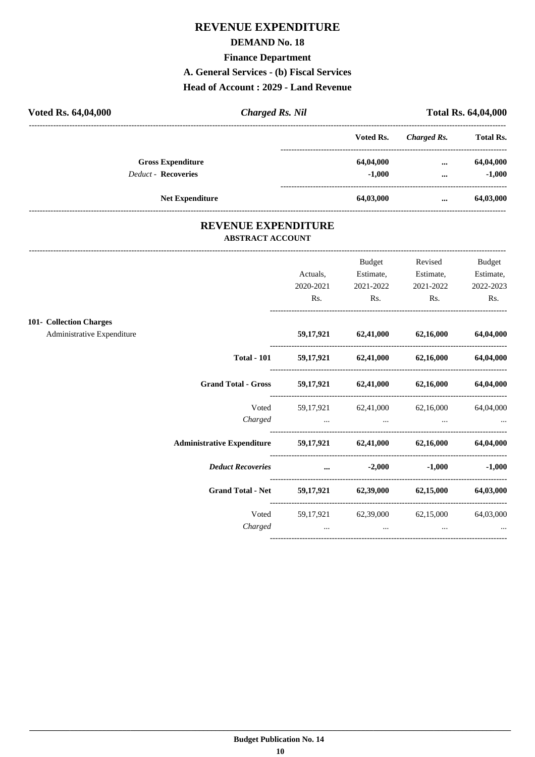# REVENUE EXPENDITURE

## DEMAND No. 18

### Finance Department

### A. General Services - (b) Fiscal Services

### Head of Account : 2029 - Land Revenue

| Voted Rs. 64,04,000 | *Charged Rs. Nil* | Total Rs. 64,04,000 |
|---|---|---|

| | Voted Rs. | *Charged Rs.* | Total Rs. |
|---|---|---|---|
| **Gross Expenditure** | 64,04,000 | ... | 64,04,000 |
| *Deduct* - **Recoveries** | -1,000 | ... | -1,000 |
| **Net Expenditure** | 64,03,000 | ... | 64,03,000 |

## REVENUE EXPENDITURE

### ABSTRACT ACCOUNT

| | Actuals, 2020-2021 Rs. | Budget Estimate, 2021-2022 Rs. | Revised Estimate, 2021-2022 Rs. | Budget Estimate, 2022-2023 Rs. |
|---|---|---|---|---|
| **101- Collection Charges** | | | | |
| Administrative Expenditure | **59,17,921** | **62,41,000** | **62,16,000** | **64,04,000** |
| **Total - 101** | **59,17,921** | **62,41,000** | **62,16,000** | **64,04,000** |
| **Grand Total - Gross** | **59,17,921** | **62,41,000** | **62,16,000** | **64,04,000** |
| Voted | 59,17,921 | 62,41,000 | 62,16,000 | 64,04,000 |
| *Charged* | ... | ... | ... | ... |
| **Administrative Expenditure** | **59,17,921** | **62,41,000** | **62,16,000** | **64,04,000** |
| ***Deduct Recoveries*** | **...** | **-2,000** | **-1,000** | **-1,000** |
| **Grand Total - Net** | **59,17,921** | **62,39,000** | **62,15,000** | **64,03,000** |
| Voted | 59,17,921 | 62,39,000 | 62,15,000 | 64,03,000 |
| *Charged* | ... | ... | ... | ... |

**Budget Publication No. 14**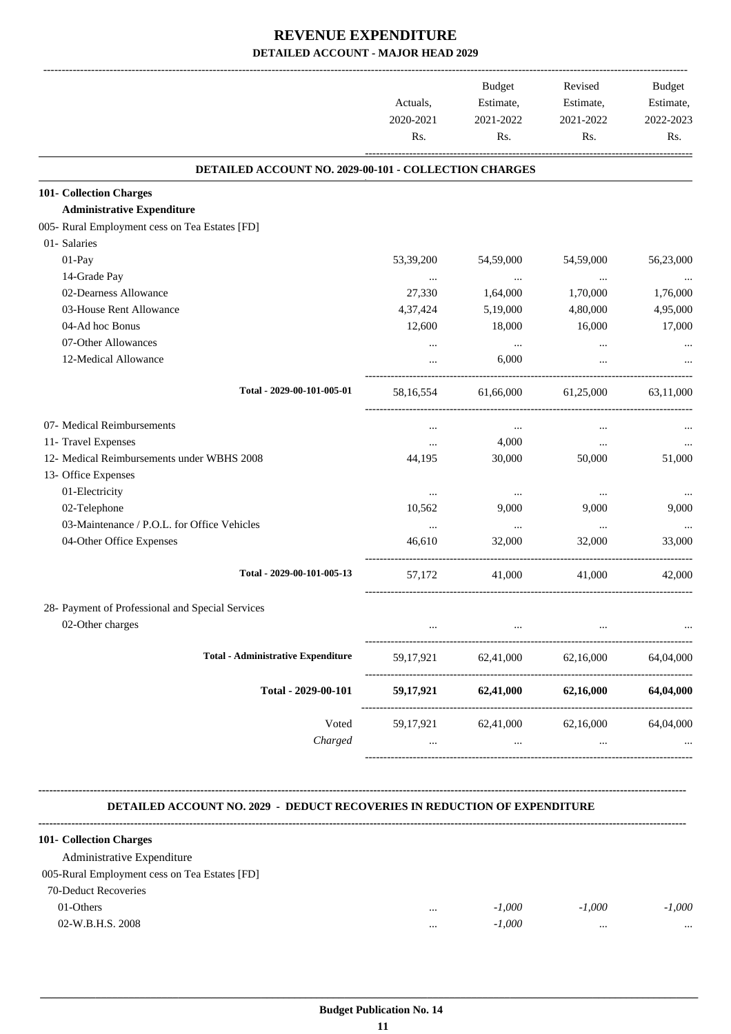# REVENUE EXPENDITURE

## DETAILED ACCOUNT - MAJOR HEAD 2029

| | Actuals, 2020-2021 Rs. | Budget Estimate, 2021-2022 Rs. | Revised Estimate, 2021-2022 Rs. | Budget Estimate, 2022-2023 Rs. |
|---|---|---|---|---|
| **DETAILED ACCOUNT NO. 2029-00-101 - COLLECTION CHARGES** | | | | |
| **101- Collection Charges** | | | | |
| **Administrative Expenditure** | | | | |
| 005- Rural Employment cess on Tea Estates [FD] | | | | |
| 01- Salaries | | | | |
| 01-Pay | 53,39,200 | 54,59,000 | 54,59,000 | 56,23,000 |
| 14-Grade Pay | ... | ... | ... | ... |
| 02-Dearness Allowance | 27,330 | 1,64,000 | 1,70,000 | 1,76,000 |
| 03-House Rent Allowance | 4,37,424 | 5,19,000 | 4,80,000 | 4,95,000 |
| 04-Ad hoc Bonus | 12,600 | 18,000 | 16,000 | 17,000 |
| 07-Other Allowances | ... | ... | ... | ... |
| 12-Medical Allowance | ... | 6,000 | ... | ... |
| Total - 2029-00-101-005-01 | 58,16,554 | 61,66,000 | 61,25,000 | 63,11,000 |
| 07- Medical Reimbursements | ... | ... | ... | ... |
| 11- Travel Expenses | ... | 4,000 | ... | ... |
| 12- Medical Reimbursements under WBHS 2008 | 44,195 | 30,000 | 50,000 | 51,000 |
| 13- Office Expenses | | | | |
| 01-Electricity | ... | ... | ... | ... |
| 02-Telephone | 10,562 | 9,000 | 9,000 | 9,000 |
| 03-Maintenance / P.O.L. for Office Vehicles | ... | ... | ... | ... |
| 04-Other Office Expenses | 46,610 | 32,000 | 32,000 | 33,000 |
| Total - 2029-00-101-005-13 | 57,172 | 41,000 | 41,000 | 42,000 |
| 28- Payment of Professional and Special Services | | | | |
| 02-Other charges | ... | ... | ... | ... |
| **Total - Administrative Expenditure** | 59,17,921 | 62,41,000 | 62,16,000 | 64,04,000 |
| **Total - 2029-00-101** | **59,17,921** | **62,41,000** | **62,16,000** | **64,04,000** |
| Voted | 59,17,921 | 62,41,000 | 62,16,000 | 64,04,000 |
| *Charged* | ... | ... | ... | ... |

**DETAILED ACCOUNT NO. 2029 - DEDUCT RECOVERIES IN REDUCTION OF EXPENDITURE**

| | Actuals, 2020-2021 Rs. | Budget Estimate, 2021-2022 Rs. | Revised Estimate, 2021-2022 Rs. | Budget Estimate, 2022-2023 Rs. |
|---|---|---|---|---|
| **101- Collection Charges** | | | | |
| Administrative Expenditure | | | | |
| 005-Rural Employment cess on Tea Estates [FD] | | | | |
| 70-Deduct Recoveries | | | | |
| 01-Others | ... | *-1,000* | *-1,000* | *-1,000* |
| 02-W.B.H.S. 2008 | ... | *-1,000* | ... | ... |

**Budget Publication No. 14**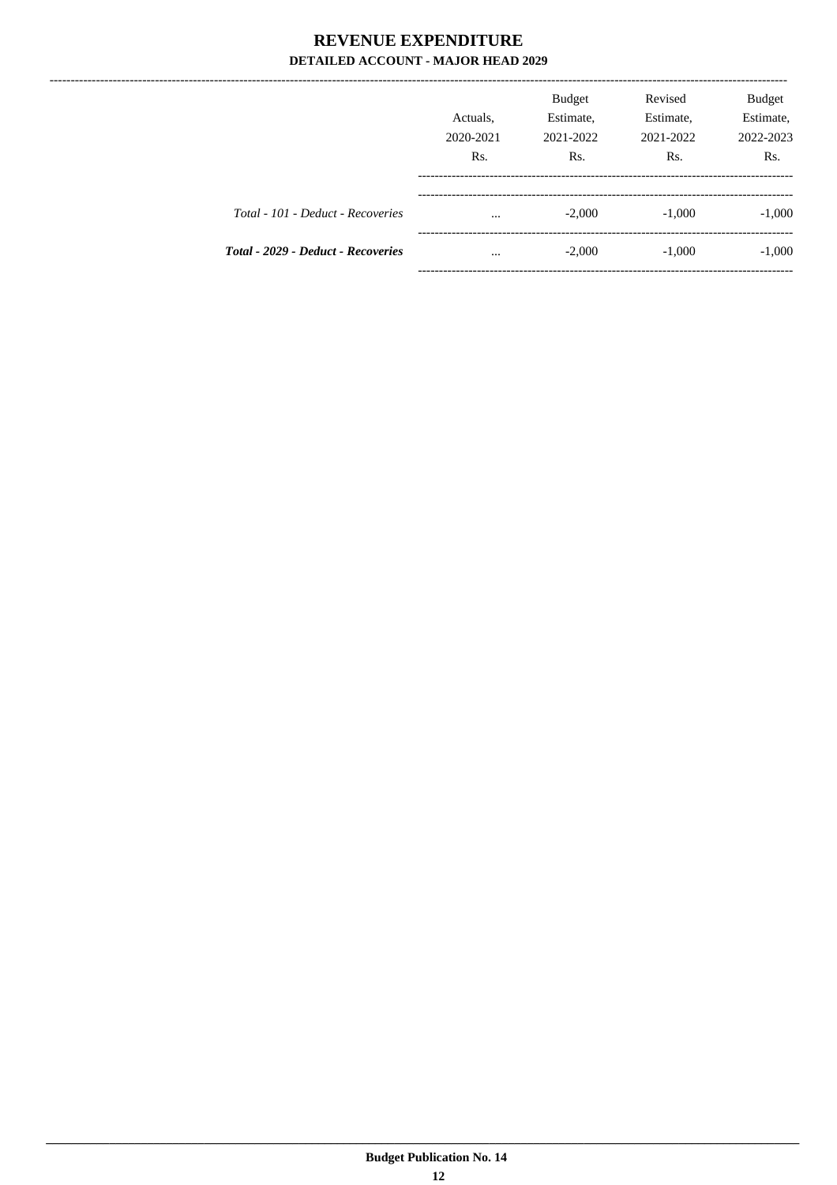# REVENUE EXPENDITURE

## DETAILED ACCOUNT - MAJOR HEAD 2029

| | Actuals, 2020-2021 Rs. | Budget Estimate, 2021-2022 Rs. | Revised Estimate, 2021-2022 Rs. | Budget Estimate, 2022-2023 Rs. |
|---|---|---|---|---|
| *Total - 101 - Deduct - Recoveries* | ... | -2,000 | -1,000 | -1,000 |
| ***Total - 2029 - Deduct - Recoveries*** | ... | -2,000 | -1,000 | -1,000 |

**Budget Publication No. 14**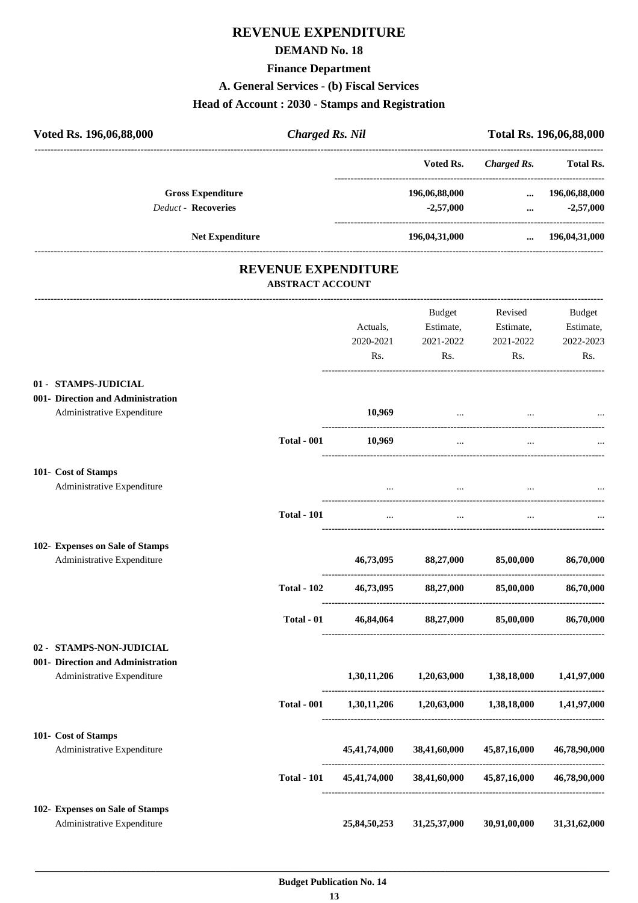# REVENUE EXPENDITURE

## DEMAND No. 18

### Finance Department

### A. General Services - (b) Fiscal Services

### Head of Account : 2030 - Stamps and Registration

| Voted Rs. 196,06,88,000 | *Charged Rs. Nil* | Total Rs. 196,06,88,000 |
|---|---|---|

| | Voted Rs. | *Charged Rs.* | Total Rs. |
|---|---|---|---|
| **Gross Expenditure** | 196,06,88,000 | ... | 196,06,88,000 |
| *Deduct -* **Recoveries** | -2,57,000 | ... | -2,57,000 |
| **Net Expenditure** | 196,04,31,000 | ... | 196,04,31,000 |

## REVENUE EXPENDITURE

### ABSTRACT ACCOUNT

| | | Actuals, 2020-2021 Rs. | Budget Estimate, 2021-2022 Rs. | Revised Estimate, 2021-2022 Rs. | Budget Estimate, 2022-2023 Rs. |
|---|---|---|---|---|---|
| **01 - STAMPS-JUDICIAL** | | | | | |
| **001- Direction and Administration** | | | | | |
| Administrative Expenditure | | 10,969 | ... | ... | ... |
| | **Total - 001** | 10,969 | ... | ... | ... |
| **101- Cost of Stamps** | | | | | |
| Administrative Expenditure | | ... | ... | ... | ... |
| | **Total - 101** | ... | ... | ... | ... |
| **102- Expenses on Sale of Stamps** | | | | | |
| Administrative Expenditure | | 46,73,095 | 88,27,000 | 85,00,000 | 86,70,000 |
| | **Total - 102** | 46,73,095 | 88,27,000 | 85,00,000 | 86,70,000 |
| | **Total - 01** | 46,84,064 | 88,27,000 | 85,00,000 | 86,70,000 |
| **02 - STAMPS-NON-JUDICIAL** | | | | | |
| **001- Direction and Administration** | | | | | |
| Administrative Expenditure | | 1,30,11,206 | 1,20,63,000 | 1,38,18,000 | 1,41,97,000 |
| | **Total - 001** | 1,30,11,206 | 1,20,63,000 | 1,38,18,000 | 1,41,97,000 |
| **101- Cost of Stamps** | | | | | |
| Administrative Expenditure | | 45,41,74,000 | 38,41,60,000 | 45,87,16,000 | 46,78,90,000 |
| | **Total - 101** | 45,41,74,000 | 38,41,60,000 | 45,87,16,000 | 46,78,90,000 |
| **102- Expenses on Sale of Stamps** | | | | | |
| Administrative Expenditure | | 25,84,50,253 | 31,25,37,000 | 30,91,00,000 | 31,31,62,000 |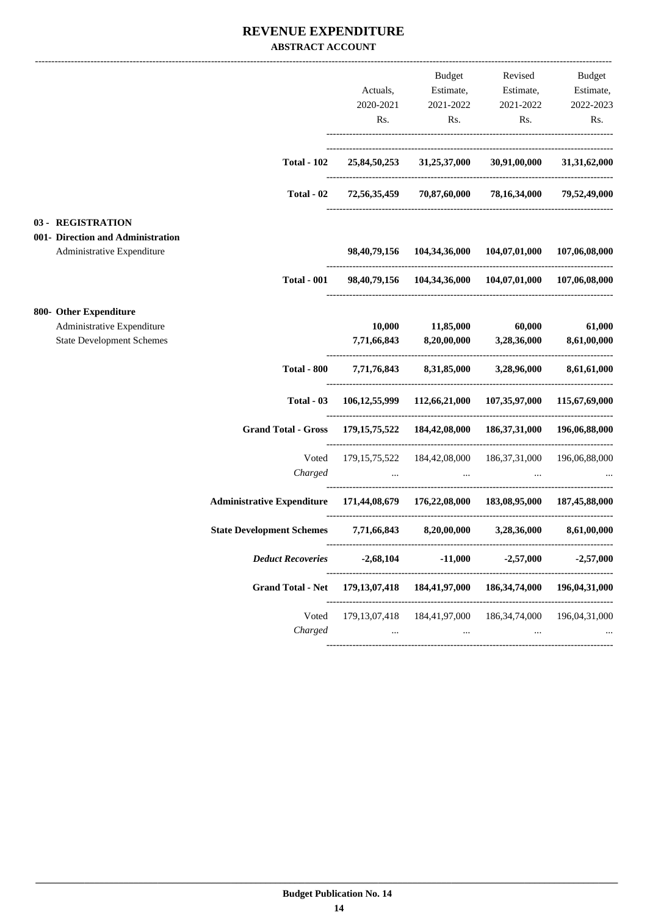# REVENUE EXPENDITURE

**ABSTRACT ACCOUNT**

| | Actuals, 2020-2021 Rs. | Budget Estimate, 2021-2022 Rs. | Revised Estimate, 2021-2022 Rs. | Budget Estimate, 2022-2023 Rs. |
|---|---|---|---|---|
| **Total - 102** | **25,84,50,253** | **31,25,37,000** | **30,91,00,000** | **31,31,62,000** |
| **Total - 02** | **72,56,35,459** | **70,87,60,000** | **78,16,34,000** | **79,52,49,000** |
| **03 - REGISTRATION** | | | | |
| **001- Direction and Administration** | | | | |
| Administrative Expenditure | **98,40,79,156** | **104,34,36,000** | **104,07,01,000** | **107,06,08,000** |
| **Total - 001** | **98,40,79,156** | **104,34,36,000** | **104,07,01,000** | **107,06,08,000** |
| **800- Other Expenditure** | | | | |
| Administrative Expenditure | **10,000** | **11,85,000** | **60,000** | **61,000** |
| State Development Schemes | **7,71,66,843** | **8,20,00,000** | **3,28,36,000** | **8,61,00,000** |
| **Total - 800** | **7,71,76,843** | **8,31,85,000** | **3,28,96,000** | **8,61,61,000** |
| **Total - 03** | **106,12,55,999** | **112,66,21,000** | **107,35,97,000** | **115,67,69,000** |
| **Grand Total - Gross** | **179,15,75,522** | **184,42,08,000** | **186,37,31,000** | **196,06,88,000** |
| Voted | 179,15,75,522 | 184,42,08,000 | 186,37,31,000 | 196,06,88,000 |
| *Charged* | ... | ... | ... | ... |
| **Administrative Expenditure** | **171,44,08,679** | **176,22,08,000** | **183,08,95,000** | **187,45,88,000** |
| **State Development Schemes** | **7,71,66,843** | **8,20,00,000** | **3,28,36,000** | **8,61,00,000** |
| ***Deduct Recoveries*** | **-2,68,104** | **-11,000** | **-2,57,000** | **-2,57,000** |
| **Grand Total - Net** | **179,13,07,418** | **184,41,97,000** | **186,34,74,000** | **196,04,31,000** |
| Voted | 179,13,07,418 | 184,41,97,000 | 186,34,74,000 | 196,04,31,000 |
| *Charged* | ... | ... | ... | ... |

**Budget Publication No. 14**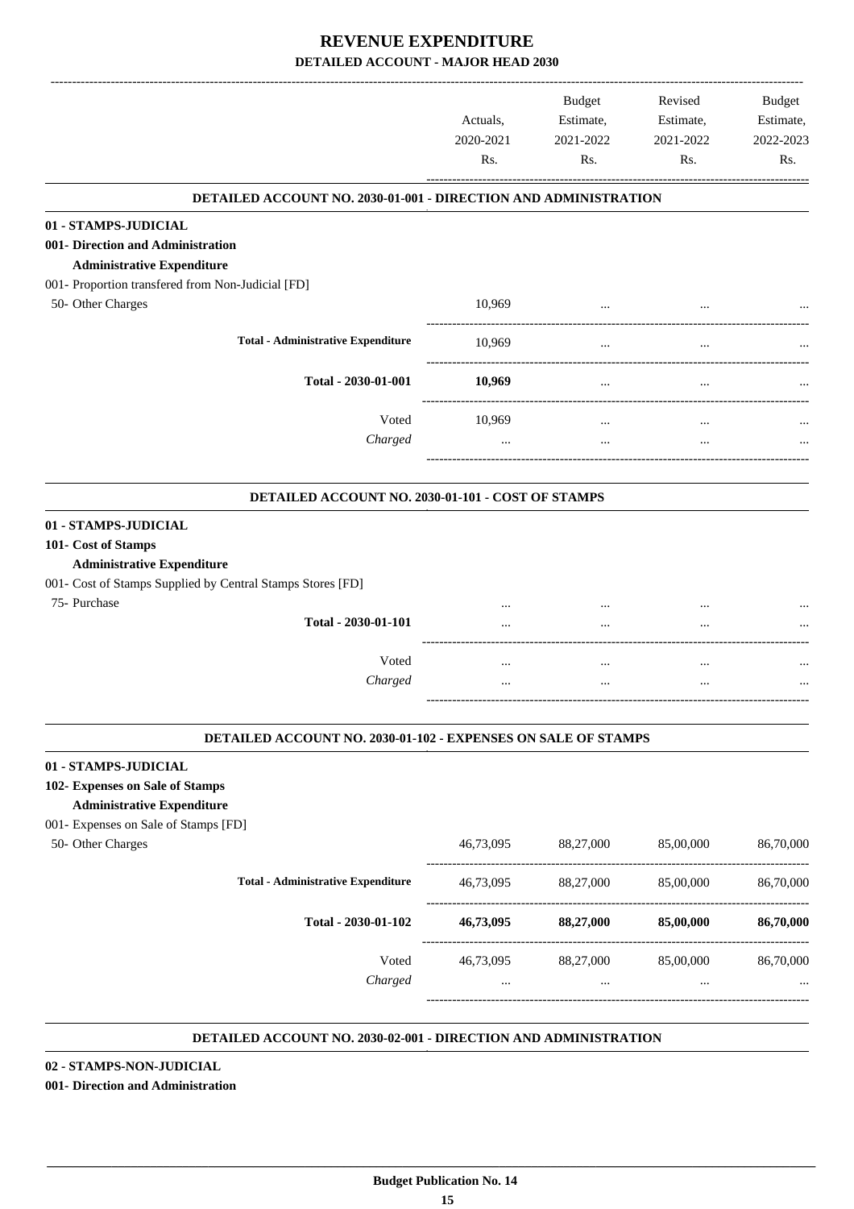# REVENUE EXPENDITURE

## DETAILED ACCOUNT - MAJOR HEAD 2030

| | Actuals, 2020-2021 Rs. | Budget Estimate, 2021-2022 Rs. | Revised Estimate, 2021-2022 Rs. | Budget Estimate, 2022-2023 Rs. |
|---|---|---|---|---|
| **DETAILED ACCOUNT NO. 2030-01-001 - DIRECTION AND ADMINISTRATION** | | | | |
| **01 - STAMPS-JUDICIAL** | | | | |
| **001- Direction and Administration** | | | | |
| **Administrative Expenditure** | | | | |
| 001- Proportion transfered from Non-Judicial [FD] | | | | |
| 50- Other Charges | 10,969 | ... | ... | ... |
| **Total - Administrative Expenditure** | 10,969 | ... | ... | ... |
| **Total - 2030-01-001** | **10,969** | ... | ... | ... |
| Voted | 10,969 | ... | ... | ... |
| *Charged* | ... | ... | ... | ... |
| **DETAILED ACCOUNT NO. 2030-01-101 - COST OF STAMPS** | | | | |
| **01 - STAMPS-JUDICIAL** | | | | |
| **101- Cost of Stamps** | | | | |
| **Administrative Expenditure** | | | | |
| 001- Cost of Stamps Supplied by Central Stamps Stores [FD] | | | | |
| 75- Purchase | ... | ... | ... | ... |
| **Total - 2030-01-101** | ... | ... | ... | ... |
| Voted | ... | ... | ... | ... |
| *Charged* | ... | ... | ... | ... |
| **DETAILED ACCOUNT NO. 2030-01-102 - EXPENSES ON SALE OF STAMPS** | | | | |
| **01 - STAMPS-JUDICIAL** | | | | |
| **102- Expenses on Sale of Stamps** | | | | |
| **Administrative Expenditure** | | | | |
| 001- Expenses on Sale of Stamps [FD] | | | | |
| 50- Other Charges | 46,73,095 | 88,27,000 | 85,00,000 | 86,70,000 |
| **Total - Administrative Expenditure** | 46,73,095 | 88,27,000 | 85,00,000 | 86,70,000 |
| **Total - 2030-01-102** | **46,73,095** | **88,27,000** | **85,00,000** | **86,70,000** |
| Voted | 46,73,095 | 88,27,000 | 85,00,000 | 86,70,000 |
| *Charged* | ... | ... | ... | ... |

**DETAILED ACCOUNT NO. 2030-02-001 - DIRECTION AND ADMINISTRATION**

**02 - STAMPS-NON-JUDICIAL**

**001- Direction and Administration**

Budget Publication No. 14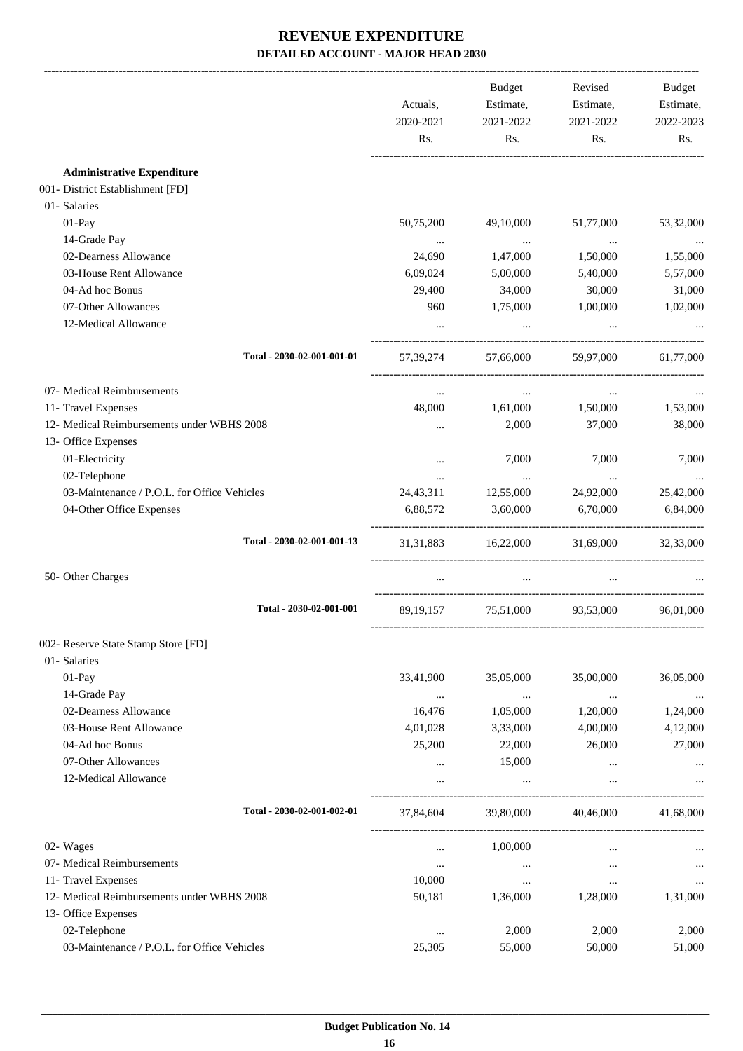# REVENUE EXPENDITURE

## DETAILED ACCOUNT - MAJOR HEAD 2030

| | Actuals, 2020-2021 Rs. | Budget Estimate, 2021-2022 Rs. | Revised Estimate, 2021-2022 Rs. | Budget Estimate, 2022-2023 Rs. |
|---|---|---|---|---|
| **Administrative Expenditure** | | | | |
| 001- District Establishment [FD] | | | | |
| 01- Salaries | | | | |
| 01-Pay | 50,75,200 | 49,10,000 | 51,77,000 | 53,32,000 |
| 14-Grade Pay | ... | ... | ... | ... |
| 02-Dearness Allowance | 24,690 | 1,47,000 | 1,50,000 | 1,55,000 |
| 03-House Rent Allowance | 6,09,024 | 5,00,000 | 5,40,000 | 5,57,000 |
| 04-Ad hoc Bonus | 29,400 | 34,000 | 30,000 | 31,000 |
| 07-Other Allowances | 960 | 1,75,000 | 1,00,000 | 1,02,000 |
| 12-Medical Allowance | ... | ... | ... | ... |
| Total - 2030-02-001-001-01 | 57,39,274 | 57,66,000 | 59,97,000 | 61,77,000 |
| 07- Medical Reimbursements | ... | ... | ... | ... |
| 11- Travel Expenses | 48,000 | 1,61,000 | 1,50,000 | 1,53,000 |
| 12- Medical Reimbursements under WBHS 2008 | ... | 2,000 | 37,000 | 38,000 |
| 13- Office Expenses | | | | |
| 01-Electricity | ... | 7,000 | 7,000 | 7,000 |
| 02-Telephone | ... | ... | ... | ... |
| 03-Maintenance / P.O.L. for Office Vehicles | 24,43,311 | 12,55,000 | 24,92,000 | 25,42,000 |
| 04-Other Office Expenses | 6,88,572 | 3,60,000 | 6,70,000 | 6,84,000 |
| Total - 2030-02-001-001-13 | 31,31,883 | 16,22,000 | 31,69,000 | 32,33,000 |
| 50- Other Charges | ... | ... | ... | ... |
| Total - 2030-02-001-001 | 89,19,157 | 75,51,000 | 93,53,000 | 96,01,000 |
| 002- Reserve State Stamp Store [FD] | | | | |
| 01- Salaries | | | | |
| 01-Pay | 33,41,900 | 35,05,000 | 35,00,000 | 36,05,000 |
| 14-Grade Pay | ... | ... | ... | ... |
| 02-Dearness Allowance | 16,476 | 1,05,000 | 1,20,000 | 1,24,000 |
| 03-House Rent Allowance | 4,01,028 | 3,33,000 | 4,00,000 | 4,12,000 |
| 04-Ad hoc Bonus | 25,200 | 22,000 | 26,000 | 27,000 |
| 07-Other Allowances | ... | 15,000 | ... | ... |
| 12-Medical Allowance | ... | ... | ... | ... |
| Total - 2030-02-001-002-01 | 37,84,604 | 39,80,000 | 40,46,000 | 41,68,000 |
| 02- Wages | ... | 1,00,000 | ... | ... |
| 07- Medical Reimbursements | ... | ... | ... | ... |
| 11- Travel Expenses | 10,000 | ... | ... | ... |
| 12- Medical Reimbursements under WBHS 2008 | 50,181 | 1,36,000 | 1,28,000 | 1,31,000 |
| 13- Office Expenses | | | | |
| 02-Telephone | ... | 2,000 | 2,000 | 2,000 |
| 03-Maintenance / P.O.L. for Office Vehicles | 25,305 | 55,000 | 50,000 | 51,000 |

**Budget Publication No. 14**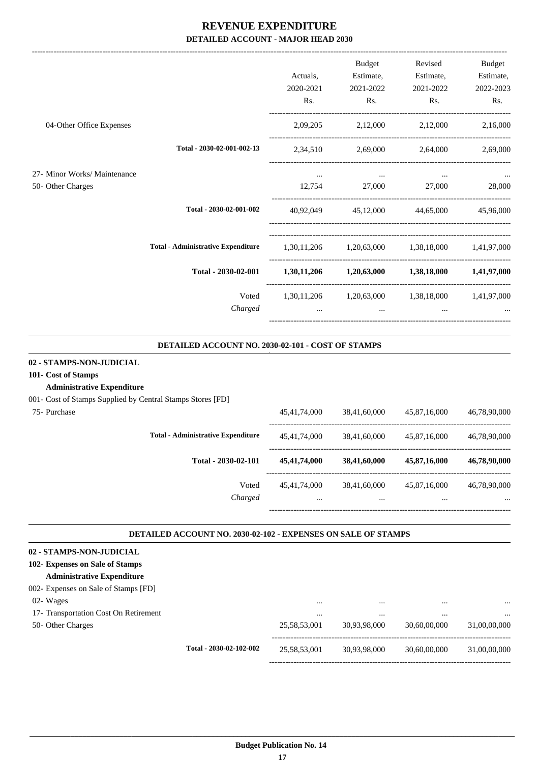# REVENUE EXPENDITURE

## DETAILED ACCOUNT - MAJOR HEAD 2030

| | Actuals, 2020-2021 Rs. | Budget Estimate, 2021-2022 Rs. | Revised Estimate, 2021-2022 Rs. | Budget Estimate, 2022-2023 Rs. |
|---|---|---|---|---|
| 04-Other Office Expenses | 2,09,205 | 2,12,000 | 2,12,000 | 2,16,000 |
| **Total - 2030-02-001-002-13** | 2,34,510 | 2,69,000 | 2,64,000 | 2,69,000 |
| 27- Minor Works/ Maintenance | ... | ... | ... | ... |
| 50- Other Charges | 12,754 | 27,000 | 27,000 | 28,000 |
| **Total - 2030-02-001-002** | 40,92,049 | 45,12,000 | 44,65,000 | 45,96,000 |
| **Total - Administrative Expenditure** | 1,30,11,206 | 1,20,63,000 | 1,38,18,000 | 1,41,97,000 |
| **Total - 2030-02-001** | **1,30,11,206** | **1,20,63,000** | **1,38,18,000** | **1,41,97,000** |
| Voted | 1,30,11,206 | 1,20,63,000 | 1,38,18,000 | 1,41,97,000 |
| *Charged* | ... | ... | ... | ... |

### DETAILED ACCOUNT NO. 2030-02-101 - COST OF STAMPS

**02 - STAMPS-NON-JUDICIAL**

**101- Cost of Stamps**

**Administrative Expenditure**

| | Actuals, 2020-2021 Rs. | Budget Estimate, 2021-2022 Rs. | Revised Estimate, 2021-2022 Rs. | Budget Estimate, 2022-2023 Rs. |
|---|---|---|---|---|
| 001- Cost of Stamps Supplied by Central Stamps Stores [FD] | | | | |
| 75- Purchase | 45,41,74,000 | 38,41,60,000 | 45,87,16,000 | 46,78,90,000 |
| **Total - Administrative Expenditure** | 45,41,74,000 | 38,41,60,000 | 45,87,16,000 | 46,78,90,000 |
| **Total - 2030-02-101** | **45,41,74,000** | **38,41,60,000** | **45,87,16,000** | **46,78,90,000** |
| Voted | 45,41,74,000 | 38,41,60,000 | 45,87,16,000 | 46,78,90,000 |
| *Charged* | ... | ... | ... | ... |

### DETAILED ACCOUNT NO. 2030-02-102 - EXPENSES ON SALE OF STAMPS

**02 - STAMPS-NON-JUDICIAL**

**102- Expenses on Sale of Stamps**

**Administrative Expenditure**

| | Actuals, 2020-2021 Rs. | Budget Estimate, 2021-2022 Rs. | Revised Estimate, 2021-2022 Rs. | Budget Estimate, 2022-2023 Rs. |
|---|---|---|---|---|
| 002- Expenses on Sale of Stamps [FD] | | | | |
| 02- Wages | ... | ... | ... | ... |
| 17- Transportation Cost On Retirement | ... | ... | ... | ... |
| 50- Other Charges | 25,58,53,001 | 30,93,98,000 | 30,60,00,000 | 31,00,00,000 |
| **Total - 2030-02-102-002** | 25,58,53,001 | 30,93,98,000 | 30,60,00,000 | 31,00,00,000 |

**Budget Publication No. 14**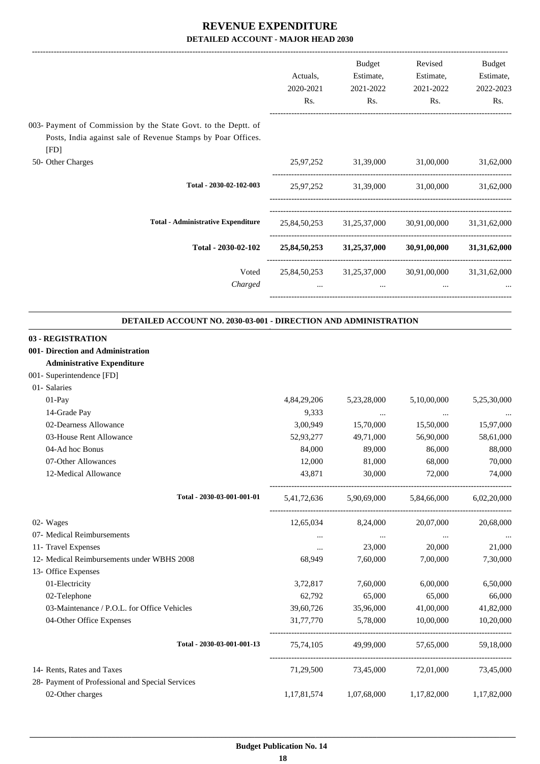# REVENUE EXPENDITURE

## DETAILED ACCOUNT - MAJOR HEAD 2030

| | Actuals, 2020-2021 Rs. | Budget Estimate, 2021-2022 Rs. | Revised Estimate, 2021-2022 Rs. | Budget Estimate, 2022-2023 Rs. |
|---|---|---|---|---|
| 003- Payment of Commission by the State Govt. to the Deptt. of Posts, India against sale of Revenue Stamps by Poar Offices. [FD] | | | | |
| 50- Other Charges | 25,97,252 | 31,39,000 | 31,00,000 | 31,62,000 |
| Total - 2030-02-102-003 | 25,97,252 | 31,39,000 | 31,00,000 | 31,62,000 |
| Total - Administrative Expenditure | 25,84,50,253 | 31,25,37,000 | 30,91,00,000 | 31,31,62,000 |
| **Total - 2030-02-102** | **25,84,50,253** | **31,25,37,000** | **30,91,00,000** | **31,31,62,000** |
| Voted | 25,84,50,253 | 31,25,37,000 | 30,91,00,000 | 31,31,62,000 |
| *Charged* | ... | ... | ... | ... |

### DETAILED ACCOUNT NO. 2030-03-001 - DIRECTION AND ADMINISTRATION

**03 - REGISTRATION**

**001- Direction and Administration**

**Administrative Expenditure**

| | Actuals, 2020-2021 Rs. | Budget Estimate, 2021-2022 Rs. | Revised Estimate, 2021-2022 Rs. | Budget Estimate, 2022-2023 Rs. |
|---|---|---|---|---|
| 001- Superintendence [FD] | | | | |
| 01- Salaries | | | | |
| 01-Pay | 4,84,29,206 | 5,23,28,000 | 5,10,00,000 | 5,25,30,000 |
| 14-Grade Pay | 9,333 | ... | ... | ... |
| 02-Dearness Allowance | 3,00,949 | 15,70,000 | 15,50,000 | 15,97,000 |
| 03-House Rent Allowance | 52,93,277 | 49,71,000 | 56,90,000 | 58,61,000 |
| 04-Ad hoc Bonus | 84,000 | 89,000 | 86,000 | 88,000 |
| 07-Other Allowances | 12,000 | 81,000 | 68,000 | 70,000 |
| 12-Medical Allowance | 43,871 | 30,000 | 72,000 | 74,000 |
| Total - 2030-03-001-001-01 | 5,41,72,636 | 5,90,69,000 | 5,84,66,000 | 6,02,20,000 |
| 02- Wages | 12,65,034 | 8,24,000 | 20,07,000 | 20,68,000 |
| 07- Medical Reimbursements | ... | ... | ... | ... |
| 11- Travel Expenses | ... | 23,000 | 20,000 | 21,000 |
| 12- Medical Reimbursements under WBHS 2008 | 68,949 | 7,60,000 | 7,00,000 | 7,30,000 |
| 13- Office Expenses | | | | |
| 01-Electricity | 3,72,817 | 7,60,000 | 6,00,000 | 6,50,000 |
| 02-Telephone | 62,792 | 65,000 | 65,000 | 66,000 |
| 03-Maintenance / P.O.L. for Office Vehicles | 39,60,726 | 35,96,000 | 41,00,000 | 41,82,000 |
| 04-Other Office Expenses | 31,77,770 | 5,78,000 | 10,00,000 | 10,20,000 |
| Total - 2030-03-001-001-13 | 75,74,105 | 49,99,000 | 57,65,000 | 59,18,000 |
| 14- Rents, Rates and Taxes | 71,29,500 | 73,45,000 | 72,01,000 | 73,45,000 |
| 28- Payment of Professional and Special Services | | | | |
| 02-Other charges | 1,17,81,574 | 1,07,68,000 | 1,17,82,000 | 1,17,82,000 |

**Budget Publication No. 14**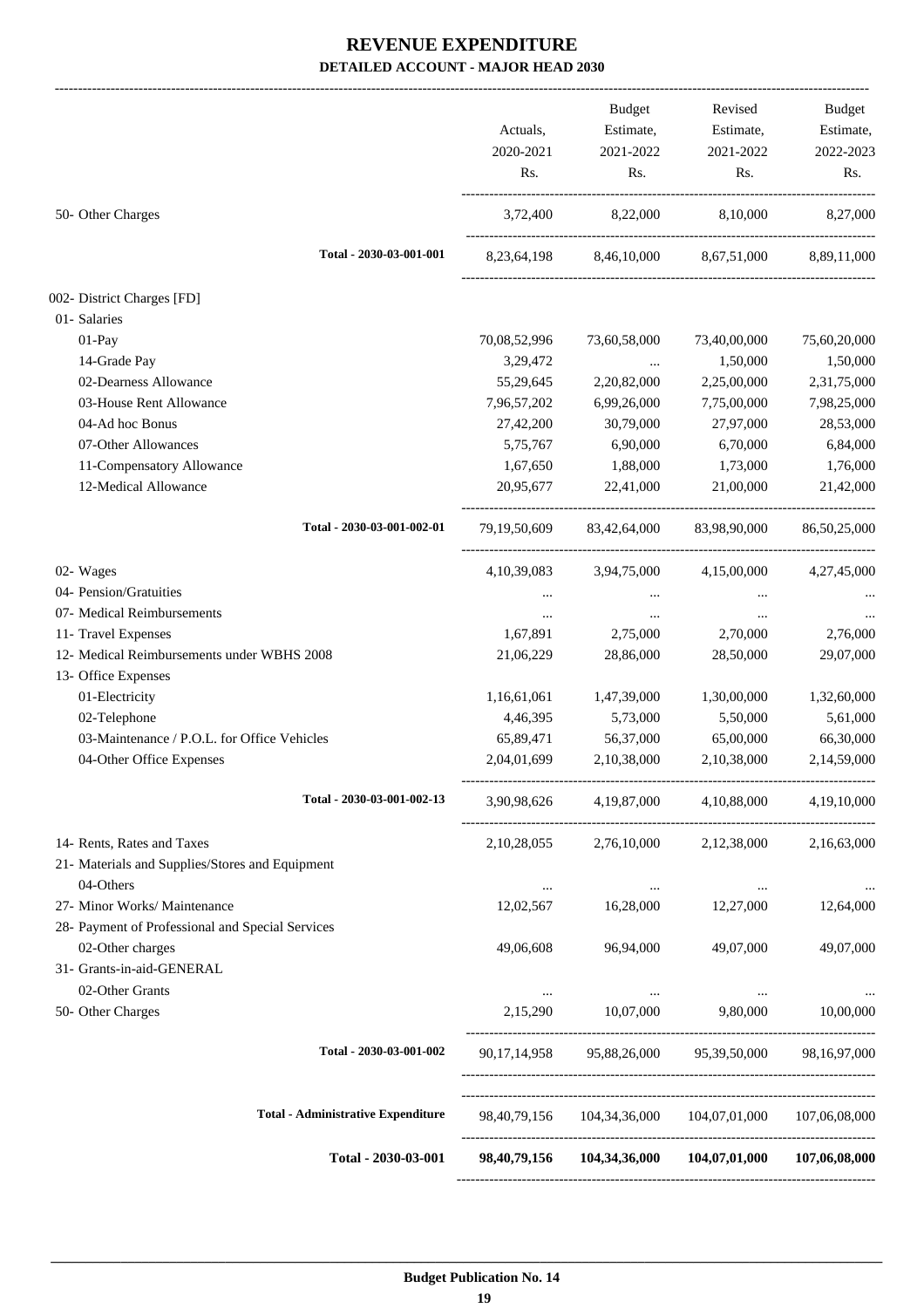# REVENUE EXPENDITURE

## DETAILED ACCOUNT - MAJOR HEAD 2030

| | Actuals, 2020-2021 Rs. | Budget Estimate, 2021-2022 Rs. | Revised Estimate, 2021-2022 Rs. | Budget Estimate, 2022-2023 Rs. |
|---|---|---|---|---|
| 50- Other Charges | 3,72,400 | 8,22,000 | 8,10,000 | 8,27,000 |
| **Total - 2030-03-001-001** | 8,23,64,198 | 8,46,10,000 | 8,67,51,000 | 8,89,11,000 |
| 002- District Charges [FD] | | | | |
| 01- Salaries | | | | |
| 01-Pay | 70,08,52,996 | 73,60,58,000 | 73,40,00,000 | 75,60,20,000 |
| 14-Grade Pay | 3,29,472 | ... | 1,50,000 | 1,50,000 |
| 02-Dearness Allowance | 55,29,645 | 2,20,82,000 | 2,25,00,000 | 2,31,75,000 |
| 03-House Rent Allowance | 7,96,57,202 | 6,99,26,000 | 7,75,00,000 | 7,98,25,000 |
| 04-Ad hoc Bonus | 27,42,200 | 30,79,000 | 27,97,000 | 28,53,000 |
| 07-Other Allowances | 5,75,767 | 6,90,000 | 6,70,000 | 6,84,000 |
| 11-Compensatory Allowance | 1,67,650 | 1,88,000 | 1,73,000 | 1,76,000 |
| 12-Medical Allowance | 20,95,677 | 22,41,000 | 21,00,000 | 21,42,000 |
| **Total - 2030-03-001-002-01** | 79,19,50,609 | 83,42,64,000 | 83,98,90,000 | 86,50,25,000 |
| 02- Wages | 4,10,39,083 | 3,94,75,000 | 4,15,00,000 | 4,27,45,000 |
| 04- Pension/Gratuities | ... | ... | ... | ... |
| 07- Medical Reimbursements | ... | ... | ... | ... |
| 11- Travel Expenses | 1,67,891 | 2,75,000 | 2,70,000 | 2,76,000 |
| 12- Medical Reimbursements under WBHS 2008 | 21,06,229 | 28,86,000 | 28,50,000 | 29,07,000 |
| 13- Office Expenses | | | | |
| 01-Electricity | 1,16,61,061 | 1,47,39,000 | 1,30,00,000 | 1,32,60,000 |
| 02-Telephone | 4,46,395 | 5,73,000 | 5,50,000 | 5,61,000 |
| 03-Maintenance / P.O.L. for Office Vehicles | 65,89,471 | 56,37,000 | 65,00,000 | 66,30,000 |
| 04-Other Office Expenses | 2,04,01,699 | 2,10,38,000 | 2,10,38,000 | 2,14,59,000 |
| **Total - 2030-03-001-002-13** | 3,90,98,626 | 4,19,87,000 | 4,10,88,000 | 4,19,10,000 |
| 14- Rents, Rates and Taxes | 2,10,28,055 | 2,76,10,000 | 2,12,38,000 | 2,16,63,000 |
| 21- Materials and Supplies/Stores and Equipment | | | | |
| 04-Others | ... | ... | ... | ... |
| 27- Minor Works/ Maintenance | 12,02,567 | 16,28,000 | 12,27,000 | 12,64,000 |
| 28- Payment of Professional and Special Services | | | | |
| 02-Other charges | 49,06,608 | 96,94,000 | 49,07,000 | 49,07,000 |
| 31- Grants-in-aid-GENERAL | | | | |
| 02-Other Grants | ... | ... | ... | ... |
| 50- Other Charges | 2,15,290 | 10,07,000 | 9,80,000 | 10,00,000 |
| **Total - 2030-03-001-002** | 90,17,14,958 | 95,88,26,000 | 95,39,50,000 | 98,16,97,000 |
| **Total - Administrative Expenditure** | 98,40,79,156 | 104,34,36,000 | 104,07,01,000 | 107,06,08,000 |
| **Total - 2030-03-001** | **98,40,79,156** | **104,34,36,000** | **104,07,01,000** | **107,06,08,000** |

**Budget Publication No. 14**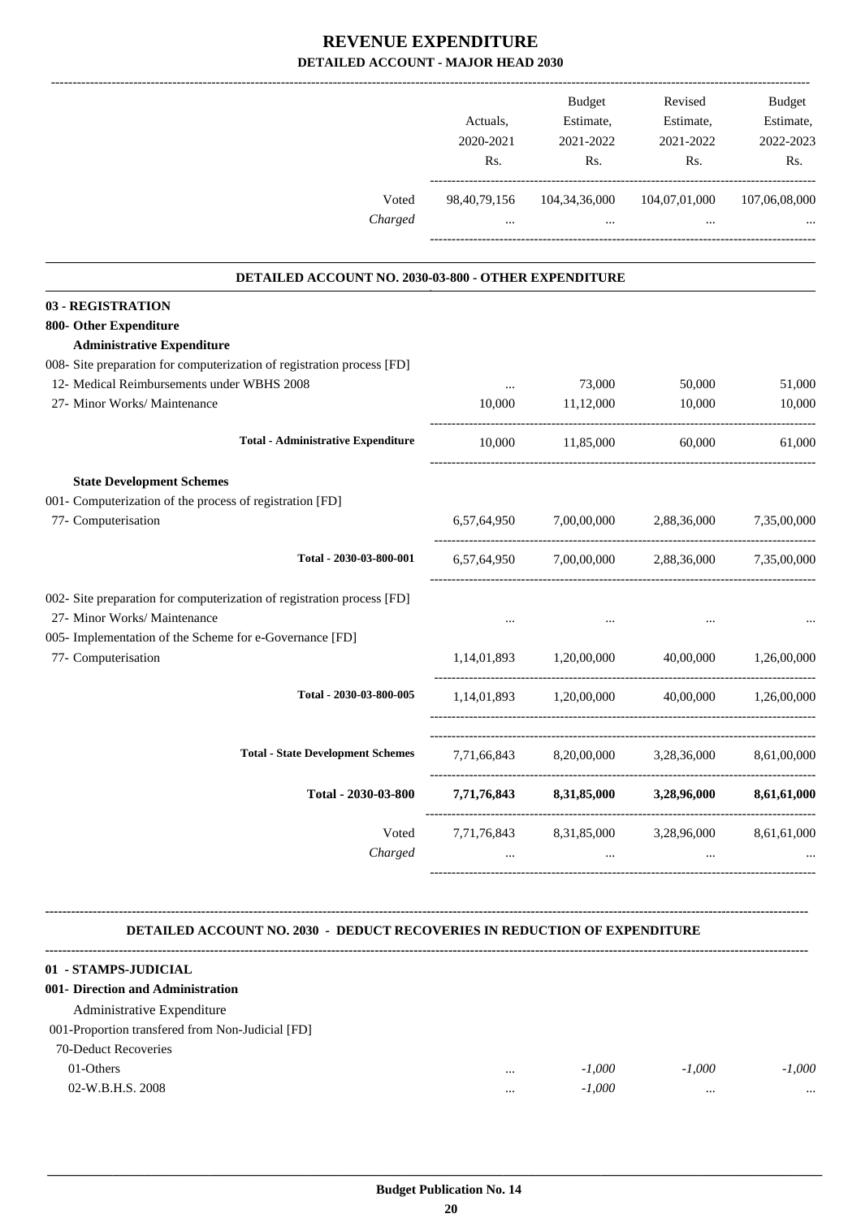# REVENUE EXPENDITURE

## DETAILED ACCOUNT - MAJOR HEAD 2030

| | Actuals, 2020-2021 Rs. | Budget Estimate, 2021-2022 Rs. | Revised Estimate, 2021-2022 Rs. | Budget Estimate, 2022-2023 Rs. |
|---|---|---|---|---|
| Voted | 98,40,79,156 | 104,34,36,000 | 104,07,01,000 | 107,06,08,000 |
| *Charged* | ... | ... | ... | ... |

### DETAILED ACCOUNT NO. 2030-03-800 - OTHER EXPENDITURE

| | Actuals, 2020-2021 Rs. | Budget Estimate, 2021-2022 Rs. | Revised Estimate, 2021-2022 Rs. | Budget Estimate, 2022-2023 Rs. |
|---|---|---|---|---|
| **03 - REGISTRATION** | | | | |
| **800- Other Expenditure** | | | | |
| **Administrative Expenditure** | | | | |
| 008- Site preparation for computerization of registration process [FD] | | | | |
| 12- Medical Reimbursements under WBHS 2008 | ... | 73,000 | 50,000 | 51,000 |
| 27- Minor Works/ Maintenance | 10,000 | 11,12,000 | 10,000 | 10,000 |
| **Total - Administrative Expenditure** | 10,000 | 11,85,000 | 60,000 | 61,000 |
| **State Development Schemes** | | | | |
| 001- Computerization of the process of registration [FD] | | | | |
| 77- Computerisation | 6,57,64,950 | 7,00,00,000 | 2,88,36,000 | 7,35,00,000 |
| **Total - 2030-03-800-001** | 6,57,64,950 | 7,00,00,000 | 2,88,36,000 | 7,35,00,000 |
| 002- Site preparation for computerization of registration process [FD] | | | | |
| 27- Minor Works/ Maintenance | ... | ... | ... | ... |
| 005- Implementation of the Scheme for e-Governance [FD] | | | | |
| 77- Computerisation | 1,14,01,893 | 1,20,00,000 | 40,00,000 | 1,26,00,000 |
| **Total - 2030-03-800-005** | 1,14,01,893 | 1,20,00,000 | 40,00,000 | 1,26,00,000 |
| **Total - State Development Schemes** | 7,71,66,843 | 8,20,00,000 | 3,28,36,000 | 8,61,00,000 |
| **Total - 2030-03-800** | **7,71,76,843** | **8,31,85,000** | **3,28,96,000** | **8,61,61,000** |
| Voted | 7,71,76,843 | 8,31,85,000 | 3,28,96,000 | 8,61,61,000 |
| *Charged* | ... | ... | ... | ... |

### DETAILED ACCOUNT NO. 2030 - DEDUCT RECOVERIES IN REDUCTION OF EXPENDITURE

| | Actuals, 2020-2021 Rs. | Budget Estimate, 2021-2022 Rs. | Revised Estimate, 2021-2022 Rs. | Budget Estimate, 2022-2023 Rs. |
|---|---|---|---|---|
| **01 - STAMPS-JUDICIAL** | | | | |
| **001- Direction and Administration** | | | | |
| Administrative Expenditure | | | | |
| 001-Proportion transfered from Non-Judicial [FD] | | | | |
| 70-Deduct Recoveries | | | | |
| 01-Others | ... | *-1,000* | *-1,000* | *-1,000* |
| 02-W.B.H.S. 2008 | ... | *-1,000* | ... | ... |

Budget Publication No. 14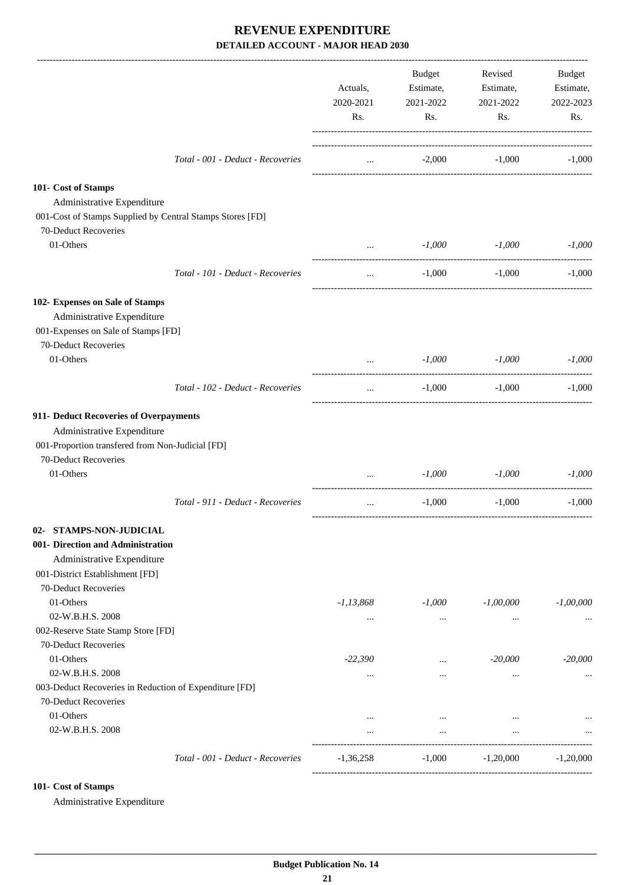# REVENUE EXPENDITURE
## DETAILED ACCOUNT - MAJOR HEAD 2030

| | Actuals, 2020-2021 Rs. | Budget Estimate, 2021-2022 Rs. | Revised Estimate, 2021-2022 Rs. | Budget Estimate, 2022-2023 Rs. |
|---|---|---|---|---|
| *Total - 001 - Deduct - Recoveries* | ... | -2,000 | -1,000 | -1,000 |
| **101- Cost of Stamps** | | | | |
| Administrative Expenditure | | | | |
| 001-Cost of Stamps Supplied by Central Stamps Stores [FD] | | | | |
| 70-Deduct Recoveries | | | | |
| 01-Others | ... | *-1,000* | *-1,000* | *-1,000* |
| *Total - 101 - Deduct - Recoveries* | ... | -1,000 | -1,000 | -1,000 |
| **102- Expenses on Sale of Stamps** | | | | |
| Administrative Expenditure | | | | |
| 001-Expenses on Sale of Stamps [FD] | | | | |
| 70-Deduct Recoveries | | | | |
| 01-Others | ... | *-1,000* | *-1,000* | *-1,000* |
| *Total - 102 - Deduct - Recoveries* | ... | -1,000 | -1,000 | -1,000 |
| **911- Deduct Recoveries of Overpayments** | | | | |
| Administrative Expenditure | | | | |
| 001-Proportion transfered from Non-Judicial [FD] | | | | |
| 70-Deduct Recoveries | | | | |
| 01-Others | ... | *-1,000* | *-1,000* | *-1,000* |
| *Total - 911 - Deduct - Recoveries* | ... | -1,000 | -1,000 | -1,000 |
| **02- STAMPS-NON-JUDICIAL** | | | | |
| **001- Direction and Administration** | | | | |
| Administrative Expenditure | | | | |
| 001-District Establishment [FD] | | | | |
| 70-Deduct Recoveries | | | | |
| 01-Others | *-1,13,868* | *-1,000* | *-1,00,000* | *-1,00,000* |
| 02-W.B.H.S. 2008 | ... | ... | ... | ... |
| 002-Reserve State Stamp Store [FD] | | | | |
| 70-Deduct Recoveries | | | | |
| 01-Others | *-22,390* | ... | *-20,000* | *-20,000* |
| 02-W.B.H.S. 2008 | ... | ... | ... | ... |
| 003-Deduct Recoveries in Reduction of Expenditure [FD] | | | | |
| 70-Deduct Recoveries | | | | |
| 01-Others | ... | ... | ... | ... |
| 02-W.B.H.S. 2008 | ... | ... | ... | ... |
| *Total - 001 - Deduct - Recoveries* | -1,36,258 | -1,000 | -1,20,000 | -1,20,000 |
| **101- Cost of Stamps** | | | | |
| Administrative Expenditure | | | | |

**Budget Publication No. 14**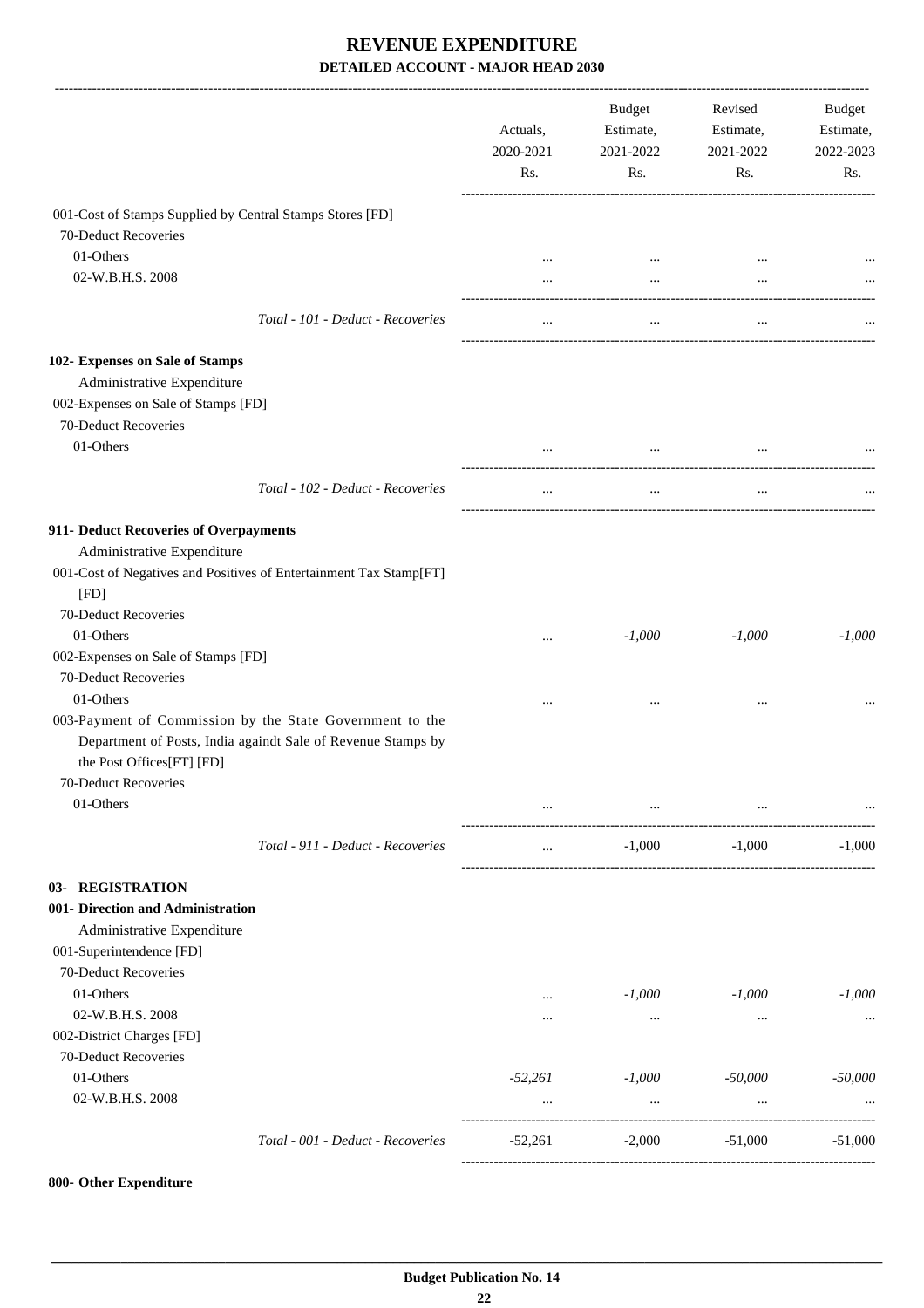# REVENUE EXPENDITURE

## DETAILED ACCOUNT - MAJOR HEAD 2030

| | Actuals, 2020-2021 Rs. | Budget Estimate, 2021-2022 Rs. | Revised Estimate, 2021-2022 Rs. | Budget Estimate, 2022-2023 Rs. |
|---|---|---|---|---|
| 001-Cost of Stamps Supplied by Central Stamps Stores [FD] | | | | |
| 70-Deduct Recoveries | | | | |
| 01-Others | ... | ... | ... | ... |
| 02-W.B.H.S. 2008 | ... | ... | ... | ... |
| *Total - 101 - Deduct - Recoveries* | ... | ... | ... | ... |
| **102- Expenses on Sale of Stamps** | | | | |
| Administrative Expenditure | | | | |
| 002-Expenses on Sale of Stamps [FD] | | | | |
| 70-Deduct Recoveries | | | | |
| 01-Others | ... | ... | ... | ... |
| *Total - 102 - Deduct - Recoveries* | ... | ... | ... | ... |
| **911- Deduct Recoveries of Overpayments** | | | | |
| Administrative Expenditure | | | | |
| 001-Cost of Negatives and Positives of Entertainment Tax Stamp[FT] [FD] | | | | |
| 70-Deduct Recoveries | | | | |
| 01-Others | ... | *-1,000* | *-1,000* | *-1,000* |
| 002-Expenses on Sale of Stamps [FD] | | | | |
| 70-Deduct Recoveries | | | | |
| 01-Others | ... | ... | ... | ... |
| 003-Payment of Commission by the State Government to the Department of Posts, India againdt Sale of Revenue Stamps by the Post Offices[FT] [FD] | | | | |
| 70-Deduct Recoveries | | | | |
| 01-Others | ... | ... | ... | ... |
| *Total - 911 - Deduct - Recoveries* | ... | -1,000 | -1,000 | -1,000 |
| **03- REGISTRATION** | | | | |
| **001- Direction and Administration** | | | | |
| Administrative Expenditure | | | | |
| 001-Superintendence [FD] | | | | |
| 70-Deduct Recoveries | | | | |
| 01-Others | ... | *-1,000* | *-1,000* | *-1,000* |
| 02-W.B.H.S. 2008 | ... | ... | ... | ... |
| 002-District Charges [FD] | | | | |
| 70-Deduct Recoveries | | | | |
| 01-Others | *-52,261* | *-1,000* | *-50,000* | *-50,000* |
| 02-W.B.H.S. 2008 | ... | ... | ... | ... |
| *Total - 001 - Deduct - Recoveries* | -52,261 | -2,000 | -51,000 | -51,000 |

**800- Other Expenditure**

**Budget Publication No. 14**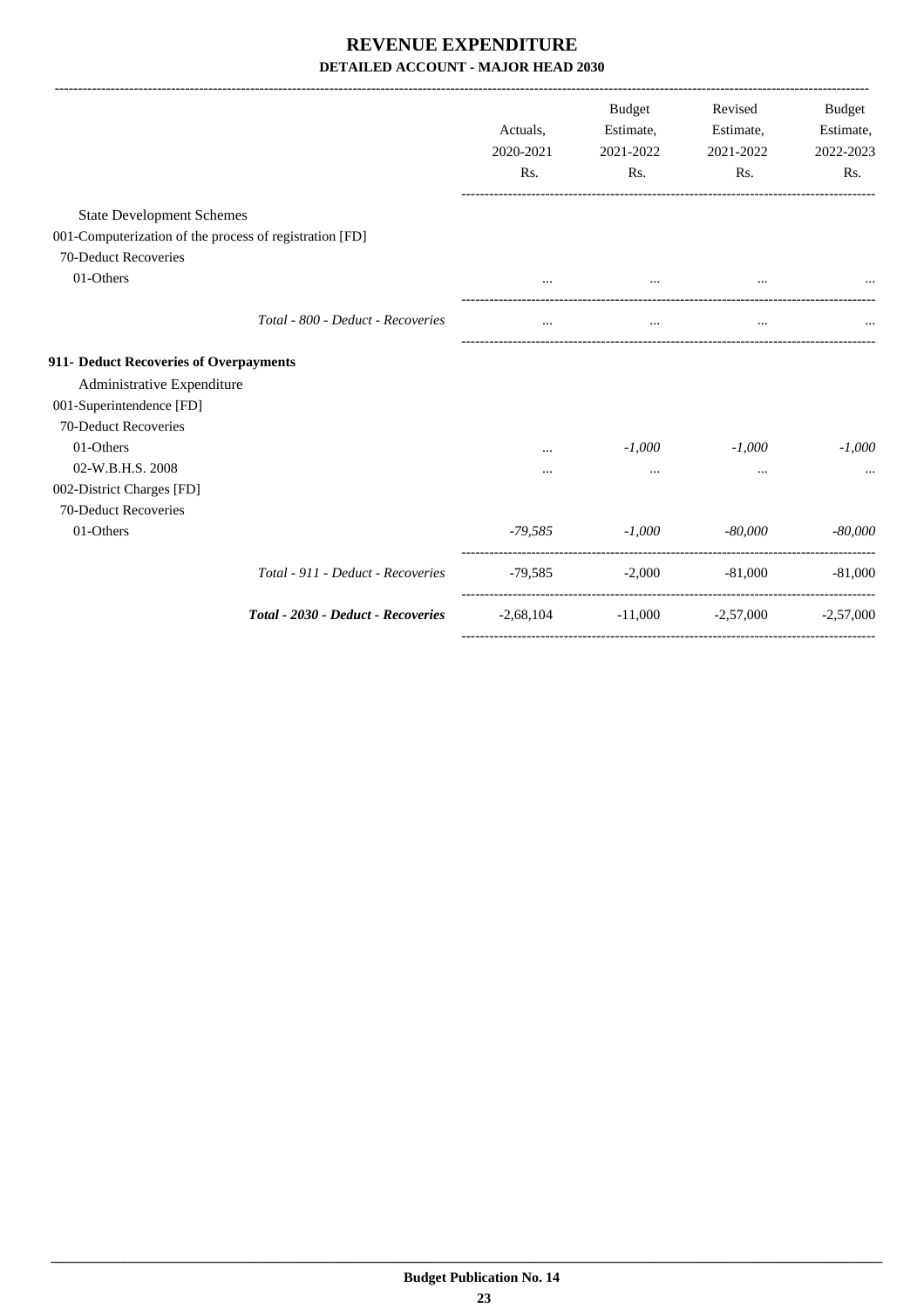# REVENUE EXPENDITURE

## DETAILED ACCOUNT - MAJOR HEAD 2030

| | Actuals, 2020-2021 Rs. | Budget Estimate, 2021-2022 Rs. | Revised Estimate, 2021-2022 Rs. | Budget Estimate, 2022-2023 Rs. |
|---|---|---|---|---|
| State Development Schemes | | | | |
| 001-Computerization of the process of registration [FD] | | | | |
| 70-Deduct Recoveries | | | | |
| 01-Others | ... | ... | ... | ... |
| *Total - 800 - Deduct - Recoveries* | ... | ... | ... | ... |
| **911- Deduct Recoveries of Overpayments** | | | | |
| Administrative Expenditure | | | | |
| 001-Superintendence [FD] | | | | |
| 70-Deduct Recoveries | | | | |
| 01-Others | ... | *-1,000* | *-1,000* | *-1,000* |
| 02-W.B.H.S. 2008 | ... | ... | ... | ... |
| 002-District Charges [FD] | | | | |
| 70-Deduct Recoveries | | | | |
| 01-Others | *-79,585* | *-1,000* | *-80,000* | *-80,000* |
| *Total - 911 - Deduct - Recoveries* | -79,585 | -2,000 | -81,000 | -81,000 |
| ***Total - 2030 - Deduct - Recoveries*** | -2,68,104 | -11,000 | -2,57,000 | -2,57,000 |

**Budget Publication No. 14**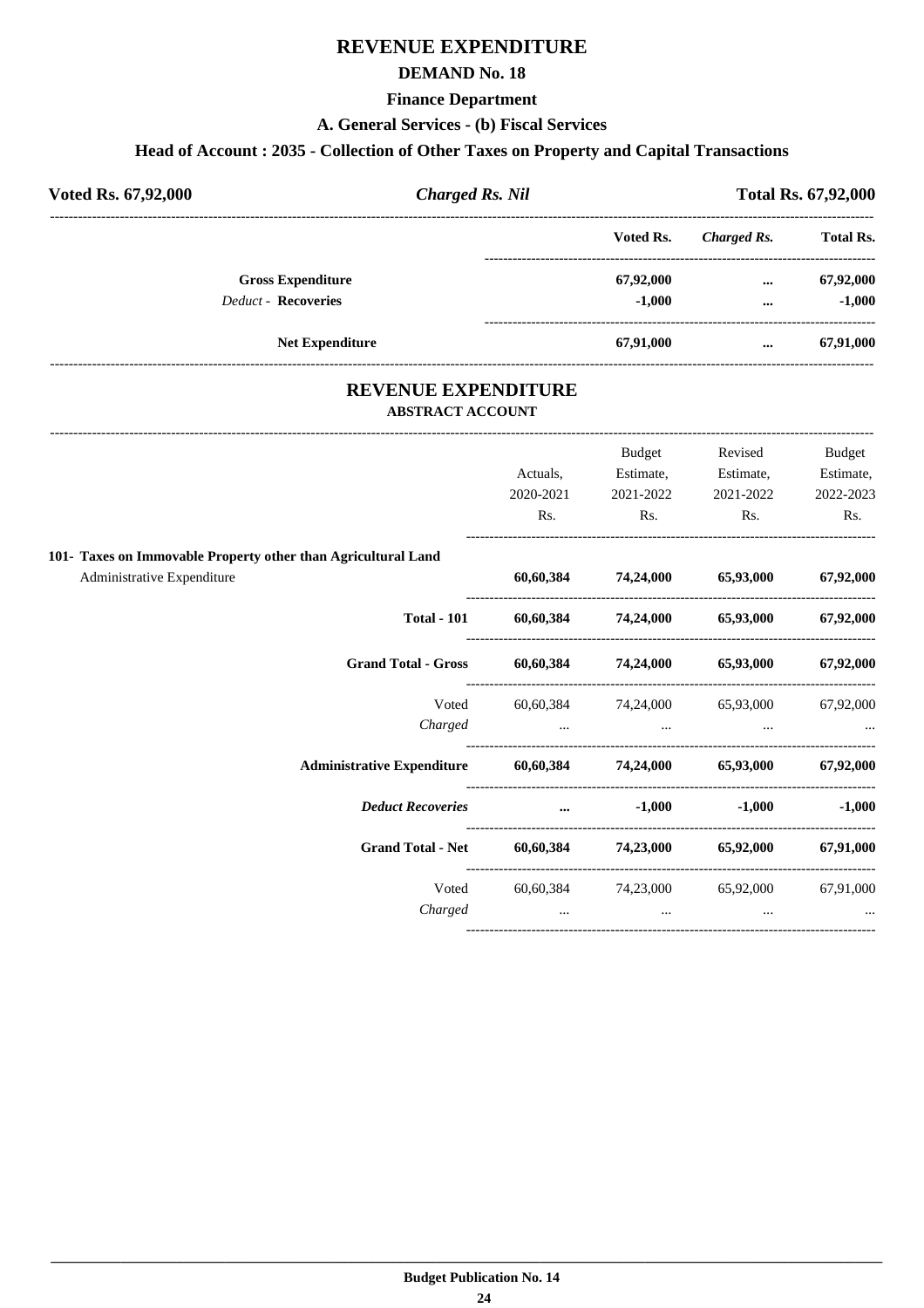# REVENUE EXPENDITURE

## DEMAND No. 18

### Finance Department

### A. General Services - (b) Fiscal Services

### Head of Account : 2035 - Collection of Other Taxes on Property and Capital Transactions

| **Voted Rs. 67,92,000** | ***Charged Rs. Nil*** | **Total Rs. 67,92,000** |
|---|---|---|

| | Voted Rs. | *Charged Rs.* | Total Rs. |
|---|---|---|---|
| **Gross Expenditure** | **67,92,000** | **...** | **67,92,000** |
| *Deduct* - **Recoveries** | **-1,000** | **...** | **-1,000** |
| **Net Expenditure** | **67,91,000** | **...** | **67,91,000** |

## REVENUE EXPENDITURE

### ABSTRACT ACCOUNT

| | Actuals, 2020-2021 Rs. | Budget Estimate, 2021-2022 Rs. | Revised Estimate, 2021-2022 Rs. | Budget Estimate, 2022-2023 Rs. |
|---|---|---|---|---|
| **101- Taxes on Immovable Property other than Agricultural Land** | | | | |
| Administrative Expenditure | **60,60,384** | **74,24,000** | **65,93,000** | **67,92,000** |
| **Total - 101** | **60,60,384** | **74,24,000** | **65,93,000** | **67,92,000** |
| **Grand Total - Gross** | **60,60,384** | **74,24,000** | **65,93,000** | **67,92,000** |
| Voted | 60,60,384 | 74,24,000 | 65,93,000 | 67,92,000 |
| *Charged* | ... | ... | ... | ... |
| **Administrative Expenditure** | **60,60,384** | **74,24,000** | **65,93,000** | **67,92,000** |
| ***Deduct Recoveries*** | **...** | **-1,000** | **-1,000** | **-1,000** |
| **Grand Total - Net** | **60,60,384** | **74,23,000** | **65,92,000** | **67,91,000** |
| Voted | 60,60,384 | 74,23,000 | 65,92,000 | 67,91,000 |
| *Charged* | ... | ... | ... | ... |

**Budget Publication No. 14**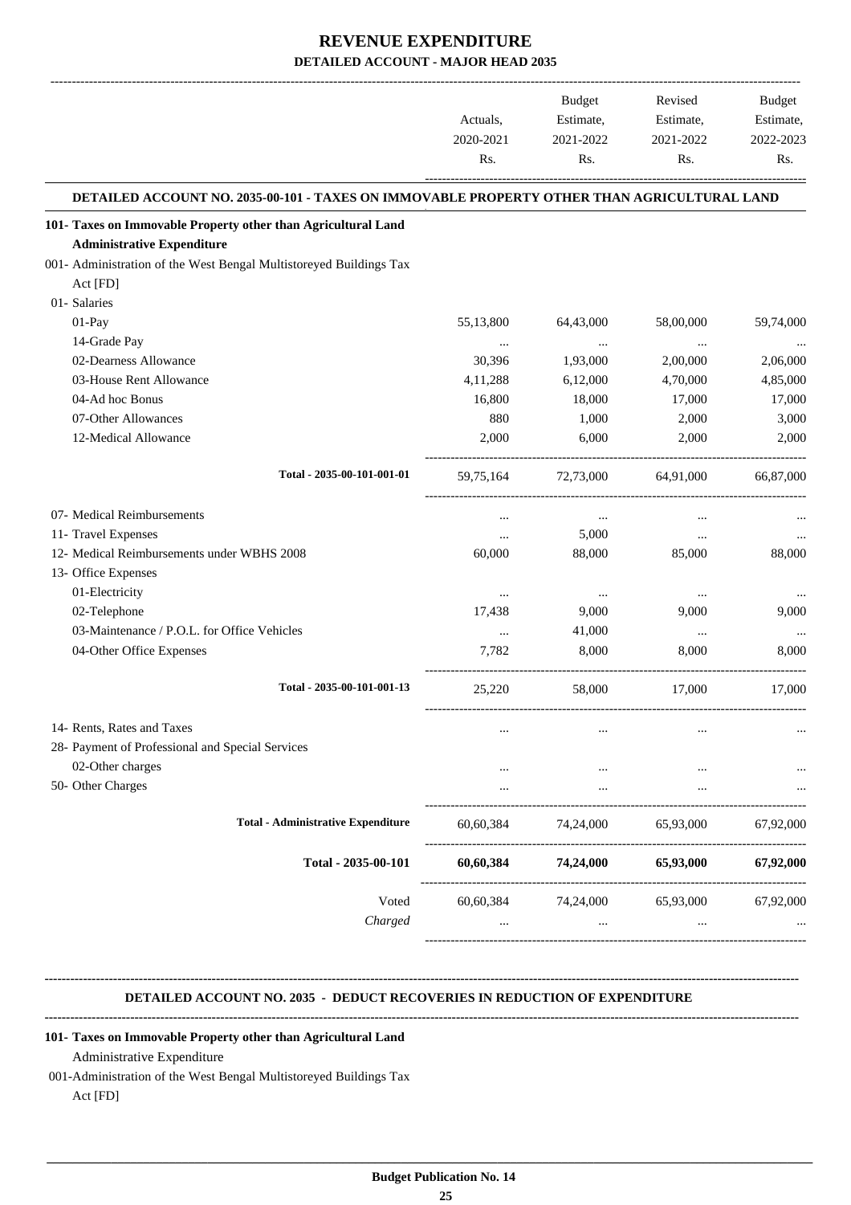# REVENUE EXPENDITURE

## DETAILED ACCOUNT - MAJOR HEAD 2035

| | Actuals, 2020-2021 Rs. | Budget Estimate, 2021-2022 Rs. | Revised Estimate, 2021-2022 Rs. | Budget Estimate, 2022-2023 Rs. |
|---|---|---|---|---|
| **DETAILED ACCOUNT NO. 2035-00-101 - TAXES ON IMMOVABLE PROPERTY OTHER THAN AGRICULTURAL LAND** | | | | |
| **101- Taxes on Immovable Property other than Agricultural Land** | | | | |
| **Administrative Expenditure** | | | | |
| 001- Administration of the West Bengal Multistoreyed Buildings Tax Act [FD] | | | | |
| 01- Salaries | | | | |
| 01-Pay | 55,13,800 | 64,43,000 | 58,00,000 | 59,74,000 |
| 14-Grade Pay | ... | ... | ... | ... |
| 02-Dearness Allowance | 30,396 | 1,93,000 | 2,00,000 | 2,06,000 |
| 03-House Rent Allowance | 4,11,288 | 6,12,000 | 4,70,000 | 4,85,000 |
| 04-Ad hoc Bonus | 16,800 | 18,000 | 17,000 | 17,000 |
| 07-Other Allowances | 880 | 1,000 | 2,000 | 3,000 |
| 12-Medical Allowance | 2,000 | 6,000 | 2,000 | 2,000 |
| Total - 2035-00-101-001-01 | 59,75,164 | 72,73,000 | 64,91,000 | 66,87,000 |
| 07- Medical Reimbursements | ... | ... | ... | ... |
| 11- Travel Expenses | ... | 5,000 | ... | ... |
| 12- Medical Reimbursements under WBHS 2008 | 60,000 | 88,000 | 85,000 | 88,000 |
| 13- Office Expenses | | | | |
| 01-Electricity | ... | ... | ... | ... |
| 02-Telephone | 17,438 | 9,000 | 9,000 | 9,000 |
| 03-Maintenance / P.O.L. for Office Vehicles | ... | 41,000 | ... | ... |
| 04-Other Office Expenses | 7,782 | 8,000 | 8,000 | 8,000 |
| Total - 2035-00-101-001-13 | 25,220 | 58,000 | 17,000 | 17,000 |
| 14- Rents, Rates and Taxes | ... | ... | ... | ... |
| 28- Payment of Professional and Special Services | | | | |
| 02-Other charges | ... | ... | ... | ... |
| 50- Other Charges | ... | ... | ... | ... |
| **Total - Administrative Expenditure** | 60,60,384 | 74,24,000 | 65,93,000 | 67,92,000 |
| **Total - 2035-00-101** | **60,60,384** | **74,24,000** | **65,93,000** | **67,92,000** |
| Voted | 60,60,384 | 74,24,000 | 65,93,000 | 67,92,000 |
| *Charged* | ... | ... | ... | ... |

**DETAILED ACCOUNT NO. 2035 - DEDUCT RECOVERIES IN REDUCTION OF EXPENDITURE**

**101- Taxes on Immovable Property other than Agricultural Land**

Administrative Expenditure

001-Administration of the West Bengal Multistoreyed Buildings Tax Act [FD]

**Budget Publication No. 14**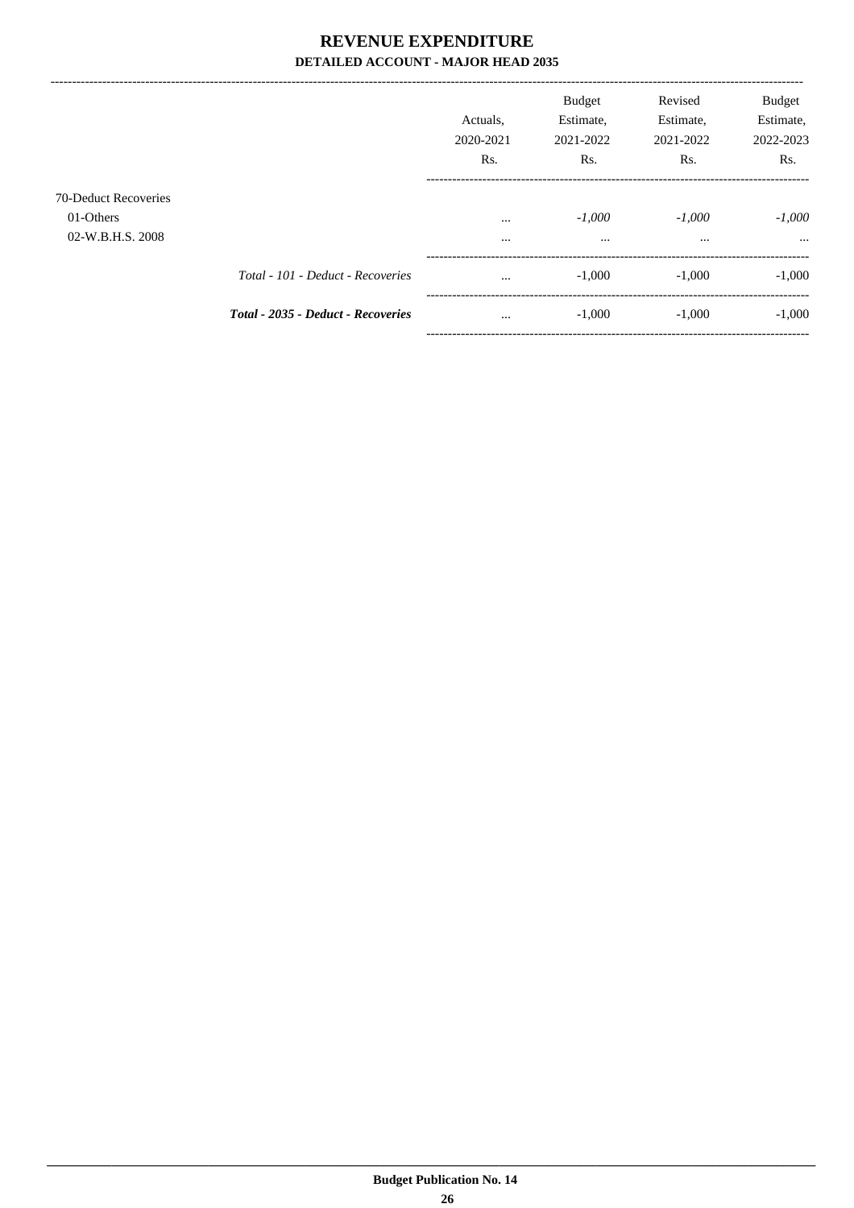# REVENUE EXPENDITURE

## DETAILED ACCOUNT - MAJOR HEAD 2035

| | | Actuals, 2020-2021 Rs. | Budget Estimate, 2021-2022 Rs. | Revised Estimate, 2021-2022 Rs. | Budget Estimate, 2022-2023 Rs. |
|---|---|---|---|---|---|
| 70-Deduct Recoveries | | | | | |
| 01-Others | | ... | *-1,000* | *-1,000* | *-1,000* |
| 02-W.B.H.S. 2008 | | ... | ... | ... | ... |
| | *Total - 101 - Deduct - Recoveries* | ... | -1,000 | -1,000 | -1,000 |
| | ***Total - 2035 - Deduct - Recoveries*** | ... | -1,000 | -1,000 | -1,000 |

**Budget Publication No. 14**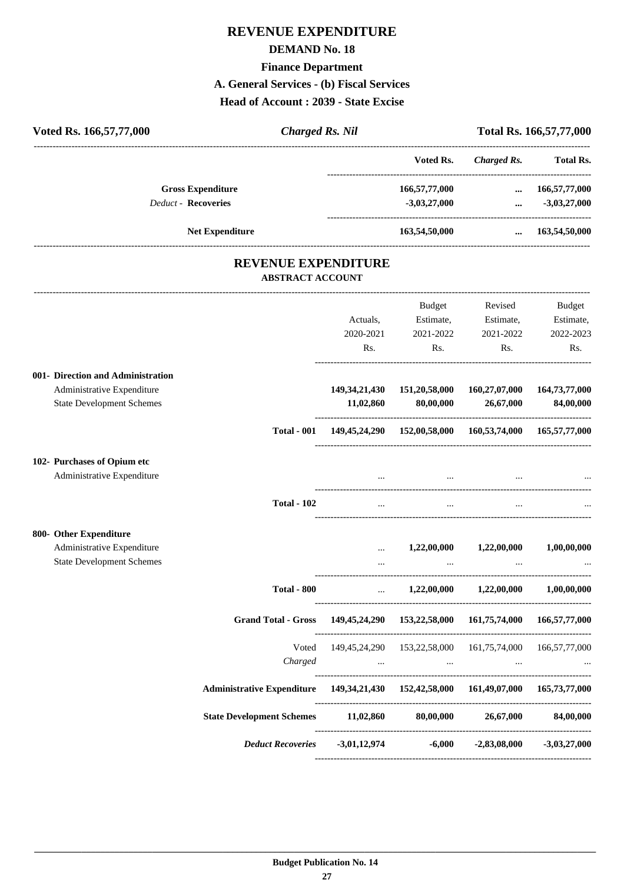# REVENUE EXPENDITURE

## DEMAND No. 18

### Finance Department

### A. General Services - (b) Fiscal Services

### Head of Account : 2039 - State Excise

**Voted Rs. 166,57,77,000** | ***Charged Rs. Nil*** | **Total Rs. 166,57,77,000**

| | Voted Rs. | *Charged Rs.* | Total Rs. |
|---|---|---|---|
| **Gross Expenditure** | 166,57,77,000 | ... | 166,57,77,000 |
| *Deduct* - **Recoveries** | -3,03,27,000 | ... | -3,03,27,000 |
| **Net Expenditure** | 163,54,50,000 | ... | 163,54,50,000 |

## REVENUE EXPENDITURE

### ABSTRACT ACCOUNT

| | Actuals, 2020-2021 Rs. | Budget Estimate, 2021-2022 Rs. | Revised Estimate, 2021-2022 Rs. | Budget Estimate, 2022-2023 Rs. |
|---|---|---|---|---|
| **001- Direction and Administration** | | | | |
| Administrative Expenditure | **149,34,21,430** | **151,20,58,000** | **160,27,07,000** | **164,73,77,000** |
| State Development Schemes | **11,02,860** | **80,00,000** | **26,67,000** | **84,00,000** |
| **Total - 001** | **149,45,24,290** | **152,00,58,000** | **160,53,74,000** | **165,57,77,000** |
| **102- Purchases of Opium etc** | | | | |
| Administrative Expenditure | ... | ... | ... | ... |
| **Total - 102** | ... | ... | ... | ... |
| **800- Other Expenditure** | | | | |
| Administrative Expenditure | ... | **1,22,00,000** | **1,22,00,000** | **1,00,00,000** |
| State Development Schemes | ... | ... | ... | ... |
| **Total - 800** | ... | **1,22,00,000** | **1,22,00,000** | **1,00,00,000** |
| **Grand Total - Gross** | **149,45,24,290** | **153,22,58,000** | **161,75,74,000** | **166,57,77,000** |
| Voted | 149,45,24,290 | 153,22,58,000 | 161,75,74,000 | 166,57,77,000 |
| *Charged* | ... | ... | ... | ... |
| **Administrative Expenditure** | **149,34,21,430** | **152,42,58,000** | **161,49,07,000** | **165,73,77,000** |
| **State Development Schemes** | **11,02,860** | **80,00,000** | **26,67,000** | **84,00,000** |
| ***Deduct Recoveries*** | **-3,01,12,974** | **-6,000** | **-2,83,08,000** | **-3,03,27,000** |

**Budget Publication No. 14**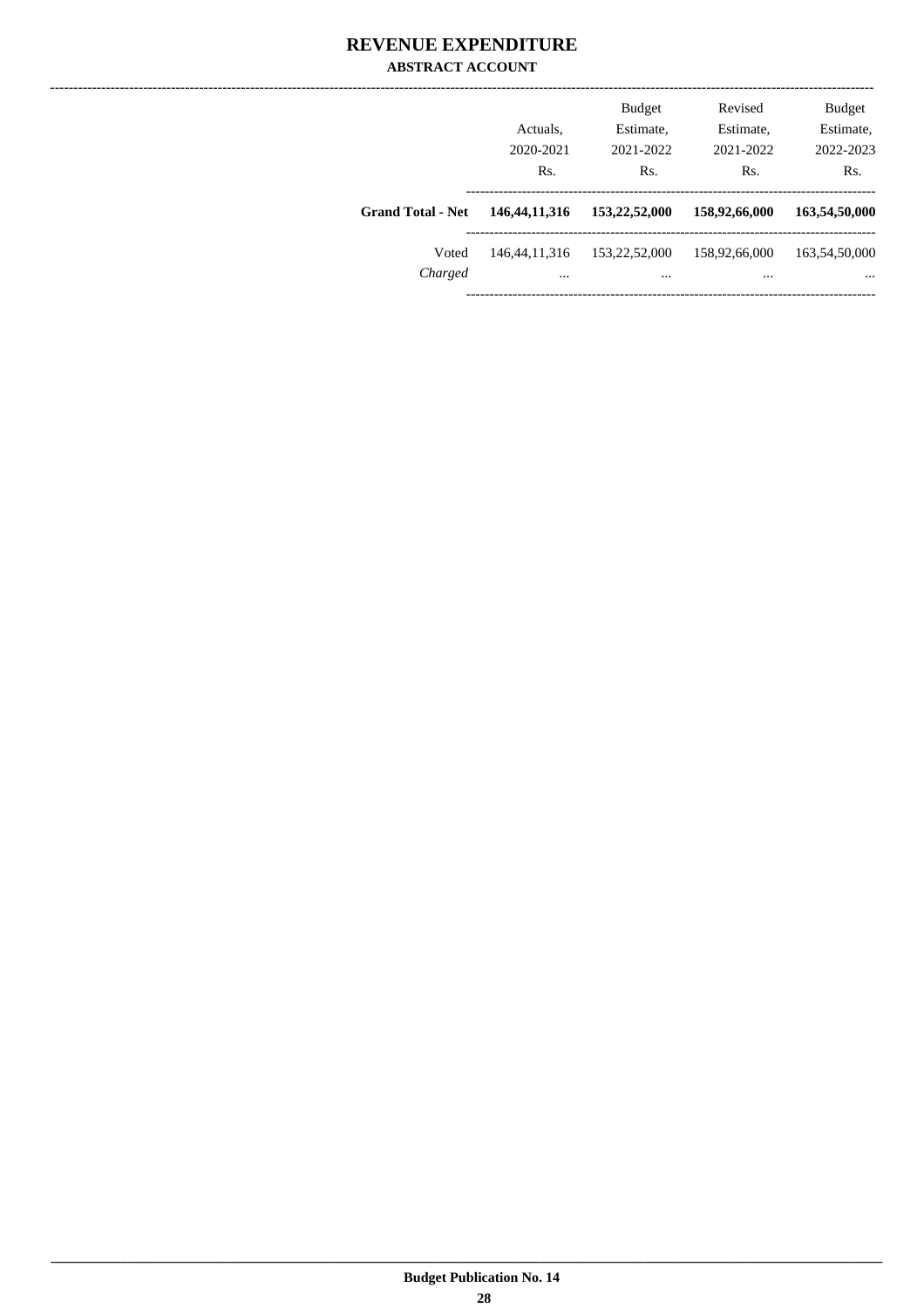# REVENUE EXPENDITURE

## ABSTRACT ACCOUNT

| | Actuals, 2020-2021 Rs. | Budget Estimate, 2021-2022 Rs. | Revised Estimate, 2021-2022 Rs. | Budget Estimate, 2022-2023 Rs. |
|---|---|---|---|---|
| **Grand Total - Net** | **146,44,11,316** | **153,22,52,000** | **158,92,66,000** | **163,54,50,000** |
| Voted | 146,44,11,316 | 153,22,52,000 | 158,92,66,000 | 163,54,50,000 |
| *Charged* | ... | ... | ... | ... |

**Budget Publication No. 14**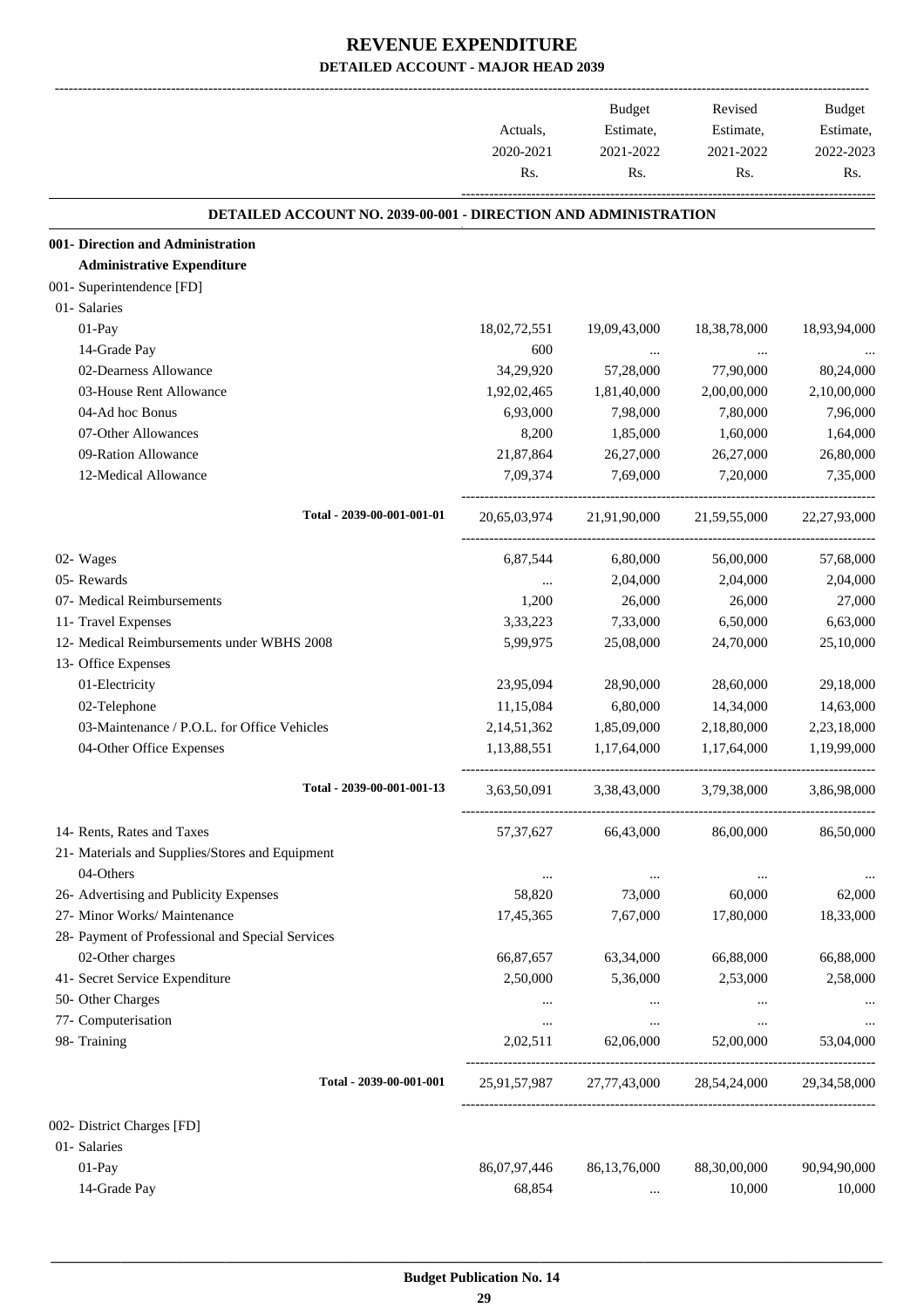# REVENUE EXPENDITURE

## DETAILED ACCOUNT - MAJOR HEAD 2039

| | Actuals, 2020-2021 Rs. | Budget Estimate, 2021-2022 Rs. | Revised Estimate, 2021-2022 Rs. | Budget Estimate, 2022-2023 Rs. |
|---|---|---|---|---|
| **DETAILED ACCOUNT NO. 2039-00-001 - DIRECTION AND ADMINISTRATION** | | | | |
| **001- Direction and Administration** | | | | |
| **Administrative Expenditure** | | | | |
| 001- Superintendence [FD] | | | | |
| 01- Salaries | | | | |
| 01-Pay | 18,02,72,551 | 19,09,43,000 | 18,38,78,000 | 18,93,94,000 |
| 14-Grade Pay | 600 | ... | ... | ... |
| 02-Dearness Allowance | 34,29,920 | 57,28,000 | 77,90,000 | 80,24,000 |
| 03-House Rent Allowance | 1,92,02,465 | 1,81,40,000 | 2,00,00,000 | 2,10,00,000 |
| 04-Ad hoc Bonus | 6,93,000 | 7,98,000 | 7,80,000 | 7,96,000 |
| 07-Other Allowances | 8,200 | 1,85,000 | 1,60,000 | 1,64,000 |
| 09-Ration Allowance | 21,87,864 | 26,27,000 | 26,27,000 | 26,80,000 |
| 12-Medical Allowance | 7,09,374 | 7,69,000 | 7,20,000 | 7,35,000 |
| Total - 2039-00-001-001-01 | 20,65,03,974 | 21,91,90,000 | 21,59,55,000 | 22,27,93,000 |
| 02- Wages | 6,87,544 | 6,80,000 | 56,00,000 | 57,68,000 |
| 05- Rewards | ... | 2,04,000 | 2,04,000 | 2,04,000 |
| 07- Medical Reimbursements | 1,200 | 26,000 | 26,000 | 27,000 |
| 11- Travel Expenses | 3,33,223 | 7,33,000 | 6,50,000 | 6,63,000 |
| 12- Medical Reimbursements under WBHS 2008 | 5,99,975 | 25,08,000 | 24,70,000 | 25,10,000 |
| 13- Office Expenses | | | | |
| 01-Electricity | 23,95,094 | 28,90,000 | 28,60,000 | 29,18,000 |
| 02-Telephone | 11,15,084 | 6,80,000 | 14,34,000 | 14,63,000 |
| 03-Maintenance / P.O.L. for Office Vehicles | 2,14,51,362 | 1,85,09,000 | 2,18,80,000 | 2,23,18,000 |
| 04-Other Office Expenses | 1,13,88,551 | 1,17,64,000 | 1,17,64,000 | 1,19,99,000 |
| Total - 2039-00-001-001-13 | 3,63,50,091 | 3,38,43,000 | 3,79,38,000 | 3,86,98,000 |
| 14- Rents, Rates and Taxes | 57,37,627 | 66,43,000 | 86,00,000 | 86,50,000 |
| 21- Materials and Supplies/Stores and Equipment | | | | |
| 04-Others | ... | ... | ... | ... |
| 26- Advertising and Publicity Expenses | 58,820 | 73,000 | 60,000 | 62,000 |
| 27- Minor Works/ Maintenance | 17,45,365 | 7,67,000 | 17,80,000 | 18,33,000 |
| 28- Payment of Professional and Special Services | | | | |
| 02-Other charges | 66,87,657 | 63,34,000 | 66,88,000 | 66,88,000 |
| 41- Secret Service Expenditure | 2,50,000 | 5,36,000 | 2,53,000 | 2,58,000 |
| 50- Other Charges | ... | ... | ... | ... |
| 77- Computerisation | ... | ... | ... | ... |
| 98- Training | 2,02,511 | 62,06,000 | 52,00,000 | 53,04,000 |
| Total - 2039-00-001-001 | 25,91,57,987 | 27,77,43,000 | 28,54,24,000 | 29,34,58,000 |
| 002- District Charges [FD] | | | | |
| 01- Salaries | | | | |
| 01-Pay | 86,07,97,446 | 86,13,76,000 | 88,30,00,000 | 90,94,90,000 |
| 14-Grade Pay | 68,854 | ... | 10,000 | 10,000 |

Budget Publication No. 14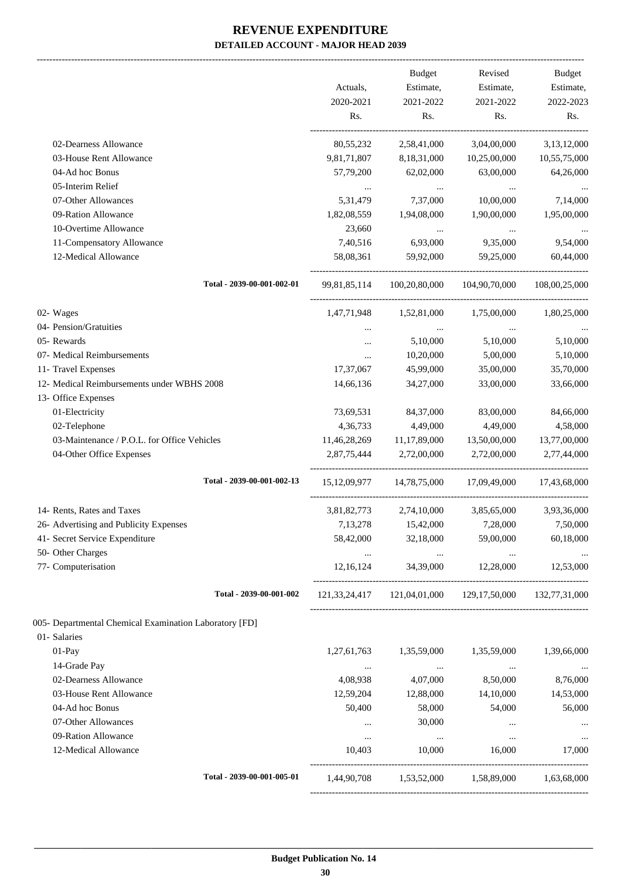# REVENUE EXPENDITURE

## DETAILED ACCOUNT - MAJOR HEAD 2039

| | Actuals, 2020-2021 Rs. | Budget Estimate, 2021-2022 Rs. | Revised Estimate, 2021-2022 Rs. | Budget Estimate, 2022-2023 Rs. |
|---|---|---|---|---|
| 02-Dearness Allowance | 80,55,232 | 2,58,41,000 | 3,04,00,000 | 3,13,12,000 |
| 03-House Rent Allowance | 9,81,71,807 | 8,18,31,000 | 10,25,00,000 | 10,55,75,000 |
| 04-Ad hoc Bonus | 57,79,200 | 62,02,000 | 63,00,000 | 64,26,000 |
| 05-Interim Relief | ... | ... | ... | ... |
| 07-Other Allowances | 5,31,479 | 7,37,000 | 10,00,000 | 7,14,000 |
| 09-Ration Allowance | 1,82,08,559 | 1,94,08,000 | 1,90,00,000 | 1,95,00,000 |
| 10-Overtime Allowance | 23,660 | ... | ... | ... |
| 11-Compensatory Allowance | 7,40,516 | 6,93,000 | 9,35,000 | 9,54,000 |
| 12-Medical Allowance | 58,08,361 | 59,92,000 | 59,25,000 | 60,44,000 |
| Total - 2039-00-001-002-01 | 99,81,85,114 | 100,20,80,000 | 104,90,70,000 | 108,00,25,000 |
| 02- Wages | 1,47,71,948 | 1,52,81,000 | 1,75,00,000 | 1,80,25,000 |
| 04- Pension/Gratuities | ... | ... | ... | ... |
| 05- Rewards | ... | 5,10,000 | 5,10,000 | 5,10,000 |
| 07- Medical Reimbursements | ... | 10,20,000 | 5,00,000 | 5,10,000 |
| 11- Travel Expenses | 17,37,067 | 45,99,000 | 35,00,000 | 35,70,000 |
| 12- Medical Reimbursements under WBHS 2008 | 14,66,136 | 34,27,000 | 33,00,000 | 33,66,000 |
| 13- Office Expenses | | | | |
| 01-Electricity | 73,69,531 | 84,37,000 | 83,00,000 | 84,66,000 |
| 02-Telephone | 4,36,733 | 4,49,000 | 4,49,000 | 4,58,000 |
| 03-Maintenance / P.O.L. for Office Vehicles | 11,46,28,269 | 11,17,89,000 | 13,50,00,000 | 13,77,00,000 |
| 04-Other Office Expenses | 2,87,75,444 | 2,72,00,000 | 2,72,00,000 | 2,77,44,000 |
| Total - 2039-00-001-002-13 | 15,12,09,977 | 14,78,75,000 | 17,09,49,000 | 17,43,68,000 |
| 14- Rents, Rates and Taxes | 3,81,82,773 | 2,74,10,000 | 3,85,65,000 | 3,93,36,000 |
| 26- Advertising and Publicity Expenses | 7,13,278 | 15,42,000 | 7,28,000 | 7,50,000 |
| 41- Secret Service Expenditure | 58,42,000 | 32,18,000 | 59,00,000 | 60,18,000 |
| 50- Other Charges | ... | ... | ... | ... |
| 77- Computerisation | 12,16,124 | 34,39,000 | 12,28,000 | 12,53,000 |
| Total - 2039-00-001-002 | 121,33,24,417 | 121,04,01,000 | 129,17,50,000 | 132,77,31,000 |
| 005- Departmental Chemical Examination Laboratory [FD] | | | | |
| 01- Salaries | | | | |
| 01-Pay | 1,27,61,763 | 1,35,59,000 | 1,35,59,000 | 1,39,66,000 |
| 14-Grade Pay | ... | ... | ... | ... |
| 02-Dearness Allowance | 4,08,938 | 4,07,000 | 8,50,000 | 8,76,000 |
| 03-House Rent Allowance | 12,59,204 | 12,88,000 | 14,10,000 | 14,53,000 |
| 04-Ad hoc Bonus | 50,400 | 58,000 | 54,000 | 56,000 |
| 07-Other Allowances | ... | 30,000 | ... | ... |
| 09-Ration Allowance | ... | ... | ... | ... |
| 12-Medical Allowance | 10,403 | 10,000 | 16,000 | 17,000 |
| Total - 2039-00-001-005-01 | 1,44,90,708 | 1,53,52,000 | 1,58,89,000 | 1,63,68,000 |

Budget Publication No. 14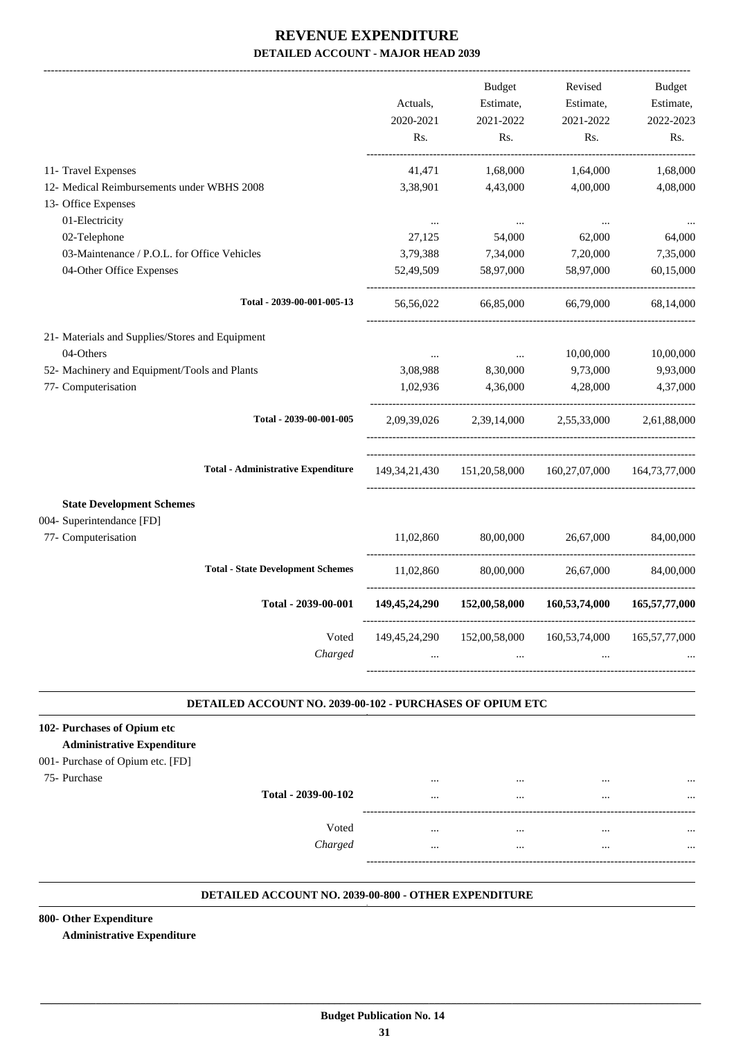# REVENUE EXPENDITURE

## DETAILED ACCOUNT - MAJOR HEAD 2039

| | Actuals, 2020-2021 Rs. | Budget Estimate, 2021-2022 Rs. | Revised Estimate, 2021-2022 Rs. | Budget Estimate, 2022-2023 Rs. |
|---|---|---|---|---|
| 11- Travel Expenses | 41,471 | 1,68,000 | 1,64,000 | 1,68,000 |
| 12- Medical Reimbursements under WBHS 2008 | 3,38,901 | 4,43,000 | 4,00,000 | 4,08,000 |
| 13- Office Expenses | | | | |
| 01-Electricity | ... | ... | ... | ... |
| 02-Telephone | 27,125 | 54,000 | 62,000 | 64,000 |
| 03-Maintenance / P.O.L. for Office Vehicles | 3,79,388 | 7,34,000 | 7,20,000 | 7,35,000 |
| 04-Other Office Expenses | 52,49,509 | 58,97,000 | 58,97,000 | 60,15,000 |
| **Total - 2039-00-001-005-13** | 56,56,022 | 66,85,000 | 66,79,000 | 68,14,000 |
| 21- Materials and Supplies/Stores and Equipment | | | | |
| 04-Others | ... | ... | 10,00,000 | 10,00,000 |
| 52- Machinery and Equipment/Tools and Plants | 3,08,988 | 8,30,000 | 9,73,000 | 9,93,000 |
| 77- Computerisation | 1,02,936 | 4,36,000 | 4,28,000 | 4,37,000 |
| **Total - 2039-00-001-005** | 2,09,39,026 | 2,39,14,000 | 2,55,33,000 | 2,61,88,000 |
| **Total - Administrative Expenditure** | 149,34,21,430 | 151,20,58,000 | 160,27,07,000 | 164,73,77,000 |
| **State Development Schemes** | | | | |
| 004- Superintendance [FD] | | | | |
| 77- Computerisation | 11,02,860 | 80,00,000 | 26,67,000 | 84,00,000 |
| **Total - State Development Schemes** | 11,02,860 | 80,00,000 | 26,67,000 | 84,00,000 |
| **Total - 2039-00-001** | **149,45,24,290** | **152,00,58,000** | **160,53,74,000** | **165,57,77,000** |
| Voted | 149,45,24,290 | 152,00,58,000 | 160,53,74,000 | 165,57,77,000 |
| *Charged* | ... | ... | ... | ... |

### DETAILED ACCOUNT NO. 2039-00-102 - PURCHASES OF OPIUM ETC

| | | | | |
|---|---|---|---|---|
| **102- Purchases of Opium etc** | | | | |
| **Administrative Expenditure** | | | | |
| 001- Purchase of Opium etc. [FD] | | | | |
| 75- Purchase | ... | ... | ... | ... |
| **Total - 2039-00-102** | ... | ... | ... | ... |
| Voted | ... | ... | ... | ... |
| *Charged* | ... | ... | ... | ... |

### DETAILED ACCOUNT NO. 2039-00-800 - OTHER EXPENDITURE

**800- Other Expenditure**

**Administrative Expenditure**

**Budget Publication No. 14**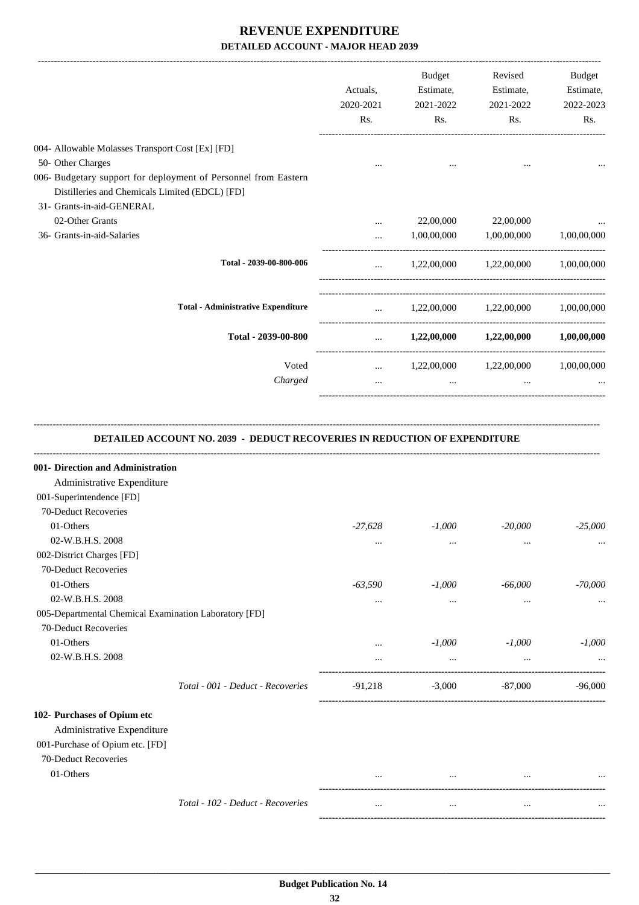# REVENUE EXPENDITURE

## DETAILED ACCOUNT - MAJOR HEAD 2039

| | Actuals, 2020-2021 Rs. | Budget Estimate, 2021-2022 Rs. | Revised Estimate, 2021-2022 Rs. | Budget Estimate, 2022-2023 Rs. |
|---|---|---|---|---|
| 004- Allowable Molasses Transport Cost [Ex] [FD] | | | | |
| 50- Other Charges | ... | ... | ... | ... |
| 006- Budgetary support for deployment of Personnel from Eastern Distilleries and Chemicals Limited (EDCL) [FD] | | | | |
| 31- Grants-in-aid-GENERAL | | | | |
| 02-Other Grants | ... | 22,00,000 | 22,00,000 | ... |
| 36- Grants-in-aid-Salaries | ... | 1,00,00,000 | 1,00,00,000 | 1,00,00,000 |
| **Total - 2039-00-800-006** | ... | 1,22,00,000 | 1,22,00,000 | 1,00,00,000 |
| **Total - Administrative Expenditure** | ... | 1,22,00,000 | 1,22,00,000 | 1,00,00,000 |
| **Total - 2039-00-800** | ... | **1,22,00,000** | **1,22,00,000** | **1,00,00,000** |
| Voted | ... | 1,22,00,000 | 1,22,00,000 | 1,00,00,000 |
| *Charged* | ... | ... | ... | ... |

### DETAILED ACCOUNT NO. 2039 - DEDUCT RECOVERIES IN REDUCTION OF EXPENDITURE

| | Actuals, 2020-2021 Rs. | Budget Estimate, 2021-2022 Rs. | Revised Estimate, 2021-2022 Rs. | Budget Estimate, 2022-2023 Rs. |
|---|---|---|---|---|
| **001- Direction and Administration** | | | | |
| Administrative Expenditure | | | | |
| 001-Superintendence [FD] | | | | |
| 70-Deduct Recoveries | | | | |
| 01-Others | *-27,628* | *-1,000* | *-20,000* | *-25,000* |
| 02-W.B.H.S. 2008 | ... | ... | ... | ... |
| 002-District Charges [FD] | | | | |
| 70-Deduct Recoveries | | | | |
| 01-Others | *-63,590* | *-1,000* | *-66,000* | *-70,000* |
| 02-W.B.H.S. 2008 | ... | ... | ... | ... |
| 005-Departmental Chemical Examination Laboratory [FD] | | | | |
| 70-Deduct Recoveries | | | | |
| 01-Others | ... | *-1,000* | *-1,000* | *-1,000* |
| 02-W.B.H.S. 2008 | ... | ... | ... | ... |
| *Total - 001 - Deduct - Recoveries* | -91,218 | -3,000 | -87,000 | -96,000 |
| **102- Purchases of Opium etc** | | | | |
| Administrative Expenditure | | | | |
| 001-Purchase of Opium etc. [FD] | | | | |
| 70-Deduct Recoveries | | | | |
| 01-Others | ... | ... | ... | ... |
| *Total - 102 - Deduct - Recoveries* | ... | ... | ... | ... |

Budget Publication No. 14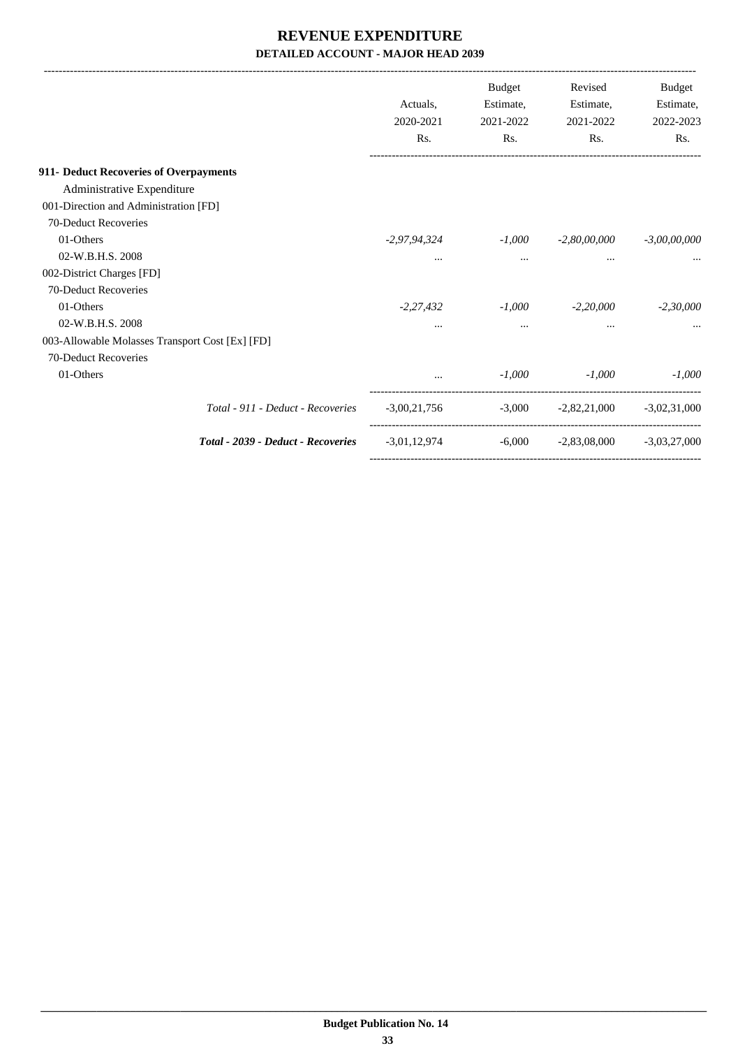# REVENUE EXPENDITURE

## DETAILED ACCOUNT - MAJOR HEAD 2039

| | Actuals, 2020-2021 Rs. | Budget Estimate, 2021-2022 Rs. | Revised Estimate, 2021-2022 Rs. | Budget Estimate, 2022-2023 Rs. |
|---|---|---|---|---|
| **911- Deduct Recoveries of Overpayments** | | | | |
| Administrative Expenditure | | | | |
| 001-Direction and Administration [FD] | | | | |
| 70-Deduct Recoveries | | | | |
| 01-Others | *-2,97,94,324* | *-1,000* | *-2,80,00,000* | *-3,00,00,000* |
| 02-W.B.H.S. 2008 | ... | ... | ... | ... |
| 002-District Charges [FD] | | | | |
| 70-Deduct Recoveries | | | | |
| 01-Others | *-2,27,432* | *-1,000* | *-2,20,000* | *-2,30,000* |
| 02-W.B.H.S. 2008 | ... | ... | ... | ... |
| 003-Allowable Molasses Transport Cost [Ex] [FD] | | | | |
| 70-Deduct Recoveries | | | | |
| 01-Others | ... | *-1,000* | *-1,000* | *-1,000* |
| *Total - 911 - Deduct - Recoveries* | -3,00,21,756 | -3,000 | -2,82,21,000 | -3,02,31,000 |
| ***Total - 2039 - Deduct - Recoveries*** | -3,01,12,974 | -6,000 | -2,83,08,000 | -3,03,27,000 |

**Budget Publication No. 14**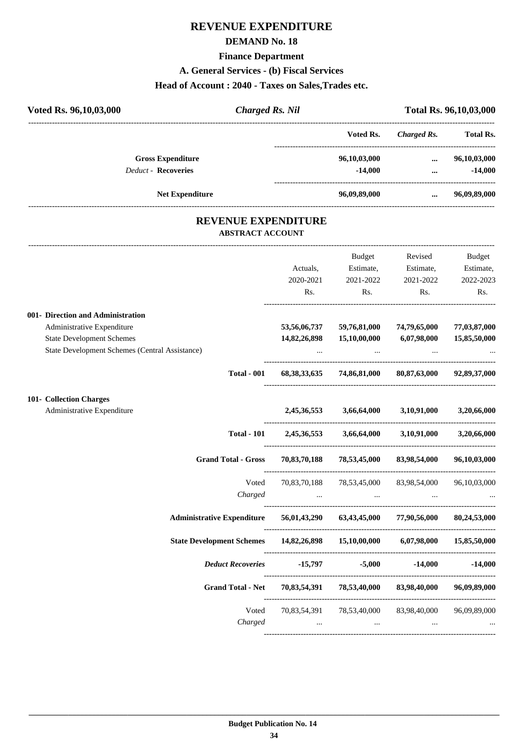# REVENUE EXPENDITURE

## DEMAND No. 18

### Finance Department

### A. General Services - (b) Fiscal Services

### Head of Account : 2040 - Taxes on Sales,Trades etc.

| Voted Rs. 96,10,03,000 | *Charged Rs. Nil* | Total Rs. 96,10,03,000 |
|---|---|---|

| | Voted Rs. | *Charged Rs.* | Total Rs. |
|---|---|---|---|
| **Gross Expenditure** | 96,10,03,000 | ... | 96,10,03,000 |
| *Deduct* - **Recoveries** | -14,000 | ... | -14,000 |
| **Net Expenditure** | 96,09,89,000 | ... | 96,09,89,000 |

## REVENUE EXPENDITURE

### ABSTRACT ACCOUNT

| | Actuals, 2020-2021 Rs. | Budget Estimate, 2021-2022 Rs. | Revised Estimate, 2021-2022 Rs. | Budget Estimate, 2022-2023 Rs. |
|---|---|---|---|---|
| **001- Direction and Administration** | | | | |
| Administrative Expenditure | **53,56,06,737** | **59,76,81,000** | **74,79,65,000** | **77,03,87,000** |
| State Development Schemes | **14,82,26,898** | **15,10,00,000** | **6,07,98,000** | **15,85,50,000** |
| State Development Schemes (Central Assistance) | ... | ... | ... | ... |
| **Total - 001** | **68,38,33,635** | **74,86,81,000** | **80,87,63,000** | **92,89,37,000** |
| **101- Collection Charges** | | | | |
| Administrative Expenditure | **2,45,36,553** | **3,66,64,000** | **3,10,91,000** | **3,20,66,000** |
| **Total - 101** | **2,45,36,553** | **3,66,64,000** | **3,10,91,000** | **3,20,66,000** |
| **Grand Total - Gross** | **70,83,70,188** | **78,53,45,000** | **83,98,54,000** | **96,10,03,000** |
| Voted | 70,83,70,188 | 78,53,45,000 | 83,98,54,000 | 96,10,03,000 |
| *Charged* | ... | ... | ... | ... |
| **Administrative Expenditure** | **56,01,43,290** | **63,43,45,000** | **77,90,56,000** | **80,24,53,000** |
| **State Development Schemes** | **14,82,26,898** | **15,10,00,000** | **6,07,98,000** | **15,85,50,000** |
| ***Deduct Recoveries*** | **-15,797** | **-5,000** | **-14,000** | **-14,000** |
| **Grand Total - Net** | **70,83,54,391** | **78,53,40,000** | **83,98,40,000** | **96,09,89,000** |
| Voted | 70,83,54,391 | 78,53,40,000 | 83,98,40,000 | 96,09,89,000 |
| *Charged* | ... | ... | ... | ... |

**Budget Publication No. 14**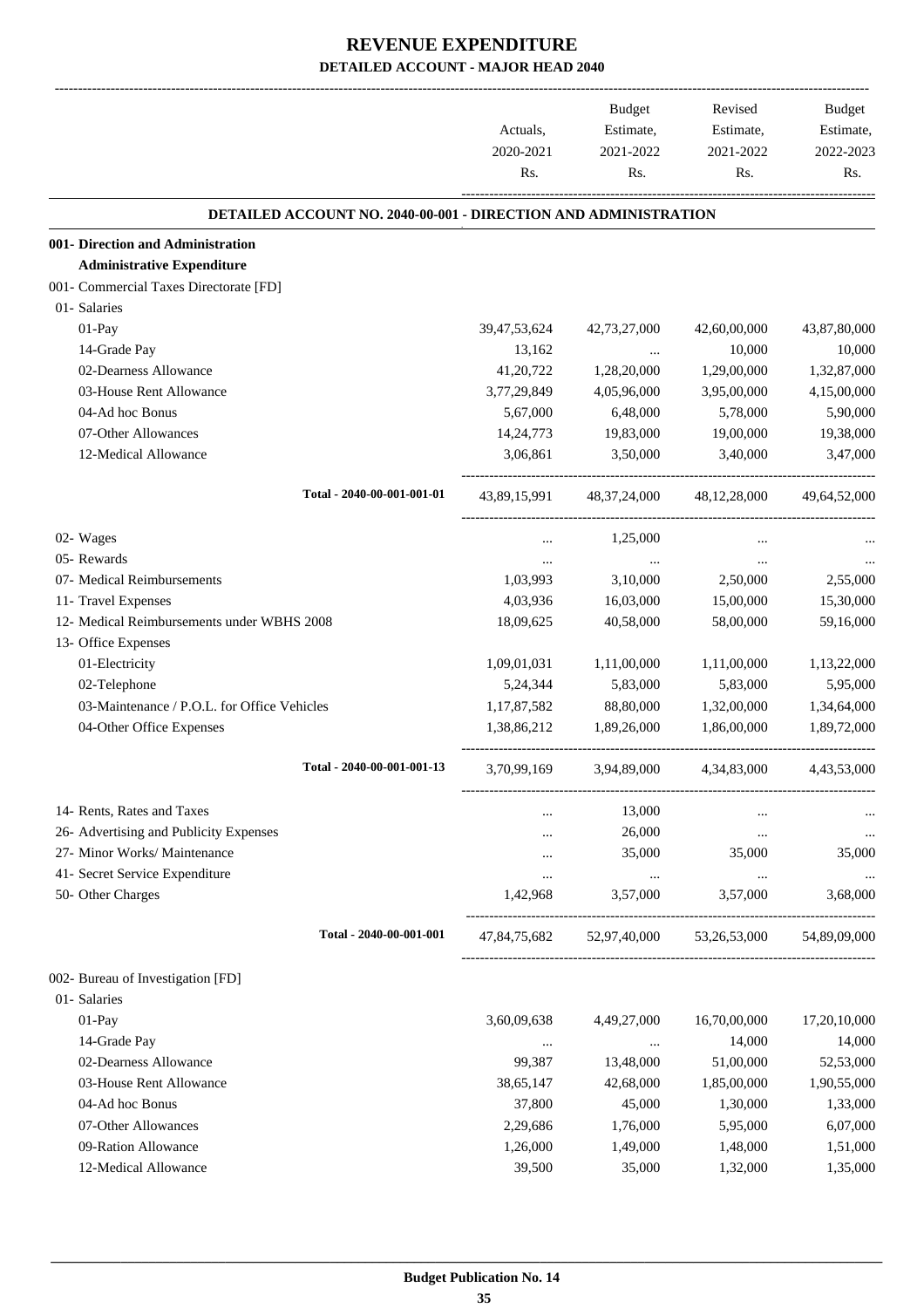# REVENUE EXPENDITURE

## DETAILED ACCOUNT - MAJOR HEAD 2040

| | Actuals, 2020-2021 Rs. | Budget Estimate, 2021-2022 Rs. | Revised Estimate, 2021-2022 Rs. | Budget Estimate, 2022-2023 Rs. |
|---|---|---|---|---|
| **DETAILED ACCOUNT NO. 2040-00-001 - DIRECTION AND ADMINISTRATION** | | | | |
| **001- Direction and Administration** | | | | |
| **Administrative Expenditure** | | | | |
| 001- Commercial Taxes Directorate [FD] | | | | |
| 01- Salaries | | | | |
| 01-Pay | 39,47,53,624 | 42,73,27,000 | 42,60,00,000 | 43,87,80,000 |
| 14-Grade Pay | 13,162 | ... | 10,000 | 10,000 |
| 02-Dearness Allowance | 41,20,722 | 1,28,20,000 | 1,29,00,000 | 1,32,87,000 |
| 03-House Rent Allowance | 3,77,29,849 | 4,05,96,000 | 3,95,00,000 | 4,15,00,000 |
| 04-Ad hoc Bonus | 5,67,000 | 6,48,000 | 5,78,000 | 5,90,000 |
| 07-Other Allowances | 14,24,773 | 19,83,000 | 19,00,000 | 19,38,000 |
| 12-Medical Allowance | 3,06,861 | 3,50,000 | 3,40,000 | 3,47,000 |
| Total - 2040-00-001-001-01 | 43,89,15,991 | 48,37,24,000 | 48,12,28,000 | 49,64,52,000 |
| 02- Wages | ... | 1,25,000 | ... | ... |
| 05- Rewards | ... | ... | ... | ... |
| 07- Medical Reimbursements | 1,03,993 | 3,10,000 | 2,50,000 | 2,55,000 |
| 11- Travel Expenses | 4,03,936 | 16,03,000 | 15,00,000 | 15,30,000 |
| 12- Medical Reimbursements under WBHS 2008 | 18,09,625 | 40,58,000 | 58,00,000 | 59,16,000 |
| 13- Office Expenses | | | | |
| 01-Electricity | 1,09,01,031 | 1,11,00,000 | 1,11,00,000 | 1,13,22,000 |
| 02-Telephone | 5,24,344 | 5,83,000 | 5,83,000 | 5,95,000 |
| 03-Maintenance / P.O.L. for Office Vehicles | 1,17,87,582 | 88,80,000 | 1,32,00,000 | 1,34,64,000 |
| 04-Other Office Expenses | 1,38,86,212 | 1,89,26,000 | 1,86,00,000 | 1,89,72,000 |
| Total - 2040-00-001-001-13 | 3,70,99,169 | 3,94,89,000 | 4,34,83,000 | 4,43,53,000 |
| 14- Rents, Rates and Taxes | ... | 13,000 | ... | ... |
| 26- Advertising and Publicity Expenses | ... | 26,000 | ... | ... |
| 27- Minor Works/ Maintenance | ... | 35,000 | 35,000 | 35,000 |
| 41- Secret Service Expenditure | ... | ... | ... | ... |
| 50- Other Charges | 1,42,968 | 3,57,000 | 3,57,000 | 3,68,000 |
| Total - 2040-00-001-001 | 47,84,75,682 | 52,97,40,000 | 53,26,53,000 | 54,89,09,000 |
| 002- Bureau of Investigation [FD] | | | | |
| 01- Salaries | | | | |
| 01-Pay | 3,60,09,638 | 4,49,27,000 | 16,70,00,000 | 17,20,10,000 |
| 14-Grade Pay | ... | ... | 14,000 | 14,000 |
| 02-Dearness Allowance | 99,387 | 13,48,000 | 51,00,000 | 52,53,000 |
| 03-House Rent Allowance | 38,65,147 | 42,68,000 | 1,85,00,000 | 1,90,55,000 |
| 04-Ad hoc Bonus | 37,800 | 45,000 | 1,30,000 | 1,33,000 |
| 07-Other Allowances | 2,29,686 | 1,76,000 | 5,95,000 | 6,07,000 |
| 09-Ration Allowance | 1,26,000 | 1,49,000 | 1,48,000 | 1,51,000 |
| 12-Medical Allowance | 39,500 | 35,000 | 1,32,000 | 1,35,000 |

Budget Publication No. 14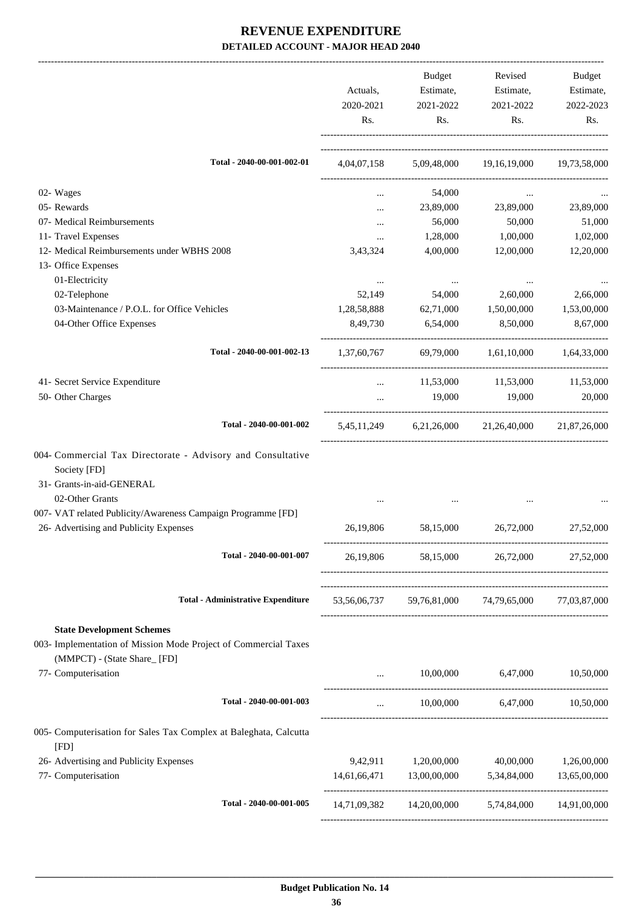# REVENUE EXPENDITURE

## DETAILED ACCOUNT - MAJOR HEAD 2040

| | Actuals, 2020-2021 Rs. | Budget Estimate, 2021-2022 Rs. | Revised Estimate, 2021-2022 Rs. | Budget Estimate, 2022-2023 Rs. |
|---|---|---|---|---|
| **Total - 2040-00-001-002-01** | 4,04,07,158 | 5,09,48,000 | 19,16,19,000 | 19,73,58,000 |
| 02- Wages | ... | 54,000 | ... | ... |
| 05- Rewards | ... | 23,89,000 | 23,89,000 | 23,89,000 |
| 07- Medical Reimbursements | ... | 56,000 | 50,000 | 51,000 |
| 11- Travel Expenses | ... | 1,28,000 | 1,00,000 | 1,02,000 |
| 12- Medical Reimbursements under WBHS 2008 | 3,43,324 | 4,00,000 | 12,00,000 | 12,20,000 |
| 13- Office Expenses | | | | |
| 01-Electricity | ... | ... | ... | ... |
| 02-Telephone | 52,149 | 54,000 | 2,60,000 | 2,66,000 |
| 03-Maintenance / P.O.L. for Office Vehicles | 1,28,58,888 | 62,71,000 | 1,50,00,000 | 1,53,00,000 |
| 04-Other Office Expenses | 8,49,730 | 6,54,000 | 8,50,000 | 8,67,000 |
| **Total - 2040-00-001-002-13** | 1,37,60,767 | 69,79,000 | 1,61,10,000 | 1,64,33,000 |
| 41- Secret Service Expenditure | ... | 11,53,000 | 11,53,000 | 11,53,000 |
| 50- Other Charges | ... | 19,000 | 19,000 | 20,000 |
| **Total - 2040-00-001-002** | 5,45,11,249 | 6,21,26,000 | 21,26,40,000 | 21,87,26,000 |
| 004- Commercial Tax Directorate - Advisory and Consultative Society [FD] | | | | |
| 31- Grants-in-aid-GENERAL | | | | |
| 02-Other Grants | ... | ... | ... | ... |
| 007- VAT related Publicity/Awareness Campaign Programme [FD] | | | | |
| 26- Advertising and Publicity Expenses | 26,19,806 | 58,15,000 | 26,72,000 | 27,52,000 |
| **Total - 2040-00-001-007** | 26,19,806 | 58,15,000 | 26,72,000 | 27,52,000 |
| **Total - Administrative Expenditure** | 53,56,06,737 | 59,76,81,000 | 74,79,65,000 | 77,03,87,000 |
| **State Development Schemes** | | | | |
| 003- Implementation of Mission Mode Project of Commercial Taxes (MMPCT) - (State Share_ [FD] | | | | |
| 77- Computerisation | ... | 10,00,000 | 6,47,000 | 10,50,000 |
| **Total - 2040-00-001-003** | ... | 10,00,000 | 6,47,000 | 10,50,000 |
| 005- Computerisation for Sales Tax Complex at Baleghata, Calcutta [FD] | | | | |
| 26- Advertising and Publicity Expenses | 9,42,911 | 1,20,00,000 | 40,00,000 | 1,26,00,000 |
| 77- Computerisation | 14,61,66,471 | 13,00,00,000 | 5,34,84,000 | 13,65,00,000 |
| **Total - 2040-00-001-005** | 14,71,09,382 | 14,20,00,000 | 5,74,84,000 | 14,91,00,000 |

Budget Publication No. 14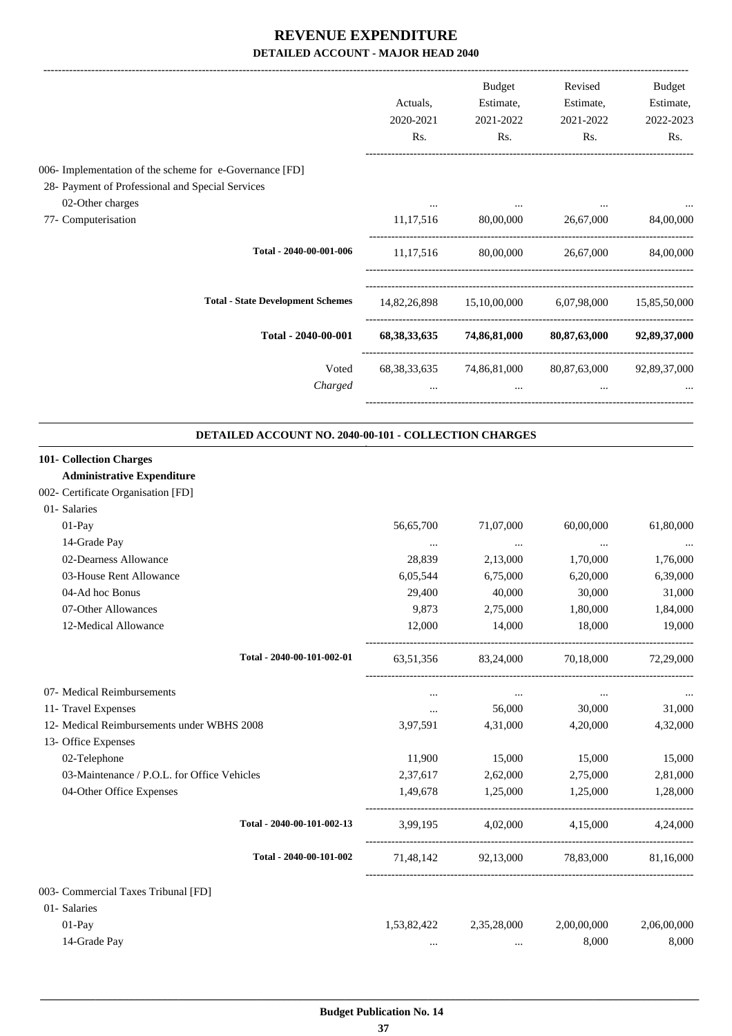# REVENUE EXPENDITURE

## DETAILED ACCOUNT - MAJOR HEAD 2040

| | Actuals, 2020-2021 Rs. | Budget Estimate, 2021-2022 Rs. | Revised Estimate, 2021-2022 Rs. | Budget Estimate, 2022-2023 Rs. |
|---|---|---|---|---|
| 006- Implementation of the scheme for e-Governance [FD] | | | | |
| 28- Payment of Professional and Special Services | | | | |
| 02-Other charges | ... | ... | ... | ... |
| 77- Computerisation | 11,17,516 | 80,00,000 | 26,67,000 | 84,00,000 |
| Total - 2040-00-001-006 | 11,17,516 | 80,00,000 | 26,67,000 | 84,00,000 |
| **Total - State Development Schemes** | 14,82,26,898 | 15,10,00,000 | 6,07,98,000 | 15,85,50,000 |
| **Total - 2040-00-001** | **68,38,33,635** | **74,86,81,000** | **80,87,63,000** | **92,89,37,000** |
| Voted | 68,38,33,635 | 74,86,81,000 | 80,87,63,000 | 92,89,37,000 |
| *Charged* | ... | ... | ... | ... |

### DETAILED ACCOUNT NO. 2040-00-101 - COLLECTION CHARGES

| | Actuals, 2020-2021 Rs. | Budget Estimate, 2021-2022 Rs. | Revised Estimate, 2021-2022 Rs. | Budget Estimate, 2022-2023 Rs. |
|---|---|---|---|---|
| **101- Collection Charges** | | | | |
| **Administrative Expenditure** | | | | |
| 002- Certificate Organisation [FD] | | | | |
| 01- Salaries | | | | |
| 01-Pay | 56,65,700 | 71,07,000 | 60,00,000 | 61,80,000 |
| 14-Grade Pay | ... | ... | ... | ... |
| 02-Dearness Allowance | 28,839 | 2,13,000 | 1,70,000 | 1,76,000 |
| 03-House Rent Allowance | 6,05,544 | 6,75,000 | 6,20,000 | 6,39,000 |
| 04-Ad hoc Bonus | 29,400 | 40,000 | 30,000 | 31,000 |
| 07-Other Allowances | 9,873 | 2,75,000 | 1,80,000 | 1,84,000 |
| 12-Medical Allowance | 12,000 | 14,000 | 18,000 | 19,000 |
| Total - 2040-00-101-002-01 | 63,51,356 | 83,24,000 | 70,18,000 | 72,29,000 |
| 07- Medical Reimbursements | ... | ... | ... | ... |
| 11- Travel Expenses | ... | 56,000 | 30,000 | 31,000 |
| 12- Medical Reimbursements under WBHS 2008 | 3,97,591 | 4,31,000 | 4,20,000 | 4,32,000 |
| 13- Office Expenses | | | | |
| 02-Telephone | 11,900 | 15,000 | 15,000 | 15,000 |
| 03-Maintenance / P.O.L. for Office Vehicles | 2,37,617 | 2,62,000 | 2,75,000 | 2,81,000 |
| 04-Other Office Expenses | 1,49,678 | 1,25,000 | 1,25,000 | 1,28,000 |
| Total - 2040-00-101-002-13 | 3,99,195 | 4,02,000 | 4,15,000 | 4,24,000 |
| Total - 2040-00-101-002 | 71,48,142 | 92,13,000 | 78,83,000 | 81,16,000 |
| 003- Commercial Taxes Tribunal [FD] | | | | |
| 01- Salaries | | | | |
| 01-Pay | 1,53,82,422 | 2,35,28,000 | 2,00,00,000 | 2,06,00,000 |
| 14-Grade Pay | ... | ... | 8,000 | 8,000 |

**Budget Publication No. 14**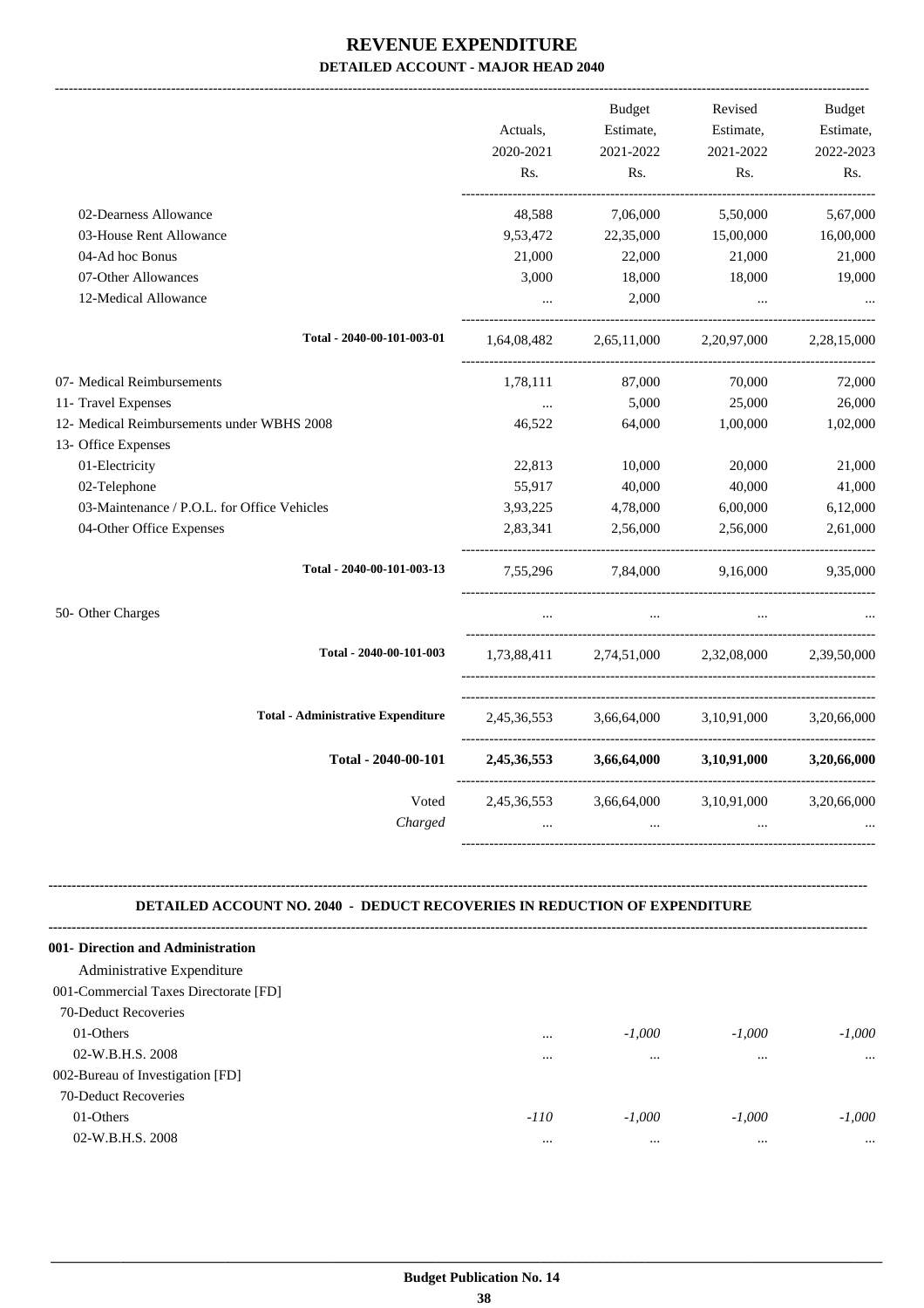# REVENUE EXPENDITURE

## DETAILED ACCOUNT - MAJOR HEAD 2040

| | Actuals, 2020-2021 Rs. | Budget Estimate, 2021-2022 Rs. | Revised Estimate, 2021-2022 Rs. | Budget Estimate, 2022-2023 Rs. |
|---|---|---|---|---|
| 02-Dearness Allowance | 48,588 | 7,06,000 | 5,50,000 | 5,67,000 |
| 03-House Rent Allowance | 9,53,472 | 22,35,000 | 15,00,000 | 16,00,000 |
| 04-Ad hoc Bonus | 21,000 | 22,000 | 21,000 | 21,000 |
| 07-Other Allowances | 3,000 | 18,000 | 18,000 | 19,000 |
| 12-Medical Allowance | ... | 2,000 | ... | ... |
| **Total - 2040-00-101-003-01** | 1,64,08,482 | 2,65,11,000 | 2,20,97,000 | 2,28,15,000 |
| 07- Medical Reimbursements | 1,78,111 | 87,000 | 70,000 | 72,000 |
| 11- Travel Expenses | ... | 5,000 | 25,000 | 26,000 |
| 12- Medical Reimbursements under WBHS 2008 | 46,522 | 64,000 | 1,00,000 | 1,02,000 |
| 13- Office Expenses | | | | |
| 01-Electricity | 22,813 | 10,000 | 20,000 | 21,000 |
| 02-Telephone | 55,917 | 40,000 | 40,000 | 41,000 |
| 03-Maintenance / P.O.L. for Office Vehicles | 3,93,225 | 4,78,000 | 6,00,000 | 6,12,000 |
| 04-Other Office Expenses | 2,83,341 | 2,56,000 | 2,56,000 | 2,61,000 |
| **Total - 2040-00-101-003-13** | 7,55,296 | 7,84,000 | 9,16,000 | 9,35,000 |
| 50- Other Charges | ... | ... | ... | ... |
| **Total - 2040-00-101-003** | 1,73,88,411 | 2,74,51,000 | 2,32,08,000 | 2,39,50,000 |
| **Total - Administrative Expenditure** | 2,45,36,553 | 3,66,64,000 | 3,10,91,000 | 3,20,66,000 |
| **Total - 2040-00-101** | **2,45,36,553** | **3,66,64,000** | **3,10,91,000** | **3,20,66,000** |
| Voted | 2,45,36,553 | 3,66,64,000 | 3,10,91,000 | 3,20,66,000 |
| *Charged* | ... | ... | ... | ... |

### DETAILED ACCOUNT NO. 2040 - DEDUCT RECOVERIES IN REDUCTION OF EXPENDITURE

| | Actuals, 2020-2021 Rs. | Budget Estimate, 2021-2022 Rs. | Revised Estimate, 2021-2022 Rs. | Budget Estimate, 2022-2023 Rs. |
|---|---|---|---|---|
| **001- Direction and Administration** | | | | |
| Administrative Expenditure | | | | |
| 001-Commercial Taxes Directorate [FD] | | | | |
| 70-Deduct Recoveries | | | | |
| 01-Others | ... | *-1,000* | *-1,000* | *-1,000* |
| 02-W.B.H.S. 2008 | ... | ... | ... | ... |
| 002-Bureau of Investigation [FD] | | | | |
| 70-Deduct Recoveries | | | | |
| 01-Others | *-110* | *-1,000* | *-1,000* | *-1,000* |
| 02-W.B.H.S. 2008 | ... | ... | ... | ... |

Budget Publication No. 14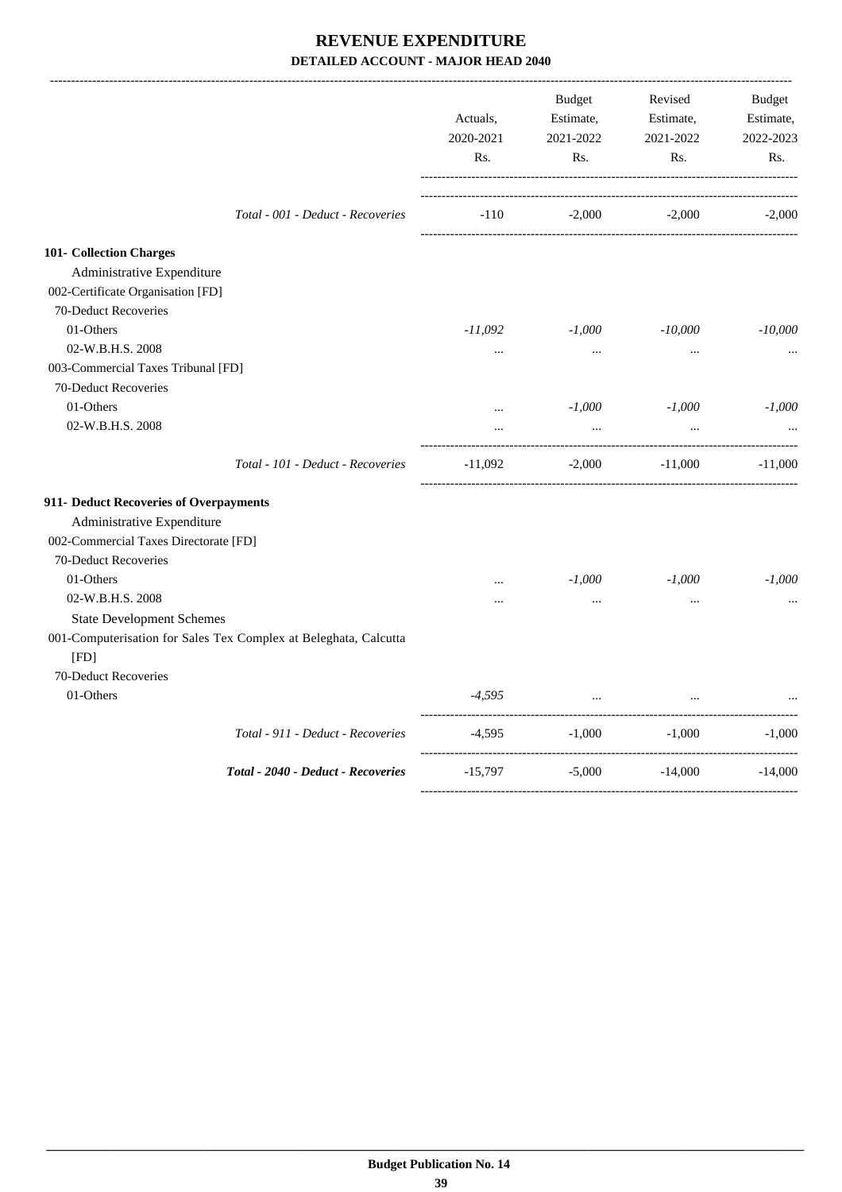# REVENUE EXPENDITURE

## DETAILED ACCOUNT - MAJOR HEAD 2040

| | Actuals, 2020-2021 Rs. | Budget Estimate, 2021-2022 Rs. | Revised Estimate, 2021-2022 Rs. | Budget Estimate, 2022-2023 Rs. |
|---|---|---|---|---|
| *Total - 001 - Deduct - Recoveries* | -110 | -2,000 | -2,000 | -2,000 |
| **101- Collection Charges** | | | | |
| Administrative Expenditure | | | | |
| 002-Certificate Organisation [FD] | | | | |
| 70-Deduct Recoveries | | | | |
| 01-Others | *-11,092* | *-1,000* | *-10,000* | *-10,000* |
| 02-W.B.H.S. 2008 | ... | ... | ... | ... |
| 003-Commercial Taxes Tribunal [FD] | | | | |
| 70-Deduct Recoveries | | | | |
| 01-Others | ... | *-1,000* | *-1,000* | *-1,000* |
| 02-W.B.H.S. 2008 | ... | ... | ... | ... |
| *Total - 101 - Deduct - Recoveries* | -11,092 | -2,000 | -11,000 | -11,000 |
| **911- Deduct Recoveries of Overpayments** | | | | |
| Administrative Expenditure | | | | |
| 002-Commercial Taxes Directorate [FD] | | | | |
| 70-Deduct Recoveries | | | | |
| 01-Others | ... | *-1,000* | *-1,000* | *-1,000* |
| 02-W.B.H.S. 2008 | ... | ... | ... | ... |
| State Development Schemes | | | | |
| 001-Computerisation for Sales Tex Complex at Beleghata, Calcutta [FD] | | | | |
| 70-Deduct Recoveries | | | | |
| 01-Others | *-4,595* | ... | ... | ... |
| *Total - 911 - Deduct - Recoveries* | -4,595 | -1,000 | -1,000 | -1,000 |
| ***Total - 2040 - Deduct - Recoveries*** | -15,797 | -5,000 | -14,000 | -14,000 |

**Budget Publication No. 14**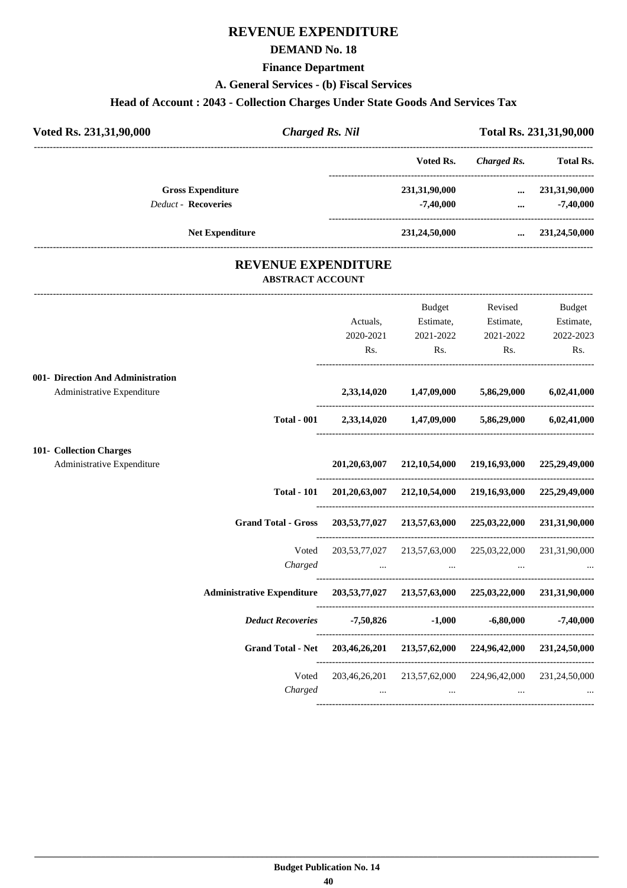# REVENUE EXPENDITURE

## DEMAND No. 18

### Finance Department

### A. General Services - (b) Fiscal Services

### Head of Account : 2043 - Collection Charges Under State Goods And Services Tax

**Voted Rs. 231,31,90,000** | ***Charged Rs. Nil*** | **Total Rs. 231,31,90,000**

| | Voted Rs. | *Charged Rs.* | Total Rs. |
|---|---|---|---|
| **Gross Expenditure** | **231,31,90,000** | **...** | **231,31,90,000** |
| *Deduct* - **Recoveries** | **-7,40,000** | **...** | **-7,40,000** |
| **Net Expenditure** | **231,24,50,000** | **...** | **231,24,50,000** |

## REVENUE EXPENDITURE

### ABSTRACT ACCOUNT

| | Actuals, 2020-2021 Rs. | Budget Estimate, 2021-2022 Rs. | Revised Estimate, 2021-2022 Rs. | Budget Estimate, 2022-2023 Rs. |
|---|---|---|---|---|
| **001- Direction And Administration** | | | | |
| Administrative Expenditure | **2,33,14,020** | **1,47,09,000** | **5,86,29,000** | **6,02,41,000** |
| **Total - 001** | **2,33,14,020** | **1,47,09,000** | **5,86,29,000** | **6,02,41,000** |
| **101- Collection Charges** | | | | |
| Administrative Expenditure | **201,20,63,007** | **212,10,54,000** | **219,16,93,000** | **225,29,49,000** |
| **Total - 101** | **201,20,63,007** | **212,10,54,000** | **219,16,93,000** | **225,29,49,000** |
| **Grand Total - Gross** | **203,53,77,027** | **213,57,63,000** | **225,03,22,000** | **231,31,90,000** |
| Voted | 203,53,77,027 | 213,57,63,000 | 225,03,22,000 | 231,31,90,000 |
| *Charged* | ... | ... | ... | ... |
| **Administrative Expenditure** | **203,53,77,027** | **213,57,63,000** | **225,03,22,000** | **231,31,90,000** |
| ***Deduct Recoveries*** | **-7,50,826** | **-1,000** | **-6,80,000** | **-7,40,000** |
| **Grand Total - Net** | **203,46,26,201** | **213,57,62,000** | **224,96,42,000** | **231,24,50,000** |
| Voted | 203,46,26,201 | 213,57,62,000 | 224,96,42,000 | 231,24,50,000 |
| *Charged* | ... | ... | ... | ... |

**Budget Publication No. 14**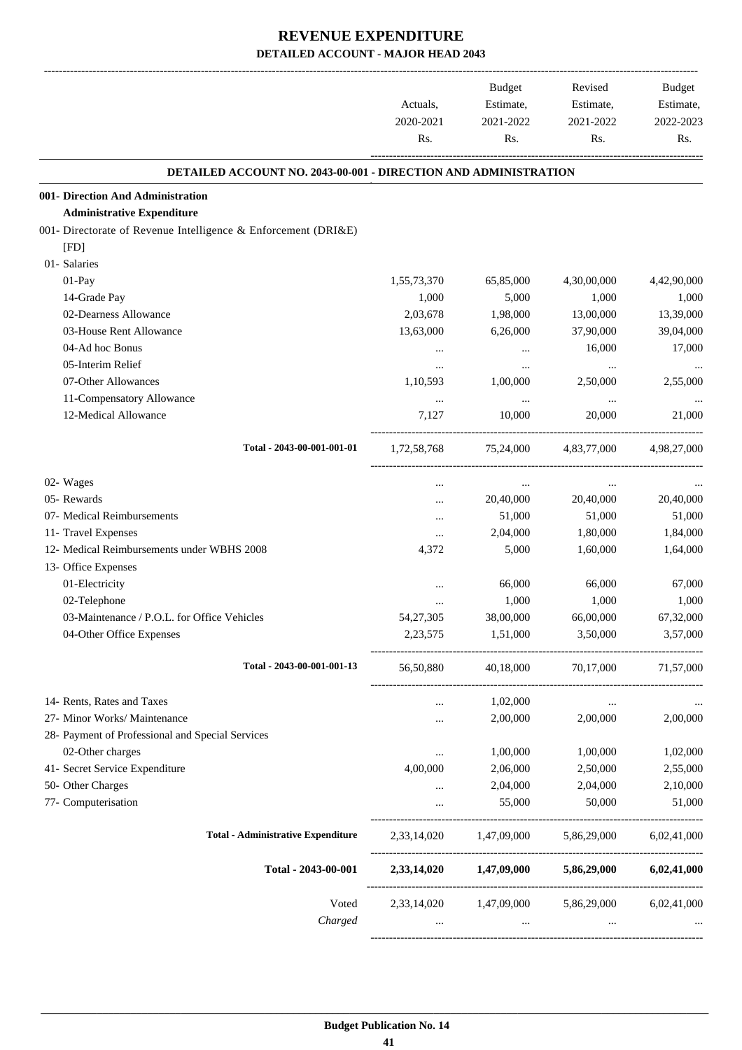# REVENUE EXPENDITURE

## DETAILED ACCOUNT - MAJOR HEAD 2043

| | Actuals, 2020-2021 Rs. | Budget Estimate, 2021-2022 Rs. | Revised Estimate, 2021-2022 Rs. | Budget Estimate, 2022-2023 Rs. |
|---|---|---|---|---|
| **DETAILED ACCOUNT NO. 2043-00-001 - DIRECTION AND ADMINISTRATION** | | | | |
| **001- Direction And Administration** | | | | |
| **Administrative Expenditure** | | | | |
| 001- Directorate of Revenue Intelligence & Enforcement (DRI&E) [FD] | | | | |
| 01- Salaries | | | | |
| 01-Pay | 1,55,73,370 | 65,85,000 | 4,30,00,000 | 4,42,90,000 |
| 14-Grade Pay | 1,000 | 5,000 | 1,000 | 1,000 |
| 02-Dearness Allowance | 2,03,678 | 1,98,000 | 13,00,000 | 13,39,000 |
| 03-House Rent Allowance | 13,63,000 | 6,26,000 | 37,90,000 | 39,04,000 |
| 04-Ad hoc Bonus | ... | ... | 16,000 | 17,000 |
| 05-Interim Relief | ... | ... | ... | ... |
| 07-Other Allowances | 1,10,593 | 1,00,000 | 2,50,000 | 2,55,000 |
| 11-Compensatory Allowance | ... | ... | ... | ... |
| 12-Medical Allowance | 7,127 | 10,000 | 20,000 | 21,000 |
| Total - 2043-00-001-001-01 | 1,72,58,768 | 75,24,000 | 4,83,77,000 | 4,98,27,000 |
| 02- Wages | ... | ... | ... | ... |
| 05- Rewards | ... | 20,40,000 | 20,40,000 | 20,40,000 |
| 07- Medical Reimbursements | ... | 51,000 | 51,000 | 51,000 |
| 11- Travel Expenses | ... | 2,04,000 | 1,80,000 | 1,84,000 |
| 12- Medical Reimbursements under WBHS 2008 | 4,372 | 5,000 | 1,60,000 | 1,64,000 |
| 13- Office Expenses | | | | |
| 01-Electricity | ... | 66,000 | 66,000 | 67,000 |
| 02-Telephone | ... | 1,000 | 1,000 | 1,000 |
| 03-Maintenance / P.O.L. for Office Vehicles | 54,27,305 | 38,00,000 | 66,00,000 | 67,32,000 |
| 04-Other Office Expenses | 2,23,575 | 1,51,000 | 3,50,000 | 3,57,000 |
| Total - 2043-00-001-001-13 | 56,50,880 | 40,18,000 | 70,17,000 | 71,57,000 |
| 14- Rents, Rates and Taxes | ... | 1,02,000 | ... | ... |
| 27- Minor Works/ Maintenance | ... | 2,00,000 | 2,00,000 | 2,00,000 |
| 28- Payment of Professional and Special Services | | | | |
| 02-Other charges | ... | 1,00,000 | 1,00,000 | 1,02,000 |
| 41- Secret Service Expenditure | 4,00,000 | 2,06,000 | 2,50,000 | 2,55,000 |
| 50- Other Charges | ... | 2,04,000 | 2,04,000 | 2,10,000 |
| 77- Computerisation | ... | 55,000 | 50,000 | 51,000 |
| **Total - Administrative Expenditure** | 2,33,14,020 | 1,47,09,000 | 5,86,29,000 | 6,02,41,000 |
| **Total - 2043-00-001** | **2,33,14,020** | **1,47,09,000** | **5,86,29,000** | **6,02,41,000** |
| Voted | 2,33,14,020 | 1,47,09,000 | 5,86,29,000 | 6,02,41,000 |
| *Charged* | ... | ... | ... | ... |

**Budget Publication No. 14**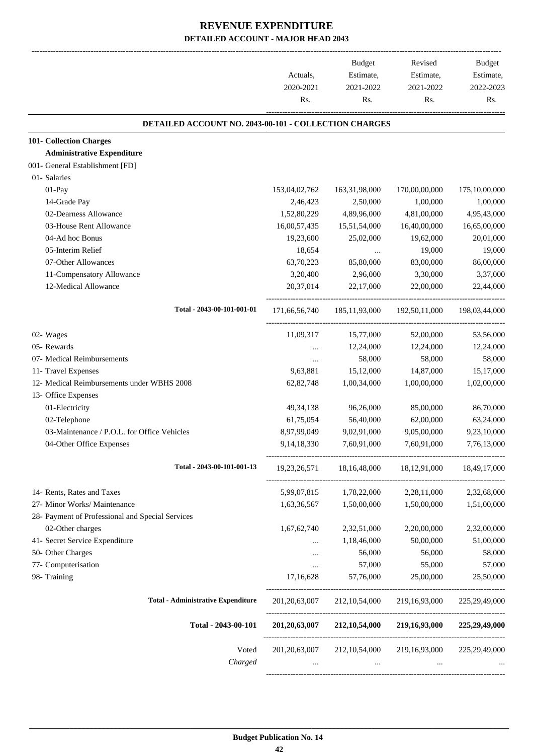# REVENUE EXPENDITURE
## DETAILED ACCOUNT - MAJOR HEAD 2043

| | Actuals, 2020-2021 Rs. | Budget Estimate, 2021-2022 Rs. | Revised Estimate, 2021-2022 Rs. | Budget Estimate, 2022-2023 Rs. |
|---|---|---|---|---|
| **DETAILED ACCOUNT NO. 2043-00-101 - COLLECTION CHARGES** | | | | |
| **101- Collection Charges** | | | | |
| **Administrative Expenditure** | | | | |
| 001- General Establishment [FD] | | | | |
| 01- Salaries | | | | |
| 01-Pay | 153,04,02,762 | 163,31,98,000 | 170,00,00,000 | 175,10,00,000 |
| 14-Grade Pay | 2,46,423 | 2,50,000 | 1,00,000 | 1,00,000 |
| 02-Dearness Allowance | 1,52,80,229 | 4,89,96,000 | 4,81,00,000 | 4,95,43,000 |
| 03-House Rent Allowance | 16,00,57,435 | 15,51,54,000 | 16,40,00,000 | 16,65,00,000 |
| 04-Ad hoc Bonus | 19,23,600 | 25,02,000 | 19,62,000 | 20,01,000 |
| 05-Interim Relief | 18,654 | ... | 19,000 | 19,000 |
| 07-Other Allowances | 63,70,223 | 85,80,000 | 83,00,000 | 86,00,000 |
| 11-Compensatory Allowance | 3,20,400 | 2,96,000 | 3,30,000 | 3,37,000 |
| 12-Medical Allowance | 20,37,014 | 22,17,000 | 22,00,000 | 22,44,000 |
| Total - 2043-00-101-001-01 | 171,66,56,740 | 185,11,93,000 | 192,50,11,000 | 198,03,44,000 |
| 02- Wages | 11,09,317 | 15,77,000 | 52,00,000 | 53,56,000 |
| 05- Rewards | ... | 12,24,000 | 12,24,000 | 12,24,000 |
| 07- Medical Reimbursements | ... | 58,000 | 58,000 | 58,000 |
| 11- Travel Expenses | 9,63,881 | 15,12,000 | 14,87,000 | 15,17,000 |
| 12- Medical Reimbursements under WBHS 2008 | 62,82,748 | 1,00,34,000 | 1,00,00,000 | 1,02,00,000 |
| 13- Office Expenses | | | | |
| 01-Electricity | 49,34,138 | 96,26,000 | 85,00,000 | 86,70,000 |
| 02-Telephone | 61,75,054 | 56,40,000 | 62,00,000 | 63,24,000 |
| 03-Maintenance / P.O.L. for Office Vehicles | 8,97,99,049 | 9,02,91,000 | 9,05,00,000 | 9,23,10,000 |
| 04-Other Office Expenses | 9,14,18,330 | 7,60,91,000 | 7,60,91,000 | 7,76,13,000 |
| Total - 2043-00-101-001-13 | 19,23,26,571 | 18,16,48,000 | 18,12,91,000 | 18,49,17,000 |
| 14- Rents, Rates and Taxes | 5,99,07,815 | 1,78,22,000 | 2,28,11,000 | 2,32,68,000 |
| 27- Minor Works/ Maintenance | 1,63,36,567 | 1,50,00,000 | 1,50,00,000 | 1,51,00,000 |
| 28- Payment of Professional and Special Services | | | | |
| 02-Other charges | 1,67,62,740 | 2,32,51,000 | 2,20,00,000 | 2,32,00,000 |
| 41- Secret Service Expenditure | ... | 1,18,46,000 | 50,00,000 | 51,00,000 |
| 50- Other Charges | ... | 56,000 | 56,000 | 58,000 |
| 77- Computerisation | ... | 57,000 | 55,000 | 57,000 |
| 98- Training | 17,16,628 | 57,76,000 | 25,00,000 | 25,50,000 |
| **Total - Administrative Expenditure** | 201,20,63,007 | 212,10,54,000 | 219,16,93,000 | 225,29,49,000 |
| **Total - 2043-00-101** | **201,20,63,007** | **212,10,54,000** | **219,16,93,000** | **225,29,49,000** |
| Voted | 201,20,63,007 | 212,10,54,000 | 219,16,93,000 | 225,29,49,000 |
| *Charged* | ... | ... | ... | ... |

**Budget Publication No. 14**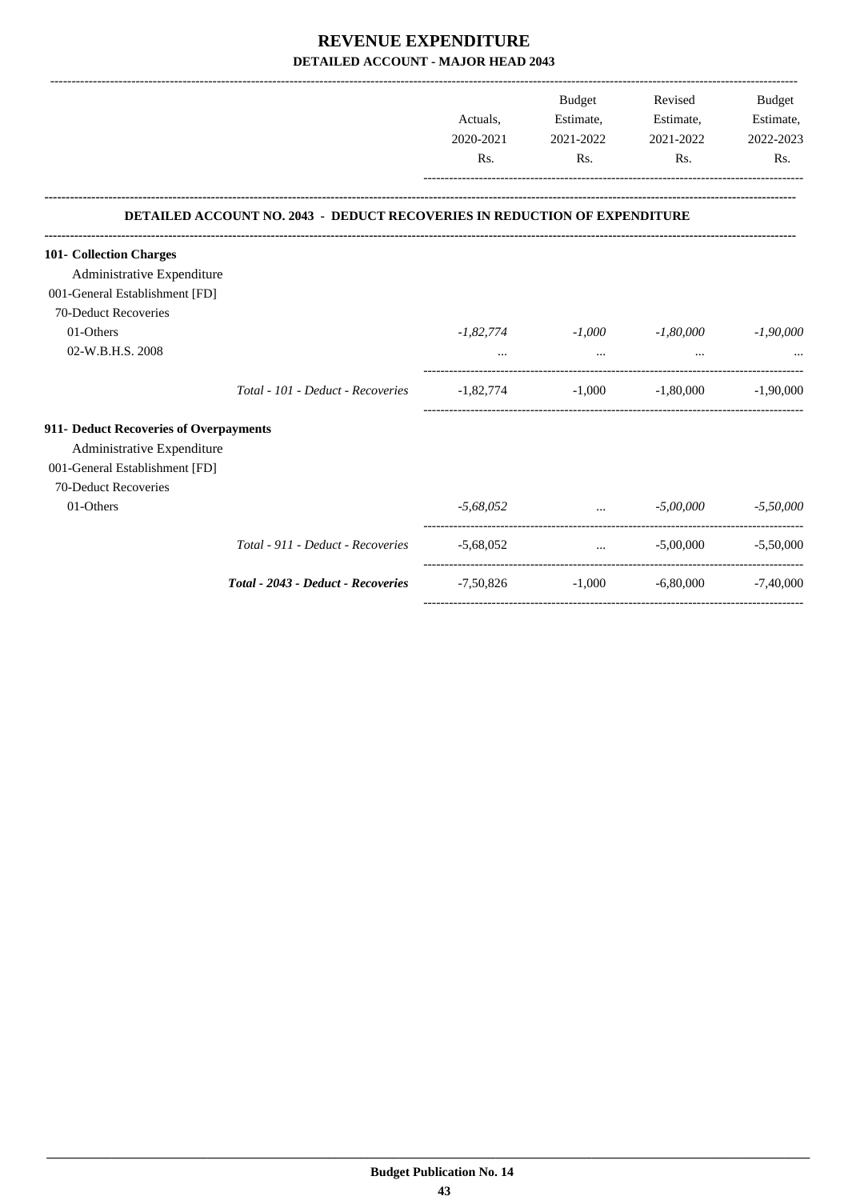# REVENUE EXPENDITURE

## DETAILED ACCOUNT - MAJOR HEAD 2043

| | Actuals, 2020-2021 Rs. | Budget Estimate, 2021-2022 Rs. | Revised Estimate, 2021-2022 Rs. | Budget Estimate, 2022-2023 Rs. |
|---|---|---|---|---|
| **DETAILED ACCOUNT NO. 2043 - DEDUCT RECOVERIES IN REDUCTION OF EXPENDITURE** | | | | |
| **101- Collection Charges** | | | | |
| Administrative Expenditure | | | | |
| 001-General Establishment [FD] | | | | |
| 70-Deduct Recoveries | | | | |
| 01-Others | *-1,82,774* | *-1,000* | *-1,80,000* | *-1,90,000* |
| 02-W.B.H.S. 2008 | ... | ... | ... | ... |
| *Total - 101 - Deduct - Recoveries* | -1,82,774 | -1,000 | -1,80,000 | -1,90,000 |
| **911- Deduct Recoveries of Overpayments** | | | | |
| Administrative Expenditure | | | | |
| 001-General Establishment [FD] | | | | |
| 70-Deduct Recoveries | | | | |
| 01-Others | *-5,68,052* | ... | *-5,00,000* | *-5,50,000* |
| *Total - 911 - Deduct - Recoveries* | -5,68,052 | ... | -5,00,000 | -5,50,000 |
| ***Total - 2043 - Deduct - Recoveries*** | -7,50,826 | -1,000 | -6,80,000 | -7,40,000 |

**Budget Publication No. 14**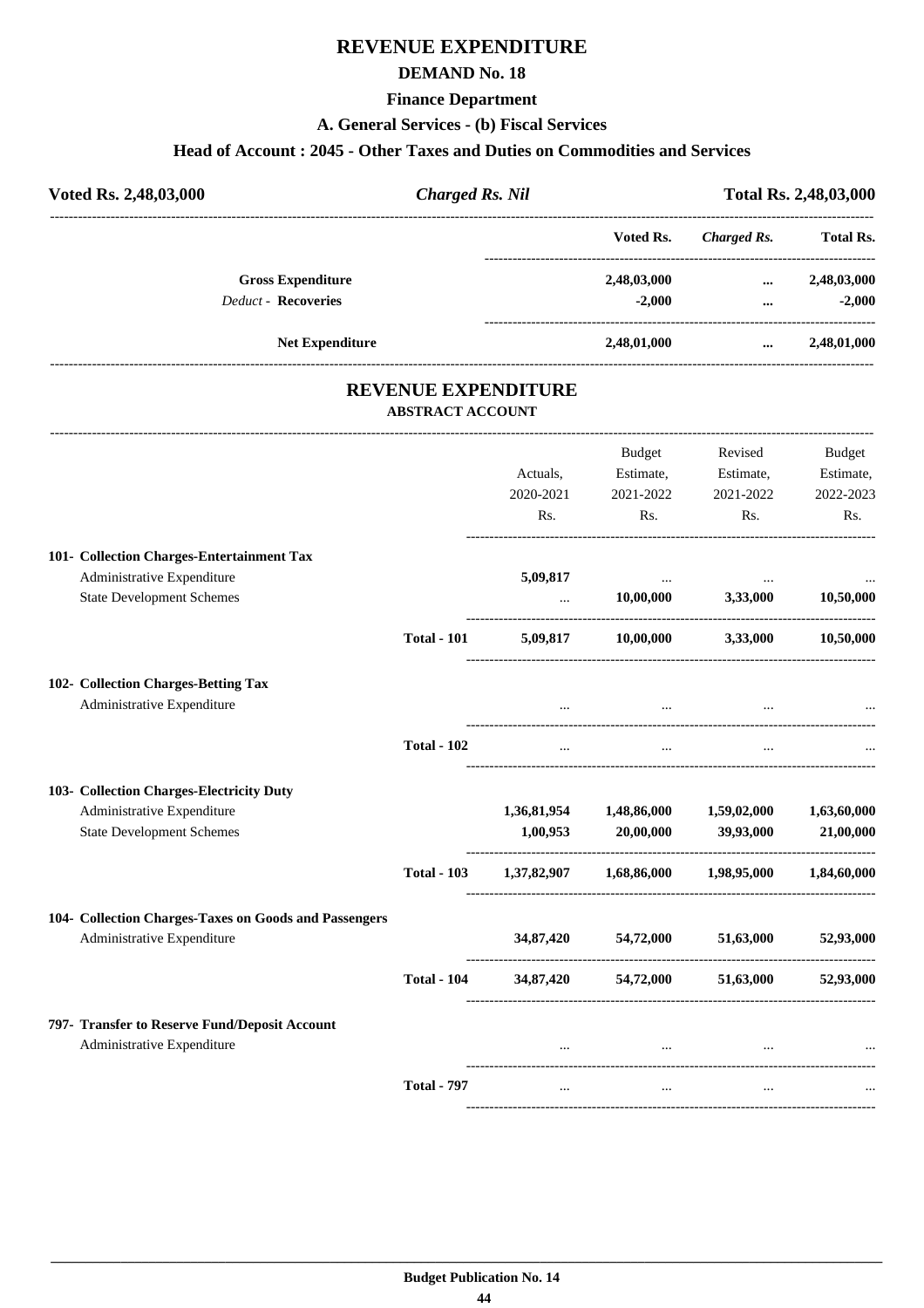# REVENUE EXPENDITURE

## DEMAND No. 18

### Finance Department

### A. General Services - (b) Fiscal Services

### Head of Account : 2045 - Other Taxes and Duties on Commodities and Services

| Voted Rs. 2,48,03,000 | *Charged Rs. Nil* | Total Rs. 2,48,03,000 |
|---|---|---|

| | Voted Rs. | *Charged Rs.* | Total Rs. |
|---|---|---|---|
| **Gross Expenditure** | 2,48,03,000 | ... | 2,48,03,000 |
| *Deduct* - **Recoveries** | -2,000 | ... | -2,000 |
| **Net Expenditure** | 2,48,01,000 | ... | 2,48,01,000 |

## REVENUE EXPENDITURE

### ABSTRACT ACCOUNT

| | | Actuals, 2020-2021 Rs. | Budget Estimate, 2021-2022 Rs. | Revised Estimate, 2021-2022 Rs. | Budget Estimate, 2022-2023 Rs. |
|---|---|---|---|---|---|
| **101- Collection Charges-Entertainment Tax** | | | | | |
| Administrative Expenditure | | 5,09,817 | ... | ... | ... |
| State Development Schemes | | ... | 10,00,000 | 3,33,000 | 10,50,000 |
| | **Total - 101** | 5,09,817 | 10,00,000 | 3,33,000 | 10,50,000 |
| **102- Collection Charges-Betting Tax** | | | | | |
| Administrative Expenditure | | ... | ... | ... | ... |
| | **Total - 102** | ... | ... | ... | ... |
| **103- Collection Charges-Electricity Duty** | | | | | |
| Administrative Expenditure | | 1,36,81,954 | 1,48,86,000 | 1,59,02,000 | 1,63,60,000 |
| State Development Schemes | | 1,00,953 | 20,00,000 | 39,93,000 | 21,00,000 |
| | **Total - 103** | 1,37,82,907 | 1,68,86,000 | 1,98,95,000 | 1,84,60,000 |
| **104- Collection Charges-Taxes on Goods and Passengers** | | | | | |
| Administrative Expenditure | | 34,87,420 | 54,72,000 | 51,63,000 | 52,93,000 |
| | **Total - 104** | 34,87,420 | 54,72,000 | 51,63,000 | 52,93,000 |
| **797- Transfer to Reserve Fund/Deposit Account** | | | | | |
| Administrative Expenditure | | ... | ... | ... | ... |
| | **Total - 797** | ... | ... | ... | ... |

**Budget Publication No. 14**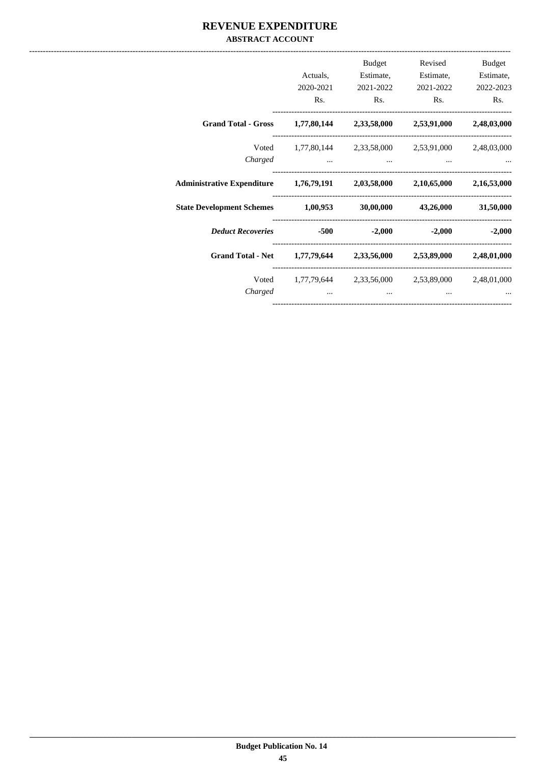# REVENUE EXPENDITURE

## ABSTRACT ACCOUNT

| | Actuals, 2020-2021 Rs. | Budget Estimate, 2021-2022 Rs. | Revised Estimate, 2021-2022 Rs. | Budget Estimate, 2022-2023 Rs. |
|---|---|---|---|---|
| **Grand Total - Gross** | **1,77,80,144** | **2,33,58,000** | **2,53,91,000** | **2,48,03,000** |
| Voted | 1,77,80,144 | 2,33,58,000 | 2,53,91,000 | 2,48,03,000 |
| *Charged* | ... | ... | ... | ... |
| **Administrative Expenditure** | **1,76,79,191** | **2,03,58,000** | **2,10,65,000** | **2,16,53,000** |
| **State Development Schemes** | **1,00,953** | **30,00,000** | **43,26,000** | **31,50,000** |
| ***Deduct Recoveries*** | **-500** | **-2,000** | **-2,000** | **-2,000** |
| **Grand Total - Net** | **1,77,79,644** | **2,33,56,000** | **2,53,89,000** | **2,48,01,000** |
| Voted | 1,77,79,644 | 2,33,56,000 | 2,53,89,000 | 2,48,01,000 |
| *Charged* | ... | ... | ... | ... |

**Budget Publication No. 14**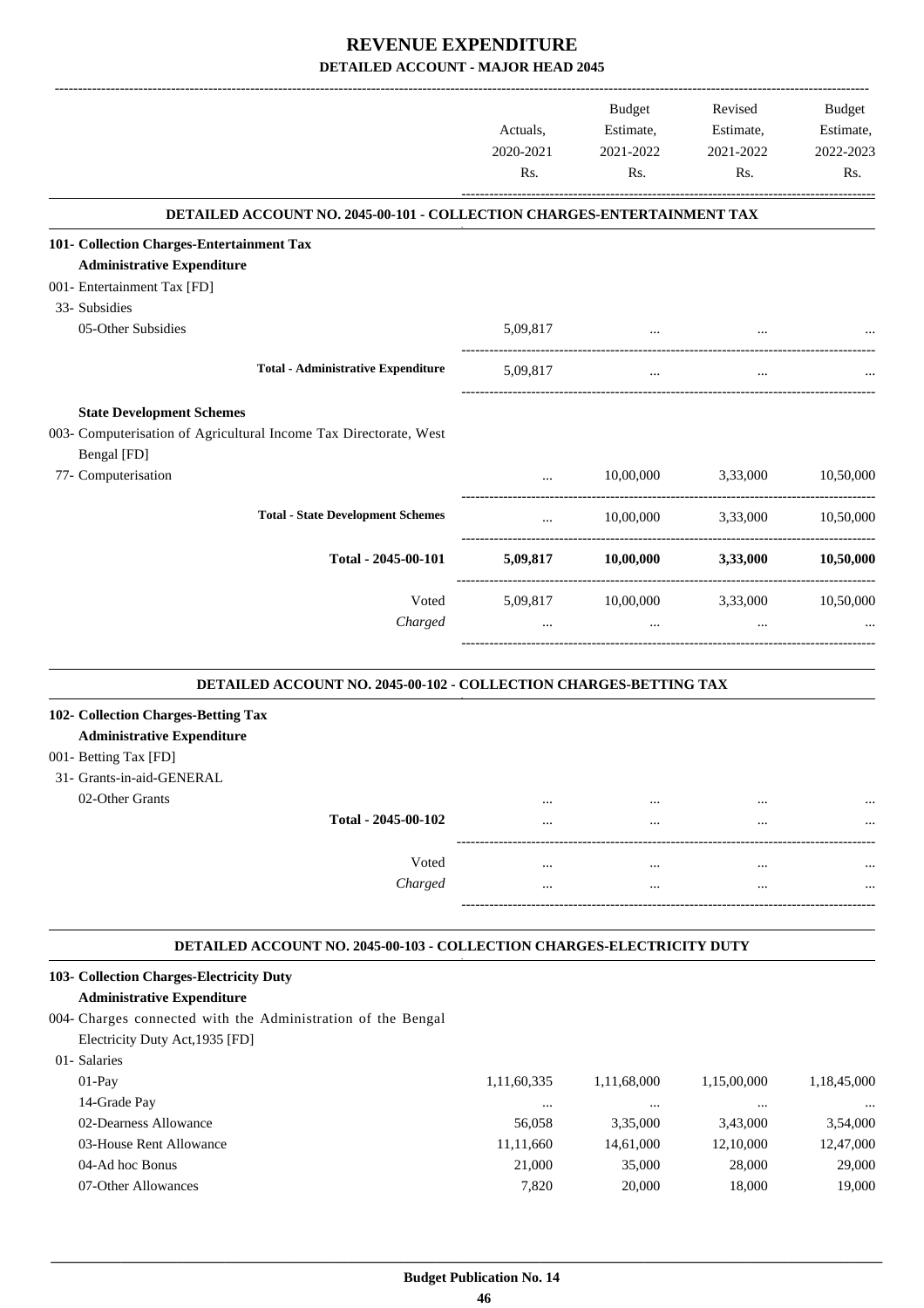# REVENUE EXPENDITURE

## DETAILED ACCOUNT - MAJOR HEAD 2045

| | Actuals, 2020-2021 Rs. | Budget Estimate, 2021-2022 Rs. | Revised Estimate, 2021-2022 Rs. | Budget Estimate, 2022-2023 Rs. |
|---|---|---|---|---|
| **DETAILED ACCOUNT NO. 2045-00-101 - COLLECTION CHARGES-ENTERTAINMENT TAX** | | | | |
| **101- Collection Charges-Entertainment Tax** | | | | |
| **Administrative Expenditure** | | | | |
| 001- Entertainment Tax [FD] | | | | |
| 33- Subsidies | | | | |
| 05-Other Subsidies | 5,09,817 | ... | ... | ... |
| **Total - Administrative Expenditure** | 5,09,817 | ... | ... | ... |
| **State Development Schemes** | | | | |
| 003- Computerisation of Agricultural Income Tax Directorate, West Bengal [FD] | | | | |
| 77- Computerisation | ... | 10,00,000 | 3,33,000 | 10,50,000 |
| **Total - State Development Schemes** | ... | 10,00,000 | 3,33,000 | 10,50,000 |
| **Total - 2045-00-101** | **5,09,817** | **10,00,000** | **3,33,000** | **10,50,000** |
| Voted | 5,09,817 | 10,00,000 | 3,33,000 | 10,50,000 |
| *Charged* | ... | ... | ... | ... |
| **DETAILED ACCOUNT NO. 2045-00-102 - COLLECTION CHARGES-BETTING TAX** | | | | |
| **102- Collection Charges-Betting Tax** | | | | |
| **Administrative Expenditure** | | | | |
| 001- Betting Tax [FD] | | | | |
| 31- Grants-in-aid-GENERAL | | | | |
| 02-Other Grants | ... | ... | ... | ... |
| **Total - 2045-00-102** | ... | ... | ... | ... |
| Voted | ... | ... | ... | ... |
| *Charged* | ... | ... | ... | ... |
| **DETAILED ACCOUNT NO. 2045-00-103 - COLLECTION CHARGES-ELECTRICITY DUTY** | | | | |
| **103- Collection Charges-Electricity Duty** | | | | |
| **Administrative Expenditure** | | | | |
| 004- Charges connected with the Administration of the Bengal Electricity Duty Act,1935 [FD] | | | | |
| 01- Salaries | | | | |
| 01-Pay | 1,11,60,335 | 1,11,68,000 | 1,15,00,000 | 1,18,45,000 |
| 14-Grade Pay | ... | ... | ... | ... |
| 02-Dearness Allowance | 56,058 | 3,35,000 | 3,43,000 | 3,54,000 |
| 03-House Rent Allowance | 11,11,660 | 14,61,000 | 12,10,000 | 12,47,000 |
| 04-Ad hoc Bonus | 21,000 | 35,000 | 28,000 | 29,000 |
| 07-Other Allowances | 7,820 | 20,000 | 18,000 | 19,000 |

**Budget Publication No. 14**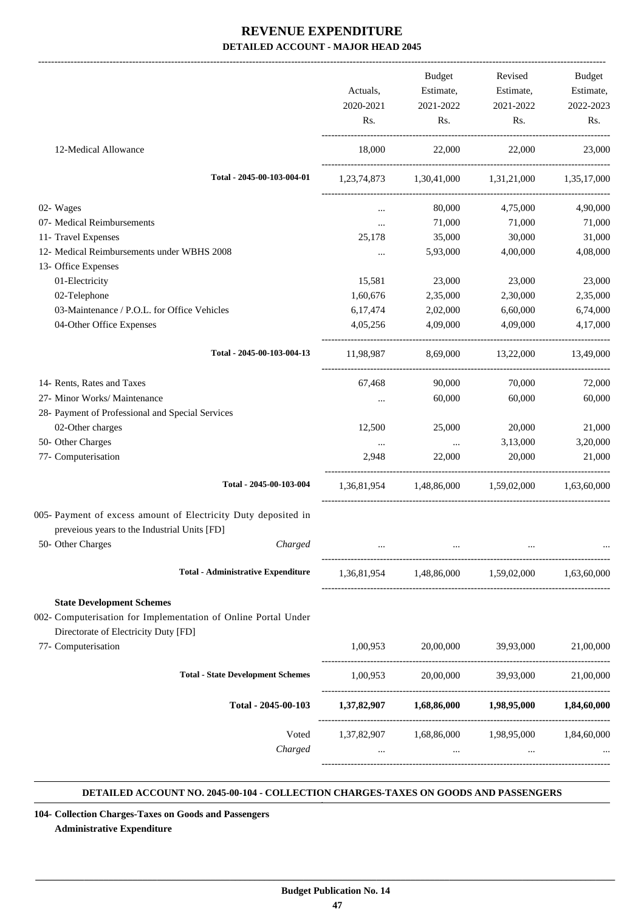# REVENUE EXPENDITURE

## DETAILED ACCOUNT - MAJOR HEAD 2045

| | Actuals, 2020-2021 Rs. | Budget Estimate, 2021-2022 Rs. | Revised Estimate, 2021-2022 Rs. | Budget Estimate, 2022-2023 Rs. |
|---|---|---|---|---|
| 12-Medical Allowance | 18,000 | 22,000 | 22,000 | 23,000 |
| **Total - 2045-00-103-004-01** | 1,23,74,873 | 1,30,41,000 | 1,31,21,000 | 1,35,17,000 |
| 02- Wages | ... | 80,000 | 4,75,000 | 4,90,000 |
| 07- Medical Reimbursements | ... | 71,000 | 71,000 | 71,000 |
| 11- Travel Expenses | 25,178 | 35,000 | 30,000 | 31,000 |
| 12- Medical Reimbursements under WBHS 2008 | ... | 5,93,000 | 4,00,000 | 4,08,000 |
| 13- Office Expenses | | | | |
| 01-Electricity | 15,581 | 23,000 | 23,000 | 23,000 |
| 02-Telephone | 1,60,676 | 2,35,000 | 2,30,000 | 2,35,000 |
| 03-Maintenance / P.O.L. for Office Vehicles | 6,17,474 | 2,02,000 | 6,60,000 | 6,74,000 |
| 04-Other Office Expenses | 4,05,256 | 4,09,000 | 4,09,000 | 4,17,000 |
| **Total - 2045-00-103-004-13** | 11,98,987 | 8,69,000 | 13,22,000 | 13,49,000 |
| 14- Rents, Rates and Taxes | 67,468 | 90,000 | 70,000 | 72,000 |
| 27- Minor Works/ Maintenance | ... | 60,000 | 60,000 | 60,000 |
| 28- Payment of Professional and Special Services | | | | |
| 02-Other charges | 12,500 | 25,000 | 20,000 | 21,000 |
| 50- Other Charges | ... | ... | 3,13,000 | 3,20,000 |
| 77- Computerisation | 2,948 | 22,000 | 20,000 | 21,000 |
| **Total - 2045-00-103-004** | 1,36,81,954 | 1,48,86,000 | 1,59,02,000 | 1,63,60,000 |
| 005- Payment of excess amount of Electricity Duty deposited in preveious years to the Industrial Units [FD] | | | | |
| 50- Other Charges *Charged* | ... | ... | ... | ... |
| **Total - Administrative Expenditure** | 1,36,81,954 | 1,48,86,000 | 1,59,02,000 | 1,63,60,000 |
| **State Development Schemes** | | | | |
| 002- Computerisation for Implementation of Online Portal Under Directorate of Electricity Duty [FD] | | | | |
| 77- Computerisation | 1,00,953 | 20,00,000 | 39,93,000 | 21,00,000 |
| **Total - State Development Schemes** | 1,00,953 | 20,00,000 | 39,93,000 | 21,00,000 |
| **Total - 2045-00-103** | **1,37,82,907** | **1,68,86,000** | **1,98,95,000** | **1,84,60,000** |
| Voted | 1,37,82,907 | 1,68,86,000 | 1,98,95,000 | 1,84,60,000 |
| *Charged* | ... | ... | ... | ... |

### DETAILED ACCOUNT NO. 2045-00-104 - COLLECTION CHARGES-TAXES ON GOODS AND PASSENGERS

**104- Collection Charges-Taxes on Goods and Passengers**

**Administrative Expenditure**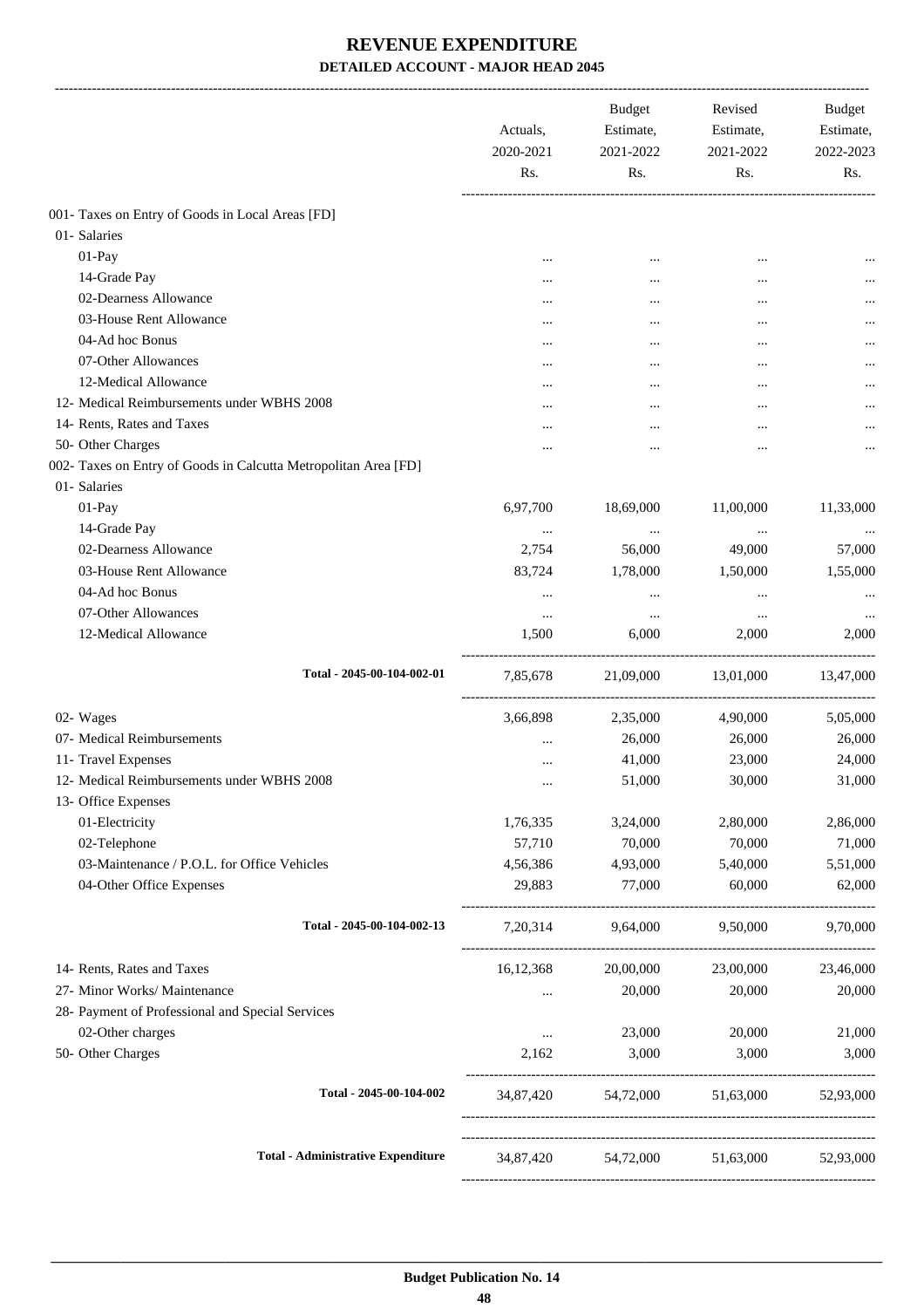# REVENUE EXPENDITURE

## DETAILED ACCOUNT - MAJOR HEAD 2045

| | Actuals, 2020-2021 Rs. | Budget Estimate, 2021-2022 Rs. | Revised Estimate, 2021-2022 Rs. | Budget Estimate, 2022-2023 Rs. |
|---|---|---|---|---|
| 001- Taxes on Entry of Goods in Local Areas [FD] | | | | |
| 01- Salaries | | | | |
| 01-Pay | ... | ... | ... | ... |
| 14-Grade Pay | ... | ... | ... | ... |
| 02-Dearness Allowance | ... | ... | ... | ... |
| 03-House Rent Allowance | ... | ... | ... | ... |
| 04-Ad hoc Bonus | ... | ... | ... | ... |
| 07-Other Allowances | ... | ... | ... | ... |
| 12-Medical Allowance | ... | ... | ... | ... |
| 12- Medical Reimbursements under WBHS 2008 | ... | ... | ... | ... |
| 14- Rents, Rates and Taxes | ... | ... | ... | ... |
| 50- Other Charges | ... | ... | ... | ... |
| 002- Taxes on Entry of Goods in Calcutta Metropolitan Area [FD] | | | | |
| 01- Salaries | | | | |
| 01-Pay | 6,97,700 | 18,69,000 | 11,00,000 | 11,33,000 |
| 14-Grade Pay | ... | ... | ... | ... |
| 02-Dearness Allowance | 2,754 | 56,000 | 49,000 | 57,000 |
| 03-House Rent Allowance | 83,724 | 1,78,000 | 1,50,000 | 1,55,000 |
| 04-Ad hoc Bonus | ... | ... | ... | ... |
| 07-Other Allowances | ... | ... | ... | ... |
| 12-Medical Allowance | 1,500 | 6,000 | 2,000 | 2,000 |
| **Total - 2045-00-104-002-01** | 7,85,678 | 21,09,000 | 13,01,000 | 13,47,000 |
| 02- Wages | 3,66,898 | 2,35,000 | 4,90,000 | 5,05,000 |
| 07- Medical Reimbursements | ... | 26,000 | 26,000 | 26,000 |
| 11- Travel Expenses | ... | 41,000 | 23,000 | 24,000 |
| 12- Medical Reimbursements under WBHS 2008 | ... | 51,000 | 30,000 | 31,000 |
| 13- Office Expenses | | | | |
| 01-Electricity | 1,76,335 | 3,24,000 | 2,80,000 | 2,86,000 |
| 02-Telephone | 57,710 | 70,000 | 70,000 | 71,000 |
| 03-Maintenance / P.O.L. for Office Vehicles | 4,56,386 | 4,93,000 | 5,40,000 | 5,51,000 |
| 04-Other Office Expenses | 29,883 | 77,000 | 60,000 | 62,000 |
| **Total - 2045-00-104-002-13** | 7,20,314 | 9,64,000 | 9,50,000 | 9,70,000 |
| 14- Rents, Rates and Taxes | 16,12,368 | 20,00,000 | 23,00,000 | 23,46,000 |
| 27- Minor Works/ Maintenance | ... | 20,000 | 20,000 | 20,000 |
| 28- Payment of Professional and Special Services | | | | |
| 02-Other charges | ... | 23,000 | 20,000 | 21,000 |
| 50- Other Charges | 2,162 | 3,000 | 3,000 | 3,000 |
| **Total - 2045-00-104-002** | 34,87,420 | 54,72,000 | 51,63,000 | 52,93,000 |
| **Total - Administrative Expenditure** | 34,87,420 | 54,72,000 | 51,63,000 | 52,93,000 |

**Budget Publication No. 14**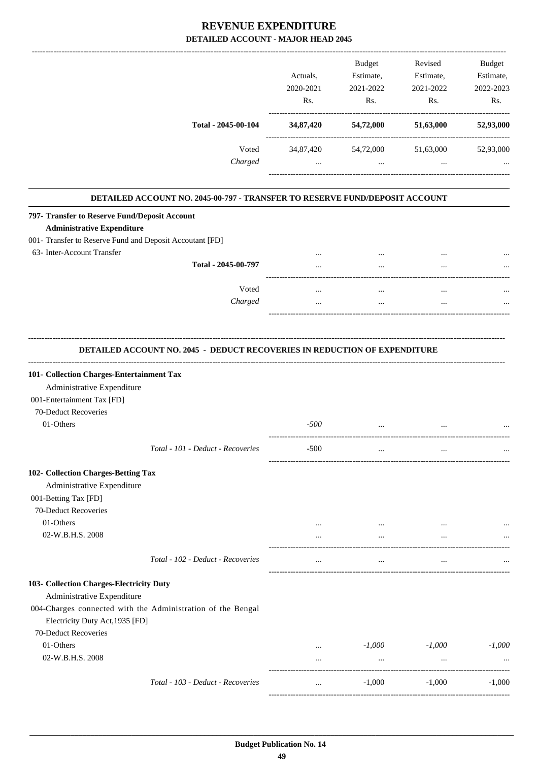# REVENUE EXPENDITURE

## DETAILED ACCOUNT - MAJOR HEAD 2045

| | Actuals, 2020-2021 Rs. | Budget Estimate, 2021-2022 Rs. | Revised Estimate, 2021-2022 Rs. | Budget Estimate, 2022-2023 Rs. |
|---|---|---|---|---|
| **Total - 2045-00-104** | **34,87,420** | **54,72,000** | **51,63,000** | **52,93,000** |
| Voted | 34,87,420 | 54,72,000 | 51,63,000 | 52,93,000 |
| *Charged* | ... | ... | ... | ... |

### DETAILED ACCOUNT NO. 2045-00-797 - TRANSFER TO RESERVE FUND/DEPOSIT ACCOUNT

| | Actuals, 2020-2021 Rs. | Budget Estimate, 2021-2022 Rs. | Revised Estimate, 2021-2022 Rs. | Budget Estimate, 2022-2023 Rs. |
|---|---|---|---|---|
| **797- Transfer to Reserve Fund/Deposit Account** | | | | |
| **Administrative Expenditure** | | | | |
| 001- Transfer to Reserve Fund and Deposit Accoutant [FD] | | | | |
| 63- Inter-Account Transfer | ... | ... | ... | ... |
| **Total - 2045-00-797** | ... | ... | ... | ... |
| Voted | ... | ... | ... | ... |
| *Charged* | ... | ... | ... | ... |

### DETAILED ACCOUNT NO. 2045 - DEDUCT RECOVERIES IN REDUCTION OF EXPENDITURE

| | Actuals, 2020-2021 Rs. | Budget Estimate, 2021-2022 Rs. | Revised Estimate, 2021-2022 Rs. | Budget Estimate, 2022-2023 Rs. |
|---|---|---|---|---|
| **101- Collection Charges-Entertainment Tax** | | | | |
| Administrative Expenditure | | | | |
| 001-Entertainment Tax [FD] | | | | |
| 70-Deduct Recoveries | | | | |
| 01-Others | *-500* | ... | ... | ... |
| *Total - 101 - Deduct - Recoveries* | -500 | ... | ... | ... |
| **102- Collection Charges-Betting Tax** | | | | |
| Administrative Expenditure | | | | |
| 001-Betting Tax [FD] | | | | |
| 70-Deduct Recoveries | | | | |
| 01-Others | ... | ... | ... | ... |
| 02-W.B.H.S. 2008 | ... | ... | ... | ... |
| *Total - 102 - Deduct - Recoveries* | ... | ... | ... | ... |
| **103- Collection Charges-Electricity Duty** | | | | |
| Administrative Expenditure | | | | |
| 004-Charges connected with the Administration of the Bengal Electricity Duty Act,1935 [FD] | | | | |
| 70-Deduct Recoveries | | | | |
| 01-Others | ... | *-1,000* | *-1,000* | *-1,000* |
| 02-W.B.H.S. 2008 | ... | ... | ... | ... |
| *Total - 103 - Deduct - Recoveries* | ... | -1,000 | -1,000 | -1,000 |

**Budget Publication No. 14**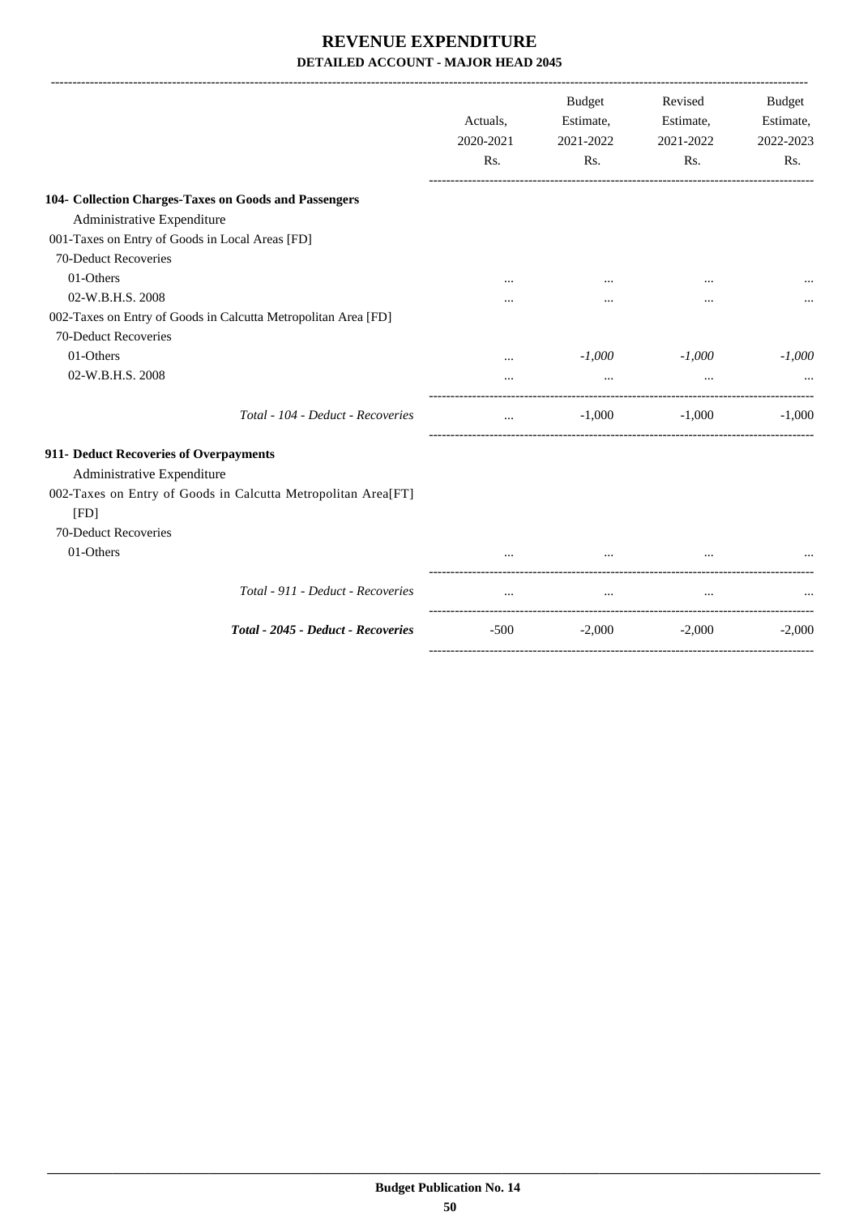# REVENUE EXPENDITURE

## DETAILED ACCOUNT - MAJOR HEAD 2045

| | Actuals, 2020-2021 Rs. | Budget Estimate, 2021-2022 Rs. | Revised Estimate, 2021-2022 Rs. | Budget Estimate, 2022-2023 Rs. |
|---|---|---|---|---|
| **104- Collection Charges-Taxes on Goods and Passengers** | | | | |
| Administrative Expenditure | | | | |
| 001-Taxes on Entry of Goods in Local Areas [FD] | | | | |
| 70-Deduct Recoveries | | | | |
| 01-Others | ... | ... | ... | ... |
| 02-W.B.H.S. 2008 | ... | ... | ... | ... |
| 002-Taxes on Entry of Goods in Calcutta Metropolitan Area [FD] | | | | |
| 70-Deduct Recoveries | | | | |
| 01-Others | ... | *-1,000* | *-1,000* | *-1,000* |
| 02-W.B.H.S. 2008 | ... | ... | ... | ... |
| *Total - 104 - Deduct - Recoveries* | ... | -1,000 | -1,000 | -1,000 |
| **911- Deduct Recoveries of Overpayments** | | | | |
| Administrative Expenditure | | | | |
| 002-Taxes on Entry of Goods in Calcutta Metropolitan Area[FT] [FD] | | | | |
| 70-Deduct Recoveries | | | | |
| 01-Others | ... | ... | ... | ... |
| *Total - 911 - Deduct - Recoveries* | ... | ... | ... | ... |
| ***Total - 2045 - Deduct - Recoveries*** | -500 | -2,000 | -2,000 | -2,000 |

**Budget Publication No. 14**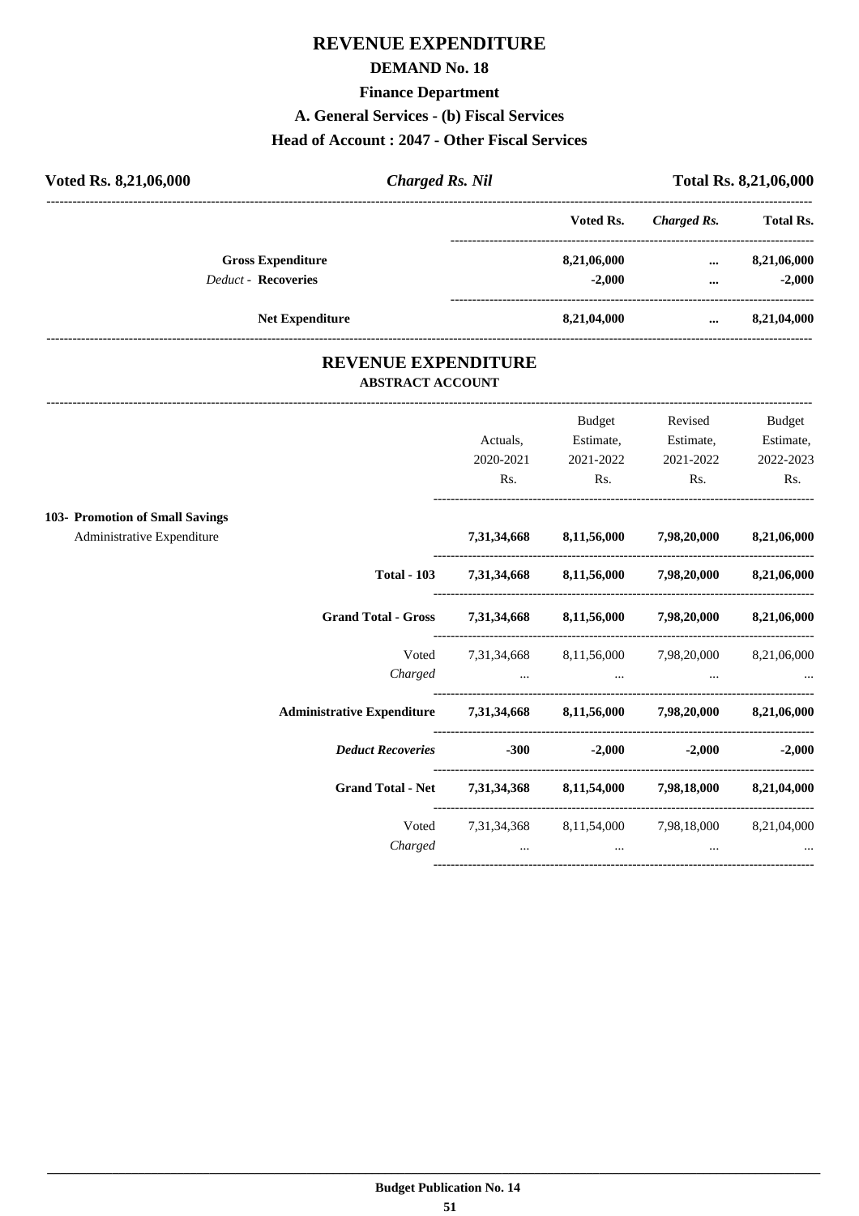# REVENUE EXPENDITURE

## DEMAND No. 18

### Finance Department

### A. General Services - (b) Fiscal Services

### Head of Account : 2047 - Other Fiscal Services

**Voted Rs. 8,21,06,000** &nbsp;&nbsp;&nbsp; ***Charged Rs. Nil*** &nbsp;&nbsp;&nbsp; **Total Rs. 8,21,06,000**

| | Voted Rs. | *Charged Rs.* | Total Rs. |
|---|---|---|---|
| **Gross Expenditure** | **8,21,06,000** | **...** | **8,21,06,000** |
| *Deduct* - **Recoveries** | **-2,000** | **...** | **-2,000** |
| **Net Expenditure** | **8,21,04,000** | **...** | **8,21,04,000** |

## REVENUE EXPENDITURE

### ABSTRACT ACCOUNT

| | Actuals, 2020-2021 Rs. | Budget Estimate, 2021-2022 Rs. | Revised Estimate, 2021-2022 Rs. | Budget Estimate, 2022-2023 Rs. |
|---|---|---|---|---|
| **103- Promotion of Small Savings** | | | | |
| Administrative Expenditure | **7,31,34,668** | **8,11,56,000** | **7,98,20,000** | **8,21,06,000** |
| **Total - 103** | **7,31,34,668** | **8,11,56,000** | **7,98,20,000** | **8,21,06,000** |
| **Grand Total - Gross** | **7,31,34,668** | **8,11,56,000** | **7,98,20,000** | **8,21,06,000** |
| Voted | 7,31,34,668 | 8,11,56,000 | 7,98,20,000 | 8,21,06,000 |
| *Charged* | ... | ... | ... | ... |
| **Administrative Expenditure** | **7,31,34,668** | **8,11,56,000** | **7,98,20,000** | **8,21,06,000** |
| ***Deduct Recoveries*** | **-300** | **-2,000** | **-2,000** | **-2,000** |
| **Grand Total - Net** | **7,31,34,368** | **8,11,54,000** | **7,98,18,000** | **8,21,04,000** |
| Voted | 7,31,34,368 | 8,11,54,000 | 7,98,18,000 | 8,21,04,000 |
| *Charged* | ... | ... | ... | ... |

**Budget Publication No. 14**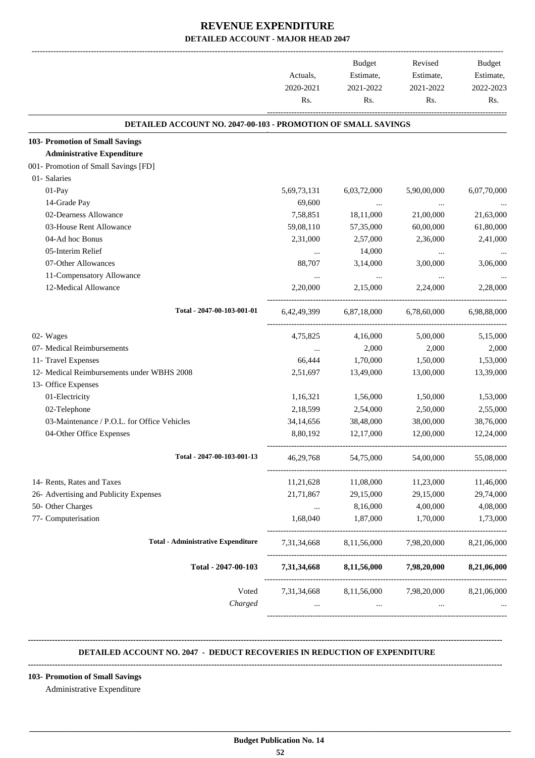# REVENUE EXPENDITURE

## DETAILED ACCOUNT - MAJOR HEAD 2047

| | Actuals, 2020-2021 Rs. | Budget Estimate, 2021-2022 Rs. | Revised Estimate, 2021-2022 Rs. | Budget Estimate, 2022-2023 Rs. |
|---|---|---|---|---|
| **DETAILED ACCOUNT NO. 2047-00-103 - PROMOTION OF SMALL SAVINGS** | | | | |
| **103- Promotion of Small Savings** | | | | |
| **Administrative Expenditure** | | | | |
| 001- Promotion of Small Savings [FD] | | | | |
| 01- Salaries | | | | |
| 01-Pay | 5,69,73,131 | 6,03,72,000 | 5,90,00,000 | 6,07,70,000 |
| 14-Grade Pay | 69,600 | ... | ... | ... |
| 02-Dearness Allowance | 7,58,851 | 18,11,000 | 21,00,000 | 21,63,000 |
| 03-House Rent Allowance | 59,08,110 | 57,35,000 | 60,00,000 | 61,80,000 |
| 04-Ad hoc Bonus | 2,31,000 | 2,57,000 | 2,36,000 | 2,41,000 |
| 05-Interim Relief | ... | 14,000 | ... | ... |
| 07-Other Allowances | 88,707 | 3,14,000 | 3,00,000 | 3,06,000 |
| 11-Compensatory Allowance | ... | ... | ... | ... |
| 12-Medical Allowance | 2,20,000 | 2,15,000 | 2,24,000 | 2,28,000 |
| Total - 2047-00-103-001-01 | 6,42,49,399 | 6,87,18,000 | 6,78,60,000 | 6,98,88,000 |
| 02- Wages | 4,75,825 | 4,16,000 | 5,00,000 | 5,15,000 |
| 07- Medical Reimbursements | ... | 2,000 | 2,000 | 2,000 |
| 11- Travel Expenses | 66,444 | 1,70,000 | 1,50,000 | 1,53,000 |
| 12- Medical Reimbursements under WBHS 2008 | 2,51,697 | 13,49,000 | 13,00,000 | 13,39,000 |
| 13- Office Expenses | | | | |
| 01-Electricity | 1,16,321 | 1,56,000 | 1,50,000 | 1,53,000 |
| 02-Telephone | 2,18,599 | 2,54,000 | 2,50,000 | 2,55,000 |
| 03-Maintenance / P.O.L. for Office Vehicles | 34,14,656 | 38,48,000 | 38,00,000 | 38,76,000 |
| 04-Other Office Expenses | 8,80,192 | 12,17,000 | 12,00,000 | 12,24,000 |
| Total - 2047-00-103-001-13 | 46,29,768 | 54,75,000 | 54,00,000 | 55,08,000 |
| 14- Rents, Rates and Taxes | 11,21,628 | 11,08,000 | 11,23,000 | 11,46,000 |
| 26- Advertising and Publicity Expenses | 21,71,867 | 29,15,000 | 29,15,000 | 29,74,000 |
| 50- Other Charges | ... | 8,16,000 | 4,00,000 | 4,08,000 |
| 77- Computerisation | 1,68,040 | 1,87,000 | 1,70,000 | 1,73,000 |
| **Total - Administrative Expenditure** | 7,31,34,668 | 8,11,56,000 | 7,98,20,000 | 8,21,06,000 |
| **Total - 2047-00-103** | **7,31,34,668** | **8,11,56,000** | **7,98,20,000** | **8,21,06,000** |
| Voted | 7,31,34,668 | 8,11,56,000 | 7,98,20,000 | 8,21,06,000 |
| *Charged* | ... | ... | ... | ... |

**DETAILED ACCOUNT NO. 2047 - DEDUCT RECOVERIES IN REDUCTION OF EXPENDITURE**

**103- Promotion of Small Savings**

Administrative Expenditure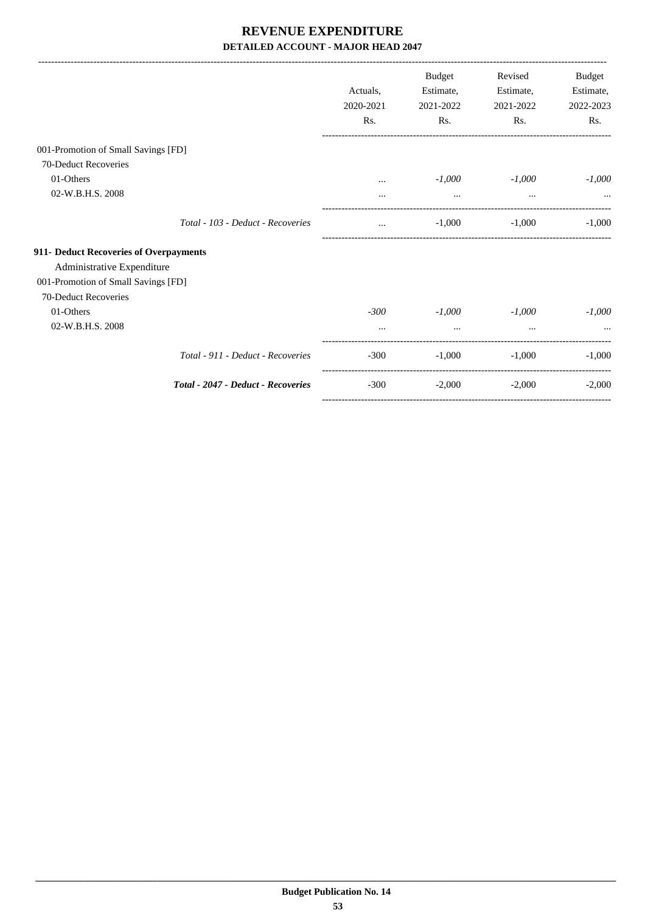# REVENUE EXPENDITURE

## DETAILED ACCOUNT - MAJOR HEAD 2047

| | Actuals, 2020-2021 Rs. | Budget Estimate, 2021-2022 Rs. | Revised Estimate, 2021-2022 Rs. | Budget Estimate, 2022-2023 Rs. |
|---|---|---|---|---|
| 001-Promotion of Small Savings [FD] | | | | |
| 70-Deduct Recoveries | | | | |
| 01-Others | ... | *-1,000* | *-1,000* | *-1,000* |
| 02-W.B.H.S. 2008 | ... | ... | ... | ... |
| *Total - 103 - Deduct - Recoveries* | ... | -1,000 | -1,000 | -1,000 |
| **911- Deduct Recoveries of Overpayments** | | | | |
| Administrative Expenditure | | | | |
| 001-Promotion of Small Savings [FD] | | | | |
| 70-Deduct Recoveries | | | | |
| 01-Others | *-300* | *-1,000* | *-1,000* | *-1,000* |
| 02-W.B.H.S. 2008 | ... | ... | ... | ... |
| *Total - 911 - Deduct - Recoveries* | -300 | -1,000 | -1,000 | -1,000 |
| ***Total - 2047 - Deduct - Recoveries*** | -300 | -2,000 | -2,000 | -2,000 |

**Budget Publication No. 14**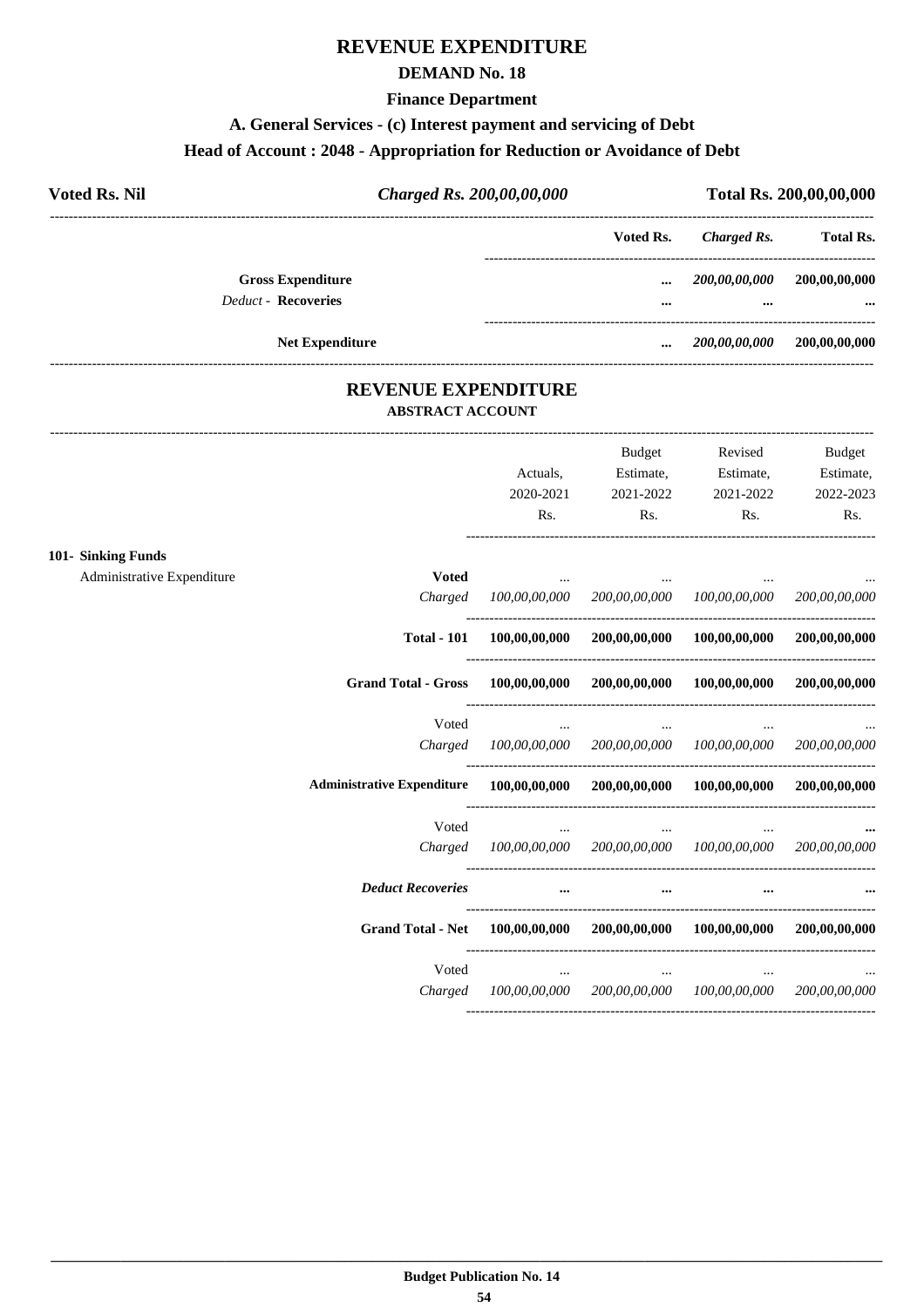# REVENUE EXPENDITURE

## DEMAND No. 18

### Finance Department

### A. General Services - (c) Interest payment and servicing of Debt

### Head of Account : 2048 - Appropriation for Reduction or Avoidance of Debt

| **Voted Rs. Nil** | ***Charged Rs. 200,00,00,000*** | **Total Rs. 200,00,00,000** |
|---|---|---|

| | Voted Rs. | *Charged Rs.* | Total Rs. |
|---|---|---|---|
| **Gross Expenditure** | ... | *200,00,00,000* | 200,00,00,000 |
| *Deduct -* **Recoveries** | ... | ... | ... |
| **Net Expenditure** | ... | *200,00,00,000* | 200,00,00,000 |

# REVENUE EXPENDITURE

### ABSTRACT ACCOUNT

| | | Actuals, 2020-2021 Rs. | Budget Estimate, 2021-2022 Rs. | Revised Estimate, 2021-2022 Rs. | Budget Estimate, 2022-2023 Rs. |
|---|---|---|---|---|---|
| **101- Sinking Funds** | | | | | |
| Administrative Expenditure | **Voted** | ... | ... | ... | ... |
| | *Charged* | *100,00,00,000* | *200,00,00,000* | *100,00,00,000* | *200,00,00,000* |
| | **Total - 101** | **100,00,00,000** | **200,00,00,000** | **100,00,00,000** | **200,00,00,000** |
| | **Grand Total - Gross** | **100,00,00,000** | **200,00,00,000** | **100,00,00,000** | **200,00,00,000** |
| | Voted | ... | ... | ... | ... |
| | *Charged* | *100,00,00,000* | *200,00,00,000* | *100,00,00,000* | *200,00,00,000* |
| | **Administrative Expenditure** | **100,00,00,000** | **200,00,00,000** | **100,00,00,000** | **200,00,00,000** |
| | Voted | ... | ... | ... | ... |
| | *Charged* | *100,00,00,000* | *200,00,00,000* | *100,00,00,000* | *200,00,00,000* |
| | ***Deduct Recoveries*** | ... | ... | ... | ... |
| | **Grand Total - Net** | **100,00,00,000** | **200,00,00,000** | **100,00,00,000** | **200,00,00,000** |
| | Voted | ... | ... | ... | ... |
| | *Charged* | *100,00,00,000* | *200,00,00,000* | *100,00,00,000* | *200,00,00,000* |

**Budget Publication No. 14**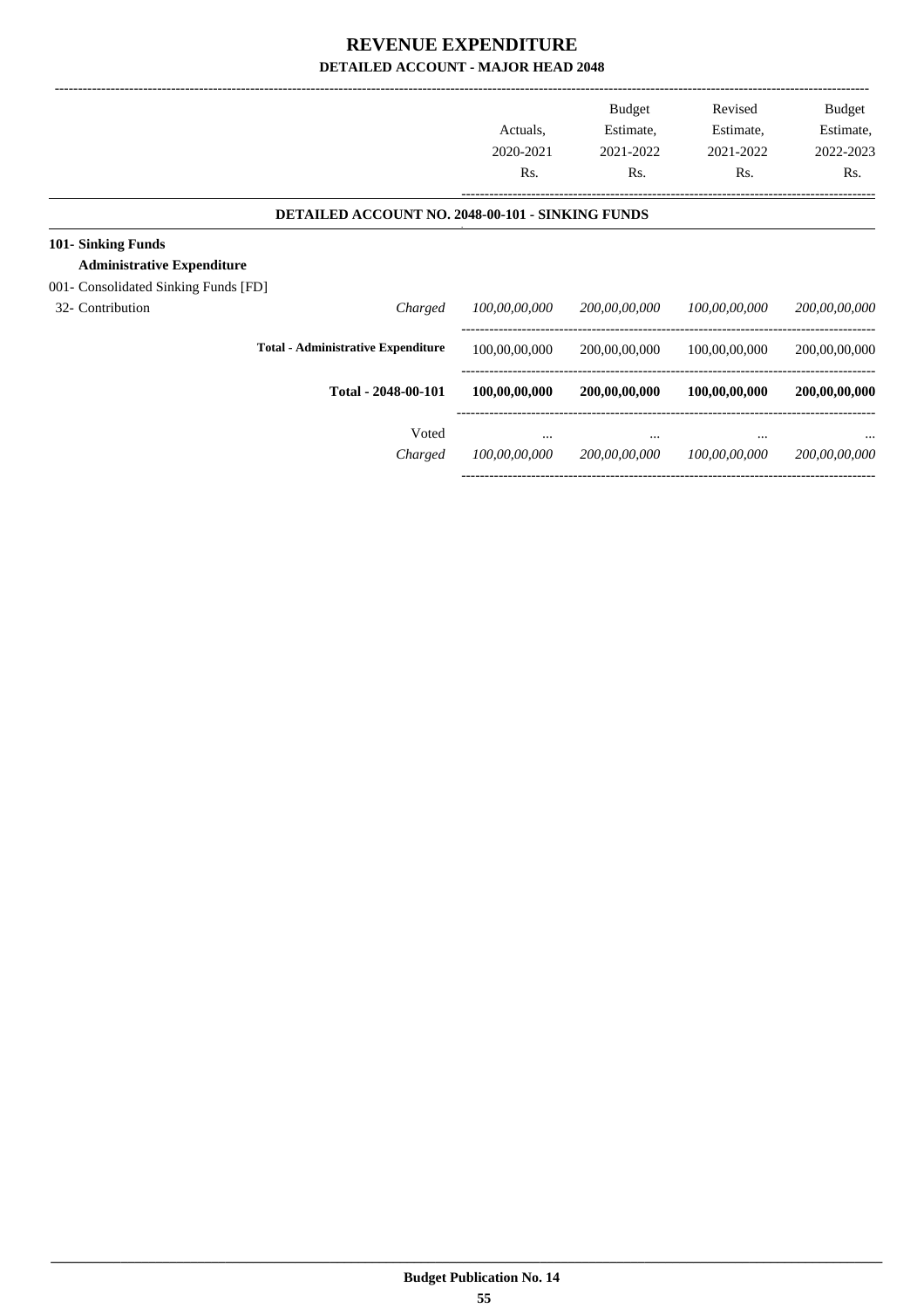# REVENUE EXPENDITURE

## DETAILED ACCOUNT - MAJOR HEAD 2048

| | | Actuals, 2020-2021 Rs. | Budget Estimate, 2021-2022 Rs. | Revised Estimate, 2021-2022 Rs. | Budget Estimate, 2022-2023 Rs. |
|---|---|---|---|---|---|
| **DETAILED ACCOUNT NO. 2048-00-101 - SINKING FUNDS** | | | | | |
| **101- Sinking Funds** | | | | | |
| **Administrative Expenditure** | | | | | |
| 001- Consolidated Sinking Funds [FD] | | | | | |
| 32- Contribution | *Charged* | *100,00,00,000* | *200,00,00,000* | *100,00,00,000* | *200,00,00,000* |
| | **Total - Administrative Expenditure** | 100,00,00,000 | 200,00,00,000 | 100,00,00,000 | 200,00,00,000 |
| | **Total - 2048-00-101** | **100,00,00,000** | **200,00,00,000** | **100,00,00,000** | **200,00,00,000** |
| | Voted | ... | ... | ... | ... |
| | *Charged* | *100,00,00,000* | *200,00,00,000* | *100,00,00,000* | *200,00,00,000* |

**Budget Publication No. 14**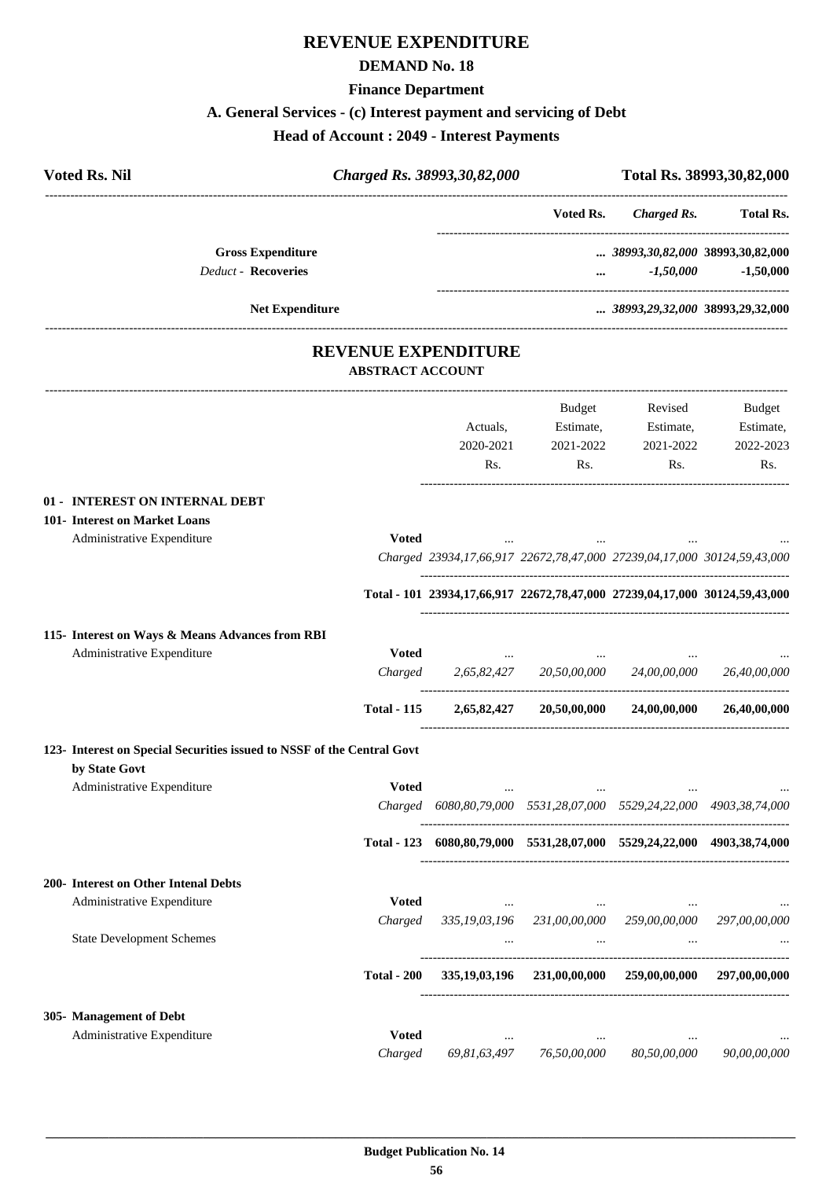# REVENUE EXPENDITURE

## DEMAND No. 18

### Finance Department

### A. General Services - (c) Interest payment and servicing of Debt

### Head of Account : 2049 - Interest Payments

| Voted Rs. Nil | Charged Rs. 38993,30,82,000 | Total Rs. 38993,30,82,000 |
|---|---|---|

| | Voted Rs. | Charged Rs. | Total Rs. |
|---|---|---|---|
| **Gross Expenditure** | ... | *38993,30,82,000* | **38993,30,82,000** |
| *Deduct* - **Recoveries** | ... | *-1,50,000* | **-1,50,000** |
| **Net Expenditure** | ... | *38993,29,32,000* | **38993,29,32,000** |

## REVENUE EXPENDITURE

### ABSTRACT ACCOUNT

| | | Actuals, 2020-2021 Rs. | Budget Estimate, 2021-2022 Rs. | Revised Estimate, 2021-2022 Rs. | Budget Estimate, 2022-2023 Rs. |
|---|---|---|---|---|---|
| **01 - INTEREST ON INTERNAL DEBT** | | | | | |
| **101- Interest on Market Loans** | | | | | |
| Administrative Expenditure | **Voted** | ... | ... | ... | ... |
| | *Charged* | *23934,17,66,917* | *22672,78,47,000* | *27239,04,17,000* | *30124,59,43,000* |
| | **Total - 101** | **23934,17,66,917** | **22672,78,47,000** | **27239,04,17,000** | **30124,59,43,000** |
| **115- Interest on Ways & Means Advances from RBI** | | | | | |
| Administrative Expenditure | **Voted** | ... | ... | ... | ... |
| | *Charged* | *2,65,82,427* | *20,50,00,000* | *24,00,00,000* | *26,40,00,000* |
| | **Total - 115** | **2,65,82,427** | **20,50,00,000** | **24,00,00,000** | **26,40,00,000** |
| **123- Interest on Special Securities issued to NSSF of the Central Govt by State Govt** | | | | | |
| Administrative Expenditure | **Voted** | ... | ... | ... | ... |
| | *Charged* | *6080,80,79,000* | *5531,28,07,000* | *5529,24,22,000* | *4903,38,74,000* |
| | **Total - 123** | **6080,80,79,000** | **5531,28,07,000** | **5529,24,22,000** | **4903,38,74,000** |
| **200- Interest on Other Intenal Debts** | | | | | |
| Administrative Expenditure | **Voted** | ... | ... | ... | ... |
| | *Charged* | *335,19,03,196* | *231,00,00,000* | *259,00,00,000* | *297,00,00,000* |
| State Development Schemes | | ... | ... | ... | ... |
| | **Total - 200** | **335,19,03,196** | **231,00,00,000** | **259,00,00,000** | **297,00,00,000** |
| **305- Management of Debt** | | | | | |
| Administrative Expenditure | **Voted** | ... | ... | ... | ... |
| | *Charged* | *69,81,63,497* | *76,50,00,000* | *80,50,00,000* | *90,00,00,000* |

**Budget Publication No. 14**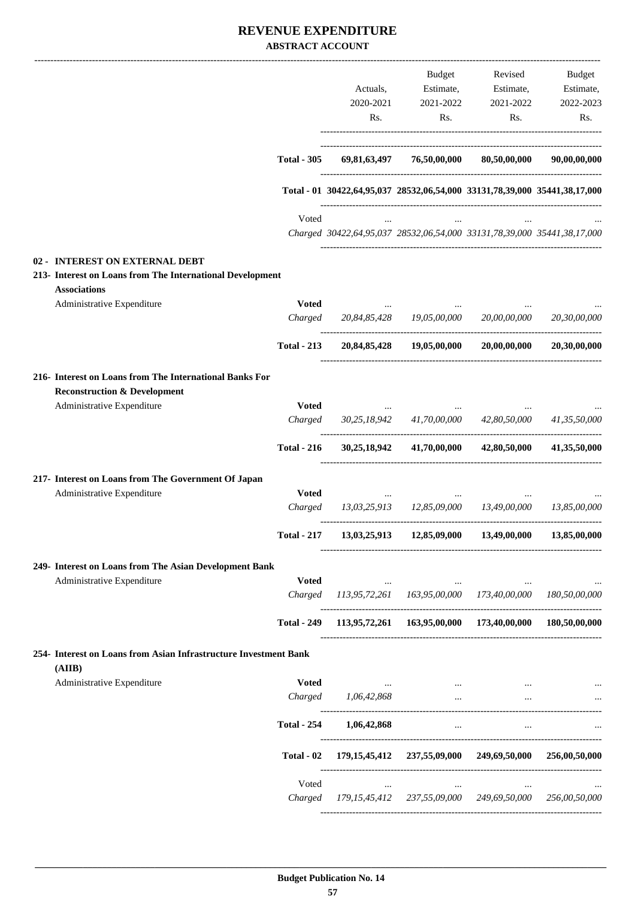# REVENUE EXPENDITURE

## ABSTRACT ACCOUNT

| | | Actuals, 2020-2021 Rs. | Budget Estimate, 2021-2022 Rs. | Revised Estimate, 2021-2022 Rs. | Budget Estimate, 2022-2023 Rs. |
|---|---|---|---|---|---|
| | **Total - 305** | **69,81,63,497** | **76,50,00,000** | **80,50,00,000** | **90,00,00,000** |
| | **Total - 01** | **30422,64,95,037** | **28532,06,54,000** | **33131,78,39,000** | **35441,38,17,000** |
| | Voted | ... | ... | ... | ... |
| | *Charged* | *30422,64,95,037* | *28532,06,54,000* | *33131,78,39,000* | *35441,38,17,000* |
| **02 - INTEREST ON EXTERNAL DEBT** | | | | | |
| **213- Interest on Loans from The International Development Associations** | | | | | |
| Administrative Expenditure | **Voted** | ... | ... | ... | ... |
| | *Charged* | *20,84,85,428* | *19,05,00,000* | *20,00,00,000* | *20,30,00,000* |
| | **Total - 213** | **20,84,85,428** | **19,05,00,000** | **20,00,00,000** | **20,30,00,000** |
| **216- Interest on Loans from The International Banks For Reconstruction & Development** | | | | | |
| Administrative Expenditure | **Voted** | ... | ... | ... | ... |
| | *Charged* | *30,25,18,942* | *41,70,00,000* | *42,80,50,000* | *41,35,50,000* |
| | **Total - 216** | **30,25,18,942** | **41,70,00,000** | **42,80,50,000** | **41,35,50,000** |
| **217- Interest on Loans from The Government Of Japan** | | | | | |
| Administrative Expenditure | **Voted** | ... | ... | ... | ... |
| | *Charged* | *13,03,25,913* | *12,85,09,000* | *13,49,00,000* | *13,85,00,000* |
| | **Total - 217** | **13,03,25,913** | **12,85,09,000** | **13,49,00,000** | **13,85,00,000** |
| **249- Interest on Loans from The Asian Development Bank** | | | | | |
| Administrative Expenditure | **Voted** | ... | ... | ... | ... |
| | *Charged* | *113,95,72,261* | *163,95,00,000* | *173,40,00,000* | *180,50,00,000* |
| | **Total - 249** | **113,95,72,261** | **163,95,00,000** | **173,40,00,000** | **180,50,00,000** |
| **254- Interest on Loans from Asian Infrastructure Investment Bank (AIIB)** | | | | | |
| Administrative Expenditure | **Voted** | ... | ... | ... | ... |
| | *Charged* | *1,06,42,868* | ... | ... | ... |
| | **Total - 254** | **1,06,42,868** | ... | ... | ... |
| | **Total - 02** | **179,15,45,412** | **237,55,09,000** | **249,69,50,000** | **256,00,50,000** |
| | Voted | ... | ... | ... | ... |
| | *Charged* | *179,15,45,412* | *237,55,09,000* | *249,69,50,000* | *256,00,50,000* |

**Budget Publication No. 14**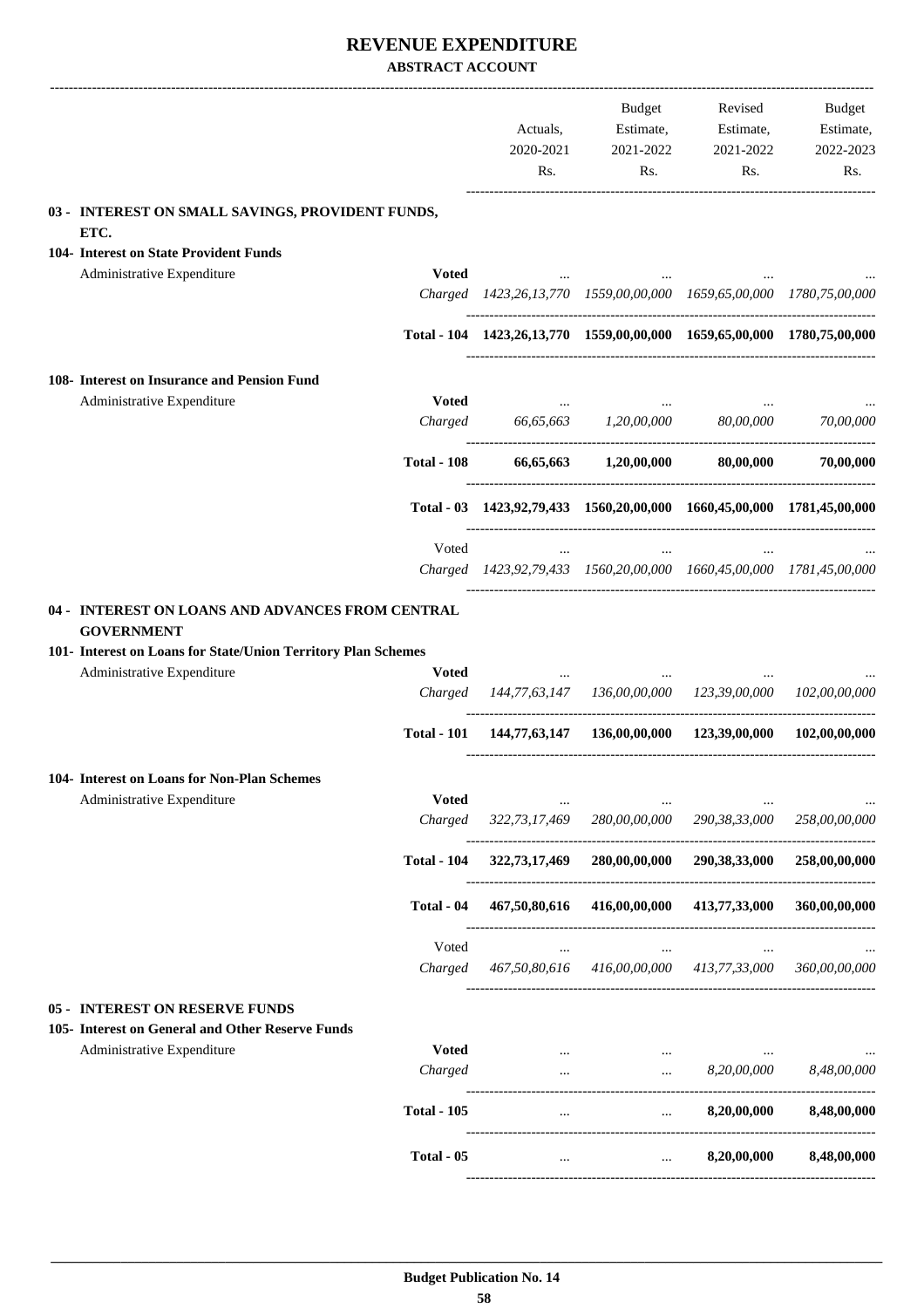# REVENUE EXPENDITURE

**ABSTRACT ACCOUNT**

| | | Actuals, 2020-2021 Rs. | Budget Estimate, 2021-2022 Rs. | Revised Estimate, 2021-2022 Rs. | Budget Estimate, 2022-2023 Rs. |
|---|---|---|---|---|---|
| **03 - INTEREST ON SMALL SAVINGS, PROVIDENT FUNDS, ETC.** | | | | | |
| **104- Interest on State Provident Funds** | | | | | |
| Administrative Expenditure | **Voted** | ... | ... | ... | ... |
| | *Charged* | *1423,26,13,770* | *1559,00,00,000* | *1659,65,00,000* | *1780,75,00,000* |
| | **Total - 104** | **1423,26,13,770** | **1559,00,00,000** | **1659,65,00,000** | **1780,75,00,000** |
| **108- Interest on Insurance and Pension Fund** | | | | | |
| Administrative Expenditure | **Voted** | ... | ... | ... | ... |
| | *Charged* | *66,65,663* | *1,20,00,000* | *80,00,000* | *70,00,000* |
| | **Total - 108** | **66,65,663** | **1,20,00,000** | **80,00,000** | **70,00,000** |
| | **Total - 03** | **1423,92,79,433** | **1560,20,00,000** | **1660,45,00,000** | **1781,45,00,000** |
| | Voted | ... | ... | ... | ... |
| | *Charged* | *1423,92,79,433* | *1560,20,00,000* | *1660,45,00,000* | *1781,45,00,000* |
| **04 - INTEREST ON LOANS AND ADVANCES FROM CENTRAL GOVERNMENT** | | | | | |
| **101- Interest on Loans for State/Union Territory Plan Schemes** | | | | | |
| Administrative Expenditure | **Voted** | ... | ... | ... | ... |
| | *Charged* | *144,77,63,147* | *136,00,00,000* | *123,39,00,000* | *102,00,00,000* |
| | **Total - 101** | **144,77,63,147** | **136,00,00,000** | **123,39,00,000** | **102,00,00,000** |
| **104- Interest on Loans for Non-Plan Schemes** | | | | | |
| Administrative Expenditure | **Voted** | ... | ... | ... | ... |
| | *Charged* | *322,73,17,469* | *280,00,00,000* | *290,38,33,000* | *258,00,00,000* |
| | **Total - 104** | **322,73,17,469** | **280,00,00,000** | **290,38,33,000** | **258,00,00,000** |
| | **Total - 04** | **467,50,80,616** | **416,00,00,000** | **413,77,33,000** | **360,00,00,000** |
| | Voted | ... | ... | ... | ... |
| | *Charged* | *467,50,80,616* | *416,00,00,000* | *413,77,33,000* | *360,00,00,000* |
| **05 - INTEREST ON RESERVE FUNDS** | | | | | |
| **105- Interest on General and Other Reserve Funds** | | | | | |
| Administrative Expenditure | **Voted** | ... | ... | ... | ... |
| | *Charged* | ... | ... | *8,20,00,000* | *8,48,00,000* |
| | **Total - 105** | ... | ... | **8,20,00,000** | **8,48,00,000** |
| | **Total - 05** | ... | ... | **8,20,00,000** | **8,48,00,000** |

**Budget Publication No. 14**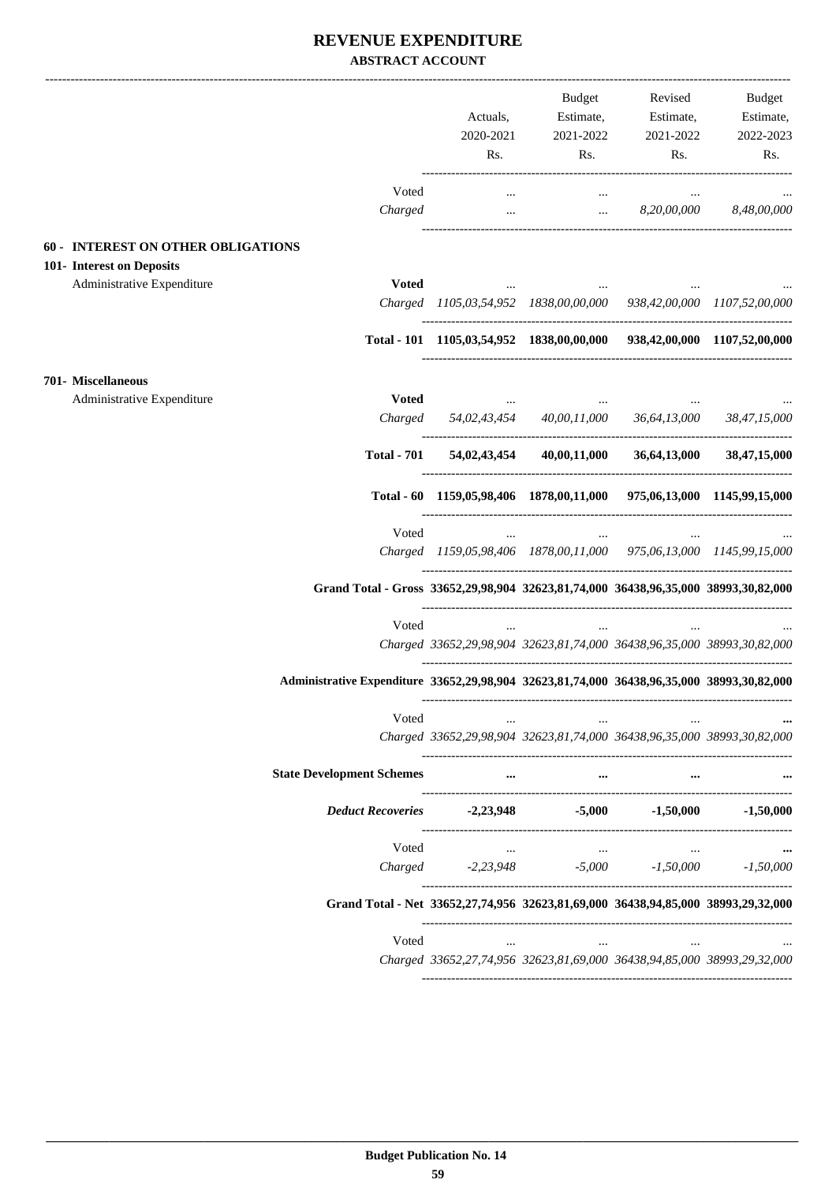# REVENUE EXPENDITURE

**ABSTRACT ACCOUNT**

| | | Actuals, 2020-2021 Rs. | Budget Estimate, 2021-2022 Rs. | Revised Estimate, 2021-2022 Rs. | Budget Estimate, 2022-2023 Rs. |
|---|---|---|---|---|---|
| | Voted | ... | ... | ... | ... |
| | *Charged* | ... | ... | *8,20,00,000* | *8,48,00,000* |
| **60 - INTEREST ON OTHER OBLIGATIONS** | | | | | |
| **101- Interest on Deposits** | | | | | |
| Administrative Expenditure | **Voted** | ... | ... | ... | ... |
| | *Charged* | *1105,03,54,952* | *1838,00,00,000* | *938,42,00,000* | *1107,52,00,000* |
| | **Total - 101** | **1105,03,54,952** | **1838,00,00,000** | **938,42,00,000** | **1107,52,00,000** |
| **701- Miscellaneous** | | | | | |
| Administrative Expenditure | **Voted** | ... | ... | ... | ... |
| | *Charged* | *54,02,43,454* | *40,00,11,000* | *36,64,13,000* | *38,47,15,000* |
| | **Total - 701** | **54,02,43,454** | **40,00,11,000** | **36,64,13,000** | **38,47,15,000** |
| | **Total - 60** | **1159,05,98,406** | **1878,00,11,000** | **975,06,13,000** | **1145,99,15,000** |
| | Voted | ... | ... | ... | ... |
| | *Charged* | *1159,05,98,406* | *1878,00,11,000* | *975,06,13,000* | *1145,99,15,000* |
| | **Grand Total - Gross** | **33652,29,98,904** | **32623,81,74,000** | **36438,96,35,000** | **38993,30,82,000** |
| | Voted | ... | ... | ... | ... |
| | *Charged* | *33652,29,98,904* | *32623,81,74,000* | *36438,96,35,000* | *38993,30,82,000* |
| | **Administrative Expenditure** | **33652,29,98,904** | **32623,81,74,000** | **36438,96,35,000** | **38993,30,82,000** |
| | Voted | ... | ... | ... | **...** |
| | *Charged* | *33652,29,98,904* | *32623,81,74,000* | *36438,96,35,000* | *38993,30,82,000* |
| | **State Development Schemes** | **...** | **...** | **...** | **...** |
| | ***Deduct Recoveries*** | **-2,23,948** | **-5,000** | **-1,50,000** | **-1,50,000** |
| | Voted | ... | ... | ... | **...** |
| | *Charged* | *-2,23,948* | *-5,000* | *-1,50,000* | *-1,50,000* |
| | **Grand Total - Net** | **33652,27,74,956** | **32623,81,69,000** | **36438,94,85,000** | **38993,29,32,000** |
| | Voted | ... | ... | ... | ... |
| | *Charged* | *33652,27,74,956* | *32623,81,69,000* | *36438,94,85,000* | *38993,29,32,000* |

**Budget Publication No. 14**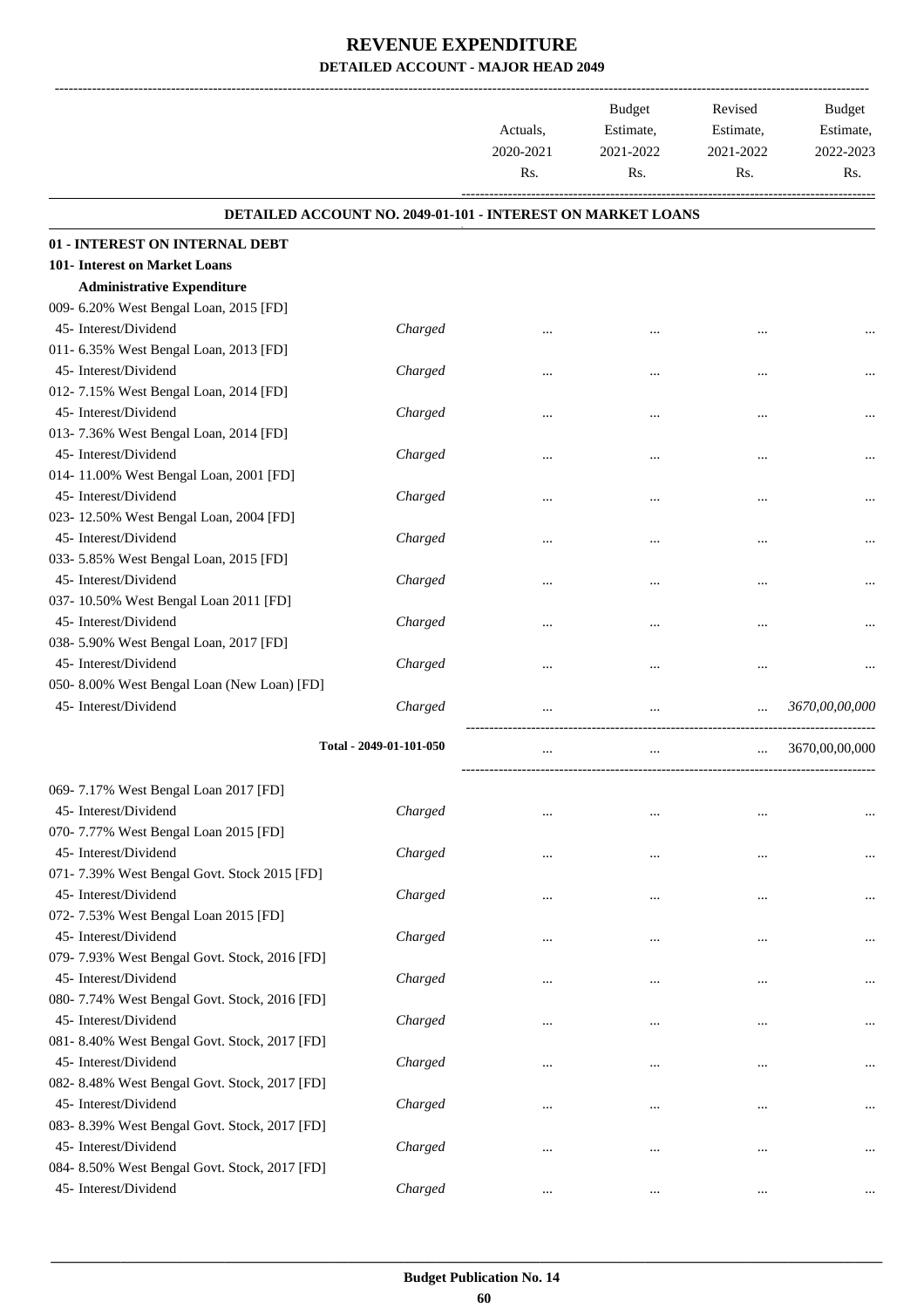# REVENUE EXPENDITURE

## DETAILED ACCOUNT - MAJOR HEAD 2049

| | | Actuals, 2020-2021 Rs. | Budget Estimate, 2021-2022 Rs. | Revised Estimate, 2021-2022 Rs. | Budget Estimate, 2022-2023 Rs. |
|---|---|---|---|---|---|
| **DETAILED ACCOUNT NO. 2049-01-101 - INTEREST ON MARKET LOANS** | | | | | |
| **01 - INTEREST ON INTERNAL DEBT** | | | | | |
| **101- Interest on Market Loans** | | | | | |
| **Administrative Expenditure** | | | | | |
| 009- 6.20% West Bengal Loan, 2015 [FD] | | | | | |
| 45- Interest/Dividend | *Charged* | ... | ... | ... | ... |
| 011- 6.35% West Bengal Loan, 2013 [FD] | | | | | |
| 45- Interest/Dividend | *Charged* | ... | ... | ... | ... |
| 012- 7.15% West Bengal Loan, 2014 [FD] | | | | | |
| 45- Interest/Dividend | *Charged* | ... | ... | ... | ... |
| 013- 7.36% West Bengal Loan, 2014 [FD] | | | | | |
| 45- Interest/Dividend | *Charged* | ... | ... | ... | ... |
| 014- 11.00% West Bengal Loan, 2001 [FD] | | | | | |
| 45- Interest/Dividend | *Charged* | ... | ... | ... | ... |
| 023- 12.50% West Bengal Loan, 2004 [FD] | | | | | |
| 45- Interest/Dividend | *Charged* | ... | ... | ... | ... |
| 033- 5.85% West Bengal Loan, 2015 [FD] | | | | | |
| 45- Interest/Dividend | *Charged* | ... | ... | ... | ... |
| 037- 10.50% West Bengal Loan 2011 [FD] | | | | | |
| 45- Interest/Dividend | *Charged* | ... | ... | ... | ... |
| 038- 5.90% West Bengal Loan, 2017 [FD] | | | | | |
| 45- Interest/Dividend | *Charged* | ... | ... | ... | ... |
| 050- 8.00% West Bengal Loan (New Loan) [FD] | | | | | |
| 45- Interest/Dividend | *Charged* | ... | ... | ... | *3670,00,00,000* |
| Total - 2049-01-101-050 | | ... | ... | ... | 3670,00,00,000 |
| 069- 7.17% West Bengal Loan 2017 [FD] | | | | | |
| 45- Interest/Dividend | *Charged* | ... | ... | ... | ... |
| 070- 7.77% West Bengal Loan 2015 [FD] | | | | | |
| 45- Interest/Dividend | *Charged* | ... | ... | ... | ... |
| 071- 7.39% West Bengal Govt. Stock 2015 [FD] | | | | | |
| 45- Interest/Dividend | *Charged* | ... | ... | ... | ... |
| 072- 7.53% West Bengal Loan 2015 [FD] | | | | | |
| 45- Interest/Dividend | *Charged* | ... | ... | ... | ... |
| 079- 7.93% West Bengal Govt. Stock, 2016 [FD] | | | | | |
| 45- Interest/Dividend | *Charged* | ... | ... | ... | ... |
| 080- 7.74% West Bengal Govt. Stock, 2016 [FD] | | | | | |
| 45- Interest/Dividend | *Charged* | ... | ... | ... | ... |
| 081- 8.40% West Bengal Govt. Stock, 2017 [FD] | | | | | |
| 45- Interest/Dividend | *Charged* | ... | ... | ... | ... |
| 082- 8.48% West Bengal Govt. Stock, 2017 [FD] | | | | | |
| 45- Interest/Dividend | *Charged* | ... | ... | ... | ... |
| 083- 8.39% West Bengal Govt. Stock, 2017 [FD] | | | | | |
| 45- Interest/Dividend | *Charged* | ... | ... | ... | ... |
| 084- 8.50% West Bengal Govt. Stock, 2017 [FD] | | | | | |
| 45- Interest/Dividend | *Charged* | ... | ... | ... | ... |

**Budget Publication No. 14**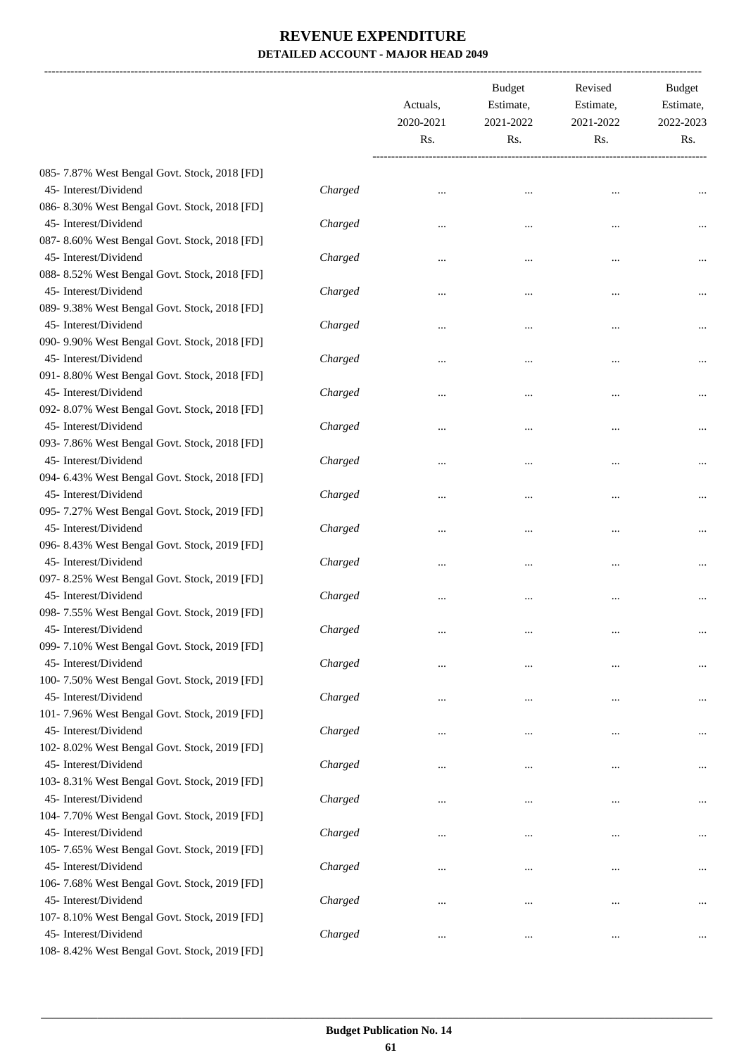# REVENUE EXPENDITURE

## DETAILED ACCOUNT - MAJOR HEAD 2049

| | | Actuals, 2020-2021 Rs. | Budget Estimate, 2021-2022 Rs. | Revised Estimate, 2021-2022 Rs. | Budget Estimate, 2022-2023 Rs. |
|---|---|---|---|---|---|
| 085- 7.87% West Bengal Govt. Stock, 2018 [FD] | | | | | |
| 45- Interest/Dividend | *Charged* | ... | ... | ... | ... |
| 086- 8.30% West Bengal Govt. Stock, 2018 [FD] | | | | | |
| 45- Interest/Dividend | *Charged* | ... | ... | ... | ... |
| 087- 8.60% West Bengal Govt. Stock, 2018 [FD] | | | | | |
| 45- Interest/Dividend | *Charged* | ... | ... | ... | ... |
| 088- 8.52% West Bengal Govt. Stock, 2018 [FD] | | | | | |
| 45- Interest/Dividend | *Charged* | ... | ... | ... | ... |
| 089- 9.38% West Bengal Govt. Stock, 2018 [FD] | | | | | |
| 45- Interest/Dividend | *Charged* | ... | ... | ... | ... |
| 090- 9.90% West Bengal Govt. Stock, 2018 [FD] | | | | | |
| 45- Interest/Dividend | *Charged* | ... | ... | ... | ... |
| 091- 8.80% West Bengal Govt. Stock, 2018 [FD] | | | | | |
| 45- Interest/Dividend | *Charged* | ... | ... | ... | ... |
| 092- 8.07% West Bengal Govt. Stock, 2018 [FD] | | | | | |
| 45- Interest/Dividend | *Charged* | ... | ... | ... | ... |
| 093- 7.86% West Bengal Govt. Stock, 2018 [FD] | | | | | |
| 45- Interest/Dividend | *Charged* | ... | ... | ... | ... |
| 094- 6.43% West Bengal Govt. Stock, 2018 [FD] | | | | | |
| 45- Interest/Dividend | *Charged* | ... | ... | ... | ... |
| 095- 7.27% West Bengal Govt. Stock, 2019 [FD] | | | | | |
| 45- Interest/Dividend | *Charged* | ... | ... | ... | ... |
| 096- 8.43% West Bengal Govt. Stock, 2019 [FD] | | | | | |
| 45- Interest/Dividend | *Charged* | ... | ... | ... | ... |
| 097- 8.25% West Bengal Govt. Stock, 2019 [FD] | | | | | |
| 45- Interest/Dividend | *Charged* | ... | ... | ... | ... |
| 098- 7.55% West Bengal Govt. Stock, 2019 [FD] | | | | | |
| 45- Interest/Dividend | *Charged* | ... | ... | ... | ... |
| 099- 7.10% West Bengal Govt. Stock, 2019 [FD] | | | | | |
| 45- Interest/Dividend | *Charged* | ... | ... | ... | ... |
| 100- 7.50% West Bengal Govt. Stock, 2019 [FD] | | | | | |
| 45- Interest/Dividend | *Charged* | ... | ... | ... | ... |
| 101- 7.96% West Bengal Govt. Stock, 2019 [FD] | | | | | |
| 45- Interest/Dividend | *Charged* | ... | ... | ... | ... |
| 102- 8.02% West Bengal Govt. Stock, 2019 [FD] | | | | | |
| 45- Interest/Dividend | *Charged* | ... | ... | ... | ... |
| 103- 8.31% West Bengal Govt. Stock, 2019 [FD] | | | | | |
| 45- Interest/Dividend | *Charged* | ... | ... | ... | ... |
| 104- 7.70% West Bengal Govt. Stock, 2019 [FD] | | | | | |
| 45- Interest/Dividend | *Charged* | ... | ... | ... | ... |
| 105- 7.65% West Bengal Govt. Stock, 2019 [FD] | | | | | |
| 45- Interest/Dividend | *Charged* | ... | ... | ... | ... |
| 106- 7.68% West Bengal Govt. Stock, 2019 [FD] | | | | | |
| 45- Interest/Dividend | *Charged* | ... | ... | ... | ... |
| 107- 8.10% West Bengal Govt. Stock, 2019 [FD] | | | | | |
| 45- Interest/Dividend | *Charged* | ... | ... | ... | ... |
| 108- 8.42% West Bengal Govt. Stock, 2019 [FD] | | | | | |

**Budget Publication No. 14**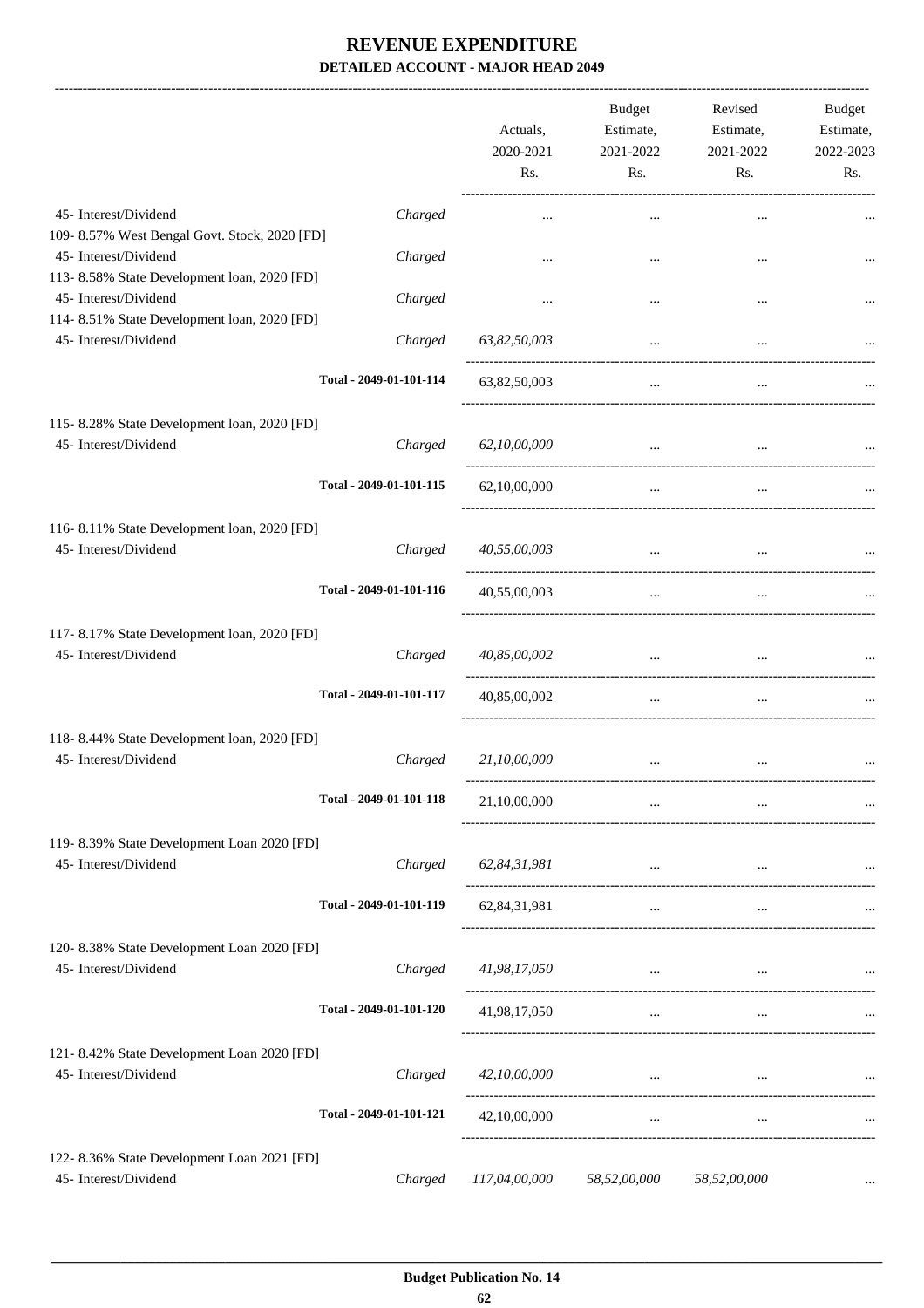# REVENUE EXPENDITURE

**DETAILED ACCOUNT - MAJOR HEAD 2049**

| | | Actuals, 2020-2021 Rs. | Budget Estimate, 2021-2022 Rs. | Revised Estimate, 2021-2022 Rs. | Budget Estimate, 2022-2023 Rs. |
|---|---|---|---|---|---|
| 45- Interest/Dividend | Charged | ... | ... | ... | ... |
| 109- 8.57% West Bengal Govt. Stock, 2020 [FD] | | | | | |
| 45- Interest/Dividend | Charged | ... | ... | ... | ... |
| 113- 8.58% State Development loan, 2020 [FD] | | | | | |
| 45- Interest/Dividend | Charged | ... | ... | ... | ... |
| 114- 8.51% State Development loan, 2020 [FD] | | | | | |
| 45- Interest/Dividend | Charged | 63,82,50,003 | ... | ... | ... |
| | Total - 2049-01-101-114 | 63,82,50,003 | ... | ... | ... |
| 115- 8.28% State Development loan, 2020 [FD] | | | | | |
| 45- Interest/Dividend | Charged | 62,10,00,000 | ... | ... | ... |
| | Total - 2049-01-101-115 | 62,10,00,000 | ... | ... | ... |
| 116- 8.11% State Development loan, 2020 [FD] | | | | | |
| 45- Interest/Dividend | Charged | 40,55,00,003 | ... | ... | ... |
| | Total - 2049-01-101-116 | 40,55,00,003 | ... | ... | ... |
| 117- 8.17% State Development loan, 2020 [FD] | | | | | |
| 45- Interest/Dividend | Charged | 40,85,00,002 | ... | ... | ... |
| | Total - 2049-01-101-117 | 40,85,00,002 | ... | ... | ... |
| 118- 8.44% State Development loan, 2020 [FD] | | | | | |
| 45- Interest/Dividend | Charged | 21,10,00,000 | ... | ... | ... |
| | Total - 2049-01-101-118 | 21,10,00,000 | ... | ... | ... |
| 119- 8.39% State Development Loan 2020 [FD] | | | | | |
| 45- Interest/Dividend | Charged | 62,84,31,981 | ... | ... | ... |
| | Total - 2049-01-101-119 | 62,84,31,981 | ... | ... | ... |
| 120- 8.38% State Development Loan 2020 [FD] | | | | | |
| 45- Interest/Dividend | Charged | 41,98,17,050 | ... | ... | ... |
| | Total - 2049-01-101-120 | 41,98,17,050 | ... | ... | ... |
| 121- 8.42% State Development Loan 2020 [FD] | | | | | |
| 45- Interest/Dividend | Charged | 42,10,00,000 | ... | ... | ... |
| | Total - 2049-01-101-121 | 42,10,00,000 | ... | ... | ... |
| 122- 8.36% State Development Loan 2021 [FD] | | | | | |
| 45- Interest/Dividend | Charged | 117,04,00,000 | 58,52,00,000 | 58,52,00,000 | ... |

**Budget Publication No. 14**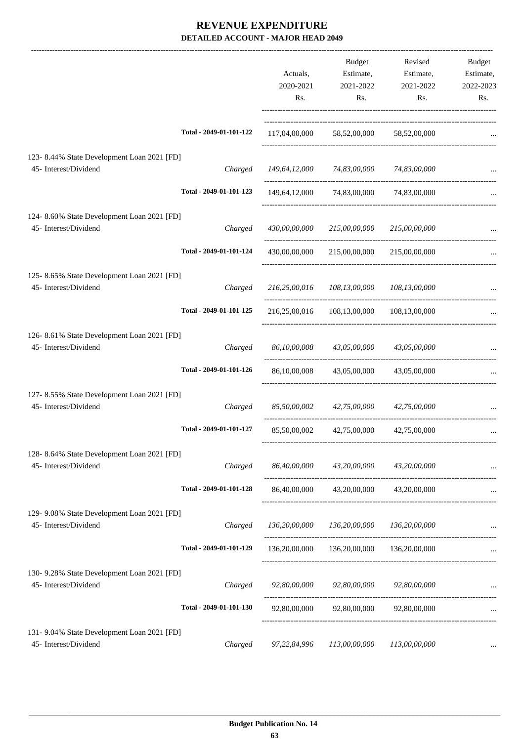# REVENUE EXPENDITURE

## DETAILED ACCOUNT - MAJOR HEAD 2049

| | | Actuals, 2020-2021 Rs. | Budget Estimate, 2021-2022 Rs. | Revised Estimate, 2021-2022 Rs. | Budget Estimate, 2022-2023 Rs. |
|---|---|---|---|---|---|
| | Total - 2049-01-101-122 | 117,04,00,000 | 58,52,00,000 | 58,52,00,000 | ... |
| 123- 8.44% State Development Loan 2021 [FD] | | | | | |
| 45- Interest/Dividend | Charged | *149,64,12,000* | *74,83,00,000* | *74,83,00,000* | ... |
| | Total - 2049-01-101-123 | 149,64,12,000 | 74,83,00,000 | 74,83,00,000 | ... |
| 124- 8.60% State Development Loan 2021 [FD] | | | | | |
| 45- Interest/Dividend | Charged | *430,00,00,000* | *215,00,00,000* | *215,00,00,000* | ... |
| | Total - 2049-01-101-124 | 430,00,00,000 | 215,00,00,000 | 215,00,00,000 | ... |
| 125- 8.65% State Development Loan 2021 [FD] | | | | | |
| 45- Interest/Dividend | Charged | *216,25,00,016* | *108,13,00,000* | *108,13,00,000* | ... |
| | Total - 2049-01-101-125 | 216,25,00,016 | 108,13,00,000 | 108,13,00,000 | ... |
| 126- 8.61% State Development Loan 2021 [FD] | | | | | |
| 45- Interest/Dividend | Charged | *86,10,00,008* | *43,05,00,000* | *43,05,00,000* | ... |
| | Total - 2049-01-101-126 | 86,10,00,008 | 43,05,00,000 | 43,05,00,000 | ... |
| 127- 8.55% State Development Loan 2021 [FD] | | | | | |
| 45- Interest/Dividend | Charged | *85,50,00,002* | *42,75,00,000* | *42,75,00,000* | ... |
| | Total - 2049-01-101-127 | 85,50,00,002 | 42,75,00,000 | 42,75,00,000 | ... |
| 128- 8.64% State Development Loan 2021 [FD] | | | | | |
| 45- Interest/Dividend | Charged | *86,40,00,000* | *43,20,00,000* | *43,20,00,000* | ... |
| | Total - 2049-01-101-128 | 86,40,00,000 | 43,20,00,000 | 43,20,00,000 | ... |
| 129- 9.08% State Development Loan 2021 [FD] | | | | | |
| 45- Interest/Dividend | Charged | *136,20,00,000* | *136,20,00,000* | *136,20,00,000* | ... |
| | Total - 2049-01-101-129 | 136,20,00,000 | 136,20,00,000 | 136,20,00,000 | ... |
| 130- 9.28% State Development Loan 2021 [FD] | | | | | |
| 45- Interest/Dividend | Charged | *92,80,00,000* | *92,80,00,000* | *92,80,00,000* | ... |
| | Total - 2049-01-101-130 | 92,80,00,000 | 92,80,00,000 | 92,80,00,000 | ... |
| 131- 9.04% State Development Loan 2021 [FD] | | | | | |
| 45- Interest/Dividend | Charged | *97,22,84,996* | *113,00,00,000* | *113,00,00,000* | ... |

**Budget Publication No. 14**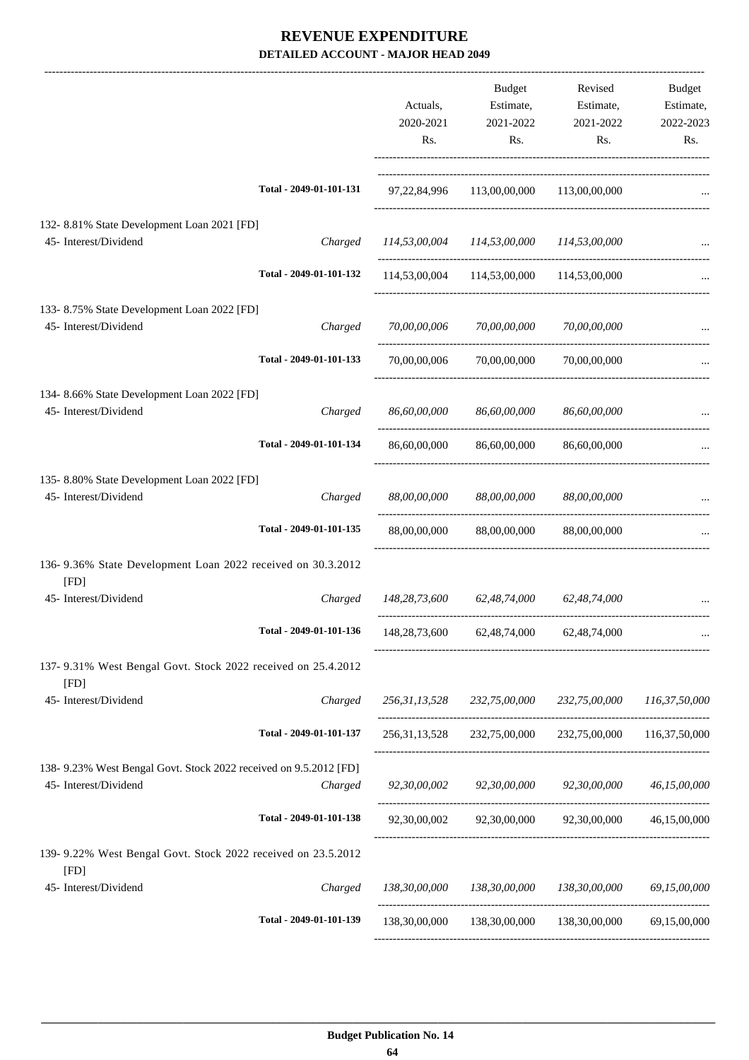# REVENUE EXPENDITURE

**DETAILED ACCOUNT - MAJOR HEAD 2049**

| | | Actuals, 2020-2021 Rs. | Budget Estimate, 2021-2022 Rs. | Revised Estimate, 2021-2022 Rs. | Budget Estimate, 2022-2023 Rs. |
|---|---|---|---|---|---|
| | Total - 2049-01-101-131 | 97,22,84,996 | 113,00,00,000 | 113,00,00,000 | ... |
| 132- 8.81% State Development Loan 2021 [FD] | | | | | |
| 45- Interest/Dividend | Charged | *114,53,00,004* | *114,53,00,000* | *114,53,00,000* | ... |
| | Total - 2049-01-101-132 | 114,53,00,004 | 114,53,00,000 | 114,53,00,000 | ... |
| 133- 8.75% State Development Loan 2022 [FD] | | | | | |
| 45- Interest/Dividend | Charged | *70,00,00,006* | *70,00,00,000* | *70,00,00,000* | ... |
| | Total - 2049-01-101-133 | 70,00,00,006 | 70,00,00,000 | 70,00,00,000 | ... |
| 134- 8.66% State Development Loan 2022 [FD] | | | | | |
| 45- Interest/Dividend | Charged | *86,60,00,000* | *86,60,00,000* | *86,60,00,000* | ... |
| | Total - 2049-01-101-134 | 86,60,00,000 | 86,60,00,000 | 86,60,00,000 | ... |
| 135- 8.80% State Development Loan 2022 [FD] | | | | | |
| 45- Interest/Dividend | Charged | *88,00,00,000* | *88,00,00,000* | *88,00,00,000* | ... |
| | Total - 2049-01-101-135 | 88,00,00,000 | 88,00,00,000 | 88,00,00,000 | ... |
| 136- 9.36% State Development Loan 2022 received on 30.3.2012 [FD] | | | | | |
| 45- Interest/Dividend | Charged | *148,28,73,600* | *62,48,74,000* | *62,48,74,000* | ... |
| | Total - 2049-01-101-136 | 148,28,73,600 | 62,48,74,000 | 62,48,74,000 | ... |
| 137- 9.31% West Bengal Govt. Stock 2022 received on 25.4.2012 [FD] | | | | | |
| 45- Interest/Dividend | Charged | *256,31,13,528* | *232,75,00,000* | *232,75,00,000* | *116,37,50,000* |
| | Total - 2049-01-101-137 | 256,31,13,528 | 232,75,00,000 | 232,75,00,000 | 116,37,50,000 |
| 138- 9.23% West Bengal Govt. Stock 2022 received on 9.5.2012 [FD] | | | | | |
| 45- Interest/Dividend | Charged | *92,30,00,002* | *92,30,00,000* | *92,30,00,000* | *46,15,00,000* |
| | Total - 2049-01-101-138 | 92,30,00,002 | 92,30,00,000 | 92,30,00,000 | 46,15,00,000 |
| 139- 9.22% West Bengal Govt. Stock 2022 received on 23.5.2012 [FD] | | | | | |
| 45- Interest/Dividend | Charged | *138,30,00,000* | *138,30,00,000* | *138,30,00,000* | *69,15,00,000* |
| | Total - 2049-01-101-139 | 138,30,00,000 | 138,30,00,000 | 138,30,00,000 | 69,15,00,000 |

**Budget Publication No. 14**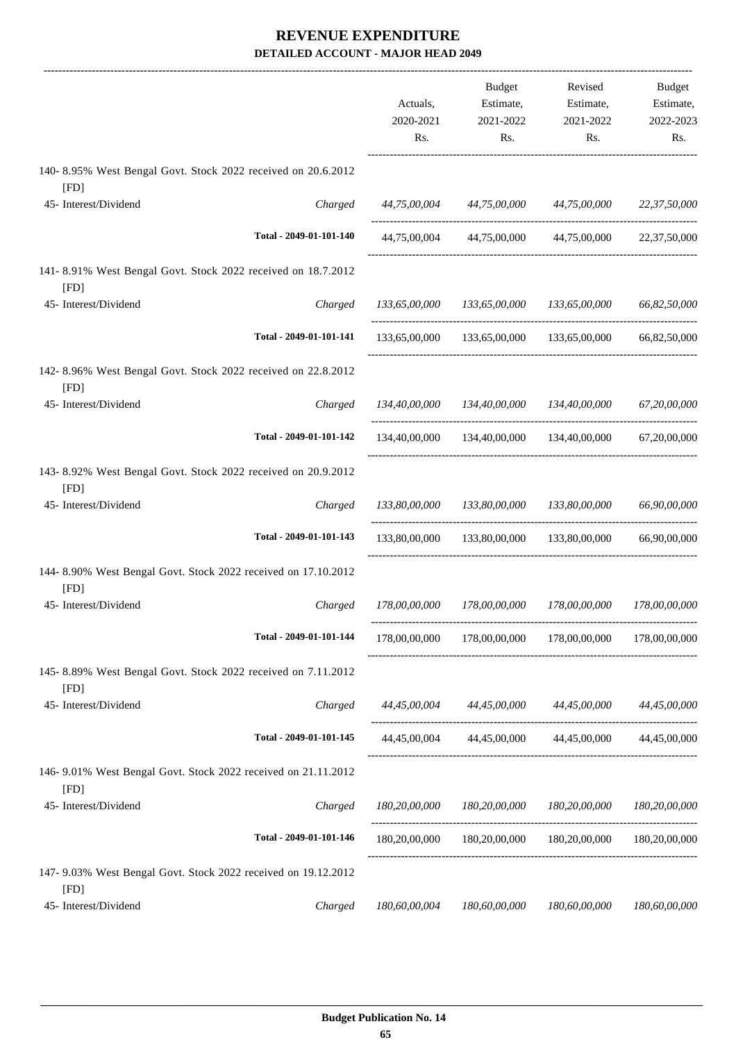# REVENUE EXPENDITURE

## DETAILED ACCOUNT - MAJOR HEAD 2049

| | | Actuals, 2020-2021 Rs. | Budget Estimate, 2021-2022 Rs. | Revised Estimate, 2021-2022 Rs. | Budget Estimate, 2022-2023 Rs. |
|---|---|---|---|---|---|
| 140- 8.95% West Bengal Govt. Stock 2022 received on 20.6.2012 [FD] | | | | | |
| 45- Interest/Dividend | *Charged* | *44,75,00,004* | *44,75,00,000* | *44,75,00,000* | *22,37,50,000* |
| | Total - 2049-01-101-140 | 44,75,00,004 | 44,75,00,000 | 44,75,00,000 | 22,37,50,000 |
| 141- 8.91% West Bengal Govt. Stock 2022 received on 18.7.2012 [FD] | | | | | |
| 45- Interest/Dividend | *Charged* | *133,65,00,000* | *133,65,00,000* | *133,65,00,000* | *66,82,50,000* |
| | Total - 2049-01-101-141 | 133,65,00,000 | 133,65,00,000 | 133,65,00,000 | 66,82,50,000 |
| 142- 8.96% West Bengal Govt. Stock 2022 received on 22.8.2012 [FD] | | | | | |
| 45- Interest/Dividend | *Charged* | *134,40,00,000* | *134,40,00,000* | *134,40,00,000* | *67,20,00,000* |
| | Total - 2049-01-101-142 | 134,40,00,000 | 134,40,00,000 | 134,40,00,000 | 67,20,00,000 |
| 143- 8.92% West Bengal Govt. Stock 2022 received on 20.9.2012 [FD] | | | | | |
| 45- Interest/Dividend | *Charged* | *133,80,00,000* | *133,80,00,000* | *133,80,00,000* | *66,90,00,000* |
| | Total - 2049-01-101-143 | 133,80,00,000 | 133,80,00,000 | 133,80,00,000 | 66,90,00,000 |
| 144- 8.90% West Bengal Govt. Stock 2022 received on 17.10.2012 [FD] | | | | | |
| 45- Interest/Dividend | *Charged* | *178,00,00,000* | *178,00,00,000* | *178,00,00,000* | *178,00,00,000* |
| | Total - 2049-01-101-144 | 178,00,00,000 | 178,00,00,000 | 178,00,00,000 | 178,00,00,000 |
| 145- 8.89% West Bengal Govt. Stock 2022 received on 7.11.2012 [FD] | | | | | |
| 45- Interest/Dividend | *Charged* | *44,45,00,004* | *44,45,00,000* | *44,45,00,000* | *44,45,00,000* |
| | Total - 2049-01-101-145 | 44,45,00,004 | 44,45,00,000 | 44,45,00,000 | 44,45,00,000 |
| 146- 9.01% West Bengal Govt. Stock 2022 received on 21.11.2012 [FD] | | | | | |
| 45- Interest/Dividend | *Charged* | *180,20,00,000* | *180,20,00,000* | *180,20,00,000* | *180,20,00,000* |
| | Total - 2049-01-101-146 | 180,20,00,000 | 180,20,00,000 | 180,20,00,000 | 180,20,00,000 |
| 147- 9.03% West Bengal Govt. Stock 2022 received on 19.12.2012 [FD] | | | | | |
| 45- Interest/Dividend | *Charged* | *180,60,00,004* | *180,60,00,000* | *180,60,00,000* | *180,60,00,000* |

Budget Publication No. 14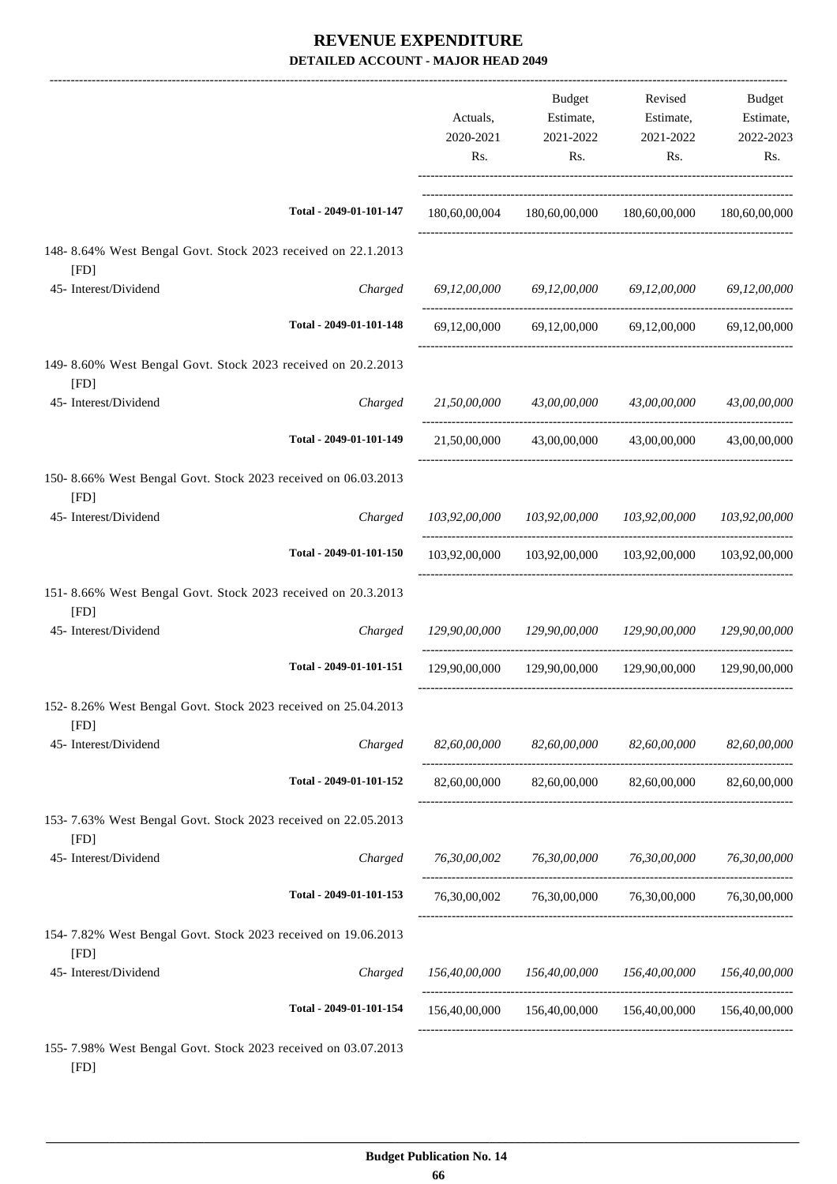# REVENUE EXPENDITURE

**DETAILED ACCOUNT - MAJOR HEAD 2049**

| | | Actuals, 2020-2021 Rs. | Budget Estimate, 2021-2022 Rs. | Revised Estimate, 2021-2022 Rs. | Budget Estimate, 2022-2023 Rs. |
|---|---|---|---|---|---|
| | **Total - 2049-01-101-147** | 180,60,00,004 | 180,60,00,000 | 180,60,00,000 | 180,60,00,000 |
| 148- 8.64% West Bengal Govt. Stock 2023 received on 22.1.2013 [FD] | | | | | |
| 45- Interest/Dividend | *Charged* | *69,12,00,000* | *69,12,00,000* | *69,12,00,000* | *69,12,00,000* |
| | **Total - 2049-01-101-148** | 69,12,00,000 | 69,12,00,000 | 69,12,00,000 | 69,12,00,000 |
| 149- 8.60% West Bengal Govt. Stock 2023 received on 20.2.2013 [FD] | | | | | |
| 45- Interest/Dividend | *Charged* | *21,50,00,000* | *43,00,00,000* | *43,00,00,000* | *43,00,00,000* |
| | **Total - 2049-01-101-149** | 21,50,00,000 | 43,00,00,000 | 43,00,00,000 | 43,00,00,000 |
| 150- 8.66% West Bengal Govt. Stock 2023 received on 06.03.2013 [FD] | | | | | |
| 45- Interest/Dividend | *Charged* | *103,92,00,000* | *103,92,00,000* | *103,92,00,000* | *103,92,00,000* |
| | **Total - 2049-01-101-150** | 103,92,00,000 | 103,92,00,000 | 103,92,00,000 | 103,92,00,000 |
| 151- 8.66% West Bengal Govt. Stock 2023 received on 20.3.2013 [FD] | | | | | |
| 45- Interest/Dividend | *Charged* | *129,90,00,000* | *129,90,00,000* | *129,90,00,000* | *129,90,00,000* |
| | **Total - 2049-01-101-151** | 129,90,00,000 | 129,90,00,000 | 129,90,00,000 | 129,90,00,000 |
| 152- 8.26% West Bengal Govt. Stock 2023 received on 25.04.2013 [FD] | | | | | |
| 45- Interest/Dividend | *Charged* | *82,60,00,000* | *82,60,00,000* | *82,60,00,000* | *82,60,00,000* |
| | **Total - 2049-01-101-152** | 82,60,00,000 | 82,60,00,000 | 82,60,00,000 | 82,60,00,000 |
| 153- 7.63% West Bengal Govt. Stock 2023 received on 22.05.2013 [FD] | | | | | |
| 45- Interest/Dividend | *Charged* | *76,30,00,002* | *76,30,00,000* | *76,30,00,000* | *76,30,00,000* |
| | **Total - 2049-01-101-153** | 76,30,00,002 | 76,30,00,000 | 76,30,00,000 | 76,30,00,000 |
| 154- 7.82% West Bengal Govt. Stock 2023 received on 19.06.2013 [FD] | | | | | |
| 45- Interest/Dividend | *Charged* | *156,40,00,000* | *156,40,00,000* | *156,40,00,000* | *156,40,00,000* |
| | **Total - 2049-01-101-154** | 156,40,00,000 | 156,40,00,000 | 156,40,00,000 | 156,40,00,000 |
| 155- 7.98% West Bengal Govt. Stock 2023 received on 03.07.2013 [FD] | | | | | |

**Budget Publication No. 14**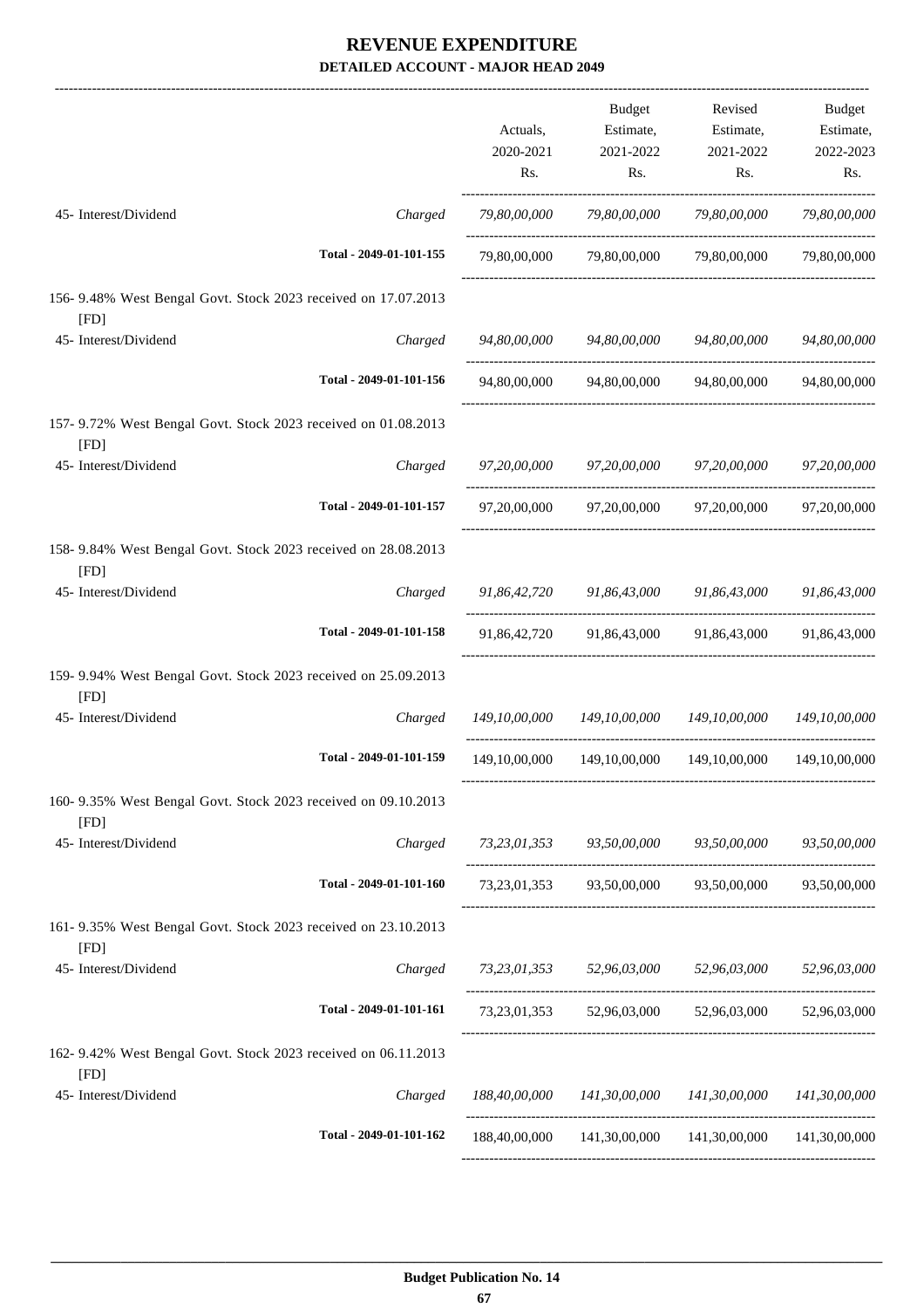# REVENUE EXPENDITURE

## DETAILED ACCOUNT - MAJOR HEAD 2049

| | | Actuals, 2020-2021 Rs. | Budget Estimate, 2021-2022 Rs. | Revised Estimate, 2021-2022 Rs. | Budget Estimate, 2022-2023 Rs. |
|---|---|---|---|---|---|
| 45- Interest/Dividend | *Charged* | *79,80,00,000* | *79,80,00,000* | *79,80,00,000* | *79,80,00,000* |
| | **Total - 2049-01-101-155** | 79,80,00,000 | 79,80,00,000 | 79,80,00,000 | 79,80,00,000 |
| 156- 9.48% West Bengal Govt. Stock 2023 received on 17.07.2013 [FD] | | | | | |
| 45- Interest/Dividend | *Charged* | *94,80,00,000* | *94,80,00,000* | *94,80,00,000* | *94,80,00,000* |
| | **Total - 2049-01-101-156** | 94,80,00,000 | 94,80,00,000 | 94,80,00,000 | 94,80,00,000 |
| 157- 9.72% West Bengal Govt. Stock 2023 received on 01.08.2013 [FD] | | | | | |
| 45- Interest/Dividend | *Charged* | *97,20,00,000* | *97,20,00,000* | *97,20,00,000* | *97,20,00,000* |
| | **Total - 2049-01-101-157** | 97,20,00,000 | 97,20,00,000 | 97,20,00,000 | 97,20,00,000 |
| 158- 9.84% West Bengal Govt. Stock 2023 received on 28.08.2013 [FD] | | | | | |
| 45- Interest/Dividend | *Charged* | *91,86,42,720* | *91,86,43,000* | *91,86,43,000* | *91,86,43,000* |
| | **Total - 2049-01-101-158** | 91,86,42,720 | 91,86,43,000 | 91,86,43,000 | 91,86,43,000 |
| 159- 9.94% West Bengal Govt. Stock 2023 received on 25.09.2013 [FD] | | | | | |
| 45- Interest/Dividend | *Charged* | *149,10,00,000* | *149,10,00,000* | *149,10,00,000* | *149,10,00,000* |
| | **Total - 2049-01-101-159** | 149,10,00,000 | 149,10,00,000 | 149,10,00,000 | 149,10,00,000 |
| 160- 9.35% West Bengal Govt. Stock 2023 received on 09.10.2013 [FD] | | | | | |
| 45- Interest/Dividend | *Charged* | *73,23,01,353* | *93,50,00,000* | *93,50,00,000* | *93,50,00,000* |
| | **Total - 2049-01-101-160** | 73,23,01,353 | 93,50,00,000 | 93,50,00,000 | 93,50,00,000 |
| 161- 9.35% West Bengal Govt. Stock 2023 received on 23.10.2013 [FD] | | | | | |
| 45- Interest/Dividend | *Charged* | *73,23,01,353* | *52,96,03,000* | *52,96,03,000* | *52,96,03,000* |
| | **Total - 2049-01-101-161** | 73,23,01,353 | 52,96,03,000 | 52,96,03,000 | 52,96,03,000 |
| 162- 9.42% West Bengal Govt. Stock 2023 received on 06.11.2013 [FD] | | | | | |
| 45- Interest/Dividend | *Charged* | *188,40,00,000* | *141,30,00,000* | *141,30,00,000* | *141,30,00,000* |
| | **Total - 2049-01-101-162** | 188,40,00,000 | 141,30,00,000 | 141,30,00,000 | 141,30,00,000 |

**Budget Publication No. 14**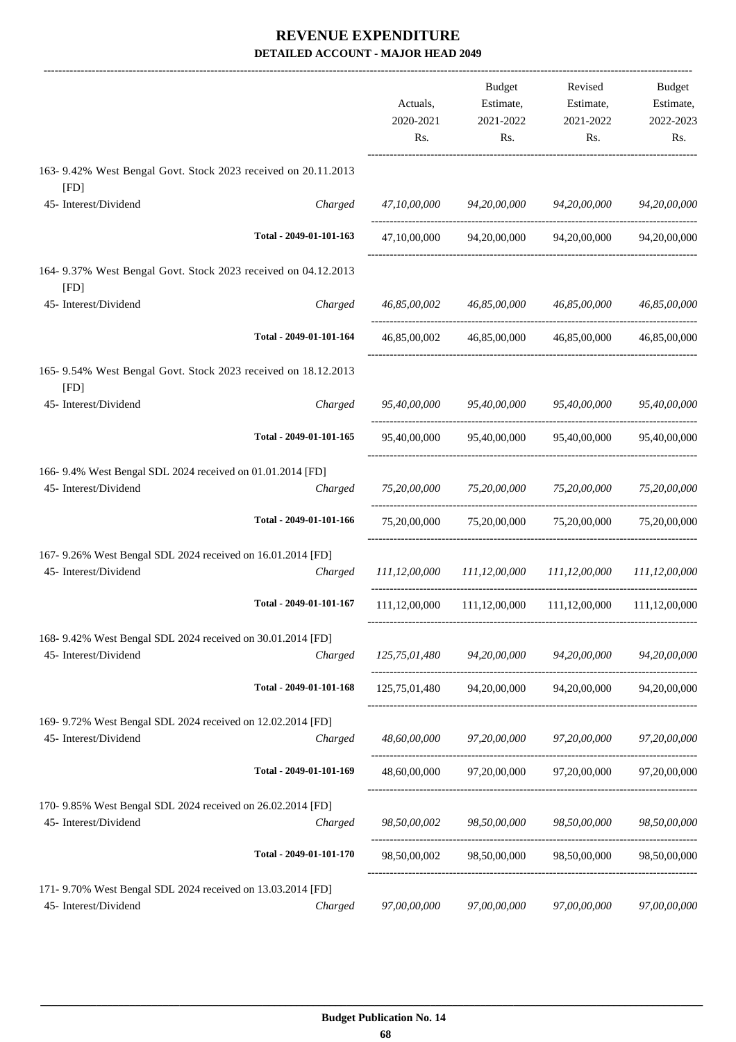# REVENUE EXPENDITURE
## DETAILED ACCOUNT - MAJOR HEAD 2049

| | | Actuals, 2020-2021 Rs. | Budget Estimate, 2021-2022 Rs. | Revised Estimate, 2021-2022 Rs. | Budget Estimate, 2022-2023 Rs. |
|---|---|---|---|---|---|
| 163- 9.42% West Bengal Govt. Stock 2023 received on 20.11.2013 [FD] | | | | | |
| 45- Interest/Dividend | Charged | *47,10,00,000* | *94,20,00,000* | *94,20,00,000* | *94,20,00,000* |
| | Total - 2049-01-101-163 | 47,10,00,000 | 94,20,00,000 | 94,20,00,000 | 94,20,00,000 |
| 164- 9.37% West Bengal Govt. Stock 2023 received on 04.12.2013 [FD] | | | | | |
| 45- Interest/Dividend | Charged | *46,85,00,002* | *46,85,00,000* | *46,85,00,000* | *46,85,00,000* |
| | Total - 2049-01-101-164 | 46,85,00,002 | 46,85,00,000 | 46,85,00,000 | 46,85,00,000 |
| 165- 9.54% West Bengal Govt. Stock 2023 received on 18.12.2013 [FD] | | | | | |
| 45- Interest/Dividend | Charged | *95,40,00,000* | *95,40,00,000* | *95,40,00,000* | *95,40,00,000* |
| | Total - 2049-01-101-165 | 95,40,00,000 | 95,40,00,000 | 95,40,00,000 | 95,40,00,000 |
| 166- 9.4% West Bengal SDL 2024 received on 01.01.2014 [FD] | | | | | |
| 45- Interest/Dividend | Charged | *75,20,00,000* | *75,20,00,000* | *75,20,00,000* | *75,20,00,000* |
| | Total - 2049-01-101-166 | 75,20,00,000 | 75,20,00,000 | 75,20,00,000 | 75,20,00,000 |
| 167- 9.26% West Bengal SDL 2024 received on 16.01.2014 [FD] | | | | | |
| 45- Interest/Dividend | Charged | *111,12,00,000* | *111,12,00,000* | *111,12,00,000* | *111,12,00,000* |
| | Total - 2049-01-101-167 | 111,12,00,000 | 111,12,00,000 | 111,12,00,000 | 111,12,00,000 |
| 168- 9.42% West Bengal SDL 2024 received on 30.01.2014 [FD] | | | | | |
| 45- Interest/Dividend | Charged | *125,75,01,480* | *94,20,00,000* | *94,20,00,000* | *94,20,00,000* |
| | Total - 2049-01-101-168 | 125,75,01,480 | 94,20,00,000 | 94,20,00,000 | 94,20,00,000 |
| 169- 9.72% West Bengal SDL 2024 received on 12.02.2014 [FD] | | | | | |
| 45- Interest/Dividend | Charged | *48,60,00,000* | *97,20,00,000* | *97,20,00,000* | *97,20,00,000* |
| | Total - 2049-01-101-169 | 48,60,00,000 | 97,20,00,000 | 97,20,00,000 | 97,20,00,000 |
| 170- 9.85% West Bengal SDL 2024 received on 26.02.2014 [FD] | | | | | |
| 45- Interest/Dividend | Charged | *98,50,00,002* | *98,50,00,000* | *98,50,00,000* | *98,50,00,000* |
| | Total - 2049-01-101-170 | 98,50,00,002 | 98,50,00,000 | 98,50,00,000 | 98,50,00,000 |
| 171- 9.70% West Bengal SDL 2024 received on 13.03.2014 [FD] | | | | | |
| 45- Interest/Dividend | Charged | *97,00,00,000* | *97,00,00,000* | *97,00,00,000* | *97,00,00,000* |

**Budget Publication No. 14**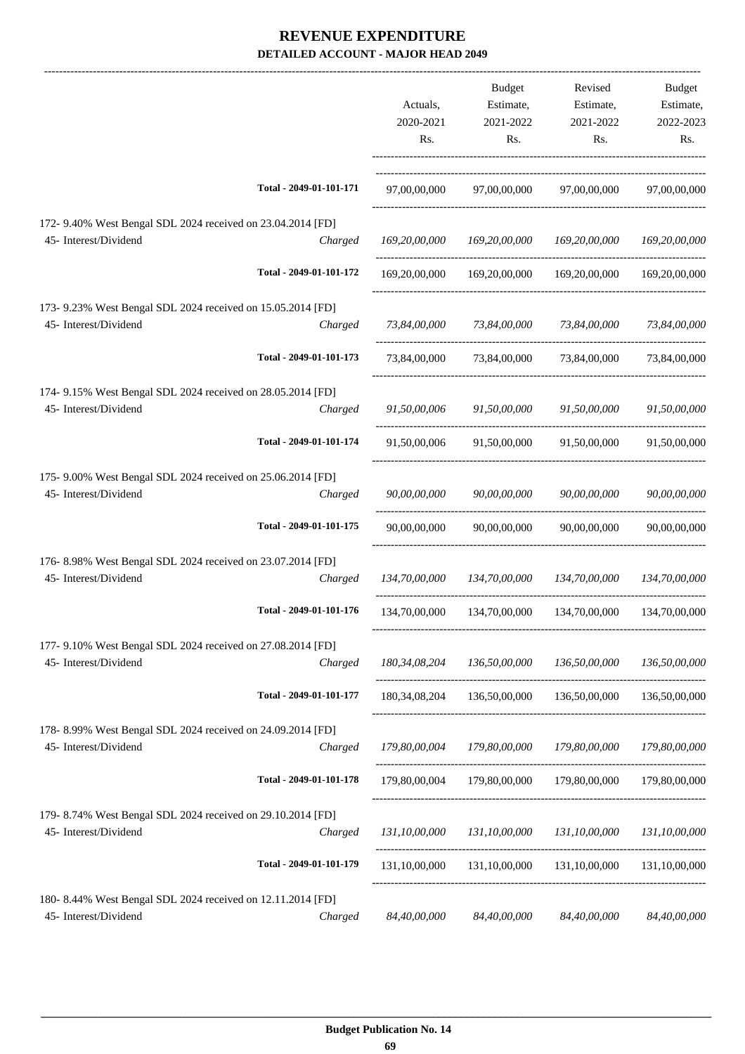# REVENUE EXPENDITURE

## DETAILED ACCOUNT - MAJOR HEAD 2049

| | | Actuals, 2020-2021 Rs. | Budget Estimate, 2021-2022 Rs. | Revised Estimate, 2021-2022 Rs. | Budget Estimate, 2022-2023 Rs. |
|---|---|---|---|---|---|
| Total - 2049-01-101-171 | | 97,00,00,000 | 97,00,00,000 | 97,00,00,000 | 97,00,00,000 |
| 172- 9.40% West Bengal SDL 2024 received on 23.04.2014 [FD] | | | | | |
| 45- Interest/Dividend | *Charged* | *169,20,00,000* | *169,20,00,000* | *169,20,00,000* | *169,20,00,000* |
| Total - 2049-01-101-172 | | 169,20,00,000 | 169,20,00,000 | 169,20,00,000 | 169,20,00,000 |
| 173- 9.23% West Bengal SDL 2024 received on 15.05.2014 [FD] | | | | | |
| 45- Interest/Dividend | *Charged* | *73,84,00,000* | *73,84,00,000* | *73,84,00,000* | *73,84,00,000* |
| Total - 2049-01-101-173 | | 73,84,00,000 | 73,84,00,000 | 73,84,00,000 | 73,84,00,000 |
| 174- 9.15% West Bengal SDL 2024 received on 28.05.2014 [FD] | | | | | |
| 45- Interest/Dividend | *Charged* | *91,50,00,006* | *91,50,00,000* | *91,50,00,000* | *91,50,00,000* |
| Total - 2049-01-101-174 | | 91,50,00,006 | 91,50,00,000 | 91,50,00,000 | 91,50,00,000 |
| 175- 9.00% West Bengal SDL 2024 received on 25.06.2014 [FD] | | | | | |
| 45- Interest/Dividend | *Charged* | *90,00,00,000* | *90,00,00,000* | *90,00,00,000* | *90,00,00,000* |
| Total - 2049-01-101-175 | | 90,00,00,000 | 90,00,00,000 | 90,00,00,000 | 90,00,00,000 |
| 176- 8.98% West Bengal SDL 2024 received on 23.07.2014 [FD] | | | | | |
| 45- Interest/Dividend | *Charged* | *134,70,00,000* | *134,70,00,000* | *134,70,00,000* | *134,70,00,000* |
| Total - 2049-01-101-176 | | 134,70,00,000 | 134,70,00,000 | 134,70,00,000 | 134,70,00,000 |
| 177- 9.10% West Bengal SDL 2024 received on 27.08.2014 [FD] | | | | | |
| 45- Interest/Dividend | *Charged* | *180,34,08,204* | *136,50,00,000* | *136,50,00,000* | *136,50,00,000* |
| Total - 2049-01-101-177 | | 180,34,08,204 | 136,50,00,000 | 136,50,00,000 | 136,50,00,000 |
| 178- 8.99% West Bengal SDL 2024 received on 24.09.2014 [FD] | | | | | |
| 45- Interest/Dividend | *Charged* | *179,80,00,004* | *179,80,00,000* | *179,80,00,000* | *179,80,00,000* |
| Total - 2049-01-101-178 | | 179,80,00,004 | 179,80,00,000 | 179,80,00,000 | 179,80,00,000 |
| 179- 8.74% West Bengal SDL 2024 received on 29.10.2014 [FD] | | | | | |
| 45- Interest/Dividend | *Charged* | *131,10,00,000* | *131,10,00,000* | *131,10,00,000* | *131,10,00,000* |
| Total - 2049-01-101-179 | | 131,10,00,000 | 131,10,00,000 | 131,10,00,000 | 131,10,00,000 |
| 180- 8.44% West Bengal SDL 2024 received on 12.11.2014 [FD] | | | | | |
| 45- Interest/Dividend | *Charged* | *84,40,00,000* | *84,40,00,000* | *84,40,00,000* | *84,40,00,000* |

**Budget Publication No. 14**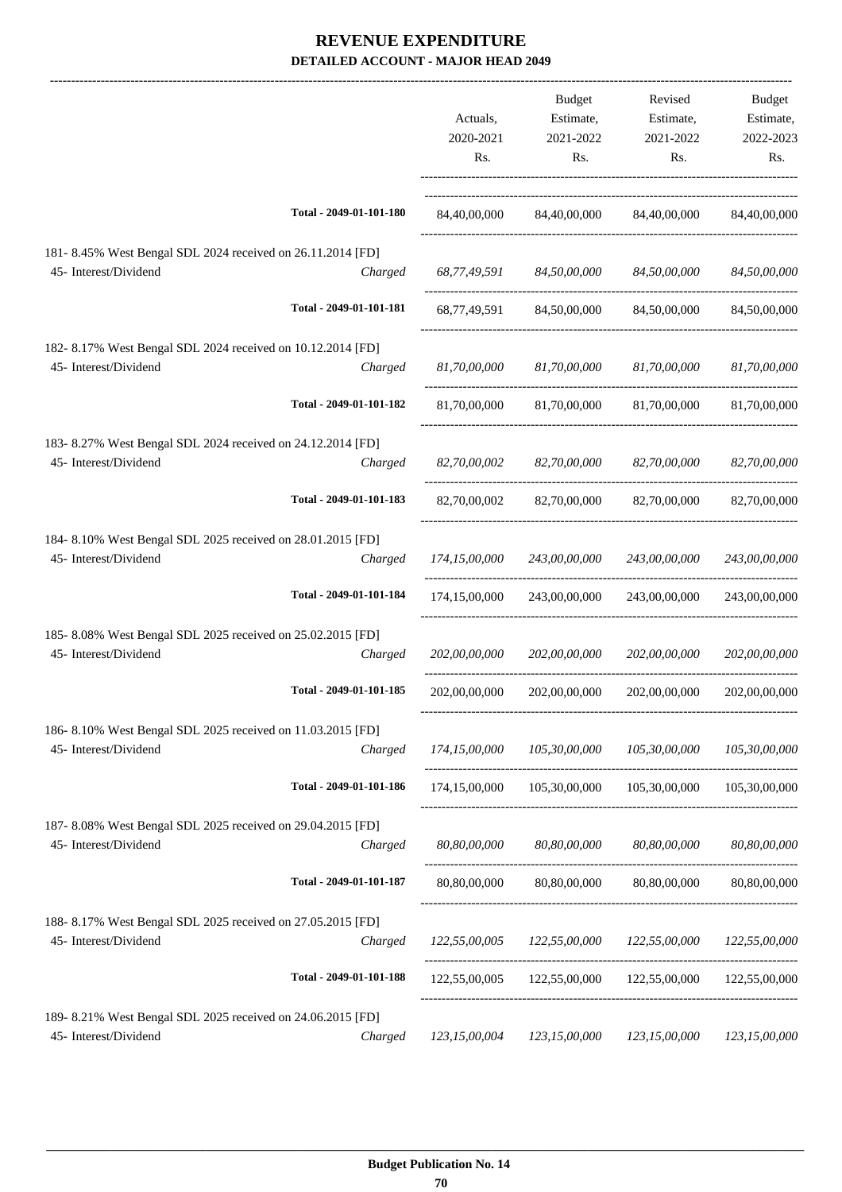# REVENUE EXPENDITURE

## DETAILED ACCOUNT - MAJOR HEAD 2049

| | | Actuals, 2020-2021 Rs. | Budget Estimate, 2021-2022 Rs. | Revised Estimate, 2021-2022 Rs. | Budget Estimate, 2022-2023 Rs. |
|---|---|---|---|---|---|
| | Total - 2049-01-101-180 | 84,40,00,000 | 84,40,00,000 | 84,40,00,000 | 84,40,00,000 |
| 181- 8.45% West Bengal SDL 2024 received on 26.11.2014 [FD] | | | | | |
| 45- Interest/Dividend | Charged | *68,77,49,591* | *84,50,00,000* | *84,50,00,000* | *84,50,00,000* |
| | Total - 2049-01-101-181 | 68,77,49,591 | 84,50,00,000 | 84,50,00,000 | 84,50,00,000 |
| 182- 8.17% West Bengal SDL 2024 received on 10.12.2014 [FD] | | | | | |
| 45- Interest/Dividend | Charged | *81,70,00,000* | *81,70,00,000* | *81,70,00,000* | *81,70,00,000* |
| | Total - 2049-01-101-182 | 81,70,00,000 | 81,70,00,000 | 81,70,00,000 | 81,70,00,000 |
| 183- 8.27% West Bengal SDL 2024 received on 24.12.2014 [FD] | | | | | |
| 45- Interest/Dividend | Charged | *82,70,00,002* | *82,70,00,000* | *82,70,00,000* | *82,70,00,000* |
| | Total - 2049-01-101-183 | 82,70,00,002 | 82,70,00,000 | 82,70,00,000 | 82,70,00,000 |
| 184- 8.10% West Bengal SDL 2025 received on 28.01.2015 [FD] | | | | | |
| 45- Interest/Dividend | Charged | *174,15,00,000* | *243,00,00,000* | *243,00,00,000* | *243,00,00,000* |
| | Total - 2049-01-101-184 | 174,15,00,000 | 243,00,00,000 | 243,00,00,000 | 243,00,00,000 |
| 185- 8.08% West Bengal SDL 2025 received on 25.02.2015 [FD] | | | | | |
| 45- Interest/Dividend | Charged | *202,00,00,000* | *202,00,00,000* | *202,00,00,000* | *202,00,00,000* |
| | Total - 2049-01-101-185 | 202,00,00,000 | 202,00,00,000 | 202,00,00,000 | 202,00,00,000 |
| 186- 8.10% West Bengal SDL 2025 received on 11.03.2015 [FD] | | | | | |
| 45- Interest/Dividend | Charged | *174,15,00,000* | *105,30,00,000* | *105,30,00,000* | *105,30,00,000* |
| | Total - 2049-01-101-186 | 174,15,00,000 | 105,30,00,000 | 105,30,00,000 | 105,30,00,000 |
| 187- 8.08% West Bengal SDL 2025 received on 29.04.2015 [FD] | | | | | |
| 45- Interest/Dividend | Charged | *80,80,00,000* | *80,80,00,000* | *80,80,00,000* | *80,80,00,000* |
| | Total - 2049-01-101-187 | 80,80,00,000 | 80,80,00,000 | 80,80,00,000 | 80,80,00,000 |
| 188- 8.17% West Bengal SDL 2025 received on 27.05.2015 [FD] | | | | | |
| 45- Interest/Dividend | Charged | *122,55,00,005* | *122,55,00,000* | *122,55,00,000* | *122,55,00,000* |
| | Total - 2049-01-101-188 | 122,55,00,005 | 122,55,00,000 | 122,55,00,000 | 122,55,00,000 |
| 189- 8.21% West Bengal SDL 2025 received on 24.06.2015 [FD] | | | | | |
| 45- Interest/Dividend | Charged | *123,15,00,004* | *123,15,00,000* | *123,15,00,000* | *123,15,00,000* |

**Budget Publication No. 14**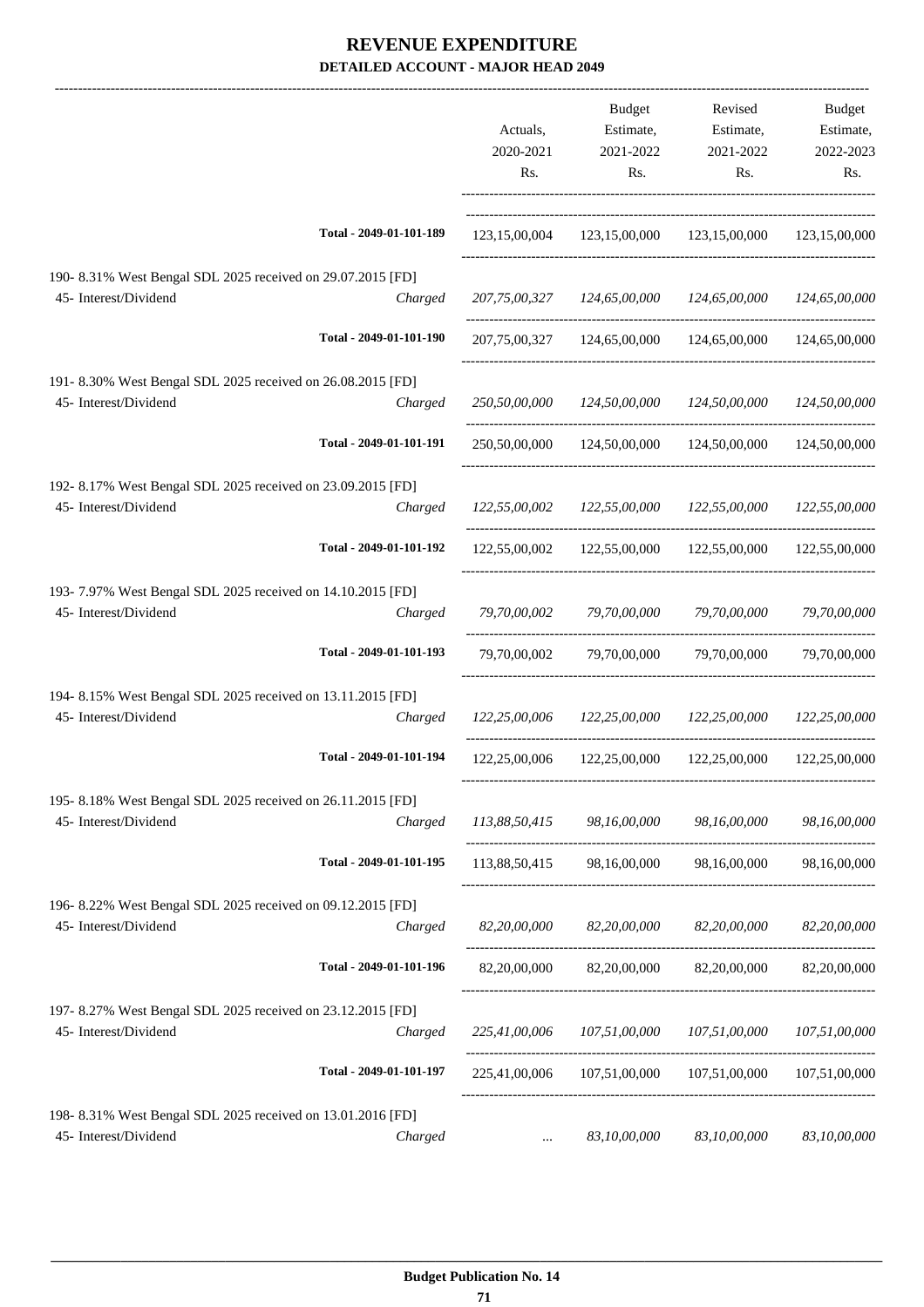# REVENUE EXPENDITURE

**DETAILED ACCOUNT - MAJOR HEAD 2049**

| | | Actuals, 2020-2021 Rs. | Budget Estimate, 2021-2022 Rs. | Revised Estimate, 2021-2022 Rs. | Budget Estimate, 2022-2023 Rs. |
|---|---|---|---|---|---|
| | Total - 2049-01-101-189 | 123,15,00,004 | 123,15,00,000 | 123,15,00,000 | 123,15,00,000 |
| 190- 8.31% West Bengal SDL 2025 received on 29.07.2015 [FD] | | | | | |
| 45- Interest/Dividend | *Charged* | *207,75,00,327* | *124,65,00,000* | *124,65,00,000* | *124,65,00,000* |
| | Total - 2049-01-101-190 | 207,75,00,327 | 124,65,00,000 | 124,65,00,000 | 124,65,00,000 |
| 191- 8.30% West Bengal SDL 2025 received on 26.08.2015 [FD] | | | | | |
| 45- Interest/Dividend | *Charged* | *250,50,00,000* | *124,50,00,000* | *124,50,00,000* | *124,50,00,000* |
| | Total - 2049-01-101-191 | 250,50,00,000 | 124,50,00,000 | 124,50,00,000 | 124,50,00,000 |
| 192- 8.17% West Bengal SDL 2025 received on 23.09.2015 [FD] | | | | | |
| 45- Interest/Dividend | *Charged* | *122,55,00,002* | *122,55,00,000* | *122,55,00,000* | *122,55,00,000* |
| | Total - 2049-01-101-192 | 122,55,00,002 | 122,55,00,000 | 122,55,00,000 | 122,55,00,000 |
| 193- 7.97% West Bengal SDL 2025 received on 14.10.2015 [FD] | | | | | |
| 45- Interest/Dividend | *Charged* | *79,70,00,002* | *79,70,00,000* | *79,70,00,000* | *79,70,00,000* |
| | Total - 2049-01-101-193 | 79,70,00,002 | 79,70,00,000 | 79,70,00,000 | 79,70,00,000 |
| 194- 8.15% West Bengal SDL 2025 received on 13.11.2015 [FD] | | | | | |
| 45- Interest/Dividend | *Charged* | *122,25,00,006* | *122,25,00,000* | *122,25,00,000* | *122,25,00,000* |
| | Total - 2049-01-101-194 | 122,25,00,006 | 122,25,00,000 | 122,25,00,000 | 122,25,00,000 |
| 195- 8.18% West Bengal SDL 2025 received on 26.11.2015 [FD] | | | | | |
| 45- Interest/Dividend | *Charged* | *113,88,50,415* | *98,16,00,000* | *98,16,00,000* | *98,16,00,000* |
| | Total - 2049-01-101-195 | 113,88,50,415 | 98,16,00,000 | 98,16,00,000 | 98,16,00,000 |
| 196- 8.22% West Bengal SDL 2025 received on 09.12.2015 [FD] | | | | | |
| 45- Interest/Dividend | *Charged* | *82,20,00,000* | *82,20,00,000* | *82,20,00,000* | *82,20,00,000* |
| | Total - 2049-01-101-196 | 82,20,00,000 | 82,20,00,000 | 82,20,00,000 | 82,20,00,000 |
| 197- 8.27% West Bengal SDL 2025 received on 23.12.2015 [FD] | | | | | |
| 45- Interest/Dividend | *Charged* | *225,41,00,006* | *107,51,00,000* | *107,51,00,000* | *107,51,00,000* |
| | Total - 2049-01-101-197 | 225,41,00,006 | 107,51,00,000 | 107,51,00,000 | 107,51,00,000 |
| 198- 8.31% West Bengal SDL 2025 received on 13.01.2016 [FD] | | | | | |
| 45- Interest/Dividend | *Charged* | ... | *83,10,00,000* | *83,10,00,000* | *83,10,00,000* |

**Budget Publication No. 14**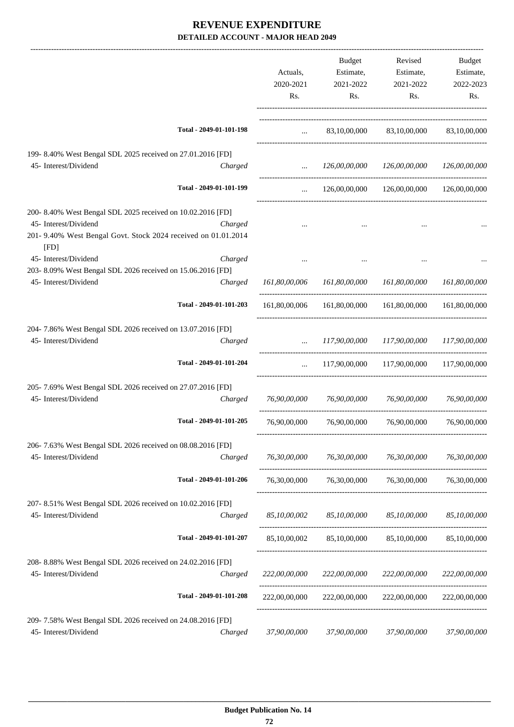# REVENUE EXPENDITURE

## DETAILED ACCOUNT - MAJOR HEAD 2049

| | | Actuals, 2020-2021 Rs. | Budget Estimate, 2021-2022 Rs. | Revised Estimate, 2021-2022 Rs. | Budget Estimate, 2022-2023 Rs. |
|---|---|---|---|---|---|
| Total - 2049-01-101-198 | | ... | 83,10,00,000 | 83,10,00,000 | 83,10,00,000 |
| 199- 8.40% West Bengal SDL 2025 received on 27.01.2016 [FD] | | | | | |
| 45- Interest/Dividend | Charged | ... | *126,00,00,000* | *126,00,00,000* | *126,00,00,000* |
| Total - 2049-01-101-199 | | ... | 126,00,00,000 | 126,00,00,000 | 126,00,00,000 |
| 200- 8.40% West Bengal SDL 2025 received on 10.02.2016 [FD] | | | | | |
| 45- Interest/Dividend | Charged | ... | ... | ... | ... |
| 201- 9.40% West Bengal Govt. Stock 2024 received on 01.01.2014 [FD] | | | | | |
| 45- Interest/Dividend | Charged | ... | ... | ... | ... |
| 203- 8.09% West Bengal SDL 2026 received on 15.06.2016 [FD] | | | | | |
| 45- Interest/Dividend | Charged | *161,80,00,006* | *161,80,00,000* | *161,80,00,000* | *161,80,00,000* |
| Total - 2049-01-101-203 | | 161,80,00,006 | 161,80,00,000 | 161,80,00,000 | 161,80,00,000 |
| 204- 7.86% West Bengal SDL 2026 received on 13.07.2016 [FD] | | | | | |
| 45- Interest/Dividend | Charged | ... | *117,90,00,000* | *117,90,00,000* | *117,90,00,000* |
| Total - 2049-01-101-204 | | ... | 117,90,00,000 | 117,90,00,000 | 117,90,00,000 |
| 205- 7.69% West Bengal SDL 2026 received on 27.07.2016 [FD] | | | | | |
| 45- Interest/Dividend | Charged | *76,90,00,000* | *76,90,00,000* | *76,90,00,000* | *76,90,00,000* |
| Total - 2049-01-101-205 | | 76,90,00,000 | 76,90,00,000 | 76,90,00,000 | 76,90,00,000 |
| 206- 7.63% West Bengal SDL 2026 received on 08.08.2016 [FD] | | | | | |
| 45- Interest/Dividend | Charged | *76,30,00,000* | *76,30,00,000* | *76,30,00,000* | *76,30,00,000* |
| Total - 2049-01-101-206 | | 76,30,00,000 | 76,30,00,000 | 76,30,00,000 | 76,30,00,000 |
| 207- 8.51% West Bengal SDL 2026 received on 10.02.2016 [FD] | | | | | |
| 45- Interest/Dividend | Charged | *85,10,00,002* | *85,10,00,000* | *85,10,00,000* | *85,10,00,000* |
| Total - 2049-01-101-207 | | 85,10,00,002 | 85,10,00,000 | 85,10,00,000 | 85,10,00,000 |
| 208- 8.88% West Bengal SDL 2026 received on 24.02.2016 [FD] | | | | | |
| 45- Interest/Dividend | Charged | *222,00,00,000* | *222,00,00,000* | *222,00,00,000* | *222,00,00,000* |
| Total - 2049-01-101-208 | | 222,00,00,000 | 222,00,00,000 | 222,00,00,000 | 222,00,00,000 |
| 209- 7.58% West Bengal SDL 2026 received on 24.08.2016 [FD] | | | | | |
| 45- Interest/Dividend | Charged | *37,90,00,000* | *37,90,00,000* | *37,90,00,000* | *37,90,00,000* |

**Budget Publication No. 14**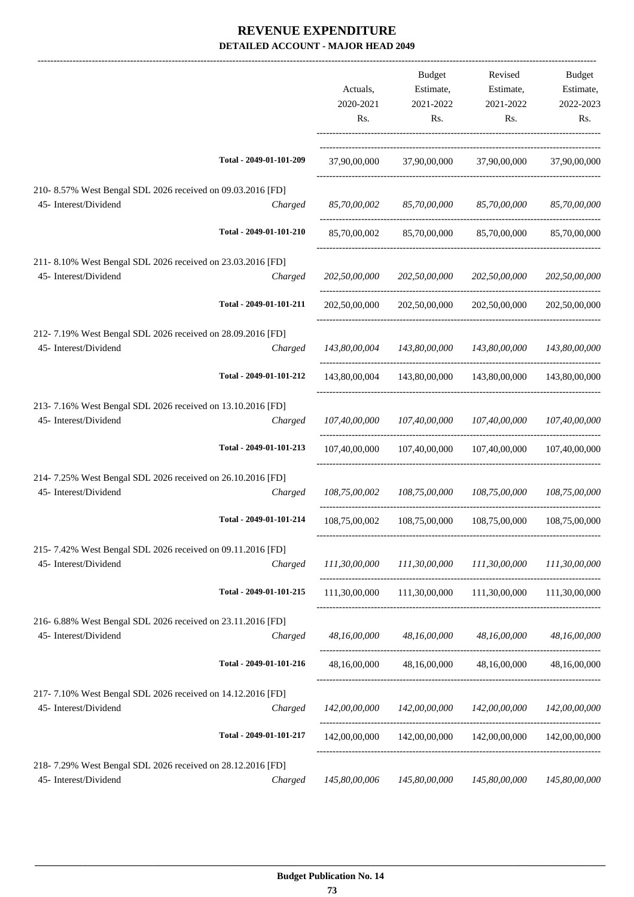# REVENUE EXPENDITURE

## DETAILED ACCOUNT - MAJOR HEAD 2049

| | | Actuals, 2020-2021 Rs. | Budget Estimate, 2021-2022 Rs. | Revised Estimate, 2021-2022 Rs. | Budget Estimate, 2022-2023 Rs. |
|---|---|---|---|---|---|
| | Total - 2049-01-101-209 | 37,90,00,000 | 37,90,00,000 | 37,90,00,000 | 37,90,00,000 |
| 210- 8.57% West Bengal SDL 2026 received on 09.03.2016 [FD] | | | | | |
| 45- Interest/Dividend | Charged | *85,70,00,002* | *85,70,00,000* | *85,70,00,000* | *85,70,00,000* |
| | Total - 2049-01-101-210 | 85,70,00,002 | 85,70,00,000 | 85,70,00,000 | 85,70,00,000 |
| 211- 8.10% West Bengal SDL 2026 received on 23.03.2016 [FD] | | | | | |
| 45- Interest/Dividend | Charged | *202,50,00,000* | *202,50,00,000* | *202,50,00,000* | *202,50,00,000* |
| | Total - 2049-01-101-211 | 202,50,00,000 | 202,50,00,000 | 202,50,00,000 | 202,50,00,000 |
| 212- 7.19% West Bengal SDL 2026 received on 28.09.2016 [FD] | | | | | |
| 45- Interest/Dividend | Charged | *143,80,00,004* | *143,80,00,000* | *143,80,00,000* | *143,80,00,000* |
| | Total - 2049-01-101-212 | 143,80,00,004 | 143,80,00,000 | 143,80,00,000 | 143,80,00,000 |
| 213- 7.16% West Bengal SDL 2026 received on 13.10.2016 [FD] | | | | | |
| 45- Interest/Dividend | Charged | *107,40,00,000* | *107,40,00,000* | *107,40,00,000* | *107,40,00,000* |
| | Total - 2049-01-101-213 | 107,40,00,000 | 107,40,00,000 | 107,40,00,000 | 107,40,00,000 |
| 214- 7.25% West Bengal SDL 2026 received on 26.10.2016 [FD] | | | | | |
| 45- Interest/Dividend | Charged | *108,75,00,002* | *108,75,00,000* | *108,75,00,000* | *108,75,00,000* |
| | Total - 2049-01-101-214 | 108,75,00,002 | 108,75,00,000 | 108,75,00,000 | 108,75,00,000 |
| 215- 7.42% West Bengal SDL 2026 received on 09.11.2016 [FD] | | | | | |
| 45- Interest/Dividend | Charged | *111,30,00,000* | *111,30,00,000* | *111,30,00,000* | *111,30,00,000* |
| | Total - 2049-01-101-215 | 111,30,00,000 | 111,30,00,000 | 111,30,00,000 | 111,30,00,000 |
| 216- 6.88% West Bengal SDL 2026 received on 23.11.2016 [FD] | | | | | |
| 45- Interest/Dividend | Charged | *48,16,00,000* | *48,16,00,000* | *48,16,00,000* | *48,16,00,000* |
| | Total - 2049-01-101-216 | 48,16,00,000 | 48,16,00,000 | 48,16,00,000 | 48,16,00,000 |
| 217- 7.10% West Bengal SDL 2026 received on 14.12.2016 [FD] | | | | | |
| 45- Interest/Dividend | Charged | *142,00,00,000* | *142,00,00,000* | *142,00,00,000* | *142,00,00,000* |
| | Total - 2049-01-101-217 | 142,00,00,000 | 142,00,00,000 | 142,00,00,000 | 142,00,00,000 |
| 218- 7.29% West Bengal SDL 2026 received on 28.12.2016 [FD] | | | | | |
| 45- Interest/Dividend | Charged | *145,80,00,006* | *145,80,00,000* | *145,80,00,000* | *145,80,00,000* |

**Budget Publication No. 14**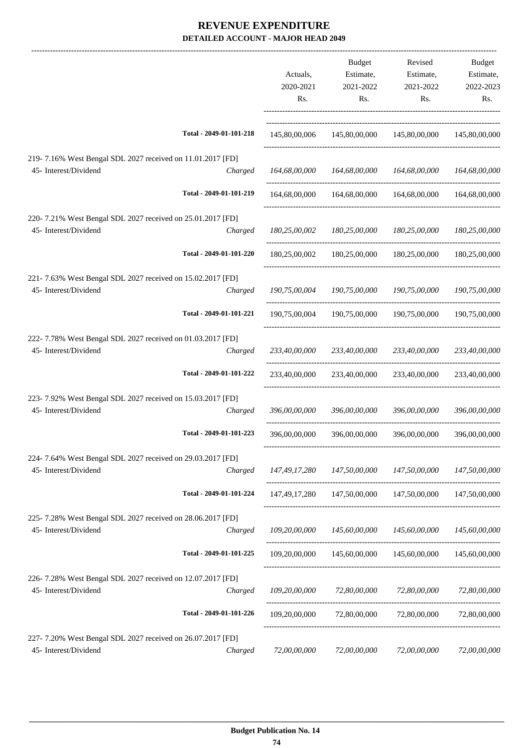# REVENUE EXPENDITURE

## DETAILED ACCOUNT - MAJOR HEAD 2049

| | | Actuals, 2020-2021 Rs. | Budget Estimate, 2021-2022 Rs. | Revised Estimate, 2021-2022 Rs. | Budget Estimate, 2022-2023 Rs. |
|---|---|---|---|---|---|
| | Total - 2049-01-101-218 | 145,80,00,006 | 145,80,00,000 | 145,80,00,000 | 145,80,00,000 |
| 219- 7.16% West Bengal SDL 2027 received on 11.01.2017 [FD] | | | | | |
| 45- Interest/Dividend | Charged | *164,68,00,000* | *164,68,00,000* | *164,68,00,000* | *164,68,00,000* |
| | Total - 2049-01-101-219 | 164,68,00,000 | 164,68,00,000 | 164,68,00,000 | 164,68,00,000 |
| 220- 7.21% West Bengal SDL 2027 received on 25.01.2017 [FD] | | | | | |
| 45- Interest/Dividend | Charged | *180,25,00,002* | *180,25,00,000* | *180,25,00,000* | *180,25,00,000* |
| | Total - 2049-01-101-220 | 180,25,00,002 | 180,25,00,000 | 180,25,00,000 | 180,25,00,000 |
| 221- 7.63% West Bengal SDL 2027 received on 15.02.2017 [FD] | | | | | |
| 45- Interest/Dividend | Charged | *190,75,00,004* | *190,75,00,000* | *190,75,00,000* | *190,75,00,000* |
| | Total - 2049-01-101-221 | 190,75,00,004 | 190,75,00,000 | 190,75,00,000 | 190,75,00,000 |
| 222- 7.78% West Bengal SDL 2027 received on 01.03.2017 [FD] | | | | | |
| 45- Interest/Dividend | Charged | *233,40,00,000* | *233,40,00,000* | *233,40,00,000* | *233,40,00,000* |
| | Total - 2049-01-101-222 | 233,40,00,000 | 233,40,00,000 | 233,40,00,000 | 233,40,00,000 |
| 223- 7.92% West Bengal SDL 2027 received on 15.03.2017 [FD] | | | | | |
| 45- Interest/Dividend | Charged | *396,00,00,000* | *396,00,00,000* | *396,00,00,000* | *396,00,00,000* |
| | Total - 2049-01-101-223 | 396,00,00,000 | 396,00,00,000 | 396,00,00,000 | 396,00,00,000 |
| 224- 7.64% West Bengal SDL 2027 received on 29.03.2017 [FD] | | | | | |
| 45- Interest/Dividend | Charged | *147,49,17,280* | *147,50,00,000* | *147,50,00,000* | *147,50,00,000* |
| | Total - 2049-01-101-224 | 147,49,17,280 | 147,50,00,000 | 147,50,00,000 | 147,50,00,000 |
| 225- 7.28% West Bengal SDL 2027 received on 28.06.2017 [FD] | | | | | |
| 45- Interest/Dividend | Charged | *109,20,00,000* | *145,60,00,000* | *145,60,00,000* | *145,60,00,000* |
| | Total - 2049-01-101-225 | 109,20,00,000 | 145,60,00,000 | 145,60,00,000 | 145,60,00,000 |
| 226- 7.28% West Bengal SDL 2027 received on 12.07.2017 [FD] | | | | | |
| 45- Interest/Dividend | Charged | *109,20,00,000* | *72,80,00,000* | *72,80,00,000* | *72,80,00,000* |
| | Total - 2049-01-101-226 | 109,20,00,000 | 72,80,00,000 | 72,80,00,000 | 72,80,00,000 |
| 227- 7.20% West Bengal SDL 2027 received on 26.07.2017 [FD] | | | | | |
| 45- Interest/Dividend | Charged | *72,00,00,000* | *72,00,00,000* | *72,00,00,000* | *72,00,00,000* |

**Budget Publication No. 14**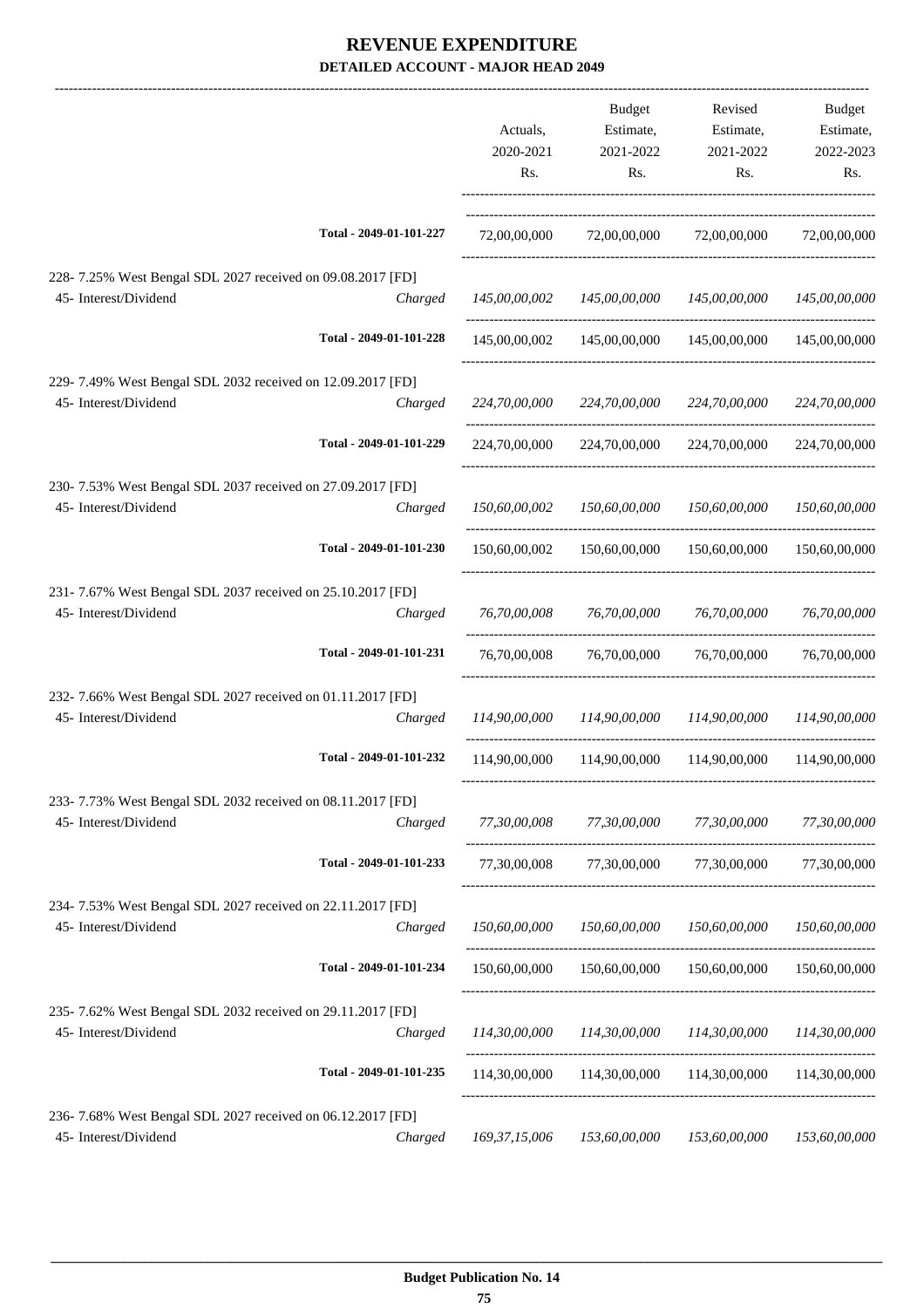# REVENUE EXPENDITURE

## DETAILED ACCOUNT - MAJOR HEAD 2049

| | | Actuals, 2020-2021 Rs. | Budget Estimate, 2021-2022 Rs. | Revised Estimate, 2021-2022 Rs. | Budget Estimate, 2022-2023 Rs. |
|---|---|---|---|---|---|
| | Total - 2049-01-101-227 | 72,00,00,000 | 72,00,00,000 | 72,00,00,000 | 72,00,00,000 |
| 228- 7.25% West Bengal SDL 2027 received on 09.08.2017 [FD] | | | | | |
| 45- Interest/Dividend | *Charged* | *145,00,00,002* | *145,00,00,000* | *145,00,00,000* | *145,00,00,000* |
| | Total - 2049-01-101-228 | 145,00,00,002 | 145,00,00,000 | 145,00,00,000 | 145,00,00,000 |
| 229- 7.49% West Bengal SDL 2032 received on 12.09.2017 [FD] | | | | | |
| 45- Interest/Dividend | *Charged* | *224,70,00,000* | *224,70,00,000* | *224,70,00,000* | *224,70,00,000* |
| | Total - 2049-01-101-229 | 224,70,00,000 | 224,70,00,000 | 224,70,00,000 | 224,70,00,000 |
| 230- 7.53% West Bengal SDL 2037 received on 27.09.2017 [FD] | | | | | |
| 45- Interest/Dividend | *Charged* | *150,60,00,002* | *150,60,00,000* | *150,60,00,000* | *150,60,00,000* |
| | Total - 2049-01-101-230 | 150,60,00,002 | 150,60,00,000 | 150,60,00,000 | 150,60,00,000 |
| 231- 7.67% West Bengal SDL 2037 received on 25.10.2017 [FD] | | | | | |
| 45- Interest/Dividend | *Charged* | *76,70,00,008* | *76,70,00,000* | *76,70,00,000* | *76,70,00,000* |
| | Total - 2049-01-101-231 | 76,70,00,008 | 76,70,00,000 | 76,70,00,000 | 76,70,00,000 |
| 232- 7.66% West Bengal SDL 2027 received on 01.11.2017 [FD] | | | | | |
| 45- Interest/Dividend | *Charged* | *114,90,00,000* | *114,90,00,000* | *114,90,00,000* | *114,90,00,000* |
| | Total - 2049-01-101-232 | 114,90,00,000 | 114,90,00,000 | 114,90,00,000 | 114,90,00,000 |
| 233- 7.73% West Bengal SDL 2032 received on 08.11.2017 [FD] | | | | | |
| 45- Interest/Dividend | *Charged* | *77,30,00,008* | *77,30,00,000* | *77,30,00,000* | *77,30,00,000* |
| | Total - 2049-01-101-233 | 77,30,00,008 | 77,30,00,000 | 77,30,00,000 | 77,30,00,000 |
| 234- 7.53% West Bengal SDL 2027 received on 22.11.2017 [FD] | | | | | |
| 45- Interest/Dividend | *Charged* | *150,60,00,000* | *150,60,00,000* | *150,60,00,000* | *150,60,00,000* |
| | Total - 2049-01-101-234 | 150,60,00,000 | 150,60,00,000 | 150,60,00,000 | 150,60,00,000 |
| 235- 7.62% West Bengal SDL 2032 received on 29.11.2017 [FD] | | | | | |
| 45- Interest/Dividend | *Charged* | *114,30,00,000* | *114,30,00,000* | *114,30,00,000* | *114,30,00,000* |
| | Total - 2049-01-101-235 | 114,30,00,000 | 114,30,00,000 | 114,30,00,000 | 114,30,00,000 |
| 236- 7.68% West Bengal SDL 2027 received on 06.12.2017 [FD] | | | | | |
| 45- Interest/Dividend | *Charged* | *169,37,15,006* | *153,60,00,000* | *153,60,00,000* | *153,60,00,000* |

**Budget Publication No. 14**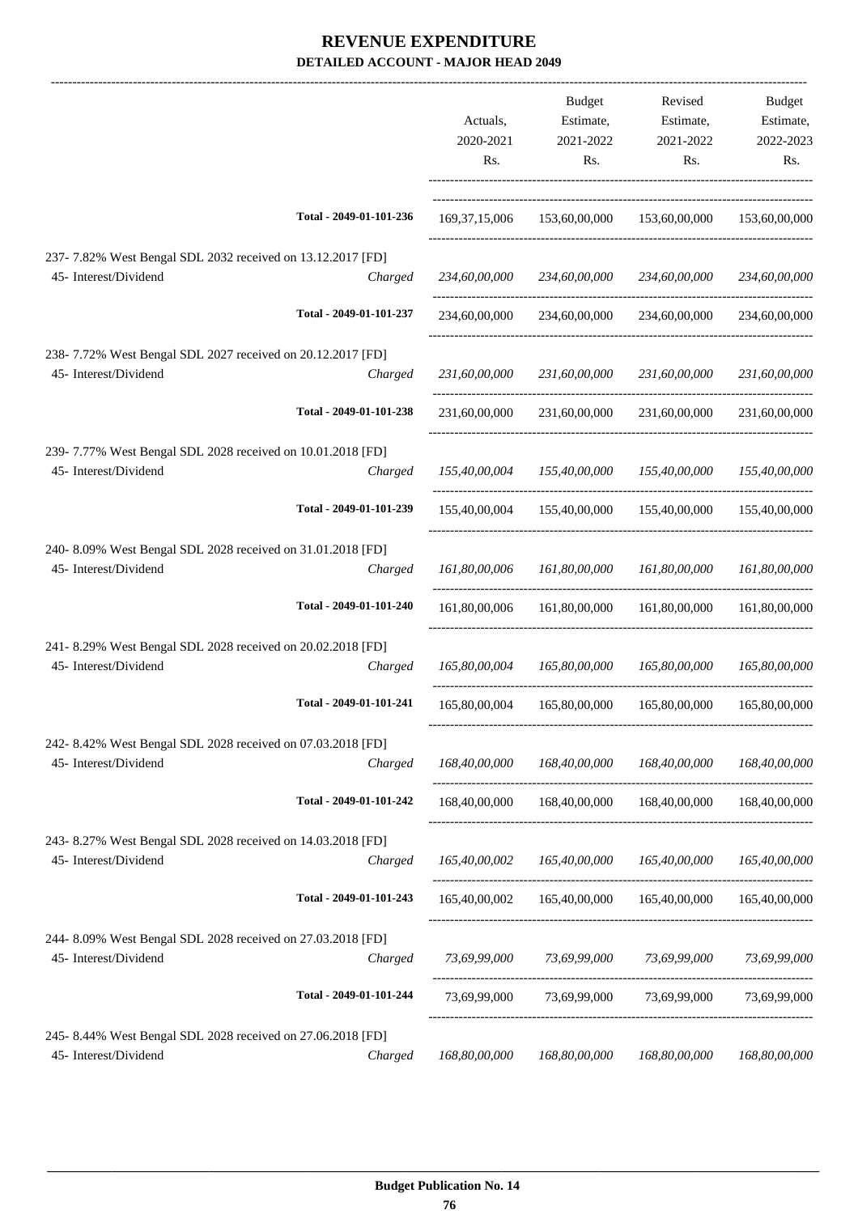# REVENUE EXPENDITURE

## DETAILED ACCOUNT - MAJOR HEAD 2049

| | | Actuals, 2020-2021 Rs. | Budget Estimate, 2021-2022 Rs. | Revised Estimate, 2021-2022 Rs. | Budget Estimate, 2022-2023 Rs. |
|---|---|---|---|---|---|
| Total - 2049-01-101-236 | | 169,37,15,006 | 153,60,00,000 | 153,60,00,000 | 153,60,00,000 |
| 237- 7.82% West Bengal SDL 2032 received on 13.12.2017 [FD] | | | | | |
| 45- Interest/Dividend | Charged | *234,60,00,000* | *234,60,00,000* | *234,60,00,000* | *234,60,00,000* |
| Total - 2049-01-101-237 | | 234,60,00,000 | 234,60,00,000 | 234,60,00,000 | 234,60,00,000 |
| 238- 7.72% West Bengal SDL 2027 received on 20.12.2017 [FD] | | | | | |
| 45- Interest/Dividend | Charged | *231,60,00,000* | *231,60,00,000* | *231,60,00,000* | *231,60,00,000* |
| Total - 2049-01-101-238 | | 231,60,00,000 | 231,60,00,000 | 231,60,00,000 | 231,60,00,000 |
| 239- 7.77% West Bengal SDL 2028 received on 10.01.2018 [FD] | | | | | |
| 45- Interest/Dividend | Charged | *155,40,00,004* | *155,40,00,000* | *155,40,00,000* | *155,40,00,000* |
| Total - 2049-01-101-239 | | 155,40,00,004 | 155,40,00,000 | 155,40,00,000 | 155,40,00,000 |
| 240- 8.09% West Bengal SDL 2028 received on 31.01.2018 [FD] | | | | | |
| 45- Interest/Dividend | Charged | *161,80,00,006* | *161,80,00,000* | *161,80,00,000* | *161,80,00,000* |
| Total - 2049-01-101-240 | | 161,80,00,006 | 161,80,00,000 | 161,80,00,000 | 161,80,00,000 |
| 241- 8.29% West Bengal SDL 2028 received on 20.02.2018 [FD] | | | | | |
| 45- Interest/Dividend | Charged | *165,80,00,004* | *165,80,00,000* | *165,80,00,000* | *165,80,00,000* |
| Total - 2049-01-101-241 | | 165,80,00,004 | 165,80,00,000 | 165,80,00,000 | 165,80,00,000 |
| 242- 8.42% West Bengal SDL 2028 received on 07.03.2018 [FD] | | | | | |
| 45- Interest/Dividend | Charged | *168,40,00,000* | *168,40,00,000* | *168,40,00,000* | *168,40,00,000* |
| Total - 2049-01-101-242 | | 168,40,00,000 | 168,40,00,000 | 168,40,00,000 | 168,40,00,000 |
| 243- 8.27% West Bengal SDL 2028 received on 14.03.2018 [FD] | | | | | |
| 45- Interest/Dividend | Charged | *165,40,00,002* | *165,40,00,000* | *165,40,00,000* | *165,40,00,000* |
| Total - 2049-01-101-243 | | 165,40,00,002 | 165,40,00,000 | 165,40,00,000 | 165,40,00,000 |
| 244- 8.09% West Bengal SDL 2028 received on 27.03.2018 [FD] | | | | | |
| 45- Interest/Dividend | Charged | *73,69,99,000* | *73,69,99,000* | *73,69,99,000* | *73,69,99,000* |
| Total - 2049-01-101-244 | | 73,69,99,000 | 73,69,99,000 | 73,69,99,000 | 73,69,99,000 |
| 245- 8.44% West Bengal SDL 2028 received on 27.06.2018 [FD] | | | | | |
| 45- Interest/Dividend | Charged | *168,80,00,000* | *168,80,00,000* | *168,80,00,000* | *168,80,00,000* |

**Budget Publication No. 14**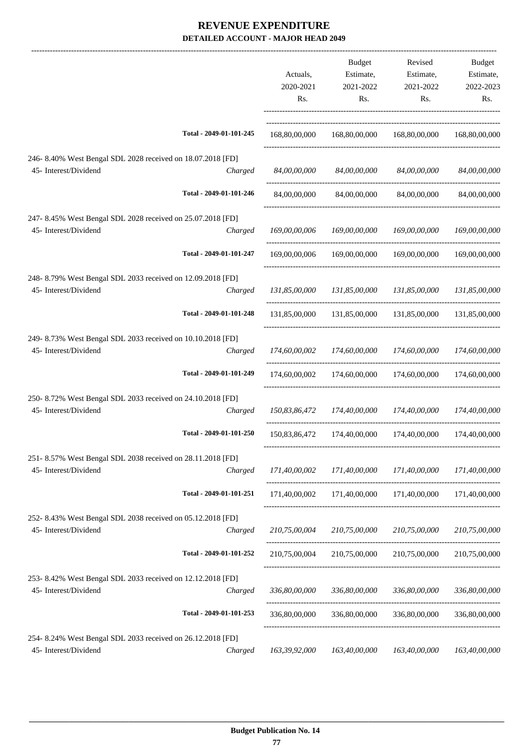# REVENUE EXPENDITURE

## DETAILED ACCOUNT - MAJOR HEAD 2049

| | | Actuals, 2020-2021 Rs. | Budget Estimate, 2021-2022 Rs. | Revised Estimate, 2021-2022 Rs. | Budget Estimate, 2022-2023 Rs. |
|---|---|---|---|---|---|
| Total - 2049-01-101-245 | | 168,80,00,000 | 168,80,00,000 | 168,80,00,000 | 168,80,00,000 |
| 246- 8.40% West Bengal SDL 2028 received on 18.07.2018 [FD] | | | | | |
| 45- Interest/Dividend | *Charged* | *84,00,00,000* | *84,00,00,000* | *84,00,00,000* | *84,00,00,000* |
| Total - 2049-01-101-246 | | 84,00,00,000 | 84,00,00,000 | 84,00,00,000 | 84,00,00,000 |
| 247- 8.45% West Bengal SDL 2028 received on 25.07.2018 [FD] | | | | | |
| 45- Interest/Dividend | *Charged* | *169,00,00,006* | *169,00,00,000* | *169,00,00,000* | *169,00,00,000* |
| Total - 2049-01-101-247 | | 169,00,00,006 | 169,00,00,000 | 169,00,00,000 | 169,00,00,000 |
| 248- 8.79% West Bengal SDL 2033 received on 12.09.2018 [FD] | | | | | |
| 45- Interest/Dividend | *Charged* | *131,85,00,000* | *131,85,00,000* | *131,85,00,000* | *131,85,00,000* |
| Total - 2049-01-101-248 | | 131,85,00,000 | 131,85,00,000 | 131,85,00,000 | 131,85,00,000 |
| 249- 8.73% West Bengal SDL 2033 received on 10.10.2018 [FD] | | | | | |
| 45- Interest/Dividend | *Charged* | *174,60,00,002* | *174,60,00,000* | *174,60,00,000* | *174,60,00,000* |
| Total - 2049-01-101-249 | | 174,60,00,002 | 174,60,00,000 | 174,60,00,000 | 174,60,00,000 |
| 250- 8.72% West Bengal SDL 2033 received on 24.10.2018 [FD] | | | | | |
| 45- Interest/Dividend | *Charged* | *150,83,86,472* | *174,40,00,000* | *174,40,00,000* | *174,40,00,000* |
| Total - 2049-01-101-250 | | 150,83,86,472 | 174,40,00,000 | 174,40,00,000 | 174,40,00,000 |
| 251- 8.57% West Bengal SDL 2038 received on 28.11.2018 [FD] | | | | | |
| 45- Interest/Dividend | *Charged* | *171,40,00,002* | *171,40,00,000* | *171,40,00,000* | *171,40,00,000* |
| Total - 2049-01-101-251 | | 171,40,00,002 | 171,40,00,000 | 171,40,00,000 | 171,40,00,000 |
| 252- 8.43% West Bengal SDL 2038 received on 05.12.2018 [FD] | | | | | |
| 45- Interest/Dividend | *Charged* | *210,75,00,004* | *210,75,00,000* | *210,75,00,000* | *210,75,00,000* |
| Total - 2049-01-101-252 | | 210,75,00,004 | 210,75,00,000 | 210,75,00,000 | 210,75,00,000 |
| 253- 8.42% West Bengal SDL 2033 received on 12.12.2018 [FD] | | | | | |
| 45- Interest/Dividend | *Charged* | *336,80,00,000* | *336,80,00,000* | *336,80,00,000* | *336,80,00,000* |
| Total - 2049-01-101-253 | | 336,80,00,000 | 336,80,00,000 | 336,80,00,000 | 336,80,00,000 |
| 254- 8.24% West Bengal SDL 2033 received on 26.12.2018 [FD] | | | | | |
| 45- Interest/Dividend | *Charged* | *163,39,92,000* | *163,40,00,000* | *163,40,00,000* | *163,40,00,000* |

**Budget Publication No. 14**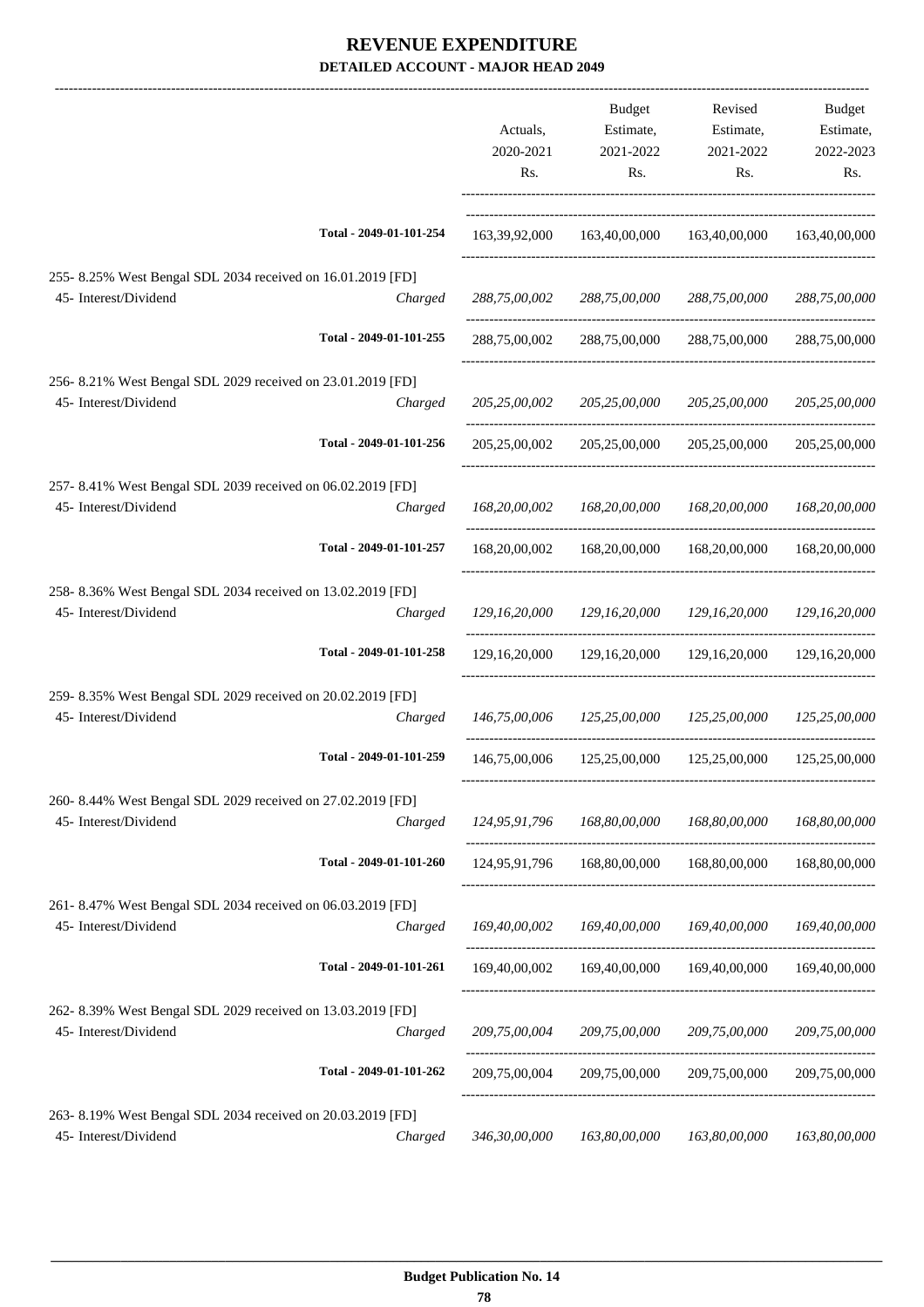# REVENUE EXPENDITURE

## DETAILED ACCOUNT - MAJOR HEAD 2049

| | | Actuals, 2020-2021 Rs. | Budget Estimate, 2021-2022 Rs. | Revised Estimate, 2021-2022 Rs. | Budget Estimate, 2022-2023 Rs. |
|---|---|---|---|---|---|
| | Total - 2049-01-101-254 | 163,39,92,000 | 163,40,00,000 | 163,40,00,000 | 163,40,00,000 |
| 255- 8.25% West Bengal SDL 2034 received on 16.01.2019 [FD] | | | | | |
| 45- Interest/Dividend | Charged | *288,75,00,002* | *288,75,00,000* | *288,75,00,000* | *288,75,00,000* |
| | Total - 2049-01-101-255 | 288,75,00,002 | 288,75,00,000 | 288,75,00,000 | 288,75,00,000 |
| 256- 8.21% West Bengal SDL 2029 received on 23.01.2019 [FD] | | | | | |
| 45- Interest/Dividend | Charged | *205,25,00,002* | *205,25,00,000* | *205,25,00,000* | *205,25,00,000* |
| | Total - 2049-01-101-256 | 205,25,00,002 | 205,25,00,000 | 205,25,00,000 | 205,25,00,000 |
| 257- 8.41% West Bengal SDL 2039 received on 06.02.2019 [FD] | | | | | |
| 45- Interest/Dividend | Charged | *168,20,00,002* | *168,20,00,000* | *168,20,00,000* | *168,20,00,000* |
| | Total - 2049-01-101-257 | 168,20,00,002 | 168,20,00,000 | 168,20,00,000 | 168,20,00,000 |
| 258- 8.36% West Bengal SDL 2034 received on 13.02.2019 [FD] | | | | | |
| 45- Interest/Dividend | Charged | *129,16,20,000* | *129,16,20,000* | *129,16,20,000* | *129,16,20,000* |
| | Total - 2049-01-101-258 | 129,16,20,000 | 129,16,20,000 | 129,16,20,000 | 129,16,20,000 |
| 259- 8.35% West Bengal SDL 2029 received on 20.02.2019 [FD] | | | | | |
| 45- Interest/Dividend | Charged | *146,75,00,006* | *125,25,00,000* | *125,25,00,000* | *125,25,00,000* |
| | Total - 2049-01-101-259 | 146,75,00,006 | 125,25,00,000 | 125,25,00,000 | 125,25,00,000 |
| 260- 8.44% West Bengal SDL 2029 received on 27.02.2019 [FD] | | | | | |
| 45- Interest/Dividend | Charged | *124,95,91,796* | *168,80,00,000* | *168,80,00,000* | *168,80,00,000* |
| | Total - 2049-01-101-260 | 124,95,91,796 | 168,80,00,000 | 168,80,00,000 | 168,80,00,000 |
| 261- 8.47% West Bengal SDL 2034 received on 06.03.2019 [FD] | | | | | |
| 45- Interest/Dividend | Charged | *169,40,00,002* | *169,40,00,000* | *169,40,00,000* | *169,40,00,000* |
| | Total - 2049-01-101-261 | 169,40,00,002 | 169,40,00,000 | 169,40,00,000 | 169,40,00,000 |
| 262- 8.39% West Bengal SDL 2029 received on 13.03.2019 [FD] | | | | | |
| 45- Interest/Dividend | Charged | *209,75,00,004* | *209,75,00,000* | *209,75,00,000* | *209,75,00,000* |
| | Total - 2049-01-101-262 | 209,75,00,004 | 209,75,00,000 | 209,75,00,000 | 209,75,00,000 |
| 263- 8.19% West Bengal SDL 2034 received on 20.03.2019 [FD] | | | | | |
| 45- Interest/Dividend | Charged | *346,30,00,000* | *163,80,00,000* | *163,80,00,000* | *163,80,00,000* |

**Budget Publication No. 14**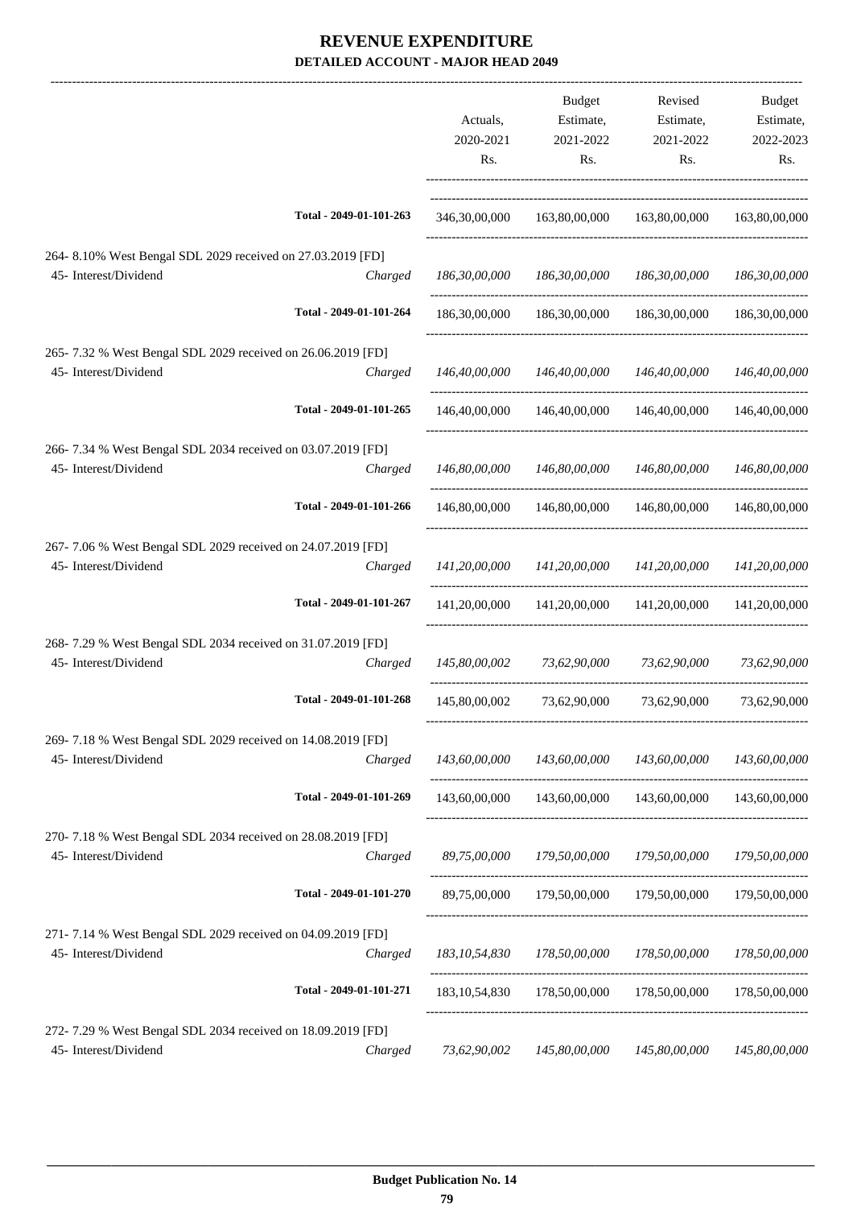# REVENUE EXPENDITURE

## DETAILED ACCOUNT - MAJOR HEAD 2049

| | | Actuals, 2020-2021 Rs. | Budget Estimate, 2021-2022 Rs. | Revised Estimate, 2021-2022 Rs. | Budget Estimate, 2022-2023 Rs. |
|---|---|---|---|---|---|
| | Total - 2049-01-101-263 | 346,30,00,000 | 163,80,00,000 | 163,80,00,000 | 163,80,00,000 |
| 264- 8.10% West Bengal SDL 2029 received on 27.03.2019 [FD] | | | | | |
| 45- Interest/Dividend | *Charged* | *186,30,00,000* | *186,30,00,000* | *186,30,00,000* | *186,30,00,000* |
| | Total - 2049-01-101-264 | 186,30,00,000 | 186,30,00,000 | 186,30,00,000 | 186,30,00,000 |
| 265- 7.32 % West Bengal SDL 2029 received on 26.06.2019 [FD] | | | | | |
| 45- Interest/Dividend | *Charged* | *146,40,00,000* | *146,40,00,000* | *146,40,00,000* | *146,40,00,000* |
| | Total - 2049-01-101-265 | 146,40,00,000 | 146,40,00,000 | 146,40,00,000 | 146,40,00,000 |
| 266- 7.34 % West Bengal SDL 2034 received on 03.07.2019 [FD] | | | | | |
| 45- Interest/Dividend | *Charged* | *146,80,00,000* | *146,80,00,000* | *146,80,00,000* | *146,80,00,000* |
| | Total - 2049-01-101-266 | 146,80,00,000 | 146,80,00,000 | 146,80,00,000 | 146,80,00,000 |
| 267- 7.06 % West Bengal SDL 2029 received on 24.07.2019 [FD] | | | | | |
| 45- Interest/Dividend | *Charged* | *141,20,00,000* | *141,20,00,000* | *141,20,00,000* | *141,20,00,000* |
| | Total - 2049-01-101-267 | 141,20,00,000 | 141,20,00,000 | 141,20,00,000 | 141,20,00,000 |
| 268- 7.29 % West Bengal SDL 2034 received on 31.07.2019 [FD] | | | | | |
| 45- Interest/Dividend | *Charged* | *145,80,00,002* | *73,62,90,000* | *73,62,90,000* | *73,62,90,000* |
| | Total - 2049-01-101-268 | 145,80,00,002 | 73,62,90,000 | 73,62,90,000 | 73,62,90,000 |
| 269- 7.18 % West Bengal SDL 2029 received on 14.08.2019 [FD] | | | | | |
| 45- Interest/Dividend | *Charged* | *143,60,00,000* | *143,60,00,000* | *143,60,00,000* | *143,60,00,000* |
| | Total - 2049-01-101-269 | 143,60,00,000 | 143,60,00,000 | 143,60,00,000 | 143,60,00,000 |
| 270- 7.18 % West Bengal SDL 2034 received on 28.08.2019 [FD] | | | | | |
| 45- Interest/Dividend | *Charged* | *89,75,00,000* | *179,50,00,000* | *179,50,00,000* | *179,50,00,000* |
| | Total - 2049-01-101-270 | 89,75,00,000 | 179,50,00,000 | 179,50,00,000 | 179,50,00,000 |
| 271- 7.14 % West Bengal SDL 2029 received on 04.09.2019 [FD] | | | | | |
| 45- Interest/Dividend | *Charged* | *183,10,54,830* | *178,50,00,000* | *178,50,00,000* | *178,50,00,000* |
| | Total - 2049-01-101-271 | 183,10,54,830 | 178,50,00,000 | 178,50,00,000 | 178,50,00,000 |
| 272- 7.29 % West Bengal SDL 2034 received on 18.09.2019 [FD] | | | | | |
| 45- Interest/Dividend | *Charged* | *73,62,90,002* | *145,80,00,000* | *145,80,00,000* | *145,80,00,000* |

**Budget Publication No. 14**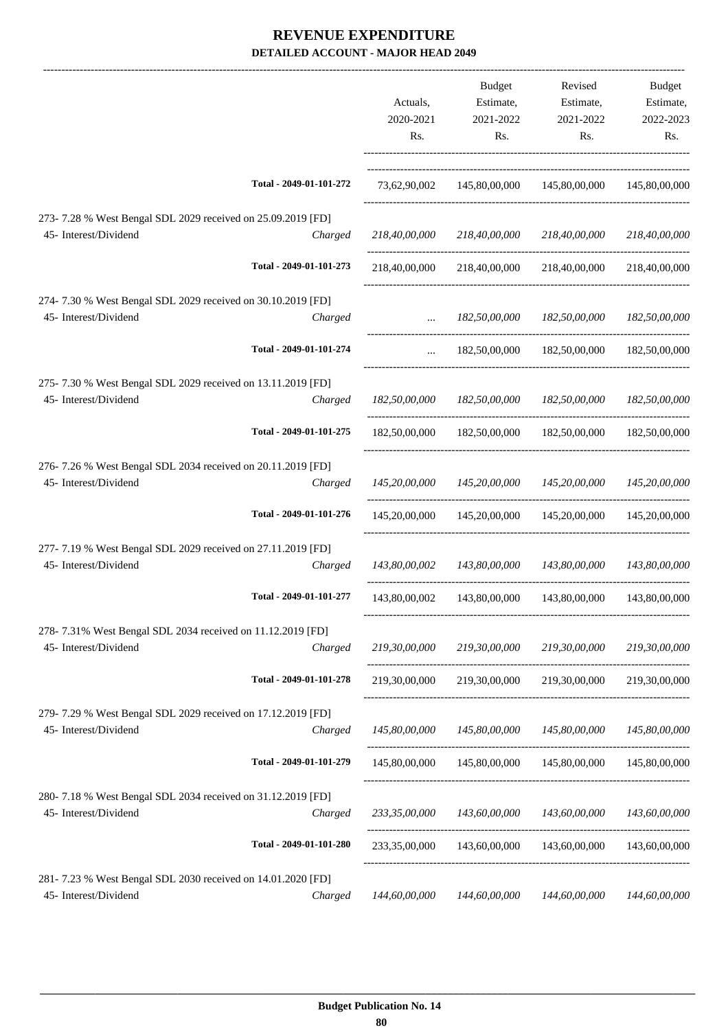# REVENUE EXPENDITURE

**DETAILED ACCOUNT - MAJOR HEAD 2049**

| | | Actuals, 2020-2021 Rs. | Budget Estimate, 2021-2022 Rs. | Revised Estimate, 2021-2022 Rs. | Budget Estimate, 2022-2023 Rs. |
|---|---|---|---|---|---|
| Total - 2049-01-101-272 | | 73,62,90,002 | 145,80,00,000 | 145,80,00,000 | 145,80,00,000 |
| 273- 7.28 % West Bengal SDL 2029 received on 25.09.2019 [FD] | | | | | |
| 45- Interest/Dividend | Charged | *218,40,00,000* | *218,40,00,000* | *218,40,00,000* | *218,40,00,000* |
| Total - 2049-01-101-273 | | 218,40,00,000 | 218,40,00,000 | 218,40,00,000 | 218,40,00,000 |
| 274- 7.30 % West Bengal SDL 2029 received on 30.10.2019 [FD] | | | | | |
| 45- Interest/Dividend | Charged | ... | *182,50,00,000* | *182,50,00,000* | *182,50,00,000* |
| Total - 2049-01-101-274 | | ... | 182,50,00,000 | 182,50,00,000 | 182,50,00,000 |
| 275- 7.30 % West Bengal SDL 2029 received on 13.11.2019 [FD] | | | | | |
| 45- Interest/Dividend | Charged | *182,50,00,000* | *182,50,00,000* | *182,50,00,000* | *182,50,00,000* |
| Total - 2049-01-101-275 | | 182,50,00,000 | 182,50,00,000 | 182,50,00,000 | 182,50,00,000 |
| 276- 7.26 % West Bengal SDL 2034 received on 20.11.2019 [FD] | | | | | |
| 45- Interest/Dividend | Charged | *145,20,00,000* | *145,20,00,000* | *145,20,00,000* | *145,20,00,000* |
| Total - 2049-01-101-276 | | 145,20,00,000 | 145,20,00,000 | 145,20,00,000 | 145,20,00,000 |
| 277- 7.19 % West Bengal SDL 2029 received on 27.11.2019 [FD] | | | | | |
| 45- Interest/Dividend | Charged | *143,80,00,002* | *143,80,00,000* | *143,80,00,000* | *143,80,00,000* |
| Total - 2049-01-101-277 | | 143,80,00,002 | 143,80,00,000 | 143,80,00,000 | 143,80,00,000 |
| 278- 7.31% West Bengal SDL 2034 received on 11.12.2019 [FD] | | | | | |
| 45- Interest/Dividend | Charged | *219,30,00,000* | *219,30,00,000* | *219,30,00,000* | *219,30,00,000* |
| Total - 2049-01-101-278 | | 219,30,00,000 | 219,30,00,000 | 219,30,00,000 | 219,30,00,000 |
| 279- 7.29 % West Bengal SDL 2029 received on 17.12.2019 [FD] | | | | | |
| 45- Interest/Dividend | Charged | *145,80,00,000* | *145,80,00,000* | *145,80,00,000* | *145,80,00,000* |
| Total - 2049-01-101-279 | | 145,80,00,000 | 145,80,00,000 | 145,80,00,000 | 145,80,00,000 |
| 280- 7.18 % West Bengal SDL 2034 received on 31.12.2019 [FD] | | | | | |
| 45- Interest/Dividend | Charged | *233,35,00,000* | *143,60,00,000* | *143,60,00,000* | *143,60,00,000* |
| Total - 2049-01-101-280 | | 233,35,00,000 | 143,60,00,000 | 143,60,00,000 | 143,60,00,000 |
| 281- 7.23 % West Bengal SDL 2030 received on 14.01.2020 [FD] | | | | | |
| 45- Interest/Dividend | Charged | *144,60,00,000* | *144,60,00,000* | *144,60,00,000* | *144,60,00,000* |

**Budget Publication No. 14**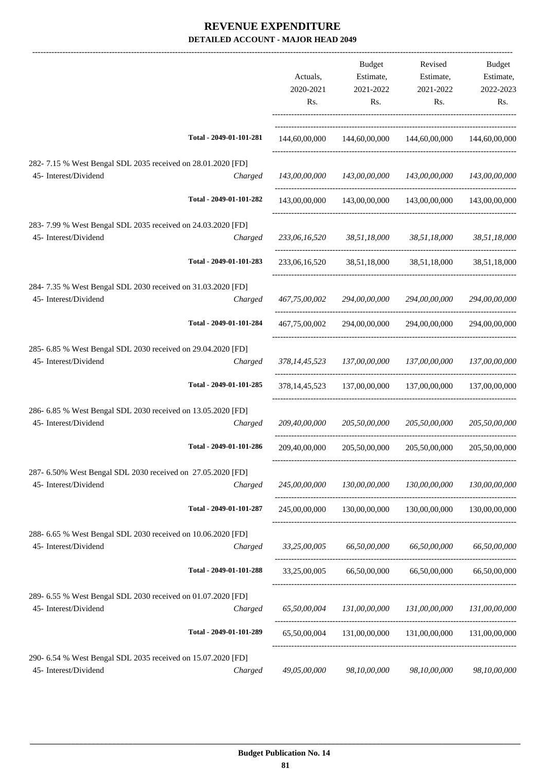# REVENUE EXPENDITURE
**DETAILED ACCOUNT - MAJOR HEAD 2049**

| | | Actuals, 2020-2021 Rs. | Budget Estimate, 2021-2022 Rs. | Revised Estimate, 2021-2022 Rs. | Budget Estimate, 2022-2023 Rs. |
|---|---|---|---|---|---|
| | Total - 2049-01-101-281 | 144,60,00,000 | 144,60,00,000 | 144,60,00,000 | 144,60,00,000 |
| 282- 7.15 % West Bengal SDL 2035 received on 28.01.2020 [FD] | | | | | |
| 45- Interest/Dividend | Charged | *143,00,00,000* | *143,00,00,000* | *143,00,00,000* | *143,00,00,000* |
| | Total - 2049-01-101-282 | 143,00,00,000 | 143,00,00,000 | 143,00,00,000 | 143,00,00,000 |
| 283- 7.99 % West Bengal SDL 2035 received on 24.03.2020 [FD] | | | | | |
| 45- Interest/Dividend | Charged | *233,06,16,520* | *38,51,18,000* | *38,51,18,000* | *38,51,18,000* |
| | Total - 2049-01-101-283 | 233,06,16,520 | 38,51,18,000 | 38,51,18,000 | 38,51,18,000 |
| 284- 7.35 % West Bengal SDL 2030 received on 31.03.2020 [FD] | | | | | |
| 45- Interest/Dividend | Charged | *467,75,00,002* | *294,00,00,000* | *294,00,00,000* | *294,00,00,000* |
| | Total - 2049-01-101-284 | 467,75,00,002 | 294,00,00,000 | 294,00,00,000 | 294,00,00,000 |
| 285- 6.85 % West Bengal SDL 2030 received on 29.04.2020 [FD] | | | | | |
| 45- Interest/Dividend | Charged | *378,14,45,523* | *137,00,00,000* | *137,00,00,000* | *137,00,00,000* |
| | Total - 2049-01-101-285 | 378,14,45,523 | 137,00,00,000 | 137,00,00,000 | 137,00,00,000 |
| 286- 6.85 % West Bengal SDL 2030 received on 13.05.2020 [FD] | | | | | |
| 45- Interest/Dividend | Charged | *209,40,00,000* | *205,50,00,000* | *205,50,00,000* | *205,50,00,000* |
| | Total - 2049-01-101-286 | 209,40,00,000 | 205,50,00,000 | 205,50,00,000 | 205,50,00,000 |
| 287- 6.50% West Bengal SDL 2030 received on 27.05.2020 [FD] | | | | | |
| 45- Interest/Dividend | Charged | *245,00,00,000* | *130,00,00,000* | *130,00,00,000* | *130,00,00,000* |
| | Total - 2049-01-101-287 | 245,00,00,000 | 130,00,00,000 | 130,00,00,000 | 130,00,00,000 |
| 288- 6.65 % West Bengal SDL 2030 received on 10.06.2020 [FD] | | | | | |
| 45- Interest/Dividend | Charged | *33,25,00,005* | *66,50,00,000* | *66,50,00,000* | *66,50,00,000* |
| | Total - 2049-01-101-288 | 33,25,00,005 | 66,50,00,000 | 66,50,00,000 | 66,50,00,000 |
| 289- 6.55 % West Bengal SDL 2030 received on 01.07.2020 [FD] | | | | | |
| 45- Interest/Dividend | Charged | *65,50,00,004* | *131,00,00,000* | *131,00,00,000* | *131,00,00,000* |
| | Total - 2049-01-101-289 | 65,50,00,004 | 131,00,00,000 | 131,00,00,000 | 131,00,00,000 |
| 290- 6.54 % West Bengal SDL 2035 received on 15.07.2020 [FD] | | | | | |
| 45- Interest/Dividend | Charged | *49,05,00,000* | *98,10,00,000* | *98,10,00,000* | *98,10,00,000* |

**Budget Publication No. 14**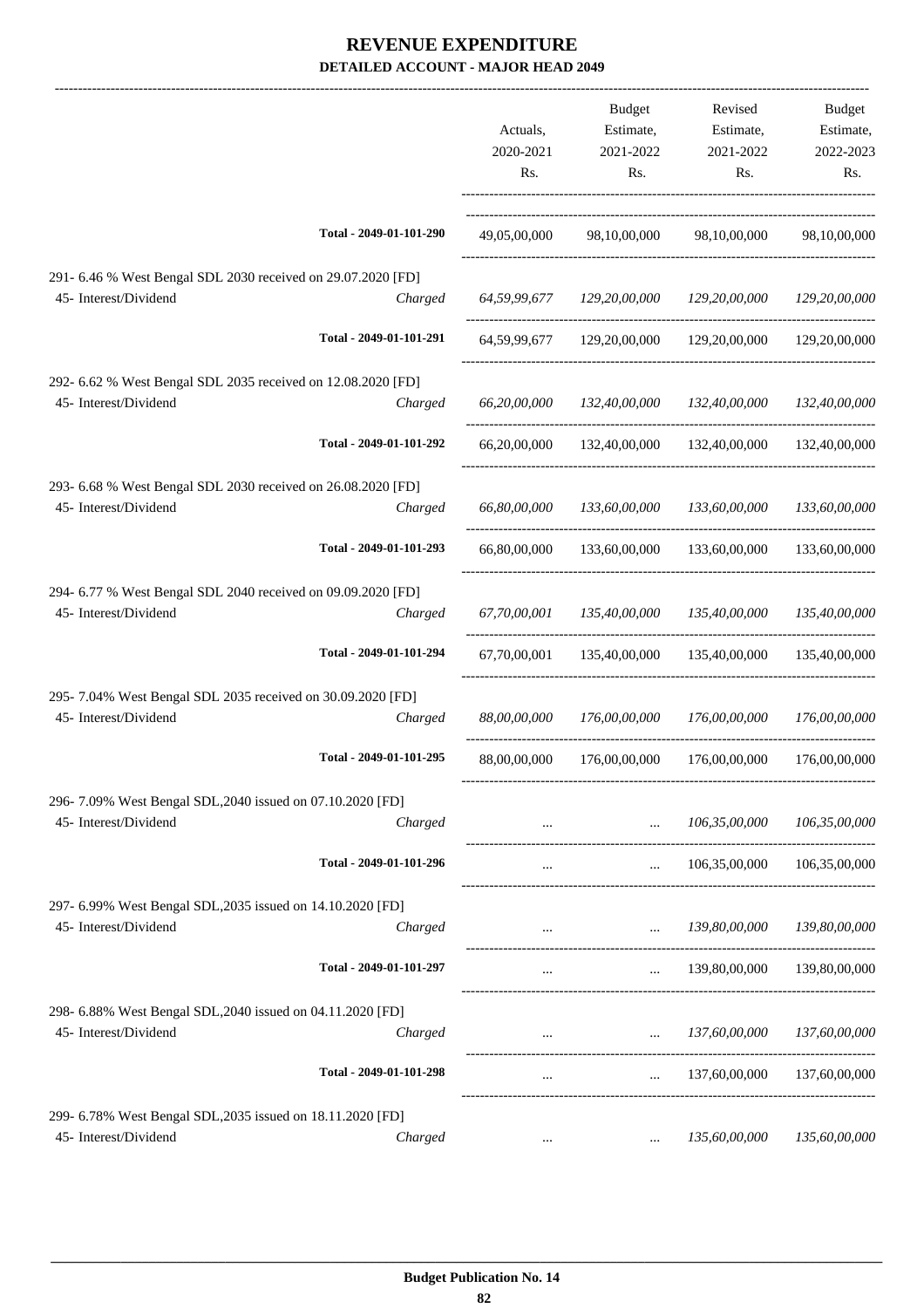# REVENUE EXPENDITURE

## DETAILED ACCOUNT - MAJOR HEAD 2049

| | | Actuals, 2020-2021 Rs. | Budget Estimate, 2021-2022 Rs. | Revised Estimate, 2021-2022 Rs. | Budget Estimate, 2022-2023 Rs. |
|---|---|---|---|---|---|
| Total - 2049-01-101-290 | | 49,05,00,000 | 98,10,00,000 | 98,10,00,000 | 98,10,00,000 |
| 291- 6.46 % West Bengal SDL 2030 received on 29.07.2020 [FD] | | | | | |
| 45- Interest/Dividend | Charged | *64,59,99,677* | *129,20,00,000* | *129,20,00,000* | *129,20,00,000* |
| Total - 2049-01-101-291 | | 64,59,99,677 | 129,20,00,000 | 129,20,00,000 | 129,20,00,000 |
| 292- 6.62 % West Bengal SDL 2035 received on 12.08.2020 [FD] | | | | | |
| 45- Interest/Dividend | Charged | *66,20,00,000* | *132,40,00,000* | *132,40,00,000* | *132,40,00,000* |
| Total - 2049-01-101-292 | | 66,20,00,000 | 132,40,00,000 | 132,40,00,000 | 132,40,00,000 |
| 293- 6.68 % West Bengal SDL 2030 received on 26.08.2020 [FD] | | | | | |
| 45- Interest/Dividend | Charged | *66,80,00,000* | *133,60,00,000* | *133,60,00,000* | *133,60,00,000* |
| Total - 2049-01-101-293 | | 66,80,00,000 | 133,60,00,000 | 133,60,00,000 | 133,60,00,000 |
| 294- 6.77 % West Bengal SDL 2040 received on 09.09.2020 [FD] | | | | | |
| 45- Interest/Dividend | Charged | *67,70,00,001* | *135,40,00,000* | *135,40,00,000* | *135,40,00,000* |
| Total - 2049-01-101-294 | | 67,70,00,001 | 135,40,00,000 | 135,40,00,000 | 135,40,00,000 |
| 295- 7.04% West Bengal SDL 2035 received on 30.09.2020 [FD] | | | | | |
| 45- Interest/Dividend | Charged | *88,00,00,000* | *176,00,00,000* | *176,00,00,000* | *176,00,00,000* |
| Total - 2049-01-101-295 | | 88,00,00,000 | 176,00,00,000 | 176,00,00,000 | 176,00,00,000 |
| 296- 7.09% West Bengal SDL,2040 issued on 07.10.2020 [FD] | | | | | |
| 45- Interest/Dividend | Charged | ... | ... | *106,35,00,000* | *106,35,00,000* |
| Total - 2049-01-101-296 | | ... | ... | 106,35,00,000 | 106,35,00,000 |
| 297- 6.99% West Bengal SDL,2035 issued on 14.10.2020 [FD] | | | | | |
| 45- Interest/Dividend | Charged | ... | ... | *139,80,00,000* | *139,80,00,000* |
| Total - 2049-01-101-297 | | ... | ... | 139,80,00,000 | 139,80,00,000 |
| 298- 6.88% West Bengal SDL,2040 issued on 04.11.2020 [FD] | | | | | |
| 45- Interest/Dividend | Charged | ... | ... | *137,60,00,000* | *137,60,00,000* |
| Total - 2049-01-101-298 | | ... | ... | 137,60,00,000 | 137,60,00,000 |
| 299- 6.78% West Bengal SDL,2035 issued on 18.11.2020 [FD] | | | | | |
| 45- Interest/Dividend | Charged | ... | ... | *135,60,00,000* | *135,60,00,000* |

**Budget Publication No. 14**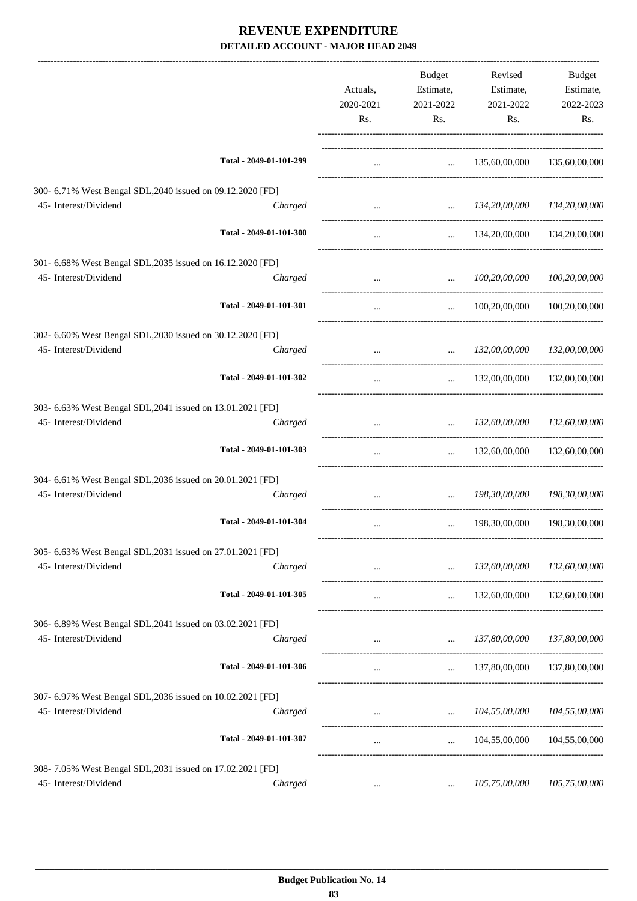# REVENUE EXPENDITURE

**DETAILED ACCOUNT - MAJOR HEAD 2049**

| | | Actuals, 2020-2021 Rs. | Budget Estimate, 2021-2022 Rs. | Revised Estimate, 2021-2022 Rs. | Budget Estimate, 2022-2023 Rs. |
|---|---|---|---|---|---|
| | **Total - 2049-01-101-299** | ... | ... | 135,60,00,000 | 135,60,00,000 |
| 300- 6.71% West Bengal SDL,2040 issued on 09.12.2020 [FD] | | | | | |
| 45- Interest/Dividend | Charged | ... | ... | *134,20,00,000* | *134,20,00,000* |
| | **Total - 2049-01-101-300** | ... | ... | 134,20,00,000 | 134,20,00,000 |
| 301- 6.68% West Bengal SDL,2035 issued on 16.12.2020 [FD] | | | | | |
| 45- Interest/Dividend | Charged | ... | ... | *100,20,00,000* | *100,20,00,000* |
| | **Total - 2049-01-101-301** | ... | ... | 100,20,00,000 | 100,20,00,000 |
| 302- 6.60% West Bengal SDL,2030 issued on 30.12.2020 [FD] | | | | | |
| 45- Interest/Dividend | Charged | ... | ... | *132,00,00,000* | *132,00,00,000* |
| | **Total - 2049-01-101-302** | ... | ... | 132,00,00,000 | 132,00,00,000 |
| 303- 6.63% West Bengal SDL,2041 issued on 13.01.2021 [FD] | | | | | |
| 45- Interest/Dividend | Charged | ... | ... | *132,60,00,000* | *132,60,00,000* |
| | **Total - 2049-01-101-303** | ... | ... | 132,60,00,000 | 132,60,00,000 |
| 304- 6.61% West Bengal SDL,2036 issued on 20.01.2021 [FD] | | | | | |
| 45- Interest/Dividend | Charged | ... | ... | *198,30,00,000* | *198,30,00,000* |
| | **Total - 2049-01-101-304** | ... | ... | 198,30,00,000 | 198,30,00,000 |
| 305- 6.63% West Bengal SDL,2031 issued on 27.01.2021 [FD] | | | | | |
| 45- Interest/Dividend | Charged | ... | ... | *132,60,00,000* | *132,60,00,000* |
| | **Total - 2049-01-101-305** | ... | ... | 132,60,00,000 | 132,60,00,000 |
| 306- 6.89% West Bengal SDL,2041 issued on 03.02.2021 [FD] | | | | | |
| 45- Interest/Dividend | Charged | ... | ... | *137,80,00,000* | *137,80,00,000* |
| | **Total - 2049-01-101-306** | ... | ... | 137,80,00,000 | 137,80,00,000 |
| 307- 6.97% West Bengal SDL,2036 issued on 10.02.2021 [FD] | | | | | |
| 45- Interest/Dividend | Charged | ... | ... | *104,55,00,000* | *104,55,00,000* |
| | **Total - 2049-01-101-307** | ... | ... | 104,55,00,000 | 104,55,00,000 |
| 308- 7.05% West Bengal SDL,2031 issued on 17.02.2021 [FD] | | | | | |
| 45- Interest/Dividend | Charged | ... | ... | *105,75,00,000* | *105,75,00,000* |

**Budget Publication No. 14**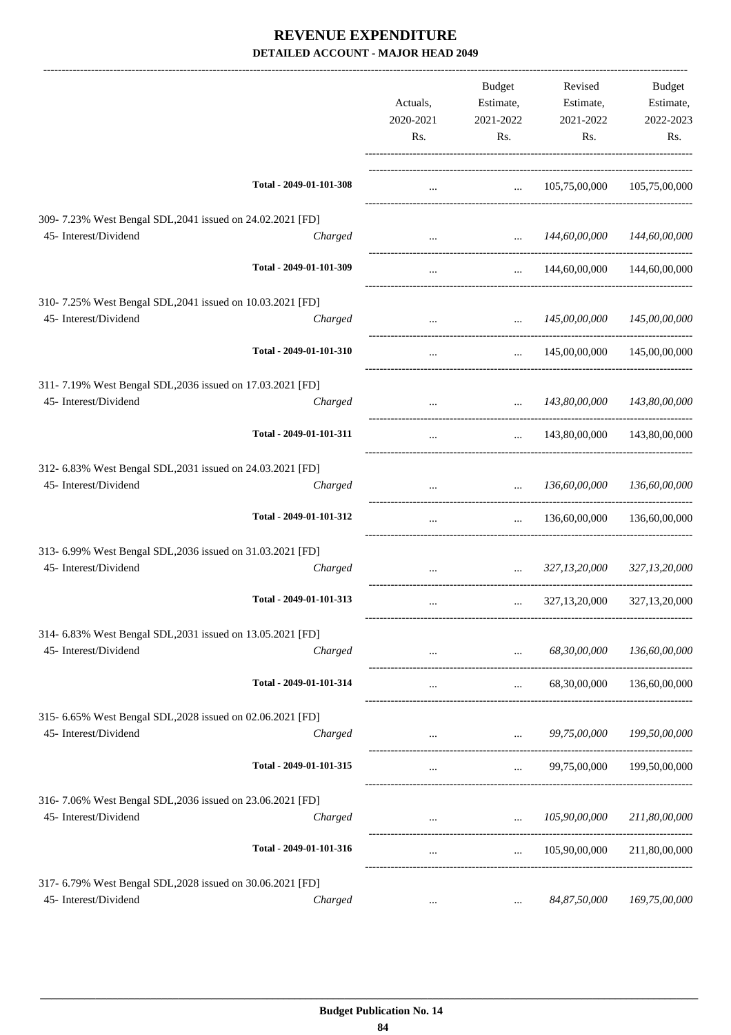# REVENUE EXPENDITURE

## DETAILED ACCOUNT - MAJOR HEAD 2049

| | | Actuals, 2020-2021 Rs. | Budget Estimate, 2021-2022 Rs. | Revised Estimate, 2021-2022 Rs. | Budget Estimate, 2022-2023 Rs. |
|---|---|---|---|---|---|
| | Total - 2049-01-101-308 | ... | ... | 105,75,00,000 | 105,75,00,000 |
| 309- 7.23% West Bengal SDL,2041 issued on 24.02.2021 [FD] | | | | | |
| 45- Interest/Dividend | Charged | ... | ... | *144,60,00,000* | *144,60,00,000* |
| | Total - 2049-01-101-309 | ... | ... | 144,60,00,000 | 144,60,00,000 |
| 310- 7.25% West Bengal SDL,2041 issued on 10.03.2021 [FD] | | | | | |
| 45- Interest/Dividend | Charged | ... | ... | *145,00,00,000* | *145,00,00,000* |
| | Total - 2049-01-101-310 | ... | ... | 145,00,00,000 | 145,00,00,000 |
| 311- 7.19% West Bengal SDL,2036 issued on 17.03.2021 [FD] | | | | | |
| 45- Interest/Dividend | Charged | ... | ... | *143,80,00,000* | *143,80,00,000* |
| | Total - 2049-01-101-311 | ... | ... | 143,80,00,000 | 143,80,00,000 |
| 312- 6.83% West Bengal SDL,2031 issued on 24.03.2021 [FD] | | | | | |
| 45- Interest/Dividend | Charged | ... | ... | *136,60,00,000* | *136,60,00,000* |
| | Total - 2049-01-101-312 | ... | ... | 136,60,00,000 | 136,60,00,000 |
| 313- 6.99% West Bengal SDL,2036 issued on 31.03.2021 [FD] | | | | | |
| 45- Interest/Dividend | Charged | ... | ... | *327,13,20,000* | *327,13,20,000* |
| | Total - 2049-01-101-313 | ... | ... | 327,13,20,000 | 327,13,20,000 |
| 314- 6.83% West Bengal SDL,2031 issued on 13.05.2021 [FD] | | | | | |
| 45- Interest/Dividend | Charged | ... | ... | *68,30,00,000* | *136,60,00,000* |
| | Total - 2049-01-101-314 | ... | ... | 68,30,00,000 | 136,60,00,000 |
| 315- 6.65% West Bengal SDL,2028 issued on 02.06.2021 [FD] | | | | | |
| 45- Interest/Dividend | Charged | ... | ... | *99,75,00,000* | *199,50,00,000* |
| | Total - 2049-01-101-315 | ... | ... | 99,75,00,000 | 199,50,00,000 |
| 316- 7.06% West Bengal SDL,2036 issued on 23.06.2021 [FD] | | | | | |
| 45- Interest/Dividend | Charged | ... | ... | *105,90,00,000* | *211,80,00,000* |
| | Total - 2049-01-101-316 | ... | ... | 105,90,00,000 | 211,80,00,000 |
| 317- 6.79% West Bengal SDL,2028 issued on 30.06.2021 [FD] | | | | | |
| 45- Interest/Dividend | Charged | ... | ... | *84,87,50,000* | *169,75,00,000* |

**Budget Publication No. 14**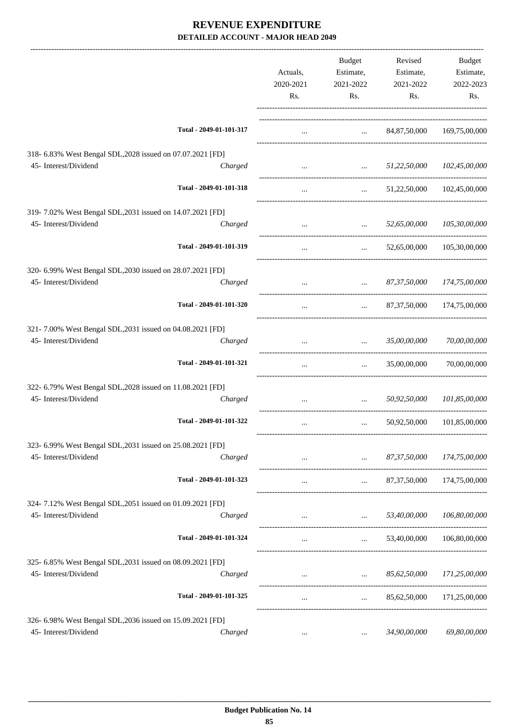# REVENUE EXPENDITURE

## DETAILED ACCOUNT - MAJOR HEAD 2049

| | | Actuals, 2020-2021 Rs. | Budget Estimate, 2021-2022 Rs. | Revised Estimate, 2021-2022 Rs. | Budget Estimate, 2022-2023 Rs. |
|---|---|---|---|---|---|
| | Total - 2049-01-101-317 | ... | ... | 84,87,50,000 | 169,75,00,000 |
| 318- 6.83% West Bengal SDL,2028 issued on 07.07.2021 [FD] | | | | | |
| 45- Interest/Dividend | Charged | ... | ... | *51,22,50,000* | *102,45,00,000* |
| | Total - 2049-01-101-318 | ... | ... | 51,22,50,000 | 102,45,00,000 |
| 319- 7.02% West Bengal SDL,2031 issued on 14.07.2021 [FD] | | | | | |
| 45- Interest/Dividend | Charged | ... | ... | *52,65,00,000* | *105,30,00,000* |
| | Total - 2049-01-101-319 | ... | ... | 52,65,00,000 | 105,30,00,000 |
| 320- 6.99% West Bengal SDL,2030 issued on 28.07.2021 [FD] | | | | | |
| 45- Interest/Dividend | Charged | ... | ... | *87,37,50,000* | *174,75,00,000* |
| | Total - 2049-01-101-320 | ... | ... | 87,37,50,000 | 174,75,00,000 |
| 321- 7.00% West Bengal SDL,2031 issued on 04.08.2021 [FD] | | | | | |
| 45- Interest/Dividend | Charged | ... | ... | *35,00,00,000* | *70,00,00,000* |
| | Total - 2049-01-101-321 | ... | ... | 35,00,00,000 | 70,00,00,000 |
| 322- 6.79% West Bengal SDL,2028 issued on 11.08.2021 [FD] | | | | | |
| 45- Interest/Dividend | Charged | ... | ... | *50,92,50,000* | *101,85,00,000* |
| | Total - 2049-01-101-322 | ... | ... | 50,92,50,000 | 101,85,00,000 |
| 323- 6.99% West Bengal SDL,2031 issued on 25.08.2021 [FD] | | | | | |
| 45- Interest/Dividend | Charged | ... | ... | *87,37,50,000* | *174,75,00,000* |
| | Total - 2049-01-101-323 | ... | ... | 87,37,50,000 | 174,75,00,000 |
| 324- 7.12% West Bengal SDL,2051 issued on 01.09.2021 [FD] | | | | | |
| 45- Interest/Dividend | Charged | ... | ... | *53,40,00,000* | *106,80,00,000* |
| | Total - 2049-01-101-324 | ... | ... | 53,40,00,000 | 106,80,00,000 |
| 325- 6.85% West Bengal SDL,2031 issued on 08.09.2021 [FD] | | | | | |
| 45- Interest/Dividend | Charged | ... | ... | *85,62,50,000* | *171,25,00,000* |
| | Total - 2049-01-101-325 | ... | ... | 85,62,50,000 | 171,25,00,000 |
| 326- 6.98% West Bengal SDL,2036 issued on 15.09.2021 [FD] | | | | | |
| 45- Interest/Dividend | Charged | ... | ... | *34,90,00,000* | *69,80,00,000* |

Budget Publication No. 14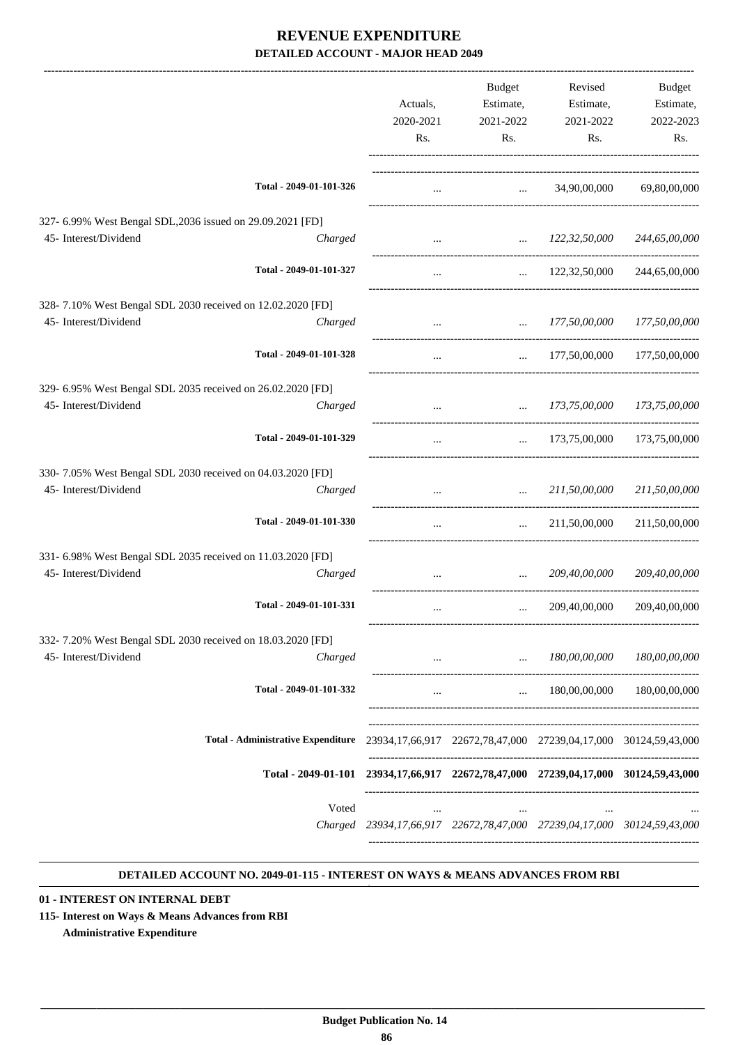# REVENUE EXPENDITURE

## DETAILED ACCOUNT - MAJOR HEAD 2049

| | | Actuals, 2020-2021 Rs. | Budget Estimate, 2021-2022 Rs. | Revised Estimate, 2021-2022 Rs. | Budget Estimate, 2022-2023 Rs. |
|---|---|---|---|---|---|
| Total - 2049-01-101-326 | | ... | ... | 34,90,00,000 | 69,80,00,000 |
| 327- 6.99% West Bengal SDL,2036 issued on 29.09.2021 [FD] | | | | | |
| 45- Interest/Dividend | Charged | ... | ... | *122,32,50,000* | *244,65,00,000* |
| Total - 2049-01-101-327 | | ... | ... | 122,32,50,000 | 244,65,00,000 |
| 328- 7.10% West Bengal SDL 2030 received on 12.02.2020 [FD] | | | | | |
| 45- Interest/Dividend | Charged | ... | ... | *177,50,00,000* | *177,50,00,000* |
| Total - 2049-01-101-328 | | ... | ... | 177,50,00,000 | 177,50,00,000 |
| 329- 6.95% West Bengal SDL 2035 received on 26.02.2020 [FD] | | | | | |
| 45- Interest/Dividend | Charged | ... | ... | *173,75,00,000* | *173,75,00,000* |
| Total - 2049-01-101-329 | | ... | ... | 173,75,00,000 | 173,75,00,000 |
| 330- 7.05% West Bengal SDL 2030 received on 04.03.2020 [FD] | | | | | |
| 45- Interest/Dividend | Charged | ... | ... | *211,50,00,000* | *211,50,00,000* |
| Total - 2049-01-101-330 | | ... | ... | 211,50,00,000 | 211,50,00,000 |
| 331- 6.98% West Bengal SDL 2035 received on 11.03.2020 [FD] | | | | | |
| 45- Interest/Dividend | Charged | ... | ... | *209,40,00,000* | *209,40,00,000* |
| Total - 2049-01-101-331 | | ... | ... | 209,40,00,000 | 209,40,00,000 |
| 332- 7.20% West Bengal SDL 2030 received on 18.03.2020 [FD] | | | | | |
| 45- Interest/Dividend | Charged | ... | ... | *180,00,00,000* | *180,00,00,000* |
| Total - 2049-01-101-332 | | ... | ... | 180,00,00,000 | 180,00,00,000 |
| **Total - Administrative Expenditure** | | 23934,17,66,917 | 22672,78,47,000 | 27239,04,17,000 | 30124,59,43,000 |
| **Total - 2049-01-101** | | **23934,17,66,917** | **22672,78,47,000** | **27239,04,17,000** | **30124,59,43,000** |
| | Voted | ... | ... | ... | ... |
| | Charged | *23934,17,66,917* | *22672,78,47,000* | *27239,04,17,000* | *30124,59,43,000* |

### DETAILED ACCOUNT NO. 2049-01-115 - INTEREST ON WAYS & MEANS ADVANCES FROM RBI

**01 - INTEREST ON INTERNAL DEBT**

**115- Interest on Ways & Means Advances from RBI**

**Administrative Expenditure**

**Budget Publication No. 14**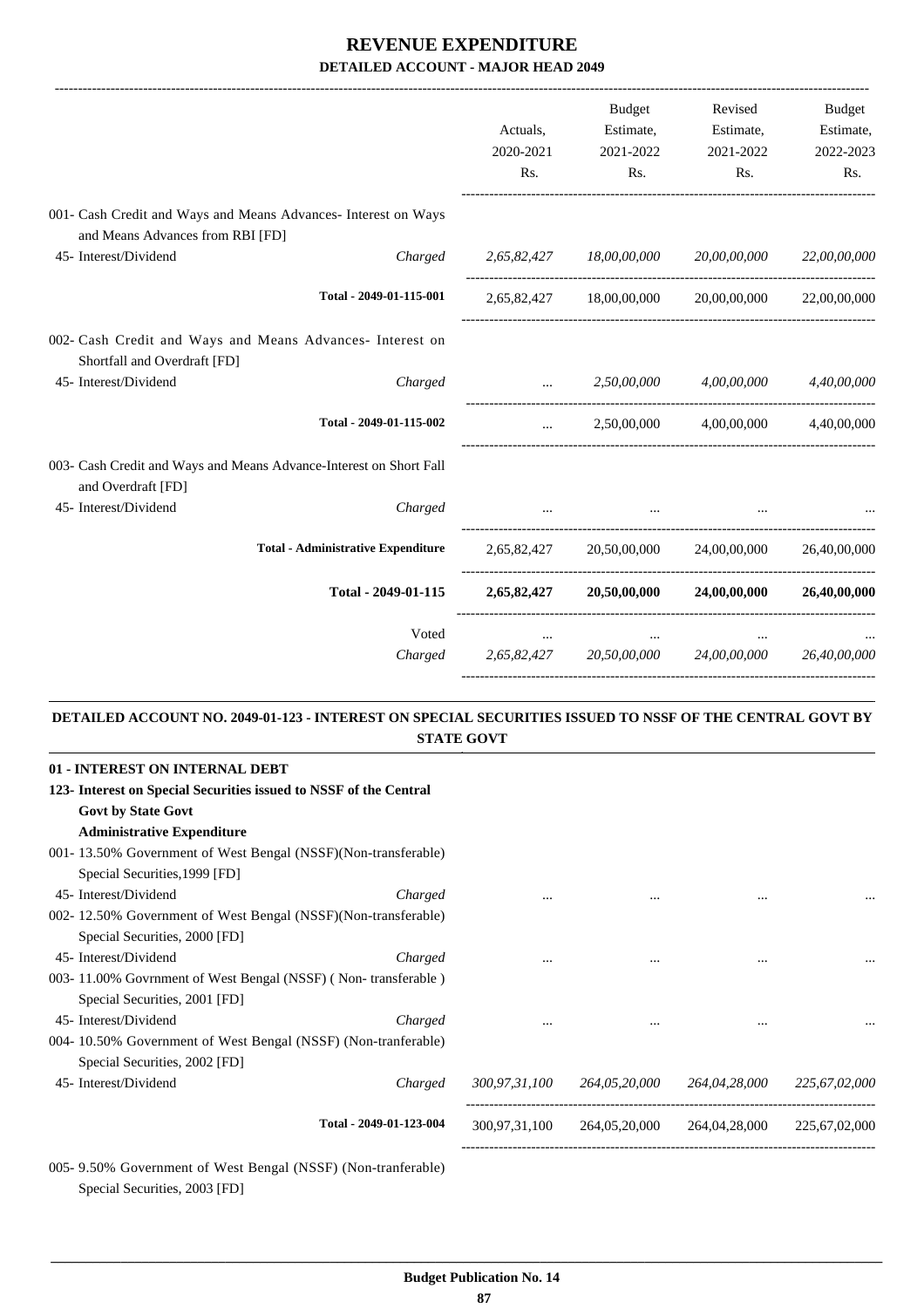# REVENUE EXPENDITURE

## DETAILED ACCOUNT - MAJOR HEAD 2049

| | | Actuals, 2020-2021 Rs. | Budget Estimate, 2021-2022 Rs. | Revised Estimate, 2021-2022 Rs. | Budget Estimate, 2022-2023 Rs. |
|---|---|---|---|---|---|
| 001- Cash Credit and Ways and Means Advances- Interest on Ways and Means Advances from RBI [FD] | | | | | |
| 45- Interest/Dividend | Charged | *2,65,82,427* | *18,00,00,000* | *20,00,00,000* | *22,00,00,000* |
| | Total - 2049-01-115-001 | 2,65,82,427 | 18,00,00,000 | 20,00,00,000 | 22,00,00,000 |
| 002- Cash Credit and Ways and Means Advances- Interest on Shortfall and Overdraft [FD] | | | | | |
| 45- Interest/Dividend | Charged | ... | *2,50,00,000* | *4,00,00,000* | *4,40,00,000* |
| | Total - 2049-01-115-002 | ... | 2,50,00,000 | 4,00,00,000 | 4,40,00,000 |
| 003- Cash Credit and Ways and Means Advance-Interest on Short Fall and Overdraft [FD] | | | | | |
| 45- Interest/Dividend | Charged | ... | ... | ... | ... |
| | **Total - Administrative Expenditure** | 2,65,82,427 | 20,50,00,000 | 24,00,00,000 | 26,40,00,000 |
| | **Total - 2049-01-115** | **2,65,82,427** | **20,50,00,000** | **24,00,00,000** | **26,40,00,000** |
| | Voted | ... | ... | ... | ... |
| | Charged | *2,65,82,427* | *20,50,00,000* | *24,00,00,000* | *26,40,00,000* |

### DETAILED ACCOUNT NO. 2049-01-123 - INTEREST ON SPECIAL SECURITIES ISSUED TO NSSF OF THE CENTRAL GOVT BY STATE GOVT

| | | Actuals, 2020-2021 Rs. | Budget Estimate, 2021-2022 Rs. | Revised Estimate, 2021-2022 Rs. | Budget Estimate, 2022-2023 Rs. |
|---|---|---|---|---|---|
| **01 - INTEREST ON INTERNAL DEBT** | | | | | |
| **123- Interest on Special Securities issued to NSSF of the Central Govt by State Govt** | | | | | |
| **Administrative Expenditure** | | | | | |
| 001- 13.50% Government of West Bengal (NSSF)(Non-transferable) Special Securities,1999 [FD] | | | | | |
| 45- Interest/Dividend | Charged | ... | ... | ... | ... |
| 002- 12.50% Government of West Bengal (NSSF)(Non-transferable) Special Securities, 2000 [FD] | | | | | |
| 45- Interest/Dividend | Charged | ... | ... | ... | ... |
| 003- 11.00% Govrnment of West Bengal (NSSF) ( Non- transferable ) Special Securities, 2001 [FD] | | | | | |
| 45- Interest/Dividend | Charged | ... | ... | ... | ... |
| 004- 10.50% Government of West Bengal (NSSF) (Non-tranferable) Special Securities, 2002 [FD] | | | | | |
| 45- Interest/Dividend | Charged | *300,97,31,100* | *264,05,20,000* | *264,04,28,000* | *225,67,02,000* |
| | Total - 2049-01-123-004 | 300,97,31,100 | 264,05,20,000 | 264,04,28,000 | 225,67,02,000 |
| 005- 9.50% Government of West Bengal (NSSF) (Non-tranferable) Special Securities, 2003 [FD] | | | | | |

Budget Publication No. 14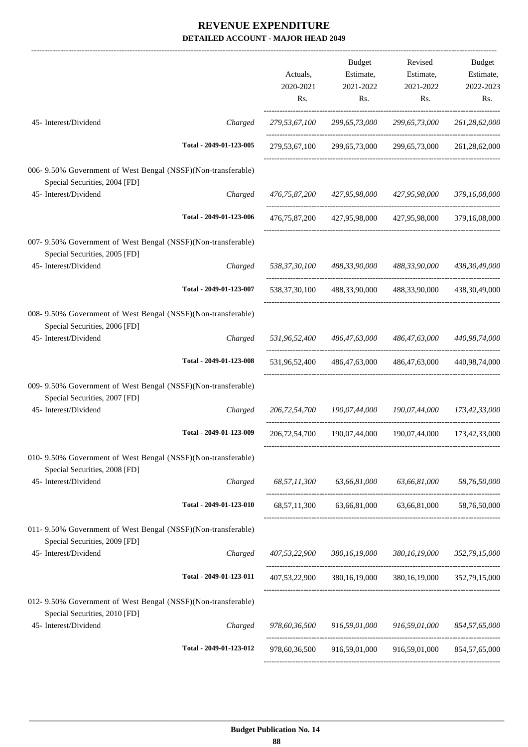# REVENUE EXPENDITURE

## DETAILED ACCOUNT - MAJOR HEAD 2049

| | | Actuals, 2020-2021 Rs. | Budget Estimate, 2021-2022 Rs. | Revised Estimate, 2021-2022 Rs. | Budget Estimate, 2022-2023 Rs. |
|---|---|---|---|---|---|
| 45- Interest/Dividend | Charged | *279,53,67,100* | *299,65,73,000* | *299,65,73,000* | *261,28,62,000* |
| | Total - 2049-01-123-005 | 279,53,67,100 | 299,65,73,000 | 299,65,73,000 | 261,28,62,000 |
| 006- 9.50% Government of West Bengal (NSSF)(Non-transferable) Special Securities, 2004 [FD] | | | | | |
| 45- Interest/Dividend | Charged | *476,75,87,200* | *427,95,98,000* | *427,95,98,000* | *379,16,08,000* |
| | Total - 2049-01-123-006 | 476,75,87,200 | 427,95,98,000 | 427,95,98,000 | 379,16,08,000 |
| 007- 9.50% Government of West Bengal (NSSF)(Non-transferable) Special Securities, 2005 [FD] | | | | | |
| 45- Interest/Dividend | Charged | *538,37,30,100* | *488,33,90,000* | *488,33,90,000* | *438,30,49,000* |
| | Total - 2049-01-123-007 | 538,37,30,100 | 488,33,90,000 | 488,33,90,000 | 438,30,49,000 |
| 008- 9.50% Government of West Bengal (NSSF)(Non-transferable) Special Securities, 2006 [FD] | | | | | |
| 45- Interest/Dividend | Charged | *531,96,52,400* | *486,47,63,000* | *486,47,63,000* | *440,98,74,000* |
| | Total - 2049-01-123-008 | 531,96,52,400 | 486,47,63,000 | 486,47,63,000 | 440,98,74,000 |
| 009- 9.50% Government of West Bengal (NSSF)(Non-transferable) Special Securities, 2007 [FD] | | | | | |
| 45- Interest/Dividend | Charged | *206,72,54,700* | *190,07,44,000* | *190,07,44,000* | *173,42,33,000* |
| | Total - 2049-01-123-009 | 206,72,54,700 | 190,07,44,000 | 190,07,44,000 | 173,42,33,000 |
| 010- 9.50% Government of West Bengal (NSSF)(Non-transferable) Special Securities, 2008 [FD] | | | | | |
| 45- Interest/Dividend | Charged | *68,57,11,300* | *63,66,81,000* | *63,66,81,000* | *58,76,50,000* |
| | Total - 2049-01-123-010 | 68,57,11,300 | 63,66,81,000 | 63,66,81,000 | 58,76,50,000 |
| 011- 9.50% Government of West Bengal (NSSF)(Non-transferable) Special Securities, 2009 [FD] | | | | | |
| 45- Interest/Dividend | Charged | *407,53,22,900* | *380,16,19,000* | *380,16,19,000* | *352,79,15,000* |
| | Total - 2049-01-123-011 | 407,53,22,900 | 380,16,19,000 | 380,16,19,000 | 352,79,15,000 |
| 012- 9.50% Government of West Bengal (NSSF)(Non-transferable) Special Securities, 2010 [FD] | | | | | |
| 45- Interest/Dividend | Charged | *978,60,36,500* | *916,59,01,000* | *916,59,01,000* | *854,57,65,000* |
| | Total - 2049-01-123-012 | 978,60,36,500 | 916,59,01,000 | 916,59,01,000 | 854,57,65,000 |

Budget Publication No. 14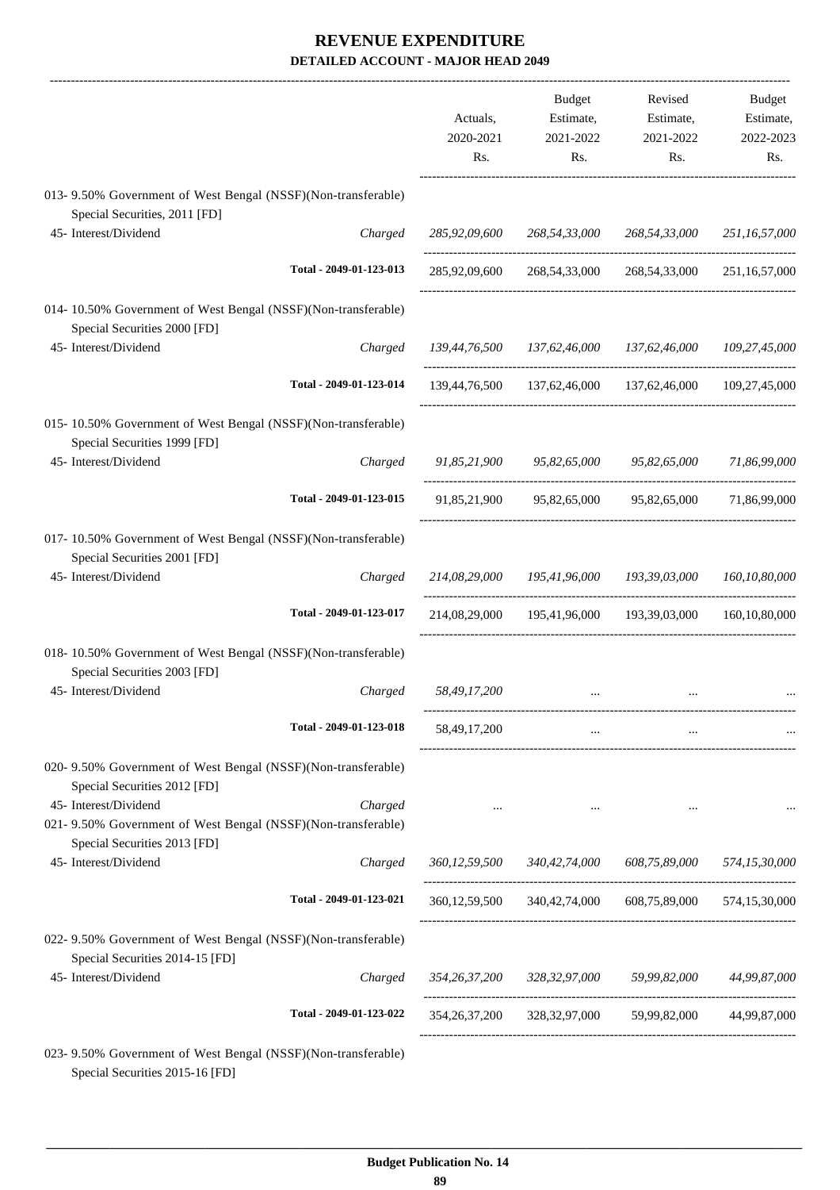# REVENUE EXPENDITURE

## DETAILED ACCOUNT - MAJOR HEAD 2049

| | | Actuals, 2020-2021 Rs. | Budget Estimate, 2021-2022 Rs. | Revised Estimate, 2021-2022 Rs. | Budget Estimate, 2022-2023 Rs. |
|---|---|---|---|---|---|
| 013- 9.50% Government of West Bengal (NSSF)(Non-transferable) Special Securities, 2011 [FD] | | | | | |
| 45- Interest/Dividend | Charged | *285,92,09,600* | *268,54,33,000* | *268,54,33,000* | *251,16,57,000* |
| | Total - 2049-01-123-013 | 285,92,09,600 | 268,54,33,000 | 268,54,33,000 | 251,16,57,000 |
| 014- 10.50% Government of West Bengal (NSSF)(Non-transferable) Special Securities 2000 [FD] | | | | | |
| 45- Interest/Dividend | Charged | *139,44,76,500* | *137,62,46,000* | *137,62,46,000* | *109,27,45,000* |
| | Total - 2049-01-123-014 | 139,44,76,500 | 137,62,46,000 | 137,62,46,000 | 109,27,45,000 |
| 015- 10.50% Government of West Bengal (NSSF)(Non-transferable) Special Securities 1999 [FD] | | | | | |
| 45- Interest/Dividend | Charged | *91,85,21,900* | *95,82,65,000* | *95,82,65,000* | *71,86,99,000* |
| | Total - 2049-01-123-015 | 91,85,21,900 | 95,82,65,000 | 95,82,65,000 | 71,86,99,000 |
| 017- 10.50% Government of West Bengal (NSSF)(Non-transferable) Special Securities 2001 [FD] | | | | | |
| 45- Interest/Dividend | Charged | *214,08,29,000* | *195,41,96,000* | *193,39,03,000* | *160,10,80,000* |
| | Total - 2049-01-123-017 | 214,08,29,000 | 195,41,96,000 | 193,39,03,000 | 160,10,80,000 |
| 018- 10.50% Government of West Bengal (NSSF)(Non-transferable) Special Securities 2003 [FD] | | | | | |
| 45- Interest/Dividend | Charged | *58,49,17,200* | ... | ... | ... |
| | Total - 2049-01-123-018 | 58,49,17,200 | ... | ... | ... |
| 020- 9.50% Government of West Bengal (NSSF)(Non-transferable) Special Securities 2012 [FD] | | | | | |
| 45- Interest/Dividend | Charged | ... | ... | ... | ... |
| 021- 9.50% Government of West Bengal (NSSF)(Non-transferable) Special Securities 2013 [FD] | | | | | |
| 45- Interest/Dividend | Charged | *360,12,59,500* | *340,42,74,000* | *608,75,89,000* | *574,15,30,000* |
| | Total - 2049-01-123-021 | 360,12,59,500 | 340,42,74,000 | 608,75,89,000 | 574,15,30,000 |
| 022- 9.50% Government of West Bengal (NSSF)(Non-transferable) Special Securities 2014-15 [FD] | | | | | |
| 45- Interest/Dividend | Charged | *354,26,37,200* | *328,32,97,000* | *59,99,82,000* | *44,99,87,000* |
| | Total - 2049-01-123-022 | 354,26,37,200 | 328,32,97,000 | 59,99,82,000 | 44,99,87,000 |
| 023- 9.50% Government of West Bengal (NSSF)(Non-transferable) Special Securities 2015-16 [FD] | | | | | |

**Budget Publication No. 14**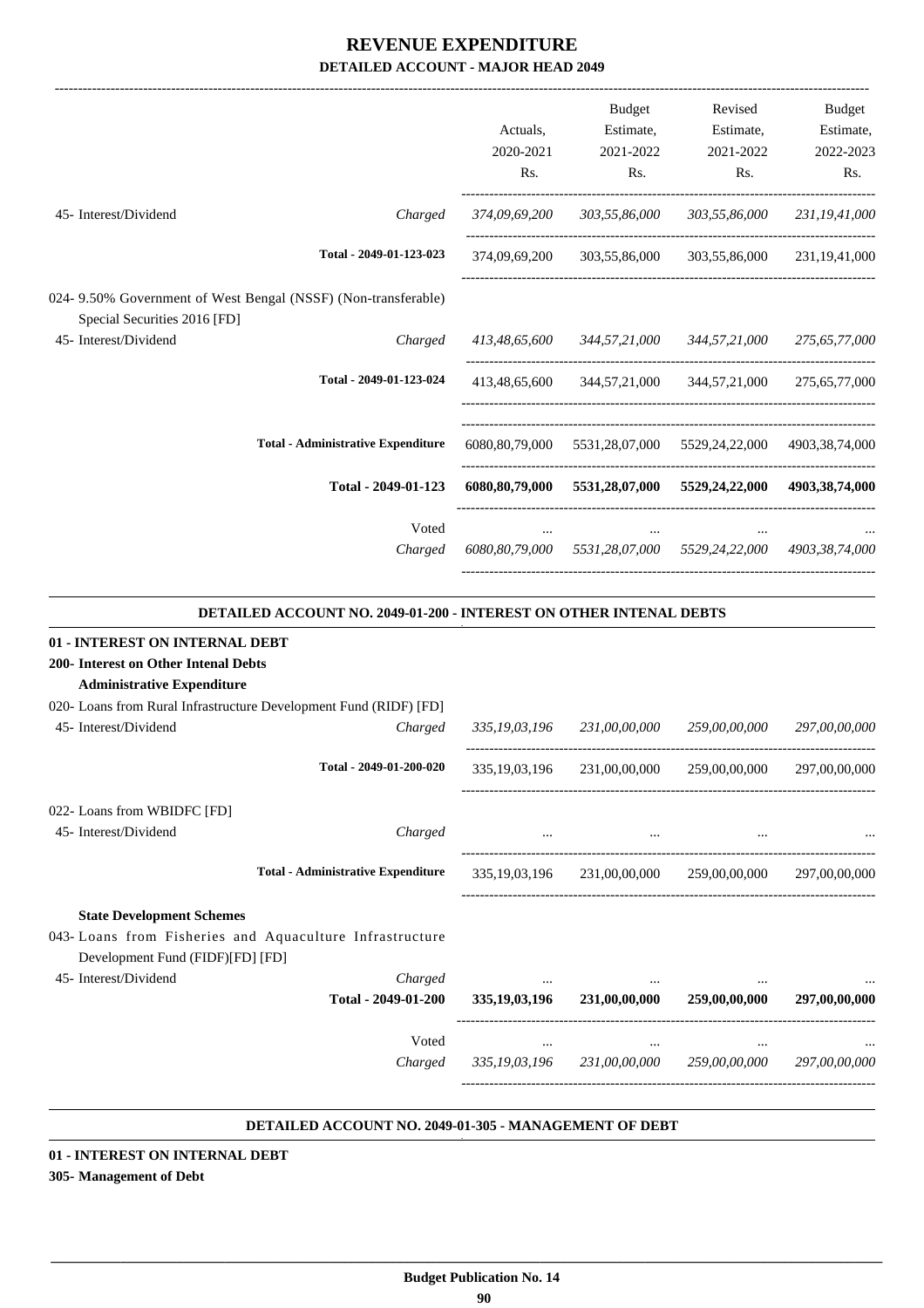# REVENUE EXPENDITURE

## DETAILED ACCOUNT - MAJOR HEAD 2049

| | | Actuals, 2020-2021 Rs. | Budget Estimate, 2021-2022 Rs. | Revised Estimate, 2021-2022 Rs. | Budget Estimate, 2022-2023 Rs. |
|---|---|---|---|---|---|
| 45- Interest/Dividend | *Charged* | *374,09,69,200* | *303,55,86,000* | *303,55,86,000* | *231,19,41,000* |
| | **Total - 2049-01-123-023** | 374,09,69,200 | 303,55,86,000 | 303,55,86,000 | 231,19,41,000 |
| 024- 9.50% Government of West Bengal (NSSF) (Non-transferable) Special Securities 2016 [FD] | | | | | |
| 45- Interest/Dividend | *Charged* | *413,48,65,600* | *344,57,21,000* | *344,57,21,000* | *275,65,77,000* |
| | **Total - 2049-01-123-024** | 413,48,65,600 | 344,57,21,000 | 344,57,21,000 | 275,65,77,000 |
| | **Total - Administrative Expenditure** | 6080,80,79,000 | 5531,28,07,000 | 5529,24,22,000 | 4903,38,74,000 |
| | **Total - 2049-01-123** | **6080,80,79,000** | **5531,28,07,000** | **5529,24,22,000** | **4903,38,74,000** |
| | Voted | ... | ... | ... | ... |
| | *Charged* | *6080,80,79,000* | *5531,28,07,000* | *5529,24,22,000* | *4903,38,74,000* |

### DETAILED ACCOUNT NO. 2049-01-200 - INTEREST ON OTHER INTENAL DEBTS

**01 - INTEREST ON INTERNAL DEBT**

**200- Interest on Other Intenal Debts**

**Administrative Expenditure**

| | | Actuals, 2020-2021 Rs. | Budget Estimate, 2021-2022 Rs. | Revised Estimate, 2021-2022 Rs. | Budget Estimate, 2022-2023 Rs. |
|---|---|---|---|---|---|
| 020- Loans from Rural Infrastructure Development Fund (RIDF) [FD] | | | | | |
| 45- Interest/Dividend | *Charged* | *335,19,03,196* | *231,00,00,000* | *259,00,00,000* | *297,00,00,000* |
| | **Total - 2049-01-200-020** | 335,19,03,196 | 231,00,00,000 | 259,00,00,000 | 297,00,00,000 |
| 022- Loans from WBIDFC [FD] | | | | | |
| 45- Interest/Dividend | *Charged* | ... | ... | ... | ... |
| | **Total - Administrative Expenditure** | 335,19,03,196 | 231,00,00,000 | 259,00,00,000 | 297,00,00,000 |
| **State Development Schemes** | | | | | |
| 043- Loans from Fisheries and Aquaculture Infrastructure Development Fund (FIDF)[FD] [FD] | | | | | |
| 45- Interest/Dividend | *Charged* | ... | ... | ... | ... |
| | **Total - 2049-01-200** | **335,19,03,196** | **231,00,00,000** | **259,00,00,000** | **297,00,00,000** |
| | Voted | ... | ... | ... | ... |
| | *Charged* | *335,19,03,196* | *231,00,00,000* | *259,00,00,000* | *297,00,00,000* |

### DETAILED ACCOUNT NO. 2049-01-305 - MANAGEMENT OF DEBT

**01 - INTEREST ON INTERNAL DEBT**

**305- Management of Debt**

**Budget Publication No. 14**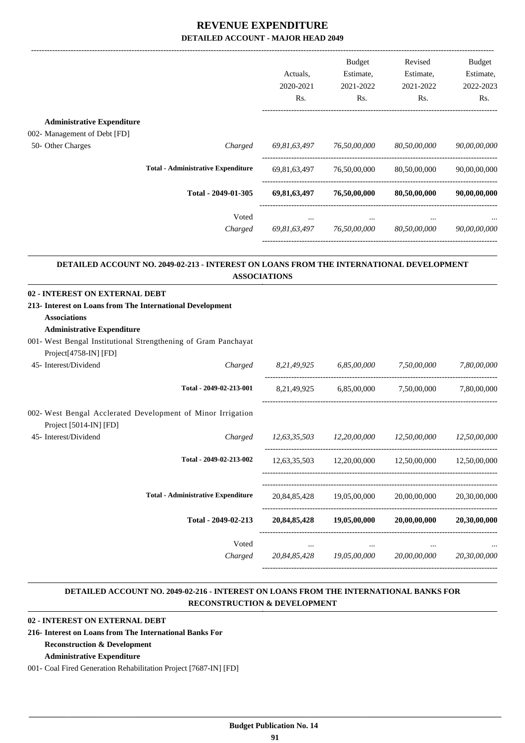# REVENUE EXPENDITURE

## DETAILED ACCOUNT - MAJOR HEAD 2049

| | | Actuals, 2020-2021 Rs. | Budget Estimate, 2021-2022 Rs. | Revised Estimate, 2021-2022 Rs. | Budget Estimate, 2022-2023 Rs. |
|---|---|---|---|---|---|
| **Administrative Expenditure** | | | | | |
| 002- Management of Debt [FD] | | | | | |
| 50- Other Charges | *Charged* | *69,81,63,497* | *76,50,00,000* | *80,50,00,000* | *90,00,00,000* |
| **Total - Administrative Expenditure** | | 69,81,63,497 | 76,50,00,000 | 80,50,00,000 | 90,00,00,000 |
| **Total - 2049-01-305** | | **69,81,63,497** | **76,50,00,000** | **80,50,00,000** | **90,00,00,000** |
| | Voted | ... | ... | ... | ... |
| | *Charged* | *69,81,63,497* | *76,50,00,000* | *80,50,00,000* | *90,00,00,000* |

### DETAILED ACCOUNT NO. 2049-02-213 - INTEREST ON LOANS FROM THE INTERNATIONAL DEVELOPMENT ASSOCIATIONS

| | | Actuals, 2020-2021 Rs. | Budget Estimate, 2021-2022 Rs. | Revised Estimate, 2021-2022 Rs. | Budget Estimate, 2022-2023 Rs. |
|---|---|---|---|---|---|
| **02 - INTEREST ON EXTERNAL DEBT** | | | | | |
| **213- Interest on Loans from The International Development Associations** | | | | | |
| **Administrative Expenditure** | | | | | |
| 001- West Bengal Institutional Strengthening of Gram Panchayat Project[4758-IN] [FD] | | | | | |
| 45- Interest/Dividend | *Charged* | *8,21,49,925* | *6,85,00,000* | *7,50,00,000* | *7,80,00,000* |
| **Total - 2049-02-213-001** | | 8,21,49,925 | 6,85,00,000 | 7,50,00,000 | 7,80,00,000 |
| 002- West Bengal Acclerated Development of Minor Irrigation Project [5014-IN] [FD] | | | | | |
| 45- Interest/Dividend | *Charged* | *12,63,35,503* | *12,20,00,000* | *12,50,00,000* | *12,50,00,000* |
| **Total - 2049-02-213-002** | | 12,63,35,503 | 12,20,00,000 | 12,50,00,000 | 12,50,00,000 |
| **Total - Administrative Expenditure** | | 20,84,85,428 | 19,05,00,000 | 20,00,00,000 | 20,30,00,000 |
| **Total - 2049-02-213** | | **20,84,85,428** | **19,05,00,000** | **20,00,00,000** | **20,30,00,000** |
| | Voted | ... | ... | ... | ... |
| | *Charged* | *20,84,85,428* | *19,05,00,000* | *20,00,00,000* | *20,30,00,000* |

### DETAILED ACCOUNT NO. 2049-02-216 - INTEREST ON LOANS FROM THE INTERNATIONAL BANKS FOR RECONSTRUCTION & DEVELOPMENT

**02 - INTEREST ON EXTERNAL DEBT**

**216- Interest on Loans from The International Banks For Reconstruction & Development**

**Administrative Expenditure**

001- Coal Fired Generation Rehabilitation Project [7687-IN] [FD]

Budget Publication No. 14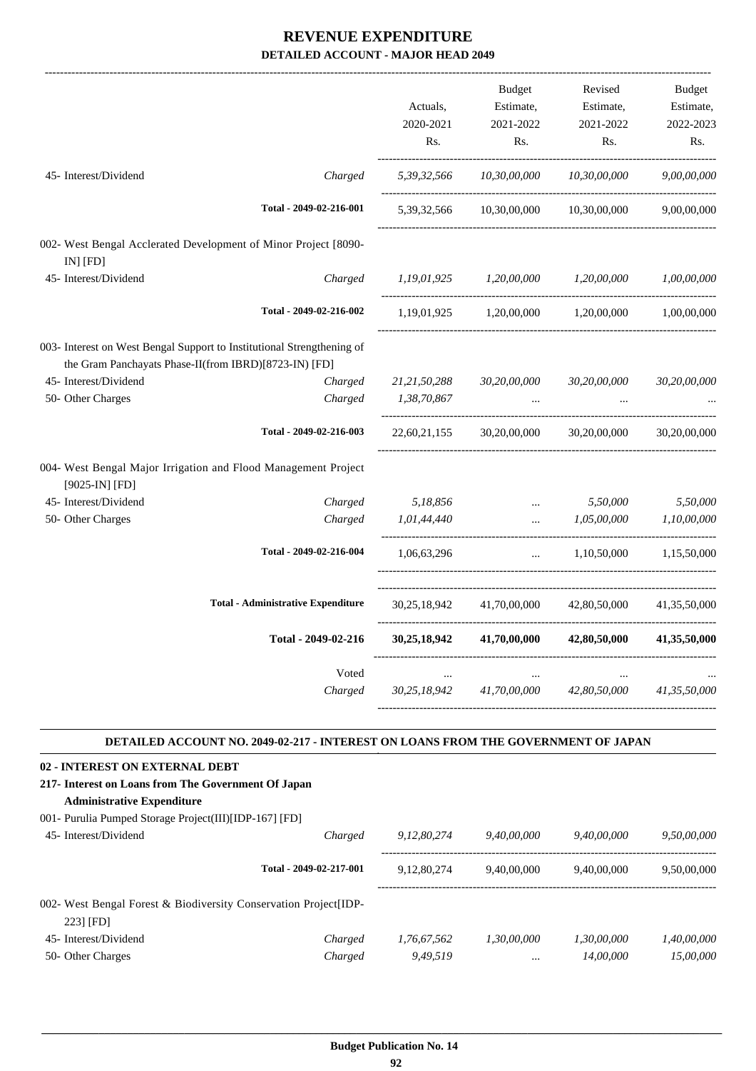# REVENUE EXPENDITURE

## DETAILED ACCOUNT - MAJOR HEAD 2049

| | | Actuals, 2020-2021 Rs. | Budget Estimate, 2021-2022 Rs. | Revised Estimate, 2021-2022 Rs. | Budget Estimate, 2022-2023 Rs. |
|---|---|---|---|---|---|
| 45- Interest/Dividend | Charged | *5,39,32,566* | *10,30,00,000* | *10,30,00,000* | *9,00,00,000* |
| Total - 2049-02-216-001 | | 5,39,32,566 | 10,30,00,000 | 10,30,00,000 | 9,00,00,000 |
| 002- West Bengal Acclerated Development of Minor Project [8090-IN] [FD] | | | | | |
| 45- Interest/Dividend | Charged | *1,19,01,925* | *1,20,00,000* | *1,20,00,000* | *1,00,00,000* |
| Total - 2049-02-216-002 | | 1,19,01,925 | 1,20,00,000 | 1,20,00,000 | 1,00,00,000 |
| 003- Interest on West Bengal Support to Institutional Strengthening of the Gram Panchayats Phase-II(from IBRD)[8723-IN) [FD] | | | | | |
| 45- Interest/Dividend | Charged | *21,21,50,288* | *30,20,00,000* | *30,20,00,000* | *30,20,00,000* |
| 50- Other Charges | Charged | *1,38,70,867* | ... | ... | ... |
| Total - 2049-02-216-003 | | 22,60,21,155 | 30,20,00,000 | 30,20,00,000 | 30,20,00,000 |
| 004- West Bengal Major Irrigation and Flood Management Project [9025-IN] [FD] | | | | | |
| 45- Interest/Dividend | Charged | *5,18,856* | ... | *5,50,000* | *5,50,000* |
| 50- Other Charges | Charged | *1,01,44,440* | ... | *1,05,00,000* | *1,10,00,000* |
| Total - 2049-02-216-004 | | 1,06,63,296 | ... | 1,10,50,000 | 1,15,50,000 |
| Total - Administrative Expenditure | | 30,25,18,942 | 41,70,00,000 | 42,80,50,000 | 41,35,50,000 |
| **Total - 2049-02-216** | | **30,25,18,942** | **41,70,00,000** | **42,80,50,000** | **41,35,50,000** |
| | Voted | ... | ... | ... | ... |
| | Charged | *30,25,18,942* | *41,70,00,000* | *42,80,50,000* | *41,35,50,000* |

### DETAILED ACCOUNT NO. 2049-02-217 - INTEREST ON LOANS FROM THE GOVERNMENT OF JAPAN

**02 - INTEREST ON EXTERNAL DEBT**

**217- Interest on Loans from The Government Of Japan**

**Administrative Expenditure**

| | | Actuals, 2020-2021 Rs. | Budget Estimate, 2021-2022 Rs. | Revised Estimate, 2021-2022 Rs. | Budget Estimate, 2022-2023 Rs. |
|---|---|---|---|---|---|
| 001- Purulia Pumped Storage Project(III)[IDP-167] [FD] | | | | | |
| 45- Interest/Dividend | Charged | *9,12,80,274* | *9,40,00,000* | *9,40,00,000* | *9,50,00,000* |
| Total - 2049-02-217-001 | | 9,12,80,274 | 9,40,00,000 | 9,40,00,000 | 9,50,00,000 |
| 002- West Bengal Forest & Biodiversity Conservation Project[IDP-223] [FD] | | | | | |
| 45- Interest/Dividend | Charged | *1,76,67,562* | *1,30,00,000* | *1,30,00,000* | *1,40,00,000* |
| 50- Other Charges | Charged | *9,49,519* | ... | *14,00,000* | *15,00,000* |

**Budget Publication No. 14**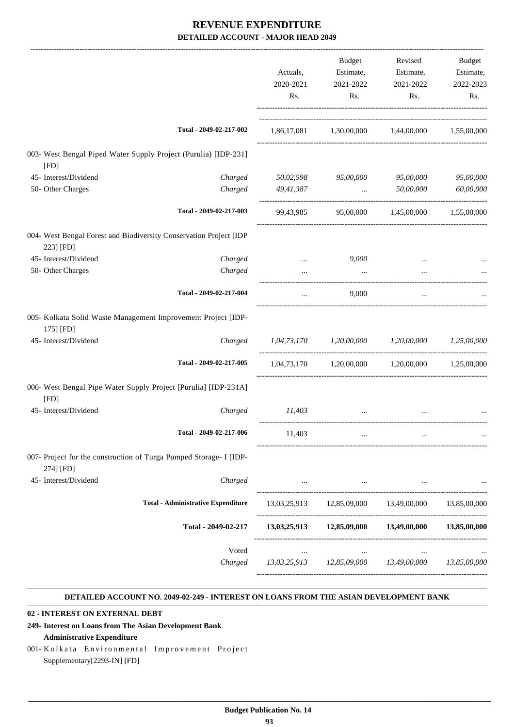## REVENUE EXPENDITURE
### DETAILED ACCOUNT - MAJOR HEAD 2049

| | | Actuals, 2020-2021 Rs. | Budget Estimate, 2021-2022 Rs. | Revised Estimate, 2021-2022 Rs. | Budget Estimate, 2022-2023 Rs. |
|---|---|---|---|---|---|
| Total - 2049-02-217-002 | | 1,86,17,081 | 1,30,00,000 | 1,44,00,000 | 1,55,00,000 |
| 003- West Bengal Piped Water Supply Project (Purulia) [IDP-231] [FD] | | | | | |
| 45- Interest/Dividend | *Charged* | *50,02,598* | *95,00,000* | *95,00,000* | *95,00,000* |
| 50- Other Charges | *Charged* | *49,41,387* | *...* | *50,00,000* | *60,00,000* |
| Total - 2049-02-217-003 | | 99,43,985 | 95,00,000 | 1,45,00,000 | 1,55,00,000 |
| 004- West Bengal Forest and Biodiversity Conservation Project [IDP 223] [FD] | | | | | |
| 45- Interest/Dividend | *Charged* | *...* | *9,000* | *...* | *...* |
| 50- Other Charges | *Charged* | *...* | *...* | *...* | *...* |
| Total - 2049-02-217-004 | | ... | 9,000 | ... | ... |
| 005- Kolkata Solid Waste Management Improvement Project [IDP-175] [FD] | | | | | |
| 45- Interest/Dividend | *Charged* | *1,04,73,170* | *1,20,00,000* | *1,20,00,000* | *1,25,00,000* |
| Total - 2049-02-217-005 | | 1,04,73,170 | 1,20,00,000 | 1,20,00,000 | 1,25,00,000 |
| 006- West Bengal Pipe Water Supply Project [Purulia] [IDP-231A] [FD] | | | | | |
| 45- Interest/Dividend | *Charged* | *11,403* | *...* | *...* | *...* |
| Total - 2049-02-217-006 | | 11,403 | ... | ... | ... |
| 007- Project for the construction of Turga Pumped Storage- I [IDP-274] [FD] | | | | | |
| 45- Interest/Dividend | *Charged* | *...* | *...* | *...* | *...* |
| Total - Administrative Expenditure | | 13,03,25,913 | 12,85,09,000 | 13,49,00,000 | 13,85,00,000 |
| **Total - 2049-02-217** | | **13,03,25,913** | **12,85,09,000** | **13,49,00,000** | **13,85,00,000** |
| Voted | | ... | ... | ... | ... |
| *Charged* | | *13,03,25,913* | *12,85,09,000* | *13,49,00,000* | *13,85,00,000* |

**DETAILED ACCOUNT NO. 2049-02-249 - INTEREST ON LOANS FROM THE ASIAN DEVELOPMENT BANK**

**02 - INTEREST ON EXTERNAL DEBT**

**249- Interest on Loans from The Asian Development Bank**

**Administrative Expenditure**

001- Kolkata Environmental Improvement Project Supplementary[2293-IN] [FD]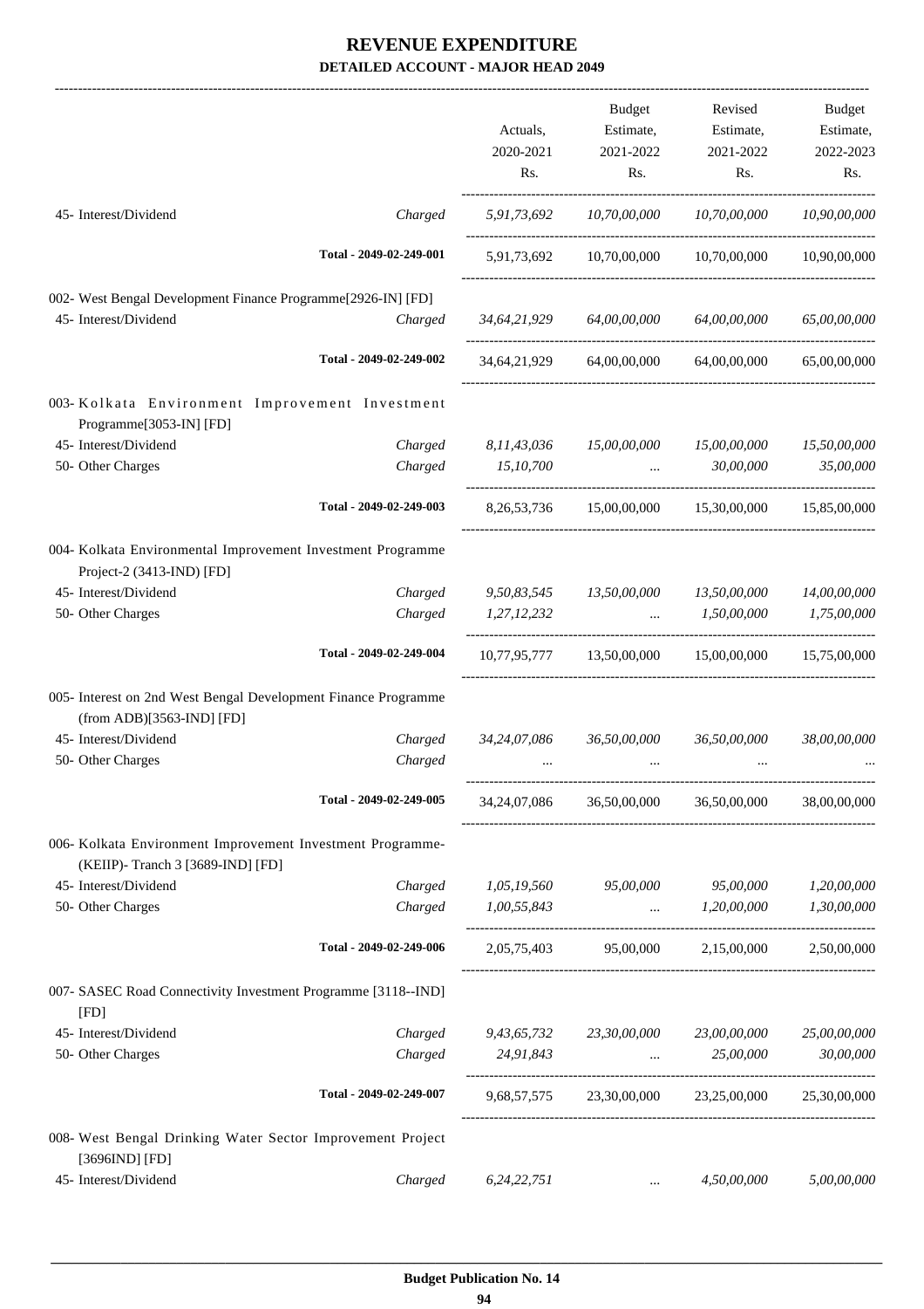# REVENUE EXPENDITURE

**DETAILED ACCOUNT - MAJOR HEAD 2049**

| | | Actuals, 2020-2021 Rs. | Budget Estimate, 2021-2022 Rs. | Revised Estimate, 2021-2022 Rs. | Budget Estimate, 2022-2023 Rs. |
|---|---|---|---|---|---|
| 45- Interest/Dividend | Charged | 5,91,73,692 | 10,70,00,000 | 10,70,00,000 | 10,90,00,000 |
| | Total - 2049-02-249-001 | 5,91,73,692 | 10,70,00,000 | 10,70,00,000 | 10,90,00,000 |
| 002- West Bengal Development Finance Programme[2926-IN] [FD] | | | | | |
| 45- Interest/Dividend | Charged | 34,64,21,929 | 64,00,00,000 | 64,00,00,000 | 65,00,00,000 |
| | Total - 2049-02-249-002 | 34,64,21,929 | 64,00,00,000 | 64,00,00,000 | 65,00,00,000 |
| 003- Kolkata Environment Improvement Investment Programme[3053-IN] [FD] | | | | | |
| 45- Interest/Dividend | Charged | 8,11,43,036 | 15,00,00,000 | 15,00,00,000 | 15,50,00,000 |
| 50- Other Charges | Charged | 15,10,700 | ... | 30,00,000 | 35,00,000 |
| | Total - 2049-02-249-003 | 8,26,53,736 | 15,00,00,000 | 15,30,00,000 | 15,85,00,000 |
| 004- Kolkata Environmental Improvement Investment Programme Project-2 (3413-IND) [FD] | | | | | |
| 45- Interest/Dividend | Charged | 9,50,83,545 | 13,50,00,000 | 13,50,00,000 | 14,00,00,000 |
| 50- Other Charges | Charged | 1,27,12,232 | ... | 1,50,00,000 | 1,75,00,000 |
| | Total - 2049-02-249-004 | 10,77,95,777 | 13,50,00,000 | 15,00,00,000 | 15,75,00,000 |
| 005- Interest on 2nd West Bengal Development Finance Programme (from ADB)[3563-IND] [FD] | | | | | |
| 45- Interest/Dividend | Charged | 34,24,07,086 | 36,50,00,000 | 36,50,00,000 | 38,00,00,000 |
| 50- Other Charges | Charged | ... | ... | ... | ... |
| | Total - 2049-02-249-005 | 34,24,07,086 | 36,50,00,000 | 36,50,00,000 | 38,00,00,000 |
| 006- Kolkata Environment Improvement Investment Programme-(KEIIP)- Tranch 3 [3689-IND] [FD] | | | | | |
| 45- Interest/Dividend | Charged | 1,05,19,560 | 95,00,000 | 95,00,000 | 1,20,00,000 |
| 50- Other Charges | Charged | 1,00,55,843 | ... | 1,20,00,000 | 1,30,00,000 |
| | Total - 2049-02-249-006 | 2,05,75,403 | 95,00,000 | 2,15,00,000 | 2,50,00,000 |
| 007- SASEC Road Connectivity Investment Programme [3118--IND] [FD] | | | | | |
| 45- Interest/Dividend | Charged | 9,43,65,732 | 23,30,00,000 | 23,00,00,000 | 25,00,00,000 |
| 50- Other Charges | Charged | 24,91,843 | ... | 25,00,000 | 30,00,000 |
| | Total - 2049-02-249-007 | 9,68,57,575 | 23,30,00,000 | 23,25,00,000 | 25,30,00,000 |
| 008- West Bengal Drinking Water Sector Improvement Project [3696IND] [FD] | | | | | |
| 45- Interest/Dividend | Charged | 6,24,22,751 | ... | 4,50,00,000 | 5,00,00,000 |

**Budget Publication No. 14**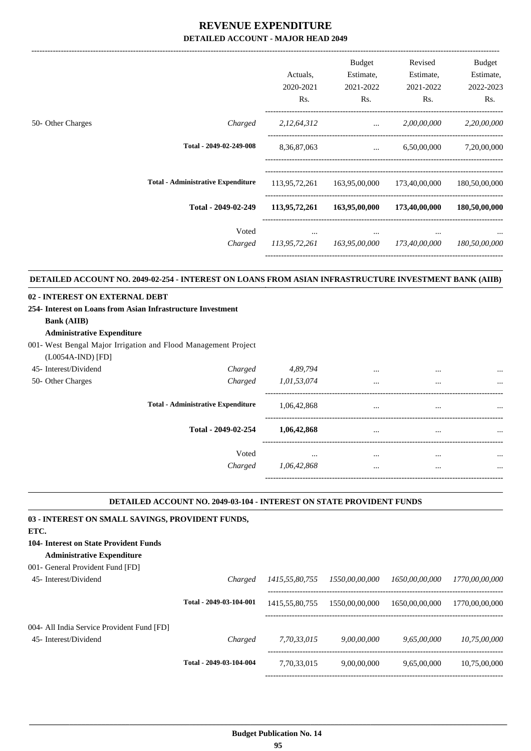# REVENUE EXPENDITURE

## DETAILED ACCOUNT - MAJOR HEAD 2049

| | | Actuals, 2020-2021 Rs. | Budget Estimate, 2021-2022 Rs. | Revised Estimate, 2021-2022 Rs. | Budget Estimate, 2022-2023 Rs. |
|---|---|---|---|---|---|
| 50- Other Charges | *Charged* | *2,12,64,312* | *...* | *2,00,00,000* | *2,20,00,000* |
| | **Total - 2049-02-249-008** | 8,36,87,063 | ... | 6,50,00,000 | 7,20,00,000 |
| | **Total - Administrative Expenditure** | 113,95,72,261 | 163,95,00,000 | 173,40,00,000 | 180,50,00,000 |
| | **Total - 2049-02-249** | **113,95,72,261** | **163,95,00,000** | **173,40,00,000** | **180,50,00,000** |
| | Voted | ... | ... | ... | ... |
| | *Charged* | *113,95,72,261* | *163,95,00,000* | *173,40,00,000* | *180,50,00,000* |

### DETAILED ACCOUNT NO. 2049-02-254 - INTEREST ON LOANS FROM ASIAN INFRASTRUCTURE INVESTMENT BANK (AIIB)

**02 - INTEREST ON EXTERNAL DEBT**

**254- Interest on Loans from Asian Infrastructure Investment Bank (AIIB)**

**Administrative Expenditure**

001- West Bengal Major Irrigation and Flood Management Project (L0054A-IND) [FD]

| | | Actuals, 2020-2021 Rs. | Budget Estimate, 2021-2022 Rs. | Revised Estimate, 2021-2022 Rs. | Budget Estimate, 2022-2023 Rs. |
|---|---|---|---|---|---|
| 45- Interest/Dividend | *Charged* | *4,89,794* | ... | ... | ... |
| 50- Other Charges | *Charged* | *1,01,53,074* | ... | ... | ... |
| | **Total - Administrative Expenditure** | 1,06,42,868 | ... | ... | ... |
| | **Total - 2049-02-254** | **1,06,42,868** | ... | ... | ... |
| | Voted | ... | ... | ... | ... |
| | *Charged* | *1,06,42,868* | ... | ... | ... |

### DETAILED ACCOUNT NO. 2049-03-104 - INTEREST ON STATE PROVIDENT FUNDS

**03 - INTEREST ON SMALL SAVINGS, PROVIDENT FUNDS, ETC.**

**104- Interest on State Provident Funds**

**Administrative Expenditure**

001- General Provident Fund [FD]

| | | Actuals, 2020-2021 Rs. | Budget Estimate, 2021-2022 Rs. | Revised Estimate, 2021-2022 Rs. | Budget Estimate, 2022-2023 Rs. |
|---|---|---|---|---|---|
| 45- Interest/Dividend | *Charged* | *1415,55,80,755* | *1550,00,00,000* | *1650,00,00,000* | *1770,00,00,000* |
| | **Total - 2049-03-104-001** | 1415,55,80,755 | 1550,00,00,000 | 1650,00,00,000 | 1770,00,00,000 |
| 004- All India Service Provident Fund [FD] | | | | | |
| 45- Interest/Dividend | *Charged* | *7,70,33,015* | *9,00,00,000* | *9,65,00,000* | *10,75,00,000* |
| | **Total - 2049-03-104-004** | 7,70,33,015 | 9,00,00,000 | 9,65,00,000 | 10,75,00,000 |

**Budget Publication No. 14**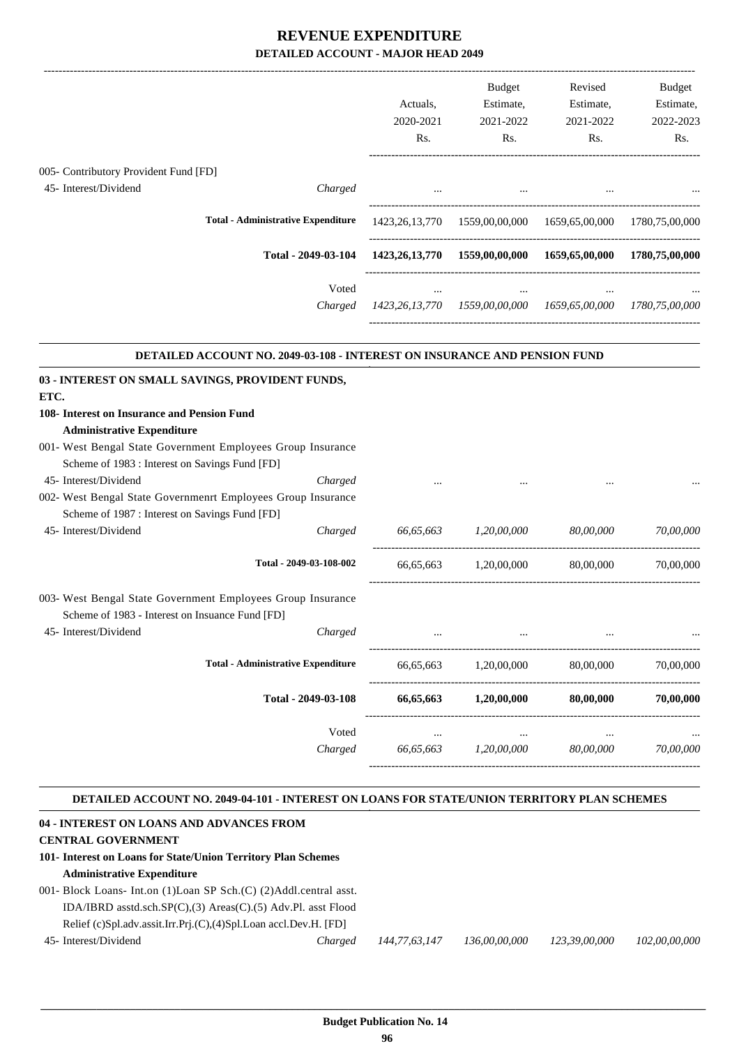# REVENUE EXPENDITURE

## DETAILED ACCOUNT - MAJOR HEAD 2049

| | | Actuals, 2020-2021 Rs. | Budget Estimate, 2021-2022 Rs. | Revised Estimate, 2021-2022 Rs. | Budget Estimate, 2022-2023 Rs. |
|---|---|---|---|---|---|
| 005- Contributory Provident Fund [FD] | | | | | |
| 45- Interest/Dividend | Charged | ... | ... | ... | ... |
| **Total - Administrative Expenditure** | | 1423,26,13,770 | 1559,00,00,000 | 1659,65,00,000 | 1780,75,00,000 |
| **Total - 2049-03-104** | | **1423,26,13,770** | **1559,00,00,000** | **1659,65,00,000** | **1780,75,00,000** |
| | Voted | ... | ... | ... | ... |
| | *Charged* | *1423,26,13,770* | *1559,00,00,000* | *1659,65,00,000* | *1780,75,00,000* |

### DETAILED ACCOUNT NO. 2049-03-108 - INTEREST ON INSURANCE AND PENSION FUND

**03 - INTEREST ON SMALL SAVINGS, PROVIDENT FUNDS, ETC.**

**108- Interest on Insurance and Pension Fund**

**Administrative Expenditure**

| | | Actuals, 2020-2021 Rs. | Budget Estimate, 2021-2022 Rs. | Revised Estimate, 2021-2022 Rs. | Budget Estimate, 2022-2023 Rs. |
|---|---|---|---|---|---|
| 001- West Bengal State Government Employees Group Insurance Scheme of 1983 : Interest on Savings Fund [FD] | | | | | |
| 45- Interest/Dividend | Charged | ... | ... | ... | ... |
| 002- West Bengal State Governmenrt Employees Group Insurance Scheme of 1987 : Interest on Savings Fund [FD] | | | | | |
| 45- Interest/Dividend | Charged | *66,65,663* | *1,20,00,000* | *80,00,000* | *70,00,000* |
| **Total - 2049-03-108-002** | | 66,65,663 | 1,20,00,000 | 80,00,000 | 70,00,000 |
| 003- West Bengal State Government Employees Group Insurance Scheme of 1983 - Interest on Insuance Fund [FD] | | | | | |
| 45- Interest/Dividend | Charged | ... | ... | ... | ... |
| **Total - Administrative Expenditure** | | 66,65,663 | 1,20,00,000 | 80,00,000 | 70,00,000 |
| **Total - 2049-03-108** | | **66,65,663** | **1,20,00,000** | **80,00,000** | **70,00,000** |
| | Voted | ... | ... | ... | ... |
| | *Charged* | *66,65,663* | *1,20,00,000* | *80,00,000* | *70,00,000* |

### DETAILED ACCOUNT NO. 2049-04-101 - INTEREST ON LOANS FOR STATE/UNION TERRITORY PLAN SCHEMES

**04 - INTEREST ON LOANS AND ADVANCES FROM CENTRAL GOVERNMENT**

**101- Interest on Loans for State/Union Territory Plan Schemes**

**Administrative Expenditure**

| | | Actuals, 2020-2021 Rs. | Budget Estimate, 2021-2022 Rs. | Revised Estimate, 2021-2022 Rs. | Budget Estimate, 2022-2023 Rs. |
|---|---|---|---|---|---|
| 001- Block Loans- Int.on (1)Loan SP Sch.(C) (2)Addl.central asst. IDA/IBRD asstd.sch.SP(C),(3) Areas(C).(5) Adv.Pl. asst Flood Relief (c)Spl.adv.assit.Irr.Prj.(C),(4)Spl.Loan accl.Dev.H. [FD] | | | | | |
| 45- Interest/Dividend | Charged | *144,77,63,147* | *136,00,00,000* | *123,39,00,000* | *102,00,00,000* |

Budget Publication No. 14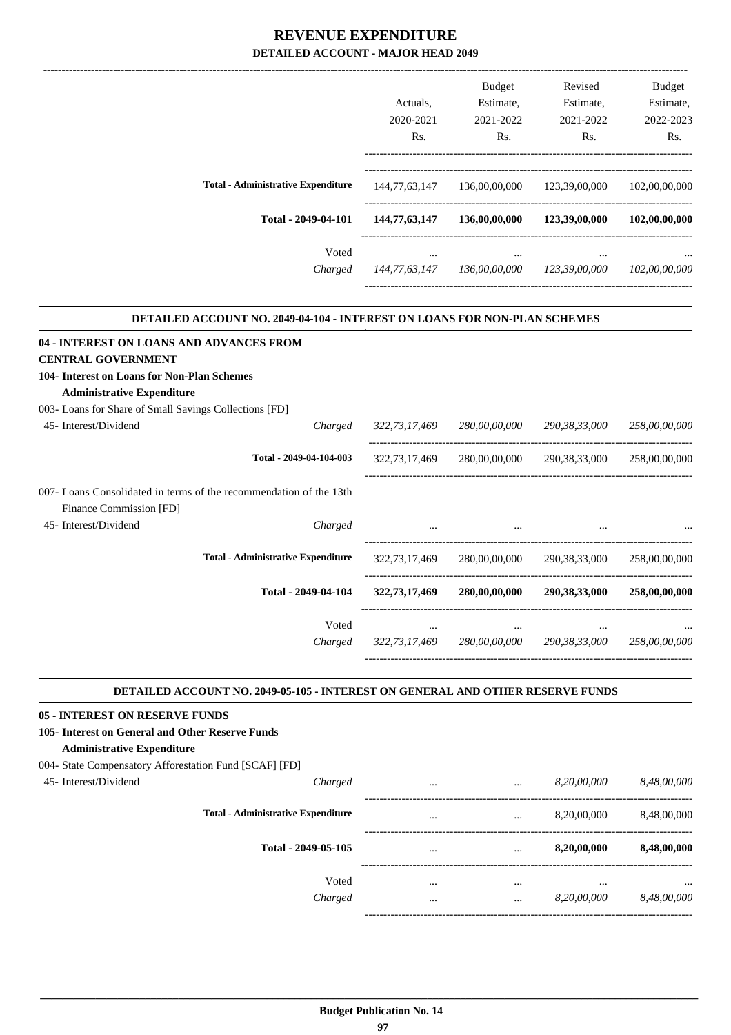# REVENUE EXPENDITURE

## DETAILED ACCOUNT - MAJOR HEAD 2049

| | | Actuals, 2020-2021 Rs. | Budget Estimate, 2021-2022 Rs. | Revised Estimate, 2021-2022 Rs. | Budget Estimate, 2022-2023 Rs. |
|---|---|---|---|---|---|
| **Total - Administrative Expenditure** | | 144,77,63,147 | 136,00,00,000 | 123,39,00,000 | 102,00,00,000 |
| **Total - 2049-04-101** | | **144,77,63,147** | **136,00,00,000** | **123,39,00,000** | **102,00,00,000** |
| | Voted | ... | ... | ... | ... |
| | *Charged* | *144,77,63,147* | *136,00,00,000* | *123,39,00,000* | *102,00,00,000* |

### DETAILED ACCOUNT NO. 2049-04-104 - INTEREST ON LOANS FOR NON-PLAN SCHEMES

| | | Actuals, 2020-2021 Rs. | Budget Estimate, 2021-2022 Rs. | Revised Estimate, 2021-2022 Rs. | Budget Estimate, 2022-2023 Rs. |
|---|---|---|---|---|---|
| **04 - INTEREST ON LOANS AND ADVANCES FROM CENTRAL GOVERNMENT** | | | | | |
| **104- Interest on Loans for Non-Plan Schemes** | | | | | |
| **Administrative Expenditure** | | | | | |
| 003- Loans for Share of Small Savings Collections [FD] | | | | | |
| 45- Interest/Dividend | *Charged* | *322,73,17,469* | *280,00,00,000* | *290,38,33,000* | *258,00,00,000* |
| **Total - 2049-04-104-003** | | 322,73,17,469 | 280,00,00,000 | 290,38,33,000 | 258,00,00,000 |
| 007- Loans Consolidated in terms of the recommendation of the 13th Finance Commission [FD] | | | | | |
| 45- Interest/Dividend | *Charged* | ... | ... | ... | ... |
| **Total - Administrative Expenditure** | | 322,73,17,469 | 280,00,00,000 | 290,38,33,000 | 258,00,00,000 |
| **Total - 2049-04-104** | | **322,73,17,469** | **280,00,00,000** | **290,38,33,000** | **258,00,00,000** |
| | Voted | ... | ... | ... | ... |
| | *Charged* | *322,73,17,469* | *280,00,00,000* | *290,38,33,000* | *258,00,00,000* |

### DETAILED ACCOUNT NO. 2049-05-105 - INTEREST ON GENERAL AND OTHER RESERVE FUNDS

| | | Actuals, 2020-2021 Rs. | Budget Estimate, 2021-2022 Rs. | Revised Estimate, 2021-2022 Rs. | Budget Estimate, 2022-2023 Rs. |
|---|---|---|---|---|---|
| **05 - INTEREST ON RESERVE FUNDS** | | | | | |
| **105- Interest on General and Other Reserve Funds** | | | | | |
| **Administrative Expenditure** | | | | | |
| 004- State Compensatory Afforestation Fund [SCAF] [FD] | | | | | |
| 45- Interest/Dividend | *Charged* | ... | ... | *8,20,00,000* | *8,48,00,000* |
| **Total - Administrative Expenditure** | | ... | ... | 8,20,00,000 | 8,48,00,000 |
| **Total - 2049-05-105** | | ... | ... | **8,20,00,000** | **8,48,00,000** |
| | Voted | ... | ... | ... | ... |
| | *Charged* | ... | ... | *8,20,00,000* | *8,48,00,000* |

**Budget Publication No. 14**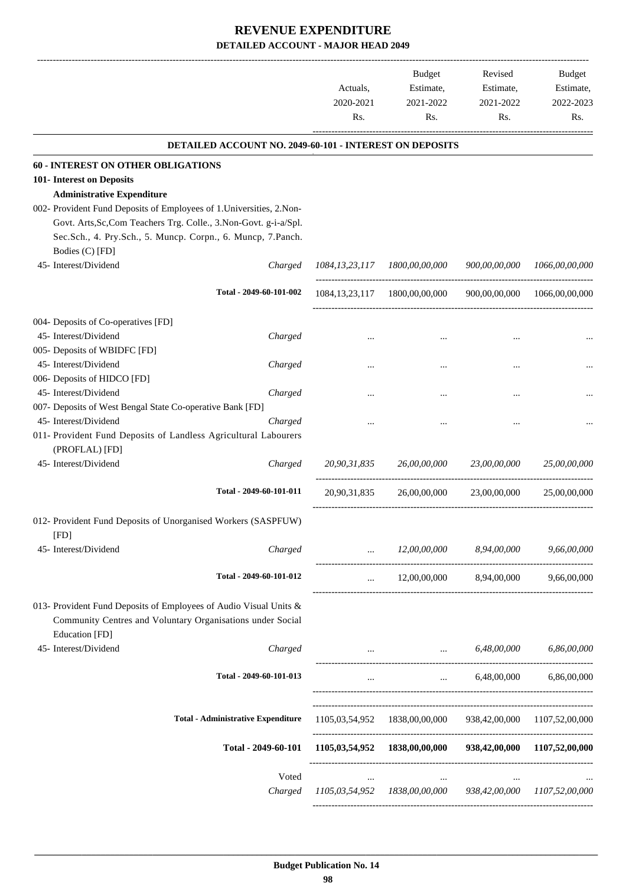# REVENUE EXPENDITURE

## DETAILED ACCOUNT - MAJOR HEAD 2049

| | | Actuals, 2020-2021 Rs. | Budget Estimate, 2021-2022 Rs. | Revised Estimate, 2021-2022 Rs. | Budget Estimate, 2022-2023 Rs. |
|---|---|---|---|---|---|
| **DETAILED ACCOUNT NO. 2049-60-101 - INTEREST ON DEPOSITS** | | | | | |
| **60 - INTEREST ON OTHER OBLIGATIONS** | | | | | |
| **101- Interest on Deposits** | | | | | |
| **Administrative Expenditure** | | | | | |
| 002- Provident Fund Deposits of Employees of 1.Universities, 2.Non-Govt. Arts,Sc,Com Teachers Trg. Colle., 3.Non-Govt. g-i-a/Spl. Sec.Sch., 4. Pry.Sch., 5. Muncp. Corpn., 6. Muncp, 7.Panch. Bodies (C) [FD] | | | | | |
| 45- Interest/Dividend | *Charged* | *1084,13,23,117* | *1800,00,00,000* | *900,00,00,000* | *1066,00,00,000* |
| Total - 2049-60-101-002 | | 1084,13,23,117 | 1800,00,00,000 | 900,00,00,000 | 1066,00,00,000 |
| 004- Deposits of Co-operatives [FD] | | | | | |
| 45- Interest/Dividend | *Charged* | ... | ... | ... | ... |
| 005- Deposits of WBIDFC [FD] | | | | | |
| 45- Interest/Dividend | *Charged* | ... | ... | ... | ... |
| 006- Deposits of HIDCO [FD] | | | | | |
| 45- Interest/Dividend | *Charged* | ... | ... | ... | ... |
| 007- Deposits of West Bengal State Co-operative Bank [FD] | | | | | |
| 45- Interest/Dividend | *Charged* | ... | ... | ... | ... |
| 011- Provident Fund Deposits of Landless Agricultural Labourers (PROFLAL) [FD] | | | | | |
| 45- Interest/Dividend | *Charged* | *20,90,31,835* | *26,00,00,000* | *23,00,00,000* | *25,00,00,000* |
| Total - 2049-60-101-011 | | 20,90,31,835 | 26,00,00,000 | 23,00,00,000 | 25,00,00,000 |
| 012- Provident Fund Deposits of Unorganised Workers (SASPFUW) [FD] | | | | | |
| 45- Interest/Dividend | *Charged* | ... | *12,00,00,000* | *8,94,00,000* | *9,66,00,000* |
| Total - 2049-60-101-012 | | ... | 12,00,00,000 | 8,94,00,000 | 9,66,00,000 |
| 013- Provident Fund Deposits of Employees of Audio Visual Units & Community Centres and Voluntary Organisations under Social Education [FD] | | | | | |
| 45- Interest/Dividend | *Charged* | ... | ... | *6,48,00,000* | *6,86,00,000* |
| Total - 2049-60-101-013 | | ... | ... | 6,48,00,000 | 6,86,00,000 |
| **Total - Administrative Expenditure** | | 1105,03,54,952 | 1838,00,00,000 | 938,42,00,000 | 1107,52,00,000 |
| **Total - 2049-60-101** | | **1105,03,54,952** | **1838,00,00,000** | **938,42,00,000** | **1107,52,00,000** |
| | Voted | ... | ... | ... | ... |
| | *Charged* | *1105,03,54,952* | *1838,00,00,000* | *938,42,00,000* | *1107,52,00,000* |

**Budget Publication No. 14**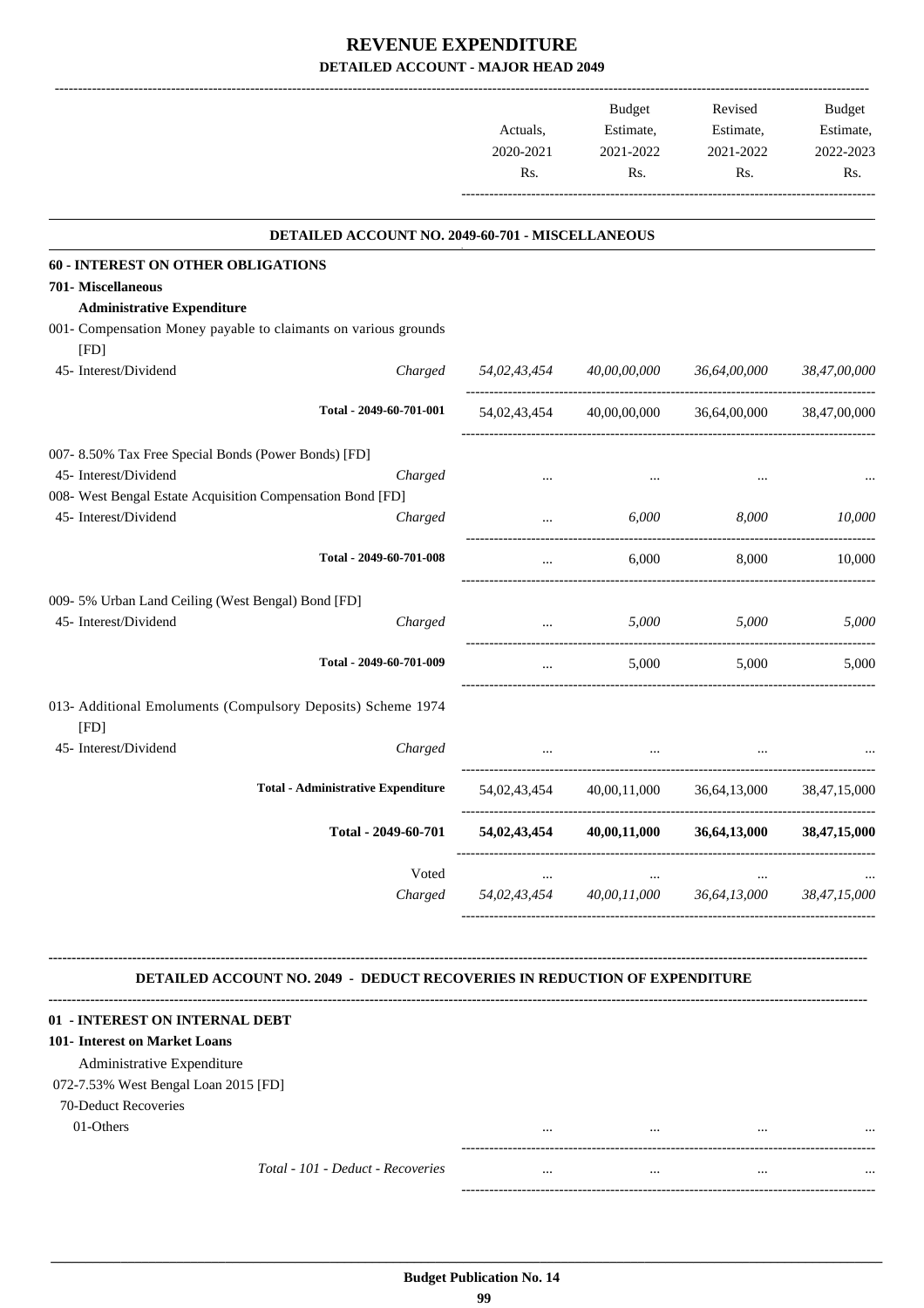# REVENUE EXPENDITURE

## DETAILED ACCOUNT - MAJOR HEAD 2049

| | | Actuals, 2020-2021 Rs. | Budget Estimate, 2021-2022 Rs. | Revised Estimate, 2021-2022 Rs. | Budget Estimate, 2022-2023 Rs. |
|---|---|---|---|---|---|

### DETAILED ACCOUNT NO. 2049-60-701 - MISCELLANEOUS

| | | Actuals, 2020-2021 Rs. | Budget Estimate, 2021-2022 Rs. | Revised Estimate, 2021-2022 Rs. | Budget Estimate, 2022-2023 Rs. |
|---|---|---|---|---|---|
| **60 - INTEREST ON OTHER OBLIGATIONS** | | | | | |
| **701- Miscellaneous** | | | | | |
| **Administrative Expenditure** | | | | | |
| 001- Compensation Money payable to claimants on various grounds [FD] | | | | | |
| 45- Interest/Dividend | *Charged* | *54,02,43,454* | *40,00,00,000* | *36,64,00,000* | *38,47,00,000* |
| Total - 2049-60-701-001 | | 54,02,43,454 | 40,00,00,000 | 36,64,00,000 | 38,47,00,000 |
| 007- 8.50% Tax Free Special Bonds (Power Bonds) [FD] | | | | | |
| 45- Interest/Dividend | *Charged* | ... | ... | ... | ... |
| 008- West Bengal Estate Acquisition Compensation Bond [FD] | | | | | |
| 45- Interest/Dividend | *Charged* | ... | *6,000* | *8,000* | *10,000* |
| Total - 2049-60-701-008 | | ... | 6,000 | 8,000 | 10,000 |
| 009- 5% Urban Land Ceiling (West Bengal) Bond [FD] | | | | | |
| 45- Interest/Dividend | *Charged* | ... | *5,000* | *5,000* | *5,000* |
| Total - 2049-60-701-009 | | ... | 5,000 | 5,000 | 5,000 |
| 013- Additional Emoluments (Compulsory Deposits) Scheme 1974 [FD] | | | | | |
| 45- Interest/Dividend | *Charged* | ... | ... | ... | ... |
| **Total - Administrative Expenditure** | | 54,02,43,454 | 40,00,11,000 | 36,64,13,000 | 38,47,15,000 |
| **Total - 2049-60-701** | | **54,02,43,454** | **40,00,11,000** | **36,64,13,000** | **38,47,15,000** |
| | Voted | ... | ... | ... | ... |
| | *Charged* | *54,02,43,454* | *40,00,11,000* | *36,64,13,000* | *38,47,15,000* |

### DETAILED ACCOUNT NO. 2049 - DEDUCT RECOVERIES IN REDUCTION OF EXPENDITURE

| | | Actuals, 2020-2021 Rs. | Budget Estimate, 2021-2022 Rs. | Revised Estimate, 2021-2022 Rs. | Budget Estimate, 2022-2023 Rs. |
|---|---|---|---|---|---|
| **01 - INTEREST ON INTERNAL DEBT** | | | | | |
| **101- Interest on Market Loans** | | | | | |
| Administrative Expenditure | | | | | |
| 072-7.53% West Bengal Loan 2015 [FD] | | | | | |
| 70-Deduct Recoveries | | | | | |
| 01-Others | | ... | ... | ... | ... |
| *Total - 101 - Deduct - Recoveries* | | ... | ... | ... | ... |

**Budget Publication No. 14**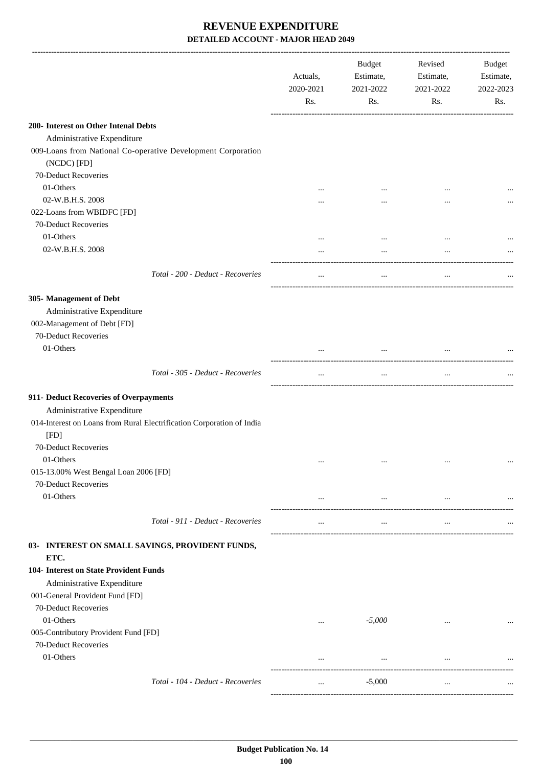# REVENUE EXPENDITURE

## DETAILED ACCOUNT - MAJOR HEAD 2049

| | Actuals, 2020-2021 Rs. | Budget Estimate, 2021-2022 Rs. | Revised Estimate, 2021-2022 Rs. | Budget Estimate, 2022-2023 Rs. |
|---|---|---|---|---|
| **200- Interest on Other Intenal Debts** | | | | |
| Administrative Expenditure | | | | |
| 009-Loans from National Co-operative Development Corporation (NCDC) [FD] | | | | |
| 70-Deduct Recoveries | | | | |
| 01-Others | ... | ... | ... | ... |
| 02-W.B.H.S. 2008 | ... | ... | ... | ... |
| 022-Loans from WBIDFC [FD] | | | | |
| 70-Deduct Recoveries | | | | |
| 01-Others | ... | ... | ... | ... |
| 02-W.B.H.S. 2008 | ... | ... | ... | ... |
| *Total - 200 - Deduct - Recoveries* | ... | ... | ... | ... |
| **305- Management of Debt** | | | | |
| Administrative Expenditure | | | | |
| 002-Management of Debt [FD] | | | | |
| 70-Deduct Recoveries | | | | |
| 01-Others | ... | ... | ... | ... |
| *Total - 305 - Deduct - Recoveries* | ... | ... | ... | ... |
| **911- Deduct Recoveries of Overpayments** | | | | |
| Administrative Expenditure | | | | |
| 014-Interest on Loans from Rural Electrification Corporation of India [FD] | | | | |
| 70-Deduct Recoveries | | | | |
| 01-Others | ... | ... | ... | ... |
| 015-13.00% West Bengal Loan 2006 [FD] | | | | |
| 70-Deduct Recoveries | | | | |
| 01-Others | ... | ... | ... | ... |
| *Total - 911 - Deduct - Recoveries* | ... | ... | ... | ... |
| **03- INTEREST ON SMALL SAVINGS, PROVIDENT FUNDS, ETC.** | | | | |
| **104- Interest on State Provident Funds** | | | | |
| Administrative Expenditure | | | | |
| 001-General Provident Fund [FD] | | | | |
| 70-Deduct Recoveries | | | | |
| 01-Others | ... | *-5,000* | ... | ... |
| 005-Contributory Provident Fund [FD] | | | | |
| 70-Deduct Recoveries | | | | |
| 01-Others | ... | ... | ... | ... |
| *Total - 104 - Deduct - Recoveries* | ... | -5,000 | ... | ... |

Budget Publication No. 14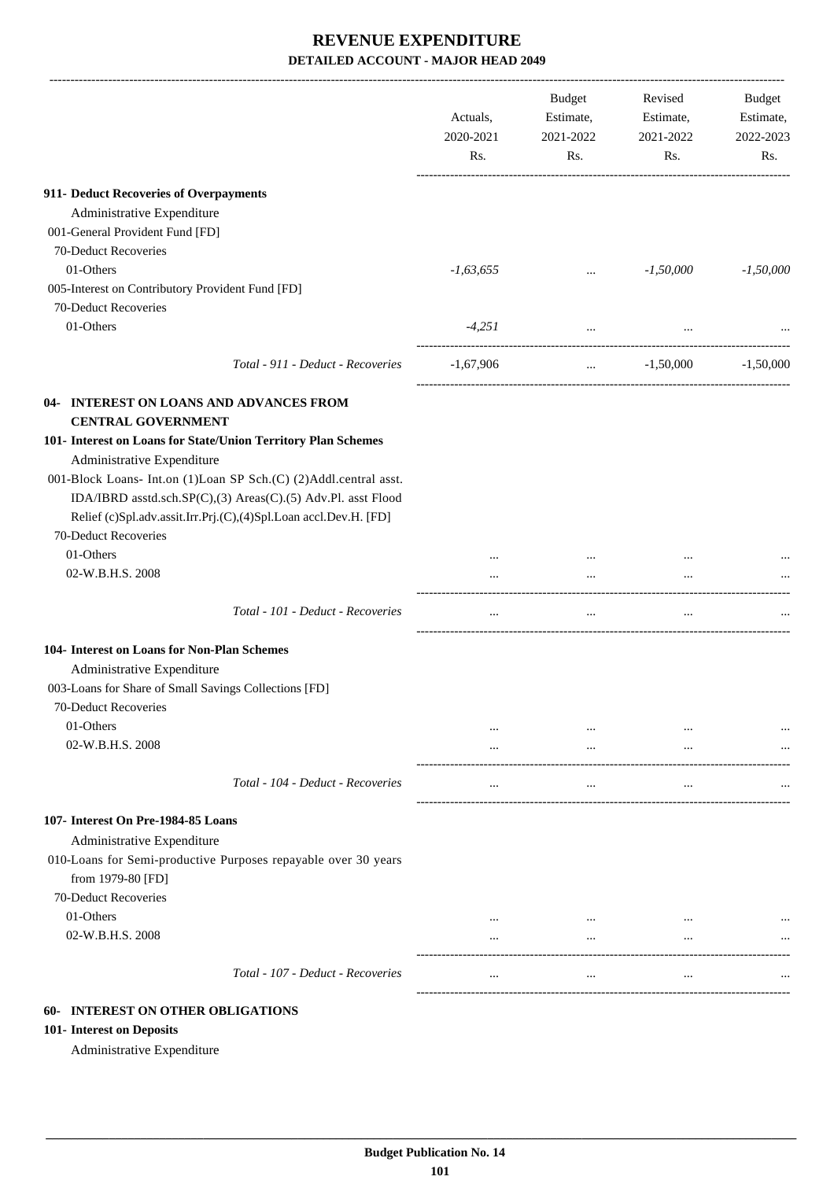# REVENUE EXPENDITURE

**DETAILED ACCOUNT - MAJOR HEAD 2049**

| | Actuals, 2020-2021 Rs. | Budget Estimate, 2021-2022 Rs. | Revised Estimate, 2021-2022 Rs. | Budget Estimate, 2022-2023 Rs. |
|---|---|---|---|---|
| **911- Deduct Recoveries of Overpayments** | | | | |
| Administrative Expenditure | | | | |
| 001-General Provident Fund [FD] | | | | |
| 70-Deduct Recoveries | | | | |
| 01-Others | *-1,63,655* | ... | *-1,50,000* | *-1,50,000* |
| 005-Interest on Contributory Provident Fund [FD] | | | | |
| 70-Deduct Recoveries | | | | |
| 01-Others | *-4,251* | ... | ... | ... |
| *Total - 911 - Deduct - Recoveries* | -1,67,906 | ... | -1,50,000 | -1,50,000 |
| **04- INTEREST ON LOANS AND ADVANCES FROM CENTRAL GOVERNMENT** | | | | |
| **101- Interest on Loans for State/Union Territory Plan Schemes** | | | | |
| Administrative Expenditure | | | | |
| 001-Block Loans- Int.on (1)Loan SP Sch.(C) (2)Addl.central asst. IDA/IBRD asstd.sch.SP(C),(3) Areas(C).(5) Adv.Pl. asst Flood Relief (c)Spl.adv.assit.Irr.Prj.(C),(4)Spl.Loan accl.Dev.H. [FD] | | | | |
| 70-Deduct Recoveries | | | | |
| 01-Others | ... | ... | ... | ... |
| 02-W.B.H.S. 2008 | ... | ... | ... | ... |
| *Total - 101 - Deduct - Recoveries* | ... | ... | ... | ... |
| **104- Interest on Loans for Non-Plan Schemes** | | | | |
| Administrative Expenditure | | | | |
| 003-Loans for Share of Small Savings Collections [FD] | | | | |
| 70-Deduct Recoveries | | | | |
| 01-Others | ... | ... | ... | ... |
| 02-W.B.H.S. 2008 | ... | ... | ... | ... |
| *Total - 104 - Deduct - Recoveries* | ... | ... | ... | ... |
| **107- Interest On Pre-1984-85 Loans** | | | | |
| Administrative Expenditure | | | | |
| 010-Loans for Semi-productive Purposes repayable over 30 years from 1979-80 [FD] | | | | |
| 70-Deduct Recoveries | | | | |
| 01-Others | ... | ... | ... | ... |
| 02-W.B.H.S. 2008 | ... | ... | ... | ... |
| *Total - 107 - Deduct - Recoveries* | ... | ... | ... | ... |

**60- INTEREST ON OTHER OBLIGATIONS**

**101- Interest on Deposits**

Administrative Expenditure

**Budget Publication No. 14**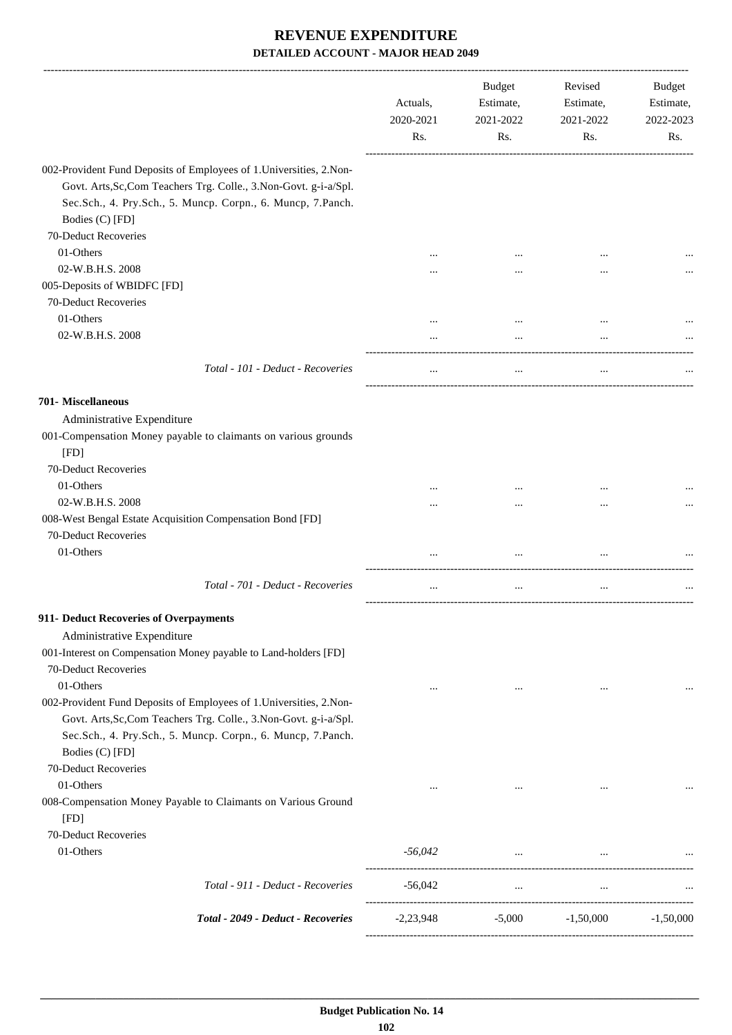# REVENUE EXPENDITURE

## DETAILED ACCOUNT - MAJOR HEAD 2049

| | Actuals, 2020-2021 Rs. | Budget Estimate, 2021-2022 Rs. | Revised Estimate, 2021-2022 Rs. | Budget Estimate, 2022-2023 Rs. |
|---|---|---|---|---|
| 002-Provident Fund Deposits of Employees of 1.Universities, 2.Non-Govt. Arts,Sc,Com Teachers Trg. Colle., 3.Non-Govt. g-i-a/Spl. Sec.Sch., 4. Pry.Sch., 5. Muncp. Corpn., 6. Muncp, 7.Panch. Bodies (C) [FD] | | | | |
| 70-Deduct Recoveries | | | | |
| 01-Others | ... | ... | ... | ... |
| 02-W.B.H.S. 2008 | ... | ... | ... | ... |
| 005-Deposits of WBIDFC [FD] | | | | |
| 70-Deduct Recoveries | | | | |
| 01-Others | ... | ... | ... | ... |
| 02-W.B.H.S. 2008 | ... | ... | ... | ... |
| *Total - 101 - Deduct - Recoveries* | ... | ... | ... | ... |
| **701- Miscellaneous** | | | | |
| Administrative Expenditure | | | | |
| 001-Compensation Money payable to claimants on various grounds [FD] | | | | |
| 70-Deduct Recoveries | | | | |
| 01-Others | ... | ... | ... | ... |
| 02-W.B.H.S. 2008 | ... | ... | ... | ... |
| 008-West Bengal Estate Acquisition Compensation Bond [FD] | | | | |
| 70-Deduct Recoveries | | | | |
| 01-Others | ... | ... | ... | ... |
| *Total - 701 - Deduct - Recoveries* | ... | ... | ... | ... |
| **911- Deduct Recoveries of Overpayments** | | | | |
| Administrative Expenditure | | | | |
| 001-Interest on Compensation Money payable to Land-holders [FD] | | | | |
| 70-Deduct Recoveries | | | | |
| 01-Others | ... | ... | ... | ... |
| 002-Provident Fund Deposits of Employees of 1.Universities, 2.Non-Govt. Arts,Sc,Com Teachers Trg. Colle., 3.Non-Govt. g-i-a/Spl. Sec.Sch., 4. Pry.Sch., 5. Muncp. Corpn., 6. Muncp, 7.Panch. Bodies (C) [FD] | | | | |
| 70-Deduct Recoveries | | | | |
| 01-Others | ... | ... | ... | ... |
| 008-Compensation Money Payable to Claimants on Various Ground [FD] | | | | |
| 70-Deduct Recoveries | | | | |
| 01-Others | *-56,042* | ... | ... | ... |
| *Total - 911 - Deduct - Recoveries* | -56,042 | ... | ... | ... |
| ***Total - 2049 - Deduct - Recoveries*** | -2,23,948 | -5,000 | -1,50,000 | -1,50,000 |

**Budget Publication No. 14**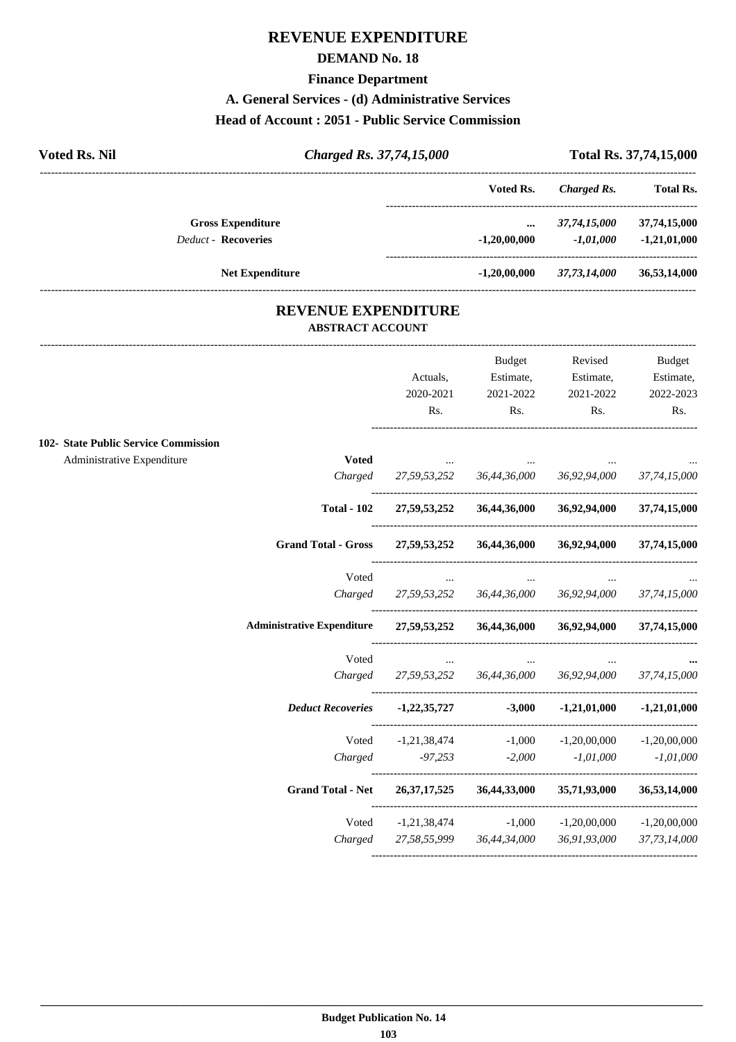# REVENUE EXPENDITURE

## DEMAND No. 18

### Finance Department

### A. General Services - (d) Administrative Services

### Head of Account : 2051 - Public Service Commission

**Voted Rs. Nil** | ***Charged Rs. 37,74,15,000*** | **Total Rs. 37,74,15,000**

| | Voted Rs. | *Charged Rs.* | Total Rs. |
|---|---|---|---|
| **Gross Expenditure** | ... | *37,74,15,000* | 37,74,15,000 |
| *Deduct* - **Recoveries** | -1,20,00,000 | *-1,01,000* | -1,21,01,000 |
| **Net Expenditure** | -1,20,00,000 | *37,73,14,000* | 36,53,14,000 |

## REVENUE EXPENDITURE

### ABSTRACT ACCOUNT

| | | Actuals, 2020-2021 Rs. | Budget Estimate, 2021-2022 Rs. | Revised Estimate, 2021-2022 Rs. | Budget Estimate, 2022-2023 Rs. |
|---|---|---|---|---|---|
| **102- State Public Service Commission** | | | | | |
| Administrative Expenditure | **Voted** | ... | ... | ... | ... |
| | *Charged* | *27,59,53,252* | *36,44,36,000* | *36,92,94,000* | *37,74,15,000* |
| | **Total - 102** | **27,59,53,252** | **36,44,36,000** | **36,92,94,000** | **37,74,15,000** |
| | **Grand Total - Gross** | **27,59,53,252** | **36,44,36,000** | **36,92,94,000** | **37,74,15,000** |
| | Voted | ... | ... | ... | ... |
| | *Charged* | *27,59,53,252* | *36,44,36,000* | *36,92,94,000* | *37,74,15,000* |
| | **Administrative Expenditure** | **27,59,53,252** | **36,44,36,000** | **36,92,94,000** | **37,74,15,000** |
| | Voted | ... | ... | ... | ... |
| | *Charged* | *27,59,53,252* | *36,44,36,000* | *36,92,94,000* | *37,74,15,000* |
| | ***Deduct Recoveries*** | **-1,22,35,727** | **-3,000** | **-1,21,01,000** | **-1,21,01,000** |
| | Voted | -1,21,38,474 | -1,000 | -1,20,00,000 | -1,20,00,000 |
| | *Charged* | *-97,253* | *-2,000* | *-1,01,000* | *-1,01,000* |
| | **Grand Total - Net** | **26,37,17,525** | **36,44,33,000** | **35,71,93,000** | **36,53,14,000** |
| | Voted | -1,21,38,474 | -1,000 | -1,20,00,000 | -1,20,00,000 |
| | *Charged* | *27,58,55,999* | *36,44,34,000* | *36,91,93,000* | *37,73,14,000* |

**Budget Publication No. 14**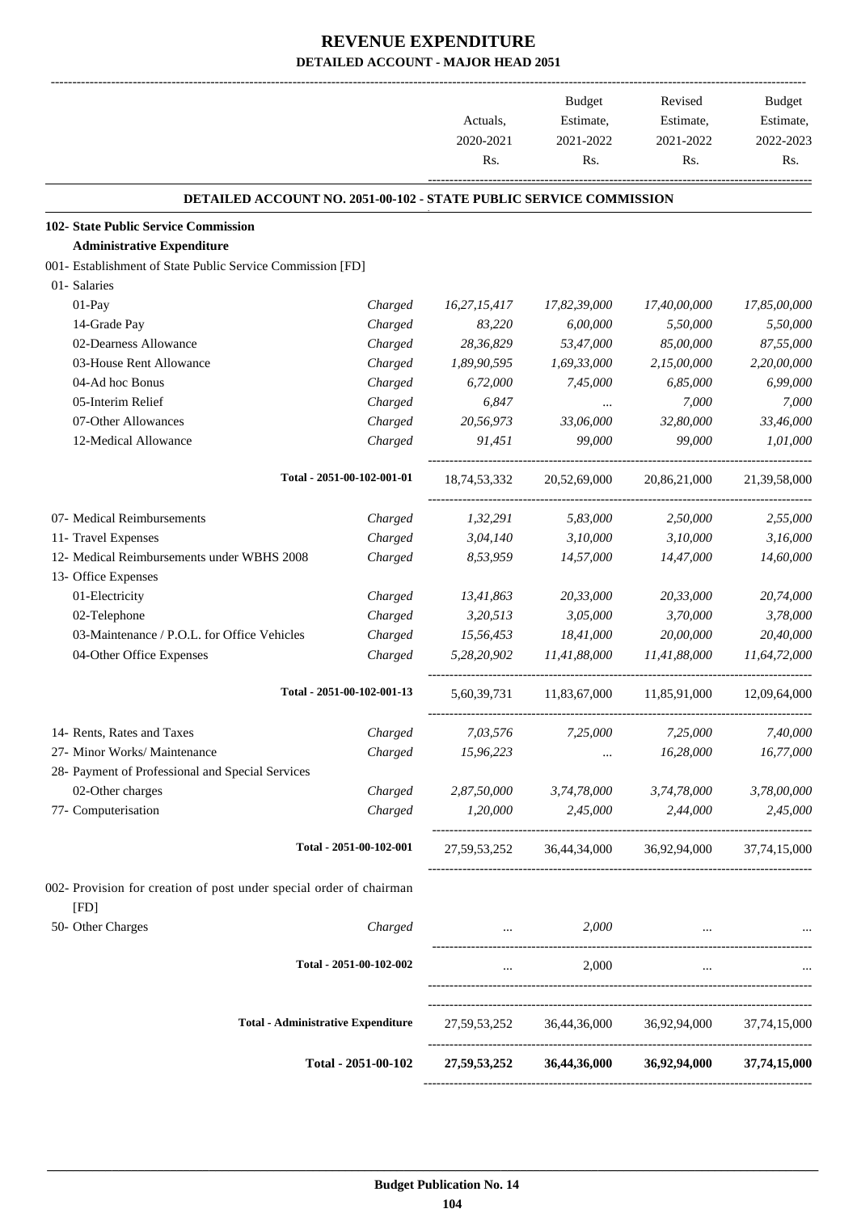# REVENUE EXPENDITURE

## DETAILED ACCOUNT - MAJOR HEAD 2051

| | | Actuals, 2020-2021 Rs. | Budget Estimate, 2021-2022 Rs. | Revised Estimate, 2021-2022 Rs. | Budget Estimate, 2022-2023 Rs. |
|---|---|---|---|---|---|
| **DETAILED ACCOUNT NO. 2051-00-102 - STATE PUBLIC SERVICE COMMISSION** | | | | | |
| **102- State Public Service Commission** | | | | | |
| **Administrative Expenditure** | | | | | |
| 001- Establishment of State Public Service Commission [FD] | | | | | |
| 01- Salaries | | | | | |
| 01-Pay | Charged | 16,27,15,417 | 17,82,39,000 | 17,40,00,000 | 17,85,00,000 |
| 14-Grade Pay | Charged | 83,220 | 6,00,000 | 5,50,000 | 5,50,000 |
| 02-Dearness Allowance | Charged | 28,36,829 | 53,47,000 | 85,00,000 | 87,55,000 |
| 03-House Rent Allowance | Charged | 1,89,90,595 | 1,69,33,000 | 2,15,00,000 | 2,20,00,000 |
| 04-Ad hoc Bonus | Charged | 6,72,000 | 7,45,000 | 6,85,000 | 6,99,000 |
| 05-Interim Relief | Charged | 6,847 | ... | 7,000 | 7,000 |
| 07-Other Allowances | Charged | 20,56,973 | 33,06,000 | 32,80,000 | 33,46,000 |
| 12-Medical Allowance | Charged | 91,451 | 99,000 | 99,000 | 1,01,000 |
| Total - 2051-00-102-001-01 | | 18,74,53,332 | 20,52,69,000 | 20,86,21,000 | 21,39,58,000 |
| 07- Medical Reimbursements | Charged | 1,32,291 | 5,83,000 | 2,50,000 | 2,55,000 |
| 11- Travel Expenses | Charged | 3,04,140 | 3,10,000 | 3,10,000 | 3,16,000 |
| 12- Medical Reimbursements under WBHS 2008 | Charged | 8,53,959 | 14,57,000 | 14,47,000 | 14,60,000 |
| 13- Office Expenses | | | | | |
| 01-Electricity | Charged | 13,41,863 | 20,33,000 | 20,33,000 | 20,74,000 |
| 02-Telephone | Charged | 3,20,513 | 3,05,000 | 3,70,000 | 3,78,000 |
| 03-Maintenance / P.O.L. for Office Vehicles | Charged | 15,56,453 | 18,41,000 | 20,00,000 | 20,40,000 |
| 04-Other Office Expenses | Charged | 5,28,20,902 | 11,41,88,000 | 11,41,88,000 | 11,64,72,000 |
| Total - 2051-00-102-001-13 | | 5,60,39,731 | 11,83,67,000 | 11,85,91,000 | 12,09,64,000 |
| 14- Rents, Rates and Taxes | Charged | 7,03,576 | 7,25,000 | 7,25,000 | 7,40,000 |
| 27- Minor Works/ Maintenance | Charged | 15,96,223 | ... | 16,28,000 | 16,77,000 |
| 28- Payment of Professional and Special Services | | | | | |
| 02-Other charges | Charged | 2,87,50,000 | 3,74,78,000 | 3,74,78,000 | 3,78,00,000 |
| 77- Computerisation | Charged | 1,20,000 | 2,45,000 | 2,44,000 | 2,45,000 |
| Total - 2051-00-102-001 | | 27,59,53,252 | 36,44,34,000 | 36,92,94,000 | 37,74,15,000 |
| 002- Provision for creation of post under special order of chairman [FD] | | | | | |
| 50- Other Charges | Charged | ... | 2,000 | ... | ... |
| Total - 2051-00-102-002 | | ... | 2,000 | ... | ... |
| Total - Administrative Expenditure | | 27,59,53,252 | 36,44,36,000 | 36,92,94,000 | 37,74,15,000 |
| **Total - 2051-00-102** | | **27,59,53,252** | **36,44,36,000** | **36,92,94,000** | **37,74,15,000** |

**Budget Publication No. 14**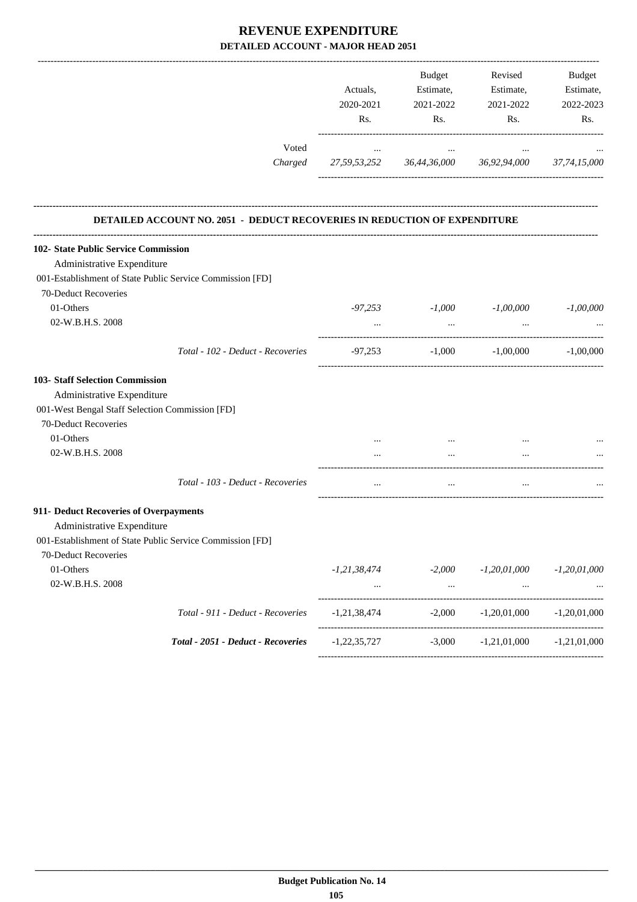# REVENUE EXPENDITURE

## DETAILED ACCOUNT - MAJOR HEAD 2051

| | Actuals, 2020-2021 Rs. | Budget Estimate, 2021-2022 Rs. | Revised Estimate, 2021-2022 Rs. | Budget Estimate, 2022-2023 Rs. |
|---|---|---|---|---|
| Voted | ... | ... | ... | ... |
| *Charged* | *27,59,53,252* | *36,44,36,000* | *36,92,94,000* | *37,74,15,000* |

### DETAILED ACCOUNT NO. 2051 - DEDUCT RECOVERIES IN REDUCTION OF EXPENDITURE

| | Actuals, 2020-2021 Rs. | Budget Estimate, 2021-2022 Rs. | Revised Estimate, 2021-2022 Rs. | Budget Estimate, 2022-2023 Rs. |
|---|---|---|---|---|
| **102- State Public Service Commission** | | | | |
| Administrative Expenditure | | | | |
| 001-Establishment of State Public Service Commission [FD] | | | | |
| 70-Deduct Recoveries | | | | |
| 01-Others | *-97,253* | *-1,000* | *-1,00,000* | *-1,00,000* |
| 02-W.B.H.S. 2008 | ... | ... | ... | ... |
| *Total - 102 - Deduct - Recoveries* | -97,253 | -1,000 | -1,00,000 | -1,00,000 |
| **103- Staff Selection Commission** | | | | |
| Administrative Expenditure | | | | |
| 001-West Bengal Staff Selection Commission [FD] | | | | |
| 70-Deduct Recoveries | | | | |
| 01-Others | ... | ... | ... | ... |
| 02-W.B.H.S. 2008 | ... | ... | ... | ... |
| *Total - 103 - Deduct - Recoveries* | ... | ... | ... | ... |
| **911- Deduct Recoveries of Overpayments** | | | | |
| Administrative Expenditure | | | | |
| 001-Establishment of State Public Service Commission [FD] | | | | |
| 70-Deduct Recoveries | | | | |
| 01-Others | *-1,21,38,474* | *-2,000* | *-1,20,01,000* | *-1,20,01,000* |
| 02-W.B.H.S. 2008 | ... | ... | ... | ... |
| *Total - 911 - Deduct - Recoveries* | -1,21,38,474 | -2,000 | -1,20,01,000 | -1,20,01,000 |
| ***Total - 2051 - Deduct - Recoveries*** | -1,22,35,727 | -3,000 | -1,21,01,000 | -1,21,01,000 |

**Budget Publication No. 14**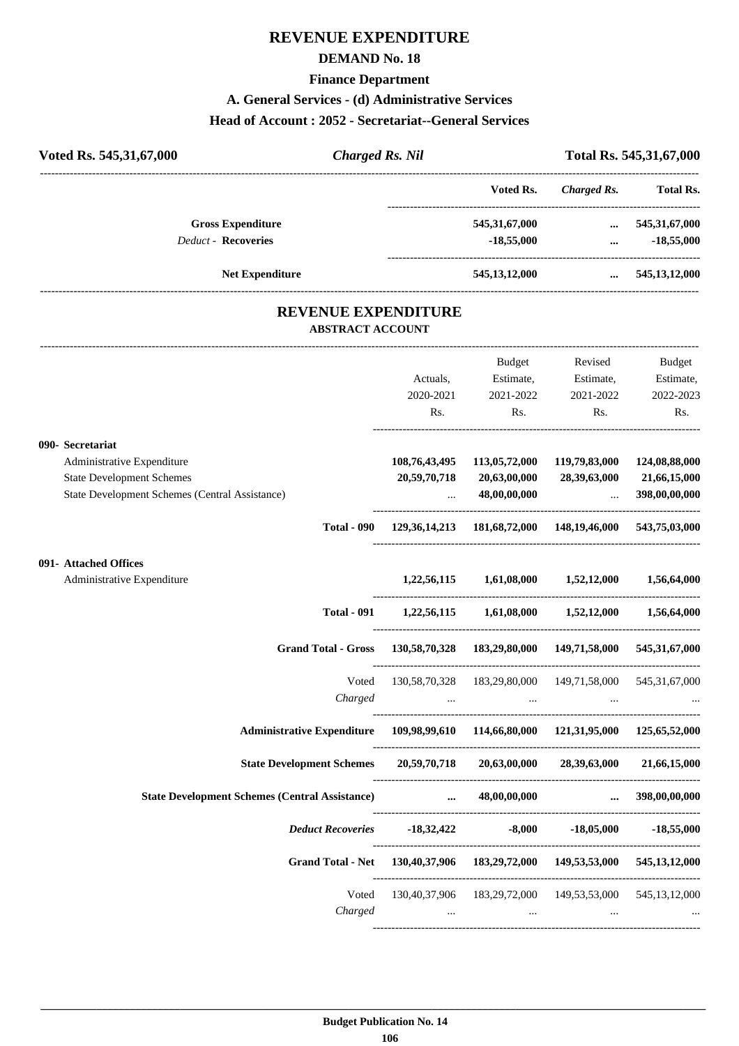# REVENUE EXPENDITURE

## DEMAND No. 18

### Finance Department

### A. General Services - (d) Administrative Services

### Head of Account : 2052 - Secretariat--General Services

**Voted Rs. 545,31,67,000** | ***Charged Rs. Nil*** | **Total Rs. 545,31,67,000**

| | Voted Rs. | *Charged Rs.* | Total Rs. |
|---|---|---|---|
| **Gross Expenditure** | 545,31,67,000 | ... | 545,31,67,000 |
| *Deduct* - **Recoveries** | -18,55,000 | ... | -18,55,000 |
| **Net Expenditure** | 545,13,12,000 | ... | 545,13,12,000 |

## REVENUE EXPENDITURE

### ABSTRACT ACCOUNT

| | Actuals, 2020-2021 Rs. | Budget Estimate, 2021-2022 Rs. | Revised Estimate, 2021-2022 Rs. | Budget Estimate, 2022-2023 Rs. |
|---|---|---|---|---|
| **090- Secretariat** | | | | |
| Administrative Expenditure | 108,76,43,495 | 113,05,72,000 | 119,79,83,000 | 124,08,88,000 |
| State Development Schemes | 20,59,70,718 | 20,63,00,000 | 28,39,63,000 | 21,66,15,000 |
| State Development Schemes (Central Assistance) | ... | 48,00,00,000 | ... | 398,00,00,000 |
| **Total - 090** | 129,36,14,213 | 181,68,72,000 | 148,19,46,000 | 543,75,03,000 |
| **091- Attached Offices** | | | | |
| Administrative Expenditure | 1,22,56,115 | 1,61,08,000 | 1,52,12,000 | 1,56,64,000 |
| **Total - 091** | 1,22,56,115 | 1,61,08,000 | 1,52,12,000 | 1,56,64,000 |
| **Grand Total - Gross** | 130,58,70,328 | 183,29,80,000 | 149,71,58,000 | 545,31,67,000 |
| Voted | 130,58,70,328 | 183,29,80,000 | 149,71,58,000 | 545,31,67,000 |
| *Charged* | ... | ... | ... | ... |
| **Administrative Expenditure** | 109,98,99,610 | 114,66,80,000 | 121,31,95,000 | 125,65,52,000 |
| **State Development Schemes** | 20,59,70,718 | 20,63,00,000 | 28,39,63,000 | 21,66,15,000 |
| **State Development Schemes (Central Assistance)** | ... | 48,00,00,000 | ... | 398,00,00,000 |
| ***Deduct Recoveries*** | -18,32,422 | -8,000 | -18,05,000 | -18,55,000 |
| **Grand Total - Net** | 130,40,37,906 | 183,29,72,000 | 149,53,53,000 | 545,13,12,000 |
| Voted | 130,40,37,906 | 183,29,72,000 | 149,53,53,000 | 545,13,12,000 |
| *Charged* | ... | ... | ... | ... |

**Budget Publication No. 14**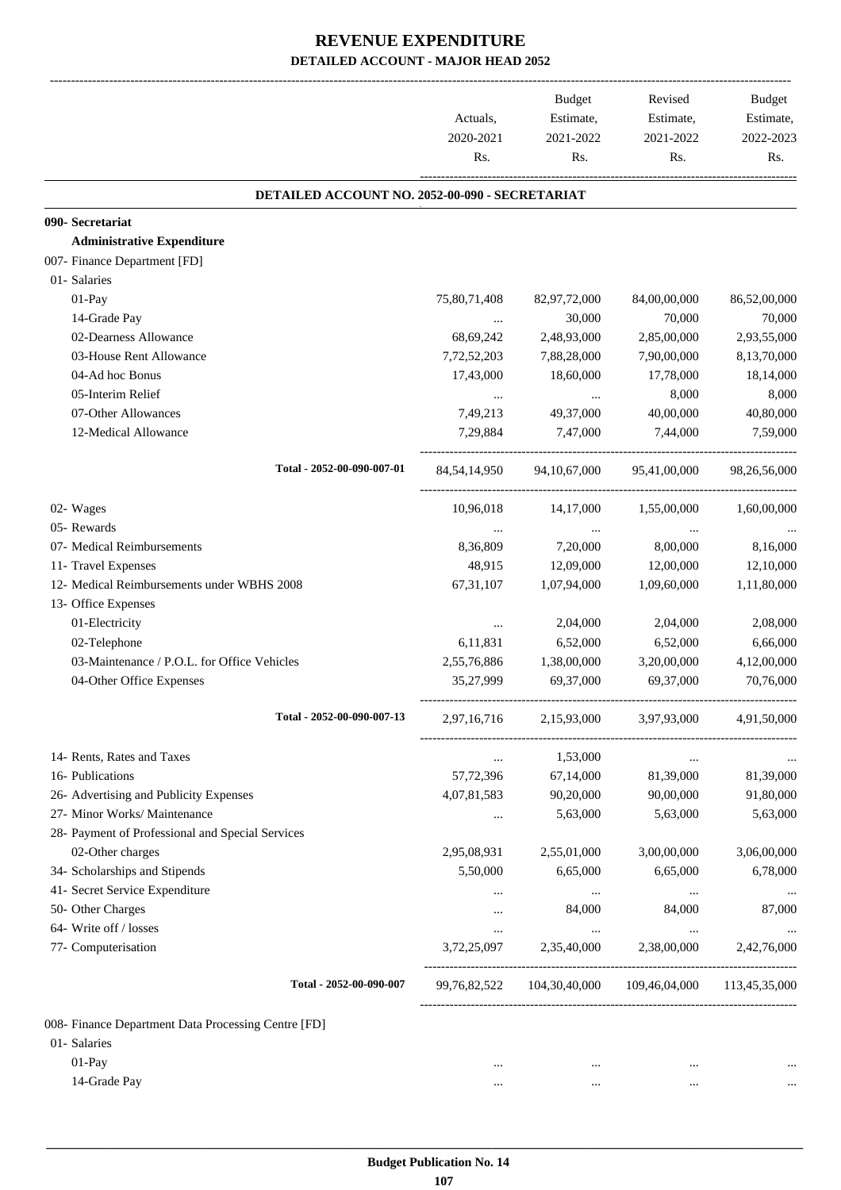# REVENUE EXPENDITURE
## DETAILED ACCOUNT - MAJOR HEAD 2052

| | Actuals, 2020-2021 Rs. | Budget Estimate, 2021-2022 Rs. | Revised Estimate, 2021-2022 Rs. | Budget Estimate, 2022-2023 Rs. |
|---|---|---|---|---|
| **DETAILED ACCOUNT NO. 2052-00-090 - SECRETARIAT** | | | | |
| **090- Secretariat** | | | | |
| **Administrative Expenditure** | | | | |
| 007- Finance Department [FD] | | | | |
| 01- Salaries | | | | |
| 01-Pay | 75,80,71,408 | 82,97,72,000 | 84,00,00,000 | 86,52,00,000 |
| 14-Grade Pay | ... | 30,000 | 70,000 | 70,000 |
| 02-Dearness Allowance | 68,69,242 | 2,48,93,000 | 2,85,00,000 | 2,93,55,000 |
| 03-House Rent Allowance | 7,72,52,203 | 7,88,28,000 | 7,90,00,000 | 8,13,70,000 |
| 04-Ad hoc Bonus | 17,43,000 | 18,60,000 | 17,78,000 | 18,14,000 |
| 05-Interim Relief | ... | ... | 8,000 | 8,000 |
| 07-Other Allowances | 7,49,213 | 49,37,000 | 40,00,000 | 40,80,000 |
| 12-Medical Allowance | 7,29,884 | 7,47,000 | 7,44,000 | 7,59,000 |
| Total - 2052-00-090-007-01 | 84,54,14,950 | 94,10,67,000 | 95,41,00,000 | 98,26,56,000 |
| 02- Wages | 10,96,018 | 14,17,000 | 1,55,00,000 | 1,60,00,000 |
| 05- Rewards | ... | ... | ... | ... |
| 07- Medical Reimbursements | 8,36,809 | 7,20,000 | 8,00,000 | 8,16,000 |
| 11- Travel Expenses | 48,915 | 12,09,000 | 12,00,000 | 12,10,000 |
| 12- Medical Reimbursements under WBHS 2008 | 67,31,107 | 1,07,94,000 | 1,09,60,000 | 1,11,80,000 |
| 13- Office Expenses | | | | |
| 01-Electricity | ... | 2,04,000 | 2,04,000 | 2,08,000 |
| 02-Telephone | 6,11,831 | 6,52,000 | 6,52,000 | 6,66,000 |
| 03-Maintenance / P.O.L. for Office Vehicles | 2,55,76,886 | 1,38,00,000 | 3,20,00,000 | 4,12,00,000 |
| 04-Other Office Expenses | 35,27,999 | 69,37,000 | 69,37,000 | 70,76,000 |
| Total - 2052-00-090-007-13 | 2,97,16,716 | 2,15,93,000 | 3,97,93,000 | 4,91,50,000 |
| 14- Rents, Rates and Taxes | ... | 1,53,000 | ... | ... |
| 16- Publications | 57,72,396 | 67,14,000 | 81,39,000 | 81,39,000 |
| 26- Advertising and Publicity Expenses | 4,07,81,583 | 90,20,000 | 90,00,000 | 91,80,000 |
| 27- Minor Works/ Maintenance | ... | 5,63,000 | 5,63,000 | 5,63,000 |
| 28- Payment of Professional and Special Services | | | | |
| 02-Other charges | 2,95,08,931 | 2,55,01,000 | 3,00,00,000 | 3,06,00,000 |
| 34- Scholarships and Stipends | 5,50,000 | 6,65,000 | 6,65,000 | 6,78,000 |
| 41- Secret Service Expenditure | ... | ... | ... | ... |
| 50- Other Charges | ... | 84,000 | 84,000 | 87,000 |
| 64- Write off / losses | ... | ... | ... | ... |
| 77- Computerisation | 3,72,25,097 | 2,35,40,000 | 2,38,00,000 | 2,42,76,000 |
| Total - 2052-00-090-007 | 99,76,82,522 | 104,30,40,000 | 109,46,04,000 | 113,45,35,000 |
| 008- Finance Department Data Processing Centre [FD] | | | | |
| 01- Salaries | | | | |
| 01-Pay | ... | ... | ... | ... |
| 14-Grade Pay | ... | ... | ... | ... |

Budget Publication No. 14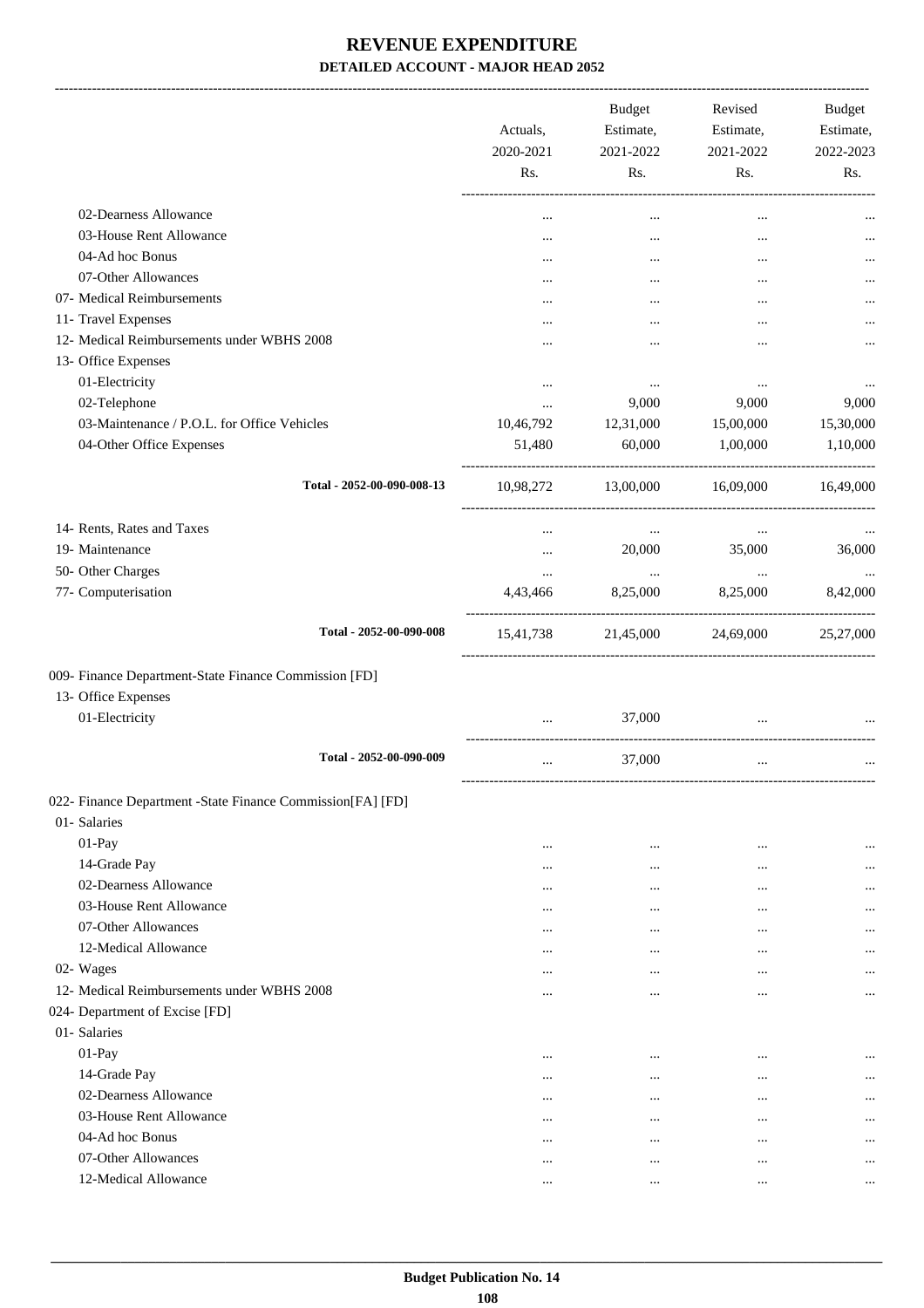# REVENUE EXPENDITURE

**DETAILED ACCOUNT - MAJOR HEAD 2052**

| | Actuals, 2020-2021 Rs. | Budget Estimate, 2021-2022 Rs. | Revised Estimate, 2021-2022 Rs. | Budget Estimate, 2022-2023 Rs. |
|---|---|---|---|---|
| 02-Dearness Allowance | ... | ... | ... | ... |
| 03-House Rent Allowance | ... | ... | ... | ... |
| 04-Ad hoc Bonus | ... | ... | ... | ... |
| 07-Other Allowances | ... | ... | ... | ... |
| 07- Medical Reimbursements | ... | ... | ... | ... |
| 11- Travel Expenses | ... | ... | ... | ... |
| 12- Medical Reimbursements under WBHS 2008 | ... | ... | ... | ... |
| 13- Office Expenses | | | | |
| 01-Electricity | ... | ... | ... | ... |
| 02-Telephone | ... | 9,000 | 9,000 | 9,000 |
| 03-Maintenance / P.O.L. for Office Vehicles | 10,46,792 | 12,31,000 | 15,00,000 | 15,30,000 |
| 04-Other Office Expenses | 51,480 | 60,000 | 1,00,000 | 1,10,000 |
| **Total - 2052-00-090-008-13** | 10,98,272 | 13,00,000 | 16,09,000 | 16,49,000 |
| 14- Rents, Rates and Taxes | ... | ... | ... | ... |
| 19- Maintenance | ... | 20,000 | 35,000 | 36,000 |
| 50- Other Charges | ... | ... | ... | ... |
| 77- Computerisation | 4,43,466 | 8,25,000 | 8,25,000 | 8,42,000 |
| **Total - 2052-00-090-008** | 15,41,738 | 21,45,000 | 24,69,000 | 25,27,000 |
| 009- Finance Department-State Finance Commission [FD] | | | | |
| 13- Office Expenses | | | | |
| 01-Electricity | ... | 37,000 | ... | ... |
| **Total - 2052-00-090-009** | ... | 37,000 | ... | ... |
| 022- Finance Department -State Finance Commission[FA] [FD] | | | | |
| 01- Salaries | | | | |
| 01-Pay | ... | ... | ... | ... |
| 14-Grade Pay | ... | ... | ... | ... |
| 02-Dearness Allowance | ... | ... | ... | ... |
| 03-House Rent Allowance | ... | ... | ... | ... |
| 07-Other Allowances | ... | ... | ... | ... |
| 12-Medical Allowance | ... | ... | ... | ... |
| 02- Wages | ... | ... | ... | ... |
| 12- Medical Reimbursements under WBHS 2008 | ... | ... | ... | ... |
| 024- Department of Excise [FD] | | | | |
| 01- Salaries | | | | |
| 01-Pay | ... | ... | ... | ... |
| 14-Grade Pay | ... | ... | ... | ... |
| 02-Dearness Allowance | ... | ... | ... | ... |
| 03-House Rent Allowance | ... | ... | ... | ... |
| 04-Ad hoc Bonus | ... | ... | ... | ... |
| 07-Other Allowances | ... | ... | ... | ... |
| 12-Medical Allowance | ... | ... | ... | ... |

**Budget Publication No. 14**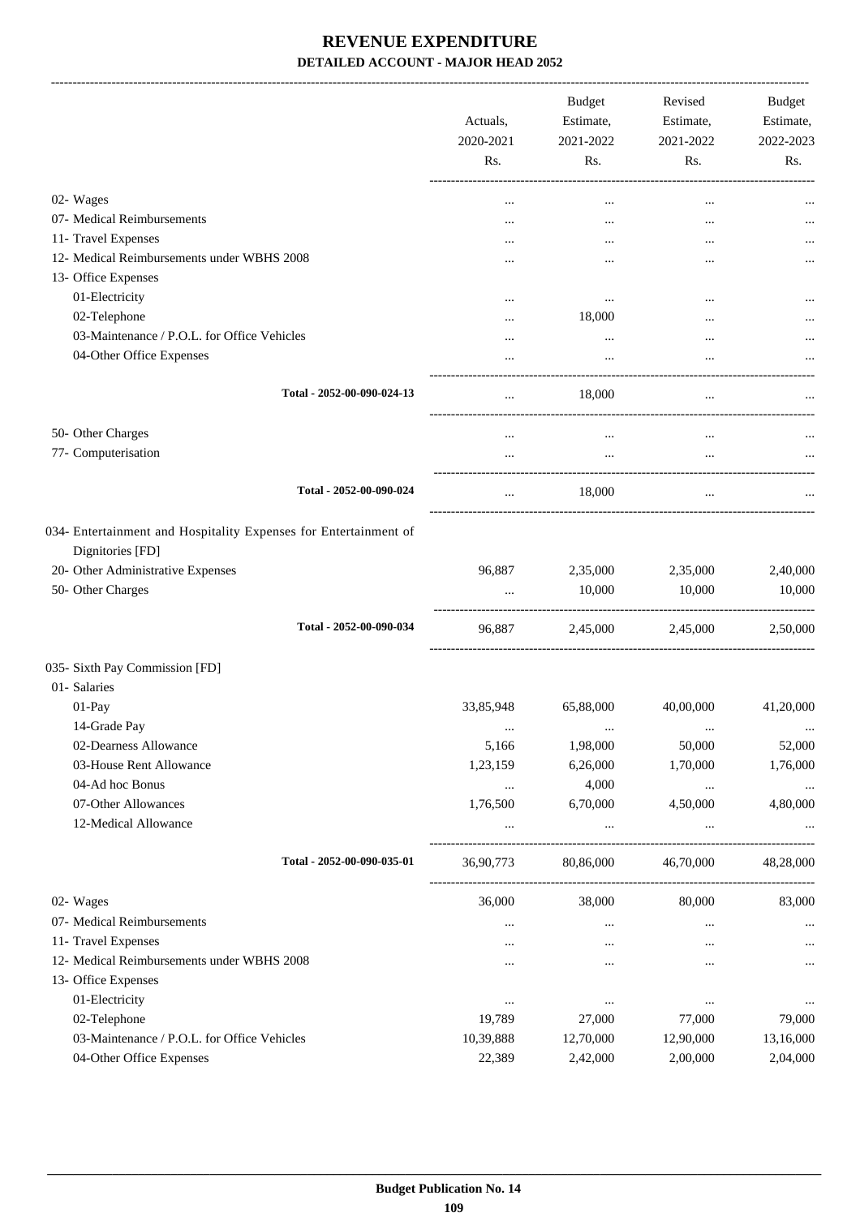# REVENUE EXPENDITURE

### DETAILED ACCOUNT - MAJOR HEAD 2052

| | Actuals, 2020-2021 Rs. | Budget Estimate, 2021-2022 Rs. | Revised Estimate, 2021-2022 Rs. | Budget Estimate, 2022-2023 Rs. |
|---|---|---|---|---|
| 02- Wages | ... | ... | ... | ... |
| 07- Medical Reimbursements | ... | ... | ... | ... |
| 11- Travel Expenses | ... | ... | ... | ... |
| 12- Medical Reimbursements under WBHS 2008 | ... | ... | ... | ... |
| 13- Office Expenses | | | | |
| 01-Electricity | ... | ... | ... | ... |
| 02-Telephone | ... | 18,000 | ... | ... |
| 03-Maintenance / P.O.L. for Office Vehicles | ... | ... | ... | ... |
| 04-Other Office Expenses | ... | ... | ... | ... |
| **Total - 2052-00-090-024-13** | ... | 18,000 | ... | ... |
| 50- Other Charges | ... | ... | ... | ... |
| 77- Computerisation | ... | ... | ... | ... |
| **Total - 2052-00-090-024** | ... | 18,000 | ... | ... |
| 034- Entertainment and Hospitality Expenses for Entertainment of Dignitories [FD] | | | | |
| 20- Other Administrative Expenses | 96,887 | 2,35,000 | 2,35,000 | 2,40,000 |
| 50- Other Charges | ... | 10,000 | 10,000 | 10,000 |
| **Total - 2052-00-090-034** | 96,887 | 2,45,000 | 2,45,000 | 2,50,000 |
| 035- Sixth Pay Commission [FD] | | | | |
| 01- Salaries | | | | |
| 01-Pay | 33,85,948 | 65,88,000 | 40,00,000 | 41,20,000 |
| 14-Grade Pay | ... | ... | ... | ... |
| 02-Dearness Allowance | 5,166 | 1,98,000 | 50,000 | 52,000 |
| 03-House Rent Allowance | 1,23,159 | 6,26,000 | 1,70,000 | 1,76,000 |
| 04-Ad hoc Bonus | ... | 4,000 | ... | ... |
| 07-Other Allowances | 1,76,500 | 6,70,000 | 4,50,000 | 4,80,000 |
| 12-Medical Allowance | ... | ... | ... | ... |
| **Total - 2052-00-090-035-01** | 36,90,773 | 80,86,000 | 46,70,000 | 48,28,000 |
| 02- Wages | 36,000 | 38,000 | 80,000 | 83,000 |
| 07- Medical Reimbursements | ... | ... | ... | ... |
| 11- Travel Expenses | ... | ... | ... | ... |
| 12- Medical Reimbursements under WBHS 2008 | ... | ... | ... | ... |
| 13- Office Expenses | | | | |
| 01-Electricity | ... | ... | ... | ... |
| 02-Telephone | 19,789 | 27,000 | 77,000 | 79,000 |
| 03-Maintenance / P.O.L. for Office Vehicles | 10,39,888 | 12,70,000 | 12,90,000 | 13,16,000 |
| 04-Other Office Expenses | 22,389 | 2,42,000 | 2,00,000 | 2,04,000 |

**Budget Publication No. 14**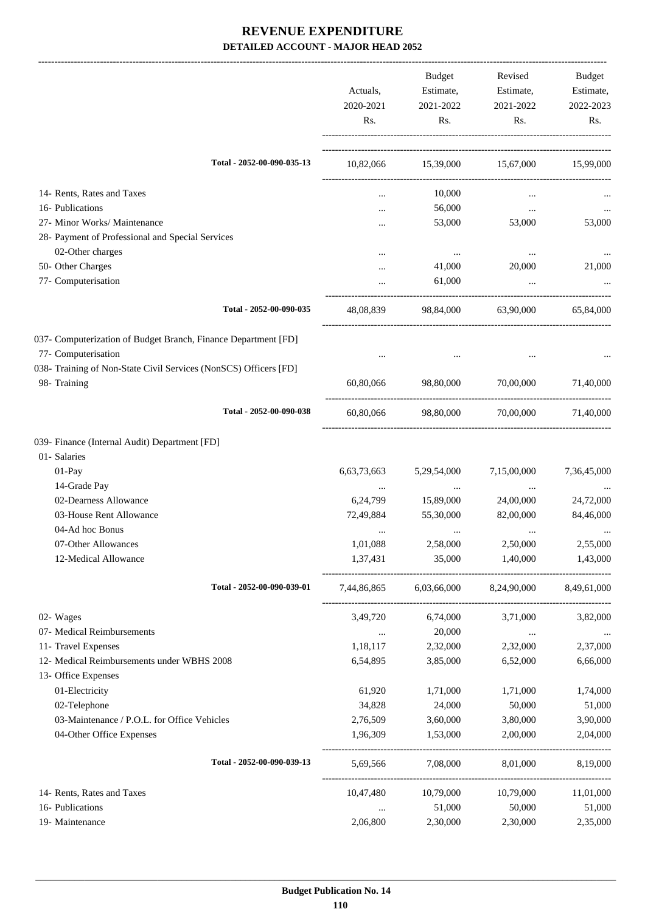# REVENUE EXPENDITURE

**DETAILED ACCOUNT - MAJOR HEAD 2052**

| | Actuals, 2020-2021 Rs. | Budget Estimate, 2021-2022 Rs. | Revised Estimate, 2021-2022 Rs. | Budget Estimate, 2022-2023 Rs. |
|---|---|---|---|---|
| Total - 2052-00-090-035-13 | 10,82,066 | 15,39,000 | 15,67,000 | 15,99,000 |
| 14- Rents, Rates and Taxes | ... | 10,000 | ... | ... |
| 16- Publications | ... | 56,000 | ... | ... |
| 27- Minor Works/ Maintenance | ... | 53,000 | 53,000 | 53,000 |
| 28- Payment of Professional and Special Services | | | | |
| 02-Other charges | ... | ... | ... | ... |
| 50- Other Charges | ... | 41,000 | 20,000 | 21,000 |
| 77- Computerisation | ... | 61,000 | ... | ... |
| Total - 2052-00-090-035 | 48,08,839 | 98,84,000 | 63,90,000 | 65,84,000 |
| 037- Computerization of Budget Branch, Finance Department [FD] | | | | |
| 77- Computerisation | ... | ... | ... | ... |
| 038- Training of Non-State Civil Services (NonSCS) Officers [FD] | | | | |
| 98- Training | 60,80,066 | 98,80,000 | 70,00,000 | 71,40,000 |
| Total - 2052-00-090-038 | 60,80,066 | 98,80,000 | 70,00,000 | 71,40,000 |
| 039- Finance (Internal Audit) Department [FD] | | | | |
| 01- Salaries | | | | |
| 01-Pay | 6,63,73,663 | 5,29,54,000 | 7,15,00,000 | 7,36,45,000 |
| 14-Grade Pay | ... | ... | ... | ... |
| 02-Dearness Allowance | 6,24,799 | 15,89,000 | 24,00,000 | 24,72,000 |
| 03-House Rent Allowance | 72,49,884 | 55,30,000 | 82,00,000 | 84,46,000 |
| 04-Ad hoc Bonus | ... | ... | ... | ... |
| 07-Other Allowances | 1,01,088 | 2,58,000 | 2,50,000 | 2,55,000 |
| 12-Medical Allowance | 1,37,431 | 35,000 | 1,40,000 | 1,43,000 |
| Total - 2052-00-090-039-01 | 7,44,86,865 | 6,03,66,000 | 8,24,90,000 | 8,49,61,000 |
| 02- Wages | 3,49,720 | 6,74,000 | 3,71,000 | 3,82,000 |
| 07- Medical Reimbursements | ... | 20,000 | ... | ... |
| 11- Travel Expenses | 1,18,117 | 2,32,000 | 2,32,000 | 2,37,000 |
| 12- Medical Reimbursements under WBHS 2008 | 6,54,895 | 3,85,000 | 6,52,000 | 6,66,000 |
| 13- Office Expenses | | | | |
| 01-Electricity | 61,920 | 1,71,000 | 1,71,000 | 1,74,000 |
| 02-Telephone | 34,828 | 24,000 | 50,000 | 51,000 |
| 03-Maintenance / P.O.L. for Office Vehicles | 2,76,509 | 3,60,000 | 3,80,000 | 3,90,000 |
| 04-Other Office Expenses | 1,96,309 | 1,53,000 | 2,00,000 | 2,04,000 |
| Total - 2052-00-090-039-13 | 5,69,566 | 7,08,000 | 8,01,000 | 8,19,000 |
| 14- Rents, Rates and Taxes | 10,47,480 | 10,79,000 | 10,79,000 | 11,01,000 |
| 16- Publications | ... | 51,000 | 50,000 | 51,000 |
| 19- Maintenance | 2,06,800 | 2,30,000 | 2,30,000 | 2,35,000 |

Budget Publication No. 14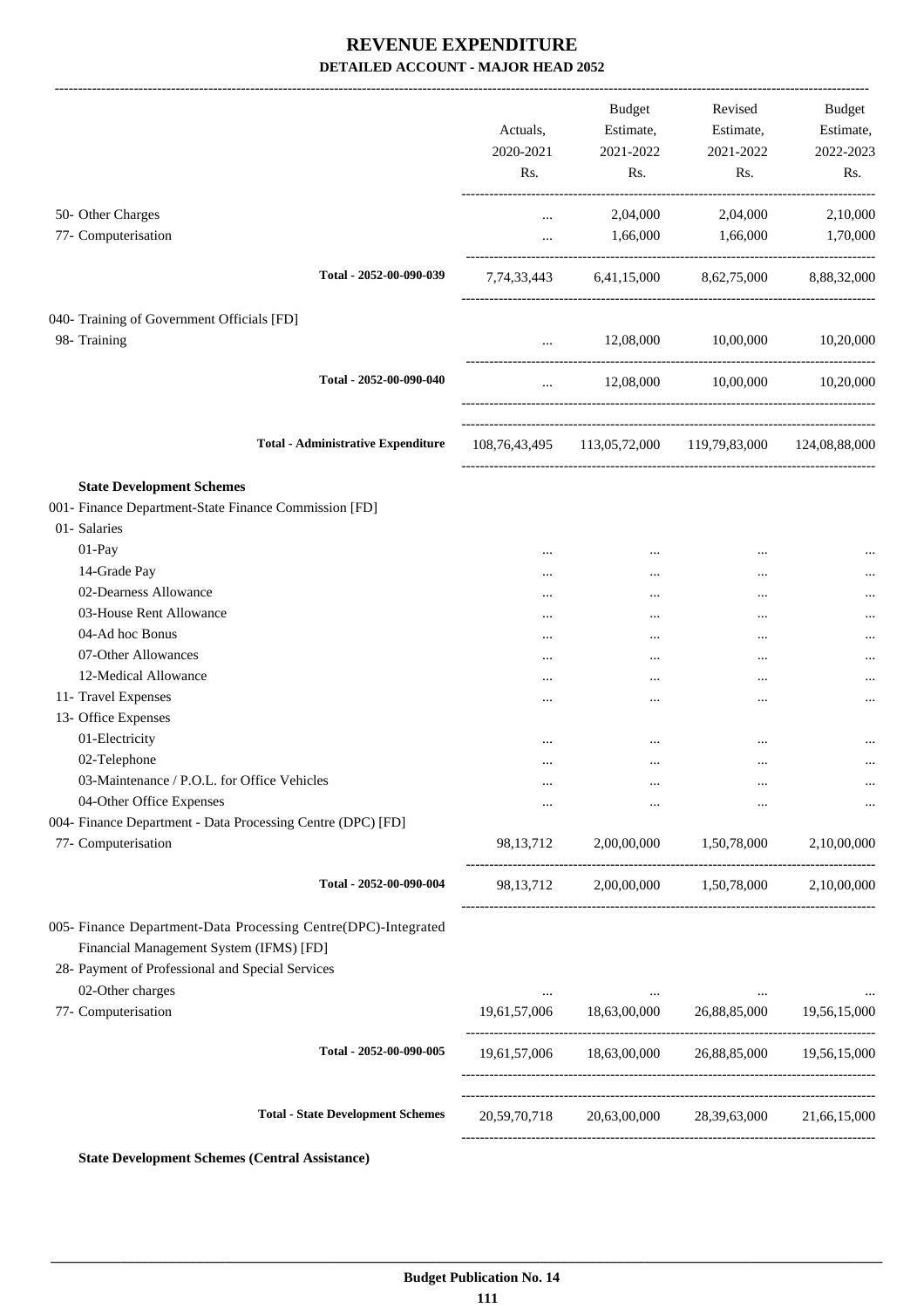# REVENUE EXPENDITURE

## DETAILED ACCOUNT - MAJOR HEAD 2052

| | Actuals, 2020-2021 Rs. | Budget Estimate, 2021-2022 Rs. | Revised Estimate, 2021-2022 Rs. | Budget Estimate, 2022-2023 Rs. |
|---|---|---|---|---|
| 50- Other Charges | ... | 2,04,000 | 2,04,000 | 2,10,000 |
| 77- Computerisation | ... | 1,66,000 | 1,66,000 | 1,70,000 |
| Total - 2052-00-090-039 | 7,74,33,443 | 6,41,15,000 | 8,62,75,000 | 8,88,32,000 |
| 040- Training of Government Officials [FD] | | | | |
| 98- Training | ... | 12,08,000 | 10,00,000 | 10,20,000 |
| Total - 2052-00-090-040 | ... | 12,08,000 | 10,00,000 | 10,20,000 |
| Total - Administrative Expenditure | 108,76,43,495 | 113,05,72,000 | 119,79,83,000 | 124,08,88,000 |
| **State Development Schemes** | | | | |
| 001- Finance Department-State Finance Commission [FD] | | | | |
| 01- Salaries | | | | |
| 01-Pay | ... | ... | ... | ... |
| 14-Grade Pay | ... | ... | ... | ... |
| 02-Dearness Allowance | ... | ... | ... | ... |
| 03-House Rent Allowance | ... | ... | ... | ... |
| 04-Ad hoc Bonus | ... | ... | ... | ... |
| 07-Other Allowances | ... | ... | ... | ... |
| 12-Medical Allowance | ... | ... | ... | ... |
| 11- Travel Expenses | ... | ... | ... | ... |
| 13- Office Expenses | | | | |
| 01-Electricity | ... | ... | ... | ... |
| 02-Telephone | ... | ... | ... | ... |
| 03-Maintenance / P.O.L. for Office Vehicles | ... | ... | ... | ... |
| 04-Other Office Expenses | ... | ... | ... | ... |
| 004- Finance Department - Data Processing Centre (DPC) [FD] | | | | |
| 77- Computerisation | 98,13,712 | 2,00,00,000 | 1,50,78,000 | 2,10,00,000 |
| Total - 2052-00-090-004 | 98,13,712 | 2,00,00,000 | 1,50,78,000 | 2,10,00,000 |
| 005- Finance Department-Data Processing Centre(DPC)-Integrated Financial Management System (IFMS) [FD] | | | | |
| 28- Payment of Professional and Special Services | | | | |
| 02-Other charges | ... | ... | ... | ... |
| 77- Computerisation | 19,61,57,006 | 18,63,00,000 | 26,88,85,000 | 19,56,15,000 |
| Total - 2052-00-090-005 | 19,61,57,006 | 18,63,00,000 | 26,88,85,000 | 19,56,15,000 |
| Total - State Development Schemes | 20,59,70,718 | 20,63,00,000 | 28,39,63,000 | 21,66,15,000 |

**State Development Schemes (Central Assistance)**

Budget Publication No. 14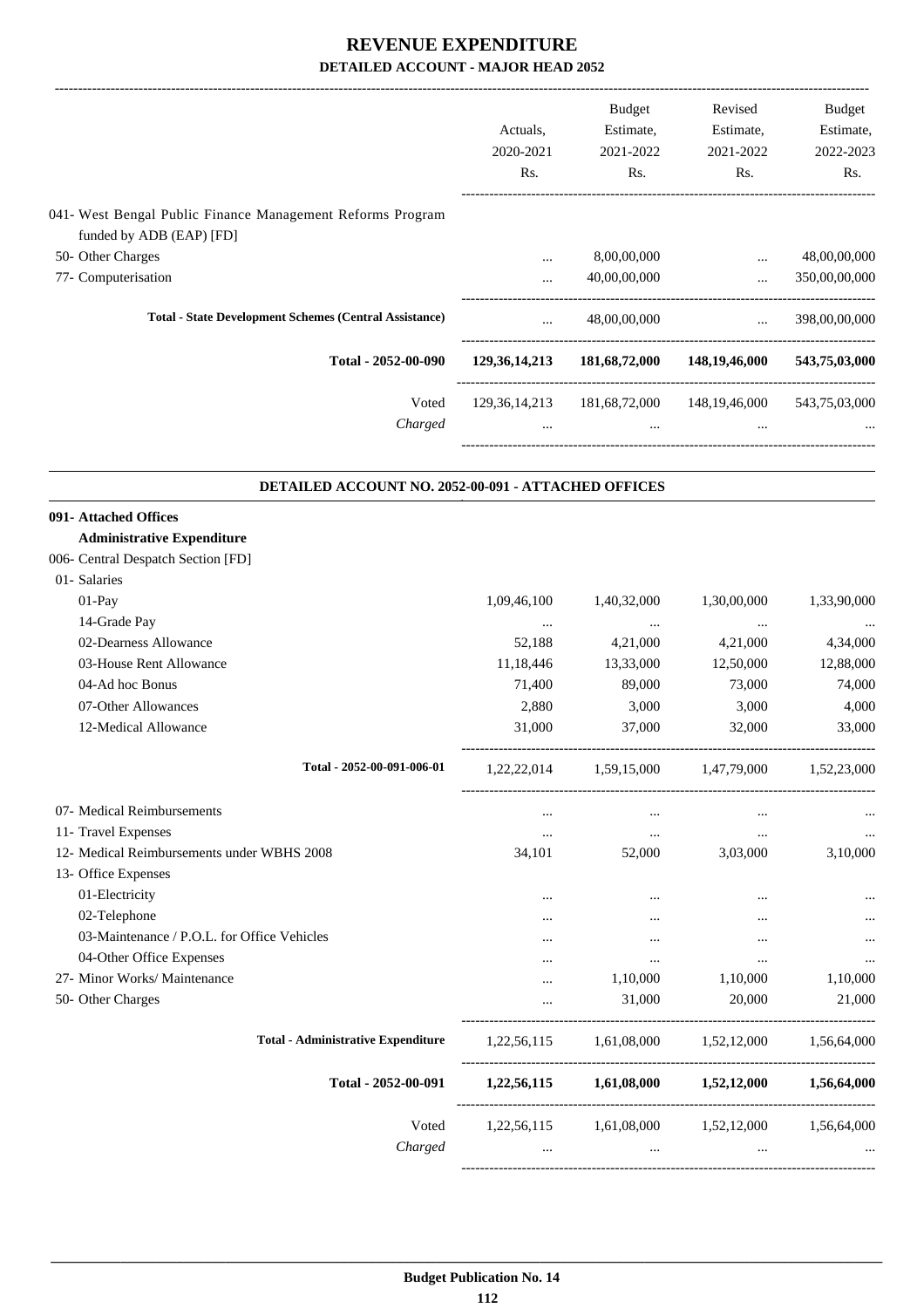# REVENUE EXPENDITURE
## DETAILED ACCOUNT - MAJOR HEAD 2052

| | Actuals, 2020-2021 Rs. | Budget Estimate, 2021-2022 Rs. | Revised Estimate, 2021-2022 Rs. | Budget Estimate, 2022-2023 Rs. |
|---|---|---|---|---|
| 041- West Bengal Public Finance Management Reforms Program funded by ADB (EAP) [FD] | | | | |
| 50- Other Charges | ... | 8,00,00,000 | ... | 48,00,00,000 |
| 77- Computerisation | ... | 40,00,00,000 | ... | 350,00,00,000 |
| **Total - State Development Schemes (Central Assistance)** | ... | 48,00,00,000 | ... | 398,00,00,000 |
| **Total - 2052-00-090** | **129,36,14,213** | **181,68,72,000** | **148,19,46,000** | **543,75,03,000** |
| Voted | 129,36,14,213 | 181,68,72,000 | 148,19,46,000 | 543,75,03,000 |
| *Charged* | ... | ... | ... | ... |

### DETAILED ACCOUNT NO. 2052-00-091 - ATTACHED OFFICES

| | Actuals, 2020-2021 Rs. | Budget Estimate, 2021-2022 Rs. | Revised Estimate, 2021-2022 Rs. | Budget Estimate, 2022-2023 Rs. |
|---|---|---|---|---|
| **091- Attached Offices** | | | | |
| **Administrative Expenditure** | | | | |
| 006- Central Despatch Section [FD] | | | | |
| 01- Salaries | | | | |
| 01-Pay | 1,09,46,100 | 1,40,32,000 | 1,30,00,000 | 1,33,90,000 |
| 14-Grade Pay | ... | ... | ... | ... |
| 02-Dearness Allowance | 52,188 | 4,21,000 | 4,21,000 | 4,34,000 |
| 03-House Rent Allowance | 11,18,446 | 13,33,000 | 12,50,000 | 12,88,000 |
| 04-Ad hoc Bonus | 71,400 | 89,000 | 73,000 | 74,000 |
| 07-Other Allowances | 2,880 | 3,000 | 3,000 | 4,000 |
| 12-Medical Allowance | 31,000 | 37,000 | 32,000 | 33,000 |
| **Total - 2052-00-091-006-01** | 1,22,22,014 | 1,59,15,000 | 1,47,79,000 | 1,52,23,000 |
| 07- Medical Reimbursements | ... | ... | ... | ... |
| 11- Travel Expenses | ... | ... | ... | ... |
| 12- Medical Reimbursements under WBHS 2008 | 34,101 | 52,000 | 3,03,000 | 3,10,000 |
| 13- Office Expenses | | | | |
| 01-Electricity | ... | ... | ... | ... |
| 02-Telephone | ... | ... | ... | ... |
| 03-Maintenance / P.O.L. for Office Vehicles | ... | ... | ... | ... |
| 04-Other Office Expenses | ... | ... | ... | ... |
| 27- Minor Works/ Maintenance | ... | 1,10,000 | 1,10,000 | 1,10,000 |
| 50- Other Charges | ... | 31,000 | 20,000 | 21,000 |
| **Total - Administrative Expenditure** | 1,22,56,115 | 1,61,08,000 | 1,52,12,000 | 1,56,64,000 |
| **Total - 2052-00-091** | **1,22,56,115** | **1,61,08,000** | **1,52,12,000** | **1,56,64,000** |
| Voted | 1,22,56,115 | 1,61,08,000 | 1,52,12,000 | 1,56,64,000 |
| *Charged* | ... | ... | ... | ... |

**Budget Publication No. 14**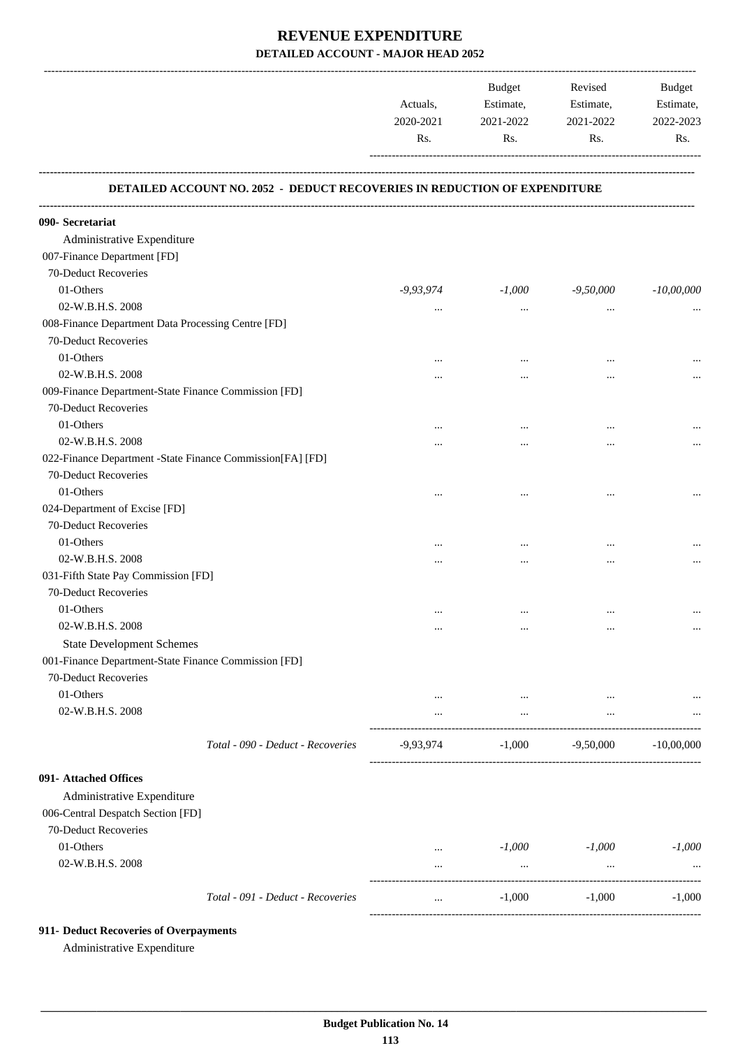# REVENUE EXPENDITURE

## DETAILED ACCOUNT - MAJOR HEAD 2052

| | Actuals, 2020-2021 Rs. | Budget Estimate, 2021-2022 Rs. | Revised Estimate, 2021-2022 Rs. | Budget Estimate, 2022-2023 Rs. |
|---|---|---|---|---|
| **DETAILED ACCOUNT NO. 2052 - DEDUCT RECOVERIES IN REDUCTION OF EXPENDITURE** | | | | |
| **090- Secretariat** | | | | |
| Administrative Expenditure | | | | |
| 007-Finance Department [FD] | | | | |
| 70-Deduct Recoveries | | | | |
| 01-Others | *-9,93,974* | *-1,000* | *-9,50,000* | *-10,00,000* |
| 02-W.B.H.S. 2008 | ... | ... | ... | ... |
| 008-Finance Department Data Processing Centre [FD] | | | | |
| 70-Deduct Recoveries | | | | |
| 01-Others | ... | ... | ... | ... |
| 02-W.B.H.S. 2008 | ... | ... | ... | ... |
| 009-Finance Department-State Finance Commission [FD] | | | | |
| 70-Deduct Recoveries | | | | |
| 01-Others | ... | ... | ... | ... |
| 02-W.B.H.S. 2008 | ... | ... | ... | ... |
| 022-Finance Department -State Finance Commission[FA] [FD] | | | | |
| 70-Deduct Recoveries | | | | |
| 01-Others | ... | ... | ... | ... |
| 024-Department of Excise [FD] | | | | |
| 70-Deduct Recoveries | | | | |
| 01-Others | ... | ... | ... | ... |
| 02-W.B.H.S. 2008 | ... | ... | ... | ... |
| 031-Fifth State Pay Commission [FD] | | | | |
| 70-Deduct Recoveries | | | | |
| 01-Others | ... | ... | ... | ... |
| 02-W.B.H.S. 2008 | ... | ... | ... | ... |
| State Development Schemes | | | | |
| 001-Finance Department-State Finance Commission [FD] | | | | |
| 70-Deduct Recoveries | | | | |
| 01-Others | ... | ... | ... | ... |
| 02-W.B.H.S. 2008 | ... | ... | ... | ... |
| *Total - 090 - Deduct - Recoveries* | -9,93,974 | -1,000 | -9,50,000 | -10,00,000 |
| **091- Attached Offices** | | | | |
| Administrative Expenditure | | | | |
| 006-Central Despatch Section [FD] | | | | |
| 70-Deduct Recoveries | | | | |
| 01-Others | ... | *-1,000* | *-1,000* | *-1,000* |
| 02-W.B.H.S. 2008 | ... | ... | ... | ... |
| *Total - 091 - Deduct - Recoveries* | ... | -1,000 | -1,000 | -1,000 |
| **911- Deduct Recoveries of Overpayments** | | | | |
| Administrative Expenditure | | | | |

**Budget Publication No. 14**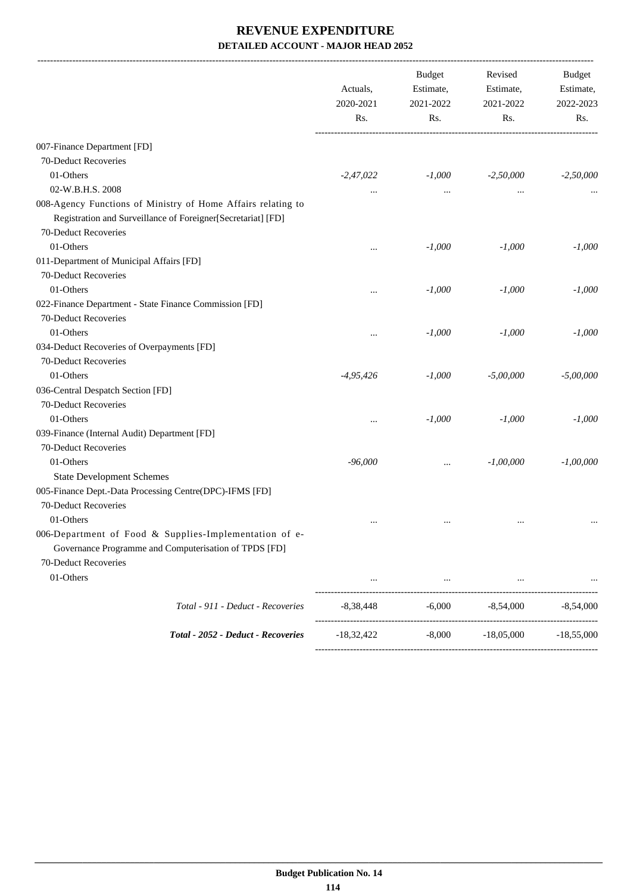# REVENUE EXPENDITURE

## DETAILED ACCOUNT - MAJOR HEAD 2052

| | Actuals, 2020-2021 Rs. | Budget Estimate, 2021-2022 Rs. | Revised Estimate, 2021-2022 Rs. | Budget Estimate, 2022-2023 Rs. |
|---|---|---|---|---|
| 007-Finance Department [FD] | | | | |
| 70-Deduct Recoveries | | | | |
| 01-Others | *-2,47,022* | *-1,000* | *-2,50,000* | *-2,50,000* |
| 02-W.B.H.S. 2008 | ... | ... | ... | ... |
| 008-Agency Functions of Ministry of Home Affairs relating to Registration and Surveillance of Foreigner[Secretariat] [FD] | | | | |
| 70-Deduct Recoveries | | | | |
| 01-Others | ... | *-1,000* | *-1,000* | *-1,000* |
| 011-Department of Municipal Affairs [FD] | | | | |
| 70-Deduct Recoveries | | | | |
| 01-Others | ... | *-1,000* | *-1,000* | *-1,000* |
| 022-Finance Department - State Finance Commission [FD] | | | | |
| 70-Deduct Recoveries | | | | |
| 01-Others | ... | *-1,000* | *-1,000* | *-1,000* |
| 034-Deduct Recoveries of Overpayments [FD] | | | | |
| 70-Deduct Recoveries | | | | |
| 01-Others | *-4,95,426* | *-1,000* | *-5,00,000* | *-5,00,000* |
| 036-Central Despatch Section [FD] | | | | |
| 70-Deduct Recoveries | | | | |
| 01-Others | ... | *-1,000* | *-1,000* | *-1,000* |
| 039-Finance (Internal Audit) Department [FD] | | | | |
| 70-Deduct Recoveries | | | | |
| 01-Others | *-96,000* | ... | *-1,00,000* | *-1,00,000* |
| State Development Schemes | | | | |
| 005-Finance Dept.-Data Processing Centre(DPC)-IFMS [FD] | | | | |
| 70-Deduct Recoveries | | | | |
| 01-Others | ... | ... | ... | ... |
| 006-Department of Food & Supplies-Implementation of e-Governance Programme and Computerisation of TPDS [FD] | | | | |
| 70-Deduct Recoveries | | | | |
| 01-Others | ... | ... | ... | ... |
| *Total - 911 - Deduct - Recoveries* | -8,38,448 | -6,000 | -8,54,000 | -8,54,000 |
| ***Total - 2052 - Deduct - Recoveries*** | -18,32,422 | -8,000 | -18,05,000 | -18,55,000 |

**Budget Publication No. 14**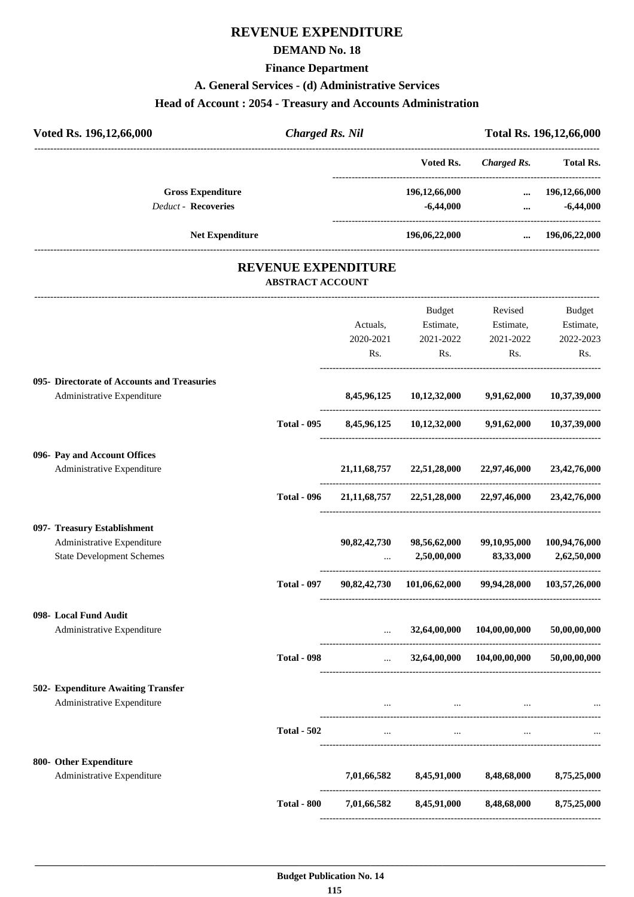# REVENUE EXPENDITURE

## DEMAND No. 18

### Finance Department

### A. General Services - (d) Administrative Services

### Head of Account : 2054 - Treasury and Accounts Administration

| Voted Rs. 196,12,66,000 | *Charged Rs. Nil* | Total Rs. 196,12,66,000 |
|---|---|---|

| | Voted Rs. | *Charged Rs.* | Total Rs. |
|---|---|---|---|
| **Gross Expenditure** | 196,12,66,000 | ... | 196,12,66,000 |
| *Deduct* - **Recoveries** | -6,44,000 | ... | -6,44,000 |
| **Net Expenditure** | 196,06,22,000 | ... | 196,06,22,000 |

## REVENUE EXPENDITURE

### ABSTRACT ACCOUNT

| | | Actuals, 2020-2021 Rs. | Budget Estimate, 2021-2022 Rs. | Revised Estimate, 2021-2022 Rs. | Budget Estimate, 2022-2023 Rs. |
|---|---|---|---|---|---|
| **095- Directorate of Accounts and Treasuries** | | | | | |
| Administrative Expenditure | | 8,45,96,125 | 10,12,32,000 | 9,91,62,000 | 10,37,39,000 |
| | **Total - 095** | 8,45,96,125 | 10,12,32,000 | 9,91,62,000 | 10,37,39,000 |
| **096- Pay and Account Offices** | | | | | |
| Administrative Expenditure | | 21,11,68,757 | 22,51,28,000 | 22,97,46,000 | 23,42,76,000 |
| | **Total - 096** | 21,11,68,757 | 22,51,28,000 | 22,97,46,000 | 23,42,76,000 |
| **097- Treasury Establishment** | | | | | |
| Administrative Expenditure | | 90,82,42,730 | 98,56,62,000 | 99,10,95,000 | 100,94,76,000 |
| State Development Schemes | | ... | 2,50,00,000 | 83,33,000 | 2,62,50,000 |
| | **Total - 097** | 90,82,42,730 | 101,06,62,000 | 99,94,28,000 | 103,57,26,000 |
| **098- Local Fund Audit** | | | | | |
| Administrative Expenditure | | ... | 32,64,00,000 | 104,00,00,000 | 50,00,00,000 |
| | **Total - 098** | ... | 32,64,00,000 | 104,00,00,000 | 50,00,00,000 |
| **502- Expenditure Awaiting Transfer** | | | | | |
| Administrative Expenditure | | ... | ... | ... | ... |
| | **Total - 502** | ... | ... | ... | ... |
| **800- Other Expenditure** | | | | | |
| Administrative Expenditure | | 7,01,66,582 | 8,45,91,000 | 8,48,68,000 | 8,75,25,000 |
| | **Total - 800** | 7,01,66,582 | 8,45,91,000 | 8,48,68,000 | 8,75,25,000 |

**Budget Publication No. 14**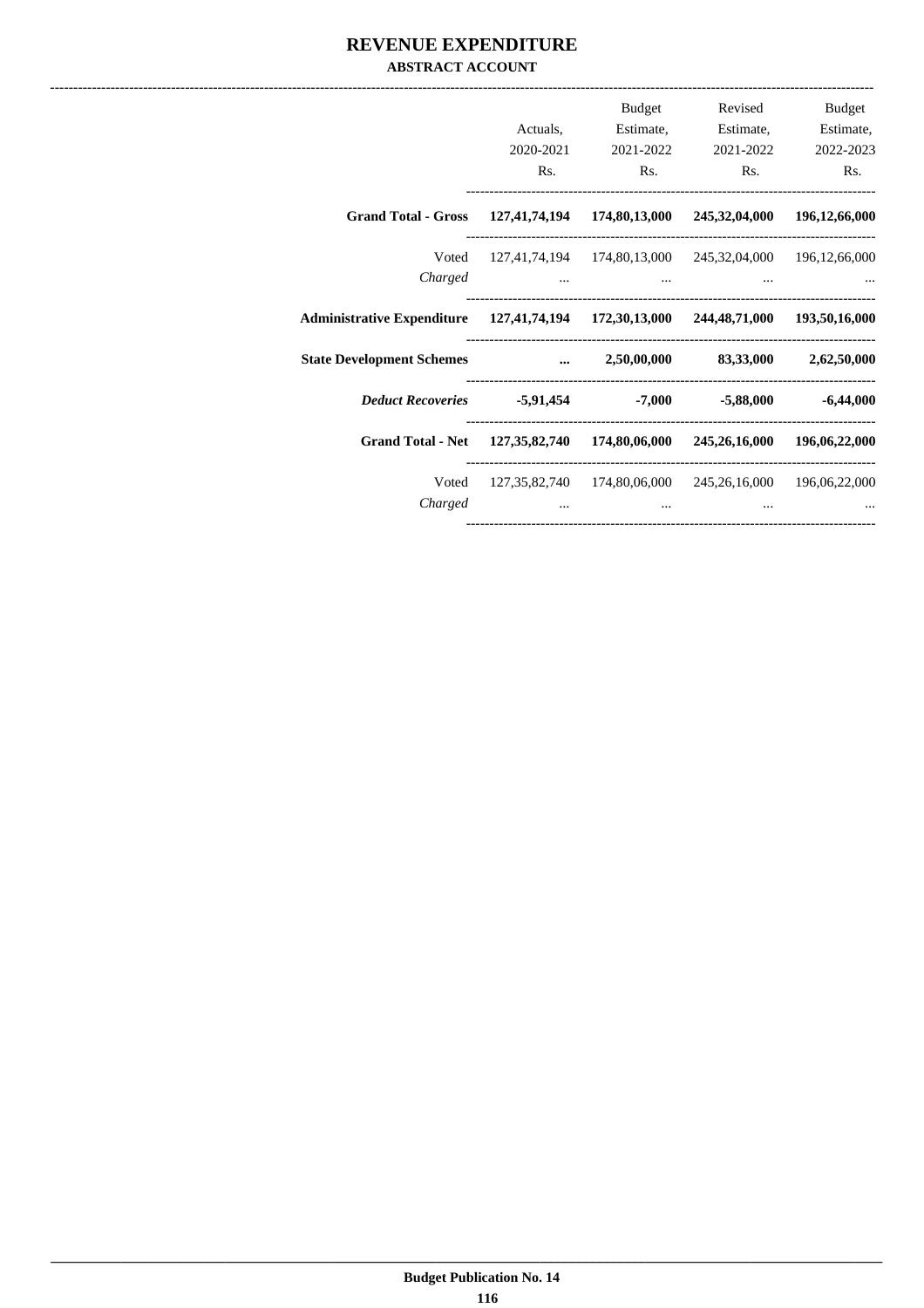# REVENUE EXPENDITURE

## ABSTRACT ACCOUNT

| | Actuals, 2020-2021 Rs. | Budget Estimate, 2021-2022 Rs. | Revised Estimate, 2021-2022 Rs. | Budget Estimate, 2022-2023 Rs. |
|---|---|---|---|---|
| **Grand Total - Gross** | **127,41,74,194** | **174,80,13,000** | **245,32,04,000** | **196,12,66,000** |
| Voted | 127,41,74,194 | 174,80,13,000 | 245,32,04,000 | 196,12,66,000 |
| *Charged* | ... | ... | ... | ... |
| **Administrative Expenditure** | **127,41,74,194** | **172,30,13,000** | **244,48,71,000** | **193,50,16,000** |
| **State Development Schemes** | **...** | **2,50,00,000** | **83,33,000** | **2,62,50,000** |
| ***Deduct Recoveries*** | **-5,91,454** | **-7,000** | **-5,88,000** | **-6,44,000** |
| **Grand Total - Net** | **127,35,82,740** | **174,80,06,000** | **245,26,16,000** | **196,06,22,000** |
| Voted | 127,35,82,740 | 174,80,06,000 | 245,26,16,000 | 196,06,22,000 |
| *Charged* | ... | ... | ... | ... |

**Budget Publication No. 14**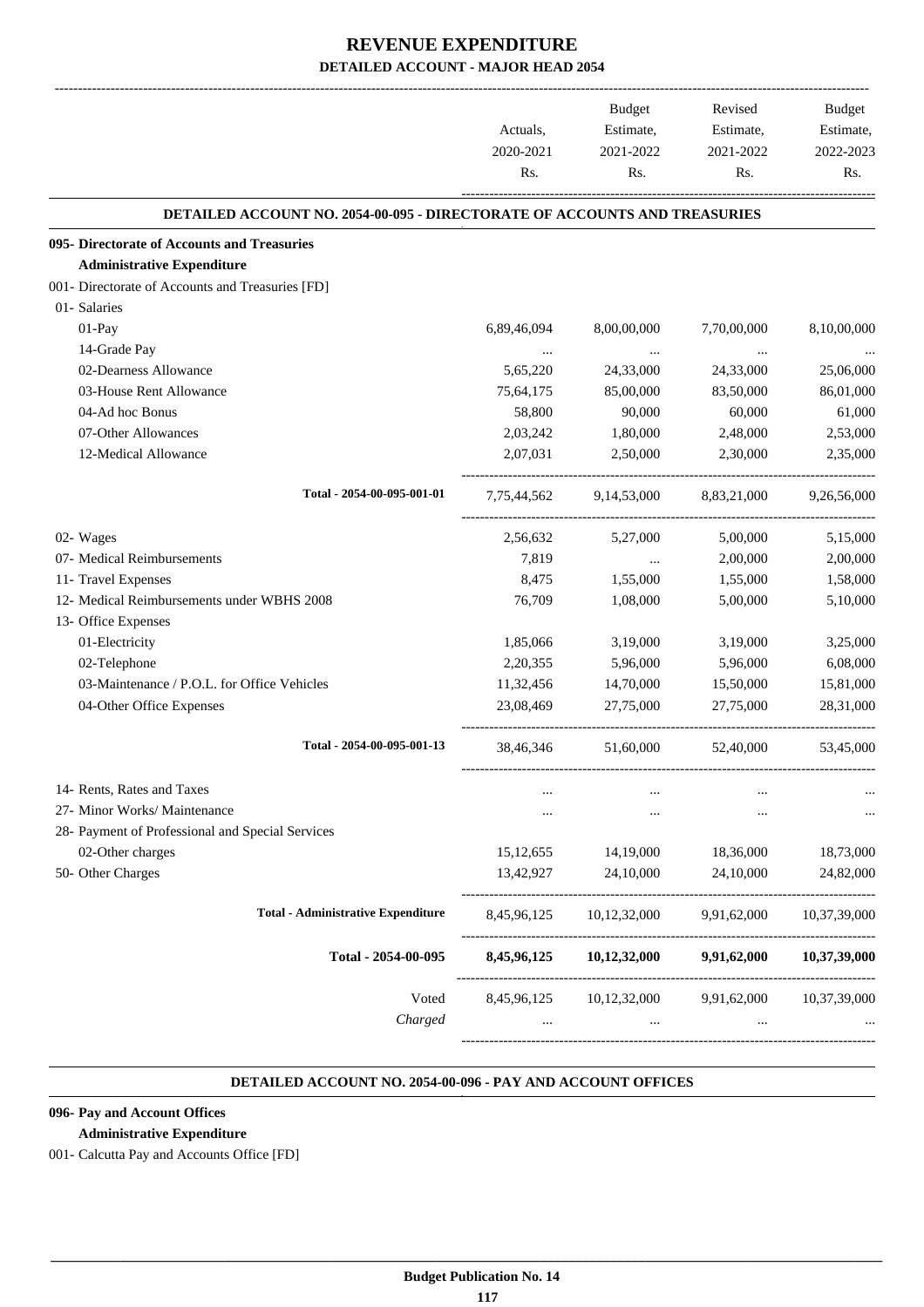# REVENUE EXPENDITURE

## DETAILED ACCOUNT - MAJOR HEAD 2054

| | Actuals, 2020-2021 Rs. | Budget Estimate, 2021-2022 Rs. | Revised Estimate, 2021-2022 Rs. | Budget Estimate, 2022-2023 Rs. |
|---|---|---|---|---|
| **DETAILED ACCOUNT NO. 2054-00-095 - DIRECTORATE OF ACCOUNTS AND TREASURIES** | | | | |
| **095- Directorate of Accounts and Treasuries** | | | | |
| **Administrative Expenditure** | | | | |
| 001- Directorate of Accounts and Treasuries [FD] | | | | |
| 01- Salaries | | | | |
| 01-Pay | 6,89,46,094 | 8,00,00,000 | 7,70,00,000 | 8,10,00,000 |
| 14-Grade Pay | ... | ... | ... | ... |
| 02-Dearness Allowance | 5,65,220 | 24,33,000 | 24,33,000 | 25,06,000 |
| 03-House Rent Allowance | 75,64,175 | 85,00,000 | 83,50,000 | 86,01,000 |
| 04-Ad hoc Bonus | 58,800 | 90,000 | 60,000 | 61,000 |
| 07-Other Allowances | 2,03,242 | 1,80,000 | 2,48,000 | 2,53,000 |
| 12-Medical Allowance | 2,07,031 | 2,50,000 | 2,30,000 | 2,35,000 |
| Total - 2054-00-095-001-01 | 7,75,44,562 | 9,14,53,000 | 8,83,21,000 | 9,26,56,000 |
| 02- Wages | 2,56,632 | 5,27,000 | 5,00,000 | 5,15,000 |
| 07- Medical Reimbursements | 7,819 | ... | 2,00,000 | 2,00,000 |
| 11- Travel Expenses | 8,475 | 1,55,000 | 1,55,000 | 1,58,000 |
| 12- Medical Reimbursements under WBHS 2008 | 76,709 | 1,08,000 | 5,00,000 | 5,10,000 |
| 13- Office Expenses | | | | |
| 01-Electricity | 1,85,066 | 3,19,000 | 3,19,000 | 3,25,000 |
| 02-Telephone | 2,20,355 | 5,96,000 | 5,96,000 | 6,08,000 |
| 03-Maintenance / P.O.L. for Office Vehicles | 11,32,456 | 14,70,000 | 15,50,000 | 15,81,000 |
| 04-Other Office Expenses | 23,08,469 | 27,75,000 | 27,75,000 | 28,31,000 |
| Total - 2054-00-095-001-13 | 38,46,346 | 51,60,000 | 52,40,000 | 53,45,000 |
| 14- Rents, Rates and Taxes | ... | ... | ... | ... |
| 27- Minor Works/ Maintenance | ... | ... | ... | ... |
| 28- Payment of Professional and Special Services | | | | |
| 02-Other charges | 15,12,655 | 14,19,000 | 18,36,000 | 18,73,000 |
| 50- Other Charges | 13,42,927 | 24,10,000 | 24,10,000 | 24,82,000 |
| Total - Administrative Expenditure | 8,45,96,125 | 10,12,32,000 | 9,91,62,000 | 10,37,39,000 |
| **Total - 2054-00-095** | **8,45,96,125** | **10,12,32,000** | **9,91,62,000** | **10,37,39,000** |
| Voted | 8,45,96,125 | 10,12,32,000 | 9,91,62,000 | 10,37,39,000 |
| *Charged* | ... | ... | ... | ... |

**DETAILED ACCOUNT NO. 2054-00-096 - PAY AND ACCOUNT OFFICES**

**096- Pay and Account Offices**

**Administrative Expenditure**

001- Calcutta Pay and Accounts Office [FD]

**Budget Publication No. 14**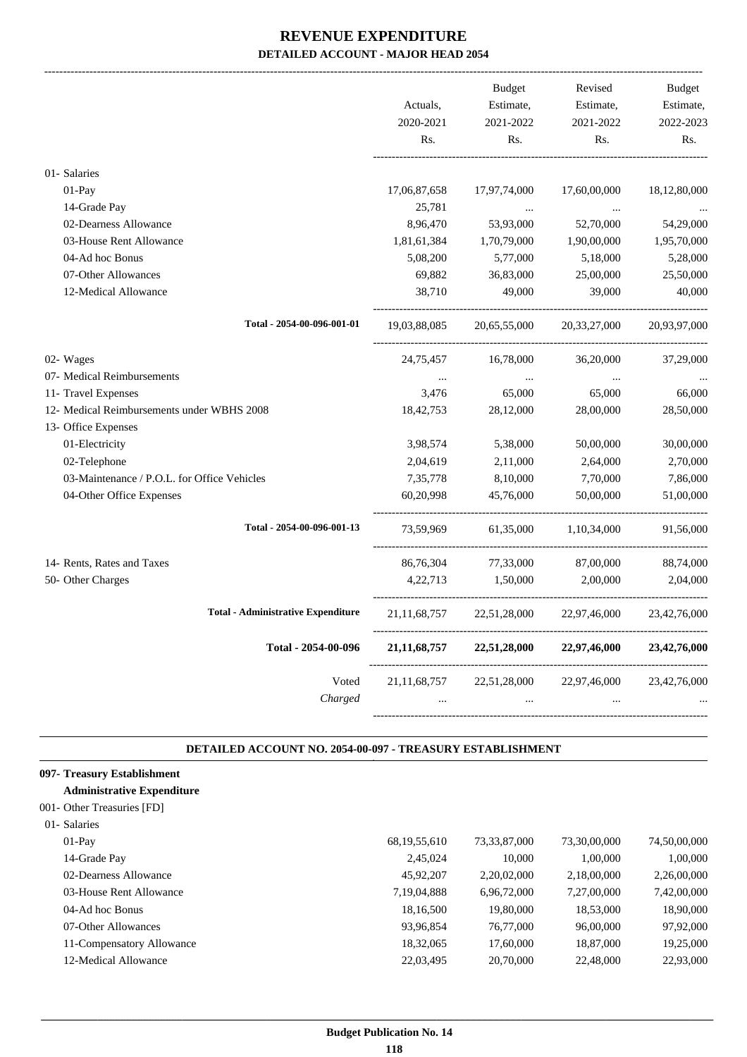# REVENUE EXPENDITURE

## DETAILED ACCOUNT - MAJOR HEAD 2054

| | Actuals, 2020-2021 Rs. | Budget Estimate, 2021-2022 Rs. | Revised Estimate, 2021-2022 Rs. | Budget Estimate, 2022-2023 Rs. |
|---|---|---|---|---|
| 01- Salaries | | | | |
| 01-Pay | 17,06,87,658 | 17,97,74,000 | 17,60,00,000 | 18,12,80,000 |
| 14-Grade Pay | 25,781 | ... | ... | ... |
| 02-Dearness Allowance | 8,96,470 | 53,93,000 | 52,70,000 | 54,29,000 |
| 03-House Rent Allowance | 1,81,61,384 | 1,70,79,000 | 1,90,00,000 | 1,95,70,000 |
| 04-Ad hoc Bonus | 5,08,200 | 5,77,000 | 5,18,000 | 5,28,000 |
| 07-Other Allowances | 69,882 | 36,83,000 | 25,00,000 | 25,50,000 |
| 12-Medical Allowance | 38,710 | 49,000 | 39,000 | 40,000 |
| Total - 2054-00-096-001-01 | 19,03,88,085 | 20,65,55,000 | 20,33,27,000 | 20,93,97,000 |
| 02- Wages | 24,75,457 | 16,78,000 | 36,20,000 | 37,29,000 |
| 07- Medical Reimbursements | ... | ... | ... | ... |
| 11- Travel Expenses | 3,476 | 65,000 | 65,000 | 66,000 |
| 12- Medical Reimbursements under WBHS 2008 | 18,42,753 | 28,12,000 | 28,00,000 | 28,50,000 |
| 13- Office Expenses | | | | |
| 01-Electricity | 3,98,574 | 5,38,000 | 50,00,000 | 30,00,000 |
| 02-Telephone | 2,04,619 | 2,11,000 | 2,64,000 | 2,70,000 |
| 03-Maintenance / P.O.L. for Office Vehicles | 7,35,778 | 8,10,000 | 7,70,000 | 7,86,000 |
| 04-Other Office Expenses | 60,20,998 | 45,76,000 | 50,00,000 | 51,00,000 |
| Total - 2054-00-096-001-13 | 73,59,969 | 61,35,000 | 1,10,34,000 | 91,56,000 |
| 14- Rents, Rates and Taxes | 86,76,304 | 77,33,000 | 87,00,000 | 88,74,000 |
| 50- Other Charges | 4,22,713 | 1,50,000 | 2,00,000 | 2,04,000 |
| Total - Administrative Expenditure | 21,11,68,757 | 22,51,28,000 | 22,97,46,000 | 23,42,76,000 |
| **Total - 2054-00-096** | **21,11,68,757** | **22,51,28,000** | **22,97,46,000** | **23,42,76,000** |
| Voted | 21,11,68,757 | 22,51,28,000 | 22,97,46,000 | 23,42,76,000 |
| *Charged* | ... | ... | ... | ... |

### DETAILED ACCOUNT NO. 2054-00-097 - TREASURY ESTABLISHMENT

**097- Treasury Establishment**

**Administrative Expenditure**

001- Other Treasuries [FD]

| | Actuals, 2020-2021 Rs. | Budget Estimate, 2021-2022 Rs. | Revised Estimate, 2021-2022 Rs. | Budget Estimate, 2022-2023 Rs. |
|---|---|---|---|---|
| 01- Salaries | | | | |
| 01-Pay | 68,19,55,610 | 73,33,87,000 | 73,30,00,000 | 74,50,00,000 |
| 14-Grade Pay | 2,45,024 | 10,000 | 1,00,000 | 1,00,000 |
| 02-Dearness Allowance | 45,92,207 | 2,20,02,000 | 2,18,00,000 | 2,26,00,000 |
| 03-House Rent Allowance | 7,19,04,888 | 6,96,72,000 | 7,27,00,000 | 7,42,00,000 |
| 04-Ad hoc Bonus | 18,16,500 | 19,80,000 | 18,53,000 | 18,90,000 |
| 07-Other Allowances | 93,96,854 | 76,77,000 | 96,00,000 | 97,92,000 |
| 11-Compensatory Allowance | 18,32,065 | 17,60,000 | 18,87,000 | 19,25,000 |
| 12-Medical Allowance | 22,03,495 | 20,70,000 | 22,48,000 | 22,93,000 |

Budget Publication No. 14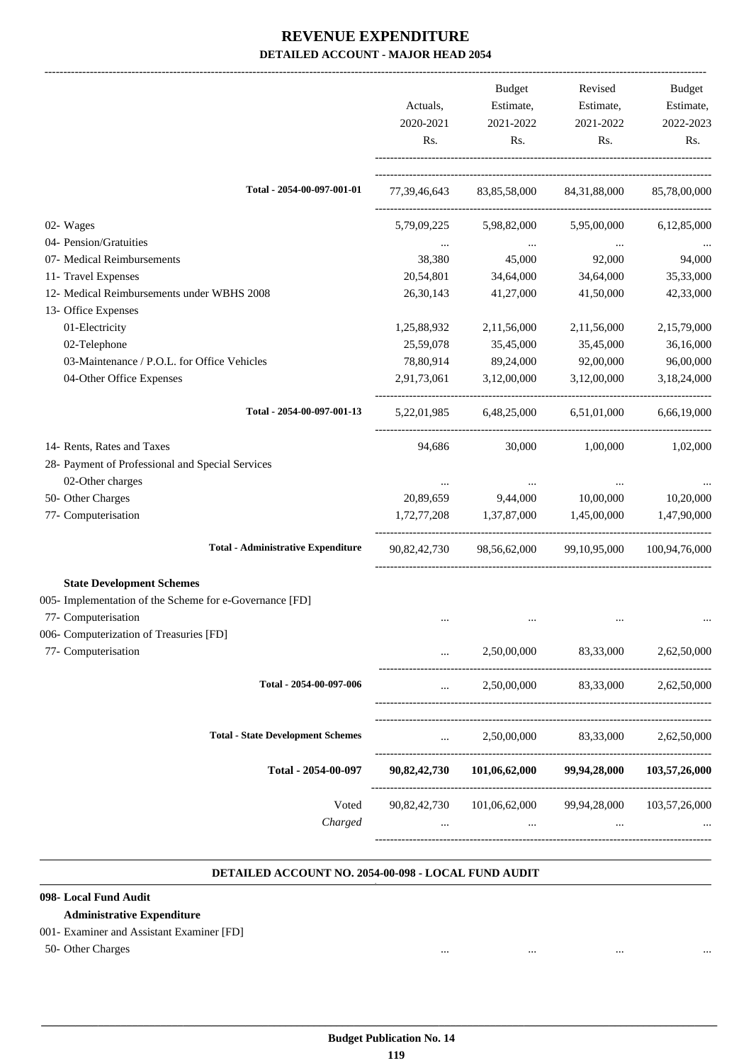# REVENUE EXPENDITURE
## DETAILED ACCOUNT - MAJOR HEAD 2054

| | Actuals, 2020-2021 Rs. | Budget Estimate, 2021-2022 Rs. | Revised Estimate, 2021-2022 Rs. | Budget Estimate, 2022-2023 Rs. |
|---|---|---|---|---|
| **Total - 2054-00-097-001-01** | 77,39,46,643 | 83,85,58,000 | 84,31,88,000 | 85,78,00,000 |
| 02- Wages | 5,79,09,225 | 5,98,82,000 | 5,95,00,000 | 6,12,85,000 |
| 04- Pension/Gratuities | ... | ... | ... | ... |
| 07- Medical Reimbursements | 38,380 | 45,000 | 92,000 | 94,000 |
| 11- Travel Expenses | 20,54,801 | 34,64,000 | 34,64,000 | 35,33,000 |
| 12- Medical Reimbursements under WBHS 2008 | 26,30,143 | 41,27,000 | 41,50,000 | 42,33,000 |
| 13- Office Expenses | | | | |
| 01-Electricity | 1,25,88,932 | 2,11,56,000 | 2,11,56,000 | 2,15,79,000 |
| 02-Telephone | 25,59,078 | 35,45,000 | 35,45,000 | 36,16,000 |
| 03-Maintenance / P.O.L. for Office Vehicles | 78,80,914 | 89,24,000 | 92,00,000 | 96,00,000 |
| 04-Other Office Expenses | 2,91,73,061 | 3,12,00,000 | 3,12,00,000 | 3,18,24,000 |
| **Total - 2054-00-097-001-13** | 5,22,01,985 | 6,48,25,000 | 6,51,01,000 | 6,66,19,000 |
| 14- Rents, Rates and Taxes | 94,686 | 30,000 | 1,00,000 | 1,02,000 |
| 28- Payment of Professional and Special Services | | | | |
| 02-Other charges | ... | ... | ... | ... |
| 50- Other Charges | 20,89,659 | 9,44,000 | 10,00,000 | 10,20,000 |
| 77- Computerisation | 1,72,77,208 | 1,37,87,000 | 1,45,00,000 | 1,47,90,000 |
| **Total - Administrative Expenditure** | 90,82,42,730 | 98,56,62,000 | 99,10,95,000 | 100,94,76,000 |
| **State Development Schemes** | | | | |
| 005- Implementation of the Scheme for e-Governance [FD] | | | | |
| 77- Computerisation | ... | ... | ... | ... |
| 006- Computerization of Treasuries [FD] | | | | |
| 77- Computerisation | ... | 2,50,00,000 | 83,33,000 | 2,62,50,000 |
| **Total - 2054-00-097-006** | ... | 2,50,00,000 | 83,33,000 | 2,62,50,000 |
| **Total - State Development Schemes** | ... | 2,50,00,000 | 83,33,000 | 2,62,50,000 |
| **Total - 2054-00-097** | **90,82,42,730** | **101,06,62,000** | **99,94,28,000** | **103,57,26,000** |
| Voted | 90,82,42,730 | 101,06,62,000 | 99,94,28,000 | 103,57,26,000 |
| *Charged* | ... | ... | ... | ... |

### DETAILED ACCOUNT NO. 2054-00-098 - LOCAL FUND AUDIT

| | | | | |
|---|---|---|---|---|
| **098- Local Fund Audit** | | | | |
| **Administrative Expenditure** | | | | |
| 001- Examiner and Assistant Examiner [FD] | | | | |
| 50- Other Charges | ... | ... | ... | ... |

Budget Publication No. 14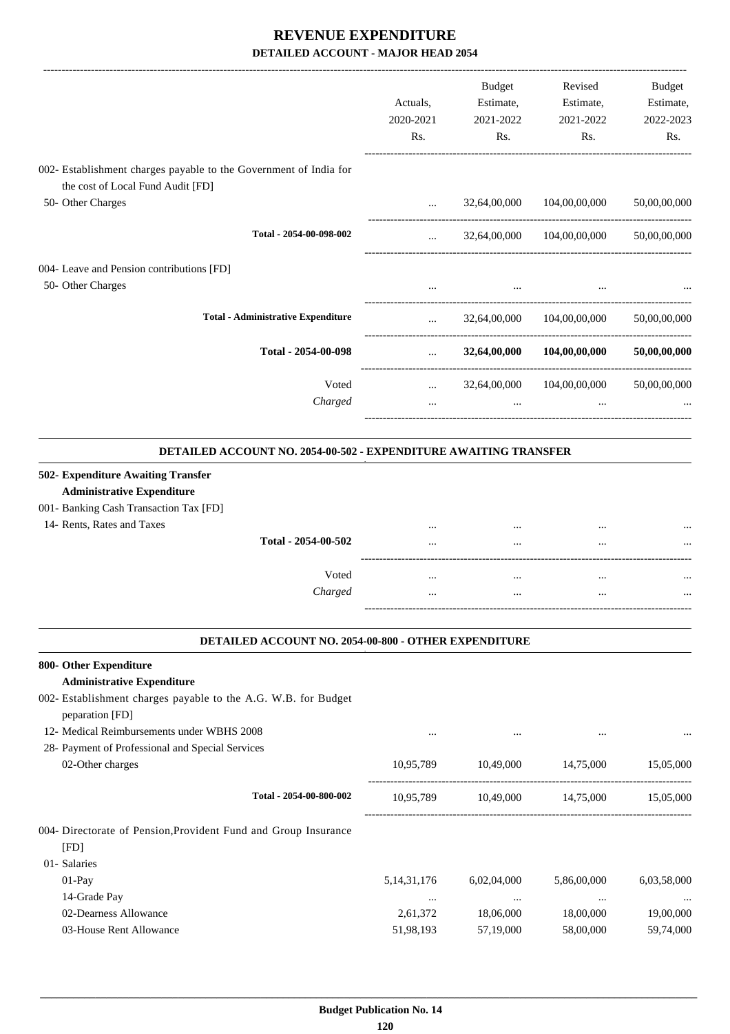# REVENUE EXPENDITURE
## DETAILED ACCOUNT - MAJOR HEAD 2054

| | Actuals, 2020-2021 Rs. | Budget Estimate, 2021-2022 Rs. | Revised Estimate, 2021-2022 Rs. | Budget Estimate, 2022-2023 Rs. |
|---|---|---|---|---|
| 002- Establishment charges payable to the Government of India for the cost of Local Fund Audit [FD] | | | | |
| 50- Other Charges | ... | 32,64,00,000 | 104,00,00,000 | 50,00,00,000 |
| Total - 2054-00-098-002 | ... | 32,64,00,000 | 104,00,00,000 | 50,00,00,000 |
| 004- Leave and Pension contributions [FD] | | | | |
| 50- Other Charges | ... | ... | ... | ... |
| Total - Administrative Expenditure | ... | 32,64,00,000 | 104,00,00,000 | 50,00,00,000 |
| **Total - 2054-00-098** | ... | **32,64,00,000** | **104,00,00,000** | **50,00,00,000** |
| Voted | ... | 32,64,00,000 | 104,00,00,000 | 50,00,00,000 |
| *Charged* | ... | ... | ... | ... |

### DETAILED ACCOUNT NO. 2054-00-502 - EXPENDITURE AWAITING TRANSFER

| | Actuals, 2020-2021 Rs. | Budget Estimate, 2021-2022 Rs. | Revised Estimate, 2021-2022 Rs. | Budget Estimate, 2022-2023 Rs. |
|---|---|---|---|---|
| **502- Expenditure Awaiting Transfer** | | | | |
| **Administrative Expenditure** | | | | |
| 001- Banking Cash Transaction Tax [FD] | | | | |
| 14- Rents, Rates and Taxes | ... | ... | ... | ... |
| Total - 2054-00-502 | ... | ... | ... | ... |
| Voted | ... | ... | ... | ... |
| *Charged* | ... | ... | ... | ... |

### DETAILED ACCOUNT NO. 2054-00-800 - OTHER EXPENDITURE

| | Actuals, 2020-2021 Rs. | Budget Estimate, 2021-2022 Rs. | Revised Estimate, 2021-2022 Rs. | Budget Estimate, 2022-2023 Rs. |
|---|---|---|---|---|
| **800- Other Expenditure** | | | | |
| **Administrative Expenditure** | | | | |
| 002- Establishment charges payable to the A.G. W.B. for Budget peparation [FD] | | | | |
| 12- Medical Reimbursements under WBHS 2008 | ... | ... | ... | ... |
| 28- Payment of Professional and Special Services | | | | |
| 02-Other charges | 10,95,789 | 10,49,000 | 14,75,000 | 15,05,000 |
| Total - 2054-00-800-002 | 10,95,789 | 10,49,000 | 14,75,000 | 15,05,000 |
| 004- Directorate of Pension,Provident Fund and Group Insurance [FD] | | | | |
| 01- Salaries | | | | |
| 01-Pay | 5,14,31,176 | 6,02,04,000 | 5,86,00,000 | 6,03,58,000 |
| 14-Grade Pay | ... | ... | ... | ... |
| 02-Dearness Allowance | 2,61,372 | 18,06,000 | 18,00,000 | 19,00,000 |
| 03-House Rent Allowance | 51,98,193 | 57,19,000 | 58,00,000 | 59,74,000 |

**Budget Publication No. 14**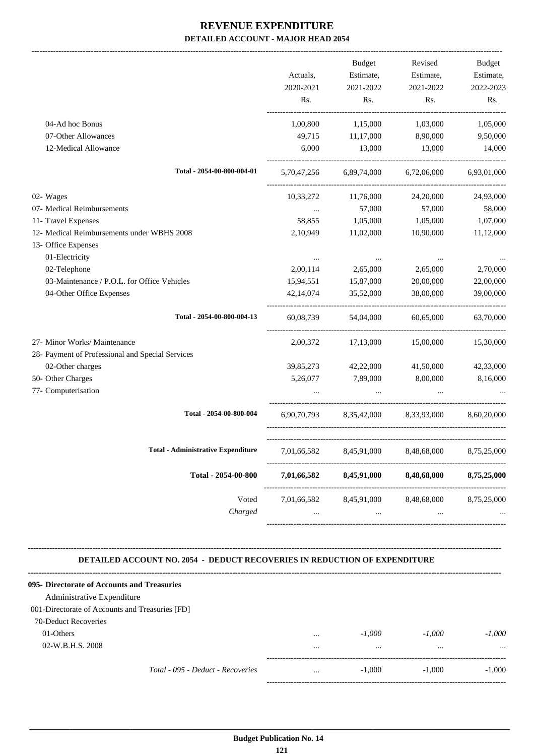# REVENUE EXPENDITURE

## DETAILED ACCOUNT - MAJOR HEAD 2054

| | Actuals, 2020-2021 Rs. | Budget Estimate, 2021-2022 Rs. | Revised Estimate, 2021-2022 Rs. | Budget Estimate, 2022-2023 Rs. |
|---|---|---|---|---|
| 04-Ad hoc Bonus | 1,00,800 | 1,15,000 | 1,03,000 | 1,05,000 |
| 07-Other Allowances | 49,715 | 11,17,000 | 8,90,000 | 9,50,000 |
| 12-Medical Allowance | 6,000 | 13,000 | 13,000 | 14,000 |
| **Total - 2054-00-800-004-01** | 5,70,47,256 | 6,89,74,000 | 6,72,06,000 | 6,93,01,000 |
| 02- Wages | 10,33,272 | 11,76,000 | 24,20,000 | 24,93,000 |
| 07- Medical Reimbursements | ... | 57,000 | 57,000 | 58,000 |
| 11- Travel Expenses | 58,855 | 1,05,000 | 1,05,000 | 1,07,000 |
| 12- Medical Reimbursements under WBHS 2008 | 2,10,949 | 11,02,000 | 10,90,000 | 11,12,000 |
| 13- Office Expenses | | | | |
| 01-Electricity | ... | ... | ... | ... |
| 02-Telephone | 2,00,114 | 2,65,000 | 2,65,000 | 2,70,000 |
| 03-Maintenance / P.O.L. for Office Vehicles | 15,94,551 | 15,87,000 | 20,00,000 | 22,00,000 |
| 04-Other Office Expenses | 42,14,074 | 35,52,000 | 38,00,000 | 39,00,000 |
| **Total - 2054-00-800-004-13** | 60,08,739 | 54,04,000 | 60,65,000 | 63,70,000 |
| 27- Minor Works/ Maintenance | 2,00,372 | 17,13,000 | 15,00,000 | 15,30,000 |
| 28- Payment of Professional and Special Services | | | | |
| 02-Other charges | 39,85,273 | 42,22,000 | 41,50,000 | 42,33,000 |
| 50- Other Charges | 5,26,077 | 7,89,000 | 8,00,000 | 8,16,000 |
| 77- Computerisation | ... | ... | ... | ... |
| **Total - 2054-00-800-004** | 6,90,70,793 | 8,35,42,000 | 8,33,93,000 | 8,60,20,000 |
| **Total - Administrative Expenditure** | 7,01,66,582 | 8,45,91,000 | 8,48,68,000 | 8,75,25,000 |
| **Total - 2054-00-800** | **7,01,66,582** | **8,45,91,000** | **8,48,68,000** | **8,75,25,000** |
| Voted | 7,01,66,582 | 8,45,91,000 | 8,48,68,000 | 8,75,25,000 |
| *Charged* | ... | ... | ... | ... |

### DETAILED ACCOUNT NO. 2054 - DEDUCT RECOVERIES IN REDUCTION OF EXPENDITURE

| | Actuals, 2020-2021 Rs. | Budget Estimate, 2021-2022 Rs. | Revised Estimate, 2021-2022 Rs. | Budget Estimate, 2022-2023 Rs. |
|---|---|---|---|---|
| **095- Directorate of Accounts and Treasuries** | | | | |
| Administrative Expenditure | | | | |
| 001-Directorate of Accounts and Treasuries [FD] | | | | |
| 70-Deduct Recoveries | | | | |
| 01-Others | ... | *-1,000* | *-1,000* | *-1,000* |
| 02-W.B.H.S. 2008 | ... | ... | ... | ... |
| *Total - 095 - Deduct - Recoveries* | ... | -1,000 | -1,000 | -1,000 |

**Budget Publication No. 14**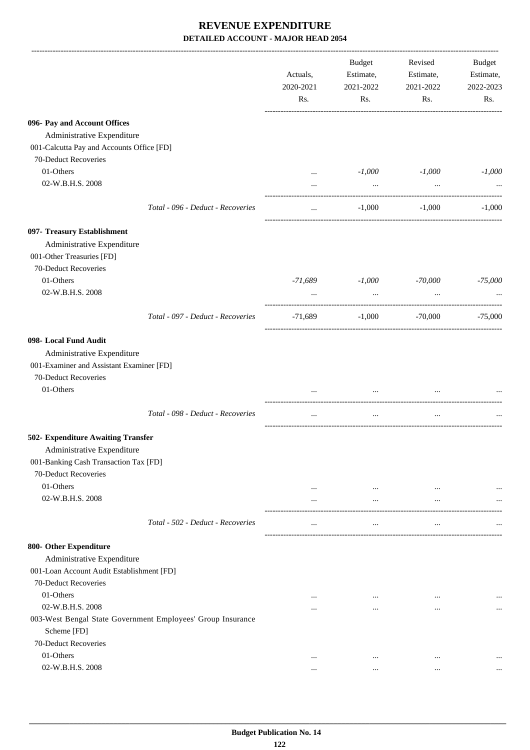# REVENUE EXPENDITURE

## DETAILED ACCOUNT - MAJOR HEAD 2054

| | Actuals, 2020-2021 Rs. | Budget Estimate, 2021-2022 Rs. | Revised Estimate, 2021-2022 Rs. | Budget Estimate, 2022-2023 Rs. |
|---|---|---|---|---|
| **096- Pay and Account Offices** | | | | |
| Administrative Expenditure | | | | |
| 001-Calcutta Pay and Accounts Office [FD] | | | | |
| 70-Deduct Recoveries | | | | |
| 01-Others | ... | *-1,000* | *-1,000* | *-1,000* |
| 02-W.B.H.S. 2008 | ... | ... | ... | ... |
| *Total - 096 - Deduct - Recoveries* | ... | -1,000 | -1,000 | -1,000 |
| **097- Treasury Establishment** | | | | |
| Administrative Expenditure | | | | |
| 001-Other Treasuries [FD] | | | | |
| 70-Deduct Recoveries | | | | |
| 01-Others | *-71,689* | *-1,000* | *-70,000* | *-75,000* |
| 02-W.B.H.S. 2008 | ... | ... | ... | ... |
| *Total - 097 - Deduct - Recoveries* | -71,689 | -1,000 | -70,000 | -75,000 |
| **098- Local Fund Audit** | | | | |
| Administrative Expenditure | | | | |
| 001-Examiner and Assistant Examiner [FD] | | | | |
| 70-Deduct Recoveries | | | | |
| 01-Others | ... | ... | ... | ... |
| *Total - 098 - Deduct - Recoveries* | ... | ... | ... | ... |
| **502- Expenditure Awaiting Transfer** | | | | |
| Administrative Expenditure | | | | |
| 001-Banking Cash Transaction Tax [FD] | | | | |
| 70-Deduct Recoveries | | | | |
| 01-Others | ... | ... | ... | ... |
| 02-W.B.H.S. 2008 | ... | ... | ... | ... |
| *Total - 502 - Deduct - Recoveries* | ... | ... | ... | ... |
| **800- Other Expenditure** | | | | |
| Administrative Expenditure | | | | |
| 001-Loan Account Audit Establishment [FD] | | | | |
| 70-Deduct Recoveries | | | | |
| 01-Others | ... | ... | ... | ... |
| 02-W.B.H.S. 2008 | ... | ... | ... | ... |
| 003-West Bengal State Government Employees' Group Insurance Scheme [FD] | | | | |
| 70-Deduct Recoveries | | | | |
| 01-Others | ... | ... | ... | ... |
| 02-W.B.H.S. 2008 | ... | ... | ... | ... |

**Budget Publication No. 14**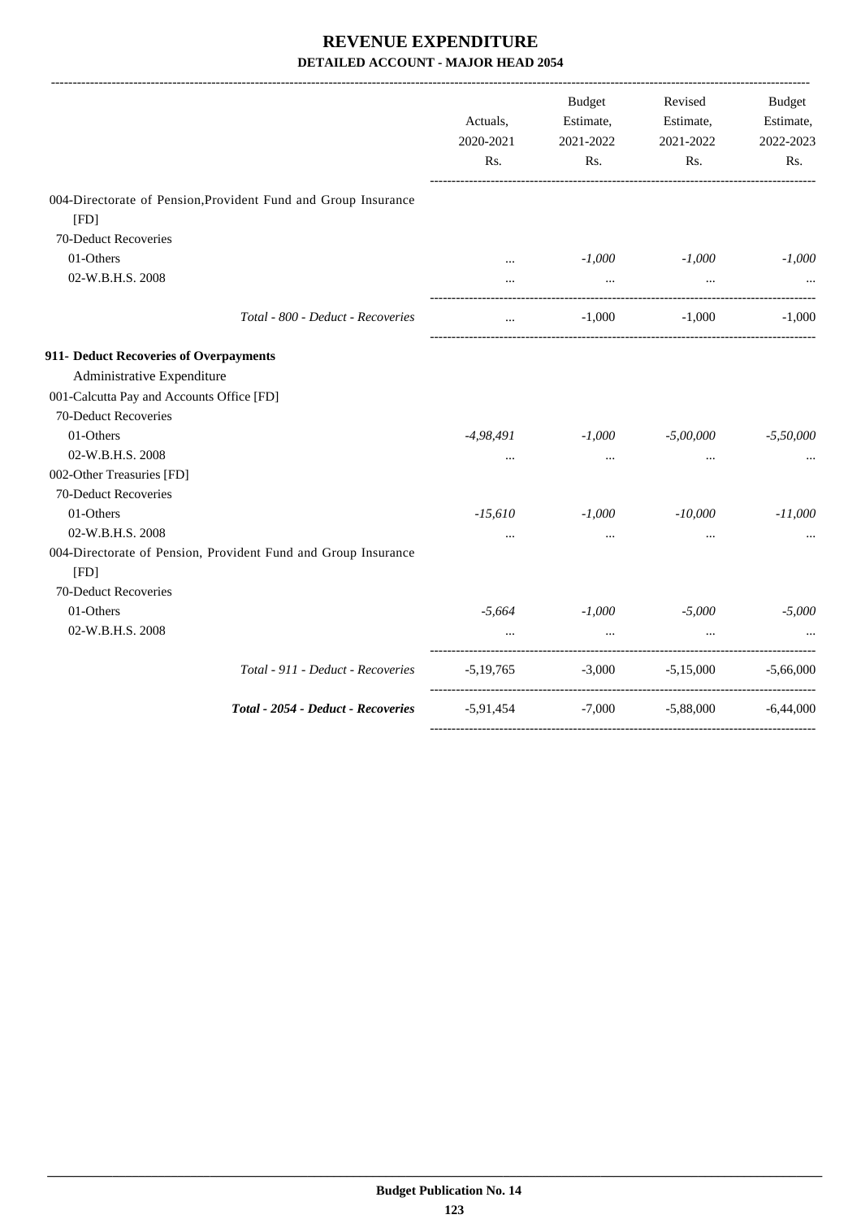# REVENUE EXPENDITURE

## DETAILED ACCOUNT - MAJOR HEAD 2054

| | Actuals, 2020-2021 Rs. | Budget Estimate, 2021-2022 Rs. | Revised Estimate, 2021-2022 Rs. | Budget Estimate, 2022-2023 Rs. |
|---|---|---|---|---|
| 004-Directorate of Pension,Provident Fund and Group Insurance [FD] | | | | |
| 70-Deduct Recoveries | | | | |
| 01-Others | ... | *-1,000* | *-1,000* | *-1,000* |
| 02-W.B.H.S. 2008 | ... | ... | ... | ... |
| *Total - 800 - Deduct - Recoveries* | ... | -1,000 | -1,000 | -1,000 |
| **911- Deduct Recoveries of Overpayments** | | | | |
| Administrative Expenditure | | | | |
| 001-Calcutta Pay and Accounts Office [FD] | | | | |
| 70-Deduct Recoveries | | | | |
| 01-Others | *-4,98,491* | *-1,000* | *-5,00,000* | *-5,50,000* |
| 02-W.B.H.S. 2008 | ... | ... | ... | ... |
| 002-Other Treasuries [FD] | | | | |
| 70-Deduct Recoveries | | | | |
| 01-Others | *-15,610* | *-1,000* | *-10,000* | *-11,000* |
| 02-W.B.H.S. 2008 | ... | ... | ... | ... |
| 004-Directorate of Pension, Provident Fund and Group Insurance [FD] | | | | |
| 70-Deduct Recoveries | | | | |
| 01-Others | *-5,664* | *-1,000* | *-5,000* | *-5,000* |
| 02-W.B.H.S. 2008 | ... | ... | ... | ... |
| *Total - 911 - Deduct - Recoveries* | -5,19,765 | -3,000 | -5,15,000 | -5,66,000 |
| ***Total - 2054 - Deduct - Recoveries*** | -5,91,454 | -7,000 | -5,88,000 | -6,44,000 |

**Budget Publication No. 14**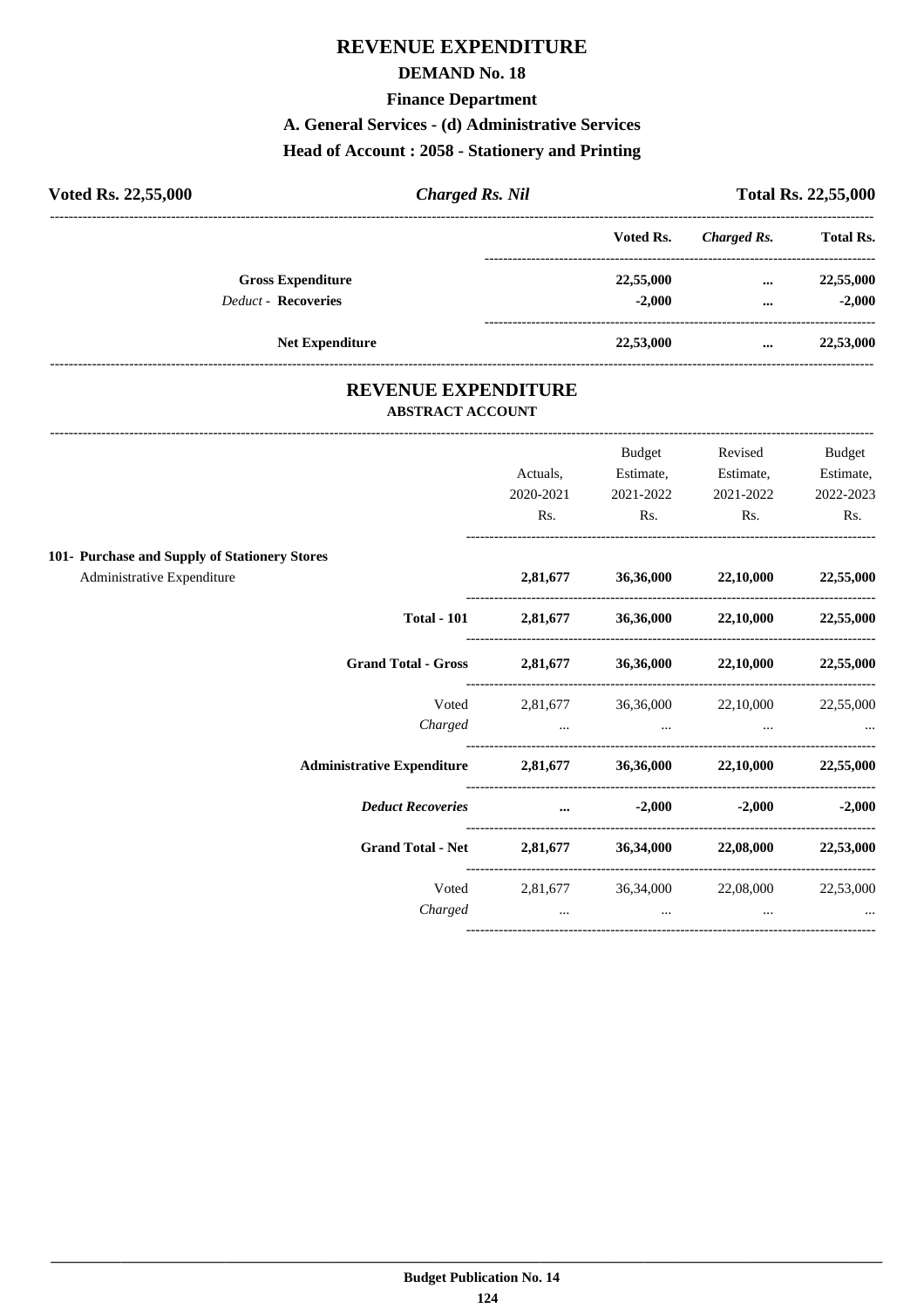# REVENUE EXPENDITURE

## DEMAND No. 18

### Finance Department

### A. General Services - (d) Administrative Services

### Head of Account : 2058 - Stationery and Printing

**Voted Rs. 22,55,000** | ***Charged Rs. Nil*** | **Total Rs. 22,55,000**

| | Voted Rs. | *Charged Rs.* | Total Rs. |
|---|---|---|---|
| **Gross Expenditure** | **22,55,000** | **...** | **22,55,000** |
| *Deduct* - **Recoveries** | **-2,000** | **...** | **-2,000** |
| **Net Expenditure** | **22,53,000** | **...** | **22,53,000** |

## REVENUE EXPENDITURE

### ABSTRACT ACCOUNT

| | Actuals, 2020-2021 Rs. | Budget Estimate, 2021-2022 Rs. | Revised Estimate, 2021-2022 Rs. | Budget Estimate, 2022-2023 Rs. |
|---|---|---|---|---|
| **101- Purchase and Supply of Stationery Stores** | | | | |
| Administrative Expenditure | **2,81,677** | **36,36,000** | **22,10,000** | **22,55,000** |
| **Total - 101** | **2,81,677** | **36,36,000** | **22,10,000** | **22,55,000** |
| **Grand Total - Gross** | **2,81,677** | **36,36,000** | **22,10,000** | **22,55,000** |
| Voted | 2,81,677 | 36,36,000 | 22,10,000 | 22,55,000 |
| *Charged* | ... | ... | ... | ... |
| **Administrative Expenditure** | **2,81,677** | **36,36,000** | **22,10,000** | **22,55,000** |
| ***Deduct Recoveries*** | **...** | **-2,000** | **-2,000** | **-2,000** |
| **Grand Total - Net** | **2,81,677** | **36,34,000** | **22,08,000** | **22,53,000** |
| Voted | 2,81,677 | 36,34,000 | 22,08,000 | 22,53,000 |
| *Charged* | ... | ... | ... | ... |

**Budget Publication No. 14**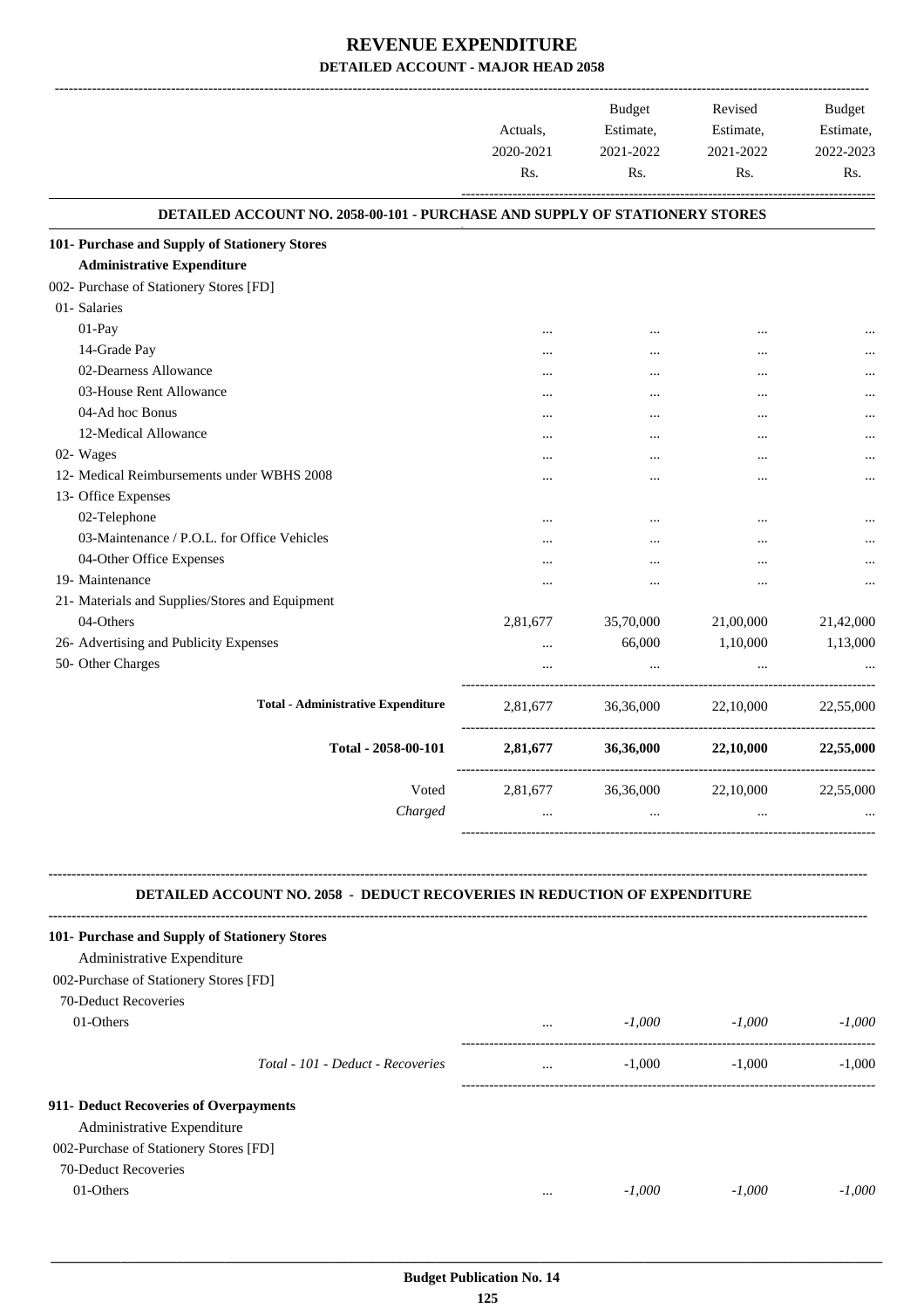# REVENUE EXPENDITURE

## DETAILED ACCOUNT - MAJOR HEAD 2058

| | Actuals, 2020-2021 Rs. | Budget Estimate, 2021-2022 Rs. | Revised Estimate, 2021-2022 Rs. | Budget Estimate, 2022-2023 Rs. |
|---|---|---|---|---|
| **DETAILED ACCOUNT NO. 2058-00-101 - PURCHASE AND SUPPLY OF STATIONERY STORES** | | | | |
| **101- Purchase and Supply of Stationery Stores** | | | | |
| **Administrative Expenditure** | | | | |
| 002- Purchase of Stationery Stores [FD] | | | | |
| 01- Salaries | | | | |
| 01-Pay | ... | ... | ... | ... |
| 14-Grade Pay | ... | ... | ... | ... |
| 02-Dearness Allowance | ... | ... | ... | ... |
| 03-House Rent Allowance | ... | ... | ... | ... |
| 04-Ad hoc Bonus | ... | ... | ... | ... |
| 12-Medical Allowance | ... | ... | ... | ... |
| 02- Wages | ... | ... | ... | ... |
| 12- Medical Reimbursements under WBHS 2008 | ... | ... | ... | ... |
| 13- Office Expenses | | | | |
| 02-Telephone | ... | ... | ... | ... |
| 03-Maintenance / P.O.L. for Office Vehicles | ... | ... | ... | ... |
| 04-Other Office Expenses | ... | ... | ... | ... |
| 19- Maintenance | ... | ... | ... | ... |
| 21- Materials and Supplies/Stores and Equipment | | | | |
| 04-Others | 2,81,677 | 35,70,000 | 21,00,000 | 21,42,000 |
| 26- Advertising and Publicity Expenses | ... | 66,000 | 1,10,000 | 1,13,000 |
| 50- Other Charges | ... | ... | ... | ... |
| **Total - Administrative Expenditure** | 2,81,677 | 36,36,000 | 22,10,000 | 22,55,000 |
| **Total - 2058-00-101** | **2,81,677** | **36,36,000** | **22,10,000** | **22,55,000** |
| Voted | 2,81,677 | 36,36,000 | 22,10,000 | 22,55,000 |
| *Charged* | ... | ... | ... | ... |

**DETAILED ACCOUNT NO. 2058 - DEDUCT RECOVERIES IN REDUCTION OF EXPENDITURE**

| | Actuals, 2020-2021 Rs. | Budget Estimate, 2021-2022 Rs. | Revised Estimate, 2021-2022 Rs. | Budget Estimate, 2022-2023 Rs. |
|---|---|---|---|---|
| **101- Purchase and Supply of Stationery Stores** | | | | |
| Administrative Expenditure | | | | |
| 002-Purchase of Stationery Stores [FD] | | | | |
| 70-Deduct Recoveries | | | | |
| 01-Others | ... | *-1,000* | *-1,000* | *-1,000* |
| *Total - 101 - Deduct - Recoveries* | ... | -1,000 | -1,000 | -1,000 |
| **911- Deduct Recoveries of Overpayments** | | | | |
| Administrative Expenditure | | | | |
| 002-Purchase of Stationery Stores [FD] | | | | |
| 70-Deduct Recoveries | | | | |
| 01-Others | ... | *-1,000* | *-1,000* | *-1,000* |

**Budget Publication No. 14**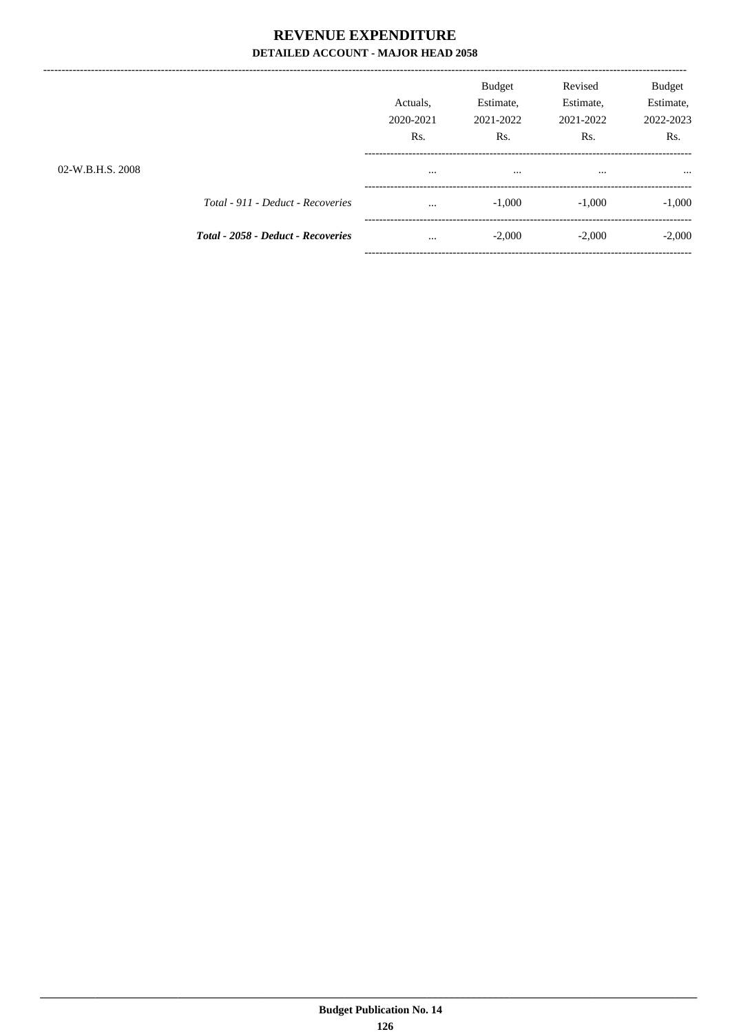# REVENUE EXPENDITURE

## DETAILED ACCOUNT - MAJOR HEAD 2058

| | | Actuals, 2020-2021 Rs. | Budget Estimate, 2021-2022 Rs. | Revised Estimate, 2021-2022 Rs. | Budget Estimate, 2022-2023 Rs. |
|---|---|---|---|---|---|
| 02-W.B.H.S. 2008 | | ... | ... | ... | ... |
| | *Total - 911 - Deduct - Recoveries* | ... | -1,000 | -1,000 | -1,000 |
| | ***Total - 2058 - Deduct - Recoveries*** | ... | -2,000 | -2,000 | -2,000 |

**Budget Publication No. 14**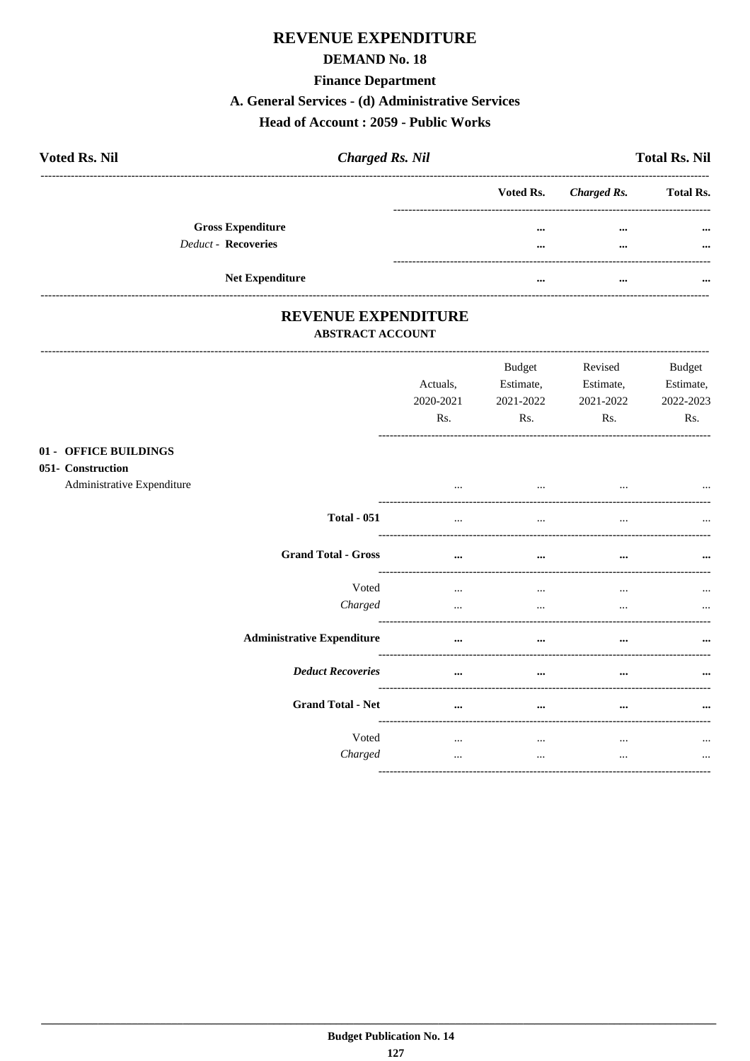# REVENUE EXPENDITURE

## DEMAND No. 18

## Finance Department

## A. General Services - (d) Administrative Services

## Head of Account : 2059 - Public Works

**Voted Rs. Nil** | ***Charged Rs. Nil*** | **Total Rs. Nil**

| | Voted Rs. | *Charged Rs.* | Total Rs. |
|---|---|---|---|
| **Gross Expenditure** | ... | ... | ... |
| *Deduct* - **Recoveries** | ... | ... | ... |
| **Net Expenditure** | ... | ... | ... |

## REVENUE EXPENDITURE

### ABSTRACT ACCOUNT

| | Actuals, 2020-2021 Rs. | Budget Estimate, 2021-2022 Rs. | Revised Estimate, 2021-2022 Rs. | Budget Estimate, 2022-2023 Rs. |
|---|---|---|---|---|
| **01 - OFFICE BUILDINGS** | | | | |
| **051- Construction** | | | | |
| Administrative Expenditure | ... | ... | ... | ... |
| **Total - 051** | ... | ... | ... | ... |
| **Grand Total - Gross** | ... | ... | ... | ... |
| Voted | ... | ... | ... | ... |
| *Charged* | ... | ... | ... | ... |
| **Administrative Expenditure** | ... | ... | ... | ... |
| ***Deduct Recoveries*** | ... | ... | ... | ... |
| **Grand Total - Net** | ... | ... | ... | ... |
| Voted | ... | ... | ... | ... |
| *Charged* | ... | ... | ... | ... |

**Budget Publication No. 14**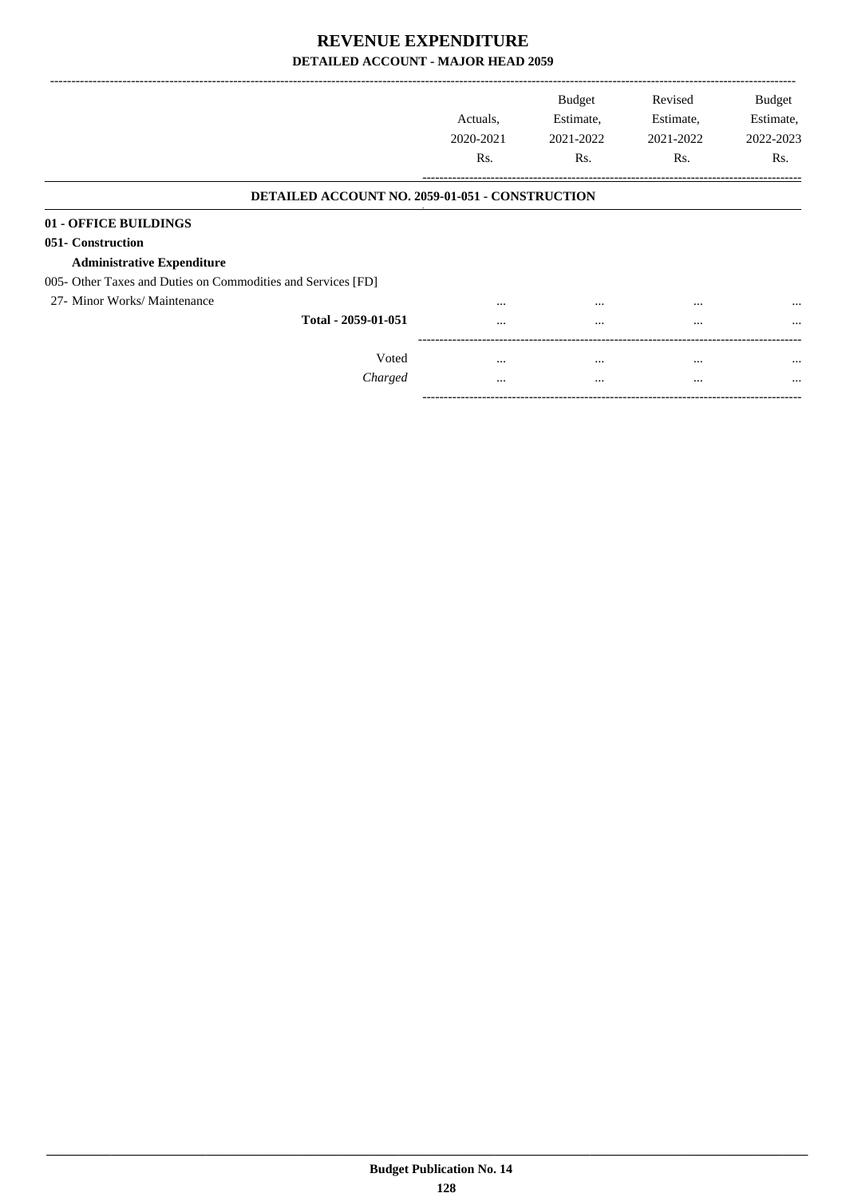# REVENUE EXPENDITURE
## DETAILED ACCOUNT - MAJOR HEAD 2059

| | Actuals, 2020-2021 Rs. | Budget Estimate, 2021-2022 Rs. | Revised Estimate, 2021-2022 Rs. | Budget Estimate, 2022-2023 Rs. |
|---|---|---|---|---|
| **DETAILED ACCOUNT NO. 2059-01-051 - CONSTRUCTION** | | | | |
| **01 - OFFICE BUILDINGS** | | | | |
| **051- Construction** | | | | |
| **Administrative Expenditure** | | | | |
| 005- Other Taxes and Duties on Commodities and Services [FD] | | | | |
| 27- Minor Works/ Maintenance | ... | ... | ... | ... |
| **Total - 2059-01-051** | ... | ... | ... | ... |
| Voted | ... | ... | ... | ... |
| *Charged* | ... | ... | ... | ... |

**Budget Publication No. 14**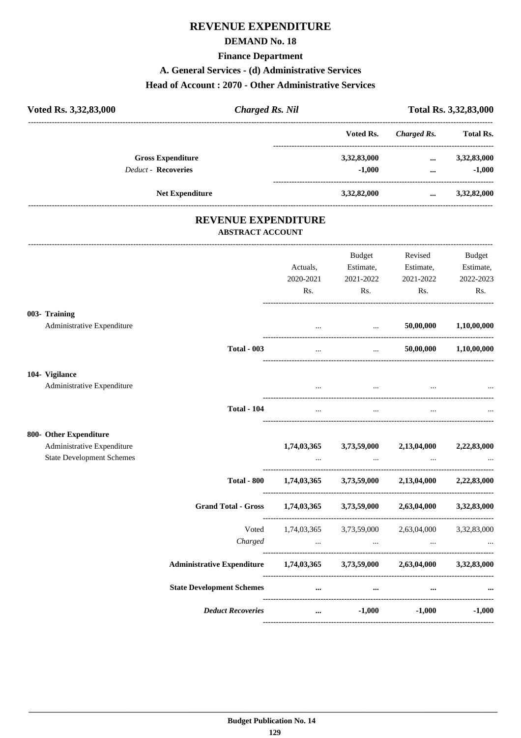# REVENUE EXPENDITURE

## DEMAND No. 18

### Finance Department

### A. General Services - (d) Administrative Services

### Head of Account : 2070 - Other Administrative Services

| Voted Rs. 3,32,83,000 | *Charged Rs. Nil* | Total Rs. 3,32,83,000 |
|---|---|---|

| | Voted Rs. | *Charged Rs.* | Total Rs. |
|---|---|---|---|
| **Gross Expenditure** | 3,32,83,000 | ... | 3,32,83,000 |
| *Deduct -* **Recoveries** | -1,000 | ... | -1,000 |
| **Net Expenditure** | 3,32,82,000 | ... | 3,32,82,000 |

## REVENUE EXPENDITURE

### ABSTRACT ACCOUNT

| | Actuals, 2020-2021 Rs. | Budget Estimate, 2021-2022 Rs. | Revised Estimate, 2021-2022 Rs. | Budget Estimate, 2022-2023 Rs. |
|---|---|---|---|---|
| **003- Training** | | | | |
| Administrative Expenditure | ... | ... | 50,00,000 | 1,10,00,000 |
| **Total - 003** | ... | ... | 50,00,000 | 1,10,00,000 |
| **104- Vigilance** | | | | |
| Administrative Expenditure | ... | ... | ... | ... |
| **Total - 104** | ... | ... | ... | ... |
| **800- Other Expenditure** | | | | |
| Administrative Expenditure | 1,74,03,365 | 3,73,59,000 | 2,13,04,000 | 2,22,83,000 |
| State Development Schemes | ... | ... | ... | ... |
| **Total - 800** | 1,74,03,365 | 3,73,59,000 | 2,13,04,000 | 2,22,83,000 |
| **Grand Total - Gross** | 1,74,03,365 | 3,73,59,000 | 2,63,04,000 | 3,32,83,000 |
| Voted | 1,74,03,365 | 3,73,59,000 | 2,63,04,000 | 3,32,83,000 |
| *Charged* | ... | ... | ... | ... |
| **Administrative Expenditure** | 1,74,03,365 | 3,73,59,000 | 2,63,04,000 | 3,32,83,000 |
| **State Development Schemes** | ... | ... | ... | ... |
| ***Deduct Recoveries*** | ... | -1,000 | -1,000 | -1,000 |

**Budget Publication No. 14**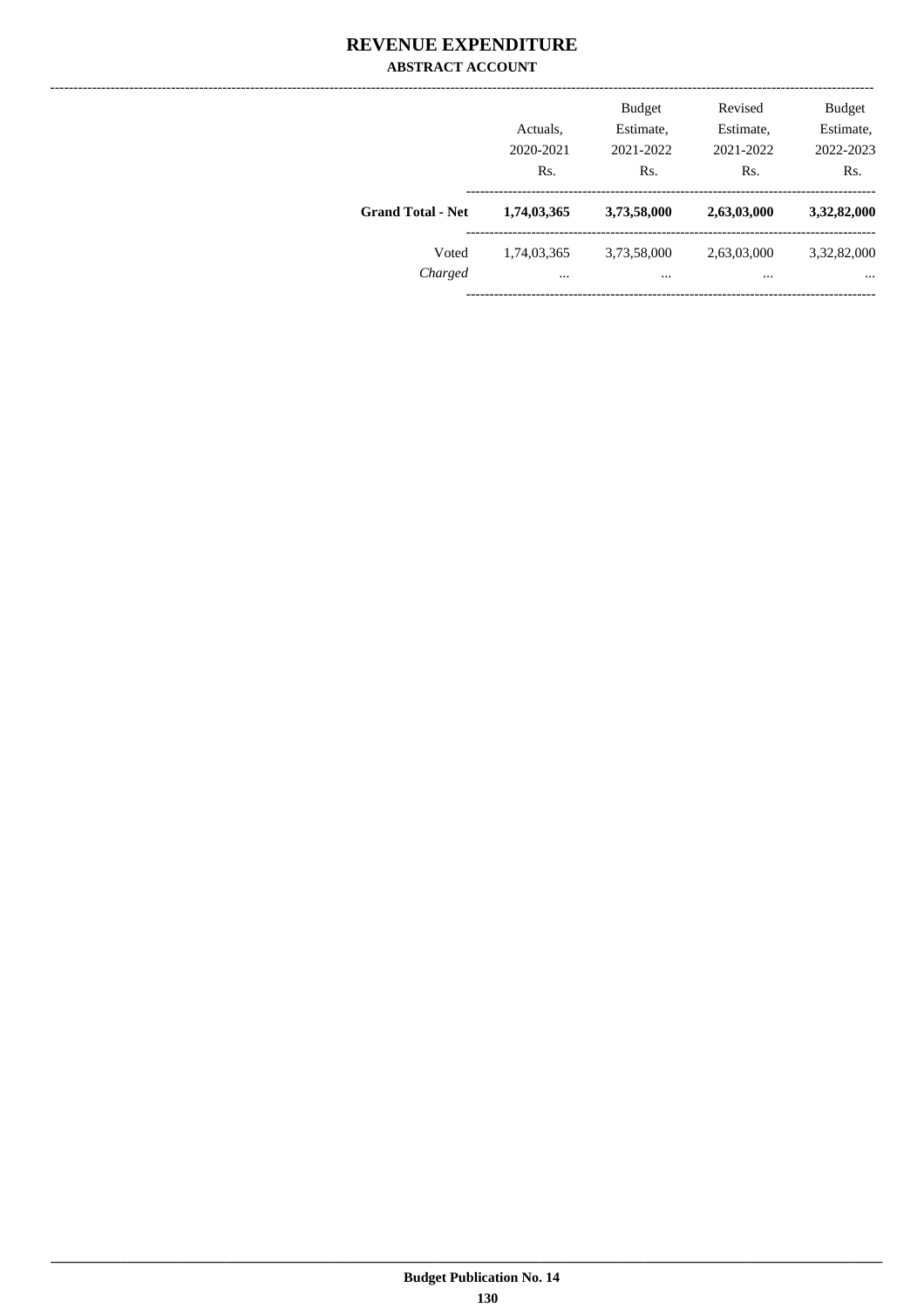# REVENUE EXPENDITURE

## ABSTRACT ACCOUNT

| | Actuals, 2020-2021 Rs. | Budget Estimate, 2021-2022 Rs. | Revised Estimate, 2021-2022 Rs. | Budget Estimate, 2022-2023 Rs. |
|---|---|---|---|---|
| **Grand Total - Net** | **1,74,03,365** | **3,73,58,000** | **2,63,03,000** | **3,32,82,000** |
| Voted | 1,74,03,365 | 3,73,58,000 | 2,63,03,000 | 3,32,82,000 |
| *Charged* | ... | ... | ... | ... |

Budget Publication No. 14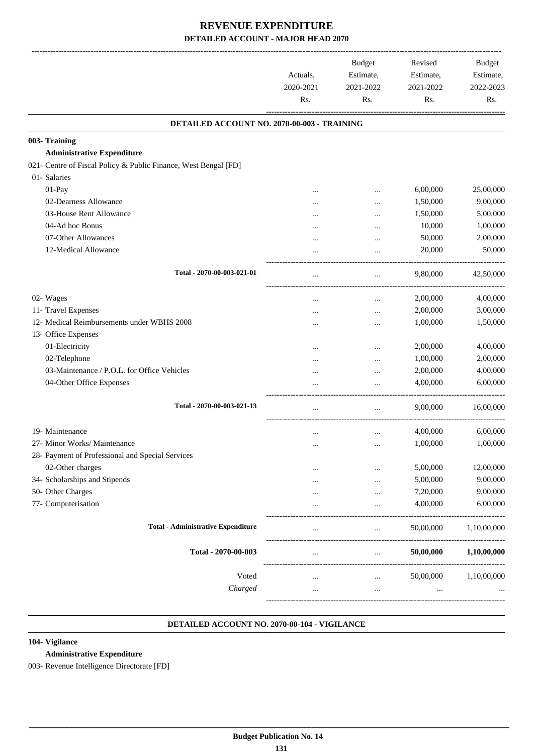# REVENUE EXPENDITURE

## DETAILED ACCOUNT - MAJOR HEAD 2070

| | Actuals, 2020-2021 Rs. | Budget Estimate, 2021-2022 Rs. | Revised Estimate, 2021-2022 Rs. | Budget Estimate, 2022-2023 Rs. |
|---|---|---|---|---|
| **DETAILED ACCOUNT NO. 2070-00-003 - TRAINING** | | | | |
| **003- Training** | | | | |
| **Administrative Expenditure** | | | | |
| 021- Centre of Fiscal Policy & Public Finance, West Bengal [FD] | | | | |
| 01- Salaries | | | | |
| 01-Pay | ... | ... | 6,00,000 | 25,00,000 |
| 02-Dearness Allowance | ... | ... | 1,50,000 | 9,00,000 |
| 03-House Rent Allowance | ... | ... | 1,50,000 | 5,00,000 |
| 04-Ad hoc Bonus | ... | ... | 10,000 | 1,00,000 |
| 07-Other Allowances | ... | ... | 50,000 | 2,00,000 |
| 12-Medical Allowance | ... | ... | 20,000 | 50,000 |
| Total - 2070-00-003-021-01 | ... | ... | 9,80,000 | 42,50,000 |
| 02- Wages | ... | ... | 2,00,000 | 4,00,000 |
| 11- Travel Expenses | ... | ... | 2,00,000 | 3,00,000 |
| 12- Medical Reimbursements under WBHS 2008 | ... | ... | 1,00,000 | 1,50,000 |
| 13- Office Expenses | | | | |
| 01-Electricity | ... | ... | 2,00,000 | 4,00,000 |
| 02-Telephone | ... | ... | 1,00,000 | 2,00,000 |
| 03-Maintenance / P.O.L. for Office Vehicles | ... | ... | 2,00,000 | 4,00,000 |
| 04-Other Office Expenses | ... | ... | 4,00,000 | 6,00,000 |
| Total - 2070-00-003-021-13 | ... | ... | 9,00,000 | 16,00,000 |
| 19- Maintenance | ... | ... | 4,00,000 | 6,00,000 |
| 27- Minor Works/ Maintenance | ... | ... | 1,00,000 | 1,00,000 |
| 28- Payment of Professional and Special Services | | | | |
| 02-Other charges | ... | ... | 5,00,000 | 12,00,000 |
| 34- Scholarships and Stipends | ... | ... | 5,00,000 | 9,00,000 |
| 50- Other Charges | ... | ... | 7,20,000 | 9,00,000 |
| 77- Computerisation | ... | ... | 4,00,000 | 6,00,000 |
| **Total - Administrative Expenditure** | ... | ... | 50,00,000 | 1,10,00,000 |
| **Total - 2070-00-003** | ... | ... | **50,00,000** | **1,10,00,000** |
| Voted | ... | ... | 50,00,000 | 1,10,00,000 |
| *Charged* | ... | ... | ... | ... |

**DETAILED ACCOUNT NO. 2070-00-104 - VIGILANCE**

**104- Vigilance**

**Administrative Expenditure**

003- Revenue Intelligence Directorate [FD]

**Budget Publication No. 14**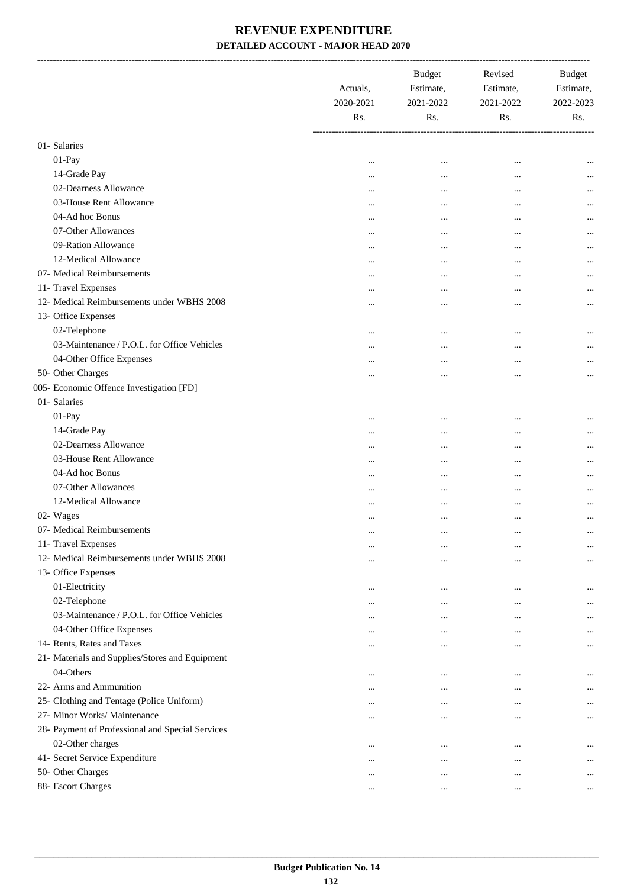# REVENUE EXPENDITURE

## DETAILED ACCOUNT - MAJOR HEAD 2070

| | Actuals, 2020-2021 Rs. | Budget Estimate, 2021-2022 Rs. | Revised Estimate, 2021-2022 Rs. | Budget Estimate, 2022-2023 Rs. |
|---|---|---|---|---|
| 01- Salaries | | | | |
| 01-Pay | ... | ... | ... | ... |
| 14-Grade Pay | ... | ... | ... | ... |
| 02-Dearness Allowance | ... | ... | ... | ... |
| 03-House Rent Allowance | ... | ... | ... | ... |
| 04-Ad hoc Bonus | ... | ... | ... | ... |
| 07-Other Allowances | ... | ... | ... | ... |
| 09-Ration Allowance | ... | ... | ... | ... |
| 12-Medical Allowance | ... | ... | ... | ... |
| 07- Medical Reimbursements | ... | ... | ... | ... |
| 11- Travel Expenses | ... | ... | ... | ... |
| 12- Medical Reimbursements under WBHS 2008 | ... | ... | ... | ... |
| 13- Office Expenses | | | | |
| 02-Telephone | ... | ... | ... | ... |
| 03-Maintenance / P.O.L. for Office Vehicles | ... | ... | ... | ... |
| 04-Other Office Expenses | ... | ... | ... | ... |
| 50- Other Charges | ... | ... | ... | ... |
| 005- Economic Offence Investigation [FD] | | | | |
| 01- Salaries | | | | |
| 01-Pay | ... | ... | ... | ... |
| 14-Grade Pay | ... | ... | ... | ... |
| 02-Dearness Allowance | ... | ... | ... | ... |
| 03-House Rent Allowance | ... | ... | ... | ... |
| 04-Ad hoc Bonus | ... | ... | ... | ... |
| 07-Other Allowances | ... | ... | ... | ... |
| 12-Medical Allowance | ... | ... | ... | ... |
| 02- Wages | ... | ... | ... | ... |
| 07- Medical Reimbursements | ... | ... | ... | ... |
| 11- Travel Expenses | ... | ... | ... | ... |
| 12- Medical Reimbursements under WBHS 2008 | ... | ... | ... | ... |
| 13- Office Expenses | | | | |
| 01-Electricity | ... | ... | ... | ... |
| 02-Telephone | ... | ... | ... | ... |
| 03-Maintenance / P.O.L. for Office Vehicles | ... | ... | ... | ... |
| 04-Other Office Expenses | ... | ... | ... | ... |
| 14- Rents, Rates and Taxes | ... | ... | ... | ... |
| 21- Materials and Supplies/Stores and Equipment | | | | |
| 04-Others | ... | ... | ... | ... |
| 22- Arms and Ammunition | ... | ... | ... | ... |
| 25- Clothing and Tentage (Police Uniform) | ... | ... | ... | ... |
| 27- Minor Works/ Maintenance | ... | ... | ... | ... |
| 28- Payment of Professional and Special Services | | | | |
| 02-Other charges | ... | ... | ... | ... |
| 41- Secret Service Expenditure | ... | ... | ... | ... |
| 50- Other Charges | ... | ... | ... | ... |
| 88- Escort Charges | ... | ... | ... | ... |

**Budget Publication No. 14**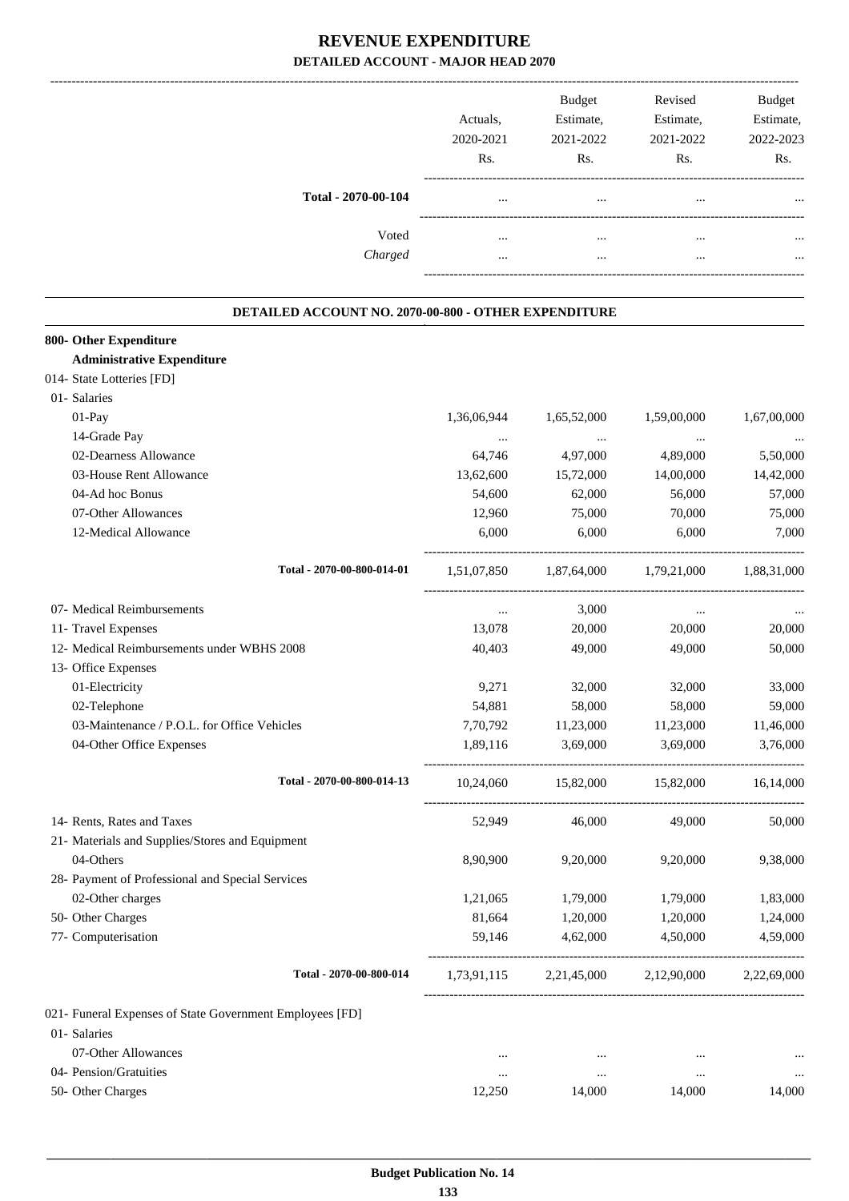# REVENUE EXPENDITURE

## DETAILED ACCOUNT - MAJOR HEAD 2070

| | Actuals, 2020-2021 Rs. | Budget Estimate, 2021-2022 Rs. | Revised Estimate, 2021-2022 Rs. | Budget Estimate, 2022-2023 Rs. |
|---|---|---|---|---|
| **Total - 2070-00-104** | ... | ... | ... | ... |
| Voted | ... | ... | ... | ... |
| *Charged* | ... | ... | ... | ... |

### DETAILED ACCOUNT NO. 2070-00-800 - OTHER EXPENDITURE

| | Actuals, 2020-2021 Rs. | Budget Estimate, 2021-2022 Rs. | Revised Estimate, 2021-2022 Rs. | Budget Estimate, 2022-2023 Rs. |
|---|---|---|---|---|
| **800- Other Expenditure** | | | | |
| **Administrative Expenditure** | | | | |
| 014- State Lotteries [FD] | | | | |
| 01- Salaries | | | | |
| 01-Pay | 1,36,06,944 | 1,65,52,000 | 1,59,00,000 | 1,67,00,000 |
| 14-Grade Pay | ... | ... | ... | ... |
| 02-Dearness Allowance | 64,746 | 4,97,000 | 4,89,000 | 5,50,000 |
| 03-House Rent Allowance | 13,62,600 | 15,72,000 | 14,00,000 | 14,42,000 |
| 04-Ad hoc Bonus | 54,600 | 62,000 | 56,000 | 57,000 |
| 07-Other Allowances | 12,960 | 75,000 | 70,000 | 75,000 |
| 12-Medical Allowance | 6,000 | 6,000 | 6,000 | 7,000 |
| **Total - 2070-00-800-014-01** | 1,51,07,850 | 1,87,64,000 | 1,79,21,000 | 1,88,31,000 |
| 07- Medical Reimbursements | ... | 3,000 | ... | ... |
| 11- Travel Expenses | 13,078 | 20,000 | 20,000 | 20,000 |
| 12- Medical Reimbursements under WBHS 2008 | 40,403 | 49,000 | 49,000 | 50,000 |
| 13- Office Expenses | | | | |
| 01-Electricity | 9,271 | 32,000 | 32,000 | 33,000 |
| 02-Telephone | 54,881 | 58,000 | 58,000 | 59,000 |
| 03-Maintenance / P.O.L. for Office Vehicles | 7,70,792 | 11,23,000 | 11,23,000 | 11,46,000 |
| 04-Other Office Expenses | 1,89,116 | 3,69,000 | 3,69,000 | 3,76,000 |
| **Total - 2070-00-800-014-13** | 10,24,060 | 15,82,000 | 15,82,000 | 16,14,000 |
| 14- Rents, Rates and Taxes | 52,949 | 46,000 | 49,000 | 50,000 |
| 21- Materials and Supplies/Stores and Equipment | | | | |
| 04-Others | 8,90,900 | 9,20,000 | 9,20,000 | 9,38,000 |
| 28- Payment of Professional and Special Services | | | | |
| 02-Other charges | 1,21,065 | 1,79,000 | 1,79,000 | 1,83,000 |
| 50- Other Charges | 81,664 | 1,20,000 | 1,20,000 | 1,24,000 |
| 77- Computerisation | 59,146 | 4,62,000 | 4,50,000 | 4,59,000 |
| **Total - 2070-00-800-014** | 1,73,91,115 | 2,21,45,000 | 2,12,90,000 | 2,22,69,000 |
| 021- Funeral Expenses of State Government Employees [FD] | | | | |
| 01- Salaries | | | | |
| 07-Other Allowances | ... | ... | ... | ... |
| 04- Pension/Gratuities | ... | ... | ... | ... |
| 50- Other Charges | 12,250 | 14,000 | 14,000 | 14,000 |

**Budget Publication No. 14**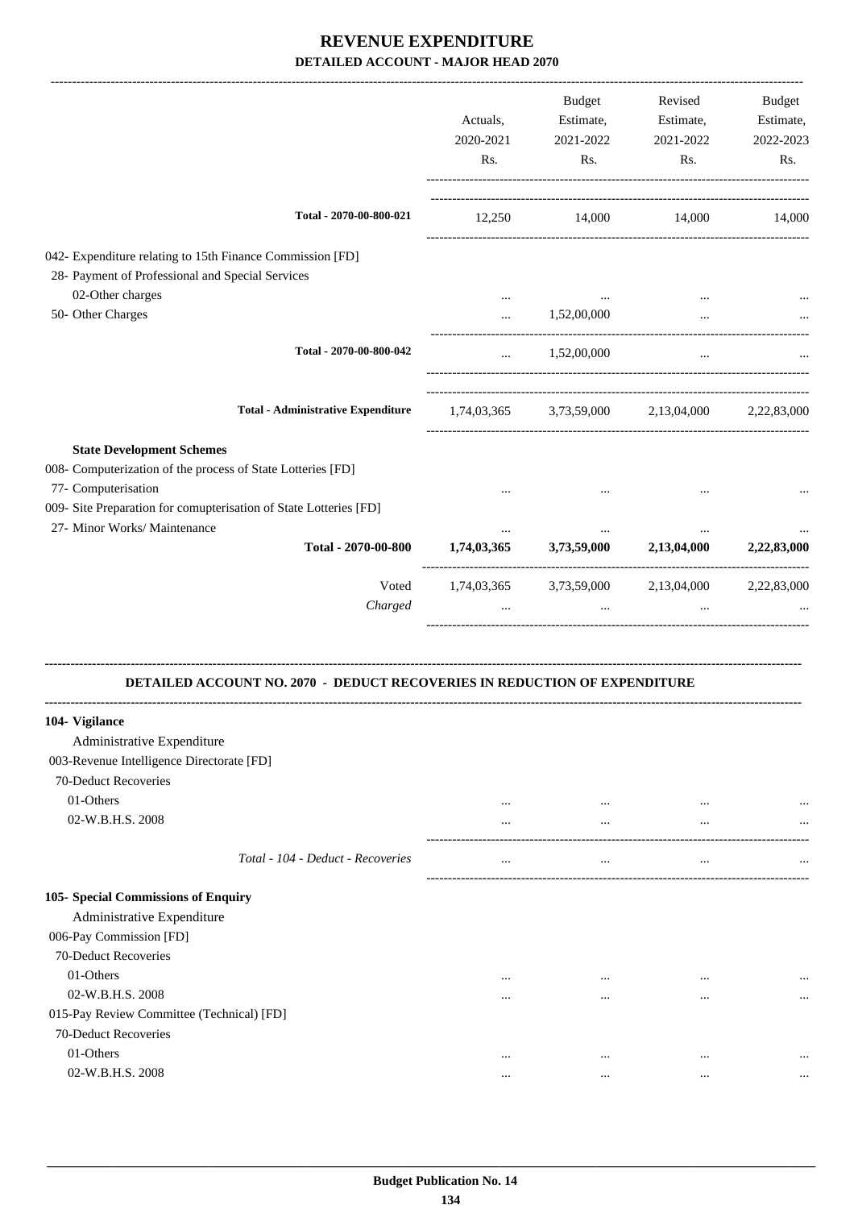# REVENUE EXPENDITURE

## DETAILED ACCOUNT - MAJOR HEAD 2070

| | Actuals, 2020-2021 Rs. | Budget Estimate, 2021-2022 Rs. | Revised Estimate, 2021-2022 Rs. | Budget Estimate, 2022-2023 Rs. |
|---|---|---|---|---|
| Total - 2070-00-800-021 | 12,250 | 14,000 | 14,000 | 14,000 |
| 042- Expenditure relating to 15th Finance Commission [FD] | | | | |
| 28- Payment of Professional and Special Services | | | | |
| 02-Other charges | ... | ... | ... | ... |
| 50- Other Charges | ... | 1,52,00,000 | ... | ... |
| Total - 2070-00-800-042 | ... | 1,52,00,000 | ... | ... |
| **Total - Administrative Expenditure** | 1,74,03,365 | 3,73,59,000 | 2,13,04,000 | 2,22,83,000 |
| **State Development Schemes** | | | | |
| 008- Computerization of the process of State Lotteries [FD] | | | | |
| 77- Computerisation | ... | ... | ... | ... |
| 009- Site Preparation for comupterisation of State Lotteries [FD] | | | | |
| 27- Minor Works/ Maintenance | ... | ... | ... | ... |
| **Total - 2070-00-800** | **1,74,03,365** | **3,73,59,000** | **2,13,04,000** | **2,22,83,000** |
| Voted | 1,74,03,365 | 3,73,59,000 | 2,13,04,000 | 2,22,83,000 |
| *Charged* | ... | ... | ... | ... |

## DETAILED ACCOUNT NO. 2070 - DEDUCT RECOVERIES IN REDUCTION OF EXPENDITURE

| | Actuals, 2020-2021 Rs. | Budget Estimate, 2021-2022 Rs. | Revised Estimate, 2021-2022 Rs. | Budget Estimate, 2022-2023 Rs. |
|---|---|---|---|---|
| **104- Vigilance** | | | | |
| Administrative Expenditure | | | | |
| 003-Revenue Intelligence Directorate [FD] | | | | |
| 70-Deduct Recoveries | | | | |
| 01-Others | ... | ... | ... | ... |
| 02-W.B.H.S. 2008 | ... | ... | ... | ... |
| *Total - 104 - Deduct - Recoveries* | ... | ... | ... | ... |
| **105- Special Commissions of Enquiry** | | | | |
| Administrative Expenditure | | | | |
| 006-Pay Commission [FD] | | | | |
| 70-Deduct Recoveries | | | | |
| 01-Others | ... | ... | ... | ... |
| 02-W.B.H.S. 2008 | ... | ... | ... | ... |
| 015-Pay Review Committee (Technical) [FD] | | | | |
| 70-Deduct Recoveries | | | | |
| 01-Others | ... | ... | ... | ... |
| 02-W.B.H.S. 2008 | ... | ... | ... | ... |

**Budget Publication No. 14**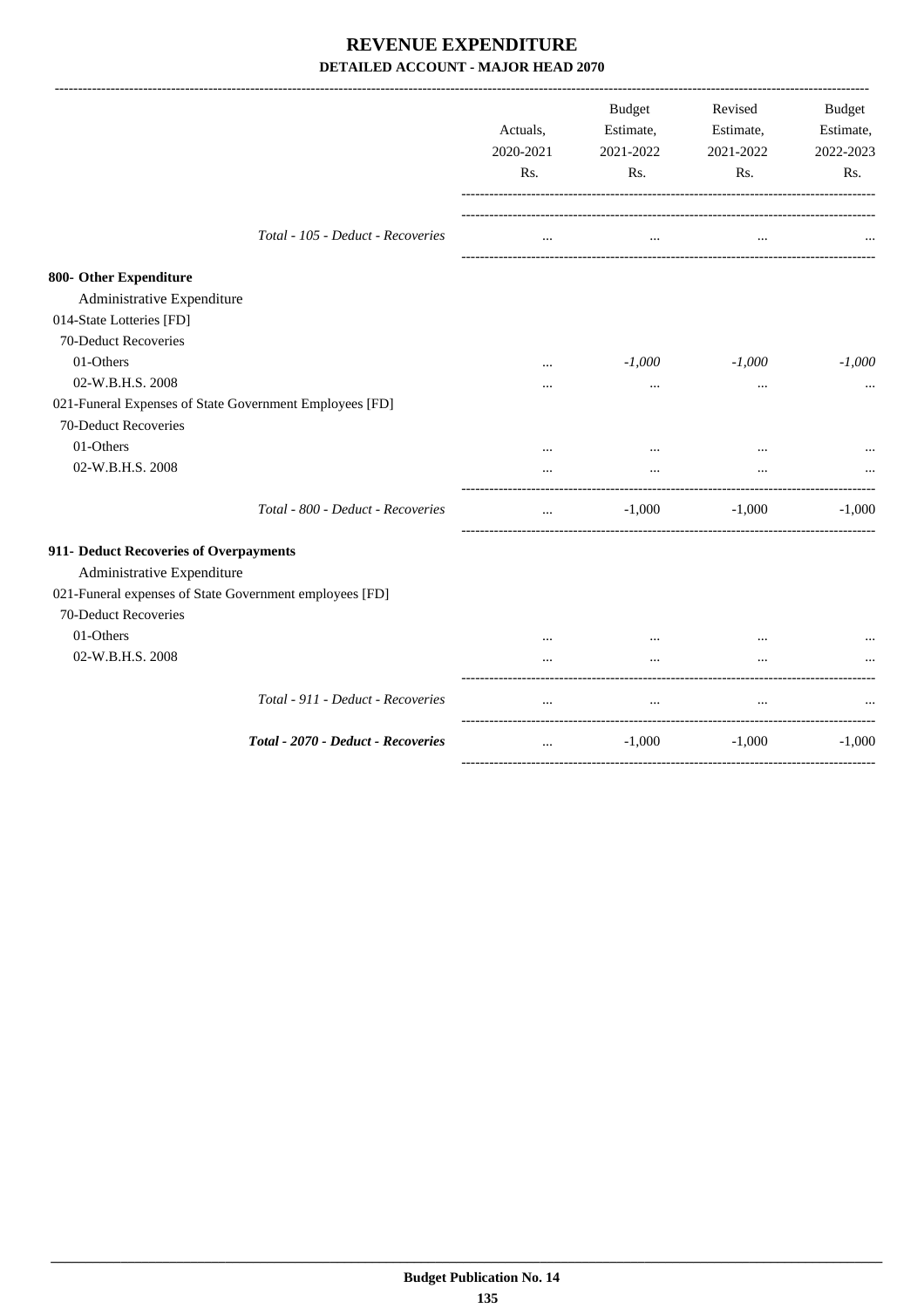# REVENUE EXPENDITURE

## DETAILED ACCOUNT - MAJOR HEAD 2070

| | Actuals, 2020-2021 Rs. | Budget Estimate, 2021-2022 Rs. | Revised Estimate, 2021-2022 Rs. | Budget Estimate, 2022-2023 Rs. |
|---|---|---|---|---|
| *Total - 105 - Deduct - Recoveries* | ... | ... | ... | ... |
| **800- Other Expenditure** | | | | |
| Administrative Expenditure | | | | |
| 014-State Lotteries [FD] | | | | |
| 70-Deduct Recoveries | | | | |
| 01-Others | ... | *-1,000* | *-1,000* | *-1,000* |
| 02-W.B.H.S. 2008 | ... | ... | ... | ... |
| 021-Funeral Expenses of State Government Employees [FD] | | | | |
| 70-Deduct Recoveries | | | | |
| 01-Others | ... | ... | ... | ... |
| 02-W.B.H.S. 2008 | ... | ... | ... | ... |
| *Total - 800 - Deduct - Recoveries* | ... | -1,000 | -1,000 | -1,000 |
| **911- Deduct Recoveries of Overpayments** | | | | |
| Administrative Expenditure | | | | |
| 021-Funeral expenses of State Government employees [FD] | | | | |
| 70-Deduct Recoveries | | | | |
| 01-Others | ... | ... | ... | ... |
| 02-W.B.H.S. 2008 | ... | ... | ... | ... |
| *Total - 911 - Deduct - Recoveries* | ... | ... | ... | ... |
| ***Total - 2070 - Deduct - Recoveries*** | ... | -1,000 | -1,000 | -1,000 |

**Budget Publication No. 14**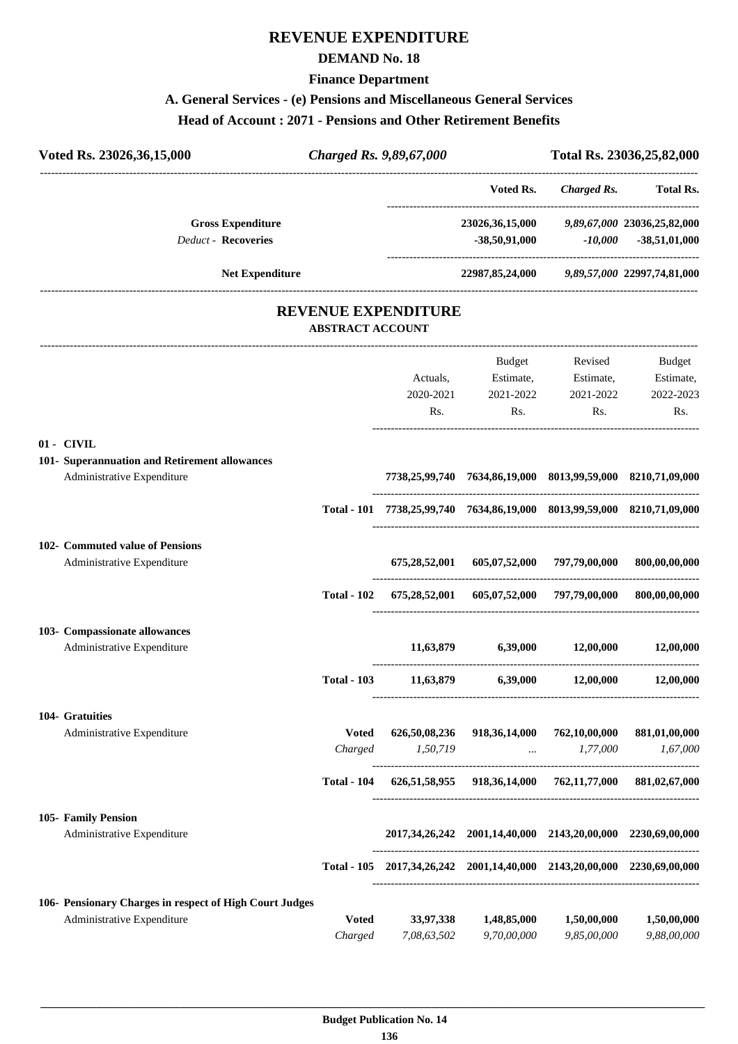# REVENUE EXPENDITURE

## DEMAND No. 18

### Finance Department

### A. General Services - (e) Pensions and Miscellaneous General Services

### Head of Account : 2071 - Pensions and Other Retirement Benefits

| Voted Rs. 23026,36,15,000 | *Charged Rs. 9,89,67,000* | Total Rs. 23036,25,82,000 |
|---|---|---|

| | Voted Rs. | *Charged Rs.* | Total Rs. |
|---|---|---|---|
| **Gross Expenditure** | 23026,36,15,000 | *9,89,67,000* | 23036,25,82,000 |
| *Deduct* - **Recoveries** | -38,50,91,000 | *-10,000* | -38,51,01,000 |
| **Net Expenditure** | 22987,85,24,000 | *9,89,57,000* | 22997,74,81,000 |

## REVENUE EXPENDITURE

### ABSTRACT ACCOUNT

| | | Actuals, 2020-2021 Rs. | Budget Estimate, 2021-2022 Rs. | Revised Estimate, 2021-2022 Rs. | Budget Estimate, 2022-2023 Rs. |
|---|---|---|---|---|---|
| **01 - CIVIL** | | | | | |
| **101- Superannuation and Retirement allowances** | | | | | |
| Administrative Expenditure | | 7738,25,99,740 | 7634,86,19,000 | 8013,99,59,000 | 8210,71,09,000 |
| | **Total - 101** | 7738,25,99,740 | 7634,86,19,000 | 8013,99,59,000 | 8210,71,09,000 |
| **102- Commuted value of Pensions** | | | | | |
| Administrative Expenditure | | 675,28,52,001 | 605,07,52,000 | 797,79,00,000 | 800,00,00,000 |
| | **Total - 102** | 675,28,52,001 | 605,07,52,000 | 797,79,00,000 | 800,00,00,000 |
| **103- Compassionate allowances** | | | | | |
| Administrative Expenditure | | 11,63,879 | 6,39,000 | 12,00,000 | 12,00,000 |
| | **Total - 103** | 11,63,879 | 6,39,000 | 12,00,000 | 12,00,000 |
| **104- Gratuities** | | | | | |
| Administrative Expenditure | **Voted** | 626,50,08,236 | 918,36,14,000 | 762,10,00,000 | 881,01,00,000 |
| | *Charged* | *1,50,719* | *...* | *1,77,000* | *1,67,000* |
| | **Total - 104** | 626,51,58,955 | 918,36,14,000 | 762,11,77,000 | 881,02,67,000 |
| **105- Family Pension** | | | | | |
| Administrative Expenditure | | 2017,34,26,242 | 2001,14,40,000 | 2143,20,00,000 | 2230,69,00,000 |
| | **Total - 105** | 2017,34,26,242 | 2001,14,40,000 | 2143,20,00,000 | 2230,69,00,000 |
| **106- Pensionary Charges in respect of High Court Judges** | | | | | |
| Administrative Expenditure | **Voted** | 33,97,338 | 1,48,85,000 | 1,50,00,000 | 1,50,00,000 |
| | *Charged* | *7,08,63,502* | *9,70,00,000* | *9,85,00,000* | *9,88,00,000* |

**Budget Publication No. 14**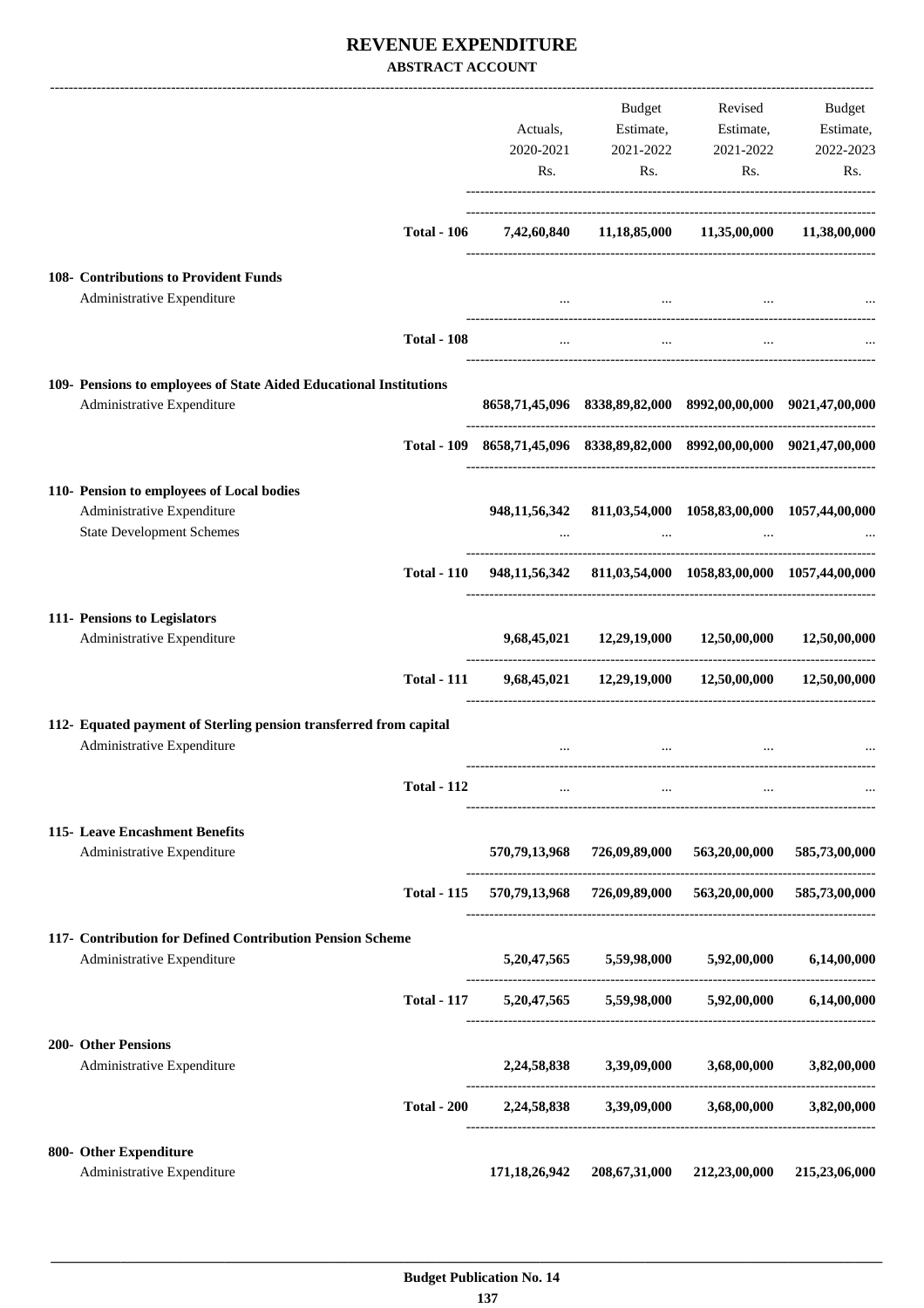# REVENUE EXPENDITURE

**ABSTRACT ACCOUNT**

| | | Actuals, 2020-2021 Rs. | Budget Estimate, 2021-2022 Rs. | Revised Estimate, 2021-2022 Rs. | Budget Estimate, 2022-2023 Rs. |
|---|---|---|---|---|---|
| | **Total - 106** | **7,42,60,840** | **11,18,85,000** | **11,35,00,000** | **11,38,00,000** |
| **108- Contributions to Provident Funds** | | | | | |
| Administrative Expenditure | | ... | ... | ... | ... |
| | **Total - 108** | ... | ... | ... | ... |
| **109- Pensions to employees of State Aided Educational Institutions** | | | | | |
| Administrative Expenditure | | **8658,71,45,096** | **8338,89,82,000** | **8992,00,00,000** | **9021,47,00,000** |
| | **Total - 109** | **8658,71,45,096** | **8338,89,82,000** | **8992,00,00,000** | **9021,47,00,000** |
| **110- Pension to employees of Local bodies** | | | | | |
| Administrative Expenditure | | **948,11,56,342** | **811,03,54,000** | **1058,83,00,000** | **1057,44,00,000** |
| State Development Schemes | | ... | ... | ... | ... |
| | **Total - 110** | **948,11,56,342** | **811,03,54,000** | **1058,83,00,000** | **1057,44,00,000** |
| **111- Pensions to Legislators** | | | | | |
| Administrative Expenditure | | **9,68,45,021** | **12,29,19,000** | **12,50,00,000** | **12,50,00,000** |
| | **Total - 111** | **9,68,45,021** | **12,29,19,000** | **12,50,00,000** | **12,50,00,000** |
| **112- Equated payment of Sterling pension transferred from capital** | | | | | |
| Administrative Expenditure | | ... | ... | ... | ... |
| | **Total - 112** | ... | ... | ... | ... |
| **115- Leave Encashment Benefits** | | | | | |
| Administrative Expenditure | | **570,79,13,968** | **726,09,89,000** | **563,20,00,000** | **585,73,00,000** |
| | **Total - 115** | **570,79,13,968** | **726,09,89,000** | **563,20,00,000** | **585,73,00,000** |
| **117- Contribution for Defined Contribution Pension Scheme** | | | | | |
| Administrative Expenditure | | **5,20,47,565** | **5,59,98,000** | **5,92,00,000** | **6,14,00,000** |
| | **Total - 117** | **5,20,47,565** | **5,59,98,000** | **5,92,00,000** | **6,14,00,000** |
| **200- Other Pensions** | | | | | |
| Administrative Expenditure | | **2,24,58,838** | **3,39,09,000** | **3,68,00,000** | **3,82,00,000** |
| | **Total - 200** | **2,24,58,838** | **3,39,09,000** | **3,68,00,000** | **3,82,00,000** |
| **800- Other Expenditure** | | | | | |
| Administrative Expenditure | | **171,18,26,942** | **208,67,31,000** | **212,23,00,000** | **215,23,06,000** |

**Budget Publication No. 14**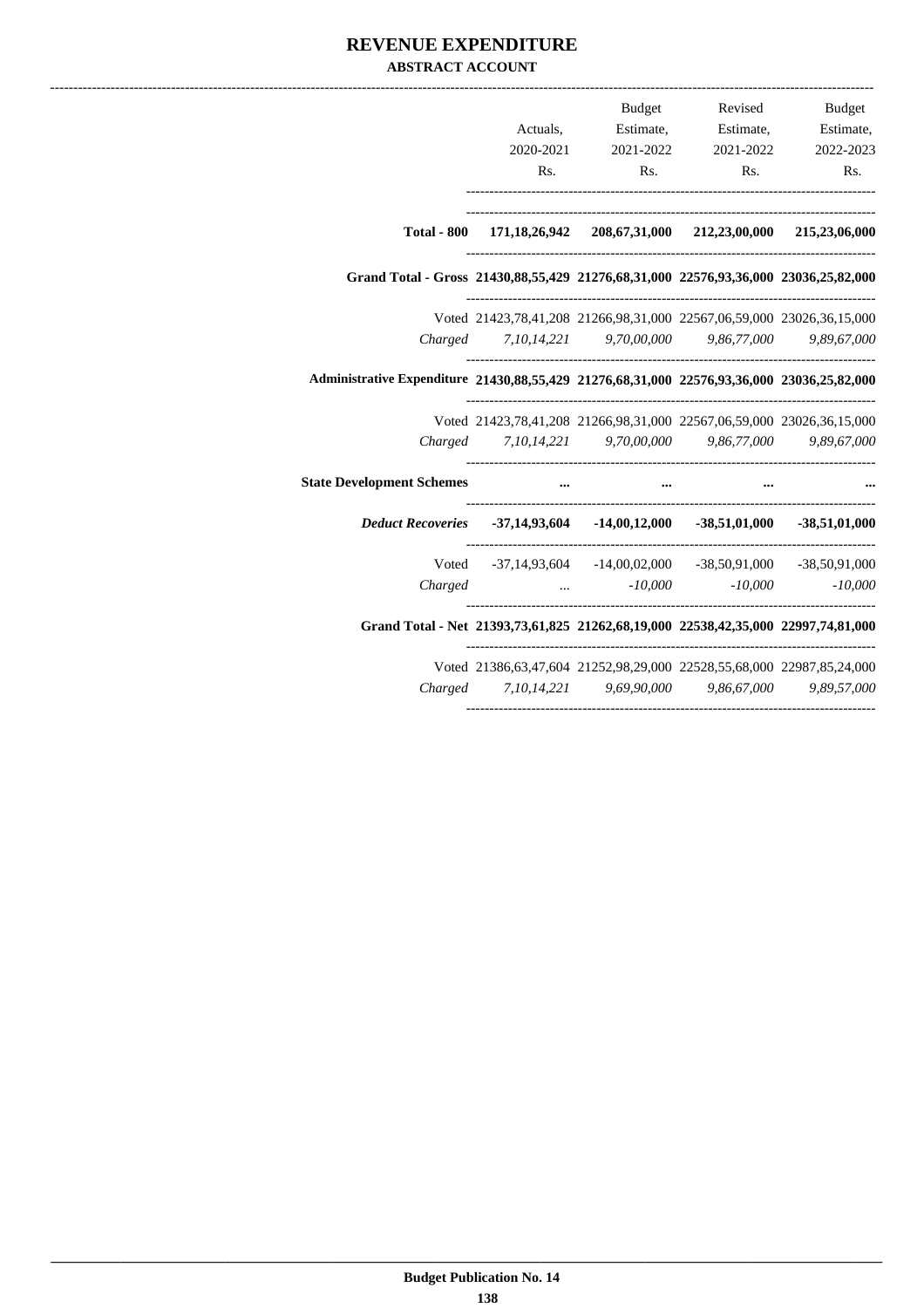# REVENUE EXPENDITURE

## ABSTRACT ACCOUNT

| | Actuals, 2020-2021 Rs. | Budget Estimate, 2021-2022 Rs. | Revised Estimate, 2021-2022 Rs. | Budget Estimate, 2022-2023 Rs. |
|---|---|---|---|---|
| **Total - 800** | **171,18,26,942** | **208,67,31,000** | **212,23,00,000** | **215,23,06,000** |
| **Grand Total - Gross** | **21430,88,55,429** | **21276,68,31,000** | **22576,93,36,000** | **23036,25,82,000** |
| Voted | 21423,78,41,208 | 21266,98,31,000 | 22567,06,59,000 | 23026,36,15,000 |
| *Charged* | *7,10,14,221* | *9,70,00,000* | *9,86,77,000* | *9,89,67,000* |
| **Administrative Expenditure** | **21430,88,55,429** | **21276,68,31,000** | **22576,93,36,000** | **23036,25,82,000** |
| Voted | 21423,78,41,208 | 21266,98,31,000 | 22567,06,59,000 | 23026,36,15,000 |
| *Charged* | *7,10,14,221* | *9,70,00,000* | *9,86,77,000* | *9,89,67,000* |
| **State Development Schemes** | **...** | **...** | **...** | **...** |
| ***Deduct Recoveries*** | **-37,14,93,604** | **-14,00,12,000** | **-38,51,01,000** | **-38,51,01,000** |
| Voted | -37,14,93,604 | -14,00,02,000 | -38,50,91,000 | -38,50,91,000 |
| *Charged* | *...* | *-10,000* | *-10,000* | *-10,000* |
| **Grand Total - Net** | **21393,73,61,825** | **21262,68,19,000** | **22538,42,35,000** | **22997,74,81,000** |
| Voted | 21386,63,47,604 | 21252,98,29,000 | 22528,55,68,000 | 22987,85,24,000 |
| *Charged* | *7,10,14,221* | *9,69,90,000* | *9,86,67,000* | *9,89,57,000* |

Budget Publication No. 14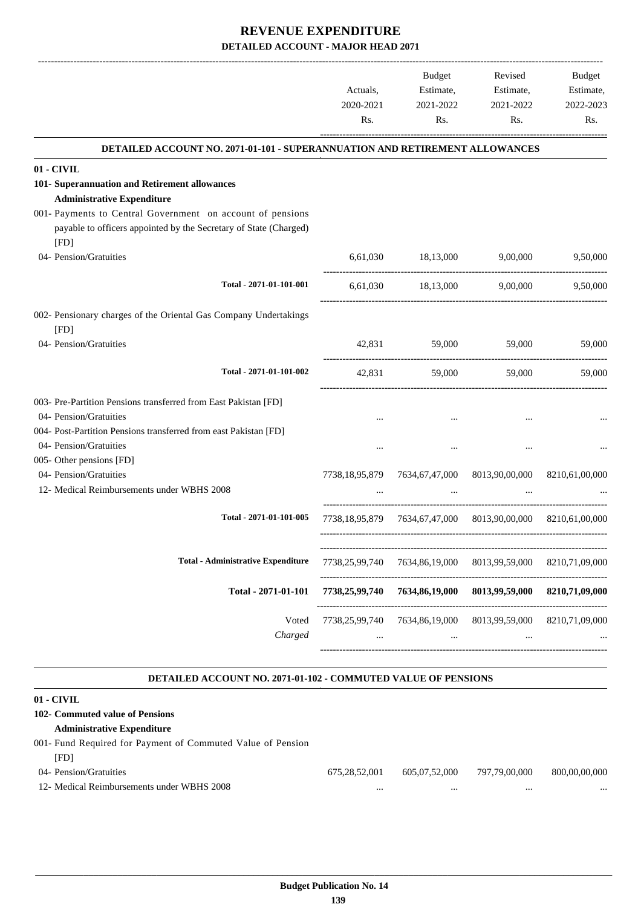# REVENUE EXPENDITURE

## DETAILED ACCOUNT - MAJOR HEAD 2071

| | Actuals, 2020-2021 Rs. | Budget Estimate, 2021-2022 Rs. | Revised Estimate, 2021-2022 Rs. | Budget Estimate, 2022-2023 Rs. |
|---|---|---|---|---|
| **DETAILED ACCOUNT NO. 2071-01-101 - SUPERANNUATION AND RETIREMENT ALLOWANCES** | | | | |
| **01 - CIVIL** | | | | |
| **101- Superannuation and Retirement allowances** | | | | |
| **Administrative Expenditure** | | | | |
| 001- Payments to Central Government on account of pensions payable to officers appointed by the Secretary of State (Charged) [FD] | | | | |
| 04- Pension/Gratuities | 6,61,030 | 18,13,000 | 9,00,000 | 9,50,000 |
| Total - 2071-01-101-001 | 6,61,030 | 18,13,000 | 9,00,000 | 9,50,000 |
| 002- Pensionary charges of the Oriental Gas Company Undertakings [FD] | | | | |
| 04- Pension/Gratuities | 42,831 | 59,000 | 59,000 | 59,000 |
| Total - 2071-01-101-002 | 42,831 | 59,000 | 59,000 | 59,000 |
| 003- Pre-Partition Pensions transferred from East Pakistan [FD] | | | | |
| 04- Pension/Gratuities | ... | ... | ... | ... |
| 004- Post-Partition Pensions transferred from east Pakistan [FD] | | | | |
| 04- Pension/Gratuities | ... | ... | ... | ... |
| 005- Other pensions [FD] | | | | |
| 04- Pension/Gratuities | 7738,18,95,879 | 7634,67,47,000 | 8013,90,00,000 | 8210,61,00,000 |
| 12- Medical Reimbursements under WBHS 2008 | ... | ... | ... | ... |
| Total - 2071-01-101-005 | 7738,18,95,879 | 7634,67,47,000 | 8013,90,00,000 | 8210,61,00,000 |
| Total - Administrative Expenditure | 7738,25,99,740 | 7634,86,19,000 | 8013,99,59,000 | 8210,71,09,000 |
| **Total - 2071-01-101** | **7738,25,99,740** | **7634,86,19,000** | **8013,99,59,000** | **8210,71,09,000** |
| Voted | 7738,25,99,740 | 7634,86,19,000 | 8013,99,59,000 | 8210,71,09,000 |
| *Charged* | ... | ... | ... | ... |

| | Actuals, 2020-2021 Rs. | Budget Estimate, 2021-2022 Rs. | Revised Estimate, 2021-2022 Rs. | Budget Estimate, 2022-2023 Rs. |
|---|---|---|---|---|
| **DETAILED ACCOUNT NO. 2071-01-102 - COMMUTED VALUE OF PENSIONS** | | | | |
| **01 - CIVIL** | | | | |
| **102- Commuted value of Pensions** | | | | |
| **Administrative Expenditure** | | | | |
| 001- Fund Required for Payment of Commuted Value of Pension [FD] | | | | |
| 04- Pension/Gratuities | 675,28,52,001 | 605,07,52,000 | 797,79,00,000 | 800,00,00,000 |
| 12- Medical Reimbursements under WBHS 2008 | ... | ... | ... | ... |

**Budget Publication No. 14**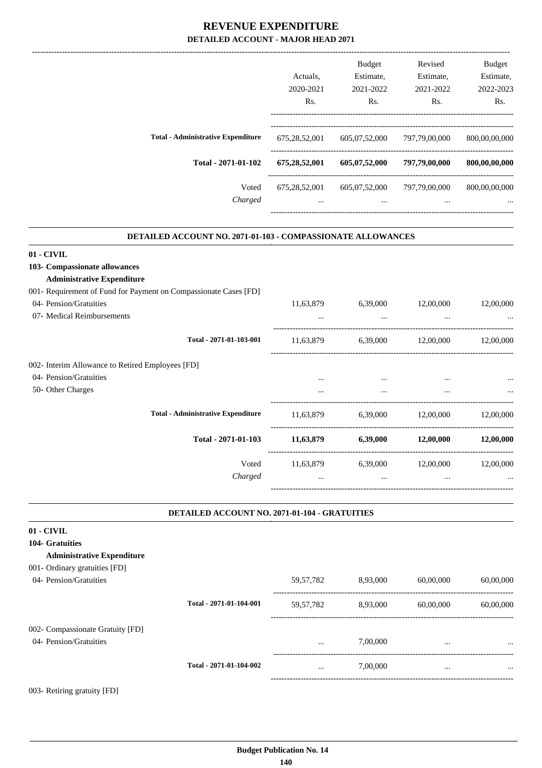# REVENUE EXPENDITURE
## DETAILED ACCOUNT - MAJOR HEAD 2071

| | Actuals, 2020-2021 Rs. | Budget Estimate, 2021-2022 Rs. | Revised Estimate, 2021-2022 Rs. | Budget Estimate, 2022-2023 Rs. |
|---|---|---|---|---|
| **Total - Administrative Expenditure** | 675,28,52,001 | 605,07,52,000 | 797,79,00,000 | 800,00,00,000 |
| **Total - 2071-01-102** | **675,28,52,001** | **605,07,52,000** | **797,79,00,000** | **800,00,00,000** |
| Voted | 675,28,52,001 | 605,07,52,000 | 797,79,00,000 | 800,00,00,000 |
| *Charged* | ... | ... | ... | ... |

### DETAILED ACCOUNT NO. 2071-01-103 - COMPASSIONATE ALLOWANCES

| | Actuals, 2020-2021 Rs. | Budget Estimate, 2021-2022 Rs. | Revised Estimate, 2021-2022 Rs. | Budget Estimate, 2022-2023 Rs. |
|---|---|---|---|---|
| **01 - CIVIL** | | | | |
| **103- Compassionate allowances** | | | | |
| **Administrative Expenditure** | | | | |
| 001- Requirement of Fund for Payment on Compassionate Cases [FD] | | | | |
| 04- Pension/Gratuities | 11,63,879 | 6,39,000 | 12,00,000 | 12,00,000 |
| 07- Medical Reimbursements | ... | ... | ... | ... |
| **Total - 2071-01-103-001** | 11,63,879 | 6,39,000 | 12,00,000 | 12,00,000 |
| 002- Interim Allowance to Retired Employees [FD] | | | | |
| 04- Pension/Gratuities | ... | ... | ... | ... |
| 50- Other Charges | ... | ... | ... | ... |
| **Total - Administrative Expenditure** | 11,63,879 | 6,39,000 | 12,00,000 | 12,00,000 |
| **Total - 2071-01-103** | **11,63,879** | **6,39,000** | **12,00,000** | **12,00,000** |
| Voted | 11,63,879 | 6,39,000 | 12,00,000 | 12,00,000 |
| *Charged* | ... | ... | ... | ... |

### DETAILED ACCOUNT NO. 2071-01-104 - GRATUITIES

| | Actuals, 2020-2021 Rs. | Budget Estimate, 2021-2022 Rs. | Revised Estimate, 2021-2022 Rs. | Budget Estimate, 2022-2023 Rs. |
|---|---|---|---|---|
| **01 - CIVIL** | | | | |
| **104- Gratuities** | | | | |
| **Administrative Expenditure** | | | | |
| 001- Ordinary gratuities [FD] | | | | |
| 04- Pension/Gratuities | 59,57,782 | 8,93,000 | 60,00,000 | 60,00,000 |
| **Total - 2071-01-104-001** | 59,57,782 | 8,93,000 | 60,00,000 | 60,00,000 |
| 002- Compassionate Gratuity [FD] | | | | |
| 04- Pension/Gratuities | ... | 7,00,000 | ... | ... |
| **Total - 2071-01-104-002** | ... | 7,00,000 | ... | ... |
| 003- Retiring gratuity [FD] | | | | |

Budget Publication No. 14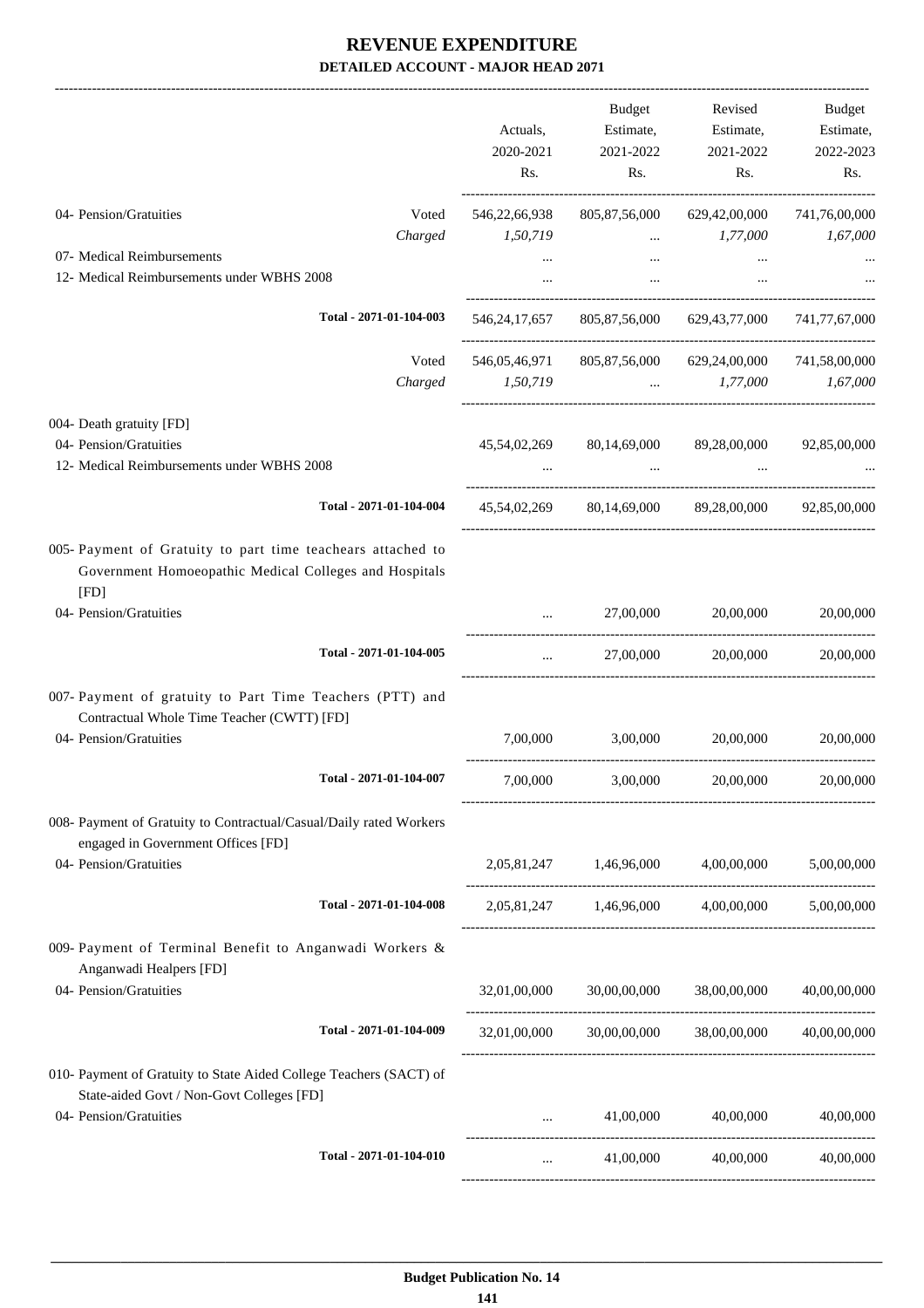# REVENUE EXPENDITURE

## DETAILED ACCOUNT - MAJOR HEAD 2071

| | | Actuals, 2020-2021 Rs. | Budget Estimate, 2021-2022 Rs. | Revised Estimate, 2021-2022 Rs. | Budget Estimate, 2022-2023 Rs. |
|---|---|---|---|---|---|
| 04- Pension/Gratuities | Voted | 546,22,66,938 | 805,87,56,000 | 629,42,00,000 | 741,76,00,000 |
| | *Charged* | *1,50,719* | ... | *1,77,000* | *1,67,000* |
| 07- Medical Reimbursements | | ... | ... | ... | ... |
| 12- Medical Reimbursements under WBHS 2008 | | ... | ... | ... | ... |
| **Total - 2071-01-104-003** | | 546,24,17,657 | 805,87,56,000 | 629,43,77,000 | 741,77,67,000 |
| | Voted | 546,05,46,971 | 805,87,56,000 | 629,24,00,000 | 741,58,00,000 |
| | *Charged* | *1,50,719* | ... | *1,77,000* | *1,67,000* |
| 004- Death gratuity [FD] | | | | | |
| 04- Pension/Gratuities | | 45,54,02,269 | 80,14,69,000 | 89,28,00,000 | 92,85,00,000 |
| 12- Medical Reimbursements under WBHS 2008 | | ... | ... | ... | ... |
| **Total - 2071-01-104-004** | | 45,54,02,269 | 80,14,69,000 | 89,28,00,000 | 92,85,00,000 |
| 005- Payment of Gratuity to part time teachears attached to Government Homoeopathic Medical Colleges and Hospitals [FD] | | | | | |
| 04- Pension/Gratuities | | ... | 27,00,000 | 20,00,000 | 20,00,000 |
| **Total - 2071-01-104-005** | | ... | 27,00,000 | 20,00,000 | 20,00,000 |
| 007- Payment of gratuity to Part Time Teachers (PTT) and Contractual Whole Time Teacher (CWTT) [FD] | | | | | |
| 04- Pension/Gratuities | | 7,00,000 | 3,00,000 | 20,00,000 | 20,00,000 |
| **Total - 2071-01-104-007** | | 7,00,000 | 3,00,000 | 20,00,000 | 20,00,000 |
| 008- Payment of Gratuity to Contractual/Casual/Daily rated Workers engaged in Government Offices [FD] | | | | | |
| 04- Pension/Gratuities | | 2,05,81,247 | 1,46,96,000 | 4,00,00,000 | 5,00,00,000 |
| **Total - 2071-01-104-008** | | 2,05,81,247 | 1,46,96,000 | 4,00,00,000 | 5,00,00,000 |
| 009- Payment of Terminal Benefit to Anganwadi Workers & Anganwadi Healpers [FD] | | | | | |
| 04- Pension/Gratuities | | 32,01,00,000 | 30,00,00,000 | 38,00,00,000 | 40,00,00,000 |
| **Total - 2071-01-104-009** | | 32,01,00,000 | 30,00,00,000 | 38,00,00,000 | 40,00,00,000 |
| 010- Payment of Gratuity to State Aided College Teachers (SACT) of State-aided Govt / Non-Govt Colleges [FD] | | | | | |
| 04- Pension/Gratuities | | ... | 41,00,000 | 40,00,000 | 40,00,000 |
| **Total - 2071-01-104-010** | | ... | 41,00,000 | 40,00,000 | 40,00,000 |

**Budget Publication No. 14**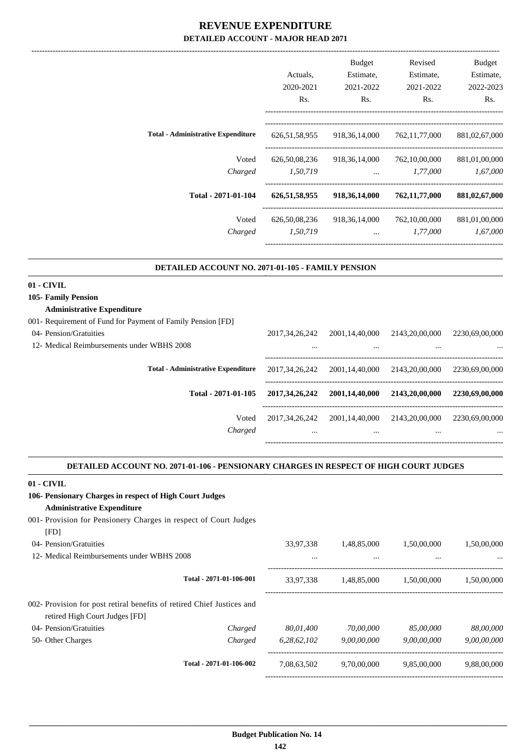# REVENUE EXPENDITURE

## DETAILED ACCOUNT - MAJOR HEAD 2071

| | Actuals, 2020-2021 Rs. | Budget Estimate, 2021-2022 Rs. | Revised Estimate, 2021-2022 Rs. | Budget Estimate, 2022-2023 Rs. |
|---|---|---|---|---|
| **Total - Administrative Expenditure** | 626,51,58,955 | 918,36,14,000 | 762,11,77,000 | 881,02,67,000 |
| Voted | 626,50,08,236 | 918,36,14,000 | 762,10,00,000 | 881,01,00,000 |
| *Charged* | *1,50,719* | ... | *1,77,000* | *1,67,000* |
| **Total - 2071-01-104** | **626,51,58,955** | **918,36,14,000** | **762,11,77,000** | **881,02,67,000** |
| Voted | 626,50,08,236 | 918,36,14,000 | 762,10,00,000 | 881,01,00,000 |
| *Charged* | *1,50,719* | ... | *1,77,000* | *1,67,000* |

### DETAILED ACCOUNT NO. 2071-01-105 - FAMILY PENSION

**01 - CIVIL**

**105- Family Pension**

**Administrative Expenditure**

| | Actuals, 2020-2021 Rs. | Budget Estimate, 2021-2022 Rs. | Revised Estimate, 2021-2022 Rs. | Budget Estimate, 2022-2023 Rs. |
|---|---|---|---|---|
| 001- Requirement of Fund for Payment of Family Pension [FD] | | | | |
| 04- Pension/Gratuities | 2017,34,26,242 | 2001,14,40,000 | 2143,20,00,000 | 2230,69,00,000 |
| 12- Medical Reimbursements under WBHS 2008 | ... | ... | ... | ... |
| **Total - Administrative Expenditure** | 2017,34,26,242 | 2001,14,40,000 | 2143,20,00,000 | 2230,69,00,000 |
| **Total - 2071-01-105** | **2017,34,26,242** | **2001,14,40,000** | **2143,20,00,000** | **2230,69,00,000** |
| Voted | 2017,34,26,242 | 2001,14,40,000 | 2143,20,00,000 | 2230,69,00,000 |
| *Charged* | ... | ... | ... | ... |

### DETAILED ACCOUNT NO. 2071-01-106 - PENSIONARY CHARGES IN RESPECT OF HIGH COURT JUDGES

**01 - CIVIL**

**106- Pensionary Charges in respect of High Court Judges**

**Administrative Expenditure**

| | Actuals, 2020-2021 Rs. | Budget Estimate, 2021-2022 Rs. | Revised Estimate, 2021-2022 Rs. | Budget Estimate, 2022-2023 Rs. |
|---|---|---|---|---|
| 001- Provision for Pensionery Charges in respect of Court Judges [FD] | | | | |
| 04- Pension/Gratuities | 33,97,338 | 1,48,85,000 | 1,50,00,000 | 1,50,00,000 |
| 12- Medical Reimbursements under WBHS 2008 | ... | ... | ... | ... |
| Total - 2071-01-106-001 | 33,97,338 | 1,48,85,000 | 1,50,00,000 | 1,50,00,000 |
| 002- Provision for post retiral benefits of retired Chief Justices and retired High Court Judges [FD] | | | | |
| 04- Pension/Gratuities *Charged* | *80,01,400* | *70,00,000* | *85,00,000* | *88,00,000* |
| 50- Other Charges *Charged* | *6,28,62,102* | *9,00,00,000* | *9,00,00,000* | *9,00,00,000* |
| Total - 2071-01-106-002 | 7,08,63,502 | 9,70,00,000 | 9,85,00,000 | 9,88,00,000 |

Budget Publication No. 14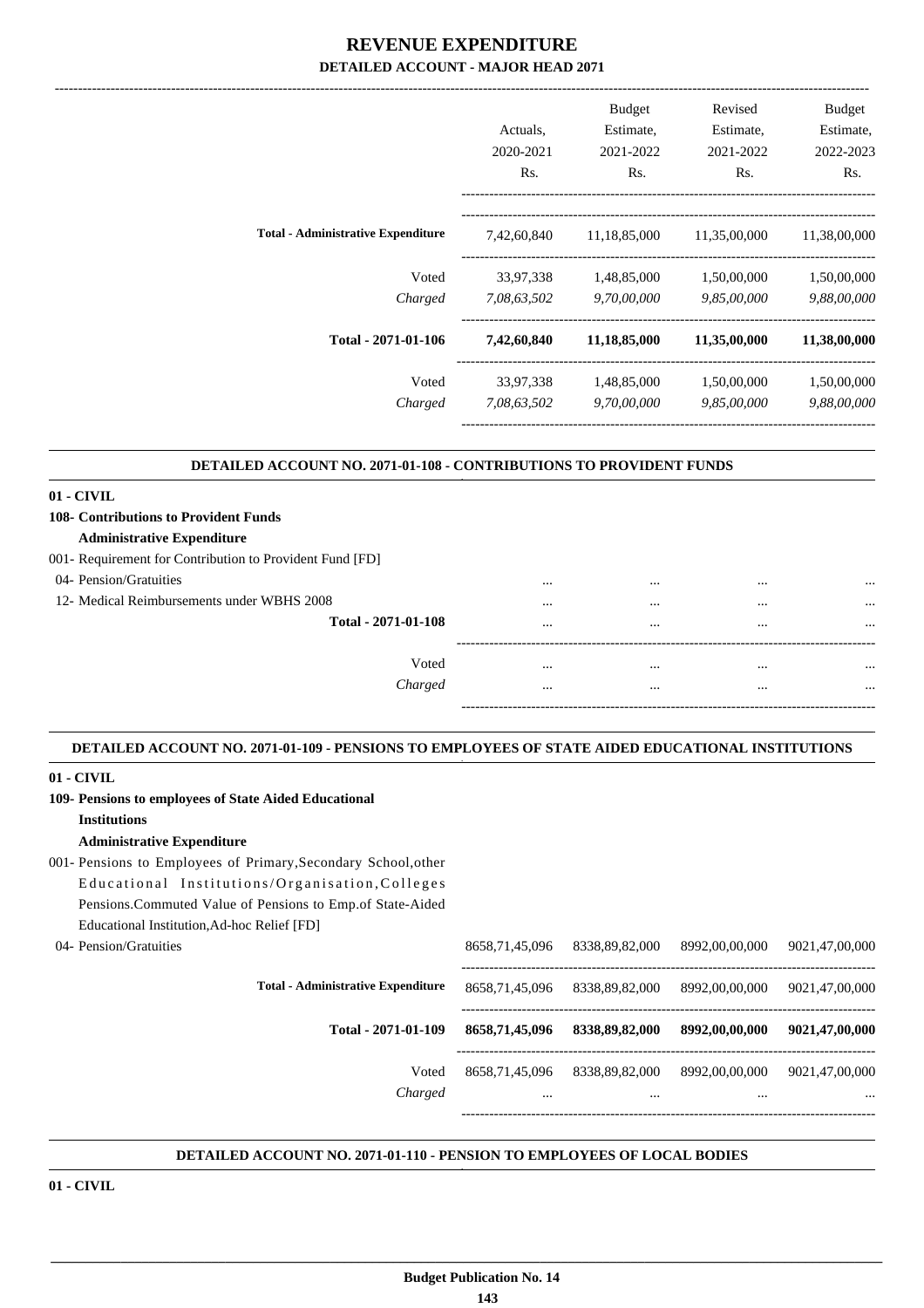# REVENUE EXPENDITURE
## DETAILED ACCOUNT - MAJOR HEAD 2071

| | Actuals, 2020-2021 Rs. | Budget Estimate, 2021-2022 Rs. | Revised Estimate, 2021-2022 Rs. | Budget Estimate, 2022-2023 Rs. |
|---|---|---|---|---|
| **Total - Administrative Expenditure** | 7,42,60,840 | 11,18,85,000 | 11,35,00,000 | 11,38,00,000 |
| Voted | 33,97,338 | 1,48,85,000 | 1,50,00,000 | 1,50,00,000 |
| *Charged* | *7,08,63,502* | *9,70,00,000* | *9,85,00,000* | *9,88,00,000* |
| **Total - 2071-01-106** | **7,42,60,840** | **11,18,85,000** | **11,35,00,000** | **11,38,00,000** |
| Voted | 33,97,338 | 1,48,85,000 | 1,50,00,000 | 1,50,00,000 |
| *Charged* | *7,08,63,502* | *9,70,00,000* | *9,85,00,000* | *9,88,00,000* |

### DETAILED ACCOUNT NO. 2071-01-108 - CONTRIBUTIONS TO PROVIDENT FUNDS

**01 - CIVIL**

**108- Contributions to Provident Funds**

**Administrative Expenditure**

001- Requirement for Contribution to Provident Fund [FD]

| | Actuals, 2020-2021 Rs. | Budget Estimate, 2021-2022 Rs. | Revised Estimate, 2021-2022 Rs. | Budget Estimate, 2022-2023 Rs. |
|---|---|---|---|---|
| 04- Pension/Gratuities | ... | ... | ... | ... |
| 12- Medical Reimbursements under WBHS 2008 | ... | ... | ... | ... |
| **Total - 2071-01-108** | ... | ... | ... | ... |
| Voted | ... | ... | ... | ... |
| *Charged* | ... | ... | ... | ... |

### DETAILED ACCOUNT NO. 2071-01-109 - PENSIONS TO EMPLOYEES OF STATE AIDED EDUCATIONAL INSTITUTIONS

**01 - CIVIL**

**109- Pensions to employees of State Aided Educational Institutions**

**Administrative Expenditure**

001- Pensions to Employees of Primary,Secondary School,other Educational Institutions/Organisation,Colleges Pensions.Commuted Value of Pensions to Emp.of State-Aided Educational Institution,Ad-hoc Relief [FD]

| | Actuals, 2020-2021 Rs. | Budget Estimate, 2021-2022 Rs. | Revised Estimate, 2021-2022 Rs. | Budget Estimate, 2022-2023 Rs. |
|---|---|---|---|---|
| 04- Pension/Gratuities | 8658,71,45,096 | 8338,89,82,000 | 8992,00,00,000 | 9021,47,00,000 |
| **Total - Administrative Expenditure** | 8658,71,45,096 | 8338,89,82,000 | 8992,00,00,000 | 9021,47,00,000 |
| **Total - 2071-01-109** | **8658,71,45,096** | **8338,89,82,000** | **8992,00,00,000** | **9021,47,00,000** |
| Voted | 8658,71,45,096 | 8338,89,82,000 | 8992,00,00,000 | 9021,47,00,000 |
| *Charged* | ... | ... | ... | ... |

### DETAILED ACCOUNT NO. 2071-01-110 - PENSION TO EMPLOYEES OF LOCAL BODIES

**01 - CIVIL**

Budget Publication No. 14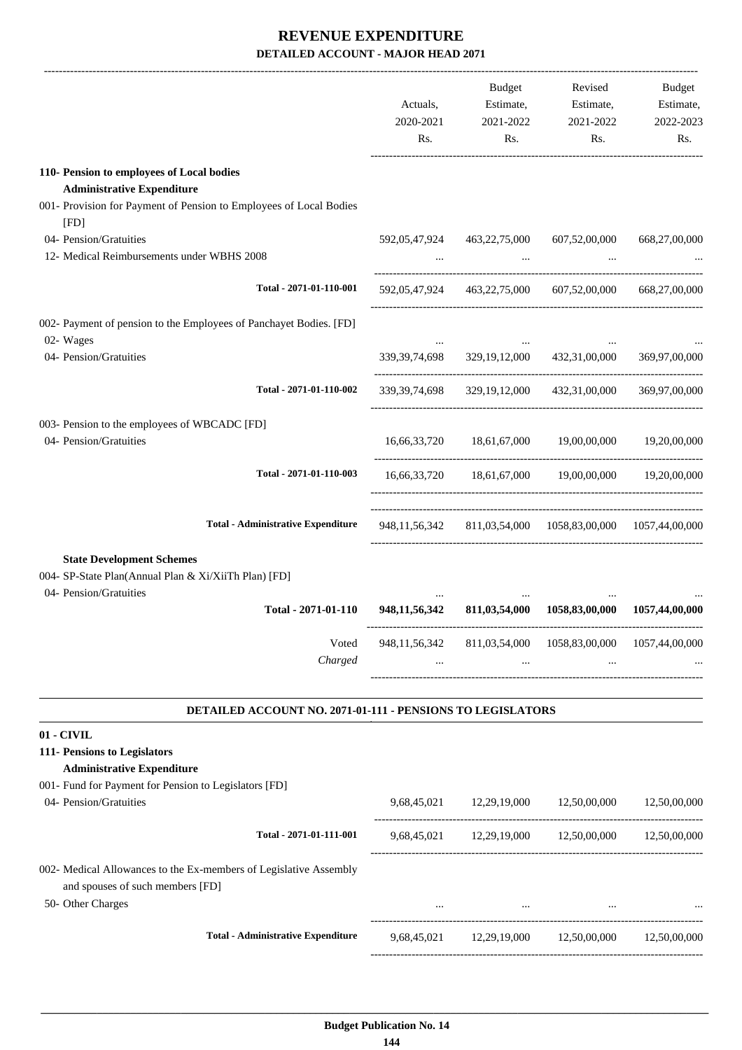# REVENUE EXPENDITURE

## DETAILED ACCOUNT - MAJOR HEAD 2071

| | Actuals, 2020-2021 Rs. | Budget Estimate, 2021-2022 Rs. | Revised Estimate, 2021-2022 Rs. | Budget Estimate, 2022-2023 Rs. |
|---|---|---|---|---|
| **110- Pension to employees of Local bodies** | | | | |
| **Administrative Expenditure** | | | | |
| 001- Provision for Payment of Pension to Employees of Local Bodies [FD] | | | | |
| 04- Pension/Gratuities | 592,05,47,924 | 463,22,75,000 | 607,52,00,000 | 668,27,00,000 |
| 12- Medical Reimbursements under WBHS 2008 | ... | ... | ... | ... |
| Total - 2071-01-110-001 | 592,05,47,924 | 463,22,75,000 | 607,52,00,000 | 668,27,00,000 |
| 002- Payment of pension to the Employees of Panchayet Bodies. [FD] | | | | |
| 02- Wages | ... | ... | ... | ... |
| 04- Pension/Gratuities | 339,39,74,698 | 329,19,12,000 | 432,31,00,000 | 369,97,00,000 |
| Total - 2071-01-110-002 | 339,39,74,698 | 329,19,12,000 | 432,31,00,000 | 369,97,00,000 |
| 003- Pension to the employees of WBCADC [FD] | | | | |
| 04- Pension/Gratuities | 16,66,33,720 | 18,61,67,000 | 19,00,00,000 | 19,20,00,000 |
| Total - 2071-01-110-003 | 16,66,33,720 | 18,61,67,000 | 19,00,00,000 | 19,20,00,000 |
| Total - Administrative Expenditure | 948,11,56,342 | 811,03,54,000 | 1058,83,00,000 | 1057,44,00,000 |
| **State Development Schemes** | | | | |
| 004- SP-State Plan(Annual Plan & Xi/XiiTh Plan) [FD] | | | | |
| 04- Pension/Gratuities | ... | ... | ... | ... |
| **Total - 2071-01-110** | **948,11,56,342** | **811,03,54,000** | **1058,83,00,000** | **1057,44,00,000** |
| Voted | 948,11,56,342 | 811,03,54,000 | 1058,83,00,000 | 1057,44,00,000 |
| *Charged* | ... | ... | ... | ... |

### DETAILED ACCOUNT NO. 2071-01-111 - PENSIONS TO LEGISLATORS

| | Actuals, 2020-2021 Rs. | Budget Estimate, 2021-2022 Rs. | Revised Estimate, 2021-2022 Rs. | Budget Estimate, 2022-2023 Rs. |
|---|---|---|---|---|
| **01 - CIVIL** | | | | |
| **111- Pensions to Legislators** | | | | |
| **Administrative Expenditure** | | | | |
| 001- Fund for Payment for Pension to Legislators [FD] | | | | |
| 04- Pension/Gratuities | 9,68,45,021 | 12,29,19,000 | 12,50,00,000 | 12,50,00,000 |
| Total - 2071-01-111-001 | 9,68,45,021 | 12,29,19,000 | 12,50,00,000 | 12,50,00,000 |
| 002- Medical Allowances to the Ex-members of Legislative Assembly and spouses of such members [FD] | | | | |
| 50- Other Charges | ... | ... | ... | ... |
| Total - Administrative Expenditure | 9,68,45,021 | 12,29,19,000 | 12,50,00,000 | 12,50,00,000 |

Budget Publication No. 14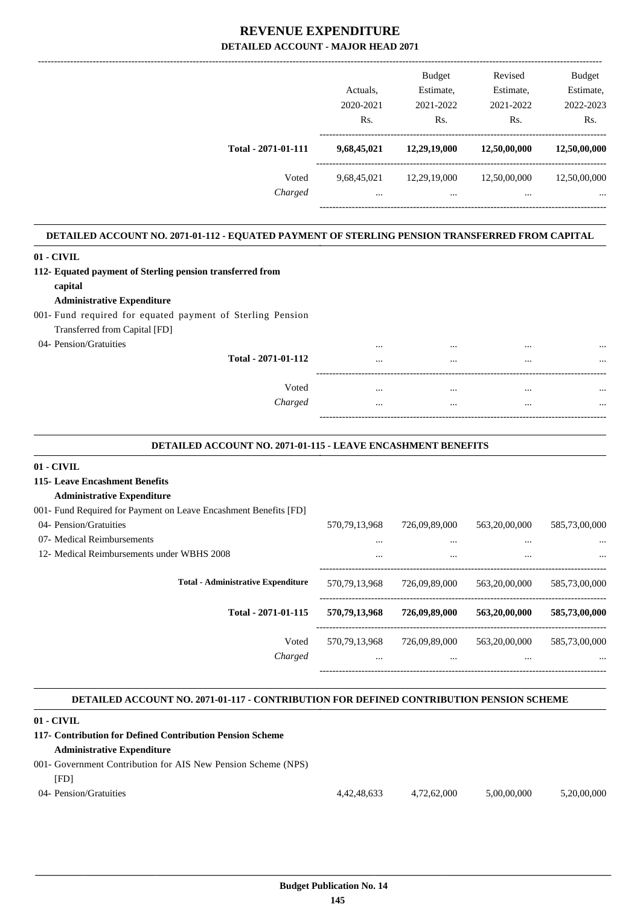# REVENUE EXPENDITURE

## DETAILED ACCOUNT - MAJOR HEAD 2071

| | Actuals, 2020-2021 Rs. | Budget Estimate, 2021-2022 Rs. | Revised Estimate, 2021-2022 Rs. | Budget Estimate, 2022-2023 Rs. |
|---|---|---|---|---|
| **Total - 2071-01-111** | **9,68,45,021** | **12,29,19,000** | **12,50,00,000** | **12,50,00,000** |
| Voted | 9,68,45,021 | 12,29,19,000 | 12,50,00,000 | 12,50,00,000 |
| *Charged* | ... | ... | ... | ... |

### DETAILED ACCOUNT NO. 2071-01-112 - EQUATED PAYMENT OF STERLING PENSION TRANSFERRED FROM CAPITAL

**01 - CIVIL**

**112- Equated payment of Sterling pension transferred from capital**

**Administrative Expenditure**

001- Fund required for equated payment of Sterling Pension Transferred from Capital [FD]

| | Actuals, 2020-2021 Rs. | Budget Estimate, 2021-2022 Rs. | Revised Estimate, 2021-2022 Rs. | Budget Estimate, 2022-2023 Rs. |
|---|---|---|---|---|
| 04- Pension/Gratuities | ... | ... | ... | ... |
| **Total - 2071-01-112** | ... | ... | ... | ... |
| Voted | ... | ... | ... | ... |
| *Charged* | ... | ... | ... | ... |

### DETAILED ACCOUNT NO. 2071-01-115 - LEAVE ENCASHMENT BENEFITS

**01 - CIVIL**

**115- Leave Encashment Benefits**

**Administrative Expenditure**

001- Fund Required for Payment on Leave Encashment Benefits [FD]

| | Actuals, 2020-2021 Rs. | Budget Estimate, 2021-2022 Rs. | Revised Estimate, 2021-2022 Rs. | Budget Estimate, 2022-2023 Rs. |
|---|---|---|---|---|
| 04- Pension/Gratuities | 570,79,13,968 | 726,09,89,000 | 563,20,00,000 | 585,73,00,000 |
| 07- Medical Reimbursements | ... | ... | ... | ... |
| 12- Medical Reimbursements under WBHS 2008 | ... | ... | ... | ... |
| **Total - Administrative Expenditure** | 570,79,13,968 | 726,09,89,000 | 563,20,00,000 | 585,73,00,000 |
| **Total - 2071-01-115** | **570,79,13,968** | **726,09,89,000** | **563,20,00,000** | **585,73,00,000** |
| Voted | 570,79,13,968 | 726,09,89,000 | 563,20,00,000 | 585,73,00,000 |
| *Charged* | ... | ... | ... | ... |

### DETAILED ACCOUNT NO. 2071-01-117 - CONTRIBUTION FOR DEFINED CONTRIBUTION PENSION SCHEME

**01 - CIVIL**

**117- Contribution for Defined Contribution Pension Scheme**

**Administrative Expenditure**

001- Government Contribution for AIS New Pension Scheme (NPS) [FD]

| | Actuals, 2020-2021 Rs. | Budget Estimate, 2021-2022 Rs. | Revised Estimate, 2021-2022 Rs. | Budget Estimate, 2022-2023 Rs. |
|---|---|---|---|---|
| 04- Pension/Gratuities | 4,42,48,633 | 4,72,62,000 | 5,00,00,000 | 5,20,00,000 |

**Budget Publication No. 14**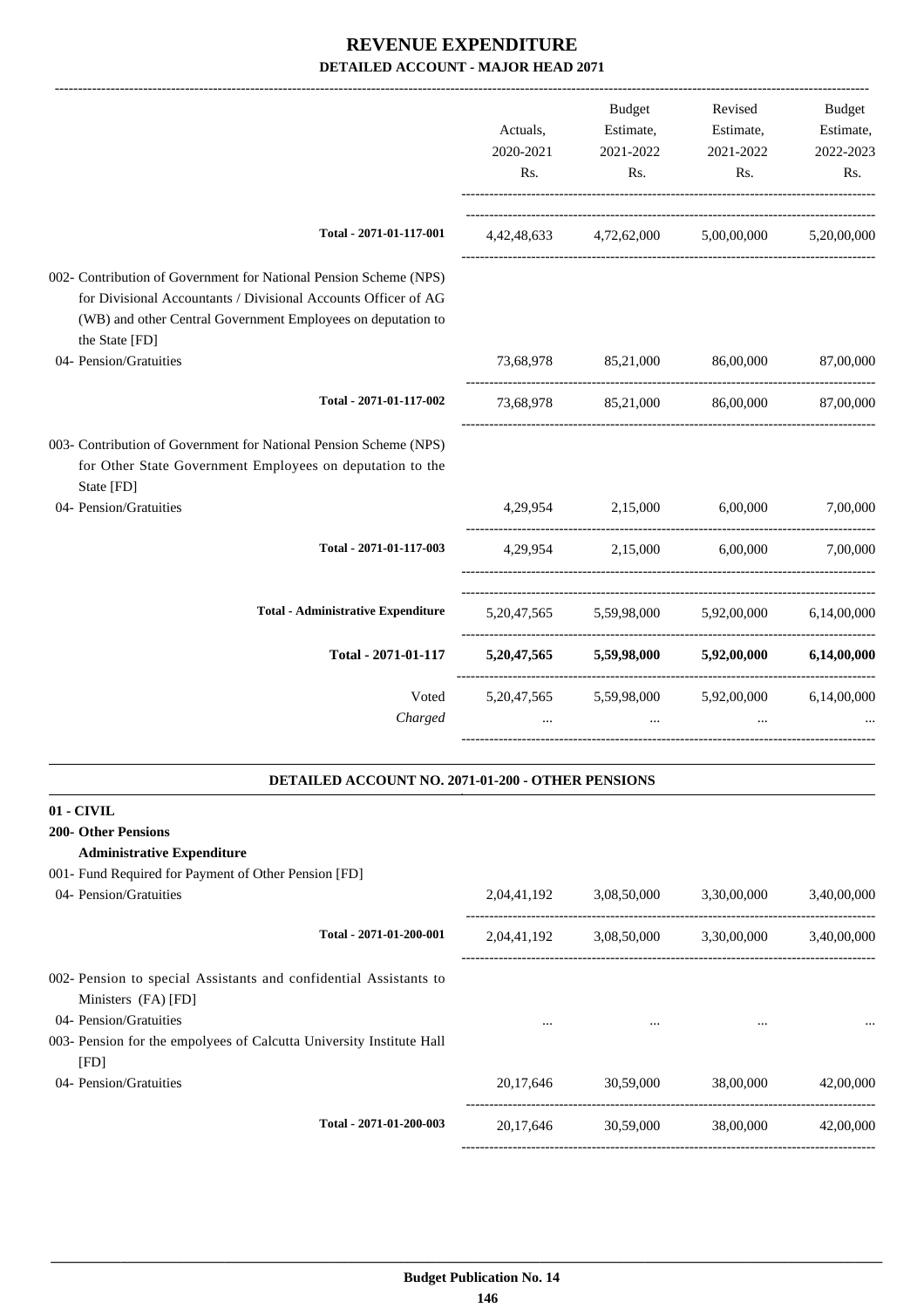# REVENUE EXPENDITURE

## DETAILED ACCOUNT - MAJOR HEAD 2071

| | Actuals, 2020-2021 Rs. | Budget Estimate, 2021-2022 Rs. | Revised Estimate, 2021-2022 Rs. | Budget Estimate, 2022-2023 Rs. |
|---|---|---|---|---|
| **Total - 2071-01-117-001** | 4,42,48,633 | 4,72,62,000 | 5,00,00,000 | 5,20,00,000 |
| 002- Contribution of Government for National Pension Scheme (NPS) for Divisional Accountants / Divisional Accounts Officer of AG (WB) and other Central Government Employees on deputation to the State [FD] | | | | |
| 04- Pension/Gratuities | 73,68,978 | 85,21,000 | 86,00,000 | 87,00,000 |
| **Total - 2071-01-117-002** | 73,68,978 | 85,21,000 | 86,00,000 | 87,00,000 |
| 003- Contribution of Government for National Pension Scheme (NPS) for Other State Government Employees on deputation to the State [FD] | | | | |
| 04- Pension/Gratuities | 4,29,954 | 2,15,000 | 6,00,000 | 7,00,000 |
| **Total - 2071-01-117-003** | 4,29,954 | 2,15,000 | 6,00,000 | 7,00,000 |
| **Total - Administrative Expenditure** | 5,20,47,565 | 5,59,98,000 | 5,92,00,000 | 6,14,00,000 |
| **Total - 2071-01-117** | **5,20,47,565** | **5,59,98,000** | **5,92,00,000** | **6,14,00,000** |
| Voted | 5,20,47,565 | 5,59,98,000 | 5,92,00,000 | 6,14,00,000 |
| *Charged* | ... | ... | ... | ... |

### DETAILED ACCOUNT NO. 2071-01-200 - OTHER PENSIONS

| | Actuals, 2020-2021 Rs. | Budget Estimate, 2021-2022 Rs. | Revised Estimate, 2021-2022 Rs. | Budget Estimate, 2022-2023 Rs. |
|---|---|---|---|---|
| **01 - CIVIL** | | | | |
| **200- Other Pensions** | | | | |
| **Administrative Expenditure** | | | | |
| 001- Fund Required for Payment of Other Pension [FD] | | | | |
| 04- Pension/Gratuities | 2,04,41,192 | 3,08,50,000 | 3,30,00,000 | 3,40,00,000 |
| **Total - 2071-01-200-001** | 2,04,41,192 | 3,08,50,000 | 3,30,00,000 | 3,40,00,000 |
| 002- Pension to special Assistants and confidential Assistants to Ministers (FA) [FD] | | | | |
| 04- Pension/Gratuities | ... | ... | ... | ... |
| 003- Pension for the empolyees of Calcutta University Institute Hall [FD] | | | | |
| 04- Pension/Gratuities | 20,17,646 | 30,59,000 | 38,00,000 | 42,00,000 |
| **Total - 2071-01-200-003** | 20,17,646 | 30,59,000 | 38,00,000 | 42,00,000 |

**Budget Publication No. 14**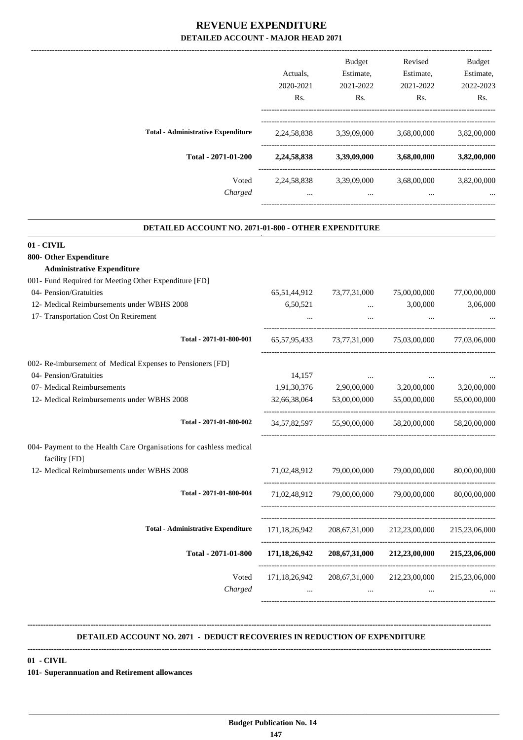# REVENUE EXPENDITURE
## DETAILED ACCOUNT - MAJOR HEAD 2071

| | Actuals, 2020-2021 Rs. | Budget Estimate, 2021-2022 Rs. | Revised Estimate, 2021-2022 Rs. | Budget Estimate, 2022-2023 Rs. |
|---|---|---|---|---|
| **Total - Administrative Expenditure** | 2,24,58,838 | 3,39,09,000 | 3,68,00,000 | 3,82,00,000 |
| **Total - 2071-01-200** | **2,24,58,838** | **3,39,09,000** | **3,68,00,000** | **3,82,00,000** |
| Voted | 2,24,58,838 | 3,39,09,000 | 3,68,00,000 | 3,82,00,000 |
| *Charged* | ... | ... | ... | ... |

### DETAILED ACCOUNT NO. 2071-01-800 - OTHER EXPENDITURE

**01 - CIVIL**

**800- Other Expenditure**

**Administrative Expenditure**

| | Actuals, 2020-2021 Rs. | Budget Estimate, 2021-2022 Rs. | Revised Estimate, 2021-2022 Rs. | Budget Estimate, 2022-2023 Rs. |
|---|---|---|---|---|
| 001- Fund Required for Meeting Other Expenditure [FD] | | | | |
| 04- Pension/Gratuities | 65,51,44,912 | 73,77,31,000 | 75,00,00,000 | 77,00,00,000 |
| 12- Medical Reimbursements under WBHS 2008 | 6,50,521 | ... | 3,00,000 | 3,06,000 |
| 17- Transportation Cost On Retirement | ... | ... | ... | ... |
| **Total - 2071-01-800-001** | 65,57,95,433 | 73,77,31,000 | 75,03,00,000 | 77,03,06,000 |
| 002- Re-imbursement of Medical Expenses to Pensioners [FD] | | | | |
| 04- Pension/Gratuities | 14,157 | ... | ... | ... |
| 07- Medical Reimbursements | 1,91,30,376 | 2,90,00,000 | 3,20,00,000 | 3,20,00,000 |
| 12- Medical Reimbursements under WBHS 2008 | 32,66,38,064 | 53,00,00,000 | 55,00,00,000 | 55,00,00,000 |
| **Total - 2071-01-800-002** | 34,57,82,597 | 55,90,00,000 | 58,20,00,000 | 58,20,00,000 |
| 004- Payment to the Health Care Organisations for cashless medical facility [FD] | | | | |
| 12- Medical Reimbursements under WBHS 2008 | 71,02,48,912 | 79,00,00,000 | 79,00,00,000 | 80,00,00,000 |
| **Total - 2071-01-800-004** | 71,02,48,912 | 79,00,00,000 | 79,00,00,000 | 80,00,00,000 |
| **Total - Administrative Expenditure** | 171,18,26,942 | 208,67,31,000 | 212,23,00,000 | 215,23,06,000 |
| **Total - 2071-01-800** | **171,18,26,942** | **208,67,31,000** | **212,23,00,000** | **215,23,06,000** |
| Voted | 171,18,26,942 | 208,67,31,000 | 212,23,00,000 | 215,23,06,000 |
| *Charged* | ... | ... | ... | ... |

### DETAILED ACCOUNT NO. 2071 - DEDUCT RECOVERIES IN REDUCTION OF EXPENDITURE

**01 - CIVIL**

**101- Superannuation and Retirement allowances**

**Budget Publication No. 14**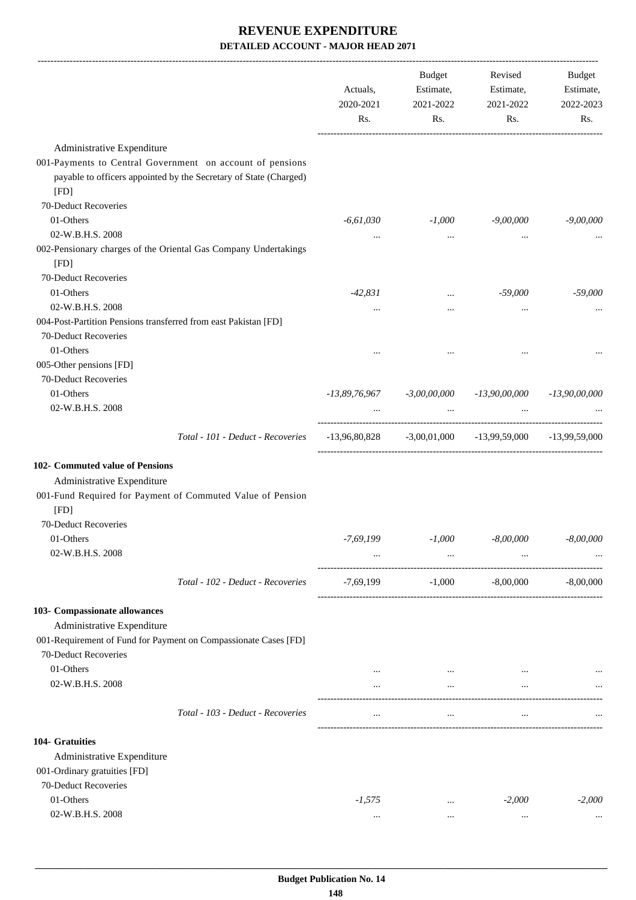# REVENUE EXPENDITURE

## DETAILED ACCOUNT - MAJOR HEAD 2071

| | Actuals, 2020-2021 Rs. | Budget Estimate, 2021-2022 Rs. | Revised Estimate, 2021-2022 Rs. | Budget Estimate, 2022-2023 Rs. |
|---|---|---|---|---|
| Administrative Expenditure | | | | |
| 001-Payments to Central Government on account of pensions payable to officers appointed by the Secretary of State (Charged) [FD] | | | | |
| 70-Deduct Recoveries | | | | |
| 01-Others | *-6,61,030* | *-1,000* | *-9,00,000* | *-9,00,000* |
| 02-W.B.H.S. 2008 | ... | ... | ... | ... |
| 002-Pensionary charges of the Oriental Gas Company Undertakings [FD] | | | | |
| 70-Deduct Recoveries | | | | |
| 01-Others | *-42,831* | ... | *-59,000* | *-59,000* |
| 02-W.B.H.S. 2008 | ... | ... | ... | ... |
| 004-Post-Partition Pensions transferred from east Pakistan [FD] | | | | |
| 70-Deduct Recoveries | | | | |
| 01-Others | ... | ... | ... | ... |
| 005-Other pensions [FD] | | | | |
| 70-Deduct Recoveries | | | | |
| 01-Others | *-13,89,76,967* | *-3,00,00,000* | *-13,90,00,000* | *-13,90,00,000* |
| 02-W.B.H.S. 2008 | ... | ... | ... | ... |
| *Total - 101 - Deduct - Recoveries* | -13,96,80,828 | -3,00,01,000 | -13,99,59,000 | -13,99,59,000 |
| **102- Commuted value of Pensions** | | | | |
| Administrative Expenditure | | | | |
| 001-Fund Required for Payment of Commuted Value of Pension [FD] | | | | |
| 70-Deduct Recoveries | | | | |
| 01-Others | *-7,69,199* | *-1,000* | *-8,00,000* | *-8,00,000* |
| 02-W.B.H.S. 2008 | ... | ... | ... | ... |
| *Total - 102 - Deduct - Recoveries* | -7,69,199 | -1,000 | -8,00,000 | -8,00,000 |
| **103- Compassionate allowances** | | | | |
| Administrative Expenditure | | | | |
| 001-Requirement of Fund for Payment on Compassionate Cases [FD] | | | | |
| 70-Deduct Recoveries | | | | |
| 01-Others | ... | ... | ... | ... |
| 02-W.B.H.S. 2008 | ... | ... | ... | ... |
| *Total - 103 - Deduct - Recoveries* | ... | ... | ... | ... |
| **104- Gratuities** | | | | |
| Administrative Expenditure | | | | |
| 001-Ordinary gratuities [FD] | | | | |
| 70-Deduct Recoveries | | | | |
| 01-Others | *-1,575* | ... | *-2,000* | *-2,000* |
| 02-W.B.H.S. 2008 | ... | ... | ... | ... |

Budget Publication No. 14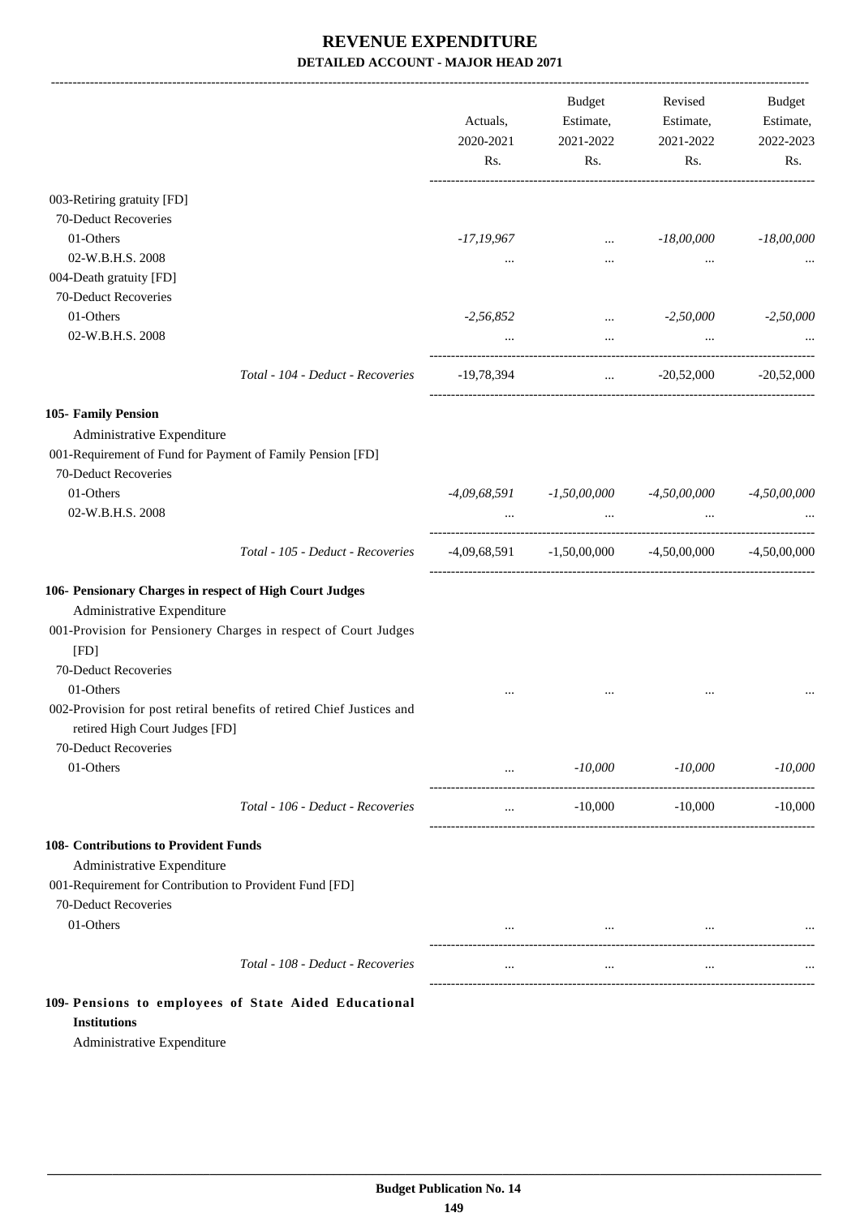# REVENUE EXPENDITURE

## DETAILED ACCOUNT - MAJOR HEAD 2071

| | Actuals, 2020-2021 Rs. | Budget Estimate, 2021-2022 Rs. | Revised Estimate, 2021-2022 Rs. | Budget Estimate, 2022-2023 Rs. |
|---|---|---|---|---|
| 003-Retiring gratuity [FD] | | | | |
| 70-Deduct Recoveries | | | | |
| 01-Others | *-17,19,967* | ... | *-18,00,000* | *-18,00,000* |
| 02-W.B.H.S. 2008 | ... | ... | ... | ... |
| 004-Death gratuity [FD] | | | | |
| 70-Deduct Recoveries | | | | |
| 01-Others | *-2,56,852* | ... | *-2,50,000* | *-2,50,000* |
| 02-W.B.H.S. 2008 | ... | ... | ... | ... |
| *Total - 104 - Deduct - Recoveries* | -19,78,394 | ... | -20,52,000 | -20,52,000 |
| **105- Family Pension** | | | | |
| Administrative Expenditure | | | | |
| 001-Requirement of Fund for Payment of Family Pension [FD] | | | | |
| 70-Deduct Recoveries | | | | |
| 01-Others | *-4,09,68,591* | *-1,50,00,000* | *-4,50,00,000* | *-4,50,00,000* |
| 02-W.B.H.S. 2008 | ... | ... | ... | ... |
| *Total - 105 - Deduct - Recoveries* | -4,09,68,591 | -1,50,00,000 | -4,50,00,000 | -4,50,00,000 |
| **106- Pensionary Charges in respect of High Court Judges** | | | | |
| Administrative Expenditure | | | | |
| 001-Provision for Pensionery Charges in respect of Court Judges [FD] | | | | |
| 70-Deduct Recoveries | | | | |
| 01-Others | ... | ... | ... | ... |
| 002-Provision for post retiral benefits of retired Chief Justices and retired High Court Judges [FD] | | | | |
| 70-Deduct Recoveries | | | | |
| 01-Others | ... | *-10,000* | *-10,000* | *-10,000* |
| *Total - 106 - Deduct - Recoveries* | ... | -10,000 | -10,000 | -10,000 |
| **108- Contributions to Provident Funds** | | | | |
| Administrative Expenditure | | | | |
| 001-Requirement for Contribution to Provident Fund [FD] | | | | |
| 70-Deduct Recoveries | | | | |
| 01-Others | ... | ... | ... | ... |
| *Total - 108 - Deduct - Recoveries* | ... | ... | ... | ... |
| **109- Pensions to employees of State Aided Educational Institutions** | | | | |
| Administrative Expenditure | | | | |

**Budget Publication No. 14**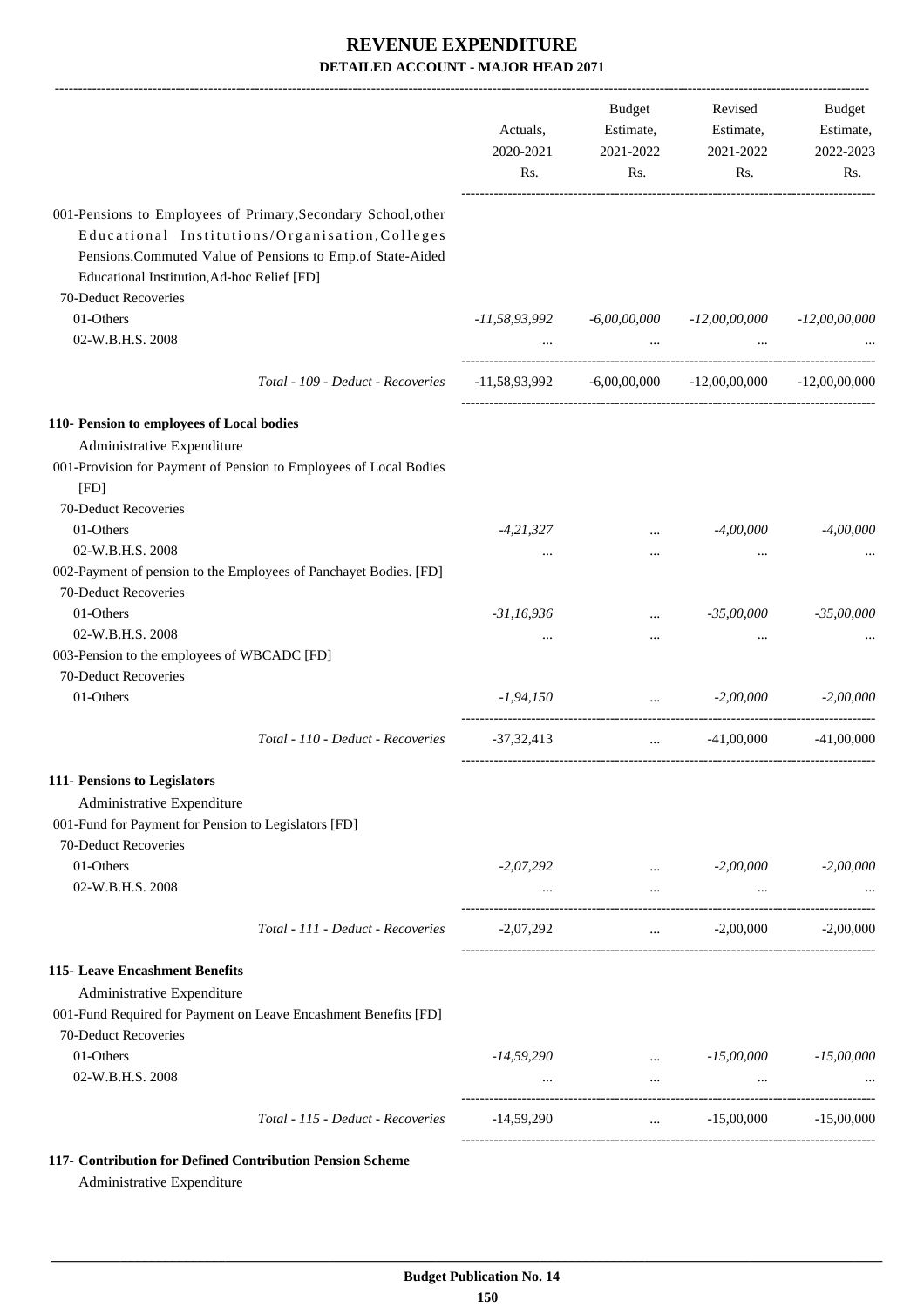# REVENUE EXPENDITURE

## DETAILED ACCOUNT - MAJOR HEAD 2071

| | Actuals, 2020-2021 Rs. | Budget Estimate, 2021-2022 Rs. | Revised Estimate, 2021-2022 Rs. | Budget Estimate, 2022-2023 Rs. |
|---|---|---|---|---|
| 001-Pensions to Employees of Primary,Secondary School,other Educational Institutions/Organisation,Colleges Pensions.Commuted Value of Pensions to Emp.of State-Aided Educational Institution,Ad-hoc Relief [FD] | | | | |
| 70-Deduct Recoveries | | | | |
| 01-Others | *-11,58,93,992* | *-6,00,00,000* | *-12,00,00,000* | *-12,00,00,000* |
| 02-W.B.H.S. 2008 | ... | ... | ... | ... |
| *Total - 109 - Deduct - Recoveries* | -11,58,93,992 | -6,00,00,000 | -12,00,00,000 | -12,00,00,000 |
| **110- Pension to employees of Local bodies** | | | | |
| Administrative Expenditure | | | | |
| 001-Provision for Payment of Pension to Employees of Local Bodies [FD] | | | | |
| 70-Deduct Recoveries | | | | |
| 01-Others | *-4,21,327* | ... | *-4,00,000* | *-4,00,000* |
| 02-W.B.H.S. 2008 | ... | ... | ... | ... |
| 002-Payment of pension to the Employees of Panchayet Bodies. [FD] | | | | |
| 70-Deduct Recoveries | | | | |
| 01-Others | *-31,16,936* | ... | *-35,00,000* | *-35,00,000* |
| 02-W.B.H.S. 2008 | ... | ... | ... | ... |
| 003-Pension to the employees of WBCADC [FD] | | | | |
| 70-Deduct Recoveries | | | | |
| 01-Others | *-1,94,150* | ... | *-2,00,000* | *-2,00,000* |
| *Total - 110 - Deduct - Recoveries* | -37,32,413 | ... | -41,00,000 | -41,00,000 |
| **111- Pensions to Legislators** | | | | |
| Administrative Expenditure | | | | |
| 001-Fund for Payment for Pension to Legislators [FD] | | | | |
| 70-Deduct Recoveries | | | | |
| 01-Others | *-2,07,292* | ... | *-2,00,000* | *-2,00,000* |
| 02-W.B.H.S. 2008 | ... | ... | ... | ... |
| *Total - 111 - Deduct - Recoveries* | -2,07,292 | ... | -2,00,000 | -2,00,000 |
| **115- Leave Encashment Benefits** | | | | |
| Administrative Expenditure | | | | |
| 001-Fund Required for Payment on Leave Encashment Benefits [FD] | | | | |
| 70-Deduct Recoveries | | | | |
| 01-Others | *-14,59,290* | ... | *-15,00,000* | *-15,00,000* |
| 02-W.B.H.S. 2008 | ... | ... | ... | ... |
| *Total - 115 - Deduct - Recoveries* | -14,59,290 | ... | -15,00,000 | -15,00,000 |

**117- Contribution for Defined Contribution Pension Scheme**

Administrative Expenditure

**Budget Publication No. 14**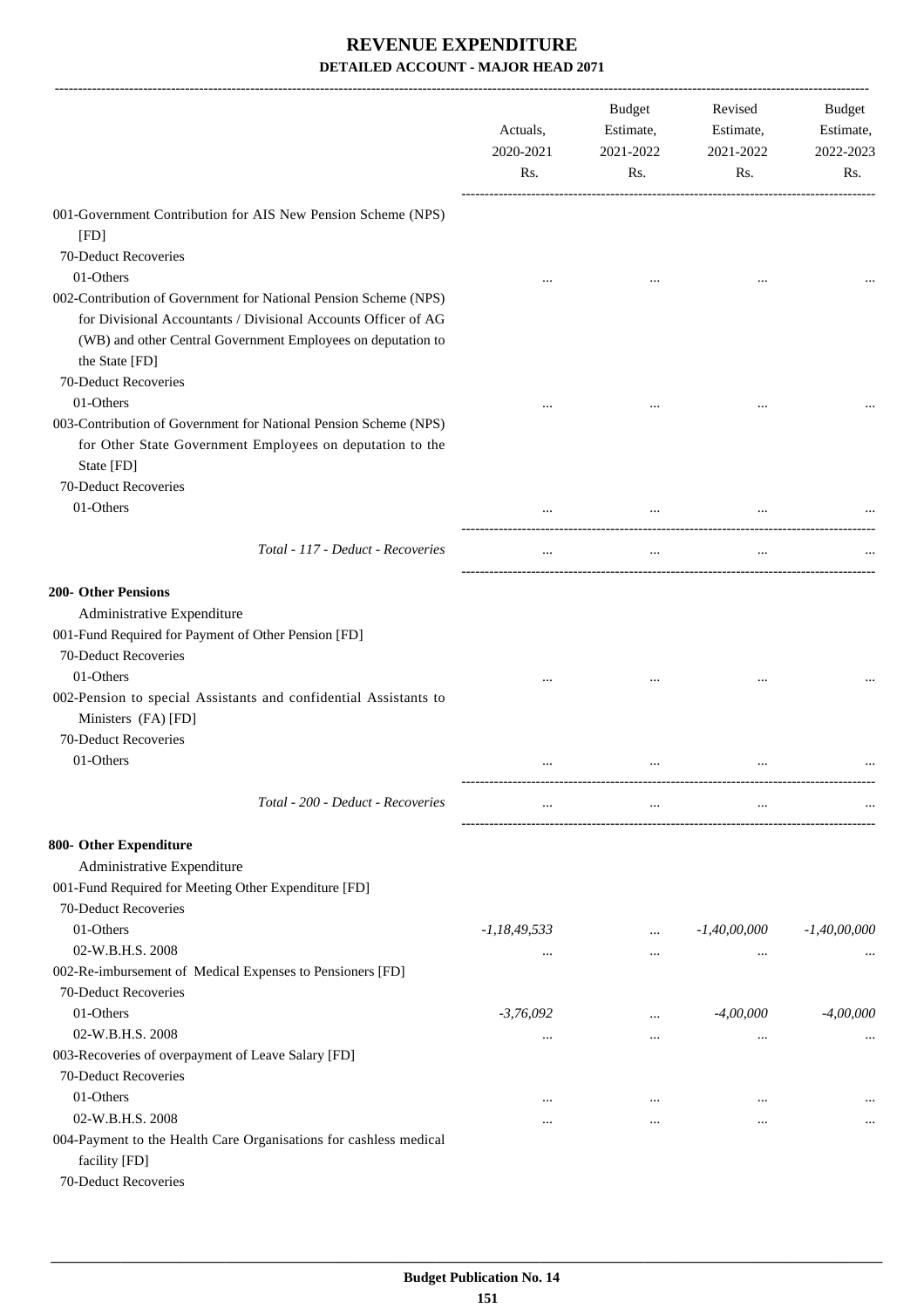# REVENUE EXPENDITURE
## DETAILED ACCOUNT - MAJOR HEAD 2071

| | Actuals, 2020-2021 Rs. | Budget Estimate, 2021-2022 Rs. | Revised Estimate, 2021-2022 Rs. | Budget Estimate, 2022-2023 Rs. |
|---|---|---|---|---|
| 001-Government Contribution for AIS New Pension Scheme (NPS) [FD] | | | | |
| 70-Deduct Recoveries | | | | |
| 01-Others | ... | ... | ... | ... |
| 002-Contribution of Government for National Pension Scheme (NPS) for Divisional Accountants / Divisional Accounts Officer of AG (WB) and other Central Government Employees on deputation to the State [FD] | | | | |
| 70-Deduct Recoveries | | | | |
| 01-Others | ... | ... | ... | ... |
| 003-Contribution of Government for National Pension Scheme (NPS) for Other State Government Employees on deputation to the State [FD] | | | | |
| 70-Deduct Recoveries | | | | |
| 01-Others | ... | ... | ... | ... |
| *Total - 117 - Deduct - Recoveries* | ... | ... | ... | ... |
| **200- Other Pensions** | | | | |
| Administrative Expenditure | | | | |
| 001-Fund Required for Payment of Other Pension [FD] | | | | |
| 70-Deduct Recoveries | | | | |
| 01-Others | ... | ... | ... | ... |
| 002-Pension to special Assistants and confidential Assistants to Ministers (FA) [FD] | | | | |
| 70-Deduct Recoveries | | | | |
| 01-Others | ... | ... | ... | ... |
| *Total - 200 - Deduct - Recoveries* | ... | ... | ... | ... |
| **800- Other Expenditure** | | | | |
| Administrative Expenditure | | | | |
| 001-Fund Required for Meeting Other Expenditure [FD] | | | | |
| 70-Deduct Recoveries | | | | |
| 01-Others | -1,18,49,533 | ... | -1,40,00,000 | -1,40,00,000 |
| 02-W.B.H.S. 2008 | ... | ... | ... | ... |
| 002-Re-imbursement of Medical Expenses to Pensioners [FD] | | | | |
| 70-Deduct Recoveries | | | | |
| 01-Others | -3,76,092 | ... | -4,00,000 | -4,00,000 |
| 02-W.B.H.S. 2008 | ... | ... | ... | ... |
| 003-Recoveries of overpayment of Leave Salary [FD] | | | | |
| 70-Deduct Recoveries | | | | |
| 01-Others | ... | ... | ... | ... |
| 02-W.B.H.S. 2008 | ... | ... | ... | ... |
| 004-Payment to the Health Care Organisations for cashless medical facility [FD] | | | | |
| 70-Deduct Recoveries | | | | |

**Budget Publication No. 14**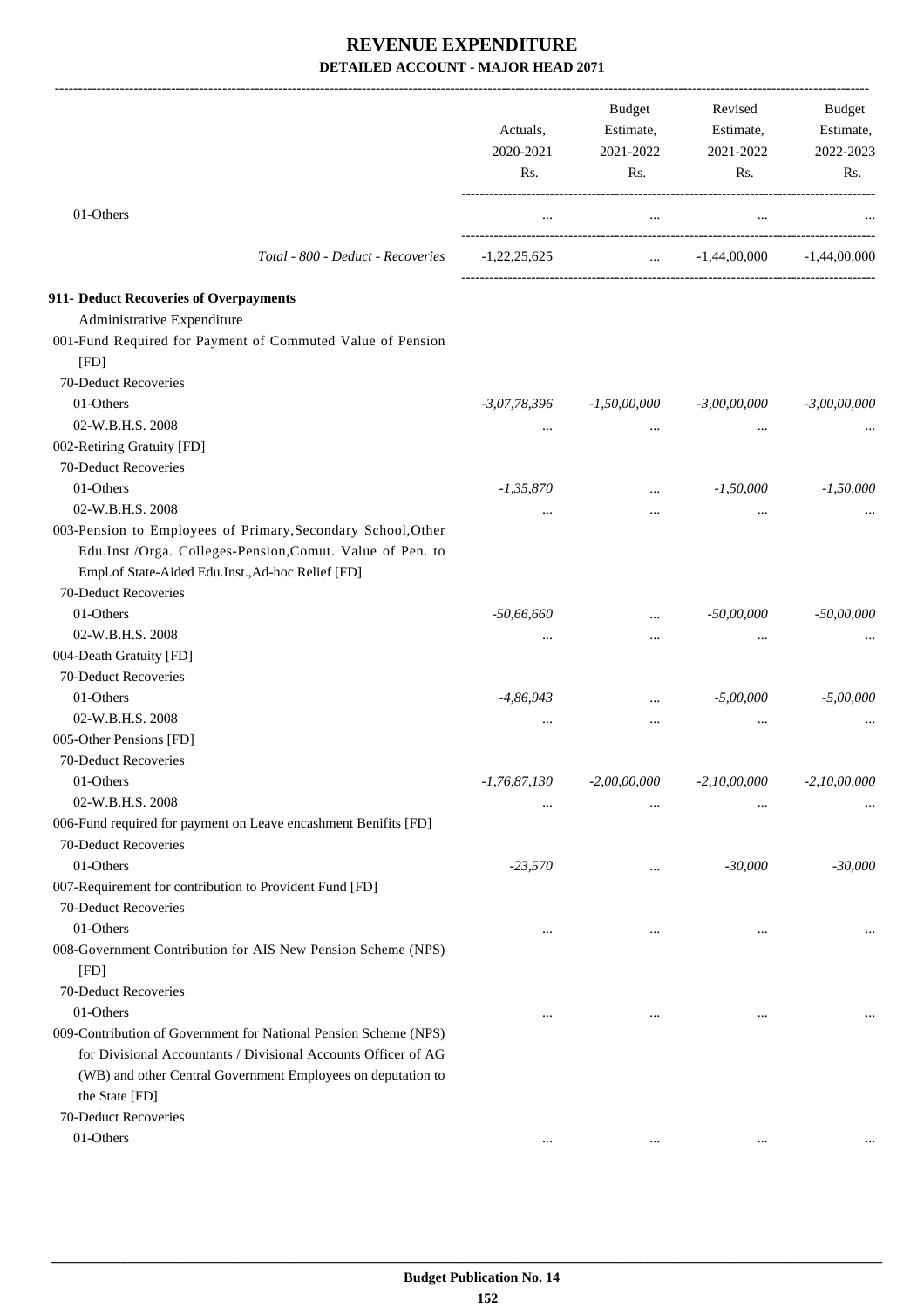# REVENUE EXPENDITURE

## DETAILED ACCOUNT - MAJOR HEAD 2071

| | Actuals, 2020-2021 Rs. | Budget Estimate, 2021-2022 Rs. | Revised Estimate, 2021-2022 Rs. | Budget Estimate, 2022-2023 Rs. |
|---|---|---|---|---|
| 01-Others | ... | ... | ... | ... |
| *Total - 800 - Deduct - Recoveries* | -1,22,25,625 | ... | -1,44,00,000 | -1,44,00,000 |
| **911- Deduct Recoveries of Overpayments** | | | | |
| Administrative Expenditure | | | | |
| 001-Fund Required for Payment of Commuted Value of Pension [FD] | | | | |
| 70-Deduct Recoveries | | | | |
| 01-Others | *-3,07,78,396* | *-1,50,00,000* | *-3,00,00,000* | *-3,00,00,000* |
| 02-W.B.H.S. 2008 | ... | ... | ... | ... |
| 002-Retiring Gratuity [FD] | | | | |
| 70-Deduct Recoveries | | | | |
| 01-Others | *-1,35,870* | ... | *-1,50,000* | *-1,50,000* |
| 02-W.B.H.S. 2008 | ... | ... | ... | ... |
| 003-Pension to Employees of Primary,Secondary School,Other Edu.Inst./Orga. Colleges-Pension,Comut. Value of Pen. to Empl.of State-Aided Edu.Inst.,Ad-hoc Relief [FD] | | | | |
| 70-Deduct Recoveries | | | | |
| 01-Others | *-50,66,660* | ... | *-50,00,000* | *-50,00,000* |
| 02-W.B.H.S. 2008 | ... | ... | ... | ... |
| 004-Death Gratuity [FD] | | | | |
| 70-Deduct Recoveries | | | | |
| 01-Others | *-4,86,943* | ... | *-5,00,000* | *-5,00,000* |
| 02-W.B.H.S. 2008 | ... | ... | ... | ... |
| 005-Other Pensions [FD] | | | | |
| 70-Deduct Recoveries | | | | |
| 01-Others | *-1,76,87,130* | *-2,00,00,000* | *-2,10,00,000* | *-2,10,00,000* |
| 02-W.B.H.S. 2008 | ... | ... | ... | ... |
| 006-Fund required for payment on Leave encashment Benifits [FD] | | | | |
| 70-Deduct Recoveries | | | | |
| 01-Others | *-23,570* | ... | *-30,000* | *-30,000* |
| 007-Requirement for contribution to Provident Fund [FD] | | | | |
| 70-Deduct Recoveries | | | | |
| 01-Others | ... | ... | ... | ... |
| 008-Government Contribution for AIS New Pension Scheme (NPS) [FD] | | | | |
| 70-Deduct Recoveries | | | | |
| 01-Others | ... | ... | ... | ... |
| 009-Contribution of Government for National Pension Scheme (NPS) for Divisional Accountants / Divisional Accounts Officer of AG (WB) and other Central Government Employees on deputation to the State [FD] | | | | |
| 70-Deduct Recoveries | | | | |
| 01-Others | ... | ... | ... | ... |

**Budget Publication No. 14**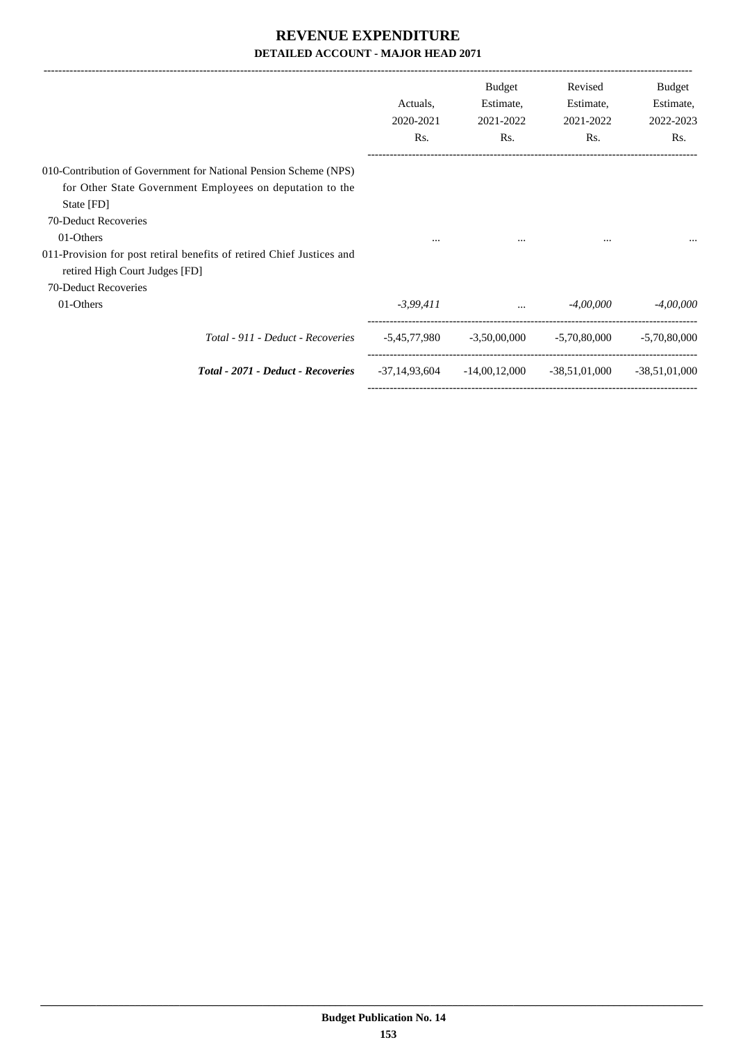# REVENUE EXPENDITURE

## DETAILED ACCOUNT - MAJOR HEAD 2071

| | Actuals, 2020-2021 Rs. | Budget Estimate, 2021-2022 Rs. | Revised Estimate, 2021-2022 Rs. | Budget Estimate, 2022-2023 Rs. |
|---|---|---|---|---|
| 010-Contribution of Government for National Pension Scheme (NPS) for Other State Government Employees on deputation to the State [FD] | | | | |
| 70-Deduct Recoveries | | | | |
| 01-Others | ... | ... | ... | ... |
| 011-Provision for post retiral benefits of retired Chief Justices and retired High Court Judges [FD] | | | | |
| 70-Deduct Recoveries | | | | |
| 01-Others | *-3,99,411* | ... | *-4,00,000* | *-4,00,000* |
| *Total - 911 - Deduct - Recoveries* | -5,45,77,980 | -3,50,00,000 | -5,70,80,000 | -5,70,80,000 |
| ***Total - 2071 - Deduct - Recoveries*** | -37,14,93,604 | -14,00,12,000 | -38,51,01,000 | -38,51,01,000 |

**Budget Publication No. 14**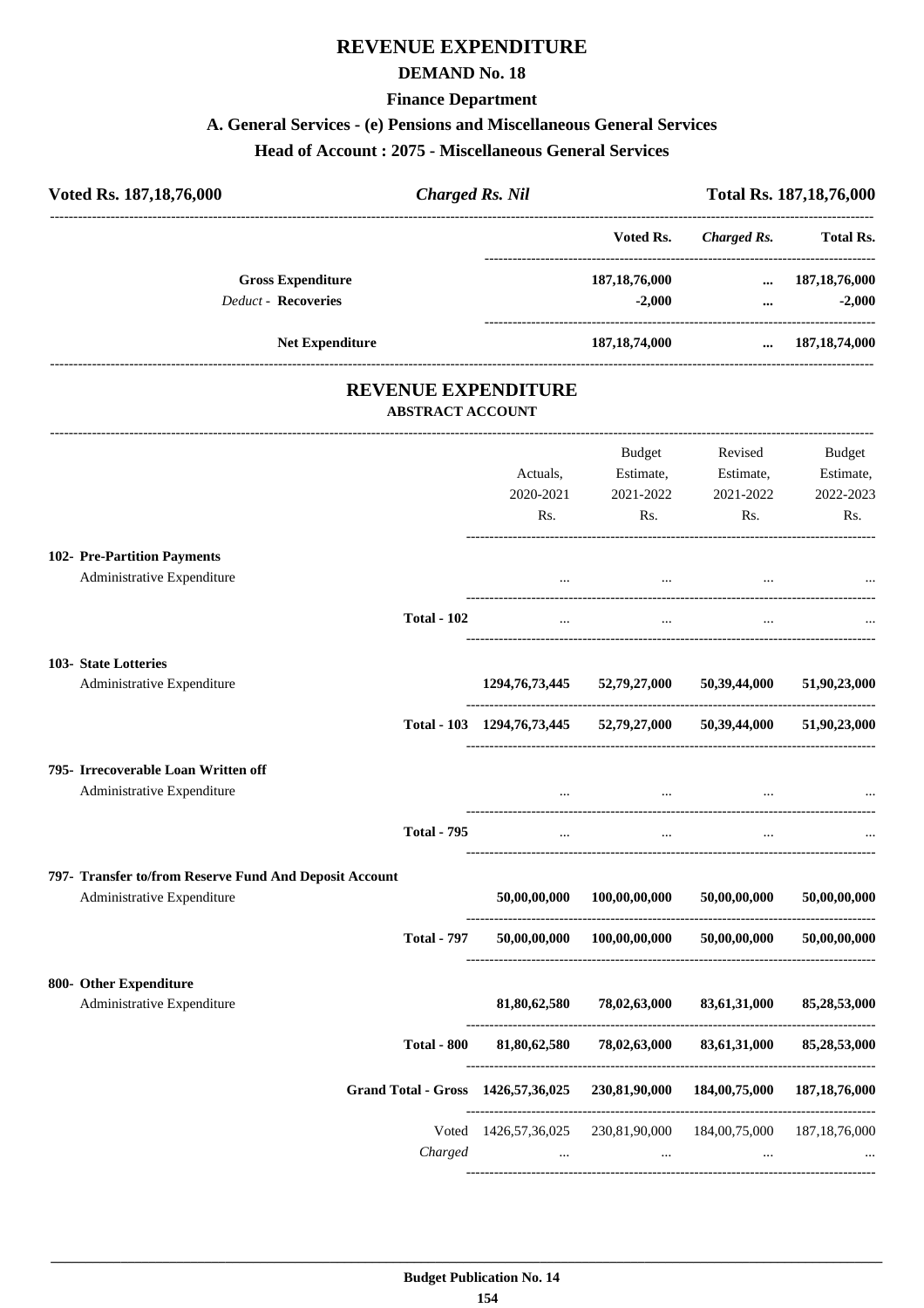# REVENUE EXPENDITURE

## DEMAND No. 18

### Finance Department

### A. General Services - (e) Pensions and Miscellaneous General Services

### Head of Account : 2075 - Miscellaneous General Services

| Voted Rs. 187,18,76,000 | *Charged Rs. Nil* | Total Rs. 187,18,76,000 |
|---|---|---|

| | Voted Rs. | *Charged Rs.* | Total Rs. |
|---|---|---|---|
| **Gross Expenditure** | 187,18,76,000 | ... | 187,18,76,000 |
| *Deduct -* **Recoveries** | -2,000 | ... | -2,000 |
| **Net Expenditure** | 187,18,74,000 | ... | 187,18,74,000 |

## REVENUE EXPENDITURE

### ABSTRACT ACCOUNT

| | Actuals, 2020-2021 Rs. | Budget Estimate, 2021-2022 Rs. | Revised Estimate, 2021-2022 Rs. | Budget Estimate, 2022-2023 Rs. |
|---|---|---|---|---|
| **102- Pre-Partition Payments** | | | | |
| Administrative Expenditure | ... | ... | ... | ... |
| **Total - 102** | ... | ... | ... | ... |
| **103- State Lotteries** | | | | |
| Administrative Expenditure | **1294,76,73,445** | **52,79,27,000** | **50,39,44,000** | **51,90,23,000** |
| **Total - 103** | **1294,76,73,445** | **52,79,27,000** | **50,39,44,000** | **51,90,23,000** |
| **795- Irrecoverable Loan Written off** | | | | |
| Administrative Expenditure | ... | ... | ... | ... |
| **Total - 795** | ... | ... | ... | ... |
| **797- Transfer to/from Reserve Fund And Deposit Account** | | | | |
| Administrative Expenditure | **50,00,00,000** | **100,00,00,000** | **50,00,00,000** | **50,00,00,000** |
| **Total - 797** | **50,00,00,000** | **100,00,00,000** | **50,00,00,000** | **50,00,00,000** |
| **800- Other Expenditure** | | | | |
| Administrative Expenditure | **81,80,62,580** | **78,02,63,000** | **83,61,31,000** | **85,28,53,000** |
| **Total - 800** | **81,80,62,580** | **78,02,63,000** | **83,61,31,000** | **85,28,53,000** |
| **Grand Total - Gross** | **1426,57,36,025** | **230,81,90,000** | **184,00,75,000** | **187,18,76,000** |
| Voted | 1426,57,36,025 | 230,81,90,000 | 184,00,75,000 | 187,18,76,000 |
| *Charged* | ... | ... | ... | ... |

**Budget Publication No. 14**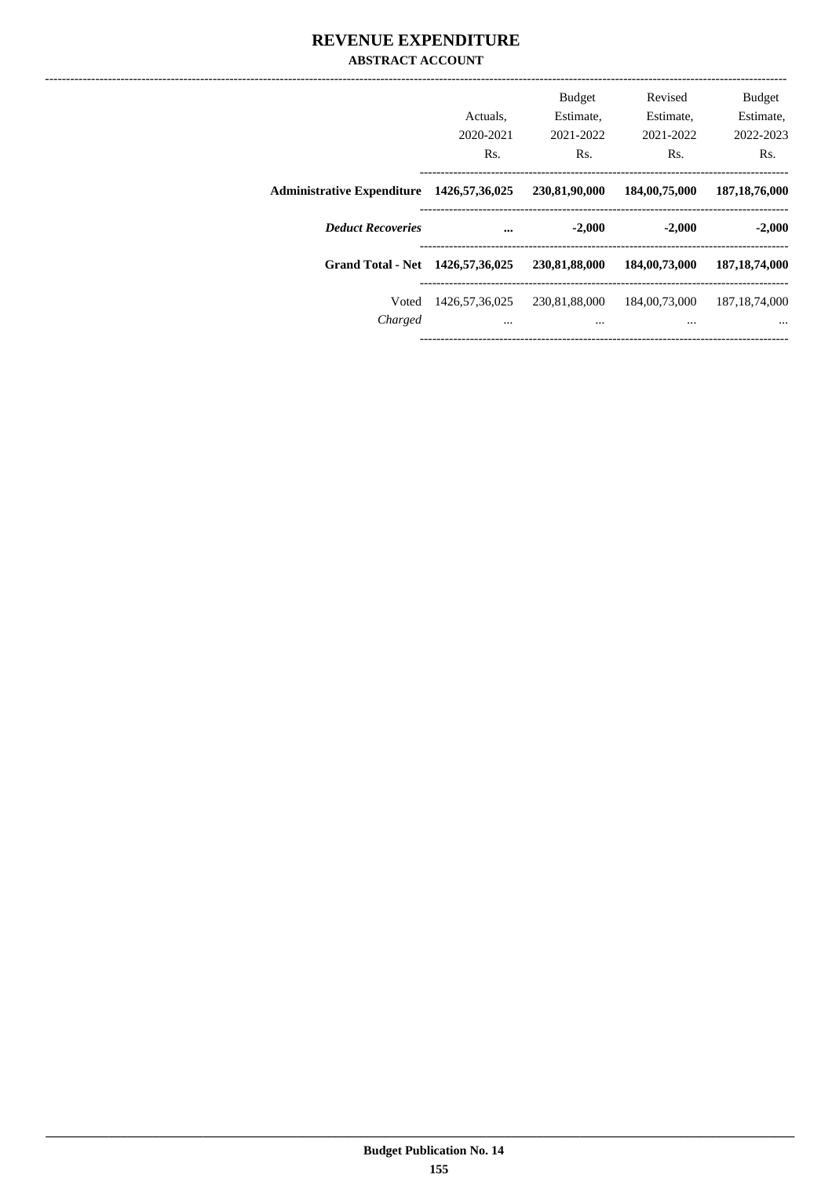# REVENUE EXPENDITURE

## ABSTRACT ACCOUNT

| | Actuals, 2020-2021 Rs. | Budget Estimate, 2021-2022 Rs. | Revised Estimate, 2021-2022 Rs. | Budget Estimate, 2022-2023 Rs. |
|---|---|---|---|---|
| **Administrative Expenditure** | **1426,57,36,025** | **230,81,90,000** | **184,00,75,000** | **187,18,76,000** |
| ***Deduct Recoveries*** | **...** | **-2,000** | **-2,000** | **-2,000** |
| **Grand Total - Net** | **1426,57,36,025** | **230,81,88,000** | **184,00,73,000** | **187,18,74,000** |
| Voted | 1426,57,36,025 | 230,81,88,000 | 184,00,73,000 | 187,18,74,000 |
| *Charged* | ... | ... | ... | ... |

Budget Publication No. 14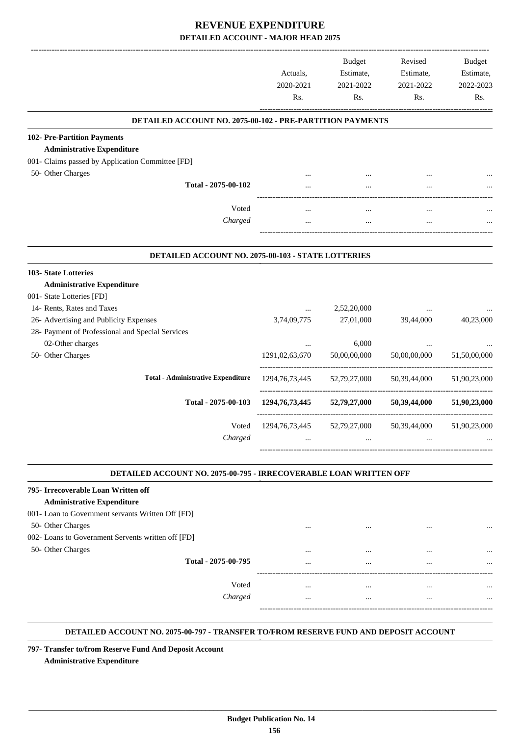# REVENUE EXPENDITURE

## DETAILED ACCOUNT - MAJOR HEAD 2075

| | Actuals, 2020-2021 Rs. | Budget Estimate, 2021-2022 Rs. | Revised Estimate, 2021-2022 Rs. | Budget Estimate, 2022-2023 Rs. |
|---|---|---|---|---|
| **DETAILED ACCOUNT NO. 2075-00-102 - PRE-PARTITION PAYMENTS** | | | | |
| **102- Pre-Partition Payments** | | | | |
| **Administrative Expenditure** | | | | |
| 001- Claims passed by Application Committee [FD] | | | | |
| 50- Other Charges | ... | ... | ... | ... |
| **Total - 2075-00-102** | ... | ... | ... | ... |
| Voted | ... | ... | ... | ... |
| *Charged* | ... | ... | ... | ... |
| **DETAILED ACCOUNT NO. 2075-00-103 - STATE LOTTERIES** | | | | |
| **103- State Lotteries** | | | | |
| **Administrative Expenditure** | | | | |
| 001- State Lotteries [FD] | | | | |
| 14- Rents, Rates and Taxes | ... | 2,52,20,000 | ... | ... |
| 26- Advertising and Publicity Expenses | 3,74,09,775 | 27,01,000 | 39,44,000 | 40,23,000 |
| 28- Payment of Professional and Special Services | | | | |
| 02-Other charges | ... | 6,000 | ... | ... |
| 50- Other Charges | 1291,02,63,670 | 50,00,00,000 | 50,00,00,000 | 51,50,00,000 |
| **Total - Administrative Expenditure** | 1294,76,73,445 | 52,79,27,000 | 50,39,44,000 | 51,90,23,000 |
| **Total - 2075-00-103** | **1294,76,73,445** | **52,79,27,000** | **50,39,44,000** | **51,90,23,000** |
| Voted | 1294,76,73,445 | 52,79,27,000 | 50,39,44,000 | 51,90,23,000 |
| *Charged* | ... | ... | ... | ... |
| **DETAILED ACCOUNT NO. 2075-00-795 - IRRECOVERABLE LOAN WRITTEN OFF** | | | | |
| **795- Irrecoverable Loan Written off** | | | | |
| **Administrative Expenditure** | | | | |
| 001- Loan to Government servants Written Off [FD] | | | | |
| 50- Other Charges | ... | ... | ... | ... |
| 002- Loans to Government Servents written off [FD] | | | | |
| 50- Other Charges | ... | ... | ... | ... |
| **Total - 2075-00-795** | ... | ... | ... | ... |
| Voted | ... | ... | ... | ... |
| *Charged* | ... | ... | ... | ... |

**DETAILED ACCOUNT NO. 2075-00-797 - TRANSFER TO/FROM RESERVE FUND AND DEPOSIT ACCOUNT**

**797- Transfer to/from Reserve Fund And Deposit Account**

**Administrative Expenditure**

Budget Publication No. 14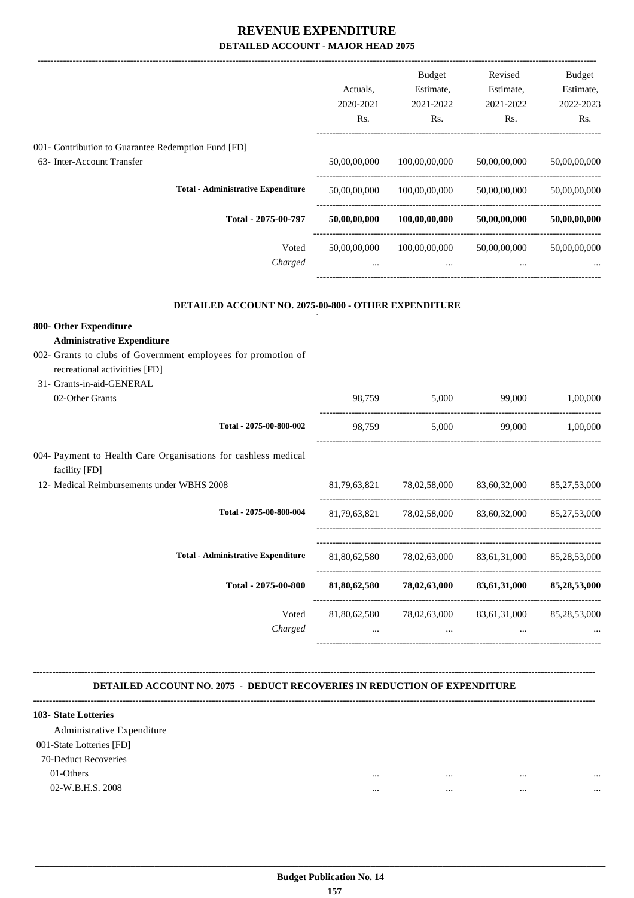# REVENUE EXPENDITURE

## DETAILED ACCOUNT - MAJOR HEAD 2075

| | Actuals, 2020-2021 Rs. | Budget Estimate, 2021-2022 Rs. | Revised Estimate, 2021-2022 Rs. | Budget Estimate, 2022-2023 Rs. |
|---|---|---|---|---|
| 001- Contribution to Guarantee Redemption Fund [FD] | | | | |
| 63- Inter-Account Transfer | 50,00,00,000 | 100,00,00,000 | 50,00,00,000 | 50,00,00,000 |
| **Total - Administrative Expenditure** | 50,00,00,000 | 100,00,00,000 | 50,00,00,000 | 50,00,00,000 |
| **Total - 2075-00-797** | **50,00,00,000** | **100,00,00,000** | **50,00,00,000** | **50,00,00,000** |
| Voted | 50,00,00,000 | 100,00,00,000 | 50,00,00,000 | 50,00,00,000 |
| *Charged* | ... | ... | ... | ... |

### DETAILED ACCOUNT NO. 2075-00-800 - OTHER EXPENDITURE

| | Actuals, 2020-2021 Rs. | Budget Estimate, 2021-2022 Rs. | Revised Estimate, 2021-2022 Rs. | Budget Estimate, 2022-2023 Rs. |
|---|---|---|---|---|
| **800- Other Expenditure** | | | | |
| **Administrative Expenditure** | | | | |
| 002- Grants to clubs of Government employees for promotion of recreational activitities [FD] | | | | |
| 31- Grants-in-aid-GENERAL | | | | |
| 02-Other Grants | 98,759 | 5,000 | 99,000 | 1,00,000 |
| **Total - 2075-00-800-002** | 98,759 | 5,000 | 99,000 | 1,00,000 |
| 004- Payment to Health Care Organisations for cashless medical facility [FD] | | | | |
| 12- Medical Reimbursements under WBHS 2008 | 81,79,63,821 | 78,02,58,000 | 83,60,32,000 | 85,27,53,000 |
| **Total - 2075-00-800-004** | 81,79,63,821 | 78,02,58,000 | 83,60,32,000 | 85,27,53,000 |
| **Total - Administrative Expenditure** | 81,80,62,580 | 78,02,63,000 | 83,61,31,000 | 85,28,53,000 |
| **Total - 2075-00-800** | **81,80,62,580** | **78,02,63,000** | **83,61,31,000** | **85,28,53,000** |
| Voted | 81,80,62,580 | 78,02,63,000 | 83,61,31,000 | 85,28,53,000 |
| *Charged* | ... | ... | ... | ... |

### DETAILED ACCOUNT NO. 2075 - DEDUCT RECOVERIES IN REDUCTION OF EXPENDITURE

| | Actuals, 2020-2021 Rs. | Budget Estimate, 2021-2022 Rs. | Revised Estimate, 2021-2022 Rs. | Budget Estimate, 2022-2023 Rs. |
|---|---|---|---|---|
| **103- State Lotteries** | | | | |
| Administrative Expenditure | | | | |
| 001-State Lotteries [FD] | | | | |
| 70-Deduct Recoveries | | | | |
| 01-Others | ... | ... | ... | ... |
| 02-W.B.H.S. 2008 | ... | ... | ... | ... |

Budget Publication No. 14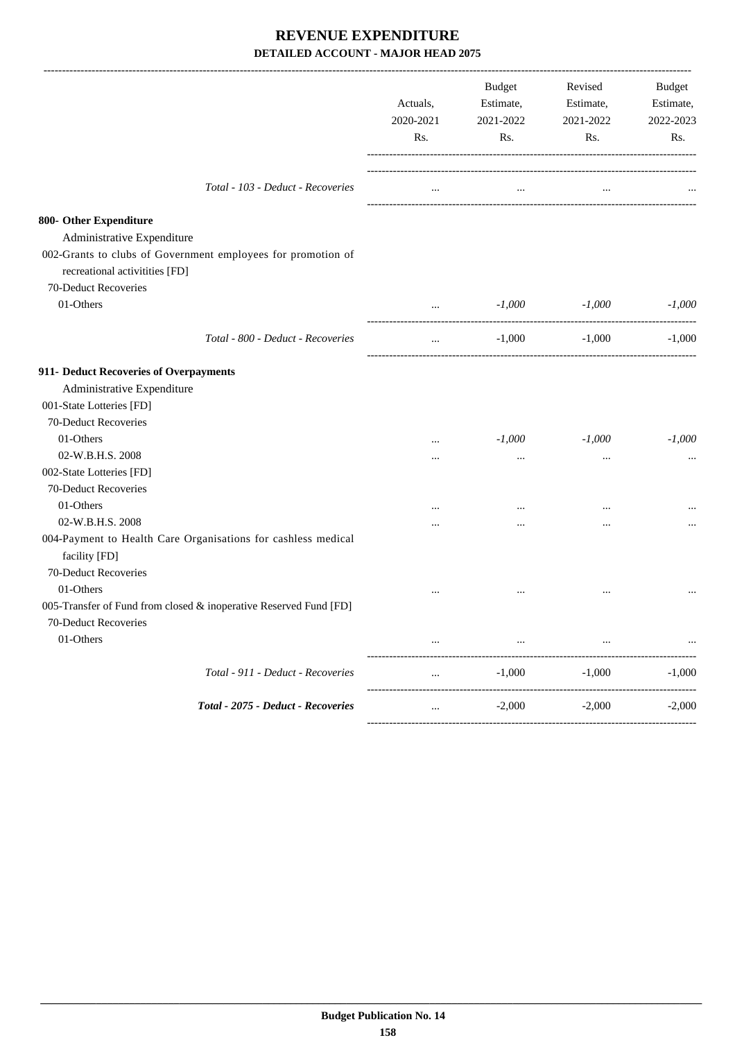# REVENUE EXPENDITURE

## DETAILED ACCOUNT - MAJOR HEAD 2075

| | Actuals, 2020-2021 Rs. | Budget Estimate, 2021-2022 Rs. | Revised Estimate, 2021-2022 Rs. | Budget Estimate, 2022-2023 Rs. |
|---|---|---|---|---|
| *Total - 103 - Deduct - Recoveries* | ... | ... | ... | ... |
| **800- Other Expenditure** | | | | |
| Administrative Expenditure | | | | |
| 002-Grants to clubs of Government employees for promotion of recreational activitities [FD] | | | | |
| 70-Deduct Recoveries | | | | |
| 01-Others | ... | *-1,000* | *-1,000* | *-1,000* |
| *Total - 800 - Deduct - Recoveries* | ... | -1,000 | -1,000 | -1,000 |
| **911- Deduct Recoveries of Overpayments** | | | | |
| Administrative Expenditure | | | | |
| 001-State Lotteries [FD] | | | | |
| 70-Deduct Recoveries | | | | |
| 01-Others | ... | *-1,000* | *-1,000* | *-1,000* |
| 02-W.B.H.S. 2008 | ... | ... | ... | ... |
| 002-State Lotteries [FD] | | | | |
| 70-Deduct Recoveries | | | | |
| 01-Others | ... | ... | ... | ... |
| 02-W.B.H.S. 2008 | ... | ... | ... | ... |
| 004-Payment to Health Care Organisations for cashless medical facility [FD] | | | | |
| 70-Deduct Recoveries | | | | |
| 01-Others | ... | ... | ... | ... |
| 005-Transfer of Fund from closed & inoperative Reserved Fund [FD] | | | | |
| 70-Deduct Recoveries | | | | |
| 01-Others | ... | ... | ... | ... |
| *Total - 911 - Deduct - Recoveries* | ... | -1,000 | -1,000 | -1,000 |
| ***Total - 2075 - Deduct - Recoveries*** | ... | -2,000 | -2,000 | -2,000 |

**Budget Publication No. 14**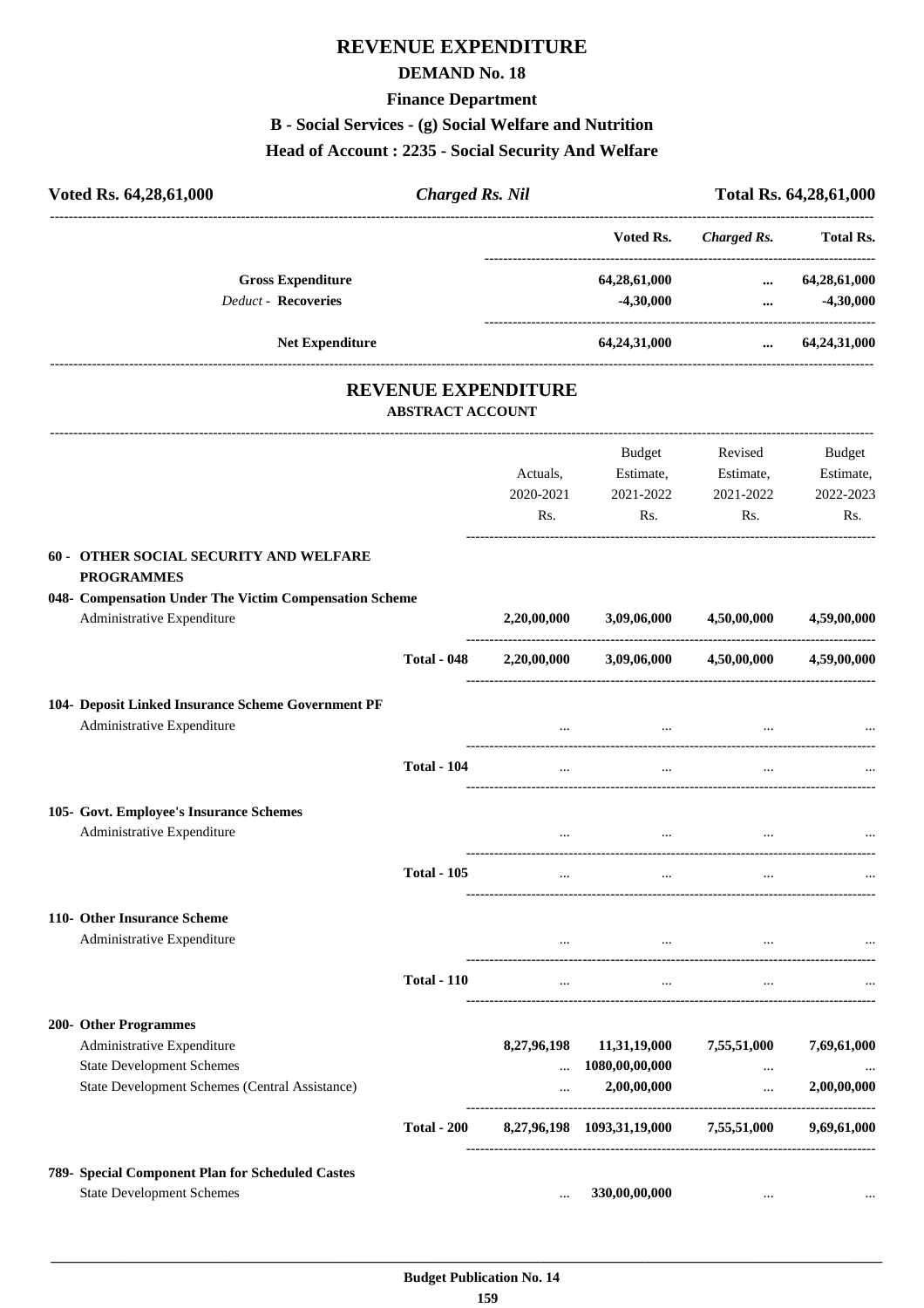# REVENUE EXPENDITURE

## DEMAND No. 18

### Finance Department

### B - Social Services - (g) Social Welfare and Nutrition

### Head of Account : 2235 - Social Security And Welfare

| Voted Rs. 64,28,61,000 | *Charged Rs. Nil* | Total Rs. 64,28,61,000 |
|---|---|---|

| | Voted Rs. | *Charged Rs.* | Total Rs. |
|---|---|---|---|
| **Gross Expenditure** | 64,28,61,000 | ... | 64,28,61,000 |
| *Deduct* - **Recoveries** | -4,30,000 | ... | -4,30,000 |
| **Net Expenditure** | 64,24,31,000 | ... | 64,24,31,000 |

## REVENUE EXPENDITURE

### ABSTRACT ACCOUNT

| | | Actuals, 2020-2021 Rs. | Budget Estimate, 2021-2022 Rs. | Revised Estimate, 2021-2022 Rs. | Budget Estimate, 2022-2023 Rs. |
|---|---|---|---|---|---|
| **60 - OTHER SOCIAL SECURITY AND WELFARE PROGRAMMES** | | | | | |
| **048- Compensation Under The Victim Compensation Scheme** | | | | | |
| Administrative Expenditure | | 2,20,00,000 | 3,09,06,000 | 4,50,00,000 | 4,59,00,000 |
| | **Total - 048** | 2,20,00,000 | 3,09,06,000 | 4,50,00,000 | 4,59,00,000 |
| **104- Deposit Linked Insurance Scheme Government PF** | | | | | |
| Administrative Expenditure | | ... | ... | ... | ... |
| | **Total - 104** | ... | ... | ... | ... |
| **105- Govt. Employee's Insurance Schemes** | | | | | |
| Administrative Expenditure | | ... | ... | ... | ... |
| | **Total - 105** | ... | ... | ... | ... |
| **110- Other Insurance Scheme** | | | | | |
| Administrative Expenditure | | ... | ... | ... | ... |
| | **Total - 110** | ... | ... | ... | ... |
| **200- Other Programmes** | | | | | |
| Administrative Expenditure | | 8,27,96,198 | 11,31,19,000 | 7,55,51,000 | 7,69,61,000 |
| State Development Schemes | | ... | 1080,00,00,000 | ... | ... |
| State Development Schemes (Central Assistance) | | ... | 2,00,00,000 | ... | 2,00,00,000 |
| | **Total - 200** | 8,27,96,198 | 1093,31,19,000 | 7,55,51,000 | 9,69,61,000 |
| **789- Special Component Plan for Scheduled Castes** | | | | | |
| State Development Schemes | | ... | 330,00,00,000 | ... | ... |

**Budget Publication No. 14**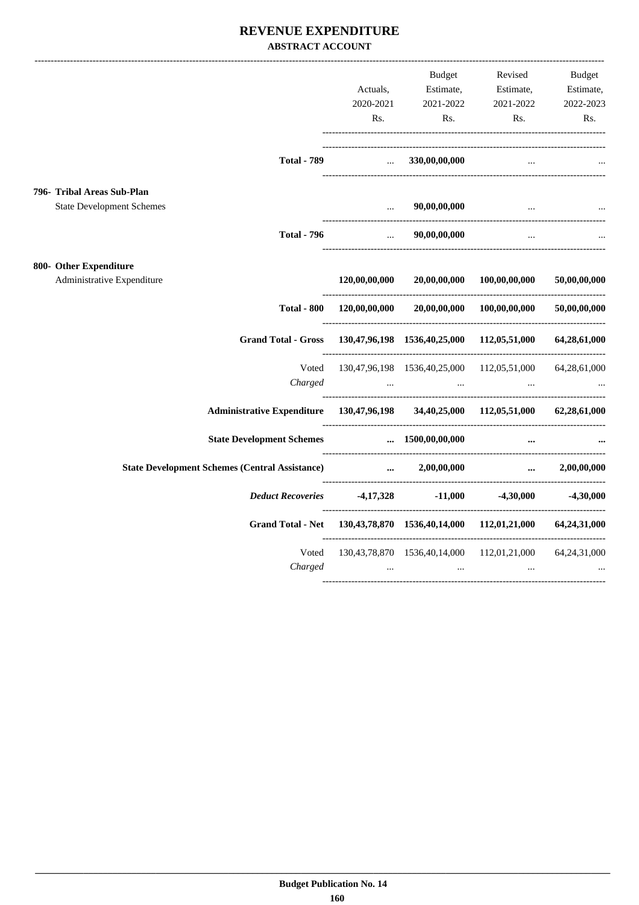# REVENUE EXPENDITURE

**ABSTRACT ACCOUNT**

| | Actuals, 2020-2021 Rs. | Budget Estimate, 2021-2022 Rs. | Revised Estimate, 2021-2022 Rs. | Budget Estimate, 2022-2023 Rs. |
|---|---|---|---|---|
| **Total - 789** | ... | **330,00,00,000** | ... | ... |
| **796- Tribal Areas Sub-Plan** | | | | |
| State Development Schemes | ... | **90,00,00,000** | ... | ... |
| **Total - 796** | ... | **90,00,00,000** | ... | ... |
| **800- Other Expenditure** | | | | |
| Administrative Expenditure | **120,00,00,000** | **20,00,00,000** | **100,00,00,000** | **50,00,00,000** |
| **Total - 800** | **120,00,00,000** | **20,00,00,000** | **100,00,00,000** | **50,00,00,000** |
| **Grand Total - Gross** | **130,47,96,198** | **1536,40,25,000** | **112,05,51,000** | **64,28,61,000** |
| Voted | 130,47,96,198 | 1536,40,25,000 | 112,05,51,000 | 64,28,61,000 |
| *Charged* | ... | ... | ... | ... |
| **Administrative Expenditure** | **130,47,96,198** | **34,40,25,000** | **112,05,51,000** | **62,28,61,000** |
| **State Development Schemes** | **...** | **1500,00,00,000** | **...** | **...** |
| **State Development Schemes (Central Assistance)** | **...** | **2,00,00,000** | **...** | **2,00,00,000** |
| ***Deduct Recoveries*** | **-4,17,328** | **-11,000** | **-4,30,000** | **-4,30,000** |
| **Grand Total - Net** | **130,43,78,870** | **1536,40,14,000** | **112,01,21,000** | **64,24,31,000** |
| Voted | 130,43,78,870 | 1536,40,14,000 | 112,01,21,000 | 64,24,31,000 |
| *Charged* | ... | ... | ... | ... |

**Budget Publication No. 14**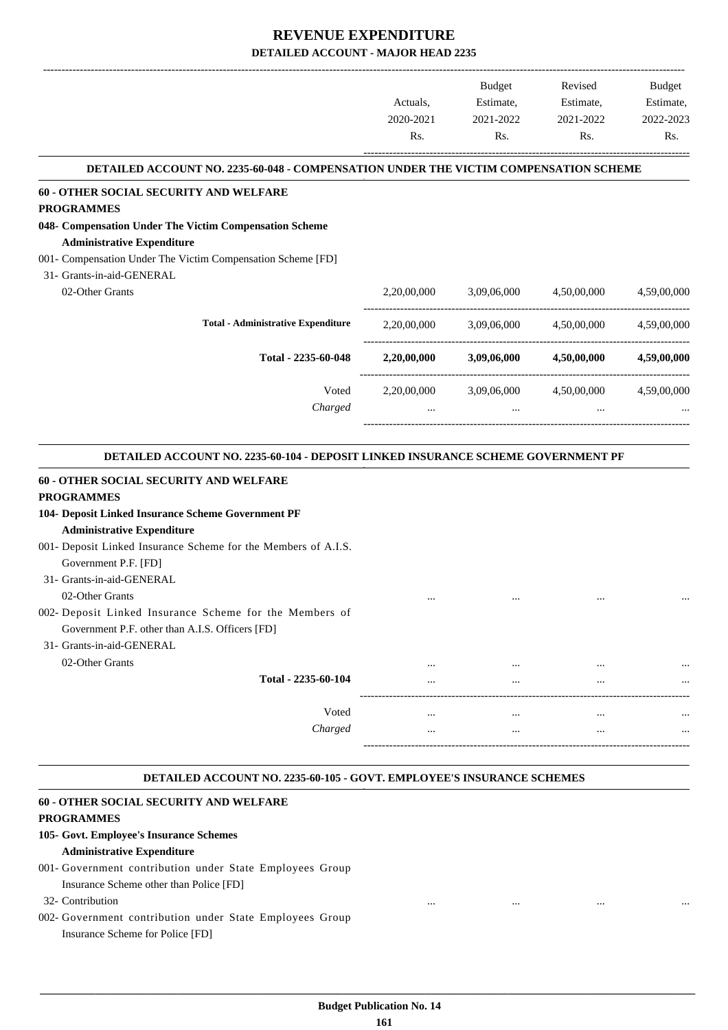# REVENUE EXPENDITURE

## DETAILED ACCOUNT - MAJOR HEAD 2235

| | Actuals, 2020-2021 Rs. | Budget Estimate, 2021-2022 Rs. | Revised Estimate, 2021-2022 Rs. | Budget Estimate, 2022-2023 Rs. |
|---|---|---|---|---|
| **DETAILED ACCOUNT NO. 2235-60-048 - COMPENSATION UNDER THE VICTIM COMPENSATION SCHEME** | | | | |
| **60 - OTHER SOCIAL SECURITY AND WELFARE PROGRAMMES** | | | | |
| **048- Compensation Under The Victim Compensation Scheme** | | | | |
| **Administrative Expenditure** | | | | |
| 001- Compensation Under The Victim Compensation Scheme [FD] | | | | |
| 31- Grants-in-aid-GENERAL | | | | |
| 02-Other Grants | 2,20,00,000 | 3,09,06,000 | 4,50,00,000 | 4,59,00,000 |
| **Total - Administrative Expenditure** | 2,20,00,000 | 3,09,06,000 | 4,50,00,000 | 4,59,00,000 |
| **Total - 2235-60-048** | **2,20,00,000** | **3,09,06,000** | **4,50,00,000** | **4,59,00,000** |
| Voted | 2,20,00,000 | 3,09,06,000 | 4,50,00,000 | 4,59,00,000 |
| *Charged* | ... | ... | ... | ... |
| **DETAILED ACCOUNT NO. 2235-60-104 - DEPOSIT LINKED INSURANCE SCHEME GOVERNMENT PF** | | | | |
| **60 - OTHER SOCIAL SECURITY AND WELFARE PROGRAMMES** | | | | |
| **104- Deposit Linked Insurance Scheme Government PF** | | | | |
| **Administrative Expenditure** | | | | |
| 001- Deposit Linked Insurance Scheme for the Members of A.I.S. Government P.F. [FD] | | | | |
| 31- Grants-in-aid-GENERAL | | | | |
| 02-Other Grants | ... | ... | ... | ... |
| 002- Deposit Linked Insurance Scheme for the Members of Government P.F. other than A.I.S. Officers [FD] | | | | |
| 31- Grants-in-aid-GENERAL | | | | |
| 02-Other Grants | ... | ... | ... | ... |
| **Total - 2235-60-104** | ... | ... | ... | ... |
| Voted | ... | ... | ... | ... |
| *Charged* | ... | ... | ... | ... |
| **DETAILED ACCOUNT NO. 2235-60-105 - GOVT. EMPLOYEE'S INSURANCE SCHEMES** | | | | |
| **60 - OTHER SOCIAL SECURITY AND WELFARE PROGRAMMES** | | | | |
| **105- Govt. Employee's Insurance Schemes** | | | | |
| **Administrative Expenditure** | | | | |
| 001- Government contribution under State Employees Group Insurance Scheme other than Police [FD] | | | | |
| 32- Contribution | ... | ... | ... | ... |
| 002- Government contribution under State Employees Group Insurance Scheme for Police [FD] | | | | |

Budget Publication No. 14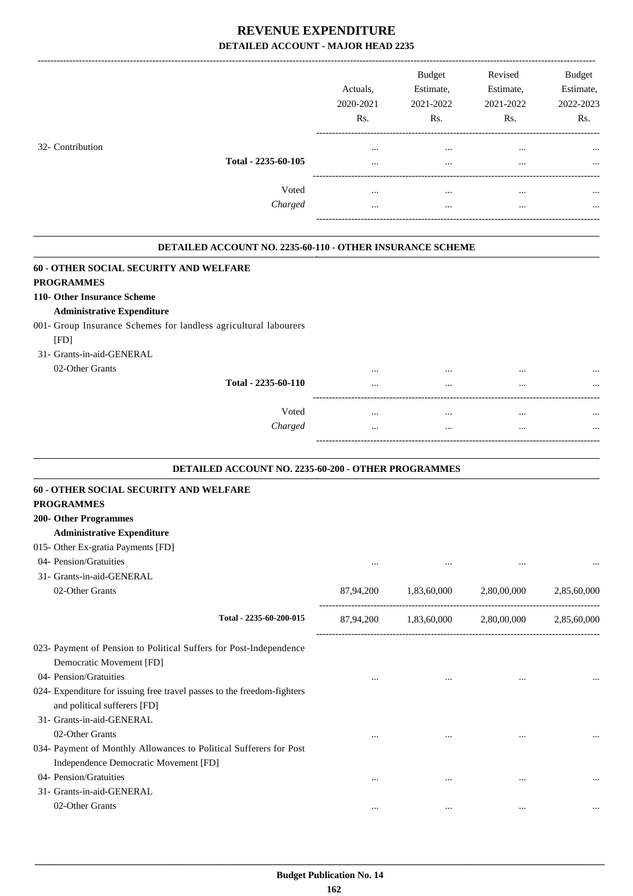# REVENUE EXPENDITURE

## DETAILED ACCOUNT - MAJOR HEAD 2235

| | Actuals, 2020-2021 Rs. | Budget Estimate, 2021-2022 Rs. | Revised Estimate, 2021-2022 Rs. | Budget Estimate, 2022-2023 Rs. |
|---|---|---|---|---|
| 32- Contribution | ... | ... | ... | ... |
| **Total - 2235-60-105** | ... | ... | ... | ... |
| Voted | ... | ... | ... | ... |
| *Charged* | ... | ... | ... | ... |

### DETAILED ACCOUNT NO. 2235-60-110 - OTHER INSURANCE SCHEME

| | Actuals, 2020-2021 Rs. | Budget Estimate, 2021-2022 Rs. | Revised Estimate, 2021-2022 Rs. | Budget Estimate, 2022-2023 Rs. |
|---|---|---|---|---|
| **60 - OTHER SOCIAL SECURITY AND WELFARE PROGRAMMES** | | | | |
| **110- Other Insurance Scheme** | | | | |
| **Administrative Expenditure** | | | | |
| 001- Group Insurance Schemes for landless agricultural labourers [FD] | | | | |
| 31- Grants-in-aid-GENERAL | | | | |
| 02-Other Grants | ... | ... | ... | ... |
| **Total - 2235-60-110** | ... | ... | ... | ... |
| Voted | ... | ... | ... | ... |
| *Charged* | ... | ... | ... | ... |

### DETAILED ACCOUNT NO. 2235-60-200 - OTHER PROGRAMMES

| | Actuals, 2020-2021 Rs. | Budget Estimate, 2021-2022 Rs. | Revised Estimate, 2021-2022 Rs. | Budget Estimate, 2022-2023 Rs. |
|---|---|---|---|---|
| **60 - OTHER SOCIAL SECURITY AND WELFARE PROGRAMMES** | | | | |
| **200- Other Programmes** | | | | |
| **Administrative Expenditure** | | | | |
| 015- Other Ex-gratia Payments [FD] | | | | |
| 04- Pension/Gratuities | ... | ... | ... | ... |
| 31- Grants-in-aid-GENERAL | | | | |
| 02-Other Grants | 87,94,200 | 1,83,60,000 | 2,80,00,000 | 2,85,60,000 |
| **Total - 2235-60-200-015** | 87,94,200 | 1,83,60,000 | 2,80,00,000 | 2,85,60,000 |
| 023- Payment of Pension to Political Suffers for Post-Independence Democratic Movement [FD] | | | | |
| 04- Pension/Gratuities | ... | ... | ... | ... |
| 024- Expenditure for issuing free travel passes to the freedom-fighters and political sufferers [FD] | | | | |
| 31- Grants-in-aid-GENERAL | | | | |
| 02-Other Grants | ... | ... | ... | ... |
| 034- Payment of Monthly Allowances to Political Sufferers for Post Independence Democratic Movement [FD] | | | | |
| 04- Pension/Gratuities | ... | ... | ... | ... |
| 31- Grants-in-aid-GENERAL | | | | |
| 02-Other Grants | ... | ... | ... | ... |

**Budget Publication No. 14**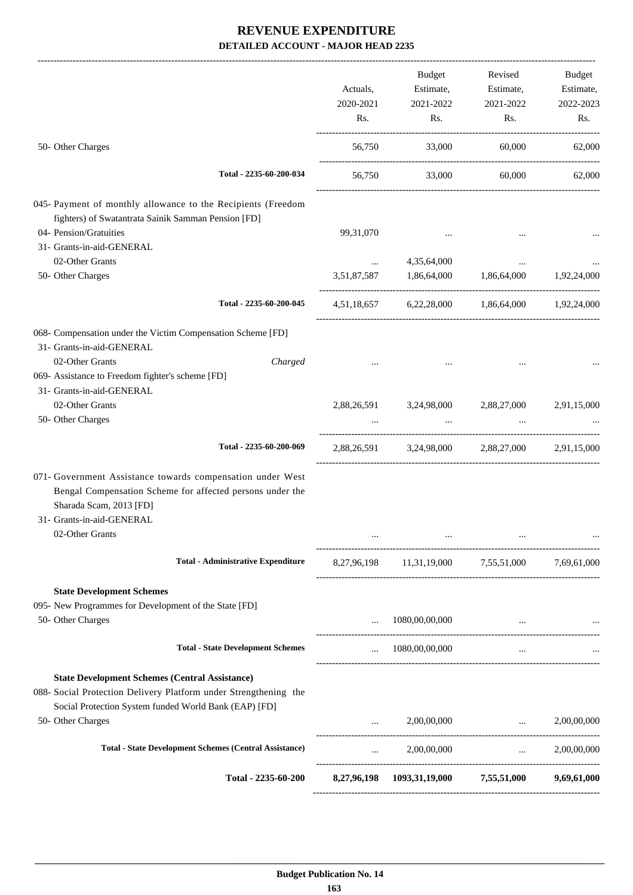# REVENUE EXPENDITURE

## DETAILED ACCOUNT - MAJOR HEAD 2235

| | Actuals, 2020-2021 Rs. | Budget Estimate, 2021-2022 Rs. | Revised Estimate, 2021-2022 Rs. | Budget Estimate, 2022-2023 Rs. |
|---|---|---|---|---|
| 50- Other Charges | 56,750 | 33,000 | 60,000 | 62,000 |
| **Total - 2235-60-200-034** | 56,750 | 33,000 | 60,000 | 62,000 |
| 045- Payment of monthly allowance to the Recipients (Freedom fighters) of Swatantrata Sainik Samman Pension [FD] | | | | |
| 04- Pension/Gratuities | 99,31,070 | ... | ... | ... |
| 31- Grants-in-aid-GENERAL | | | | |
| 02-Other Grants | ... | 4,35,64,000 | ... | ... |
| 50- Other Charges | 3,51,87,587 | 1,86,64,000 | 1,86,64,000 | 1,92,24,000 |
| **Total - 2235-60-200-045** | 4,51,18,657 | 6,22,28,000 | 1,86,64,000 | 1,92,24,000 |
| 068- Compensation under the Victim Compensation Scheme [FD] | | | | |
| 31- Grants-in-aid-GENERAL | | | | |
| 02-Other Grants *Charged* | ... | ... | ... | ... |
| 069- Assistance to Freedom fighter's scheme [FD] | | | | |
| 31- Grants-in-aid-GENERAL | | | | |
| 02-Other Grants | 2,88,26,591 | 3,24,98,000 | 2,88,27,000 | 2,91,15,000 |
| 50- Other Charges | ... | ... | ... | ... |
| **Total - 2235-60-200-069** | 2,88,26,591 | 3,24,98,000 | 2,88,27,000 | 2,91,15,000 |
| 071- Government Assistance towards compensation under West Bengal Compensation Scheme for affected persons under the Sharada Scam, 2013 [FD] | | | | |
| 31- Grants-in-aid-GENERAL | | | | |
| 02-Other Grants | ... | ... | ... | ... |
| **Total - Administrative Expenditure** | 8,27,96,198 | 11,31,19,000 | 7,55,51,000 | 7,69,61,000 |
| **State Development Schemes** | | | | |
| 095- New Programmes for Development of the State [FD] | | | | |
| 50- Other Charges | ... | 1080,00,00,000 | ... | ... |
| **Total - State Development Schemes** | ... | 1080,00,00,000 | ... | ... |
| **State Development Schemes (Central Assistance)** | | | | |
| 088- Social Protection Delivery Platform under Strengthening the Social Protection System funded World Bank (EAP) [FD] | | | | |
| 50- Other Charges | ... | 2,00,00,000 | ... | 2,00,00,000 |
| **Total - State Development Schemes (Central Assistance)** | ... | 2,00,00,000 | ... | 2,00,00,000 |
| **Total - 2235-60-200** | **8,27,96,198** | **1093,31,19,000** | **7,55,51,000** | **9,69,61,000** |

**Budget Publication No. 14**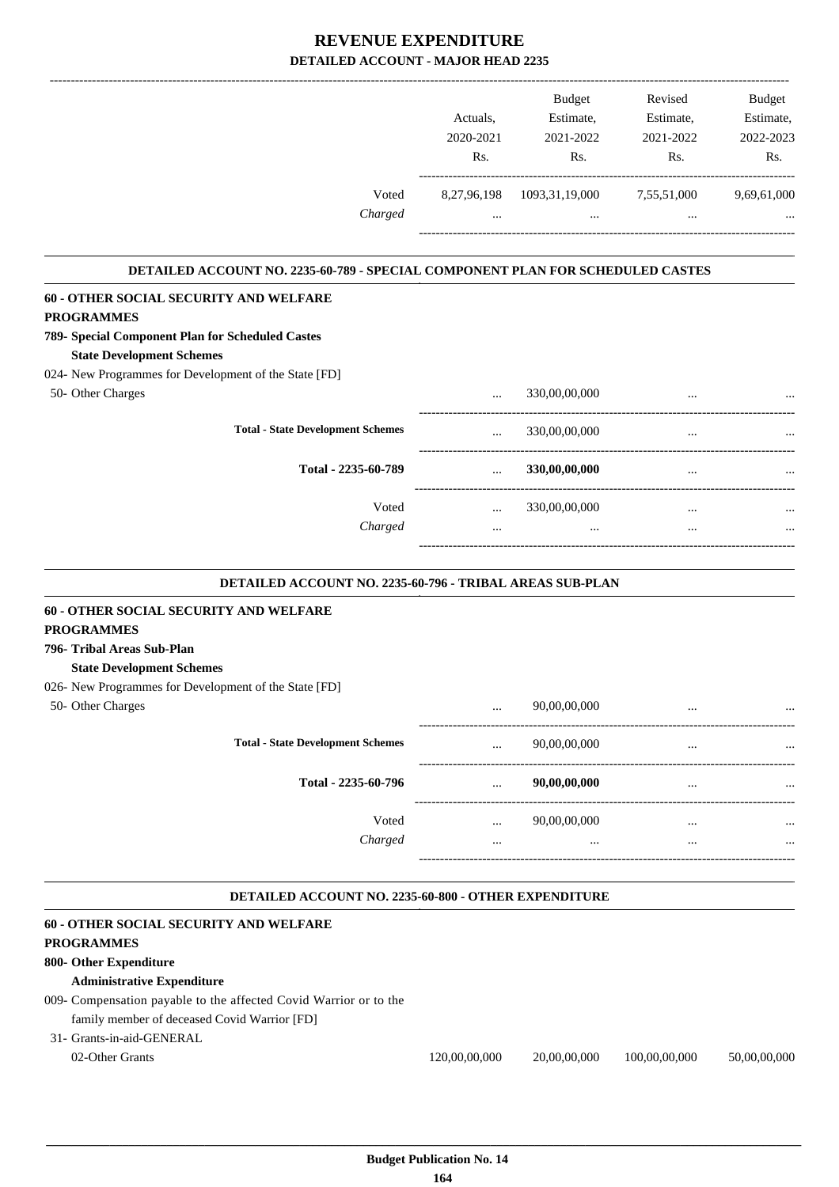# REVENUE EXPENDITURE

## DETAILED ACCOUNT - MAJOR HEAD 2235

| | Actuals, 2020-2021 Rs. | Budget Estimate, 2021-2022 Rs. | Revised Estimate, 2021-2022 Rs. | Budget Estimate, 2022-2023 Rs. |
|---|---|---|---|---|
| Voted | 8,27,96,198 | 1093,31,19,000 | 7,55,51,000 | 9,69,61,000 |
| *Charged* | ... | ... | ... | ... |

### DETAILED ACCOUNT NO. 2235-60-789 - SPECIAL COMPONENT PLAN FOR SCHEDULED CASTES

| | Actuals, 2020-2021 Rs. | Budget Estimate, 2021-2022 Rs. | Revised Estimate, 2021-2022 Rs. | Budget Estimate, 2022-2023 Rs. |
|---|---|---|---|---|
| **60 - OTHER SOCIAL SECURITY AND WELFARE PROGRAMMES** | | | | |
| **789- Special Component Plan for Scheduled Castes** | | | | |
| **State Development Schemes** | | | | |
| 024- New Programmes for Development of the State [FD] | | | | |
| 50- Other Charges | ... | 330,00,00,000 | ... | ... |
| **Total - State Development Schemes** | ... | 330,00,00,000 | ... | ... |
| **Total - 2235-60-789** | ... | **330,00,00,000** | ... | ... |
| Voted | ... | 330,00,00,000 | ... | ... |
| *Charged* | ... | ... | ... | ... |

### DETAILED ACCOUNT NO. 2235-60-796 - TRIBAL AREAS SUB-PLAN

| | Actuals, 2020-2021 Rs. | Budget Estimate, 2021-2022 Rs. | Revised Estimate, 2021-2022 Rs. | Budget Estimate, 2022-2023 Rs. |
|---|---|---|---|---|
| **60 - OTHER SOCIAL SECURITY AND WELFARE PROGRAMMES** | | | | |
| **796- Tribal Areas Sub-Plan** | | | | |
| **State Development Schemes** | | | | |
| 026- New Programmes for Development of the State [FD] | | | | |
| 50- Other Charges | ... | 90,00,00,000 | ... | ... |
| **Total - State Development Schemes** | ... | 90,00,00,000 | ... | ... |
| **Total - 2235-60-796** | ... | **90,00,00,000** | ... | ... |
| Voted | ... | 90,00,00,000 | ... | ... |
| *Charged* | ... | ... | ... | ... |

### DETAILED ACCOUNT NO. 2235-60-800 - OTHER EXPENDITURE

| | Actuals, 2020-2021 Rs. | Budget Estimate, 2021-2022 Rs. | Revised Estimate, 2021-2022 Rs. | Budget Estimate, 2022-2023 Rs. |
|---|---|---|---|---|
| **60 - OTHER SOCIAL SECURITY AND WELFARE PROGRAMMES** | | | | |
| **800- Other Expenditure** | | | | |
| **Administrative Expenditure** | | | | |
| 009- Compensation payable to the affected Covid Warrior or to the family member of deceased Covid Warrior [FD] | | | | |
| 31- Grants-in-aid-GENERAL | | | | |
| 02-Other Grants | 120,00,00,000 | 20,00,00,000 | 100,00,00,000 | 50,00,00,000 |

**Budget Publication No. 14**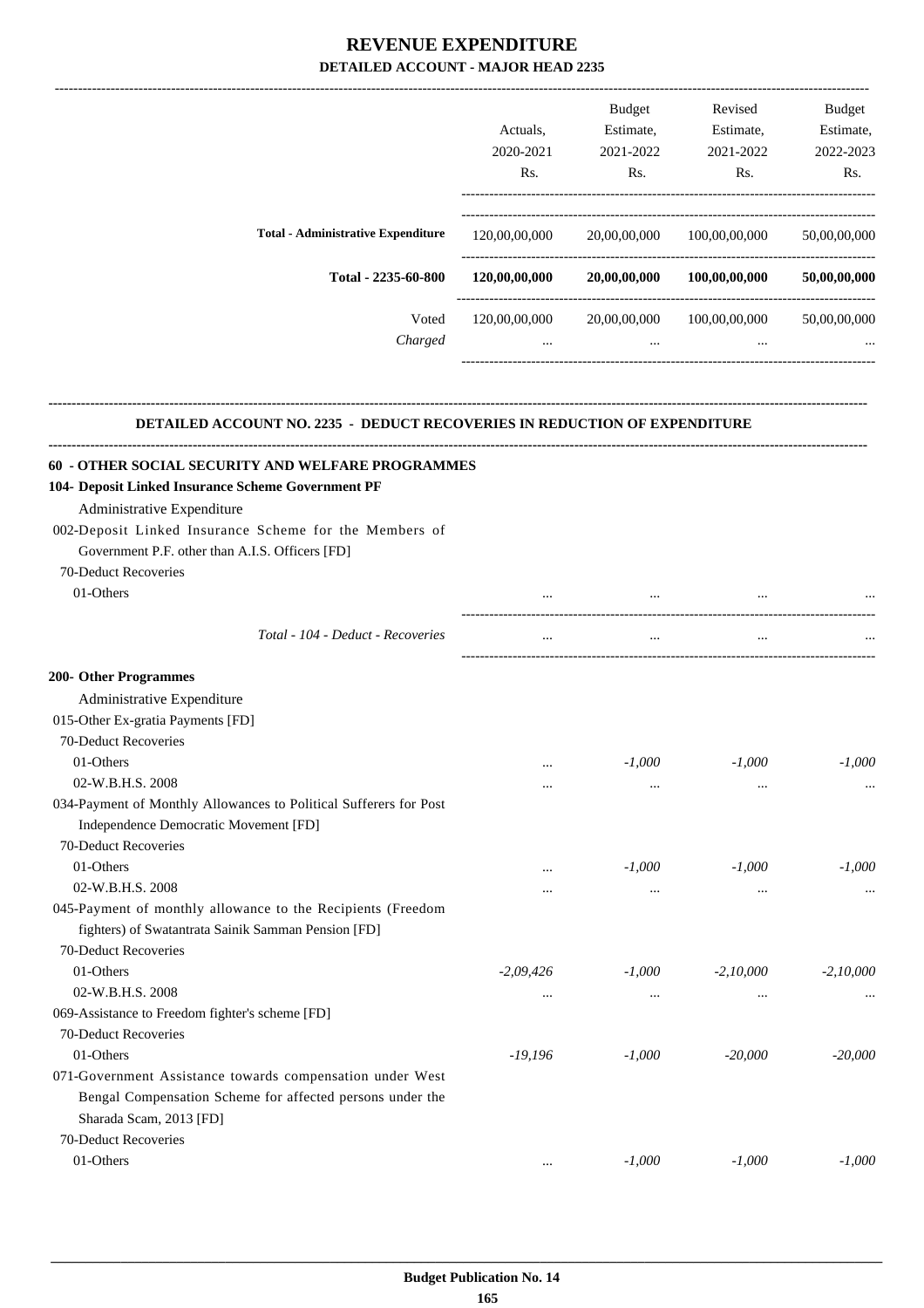# REVENUE EXPENDITURE

## DETAILED ACCOUNT - MAJOR HEAD 2235

| | Actuals, 2020-2021 Rs. | Budget Estimate, 2021-2022 Rs. | Revised Estimate, 2021-2022 Rs. | Budget Estimate, 2022-2023 Rs. |
|---|---|---|---|---|
| **Total - Administrative Expenditure** | 120,00,00,000 | 20,00,00,000 | 100,00,00,000 | 50,00,00,000 |
| **Total - 2235-60-800** | **120,00,00,000** | **20,00,00,000** | **100,00,00,000** | **50,00,00,000** |
| Voted | 120,00,00,000 | 20,00,00,000 | 100,00,00,000 | 50,00,00,000 |
| *Charged* | ... | ... | ... | ... |

**DETAILED ACCOUNT NO. 2235 - DEDUCT RECOVERIES IN REDUCTION OF EXPENDITURE**

| | Actuals, 2020-2021 Rs. | Budget Estimate, 2021-2022 Rs. | Revised Estimate, 2021-2022 Rs. | Budget Estimate, 2022-2023 Rs. |
|---|---|---|---|---|
| **60 - OTHER SOCIAL SECURITY AND WELFARE PROGRAMMES** | | | | |
| **104- Deposit Linked Insurance Scheme Government PF** | | | | |
| Administrative Expenditure | | | | |
| 002-Deposit Linked Insurance Scheme for the Members of Government P.F. other than A.I.S. Officers [FD] | | | | |
| 70-Deduct Recoveries | | | | |
| 01-Others | ... | ... | ... | ... |
| *Total - 104 - Deduct - Recoveries* | ... | ... | ... | ... |
| **200- Other Programmes** | | | | |
| Administrative Expenditure | | | | |
| 015-Other Ex-gratia Payments [FD] | | | | |
| 70-Deduct Recoveries | | | | |
| 01-Others | ... | *-1,000* | *-1,000* | *-1,000* |
| 02-W.B.H.S. 2008 | ... | ... | ... | ... |
| 034-Payment of Monthly Allowances to Political Sufferers for Post Independence Democratic Movement [FD] | | | | |
| 70-Deduct Recoveries | | | | |
| 01-Others | ... | *-1,000* | *-1,000* | *-1,000* |
| 02-W.B.H.S. 2008 | ... | ... | ... | ... |
| 045-Payment of monthly allowance to the Recipients (Freedom fighters) of Swatantrata Sainik Samman Pension [FD] | | | | |
| 70-Deduct Recoveries | | | | |
| 01-Others | *-2,09,426* | *-1,000* | *-2,10,000* | *-2,10,000* |
| 02-W.B.H.S. 2008 | ... | ... | ... | ... |
| 069-Assistance to Freedom fighter's scheme [FD] | | | | |
| 70-Deduct Recoveries | | | | |
| 01-Others | *-19,196* | *-1,000* | *-20,000* | *-20,000* |
| 071-Government Assistance towards compensation under West Bengal Compensation Scheme for affected persons under the Sharada Scam, 2013 [FD] | | | | |
| 70-Deduct Recoveries | | | | |
| 01-Others | ... | *-1,000* | *-1,000* | *-1,000* |

**Budget Publication No. 14**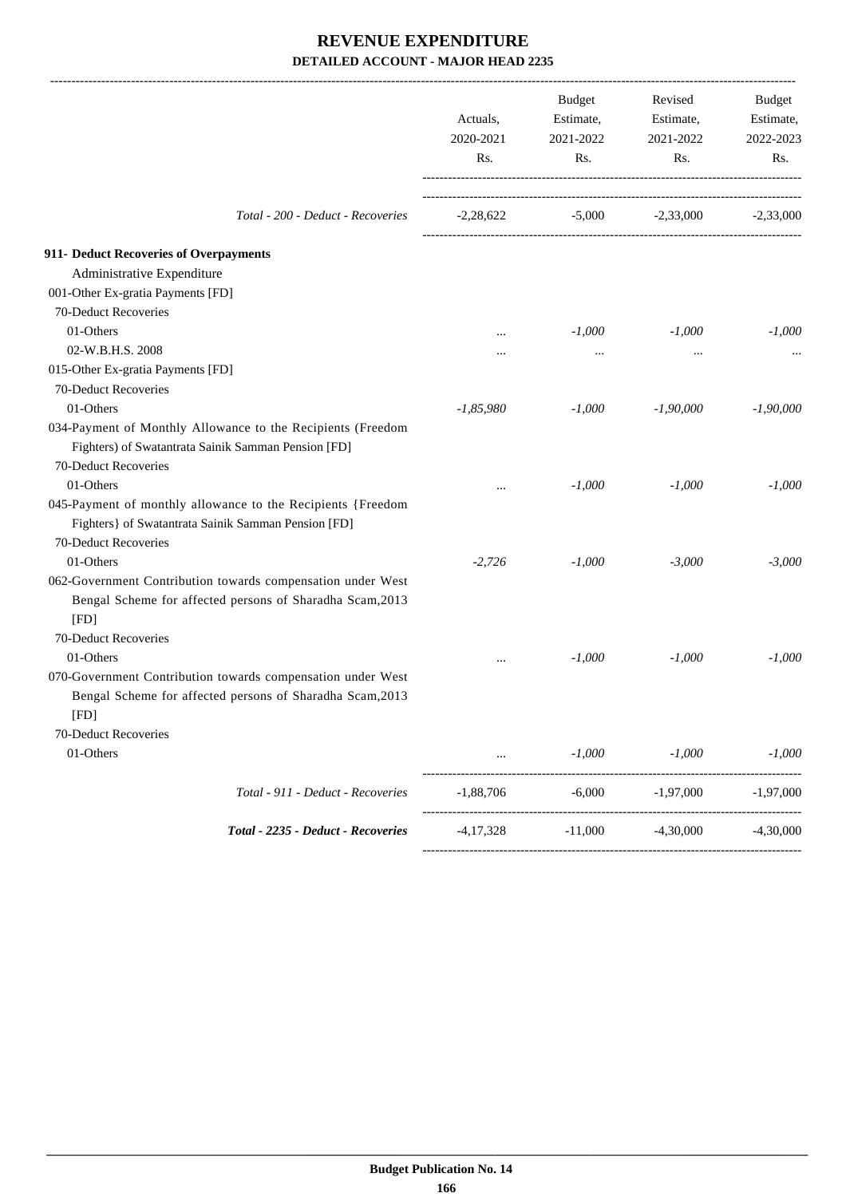# REVENUE EXPENDITURE

## DETAILED ACCOUNT - MAJOR HEAD 2235

| | Actuals, 2020-2021 Rs. | Budget Estimate, 2021-2022 Rs. | Revised Estimate, 2021-2022 Rs. | Budget Estimate, 2022-2023 Rs. |
|---|---|---|---|---|
| *Total - 200 - Deduct - Recoveries* | -2,28,622 | -5,000 | -2,33,000 | -2,33,000 |
| **911- Deduct Recoveries of Overpayments** | | | | |
| Administrative Expenditure | | | | |
| 001-Other Ex-gratia Payments [FD] | | | | |
| 70-Deduct Recoveries | | | | |
| 01-Others | ... | *-1,000* | *-1,000* | *-1,000* |
| 02-W.B.H.S. 2008 | ... | ... | ... | ... |
| 015-Other Ex-gratia Payments [FD] | | | | |
| 70-Deduct Recoveries | | | | |
| 01-Others | *-1,85,980* | *-1,000* | *-1,90,000* | *-1,90,000* |
| 034-Payment of Monthly Allowance to the Recipients (Freedom Fighters) of Swatantrata Sainik Samman Pension [FD] | | | | |
| 70-Deduct Recoveries | | | | |
| 01-Others | ... | *-1,000* | *-1,000* | *-1,000* |
| 045-Payment of monthly allowance to the Recipients {Freedom Fighters} of Swatantrata Sainik Samman Pension [FD] | | | | |
| 70-Deduct Recoveries | | | | |
| 01-Others | *-2,726* | *-1,000* | *-3,000* | *-3,000* |
| 062-Government Contribution towards compensation under West Bengal Scheme for affected persons of Sharadha Scam,2013 [FD] | | | | |
| 70-Deduct Recoveries | | | | |
| 01-Others | ... | *-1,000* | *-1,000* | *-1,000* |
| 070-Government Contribution towards compensation under West Bengal Scheme for affected persons of Sharadha Scam,2013 [FD] | | | | |
| 70-Deduct Recoveries | | | | |
| 01-Others | ... | *-1,000* | *-1,000* | *-1,000* |
| *Total - 911 - Deduct - Recoveries* | -1,88,706 | -6,000 | -1,97,000 | -1,97,000 |
| ***Total - 2235 - Deduct - Recoveries*** | -4,17,328 | -11,000 | -4,30,000 | -4,30,000 |

**Budget Publication No. 14**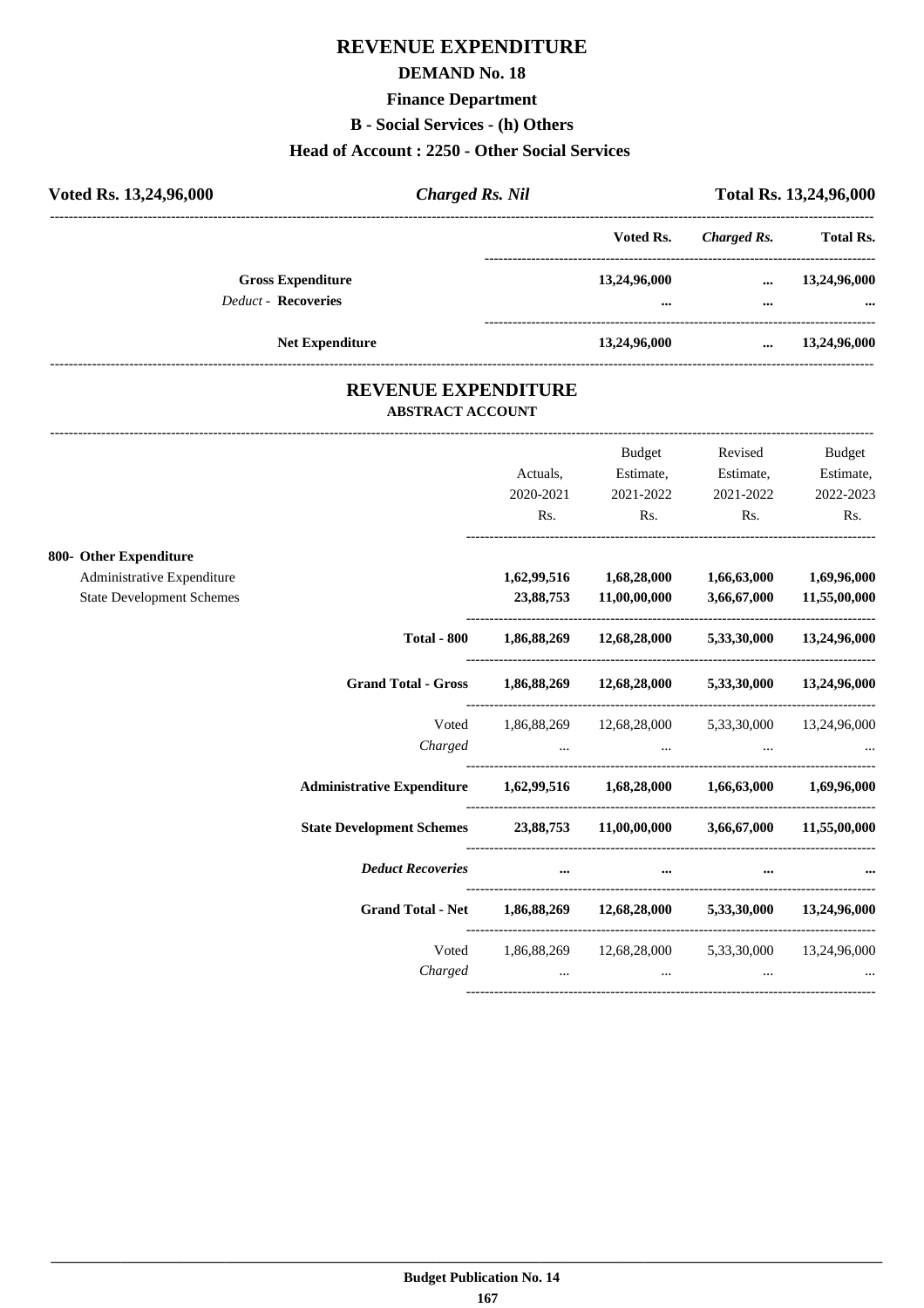# REVENUE EXPENDITURE

## DEMAND No. 18

### Finance Department

### B - Social Services - (h) Others

### Head of Account : 2250 - Other Social Services

**Voted Rs. 13,24,96,000** | ***Charged Rs. Nil*** | **Total Rs. 13,24,96,000**

| | Voted Rs. | *Charged Rs.* | Total Rs. |
|---|---|---|---|
| **Gross Expenditure** | **13,24,96,000** | **...** | **13,24,96,000** |
| *Deduct* - **Recoveries** | **...** | **...** | **...** |
| **Net Expenditure** | **13,24,96,000** | **...** | **13,24,96,000** |

## REVENUE EXPENDITURE

### ABSTRACT ACCOUNT

| | Actuals, 2020-2021 Rs. | Budget Estimate, 2021-2022 Rs. | Revised Estimate, 2021-2022 Rs. | Budget Estimate, 2022-2023 Rs. |
|---|---|---|---|---|
| **800- Other Expenditure** | | | | |
| Administrative Expenditure | **1,62,99,516** | **1,68,28,000** | **1,66,63,000** | **1,69,96,000** |
| State Development Schemes | **23,88,753** | **11,00,00,000** | **3,66,67,000** | **11,55,00,000** |
| **Total - 800** | **1,86,88,269** | **12,68,28,000** | **5,33,30,000** | **13,24,96,000** |
| **Grand Total - Gross** | **1,86,88,269** | **12,68,28,000** | **5,33,30,000** | **13,24,96,000** |
| Voted | 1,86,88,269 | 12,68,28,000 | 5,33,30,000 | 13,24,96,000 |
| *Charged* | ... | ... | ... | ... |
| **Administrative Expenditure** | **1,62,99,516** | **1,68,28,000** | **1,66,63,000** | **1,69,96,000** |
| **State Development Schemes** | **23,88,753** | **11,00,00,000** | **3,66,67,000** | **11,55,00,000** |
| ***Deduct Recoveries*** | **...** | **...** | **...** | **...** |
| **Grand Total - Net** | **1,86,88,269** | **12,68,28,000** | **5,33,30,000** | **13,24,96,000** |
| Voted | 1,86,88,269 | 12,68,28,000 | 5,33,30,000 | 13,24,96,000 |
| *Charged* | ... | ... | ... | ... |

**Budget Publication No. 14**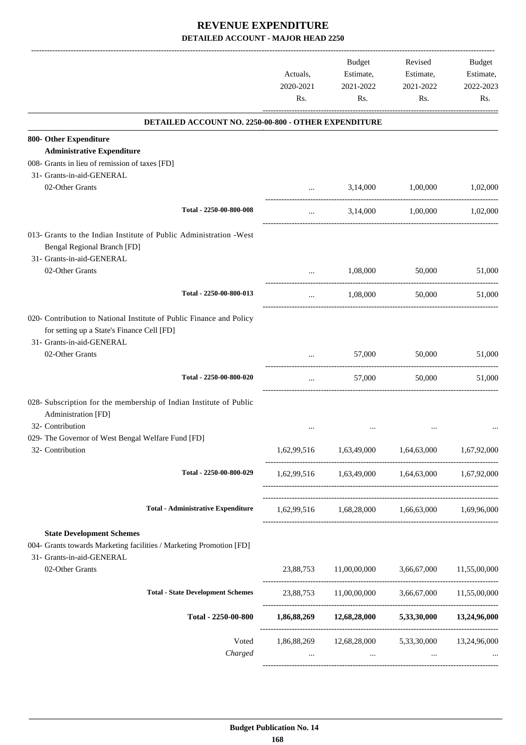# REVENUE EXPENDITURE

## DETAILED ACCOUNT - MAJOR HEAD 2250

| | Actuals, 2020-2021 Rs. | Budget Estimate, 2021-2022 Rs. | Revised Estimate, 2021-2022 Rs. | Budget Estimate, 2022-2023 Rs. |
|---|---|---|---|---|
| **DETAILED ACCOUNT NO. 2250-00-800 - OTHER EXPENDITURE** | | | | |
| **800- Other Expenditure** | | | | |
| **Administrative Expenditure** | | | | |
| 008- Grants in lieu of remission of taxes [FD] | | | | |
| 31- Grants-in-aid-GENERAL | | | | |
| 02-Other Grants | ... | 3,14,000 | 1,00,000 | 1,02,000 |
| Total - 2250-00-800-008 | ... | 3,14,000 | 1,00,000 | 1,02,000 |
| 013- Grants to the Indian Institute of Public Administration -West Bengal Regional Branch [FD] | | | | |
| 31- Grants-in-aid-GENERAL | | | | |
| 02-Other Grants | ... | 1,08,000 | 50,000 | 51,000 |
| Total - 2250-00-800-013 | ... | 1,08,000 | 50,000 | 51,000 |
| 020- Contribution to National Institute of Public Finance and Policy for setting up a State's Finance Cell [FD] | | | | |
| 31- Grants-in-aid-GENERAL | | | | |
| 02-Other Grants | ... | 57,000 | 50,000 | 51,000 |
| Total - 2250-00-800-020 | ... | 57,000 | 50,000 | 51,000 |
| 028- Subscription for the membership of Indian Institute of Public Administration [FD] | | | | |
| 32- Contribution | ... | ... | ... | ... |
| 029- The Governor of West Bengal Welfare Fund [FD] | | | | |
| 32- Contribution | 1,62,99,516 | 1,63,49,000 | 1,64,63,000 | 1,67,92,000 |
| Total - 2250-00-800-029 | 1,62,99,516 | 1,63,49,000 | 1,64,63,000 | 1,67,92,000 |
| **Total - Administrative Expenditure** | 1,62,99,516 | 1,68,28,000 | 1,66,63,000 | 1,69,96,000 |
| **State Development Schemes** | | | | |
| 004- Grants towards Marketing facilities / Marketing Promotion [FD] | | | | |
| 31- Grants-in-aid-GENERAL | | | | |
| 02-Other Grants | 23,88,753 | 11,00,00,000 | 3,66,67,000 | 11,55,00,000 |
| **Total - State Development Schemes** | 23,88,753 | 11,00,00,000 | 3,66,67,000 | 11,55,00,000 |
| **Total - 2250-00-800** | **1,86,88,269** | **12,68,28,000** | **5,33,30,000** | **13,24,96,000** |
| Voted | 1,86,88,269 | 12,68,28,000 | 5,33,30,000 | 13,24,96,000 |
| *Charged* | ... | ... | ... | ... |

**Budget Publication No. 14**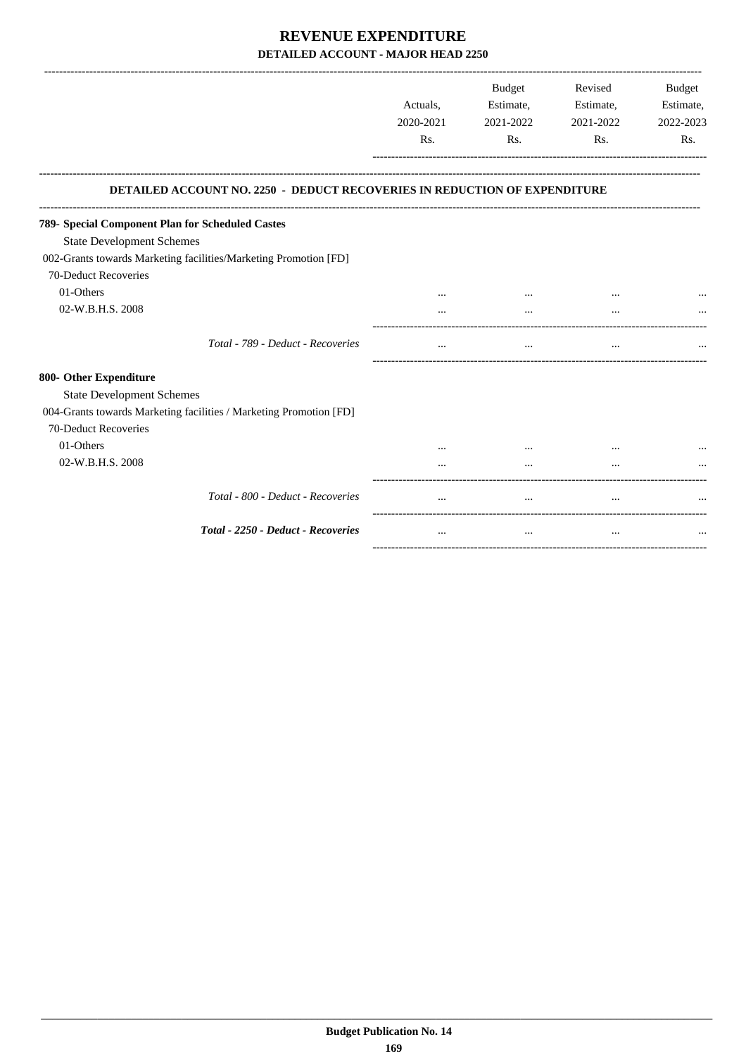# REVENUE EXPENDITURE

## DETAILED ACCOUNT - MAJOR HEAD 2250

| | Actuals, 2020-2021 Rs. | Budget Estimate, 2021-2022 Rs. | Revised Estimate, 2021-2022 Rs. | Budget Estimate, 2022-2023 Rs. |
|---|---|---|---|---|
| **DETAILED ACCOUNT NO. 2250 - DEDUCT RECOVERIES IN REDUCTION OF EXPENDITURE** | | | | |
| **789- Special Component Plan for Scheduled Castes** | | | | |
| State Development Schemes | | | | |
| 002-Grants towards Marketing facilities/Marketing Promotion [FD] | | | | |
| 70-Deduct Recoveries | | | | |
| 01-Others | ... | ... | ... | ... |
| 02-W.B.H.S. 2008 | ... | ... | ... | ... |
| *Total - 789 - Deduct - Recoveries* | ... | ... | ... | ... |
| **800- Other Expenditure** | | | | |
| State Development Schemes | | | | |
| 004-Grants towards Marketing facilities / Marketing Promotion [FD] | | | | |
| 70-Deduct Recoveries | | | | |
| 01-Others | ... | ... | ... | ... |
| 02-W.B.H.S. 2008 | ... | ... | ... | ... |
| *Total - 800 - Deduct - Recoveries* | ... | ... | ... | ... |
| ***Total - 2250 - Deduct - Recoveries*** | ... | ... | ... | ... |

**Budget Publication No. 14**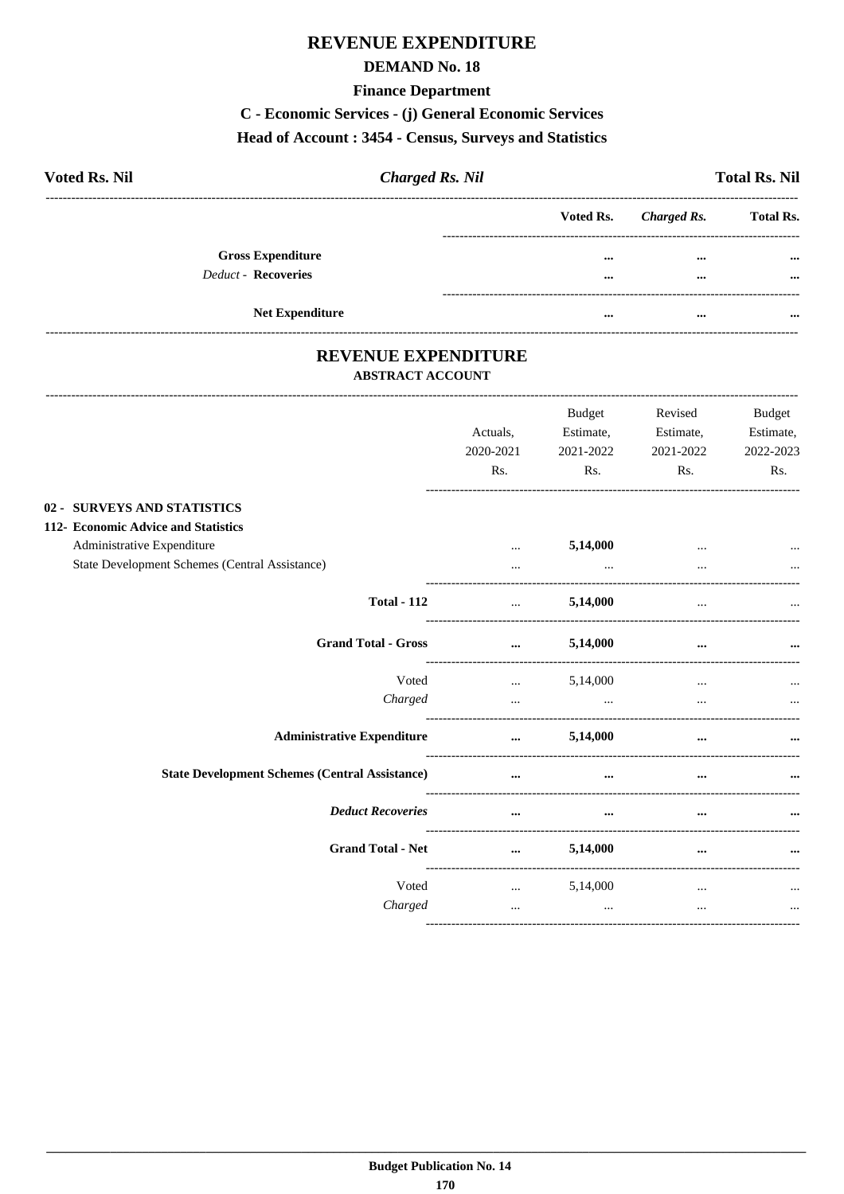# REVENUE EXPENDITURE

## DEMAND No. 18

### Finance Department

### C - Economic Services - (j) General Economic Services

### Head of Account : 3454 - Census, Surveys and Statistics

**Voted Rs. Nil** | ***Charged Rs. Nil*** | **Total Rs. Nil**

| | Voted Rs. | *Charged Rs.* | Total Rs. |
|---|---|---|---|
| **Gross Expenditure** | ... | ... | ... |
| *Deduct -* **Recoveries** | ... | ... | ... |
| **Net Expenditure** | ... | ... | ... |

## REVENUE EXPENDITURE

### ABSTRACT ACCOUNT

| | Actuals, 2020-2021 Rs. | Budget Estimate, 2021-2022 Rs. | Revised Estimate, 2021-2022 Rs. | Budget Estimate, 2022-2023 Rs. |
|---|---|---|---|---|
| **02 - SURVEYS AND STATISTICS** | | | | |
| **112- Economic Advice and Statistics** | | | | |
| Administrative Expenditure | ... | **5,14,000** | ... | ... |
| State Development Schemes (Central Assistance) | ... | ... | ... | ... |
| **Total - 112** | ... | **5,14,000** | ... | ... |
| **Grand Total - Gross** | ... | **5,14,000** | ... | ... |
| Voted | ... | 5,14,000 | ... | ... |
| *Charged* | ... | ... | ... | ... |
| **Administrative Expenditure** | ... | **5,14,000** | ... | ... |
| **State Development Schemes (Central Assistance)** | ... | ... | ... | ... |
| ***Deduct Recoveries*** | ... | ... | ... | ... |
| **Grand Total - Net** | ... | **5,14,000** | ... | ... |
| Voted | ... | 5,14,000 | ... | ... |
| *Charged* | ... | ... | ... | ... |

**Budget Publication No. 14**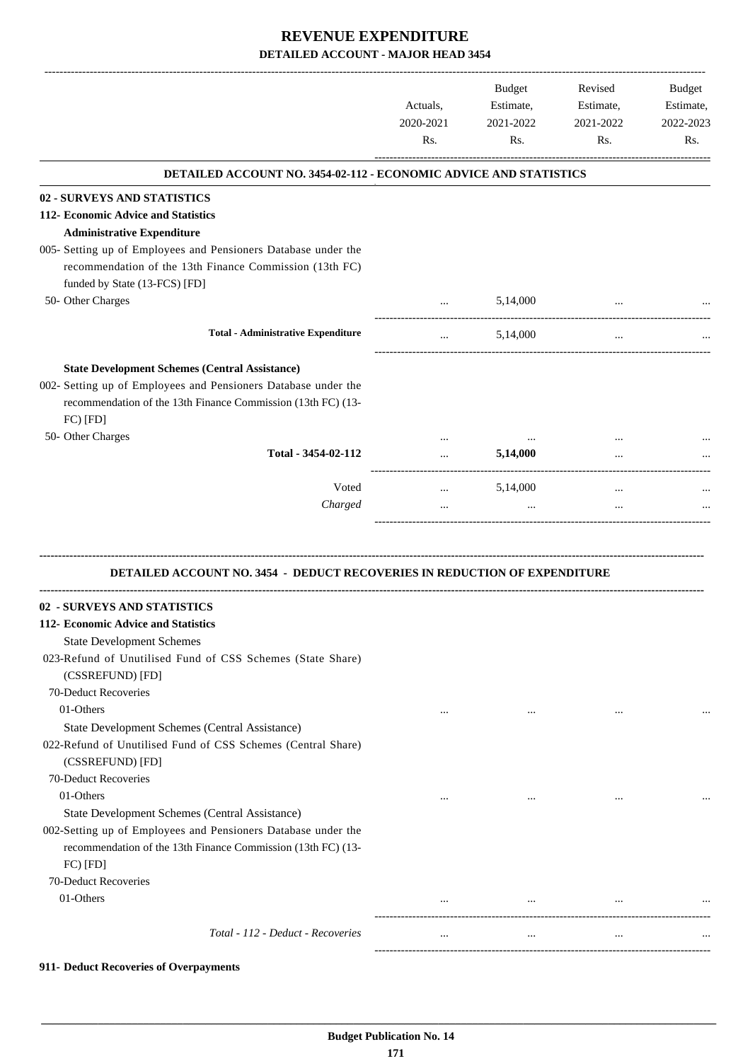# REVENUE EXPENDITURE

**DETAILED ACCOUNT - MAJOR HEAD 3454**

| | Actuals, 2020-2021 Rs. | Budget Estimate, 2021-2022 Rs. | Revised Estimate, 2021-2022 Rs. | Budget Estimate, 2022-2023 Rs. |
|---|---|---|---|---|
| **DETAILED ACCOUNT NO. 3454-02-112 - ECONOMIC ADVICE AND STATISTICS** | | | | |
| **02 - SURVEYS AND STATISTICS** | | | | |
| **112- Economic Advice and Statistics** | | | | |
| **Administrative Expenditure** | | | | |
| 005- Setting up of Employees and Pensioners Database under the recommendation of the 13th Finance Commission (13th FC) funded by State (13-FCS) [FD] | | | | |
| 50- Other Charges | ... | 5,14,000 | ... | ... |
| **Total - Administrative Expenditure** | ... | 5,14,000 | ... | ... |
| **State Development Schemes (Central Assistance)** | | | | |
| 002- Setting up of Employees and Pensioners Database under the recommendation of the 13th Finance Commission (13th FC) (13-FC) [FD] | | | | |
| 50- Other Charges | ... | ... | ... | ... |
| **Total - 3454-02-112** | ... | **5,14,000** | ... | ... |
| Voted | ... | 5,14,000 | ... | ... |
| *Charged* | ... | ... | ... | ... |

**DETAILED ACCOUNT NO. 3454 - DEDUCT RECOVERIES IN REDUCTION OF EXPENDITURE**

| | Actuals, 2020-2021 Rs. | Budget Estimate, 2021-2022 Rs. | Revised Estimate, 2021-2022 Rs. | Budget Estimate, 2022-2023 Rs. |
|---|---|---|---|---|
| **02 - SURVEYS AND STATISTICS** | | | | |
| **112- Economic Advice and Statistics** | | | | |
| State Development Schemes | | | | |
| 023-Refund of Unutilised Fund of CSS Schemes (State Share) (CSSREFUND) [FD] | | | | |
| 70-Deduct Recoveries | | | | |
| 01-Others | ... | ... | ... | ... |
| State Development Schemes (Central Assistance) | | | | |
| 022-Refund of Unutilised Fund of CSS Schemes (Central Share) (CSSREFUND) [FD] | | | | |
| 70-Deduct Recoveries | | | | |
| 01-Others | ... | ... | ... | ... |
| State Development Schemes (Central Assistance) | | | | |
| 002-Setting up of Employees and Pensioners Database under the recommendation of the 13th Finance Commission (13th FC) (13-FC) [FD] | | | | |
| 70-Deduct Recoveries | | | | |
| 01-Others | ... | ... | ... | ... |
| *Total - 112 - Deduct - Recoveries* | ... | ... | ... | ... |

**911- Deduct Recoveries of Overpayments**

**Budget Publication No. 14**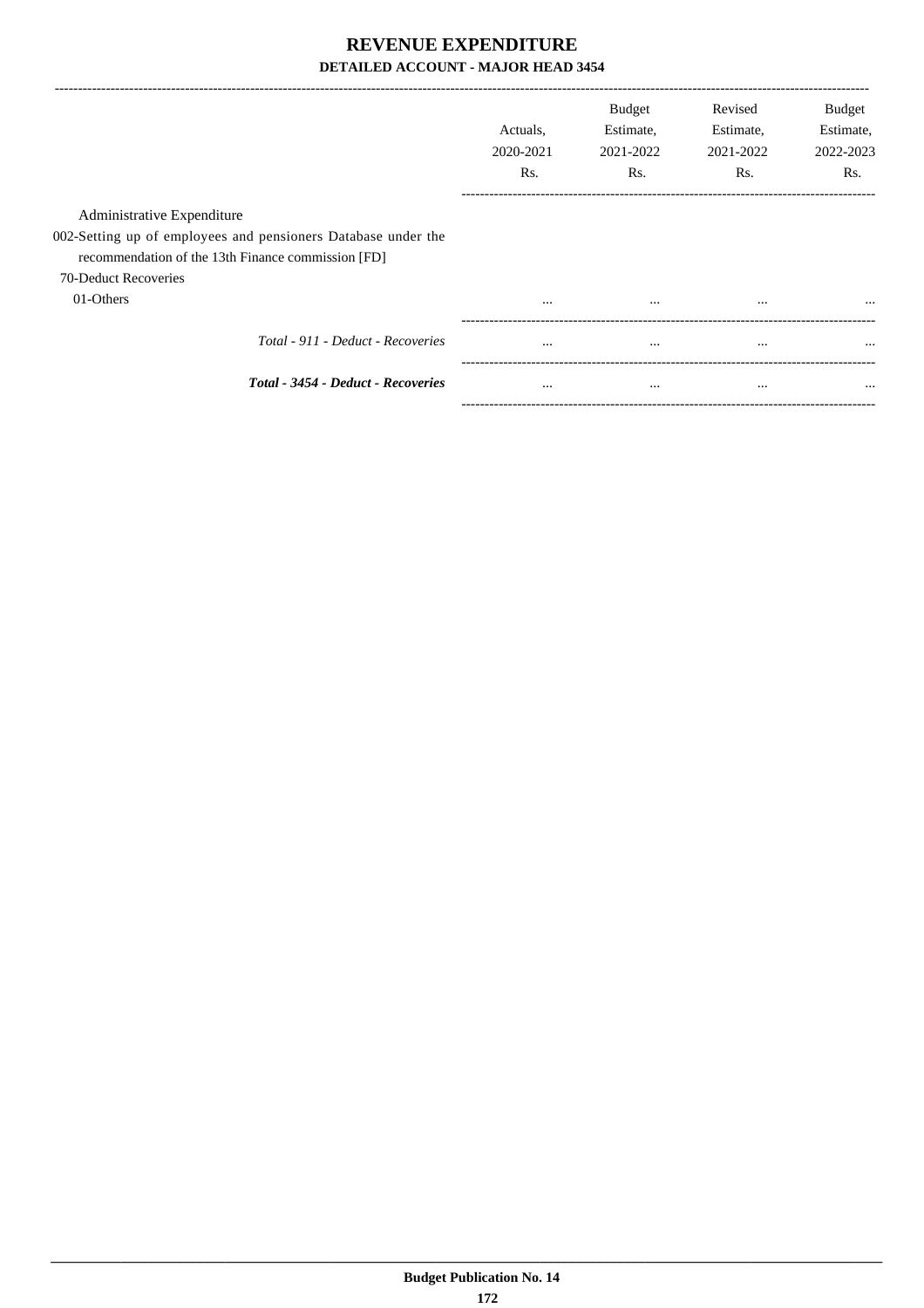# REVENUE EXPENDITURE

## DETAILED ACCOUNT - MAJOR HEAD 3454

| | Actuals, 2020-2021 Rs. | Budget Estimate, 2021-2022 Rs. | Revised Estimate, 2021-2022 Rs. | Budget Estimate, 2022-2023 Rs. |
|---|---|---|---|---|
| Administrative Expenditure | | | | |
| 002-Setting up of employees and pensioners Database under the recommendation of the 13th Finance commission [FD] | | | | |
| 70-Deduct Recoveries | | | | |
| 01-Others | ... | ... | ... | ... |
| *Total - 911 - Deduct - Recoveries* | ... | ... | ... | ... |
| ***Total - 3454 - Deduct - Recoveries*** | ... | ... | ... | ... |

**Budget Publication No. 14**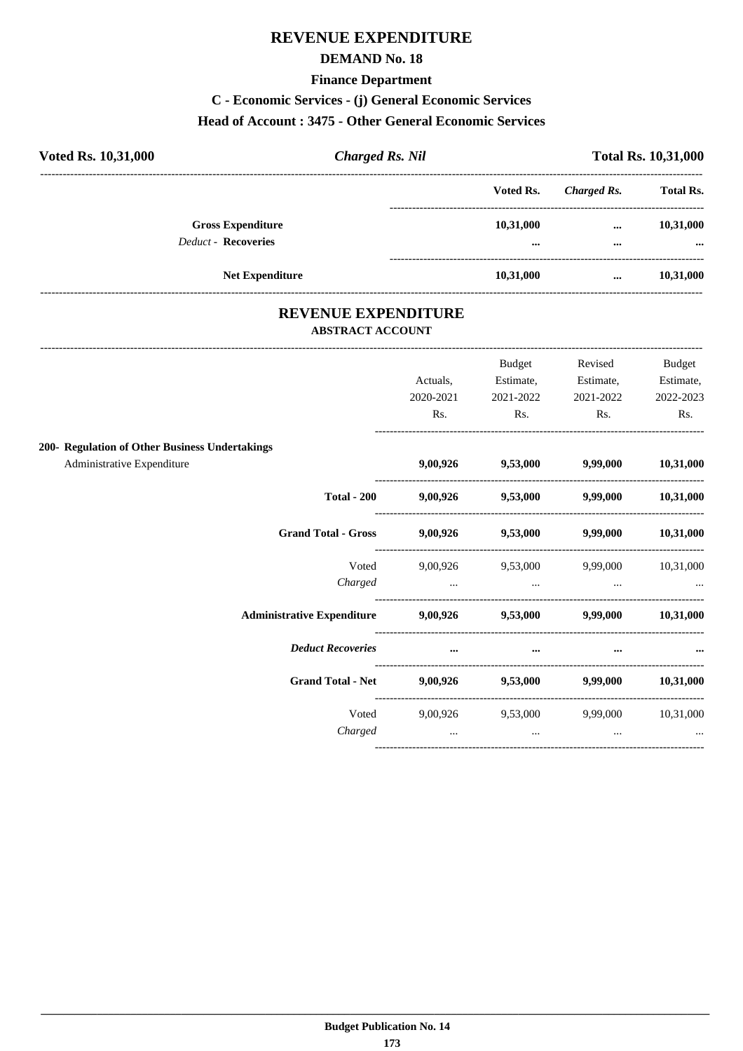# REVENUE EXPENDITURE

## DEMAND No. 18

### Finance Department

### C - Economic Services - (j) General Economic Services

### Head of Account : 3475 - Other General Economic Services

**Voted Rs. 10,31,000** | ***Charged Rs. Nil*** | **Total Rs. 10,31,000**

| | Voted Rs. | *Charged Rs.* | Total Rs. |
|---|---|---|---|
| **Gross Expenditure** | **10,31,000** | **...** | **10,31,000** |
| *Deduct* - **Recoveries** | **...** | **...** | **...** |
| **Net Expenditure** | **10,31,000** | **...** | **10,31,000** |

## REVENUE EXPENDITURE

### ABSTRACT ACCOUNT

| | Actuals, 2020-2021 Rs. | Budget Estimate, 2021-2022 Rs. | Revised Estimate, 2021-2022 Rs. | Budget Estimate, 2022-2023 Rs. |
|---|---|---|---|---|
| **200- Regulation of Other Business Undertakings** | | | | |
| Administrative Expenditure | **9,00,926** | **9,53,000** | **9,99,000** | **10,31,000** |
| **Total - 200** | **9,00,926** | **9,53,000** | **9,99,000** | **10,31,000** |
| **Grand Total - Gross** | **9,00,926** | **9,53,000** | **9,99,000** | **10,31,000** |
| Voted | 9,00,926 | 9,53,000 | 9,99,000 | 10,31,000 |
| *Charged* | ... | ... | ... | ... |
| **Administrative Expenditure** | **9,00,926** | **9,53,000** | **9,99,000** | **10,31,000** |
| ***Deduct Recoveries*** | **...** | **...** | **...** | **...** |
| **Grand Total - Net** | **9,00,926** | **9,53,000** | **9,99,000** | **10,31,000** |
| Voted | 9,00,926 | 9,53,000 | 9,99,000 | 10,31,000 |
| *Charged* | ... | ... | ... | ... |

**Budget Publication No. 14**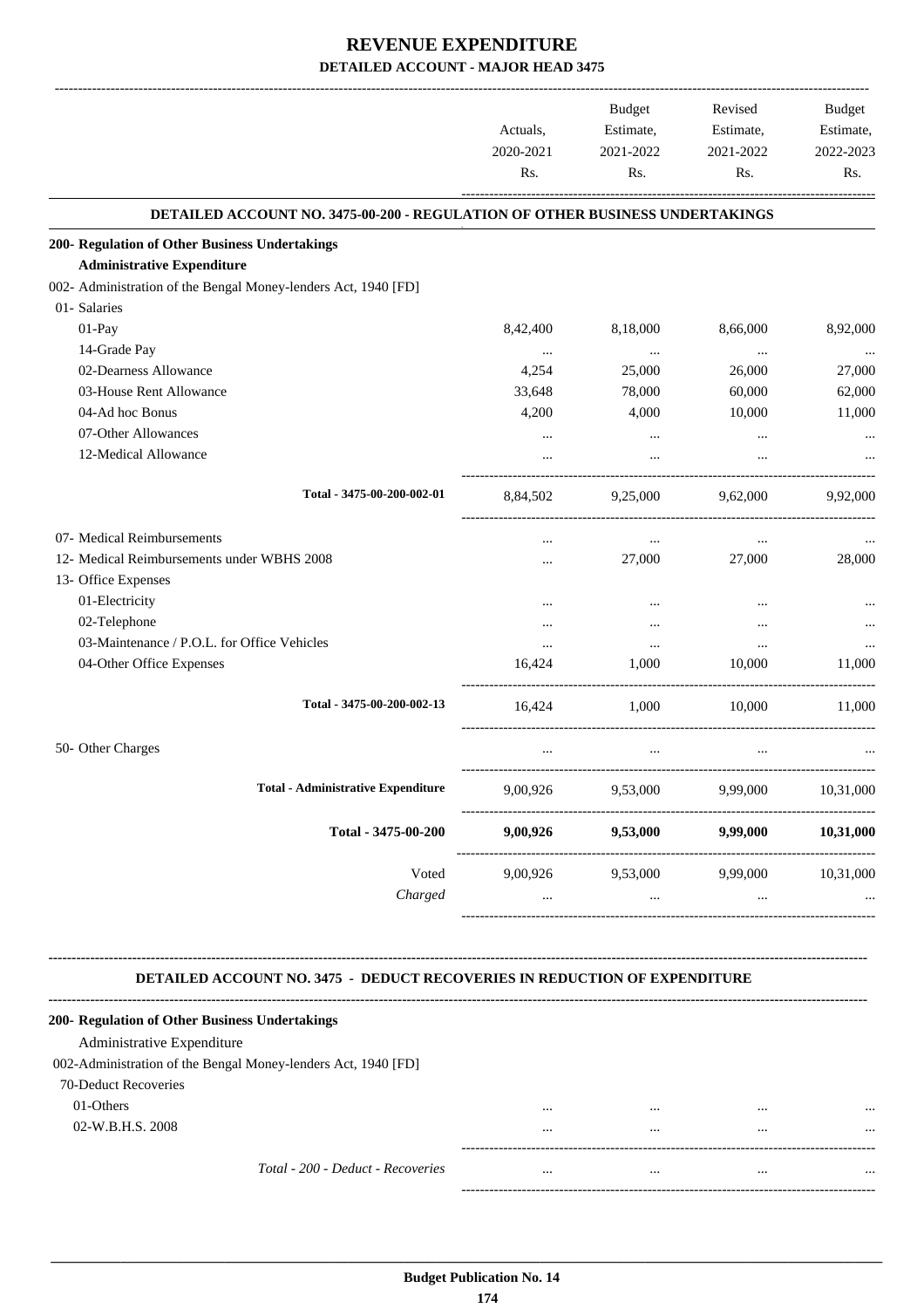# REVENUE EXPENDITURE

## DETAILED ACCOUNT - MAJOR HEAD 3475

| | Actuals, 2020-2021 Rs. | Budget Estimate, 2021-2022 Rs. | Revised Estimate, 2021-2022 Rs. | Budget Estimate, 2022-2023 Rs. |
|---|---|---|---|---|
| **DETAILED ACCOUNT NO. 3475-00-200 - REGULATION OF OTHER BUSINESS UNDERTAKINGS** | | | | |
| **200- Regulation of Other Business Undertakings** | | | | |
| **Administrative Expenditure** | | | | |
| 002- Administration of the Bengal Money-lenders Act, 1940 [FD] | | | | |
| 01- Salaries | | | | |
| 01-Pay | 8,42,400 | 8,18,000 | 8,66,000 | 8,92,000 |
| 14-Grade Pay | ... | ... | ... | ... |
| 02-Dearness Allowance | 4,254 | 25,000 | 26,000 | 27,000 |
| 03-House Rent Allowance | 33,648 | 78,000 | 60,000 | 62,000 |
| 04-Ad hoc Bonus | 4,200 | 4,000 | 10,000 | 11,000 |
| 07-Other Allowances | ... | ... | ... | ... |
| 12-Medical Allowance | ... | ... | ... | ... |
| Total - 3475-00-200-002-01 | 8,84,502 | 9,25,000 | 9,62,000 | 9,92,000 |
| 07- Medical Reimbursements | ... | ... | ... | ... |
| 12- Medical Reimbursements under WBHS 2008 | ... | 27,000 | 27,000 | 28,000 |
| 13- Office Expenses | | | | |
| 01-Electricity | ... | ... | ... | ... |
| 02-Telephone | ... | ... | ... | ... |
| 03-Maintenance / P.O.L. for Office Vehicles | ... | ... | ... | ... |
| 04-Other Office Expenses | 16,424 | 1,000 | 10,000 | 11,000 |
| Total - 3475-00-200-002-13 | 16,424 | 1,000 | 10,000 | 11,000 |
| 50- Other Charges | ... | ... | ... | ... |
| Total - Administrative Expenditure | 9,00,926 | 9,53,000 | 9,99,000 | 10,31,000 |
| **Total - 3475-00-200** | **9,00,926** | **9,53,000** | **9,99,000** | **10,31,000** |
| Voted | 9,00,926 | 9,53,000 | 9,99,000 | 10,31,000 |
| *Charged* | ... | ... | ... | ... |

**DETAILED ACCOUNT NO. 3475 - DEDUCT RECOVERIES IN REDUCTION OF EXPENDITURE**

| | | | | |
|---|---|---|---|---|
| **200- Regulation of Other Business Undertakings** | | | | |
| Administrative Expenditure | | | | |
| 002-Administration of the Bengal Money-lenders Act, 1940 [FD] | | | | |
| 70-Deduct Recoveries | | | | |
| 01-Others | ... | ... | ... | ... |
| 02-W.B.H.S. 2008 | ... | ... | ... | ... |
| *Total - 200 - Deduct - Recoveries* | ... | ... | ... | ... |

**Budget Publication No. 14**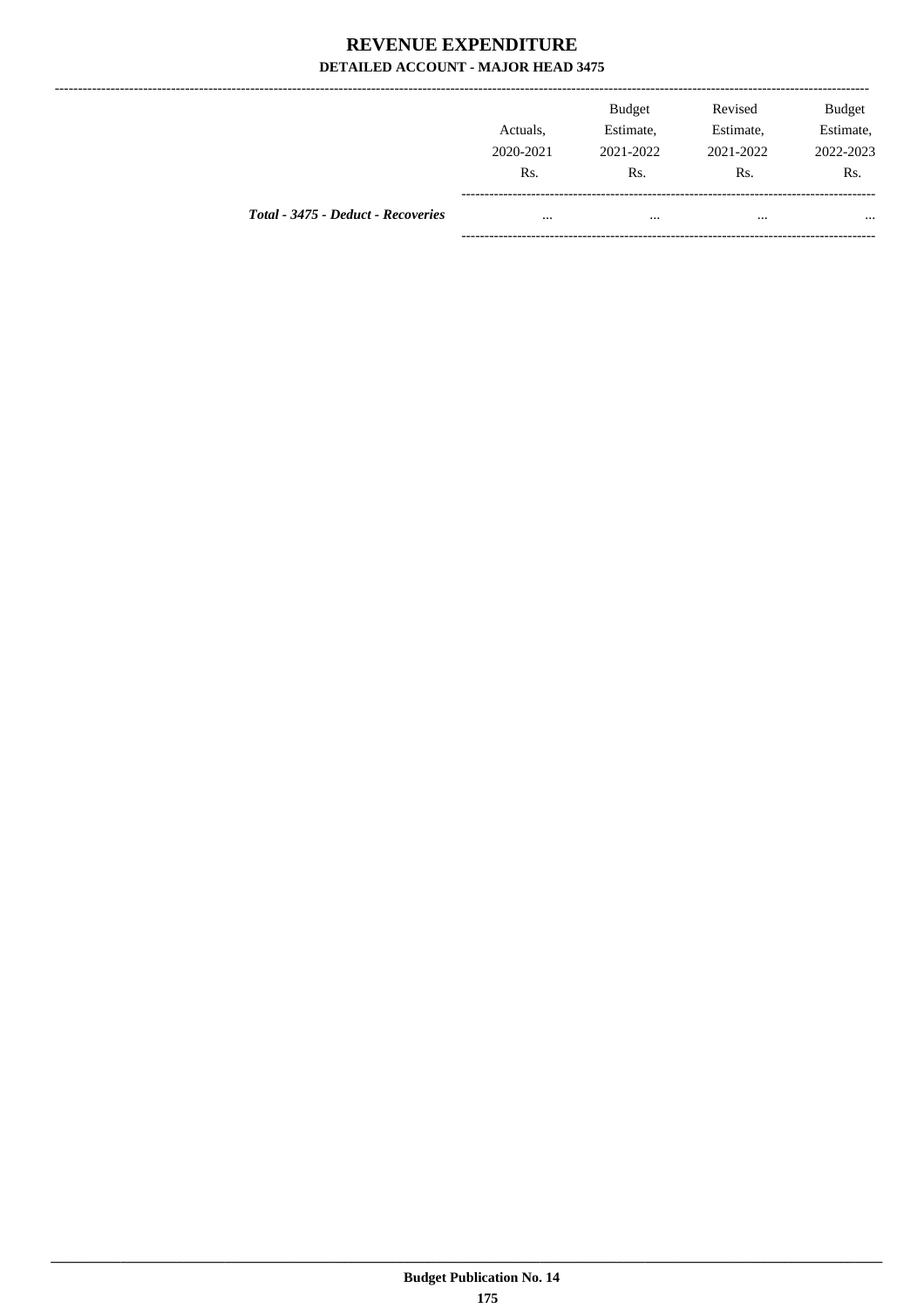# REVENUE EXPENDITURE

**DETAILED ACCOUNT - MAJOR HEAD 3475**

| | Actuals, 2020-2021 Rs. | Budget Estimate, 2021-2022 Rs. | Revised Estimate, 2021-2022 Rs. | Budget Estimate, 2022-2023 Rs. |
|---|---|---|---|---|
| ***Total - 3475 - Deduct - Recoveries*** | ... | ... | ... | ... |

**Budget Publication No. 14**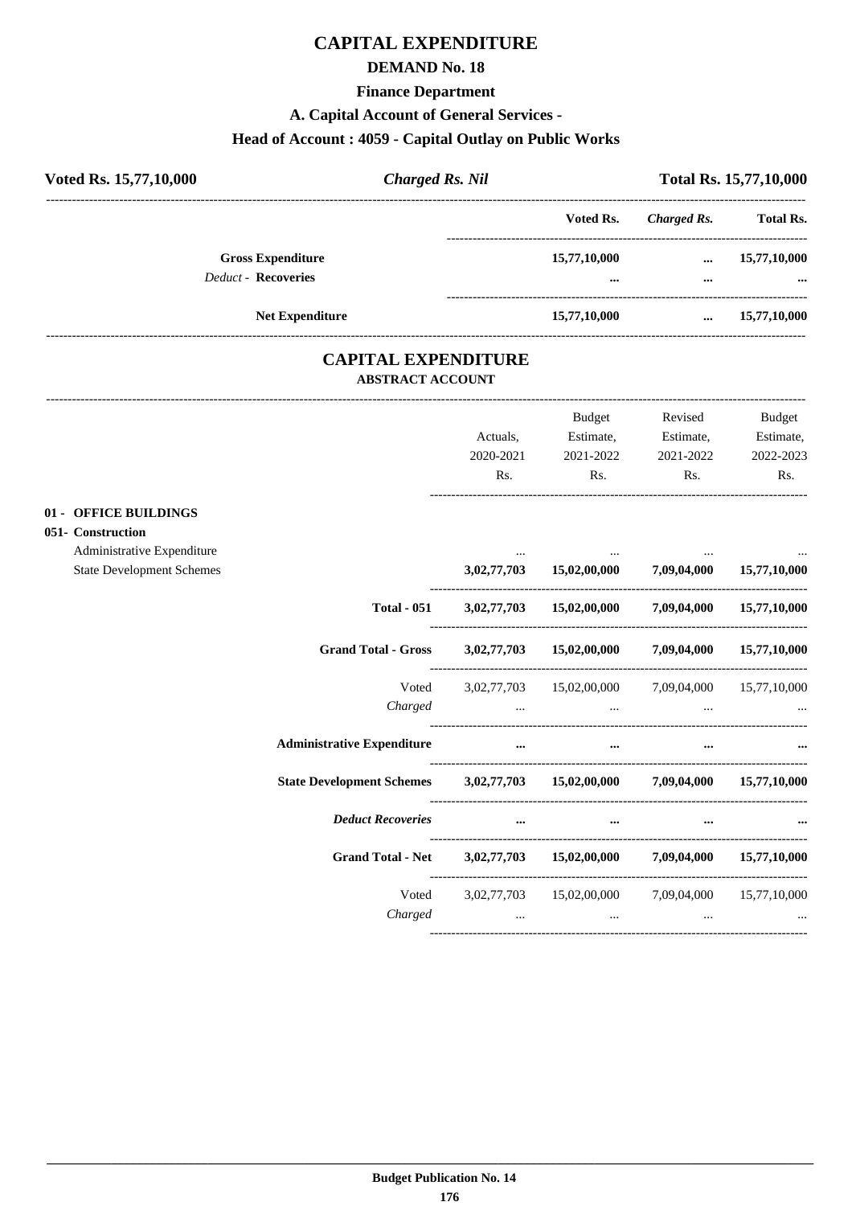# CAPITAL EXPENDITURE

## DEMAND No. 18

### Finance Department

### A. Capital Account of General Services -

### Head of Account : 4059 - Capital Outlay on Public Works

| **Voted Rs. 15,77,10,000** | ***Charged Rs. Nil*** | **Total Rs. 15,77,10,000** |
|---|---|---|

| | Voted Rs. | *Charged Rs.* | Total Rs. |
|---|---|---|---|
| **Gross Expenditure** | **15,77,10,000** | **...** | **15,77,10,000** |
| *Deduct* - **Recoveries** | **...** | **...** | **...** |
| **Net Expenditure** | **15,77,10,000** | **...** | **15,77,10,000** |

## CAPITAL EXPENDITURE

**ABSTRACT ACCOUNT**

| | Actuals, 2020-2021 Rs. | Budget Estimate, 2021-2022 Rs. | Revised Estimate, 2021-2022 Rs. | Budget Estimate, 2022-2023 Rs. |
|---|---|---|---|---|
| **01 - OFFICE BUILDINGS** | | | | |
| **051- Construction** | | | | |
| Administrative Expenditure | ... | ... | ... | ... |
| State Development Schemes | **3,02,77,703** | **15,02,00,000** | **7,09,04,000** | **15,77,10,000** |
| **Total - 051** | **3,02,77,703** | **15,02,00,000** | **7,09,04,000** | **15,77,10,000** |
| **Grand Total - Gross** | **3,02,77,703** | **15,02,00,000** | **7,09,04,000** | **15,77,10,000** |
| Voted | 3,02,77,703 | 15,02,00,000 | 7,09,04,000 | 15,77,10,000 |
| *Charged* | ... | ... | ... | ... |
| **Administrative Expenditure** | **...** | **...** | **...** | **...** |
| **State Development Schemes** | **3,02,77,703** | **15,02,00,000** | **7,09,04,000** | **15,77,10,000** |
| ***Deduct Recoveries*** | **...** | **...** | **...** | **...** |
| **Grand Total - Net** | **3,02,77,703** | **15,02,00,000** | **7,09,04,000** | **15,77,10,000** |
| Voted | 3,02,77,703 | 15,02,00,000 | 7,09,04,000 | 15,77,10,000 |
| *Charged* | ... | ... | ... | ... |

**Budget Publication No. 14**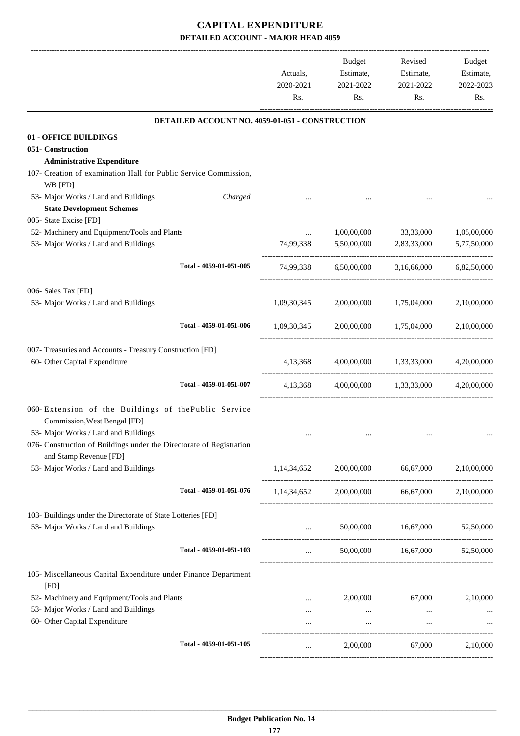# CAPITAL EXPENDITURE

## DETAILED ACCOUNT - MAJOR HEAD 4059

| | Actuals, 2020-2021 Rs. | Budget Estimate, 2021-2022 Rs. | Revised Estimate, 2021-2022 Rs. | Budget Estimate, 2022-2023 Rs. |
|---|---|---|---|---|
| **DETAILED ACCOUNT NO. 4059-01-051 - CONSTRUCTION** | | | | |
| **01 - OFFICE BUILDINGS** | | | | |
| **051- Construction** | | | | |
| **Administrative Expenditure** | | | | |
| 107- Creation of examination Hall for Public Service Commission, WB [FD] | | | | |
| 53- Major Works / Land and Buildings *Charged* | ... | ... | ... | ... |
| **State Development Schemes** | | | | |
| 005- State Excise [FD] | | | | |
| 52- Machinery and Equipment/Tools and Plants | ... | 1,00,00,000 | 33,33,000 | 1,05,00,000 |
| 53- Major Works / Land and Buildings | 74,99,338 | 5,50,00,000 | 2,83,33,000 | 5,77,50,000 |
| Total - 4059-01-051-005 | 74,99,338 | 6,50,00,000 | 3,16,66,000 | 6,82,50,000 |
| 006- Sales Tax [FD] | | | | |
| 53- Major Works / Land and Buildings | 1,09,30,345 | 2,00,00,000 | 1,75,04,000 | 2,10,00,000 |
| Total - 4059-01-051-006 | 1,09,30,345 | 2,00,00,000 | 1,75,04,000 | 2,10,00,000 |
| 007- Treasuries and Accounts - Treasury Construction [FD] | | | | |
| 60- Other Capital Expenditure | 4,13,368 | 4,00,00,000 | 1,33,33,000 | 4,20,00,000 |
| Total - 4059-01-051-007 | 4,13,368 | 4,00,00,000 | 1,33,33,000 | 4,20,00,000 |
| 060- Extension of the Buildings of thePublic Service Commission,West Bengal [FD] | | | | |
| 53- Major Works / Land and Buildings | ... | ... | ... | ... |
| 076- Construction of Buildings under the Directorate of Registration and Stamp Revenue [FD] | | | | |
| 53- Major Works / Land and Buildings | 1,14,34,652 | 2,00,00,000 | 66,67,000 | 2,10,00,000 |
| Total - 4059-01-051-076 | 1,14,34,652 | 2,00,00,000 | 66,67,000 | 2,10,00,000 |
| 103- Buildings under the Directorate of State Lotteries [FD] | | | | |
| 53- Major Works / Land and Buildings | ... | 50,00,000 | 16,67,000 | 52,50,000 |
| Total - 4059-01-051-103 | ... | 50,00,000 | 16,67,000 | 52,50,000 |
| 105- Miscellaneous Capital Expenditure under Finance Department [FD] | | | | |
| 52- Machinery and Equipment/Tools and Plants | ... | 2,00,000 | 67,000 | 2,10,000 |
| 53- Major Works / Land and Buildings | ... | ... | ... | ... |
| 60- Other Capital Expenditure | ... | ... | ... | ... |
| Total - 4059-01-051-105 | ... | 2,00,000 | 67,000 | 2,10,000 |

Budget Publication No. 14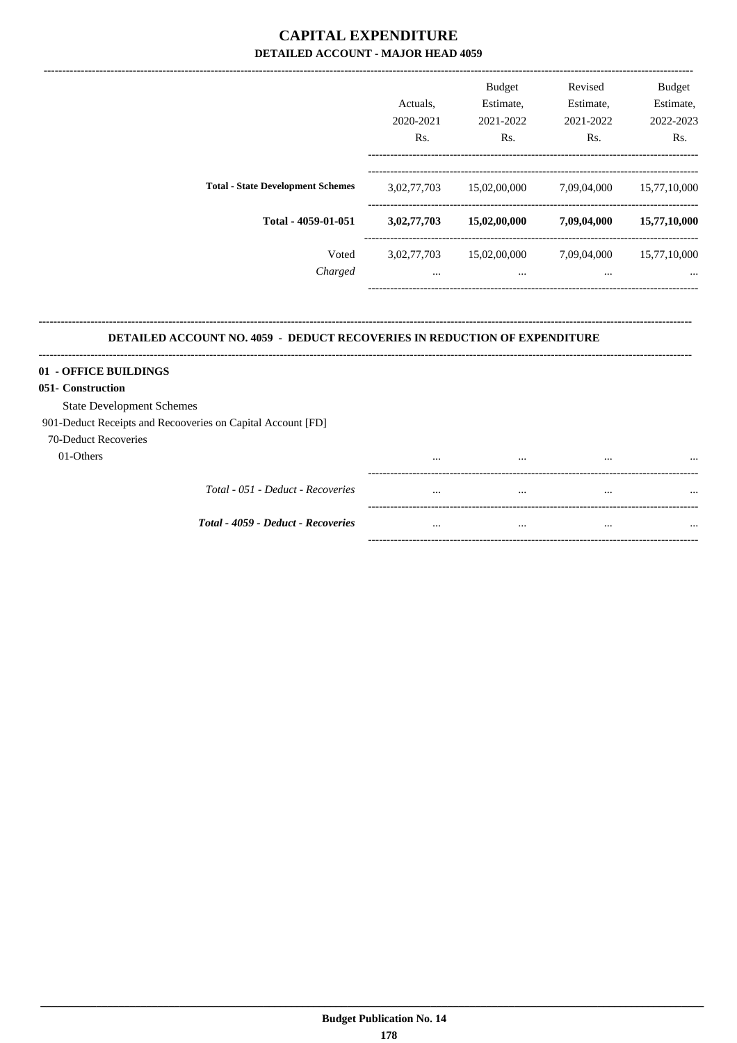# CAPITAL EXPENDITURE

## DETAILED ACCOUNT - MAJOR HEAD 4059

| | Actuals, 2020-2021 Rs. | Budget Estimate, 2021-2022 Rs. | Revised Estimate, 2021-2022 Rs. | Budget Estimate, 2022-2023 Rs. |
|---|---|---|---|---|
| **Total - State Development Schemes** | 3,02,77,703 | 15,02,00,000 | 7,09,04,000 | 15,77,10,000 |
| **Total - 4059-01-051** | **3,02,77,703** | **15,02,00,000** | **7,09,04,000** | **15,77,10,000** |
| Voted | 3,02,77,703 | 15,02,00,000 | 7,09,04,000 | 15,77,10,000 |
| *Charged* | ... | ... | ... | ... |

### DETAILED ACCOUNT NO. 4059 - DEDUCT RECOVERIES IN REDUCTION OF EXPENDITURE

**01 - OFFICE BUILDINGS**

**051- Construction**

State Development Schemes

901-Deduct Receipts and Recooveries on Capital Account [FD]

70-Deduct Recoveries

| | | | | |
|---|---|---|---|---|
| 01-Others | ... | ... | ... | ... |
| *Total - 051 - Deduct - Recoveries* | ... | ... | ... | ... |
| ***Total - 4059 - Deduct - Recoveries*** | ... | ... | ... | ... |

**Budget Publication No. 14**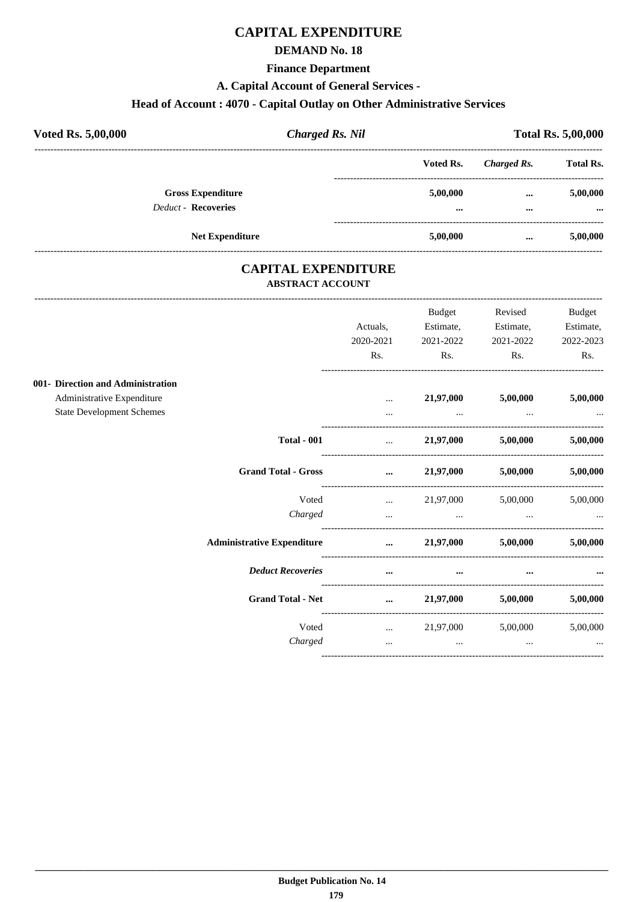# CAPITAL EXPENDITURE

## DEMAND No. 18

### Finance Department

### A. Capital Account of General Services -

### Head of Account : 4070 - Capital Outlay on Other Administrative Services

| **Voted Rs. 5,00,000** | ***Charged Rs. Nil*** | **Total Rs. 5,00,000** |
|---|---|---|

| | Voted Rs. | *Charged Rs.* | Total Rs. |
|---|---|---|---|
| **Gross Expenditure** | **5,00,000** | **...** | **5,00,000** |
| *Deduct* - **Recoveries** | **...** | **...** | **...** |
| **Net Expenditure** | **5,00,000** | **...** | **5,00,000** |

## CAPITAL EXPENDITURE

### ABSTRACT ACCOUNT

| | Actuals, 2020-2021 Rs. | Budget Estimate, 2021-2022 Rs. | Revised Estimate, 2021-2022 Rs. | Budget Estimate, 2022-2023 Rs. |
|---|---|---|---|---|
| **001- Direction and Administration** | | | | |
| Administrative Expenditure | ... | **21,97,000** | **5,00,000** | **5,00,000** |
| State Development Schemes | ... | ... | ... | ... |
| **Total - 001** | ... | **21,97,000** | **5,00,000** | **5,00,000** |
| **Grand Total - Gross** | **...** | **21,97,000** | **5,00,000** | **5,00,000** |
| Voted | ... | 21,97,000 | 5,00,000 | 5,00,000 |
| *Charged* | ... | ... | ... | ... |
| **Administrative Expenditure** | **...** | **21,97,000** | **5,00,000** | **5,00,000** |
| ***Deduct Recoveries*** | **...** | **...** | **...** | **...** |
| **Grand Total - Net** | **...** | **21,97,000** | **5,00,000** | **5,00,000** |
| Voted | ... | 21,97,000 | 5,00,000 | 5,00,000 |
| *Charged* | ... | ... | ... | ... |

**Budget Publication No. 14**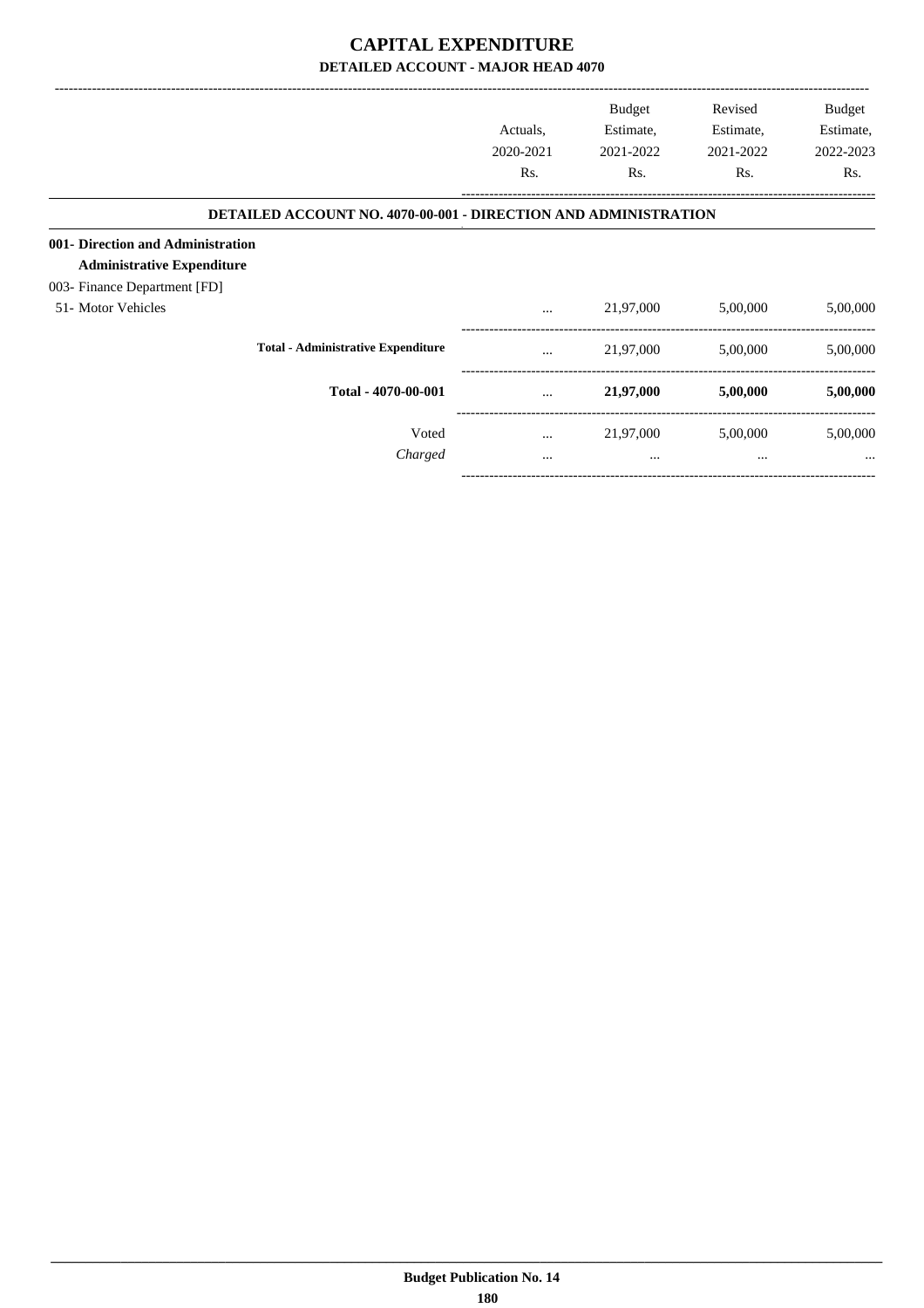# CAPITAL EXPENDITURE

## DETAILED ACCOUNT - MAJOR HEAD 4070

| | Actuals, 2020-2021 Rs. | Budget Estimate, 2021-2022 Rs. | Revised Estimate, 2021-2022 Rs. | Budget Estimate, 2022-2023 Rs. |
|---|---|---|---|---|
| **DETAILED ACCOUNT NO. 4070-00-001 - DIRECTION AND ADMINISTRATION** | | | | |
| **001- Direction and Administration** | | | | |
| **Administrative Expenditure** | | | | |
| 003- Finance Department [FD] | | | | |
| 51- Motor Vehicles | ... | 21,97,000 | 5,00,000 | 5,00,000 |
| **Total - Administrative Expenditure** | ... | 21,97,000 | 5,00,000 | 5,00,000 |
| **Total - 4070-00-001** | ... | **21,97,000** | **5,00,000** | **5,00,000** |
| Voted | ... | 21,97,000 | 5,00,000 | 5,00,000 |
| *Charged* | ... | ... | ... | ... |

Budget Publication No. 14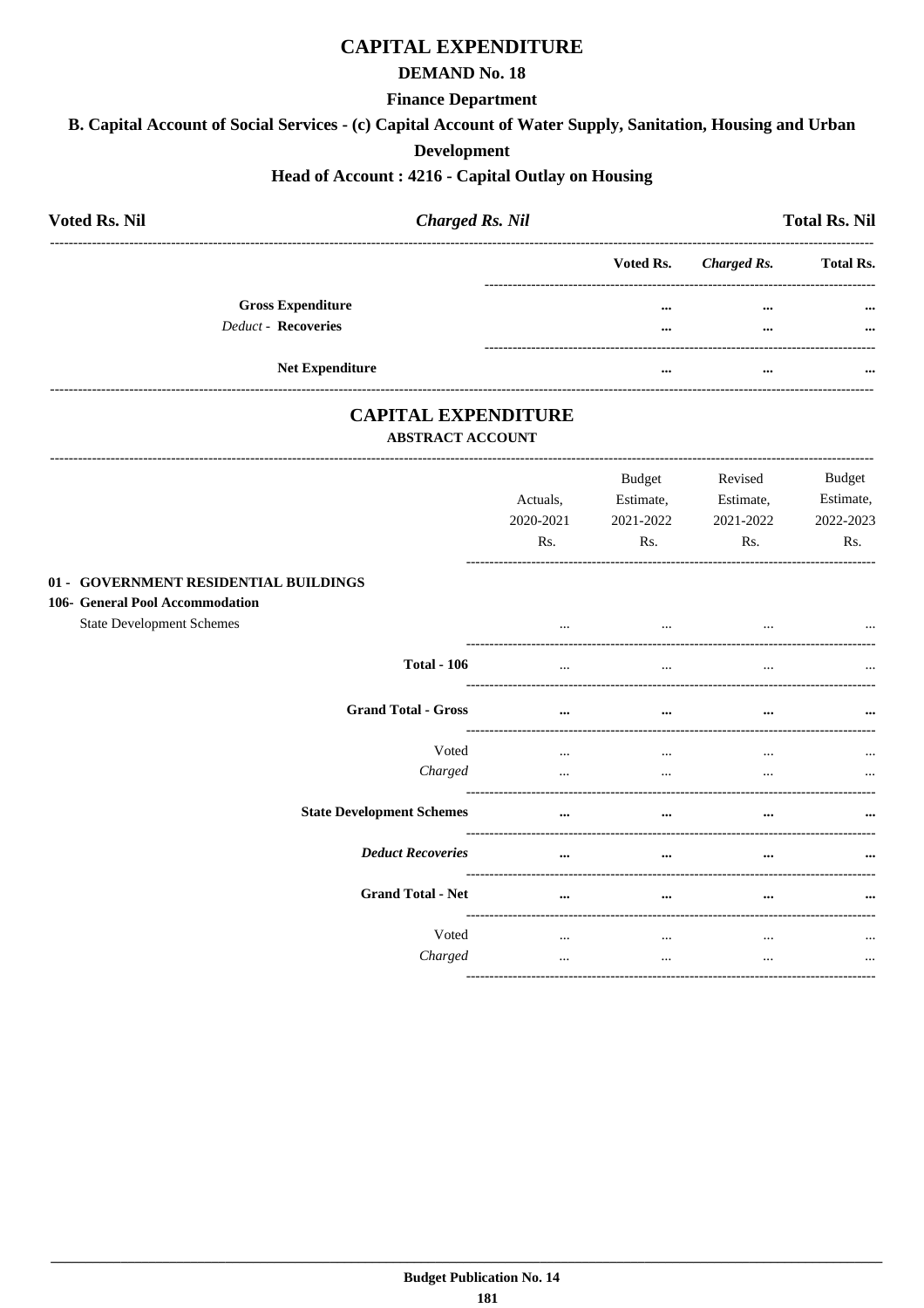# CAPITAL EXPENDITURE

## DEMAND No. 18

### Finance Department

### B. Capital Account of Social Services - (c) Capital Account of Water Supply, Sanitation, Housing and Urban Development

### Head of Account : 4216 - Capital Outlay on Housing

| Voted Rs. Nil | *Charged Rs. Nil* | Total Rs. Nil |
|---|---|---|

| | Voted Rs. | *Charged Rs.* | Total Rs. |
|---|---|---|---|
| **Gross Expenditure** | ... | ... | ... |
| *Deduct* - **Recoveries** | ... | ... | ... |
| **Net Expenditure** | ... | ... | ... |

# CAPITAL EXPENDITURE

## ABSTRACT ACCOUNT

| | Actuals, 2020-2021 Rs. | Budget Estimate, 2021-2022 Rs. | Revised Estimate, 2021-2022 Rs. | Budget Estimate, 2022-2023 Rs. |
|---|---|---|---|---|
| **01 - GOVERNMENT RESIDENTIAL BUILDINGS** | | | | |
| **106- General Pool Accommodation** | | | | |
| State Development Schemes | ... | ... | ... | ... |
| **Total - 106** | ... | ... | ... | ... |
| **Grand Total - Gross** | ... | ... | ... | ... |
| Voted | ... | ... | ... | ... |
| *Charged* | ... | ... | ... | ... |
| **State Development Schemes** | ... | ... | ... | ... |
| ***Deduct Recoveries*** | ... | ... | ... | ... |
| **Grand Total - Net** | ... | ... | ... | ... |
| Voted | ... | ... | ... | ... |
| *Charged* | ... | ... | ... | ... |

**Budget Publication No. 14**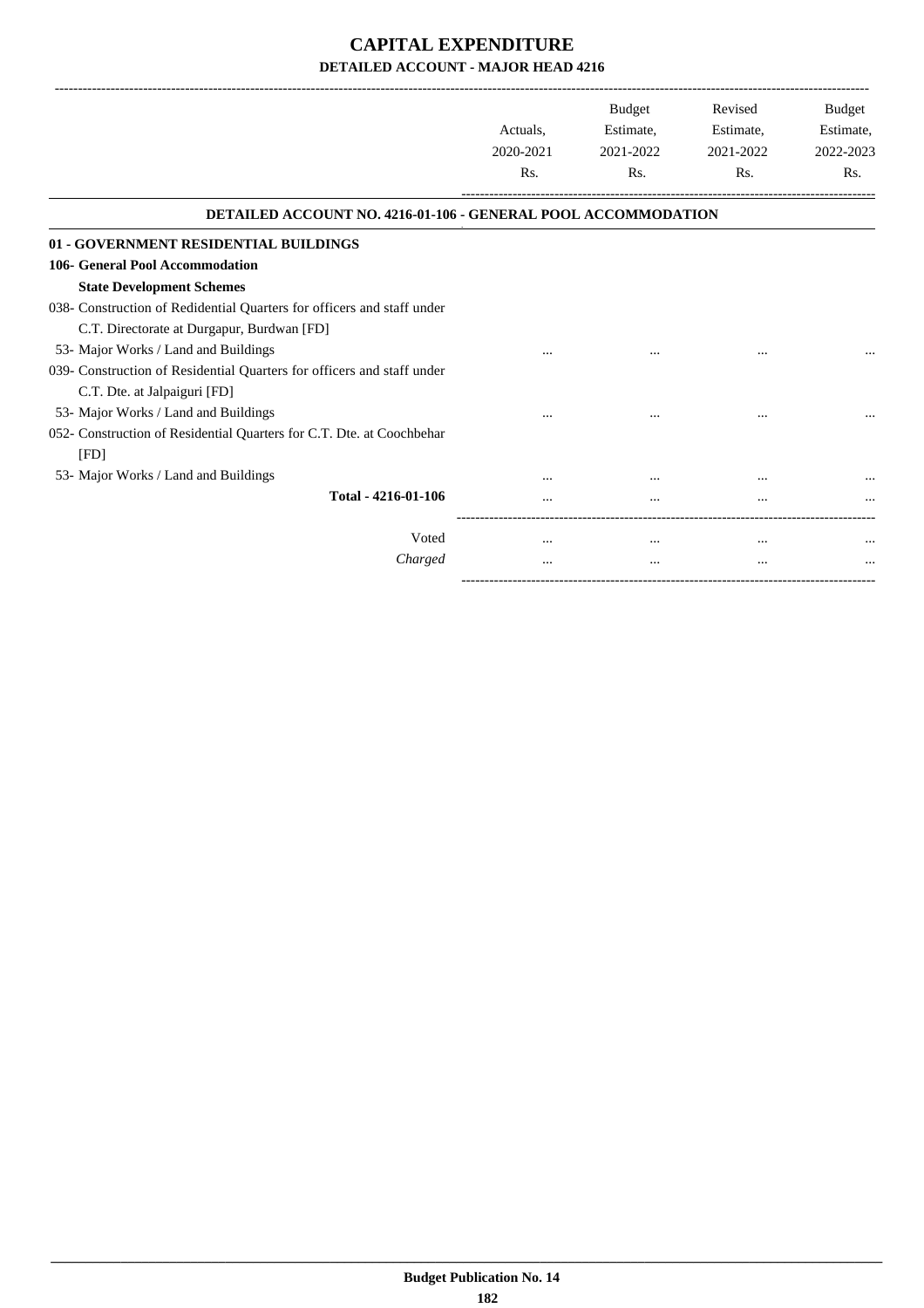# CAPITAL EXPENDITURE

## DETAILED ACCOUNT - MAJOR HEAD 4216

| | Actuals, 2020-2021 Rs. | Budget Estimate, 2021-2022 Rs. | Revised Estimate, 2021-2022 Rs. | Budget Estimate, 2022-2023 Rs. |
|---|---|---|---|---|
| **DETAILED ACCOUNT NO. 4216-01-106 - GENERAL POOL ACCOMMODATION** | | | | |
| **01 - GOVERNMENT RESIDENTIAL BUILDINGS** | | | | |
| **106- General Pool Accommodation** | | | | |
| **State Development Schemes** | | | | |
| 038- Construction of Redidential Quarters for officers and staff under C.T. Directorate at Durgapur, Burdwan [FD] | | | | |
| 53- Major Works / Land and Buildings | ... | ... | ... | ... |
| 039- Construction of Residential Quarters for officers and staff under C.T. Dte. at Jalpaiguri [FD] | | | | |
| 53- Major Works / Land and Buildings | ... | ... | ... | ... |
| 052- Construction of Residential Quarters for C.T. Dte. at Coochbehar [FD] | | | | |
| 53- Major Works / Land and Buildings | ... | ... | ... | ... |
| **Total - 4216-01-106** | ... | ... | ... | ... |
| Voted | ... | ... | ... | ... |
| *Charged* | ... | ... | ... | ... |

Budget Publication No. 14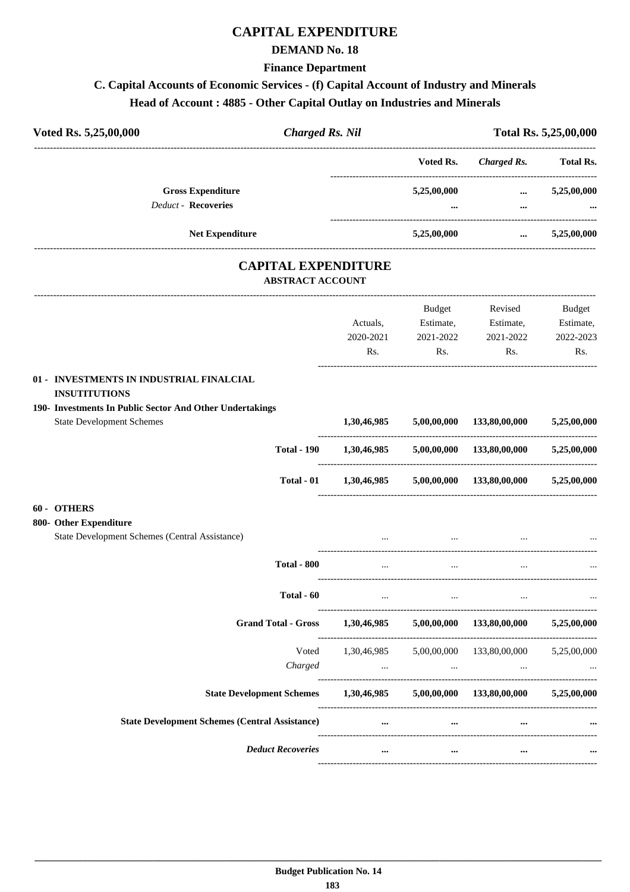# CAPITAL EXPENDITURE

## DEMAND No. 18

### Finance Department

### C. Capital Accounts of Economic Services - (f) Capital Account of Industry and Minerals

### Head of Account : 4885 - Other Capital Outlay on Industries and Minerals

| Voted Rs. 5,25,00,000 | *Charged Rs. Nil* | Total Rs. 5,25,00,000 |
|---|---|---|

| | Voted Rs. | *Charged Rs.* | Total Rs. |
|---|---|---|---|
| **Gross Expenditure** | **5,25,00,000** | **...** | **5,25,00,000** |
| *Deduct* - **Recoveries** | **...** | **...** | **...** |
| **Net Expenditure** | **5,25,00,000** | **...** | **5,25,00,000** |

## CAPITAL EXPENDITURE

### ABSTRACT ACCOUNT

| | Actuals, 2020-2021 Rs. | Budget Estimate, 2021-2022 Rs. | Revised Estimate, 2021-2022 Rs. | Budget Estimate, 2022-2023 Rs. |
|---|---|---|---|---|
| **01 - INVESTMENTS IN INDUSTRIAL FINALCIAL INSUTITUTIONS** | | | | |
| **190- Investments In Public Sector And Other Undertakings** | | | | |
| State Development Schemes | **1,30,46,985** | **5,00,00,000** | **133,80,00,000** | **5,25,00,000** |
| **Total - 190** | **1,30,46,985** | **5,00,00,000** | **133,80,00,000** | **5,25,00,000** |
| **Total - 01** | **1,30,46,985** | **5,00,00,000** | **133,80,00,000** | **5,25,00,000** |
| **60 - OTHERS** | | | | |
| **800- Other Expenditure** | | | | |
| State Development Schemes (Central Assistance) | ... | ... | ... | ... |
| **Total - 800** | ... | ... | ... | ... |
| **Total - 60** | ... | ... | ... | ... |
| **Grand Total - Gross** | **1,30,46,985** | **5,00,00,000** | **133,80,00,000** | **5,25,00,000** |
| Voted | 1,30,46,985 | 5,00,00,000 | 133,80,00,000 | 5,25,00,000 |
| *Charged* | ... | ... | ... | ... |
| **State Development Schemes** | **1,30,46,985** | **5,00,00,000** | **133,80,00,000** | **5,25,00,000** |
| **State Development Schemes (Central Assistance)** | **...** | **...** | **...** | **...** |
| ***Deduct Recoveries*** | **...** | **...** | **...** | **...** |

**Budget Publication No. 14**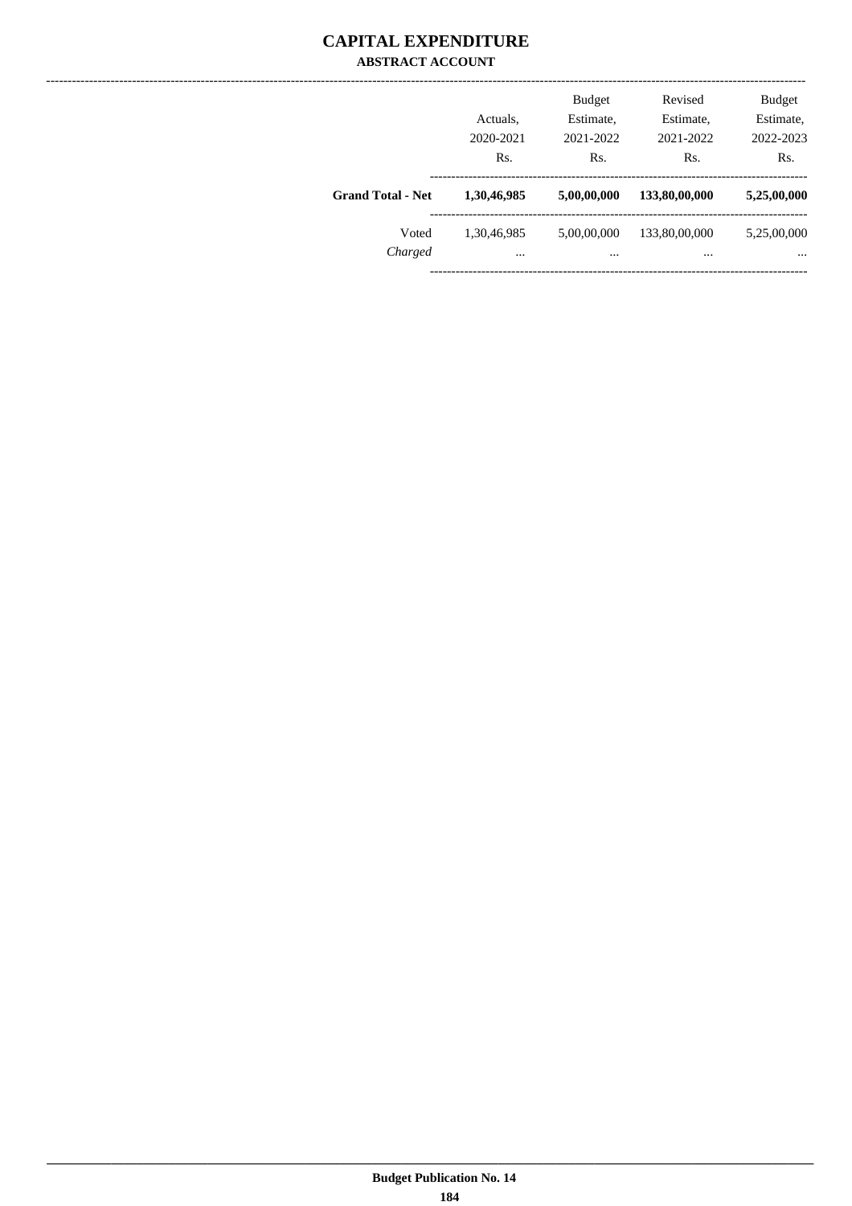# CAPITAL EXPENDITURE

## ABSTRACT ACCOUNT

| | Actuals, 2020-2021 Rs. | Budget Estimate, 2021-2022 Rs. | Revised Estimate, 2021-2022 Rs. | Budget Estimate, 2022-2023 Rs. |
|---|---|---|---|---|
| **Grand Total - Net** | **1,30,46,985** | **5,00,00,000** | **133,80,00,000** | **5,25,00,000** |
| Voted | 1,30,46,985 | 5,00,00,000 | 133,80,00,000 | 5,25,00,000 |
| *Charged* | ... | ... | ... | ... |

**Budget Publication No. 14**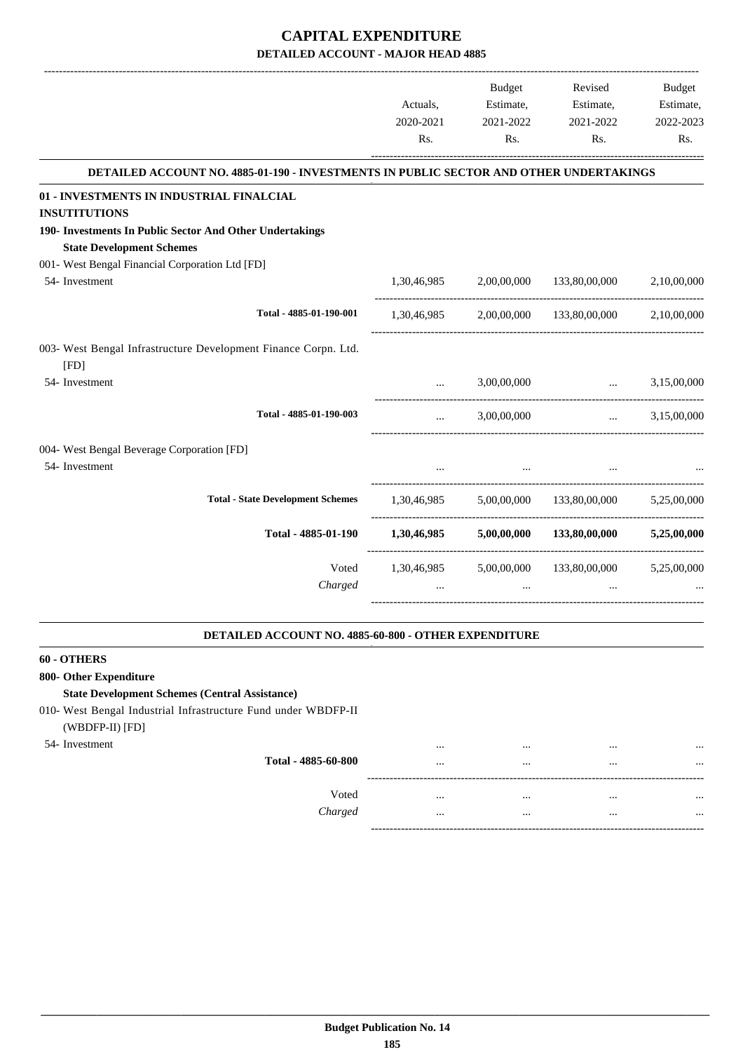# CAPITAL EXPENDITURE

## DETAILED ACCOUNT - MAJOR HEAD 4885

| | Actuals, 2020-2021 Rs. | Budget Estimate, 2021-2022 Rs. | Revised Estimate, 2021-2022 Rs. | Budget Estimate, 2022-2023 Rs. |
|---|---|---|---|---|
| **DETAILED ACCOUNT NO. 4885-01-190 - INVESTMENTS IN PUBLIC SECTOR AND OTHER UNDERTAKINGS** | | | | |
| **01 - INVESTMENTS IN INDUSTRIAL FINALCIAL INSUITUTIONS** | | | | |
| **190- Investments In Public Sector And Other Undertakings** | | | | |
| **State Development Schemes** | | | | |
| 001- West Bengal Financial Corporation Ltd [FD] | | | | |
| 54- Investment | 1,30,46,985 | 2,00,00,000 | 133,80,00,000 | 2,10,00,000 |
| Total - 4885-01-190-001 | 1,30,46,985 | 2,00,00,000 | 133,80,00,000 | 2,10,00,000 |
| 003- West Bengal Infrastructure Development Finance Corpn. Ltd. [FD] | | | | |
| 54- Investment | ... | 3,00,00,000 | ... | 3,15,00,000 |
| Total - 4885-01-190-003 | ... | 3,00,00,000 | ... | 3,15,00,000 |
| 004- West Bengal Beverage Corporation [FD] | | | | |
| 54- Investment | ... | ... | ... | ... |
| Total - State Development Schemes | 1,30,46,985 | 5,00,00,000 | 133,80,00,000 | 5,25,00,000 |
| **Total - 4885-01-190** | **1,30,46,985** | **5,00,00,000** | **133,80,00,000** | **5,25,00,000** |
| Voted | 1,30,46,985 | 5,00,00,000 | 133,80,00,000 | 5,25,00,000 |
| *Charged* | ... | ... | ... | ... |
| **DETAILED ACCOUNT NO. 4885-60-800 - OTHER EXPENDITURE** | | | | |
| **60 - OTHERS** | | | | |
| **800- Other Expenditure** | | | | |
| **State Development Schemes (Central Assistance)** | | | | |
| 010- West Bengal Industrial Infrastructure Fund under WBDFP-II (WBDFP-II) [FD] | | | | |
| 54- Investment | ... | ... | ... | ... |
| Total - 4885-60-800 | ... | ... | ... | ... |
| Voted | ... | ... | ... | ... |
| *Charged* | ... | ... | ... | ... |

**Budget Publication No. 14**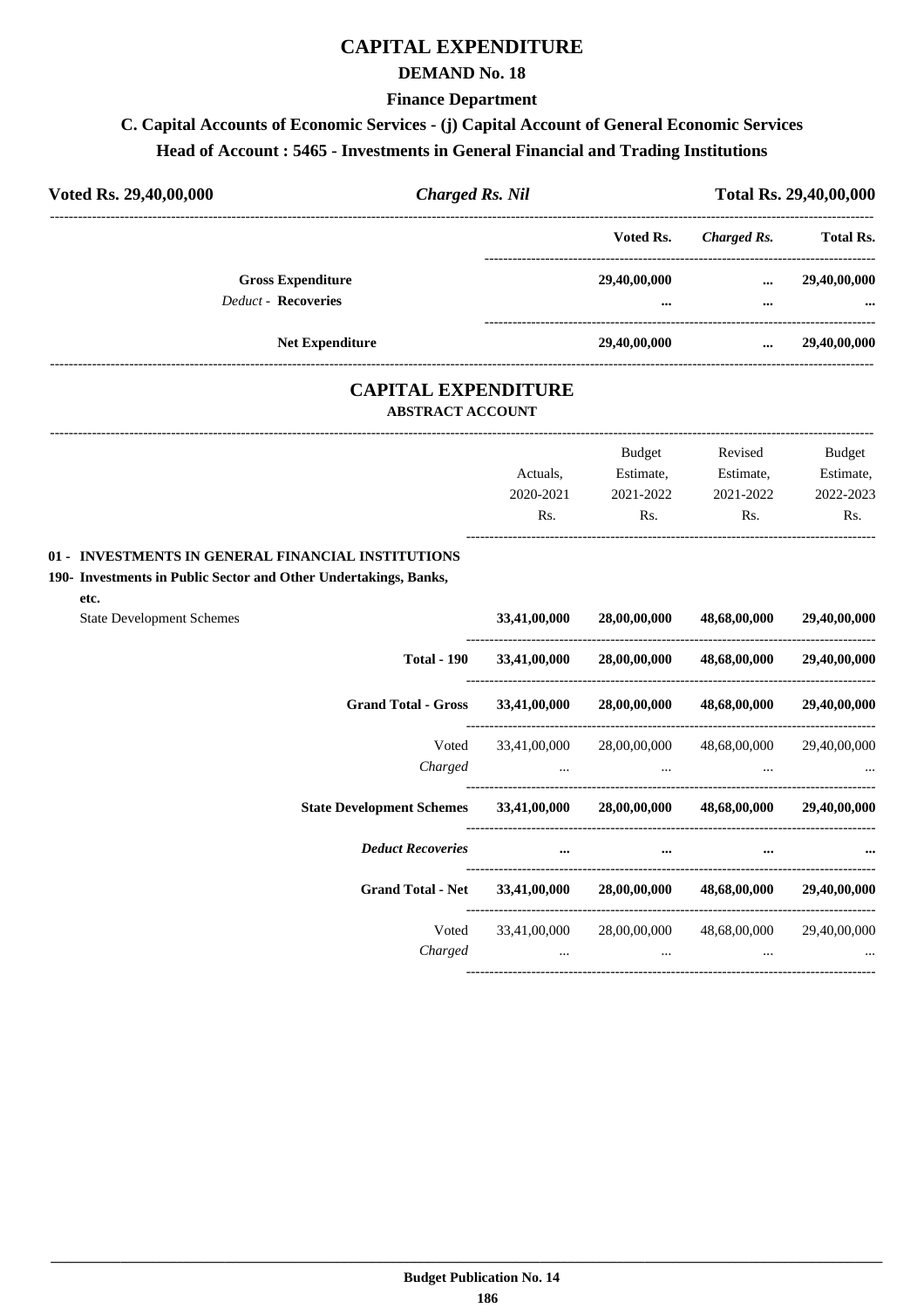# CAPITAL EXPENDITURE

## DEMAND No. 18

### Finance Department

### C. Capital Accounts of Economic Services - (j) Capital Account of General Economic Services

### Head of Account : 5465 - Investments in General Financial and Trading Institutions

| **Voted Rs. 29,40,00,000** | ***Charged Rs. Nil*** | **Total Rs. 29,40,00,000** |
|---|---|---|

| | Voted Rs. | *Charged Rs.* | Total Rs. |
|---|---|---|---|
| **Gross Expenditure** | **29,40,00,000** | **...** | **29,40,00,000** |
| *Deduct* - **Recoveries** | **...** | **...** | **...** |
| **Net Expenditure** | **29,40,00,000** | **...** | **29,40,00,000** |

## CAPITAL EXPENDITURE

### ABSTRACT ACCOUNT

| | Actuals, 2020-2021 Rs. | Budget Estimate, 2021-2022 Rs. | Revised Estimate, 2021-2022 Rs. | Budget Estimate, 2022-2023 Rs. |
|---|---|---|---|---|
| **01 - INVESTMENTS IN GENERAL FINANCIAL INSTITUTIONS** | | | | |
| **190- Investments in Public Sector and Other Undertakings, Banks, etc.** | | | | |
| State Development Schemes | **33,41,00,000** | **28,00,00,000** | **48,68,00,000** | **29,40,00,000** |
| **Total - 190** | **33,41,00,000** | **28,00,00,000** | **48,68,00,000** | **29,40,00,000** |
| **Grand Total - Gross** | **33,41,00,000** | **28,00,00,000** | **48,68,00,000** | **29,40,00,000** |
| Voted | 33,41,00,000 | 28,00,00,000 | 48,68,00,000 | 29,40,00,000 |
| *Charged* | ... | ... | ... | ... |
| **State Development Schemes** | **33,41,00,000** | **28,00,00,000** | **48,68,00,000** | **29,40,00,000** |
| ***Deduct Recoveries*** | **...** | **...** | **...** | **...** |
| **Grand Total - Net** | **33,41,00,000** | **28,00,00,000** | **48,68,00,000** | **29,40,00,000** |
| Voted | 33,41,00,000 | 28,00,00,000 | 48,68,00,000 | 29,40,00,000 |
| *Charged* | ... | ... | ... | ... |

**Budget Publication No. 14**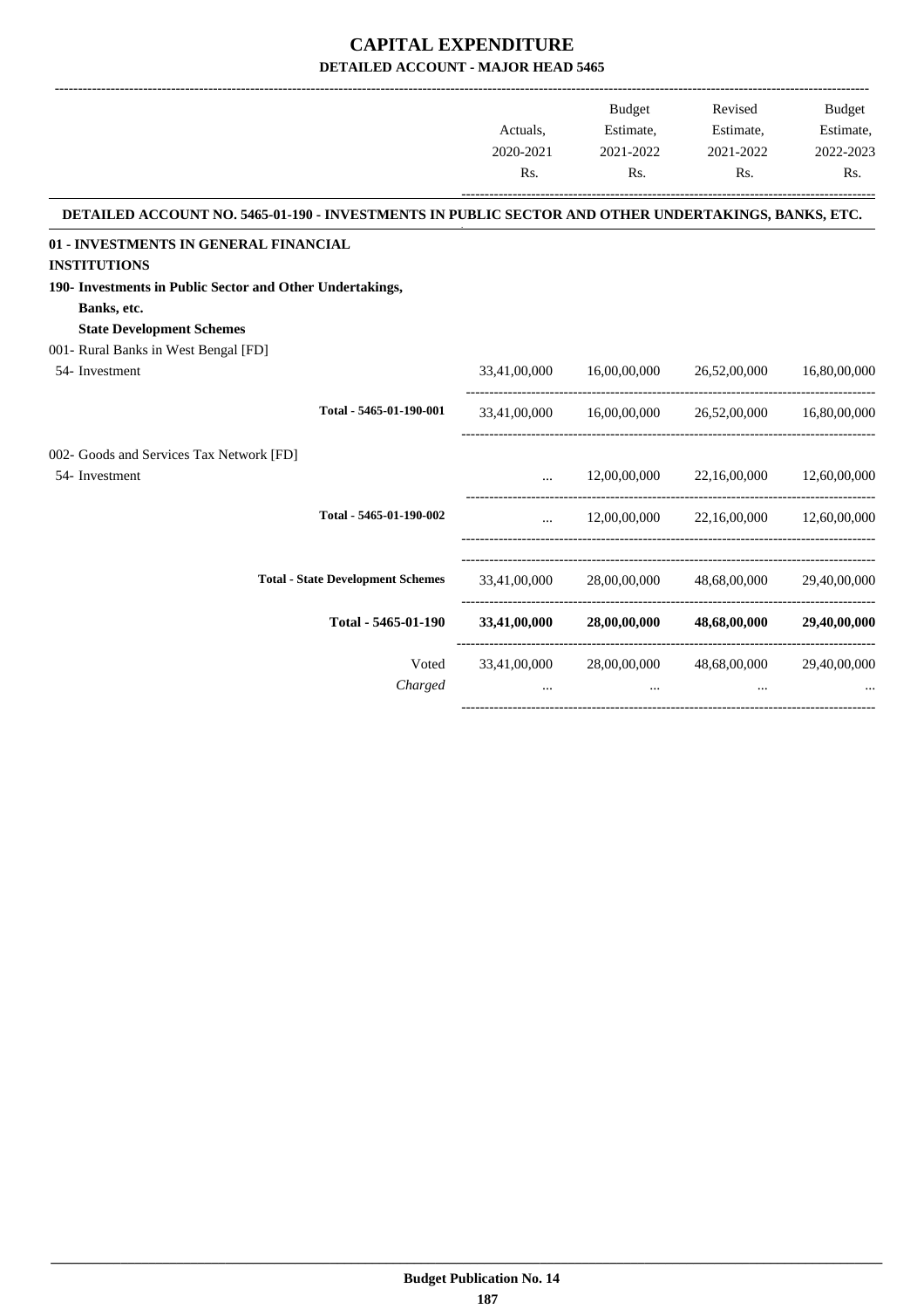# CAPITAL EXPENDITURE

## DETAILED ACCOUNT - MAJOR HEAD 5465

| | Actuals, 2020-2021 Rs. | Budget Estimate, 2021-2022 Rs. | Revised Estimate, 2021-2022 Rs. | Budget Estimate, 2022-2023 Rs. |
|---|---|---|---|---|
| **DETAILED ACCOUNT NO. 5465-01-190 - INVESTMENTS IN PUBLIC SECTOR AND OTHER UNDERTAKINGS, BANKS, ETC.** | | | | |
| **01 - INVESTMENTS IN GENERAL FINANCIAL INSTITUTIONS** | | | | |
| **190- Investments in Public Sector and Other Undertakings, Banks, etc.** | | | | |
| **State Development Schemes** | | | | |
| 001- Rural Banks in West Bengal [FD] | | | | |
| 54- Investment | 33,41,00,000 | 16,00,00,000 | 26,52,00,000 | 16,80,00,000 |
| Total - 5465-01-190-001 | 33,41,00,000 | 16,00,00,000 | 26,52,00,000 | 16,80,00,000 |
| 002- Goods and Services Tax Network [FD] | | | | |
| 54- Investment | ... | 12,00,00,000 | 22,16,00,000 | 12,60,00,000 |
| Total - 5465-01-190-002 | ... | 12,00,00,000 | 22,16,00,000 | 12,60,00,000 |
| Total - State Development Schemes | 33,41,00,000 | 28,00,00,000 | 48,68,00,000 | 29,40,00,000 |
| **Total - 5465-01-190** | **33,41,00,000** | **28,00,00,000** | **48,68,00,000** | **29,40,00,000** |
| Voted | 33,41,00,000 | 28,00,00,000 | 48,68,00,000 | 29,40,00,000 |
| *Charged* | ... | ... | ... | ... |

Budget Publication No. 14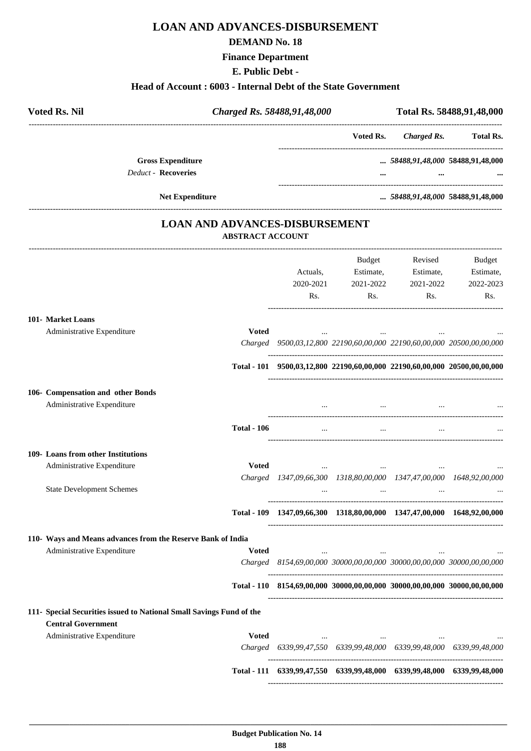# LOAN AND ADVANCES-DISBURSEMENT

**DEMAND No. 18**

**Finance Department**

**E. Public Debt -**

**Head of Account : 6003 - Internal Debt of the State Government**

| **Voted Rs. Nil** | ***Charged Rs. 58488,91,48,000*** | **Total Rs. 58488,91,48,000** |
|---|---|---|

| | Voted Rs. | *Charged Rs.* | Total Rs. |
|---|---|---|---|
| **Gross Expenditure** | ... | *58488,91,48,000* | 58488,91,48,000 |
| *Deduct* - **Recoveries** | ... | ... | ... |
| **Net Expenditure** | ... | *58488,91,48,000* | 58488,91,48,000 |

## LOAN AND ADVANCES-DISBURSEMENT

**ABSTRACT ACCOUNT**

| | | Actuals, 2020-2021 Rs. | Budget Estimate, 2021-2022 Rs. | Revised Estimate, 2021-2022 Rs. | Budget Estimate, 2022-2023 Rs. |
|---|---|---|---|---|---|
| **101- Market Loans** | | | | | |
| Administrative Expenditure | **Voted** | ... | ... | ... | ... |
| | *Charged* | *9500,03,12,800* | *22190,60,00,000* | *22190,60,00,000* | *20500,00,00,000* |
| | **Total - 101** | **9500,03,12,800** | **22190,60,00,000** | **22190,60,00,000** | **20500,00,00,000** |
| **106- Compensation and other Bonds** | | | | | |
| Administrative Expenditure | | ... | ... | ... | ... |
| | **Total - 106** | ... | ... | ... | ... |
| **109- Loans from other Institutions** | | | | | |
| Administrative Expenditure | **Voted** | ... | ... | ... | ... |
| | *Charged* | *1347,09,66,300* | *1318,80,00,000* | *1347,47,00,000* | *1648,92,00,000* |
| State Development Schemes | | ... | ... | ... | ... |
| | **Total - 109** | **1347,09,66,300** | **1318,80,00,000** | **1347,47,00,000** | **1648,92,00,000** |
| **110- Ways and Means advances from the Reserve Bank of India** | | | | | |
| Administrative Expenditure | **Voted** | ... | ... | ... | ... |
| | *Charged* | *8154,69,00,000* | *30000,00,00,000* | *30000,00,00,000* | *30000,00,00,000* |
| | **Total - 110** | **8154,69,00,000** | **30000,00,00,000** | **30000,00,00,000** | **30000,00,00,000** |
| **111- Special Securities issued to National Small Savings Fund of the Central Government** | | | | | |
| Administrative Expenditure | **Voted** | ... | ... | ... | ... |
| | *Charged* | *6339,99,47,550* | *6339,99,48,000* | *6339,99,48,000* | *6339,99,48,000* |
| | **Total - 111** | **6339,99,47,550** | **6339,99,48,000** | **6339,99,48,000** | **6339,99,48,000** |

**Budget Publication No. 14**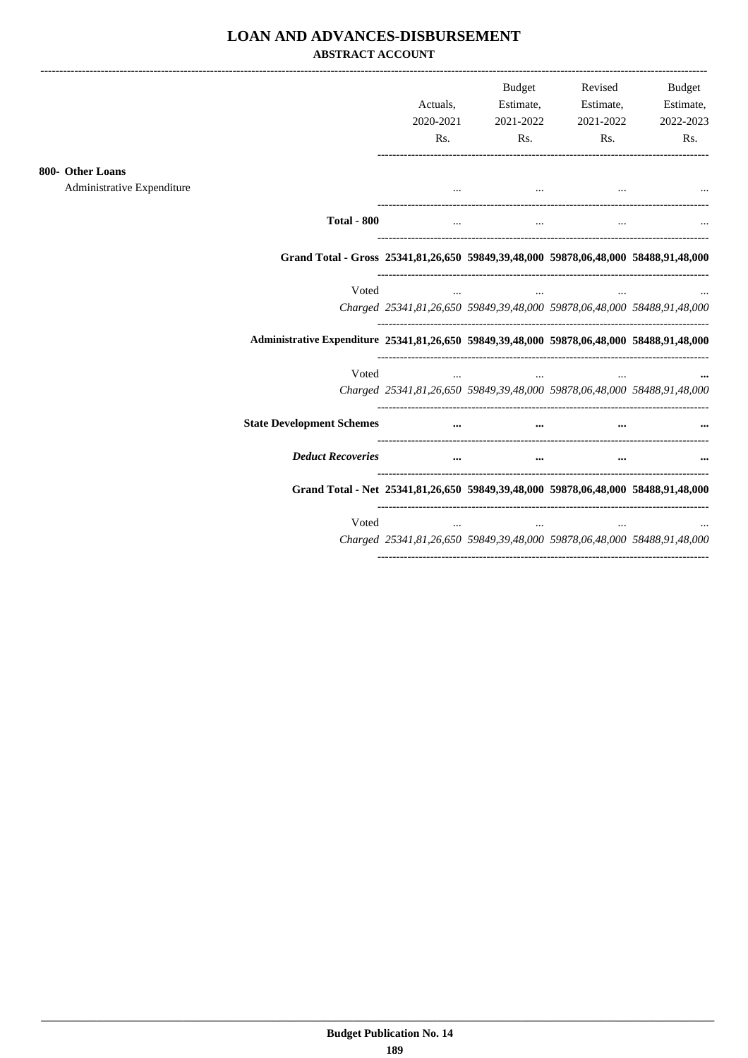# LOAN AND ADVANCES-DISBURSEMENT

## ABSTRACT ACCOUNT

| | Actuals, 2020-2021 Rs. | Budget Estimate, 2021-2022 Rs. | Revised Estimate, 2021-2022 Rs. | Budget Estimate, 2022-2023 Rs. |
|---|---|---|---|---|
| **800- Other Loans** | | | | |
| Administrative Expenditure | ... | ... | ... | ... |
| **Total - 800** | ... | ... | ... | ... |
| **Grand Total - Gross** | **25341,81,26,650** | **59849,39,48,000** | **59878,06,48,000** | **58488,91,48,000** |
| Voted | ... | ... | ... | ... |
| *Charged* | *25341,81,26,650* | *59849,39,48,000* | *59878,06,48,000* | *58488,91,48,000* |
| **Administrative Expenditure** | **25341,81,26,650** | **59849,39,48,000** | **59878,06,48,000** | **58488,91,48,000** |
| Voted | ... | ... | ... | ... |
| *Charged* | *25341,81,26,650* | *59849,39,48,000* | *59878,06,48,000* | *58488,91,48,000* |
| **State Development Schemes** | ... | ... | ... | ... |
| ***Deduct Recoveries*** | ... | ... | ... | ... |
| **Grand Total - Net** | **25341,81,26,650** | **59849,39,48,000** | **59878,06,48,000** | **58488,91,48,000** |
| Voted | ... | ... | ... | ... |
| *Charged* | *25341,81,26,650* | *59849,39,48,000* | *59878,06,48,000* | *58488,91,48,000* |

Budget Publication No. 14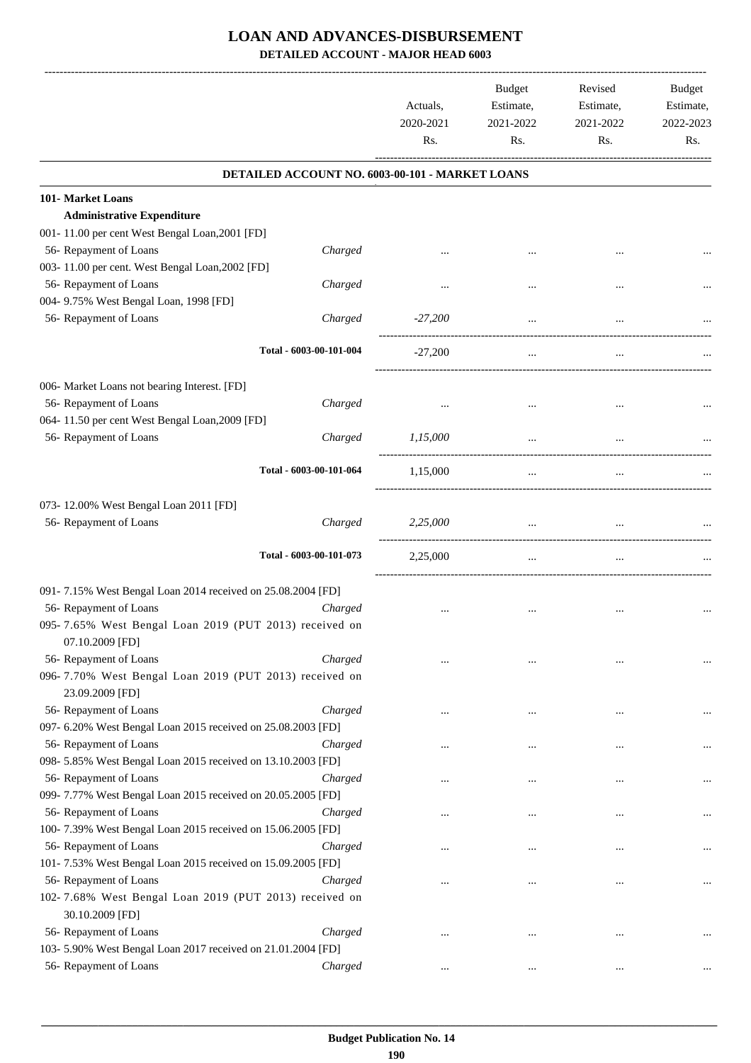# LOAN AND ADVANCES-DISBURSEMENT

**DETAILED ACCOUNT - MAJOR HEAD 6003**

| | | Actuals, 2020-2021 Rs. | Budget Estimate, 2021-2022 Rs. | Revised Estimate, 2021-2022 Rs. | Budget Estimate, 2022-2023 Rs. |
|---|---|---|---|---|---|
| **DETAILED ACCOUNT NO. 6003-00-101 - MARKET LOANS** | | | | | |
| **101- Market Loans** | | | | | |
| **Administrative Expenditure** | | | | | |
| 001- 11.00 per cent West Bengal Loan,2001 [FD] | | | | | |
| 56- Repayment of Loans | Charged | ... | ... | ... | ... |
| 003- 11.00 per cent. West Bengal Loan,2002 [FD] | | | | | |
| 56- Repayment of Loans | Charged | ... | ... | ... | ... |
| 004- 9.75% West Bengal Loan, 1998 [FD] | | | | | |
| 56- Repayment of Loans | Charged | -27,200 | ... | ... | ... |
| Total - 6003-00-101-004 | | -27,200 | ... | ... | ... |
| 006- Market Loans not bearing Interest. [FD] | | | | | |
| 56- Repayment of Loans | Charged | ... | ... | ... | ... |
| 064- 11.50 per cent West Bengal Loan,2009 [FD] | | | | | |
| 56- Repayment of Loans | Charged | 1,15,000 | ... | ... | ... |
| Total - 6003-00-101-064 | | 1,15,000 | ... | ... | ... |
| 073- 12.00% West Bengal Loan 2011 [FD] | | | | | |
| 56- Repayment of Loans | Charged | 2,25,000 | ... | ... | ... |
| Total - 6003-00-101-073 | | 2,25,000 | ... | ... | ... |
| 091- 7.15% West Bengal Loan 2014 received on 25.08.2004 [FD] | | | | | |
| 56- Repayment of Loans | Charged | ... | ... | ... | ... |
| 095- 7.65% West Bengal Loan 2019 (PUT 2013) received on 07.10.2009 [FD] | | | | | |
| 56- Repayment of Loans | Charged | ... | ... | ... | ... |
| 096- 7.70% West Bengal Loan 2019 (PUT 2013) received on 23.09.2009 [FD] | | | | | |
| 56- Repayment of Loans | Charged | ... | ... | ... | ... |
| 097- 6.20% West Bengal Loan 2015 received on 25.08.2003 [FD] | | | | | |
| 56- Repayment of Loans | Charged | ... | ... | ... | ... |
| 098- 5.85% West Bengal Loan 2015 received on 13.10.2003 [FD] | | | | | |
| 56- Repayment of Loans | Charged | ... | ... | ... | ... |
| 099- 7.77% West Bengal Loan 2015 received on 20.05.2005 [FD] | | | | | |
| 56- Repayment of Loans | Charged | ... | ... | ... | ... |
| 100- 7.39% West Bengal Loan 2015 received on 15.06.2005 [FD] | | | | | |
| 56- Repayment of Loans | Charged | ... | ... | ... | ... |
| 101- 7.53% West Bengal Loan 2015 received on 15.09.2005 [FD] | | | | | |
| 56- Repayment of Loans | Charged | ... | ... | ... | ... |
| 102- 7.68% West Bengal Loan 2019 (PUT 2013) received on 30.10.2009 [FD] | | | | | |
| 56- Repayment of Loans | Charged | ... | ... | ... | ... |
| 103- 5.90% West Bengal Loan 2017 received on 21.01.2004 [FD] | | | | | |
| 56- Repayment of Loans | Charged | ... | ... | ... | ... |

Budget Publication No. 14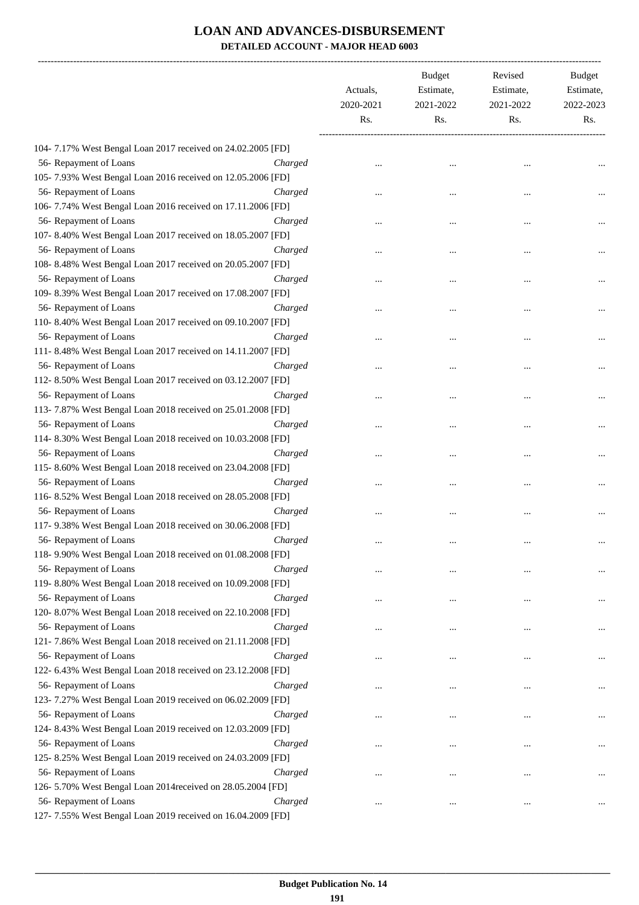# LOAN AND ADVANCES-DISBURSEMENT

## DETAILED ACCOUNT - MAJOR HEAD 6003

| | | Actuals, 2020-2021 Rs. | Budget Estimate, 2021-2022 Rs. | Revised Estimate, 2021-2022 Rs. | Budget Estimate, 2022-2023 Rs. |
|---|---|---|---|---|---|
| 104- 7.17% West Bengal Loan 2017 received on 24.02.2005 [FD] | | | | | |
| 56- Repayment of Loans | *Charged* | ... | ... | ... | ... |
| 105- 7.93% West Bengal Loan 2016 received on 12.05.2006 [FD] | | | | | |
| 56- Repayment of Loans | *Charged* | ... | ... | ... | ... |
| 106- 7.74% West Bengal Loan 2016 received on 17.11.2006 [FD] | | | | | |
| 56- Repayment of Loans | *Charged* | ... | ... | ... | ... |
| 107- 8.40% West Bengal Loan 2017 received on 18.05.2007 [FD] | | | | | |
| 56- Repayment of Loans | *Charged* | ... | ... | ... | ... |
| 108- 8.48% West Bengal Loan 2017 received on 20.05.2007 [FD] | | | | | |
| 56- Repayment of Loans | *Charged* | ... | ... | ... | ... |
| 109- 8.39% West Bengal Loan 2017 received on 17.08.2007 [FD] | | | | | |
| 56- Repayment of Loans | *Charged* | ... | ... | ... | ... |
| 110- 8.40% West Bengal Loan 2017 received on 09.10.2007 [FD] | | | | | |
| 56- Repayment of Loans | *Charged* | ... | ... | ... | ... |
| 111- 8.48% West Bengal Loan 2017 received on 14.11.2007 [FD] | | | | | |
| 56- Repayment of Loans | *Charged* | ... | ... | ... | ... |
| 112- 8.50% West Bengal Loan 2017 received on 03.12.2007 [FD] | | | | | |
| 56- Repayment of Loans | *Charged* | ... | ... | ... | ... |
| 113- 7.87% West Bengal Loan 2018 received on 25.01.2008 [FD] | | | | | |
| 56- Repayment of Loans | *Charged* | ... | ... | ... | ... |
| 114- 8.30% West Bengal Loan 2018 received on 10.03.2008 [FD] | | | | | |
| 56- Repayment of Loans | *Charged* | ... | ... | ... | ... |
| 115- 8.60% West Bengal Loan 2018 received on 23.04.2008 [FD] | | | | | |
| 56- Repayment of Loans | *Charged* | ... | ... | ... | ... |
| 116- 8.52% West Bengal Loan 2018 received on 28.05.2008 [FD] | | | | | |
| 56- Repayment of Loans | *Charged* | ... | ... | ... | ... |
| 117- 9.38% West Bengal Loan 2018 received on 30.06.2008 [FD] | | | | | |
| 56- Repayment of Loans | *Charged* | ... | ... | ... | ... |
| 118- 9.90% West Bengal Loan 2018 received on 01.08.2008 [FD] | | | | | |
| 56- Repayment of Loans | *Charged* | ... | ... | ... | ... |
| 119- 8.80% West Bengal Loan 2018 received on 10.09.2008 [FD] | | | | | |
| 56- Repayment of Loans | *Charged* | ... | ... | ... | ... |
| 120- 8.07% West Bengal Loan 2018 received on 22.10.2008 [FD] | | | | | |
| 56- Repayment of Loans | *Charged* | ... | ... | ... | ... |
| 121- 7.86% West Bengal Loan 2018 received on 21.11.2008 [FD] | | | | | |
| 56- Repayment of Loans | *Charged* | ... | ... | ... | ... |
| 122- 6.43% West Bengal Loan 2018 received on 23.12.2008 [FD] | | | | | |
| 56- Repayment of Loans | *Charged* | ... | ... | ... | ... |
| 123- 7.27% West Bengal Loan 2019 received on 06.02.2009 [FD] | | | | | |
| 56- Repayment of Loans | *Charged* | ... | ... | ... | ... |
| 124- 8.43% West Bengal Loan 2019 received on 12.03.2009 [FD] | | | | | |
| 56- Repayment of Loans | *Charged* | ... | ... | ... | ... |
| 125- 8.25% West Bengal Loan 2019 received on 24.03.2009 [FD] | | | | | |
| 56- Repayment of Loans | *Charged* | ... | ... | ... | ... |
| 126- 5.70% West Bengal Loan 2014received on 28.05.2004 [FD] | | | | | |
| 56- Repayment of Loans | *Charged* | ... | ... | ... | ... |
| 127- 7.55% West Bengal Loan 2019 received on 16.04.2009 [FD] | | | | | |

**Budget Publication No. 14**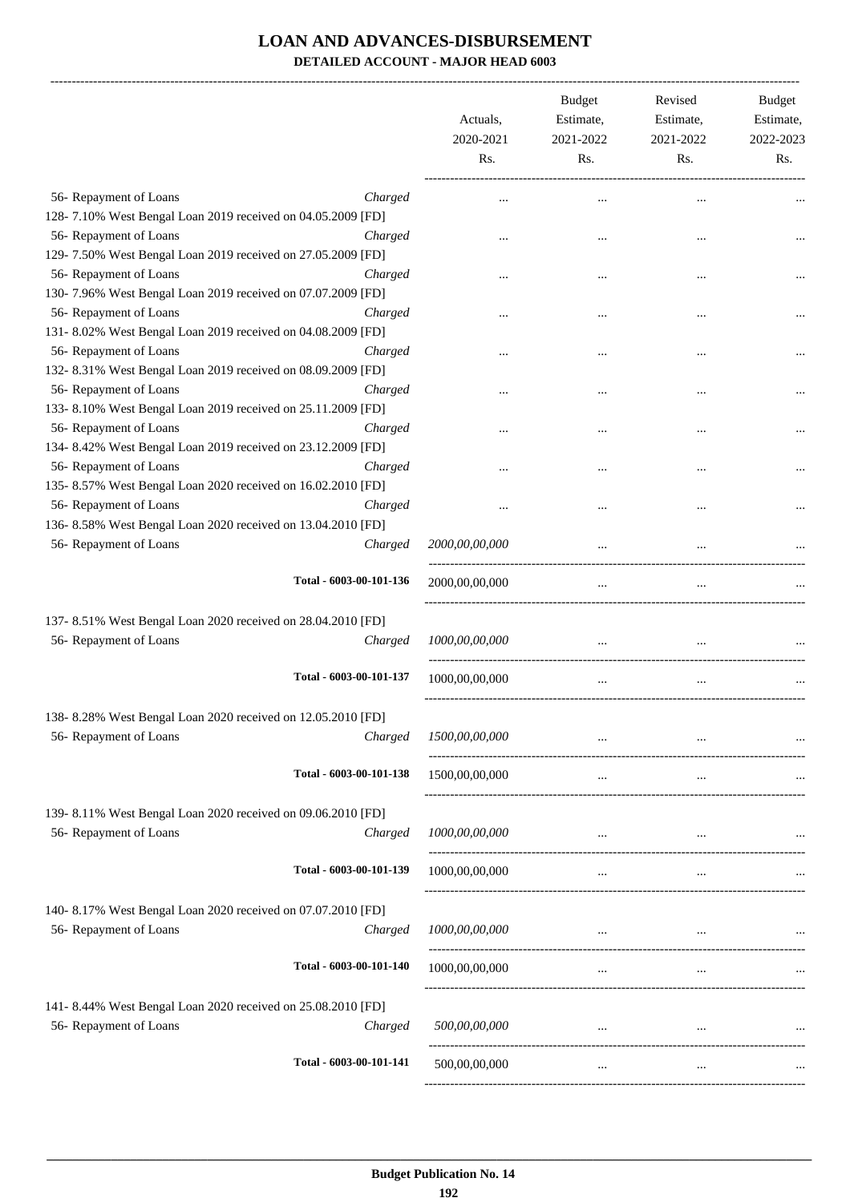# LOAN AND ADVANCES-DISBURSEMENT

## DETAILED ACCOUNT - MAJOR HEAD 6003

| | | Actuals, 2020-2021 Rs. | Budget Estimate, 2021-2022 Rs. | Revised Estimate, 2021-2022 Rs. | Budget Estimate, 2022-2023 Rs. |
|---|---|---|---|---|---|
| 56- Repayment of Loans | Charged | ... | ... | ... | ... |
| 128- 7.10% West Bengal Loan 2019 received on 04.05.2009 [FD] | | | | | |
| 56- Repayment of Loans | Charged | ... | ... | ... | ... |
| 129- 7.50% West Bengal Loan 2019 received on 27.05.2009 [FD] | | | | | |
| 56- Repayment of Loans | Charged | ... | ... | ... | ... |
| 130- 7.96% West Bengal Loan 2019 received on 07.07.2009 [FD] | | | | | |
| 56- Repayment of Loans | Charged | ... | ... | ... | ... |
| 131- 8.02% West Bengal Loan 2019 received on 04.08.2009 [FD] | | | | | |
| 56- Repayment of Loans | Charged | ... | ... | ... | ... |
| 132- 8.31% West Bengal Loan 2019 received on 08.09.2009 [FD] | | | | | |
| 56- Repayment of Loans | Charged | ... | ... | ... | ... |
| 133- 8.10% West Bengal Loan 2019 received on 25.11.2009 [FD] | | | | | |
| 56- Repayment of Loans | Charged | ... | ... | ... | ... |
| 134- 8.42% West Bengal Loan 2019 received on 23.12.2009 [FD] | | | | | |
| 56- Repayment of Loans | Charged | ... | ... | ... | ... |
| 135- 8.57% West Bengal Loan 2020 received on 16.02.2010 [FD] | | | | | |
| 56- Repayment of Loans | Charged | ... | ... | ... | ... |
| 136- 8.58% West Bengal Loan 2020 received on 13.04.2010 [FD] | | | | | |
| 56- Repayment of Loans | Charged | *2000,00,00,000* | ... | ... | ... |
| | Total - 6003-00-101-136 | 2000,00,00,000 | ... | ... | ... |
| 137- 8.51% West Bengal Loan 2020 received on 28.04.2010 [FD] | | | | | |
| 56- Repayment of Loans | Charged | *1000,00,00,000* | ... | ... | ... |
| | Total - 6003-00-101-137 | 1000,00,00,000 | ... | ... | ... |
| 138- 8.28% West Bengal Loan 2020 received on 12.05.2010 [FD] | | | | | |
| 56- Repayment of Loans | Charged | *1500,00,00,000* | ... | ... | ... |
| | Total - 6003-00-101-138 | 1500,00,00,000 | ... | ... | ... |
| 139- 8.11% West Bengal Loan 2020 received on 09.06.2010 [FD] | | | | | |
| 56- Repayment of Loans | Charged | *1000,00,00,000* | ... | ... | ... |
| | Total - 6003-00-101-139 | 1000,00,00,000 | ... | ... | ... |
| 140- 8.17% West Bengal Loan 2020 received on 07.07.2010 [FD] | | | | | |
| 56- Repayment of Loans | Charged | *1000,00,00,000* | ... | ... | ... |
| | Total - 6003-00-101-140 | 1000,00,00,000 | ... | ... | ... |
| 141- 8.44% West Bengal Loan 2020 received on 25.08.2010 [FD] | | | | | |
| 56- Repayment of Loans | Charged | *500,00,00,000* | ... | ... | ... |
| | Total - 6003-00-101-141 | 500,00,00,000 | ... | ... | ... |

Budget Publication No. 14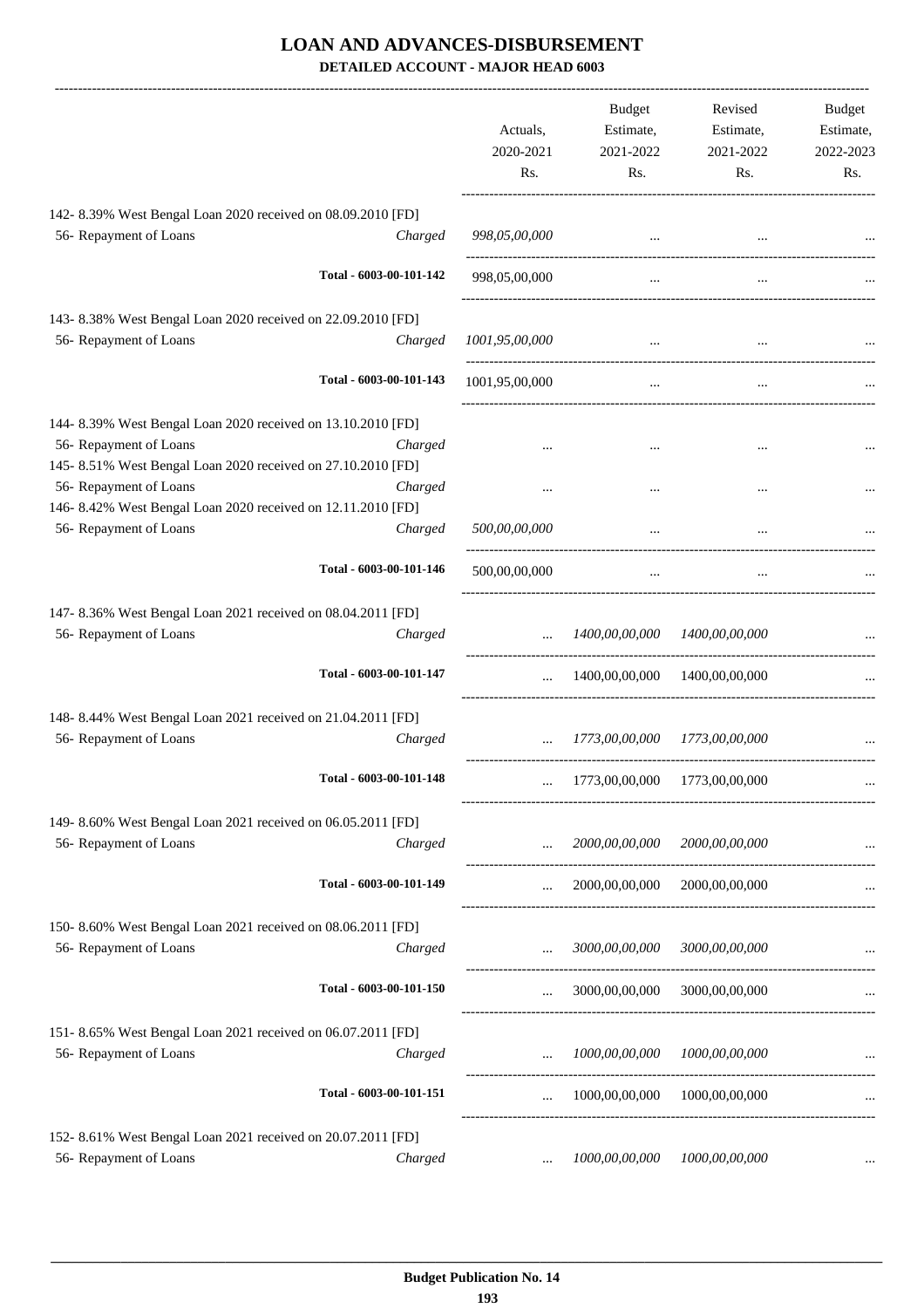# LOAN AND ADVANCES-DISBURSEMENT

**DETAILED ACCOUNT - MAJOR HEAD 6003**

| | | Actuals, 2020-2021 Rs. | Budget Estimate, 2021-2022 Rs. | Revised Estimate, 2021-2022 Rs. | Budget Estimate, 2022-2023 Rs. |
|---|---|---|---|---|---|
| 142- 8.39% West Bengal Loan 2020 received on 08.09.2010 [FD] | | | | | |
| 56- Repayment of Loans | Charged | *998,05,00,000* | ... | ... | ... |
| | Total - 6003-00-101-142 | 998,05,00,000 | ... | ... | ... |
| 143- 8.38% West Bengal Loan 2020 received on 22.09.2010 [FD] | | | | | |
| 56- Repayment of Loans | Charged | *1001,95,00,000* | ... | ... | ... |
| | Total - 6003-00-101-143 | 1001,95,00,000 | ... | ... | ... |
| 144- 8.39% West Bengal Loan 2020 received on 13.10.2010 [FD] | | | | | |
| 56- Repayment of Loans | Charged | ... | ... | ... | ... |
| 145- 8.51% West Bengal Loan 2020 received on 27.10.2010 [FD] | | | | | |
| 56- Repayment of Loans | Charged | ... | ... | ... | ... |
| 146- 8.42% West Bengal Loan 2020 received on 12.11.2010 [FD] | | | | | |
| 56- Repayment of Loans | Charged | *500,00,00,000* | ... | ... | ... |
| | Total - 6003-00-101-146 | 500,00,00,000 | ... | ... | ... |
| 147- 8.36% West Bengal Loan 2021 received on 08.04.2011 [FD] | | | | | |
| 56- Repayment of Loans | Charged | ... | *1400,00,00,000* | *1400,00,00,000* | ... |
| | Total - 6003-00-101-147 | ... | 1400,00,00,000 | 1400,00,00,000 | ... |
| 148- 8.44% West Bengal Loan 2021 received on 21.04.2011 [FD] | | | | | |
| 56- Repayment of Loans | Charged | ... | *1773,00,00,000* | *1773,00,00,000* | ... |
| | Total - 6003-00-101-148 | ... | 1773,00,00,000 | 1773,00,00,000 | ... |
| 149- 8.60% West Bengal Loan 2021 received on 06.05.2011 [FD] | | | | | |
| 56- Repayment of Loans | Charged | ... | *2000,00,00,000* | *2000,00,00,000* | ... |
| | Total - 6003-00-101-149 | ... | 2000,00,00,000 | 2000,00,00,000 | ... |
| 150- 8.60% West Bengal Loan 2021 received on 08.06.2011 [FD] | | | | | |
| 56- Repayment of Loans | Charged | ... | *3000,00,00,000* | *3000,00,00,000* | ... |
| | Total - 6003-00-101-150 | ... | 3000,00,00,000 | 3000,00,00,000 | ... |
| 151- 8.65% West Bengal Loan 2021 received on 06.07.2011 [FD] | | | | | |
| 56- Repayment of Loans | Charged | ... | *1000,00,00,000* | *1000,00,00,000* | ... |
| | Total - 6003-00-101-151 | ... | 1000,00,00,000 | 1000,00,00,000 | ... |
| 152- 8.61% West Bengal Loan 2021 received on 20.07.2011 [FD] | | | | | |
| 56- Repayment of Loans | Charged | ... | *1000,00,00,000* | *1000,00,00,000* | ... |

**Budget Publication No. 14**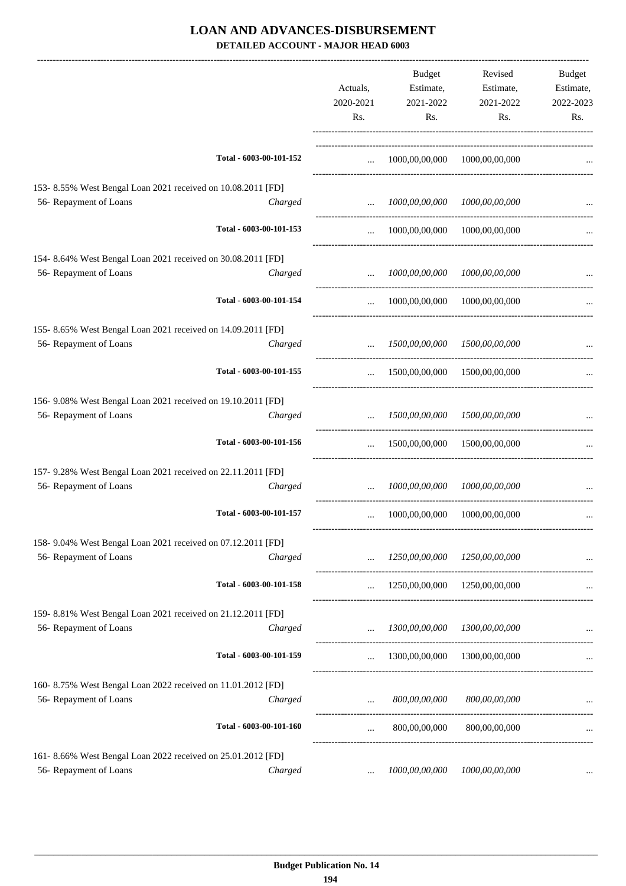# LOAN AND ADVANCES-DISBURSEMENT

## DETAILED ACCOUNT - MAJOR HEAD 6003

| | | Actuals, 2020-2021 Rs. | Budget Estimate, 2021-2022 Rs. | Revised Estimate, 2021-2022 Rs. | Budget Estimate, 2022-2023 Rs. |
|---|---|---|---|---|---|
| | Total - 6003-00-101-152 | ... | 1000,00,00,000 | 1000,00,00,000 | ... |
| 153- 8.55% West Bengal Loan 2021 received on 10.08.2011 [FD] | | | | | |
| 56- Repayment of Loans | Charged | ... | *1000,00,00,000* | *1000,00,00,000* | ... |
| | Total - 6003-00-101-153 | ... | 1000,00,00,000 | 1000,00,00,000 | ... |
| 154- 8.64% West Bengal Loan 2021 received on 30.08.2011 [FD] | | | | | |
| 56- Repayment of Loans | Charged | ... | *1000,00,00,000* | *1000,00,00,000* | ... |
| | Total - 6003-00-101-154 | ... | 1000,00,00,000 | 1000,00,00,000 | ... |
| 155- 8.65% West Bengal Loan 2021 received on 14.09.2011 [FD] | | | | | |
| 56- Repayment of Loans | Charged | ... | *1500,00,00,000* | *1500,00,00,000* | ... |
| | Total - 6003-00-101-155 | ... | 1500,00,00,000 | 1500,00,00,000 | ... |
| 156- 9.08% West Bengal Loan 2021 received on 19.10.2011 [FD] | | | | | |
| 56- Repayment of Loans | Charged | ... | *1500,00,00,000* | *1500,00,00,000* | ... |
| | Total - 6003-00-101-156 | ... | 1500,00,00,000 | 1500,00,00,000 | ... |
| 157- 9.28% West Bengal Loan 2021 received on 22.11.2011 [FD] | | | | | |
| 56- Repayment of Loans | Charged | ... | *1000,00,00,000* | *1000,00,00,000* | ... |
| | Total - 6003-00-101-157 | ... | 1000,00,00,000 | 1000,00,00,000 | ... |
| 158- 9.04% West Bengal Loan 2021 received on 07.12.2011 [FD] | | | | | |
| 56- Repayment of Loans | Charged | ... | *1250,00,00,000* | *1250,00,00,000* | ... |
| | Total - 6003-00-101-158 | ... | 1250,00,00,000 | 1250,00,00,000 | ... |
| 159- 8.81% West Bengal Loan 2021 received on 21.12.2011 [FD] | | | | | |
| 56- Repayment of Loans | Charged | ... | *1300,00,00,000* | *1300,00,00,000* | ... |
| | Total - 6003-00-101-159 | ... | 1300,00,00,000 | 1300,00,00,000 | ... |
| 160- 8.75% West Bengal Loan 2022 received on 11.01.2012 [FD] | | | | | |
| 56- Repayment of Loans | Charged | ... | *800,00,00,000* | *800,00,00,000* | ... |
| | Total - 6003-00-101-160 | ... | 800,00,00,000 | 800,00,00,000 | ... |
| 161- 8.66% West Bengal Loan 2022 received on 25.01.2012 [FD] | | | | | |
| 56- Repayment of Loans | Charged | ... | *1000,00,00,000* | *1000,00,00,000* | ... |

**Budget Publication No. 14**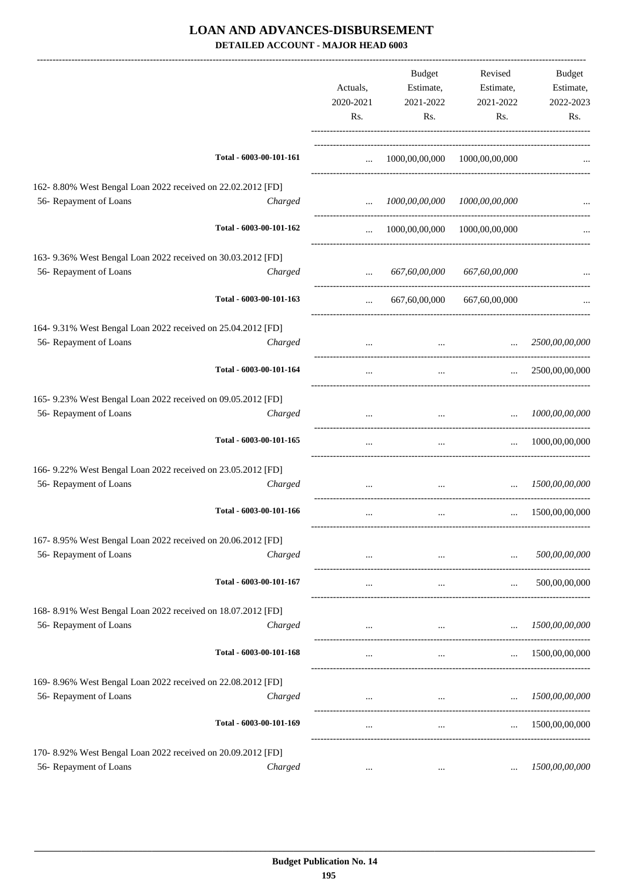# LOAN AND ADVANCES-DISBURSEMENT

## DETAILED ACCOUNT - MAJOR HEAD 6003

| | | Actuals, 2020-2021 Rs. | Budget Estimate, 2021-2022 Rs. | Revised Estimate, 2021-2022 Rs. | Budget Estimate, 2022-2023 Rs. |
|---|---|---|---|---|---|
| Total - 6003-00-101-161 | | ... | 1000,00,00,000 | 1000,00,00,000 | ... |
| 162- 8.80% West Bengal Loan 2022 received on 22.02.2012 [FD] | | | | | |
| 56- Repayment of Loans | Charged | ... | *1000,00,00,000* | *1000,00,00,000* | ... |
| Total - 6003-00-101-162 | | ... | 1000,00,00,000 | 1000,00,00,000 | ... |
| 163- 9.36% West Bengal Loan 2022 received on 30.03.2012 [FD] | | | | | |
| 56- Repayment of Loans | Charged | ... | *667,60,00,000* | *667,60,00,000* | ... |
| Total - 6003-00-101-163 | | ... | 667,60,00,000 | 667,60,00,000 | ... |
| 164- 9.31% West Bengal Loan 2022 received on 25.04.2012 [FD] | | | | | |
| 56- Repayment of Loans | Charged | ... | ... | ... | *2500,00,00,000* |
| Total - 6003-00-101-164 | | ... | ... | ... | 2500,00,00,000 |
| 165- 9.23% West Bengal Loan 2022 received on 09.05.2012 [FD] | | | | | |
| 56- Repayment of Loans | Charged | ... | ... | ... | *1000,00,00,000* |
| Total - 6003-00-101-165 | | ... | ... | ... | 1000,00,00,000 |
| 166- 9.22% West Bengal Loan 2022 received on 23.05.2012 [FD] | | | | | |
| 56- Repayment of Loans | Charged | ... | ... | ... | *1500,00,00,000* |
| Total - 6003-00-101-166 | | ... | ... | ... | 1500,00,00,000 |
| 167- 8.95% West Bengal Loan 2022 received on 20.06.2012 [FD] | | | | | |
| 56- Repayment of Loans | Charged | ... | ... | ... | *500,00,00,000* |
| Total - 6003-00-101-167 | | ... | ... | ... | 500,00,00,000 |
| 168- 8.91% West Bengal Loan 2022 received on 18.07.2012 [FD] | | | | | |
| 56- Repayment of Loans | Charged | ... | ... | ... | *1500,00,00,000* |
| Total - 6003-00-101-168 | | ... | ... | ... | 1500,00,00,000 |
| 169- 8.96% West Bengal Loan 2022 received on 22.08.2012 [FD] | | | | | |
| 56- Repayment of Loans | Charged | ... | ... | ... | *1500,00,00,000* |
| Total - 6003-00-101-169 | | ... | ... | ... | 1500,00,00,000 |
| 170- 8.92% West Bengal Loan 2022 received on 20.09.2012 [FD] | | | | | |
| 56- Repayment of Loans | Charged | ... | ... | ... | *1500,00,00,000* |

Budget Publication No. 14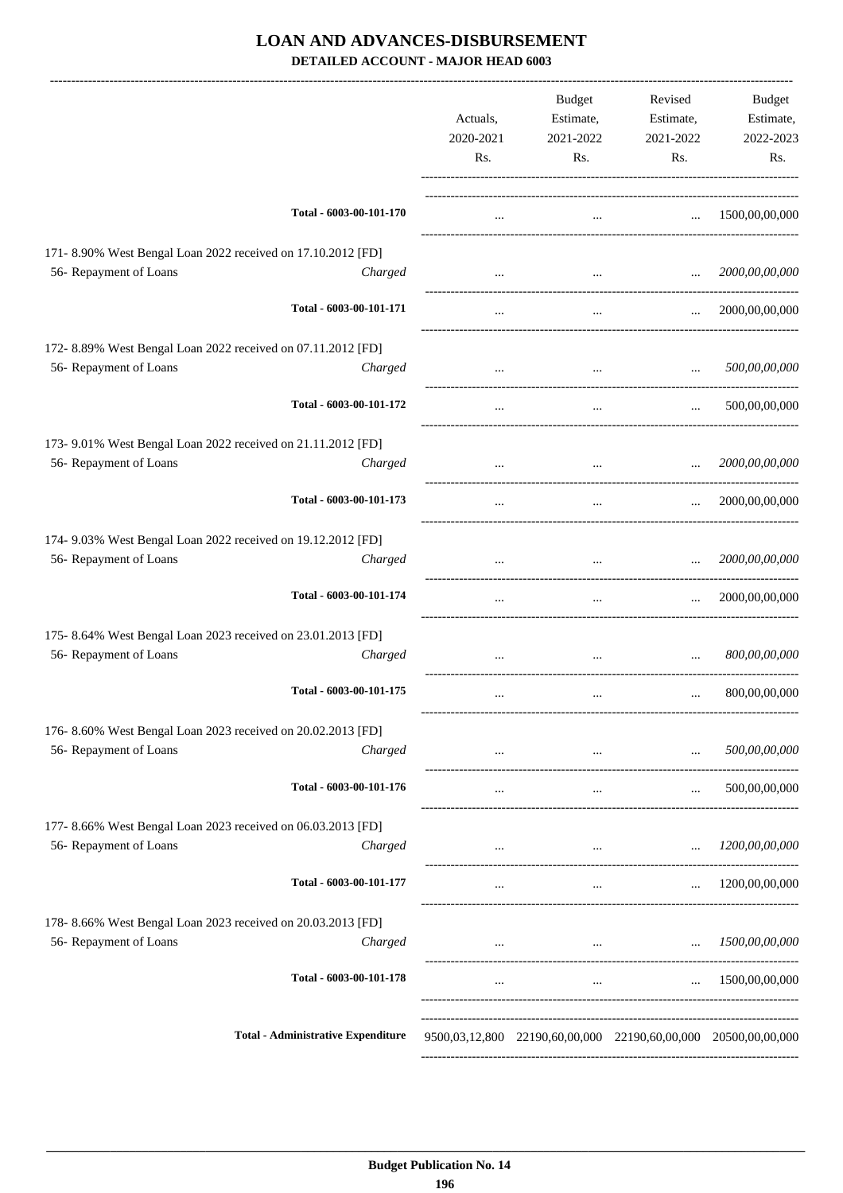# LOAN AND ADVANCES-DISBURSEMENT

**DETAILED ACCOUNT - MAJOR HEAD 6003**

| | | Actuals, 2020-2021 Rs. | Budget Estimate, 2021-2022 Rs. | Revised Estimate, 2021-2022 Rs. | Budget Estimate, 2022-2023 Rs. |
|---|---|---|---|---|---|
| Total - 6003-00-101-170 | | ... | ... | ... | 1500,00,00,000 |
| 171- 8.90% West Bengal Loan 2022 received on 17.10.2012 [FD] | | | | | |
| 56- Repayment of Loans | Charged | ... | ... | ... | *2000,00,00,000* |
| Total - 6003-00-101-171 | | ... | ... | ... | 2000,00,00,000 |
| 172- 8.89% West Bengal Loan 2022 received on 07.11.2012 [FD] | | | | | |
| 56- Repayment of Loans | Charged | ... | ... | ... | *500,00,00,000* |
| Total - 6003-00-101-172 | | ... | ... | ... | 500,00,00,000 |
| 173- 9.01% West Bengal Loan 2022 received on 21.11.2012 [FD] | | | | | |
| 56- Repayment of Loans | Charged | ... | ... | ... | *2000,00,00,000* |
| Total - 6003-00-101-173 | | ... | ... | ... | 2000,00,00,000 |
| 174- 9.03% West Bengal Loan 2022 received on 19.12.2012 [FD] | | | | | |
| 56- Repayment of Loans | Charged | ... | ... | ... | *2000,00,00,000* |
| Total - 6003-00-101-174 | | ... | ... | ... | 2000,00,00,000 |
| 175- 8.64% West Bengal Loan 2023 received on 23.01.2013 [FD] | | | | | |
| 56- Repayment of Loans | Charged | ... | ... | ... | *800,00,00,000* |
| Total - 6003-00-101-175 | | ... | ... | ... | 800,00,00,000 |
| 176- 8.60% West Bengal Loan 2023 received on 20.02.2013 [FD] | | | | | |
| 56- Repayment of Loans | Charged | ... | ... | ... | *500,00,00,000* |
| Total - 6003-00-101-176 | | ... | ... | ... | 500,00,00,000 |
| 177- 8.66% West Bengal Loan 2023 received on 06.03.2013 [FD] | | | | | |
| 56- Repayment of Loans | Charged | ... | ... | ... | *1200,00,00,000* |
| Total - 6003-00-101-177 | | ... | ... | ... | 1200,00,00,000 |
| 178- 8.66% West Bengal Loan 2023 received on 20.03.2013 [FD] | | | | | |
| 56- Repayment of Loans | Charged | ... | ... | ... | *1500,00,00,000* |
| Total - 6003-00-101-178 | | ... | ... | ... | 1500,00,00,000 |
| **Total - Administrative Expenditure** | | 9500,03,12,800 | 22190,60,00,000 | 22190,60,00,000 | 20500,00,00,000 |

Budget Publication No. 14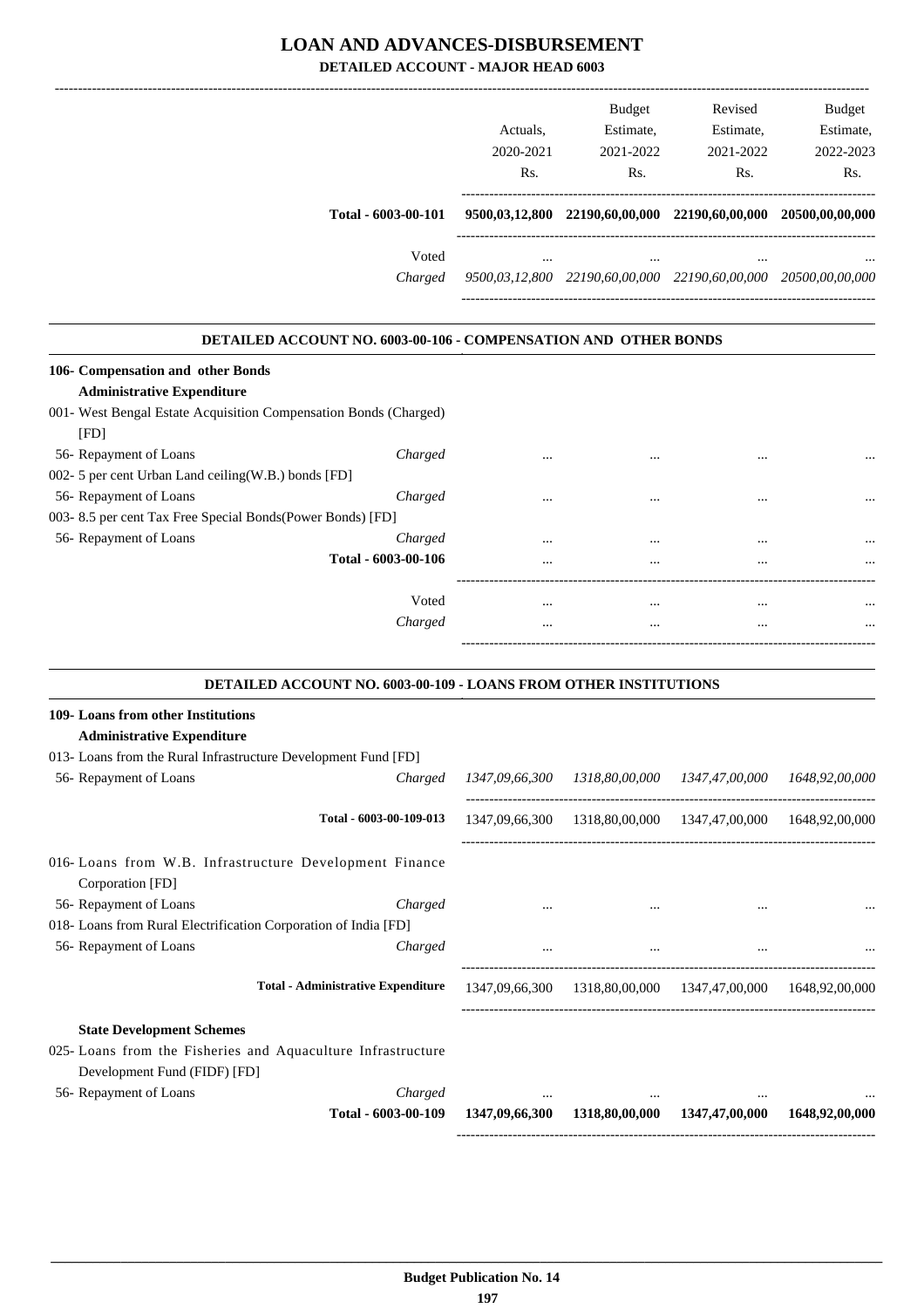# LOAN AND ADVANCES-DISBURSEMENT

## DETAILED ACCOUNT - MAJOR HEAD 6003

| | | Actuals, 2020-2021 Rs. | Budget Estimate, 2021-2022 Rs. | Revised Estimate, 2021-2022 Rs. | Budget Estimate, 2022-2023 Rs. |
|---|---|---|---|---|---|
| Total - 6003-00-101 | | 9500,03,12,800 | 22190,60,00,000 | 22190,60,00,000 | 20500,00,00,000 |
| | Voted | ... | ... | ... | ... |
| | Charged | 9500,03,12,800 | 22190,60,00,000 | 22190,60,00,000 | 20500,00,00,000 |

### DETAILED ACCOUNT NO. 6003-00-106 - COMPENSATION AND OTHER BONDS

| | | Actuals, 2020-2021 Rs. | Budget Estimate, 2021-2022 Rs. | Revised Estimate, 2021-2022 Rs. | Budget Estimate, 2022-2023 Rs. |
|---|---|---|---|---|---|
| **106- Compensation and other Bonds** | | | | | |
| **Administrative Expenditure** | | | | | |
| 001- West Bengal Estate Acquisition Compensation Bonds (Charged) [FD] | | | | | |
| 56- Repayment of Loans | Charged | ... | ... | ... | ... |
| 002- 5 per cent Urban Land ceiling(W.B.) bonds [FD] | | | | | |
| 56- Repayment of Loans | Charged | ... | ... | ... | ... |
| 003- 8.5 per cent Tax Free Special Bonds(Power Bonds) [FD] | | | | | |
| 56- Repayment of Loans | Charged | ... | ... | ... | ... |
| Total - 6003-00-106 | | ... | ... | ... | ... |
| | Voted | ... | ... | ... | ... |
| | Charged | ... | ... | ... | ... |

### DETAILED ACCOUNT NO. 6003-00-109 - LOANS FROM OTHER INSTITUTIONS

| | | Actuals, 2020-2021 Rs. | Budget Estimate, 2021-2022 Rs. | Revised Estimate, 2021-2022 Rs. | Budget Estimate, 2022-2023 Rs. |
|---|---|---|---|---|---|
| **109- Loans from other Institutions** | | | | | |
| **Administrative Expenditure** | | | | | |
| 013- Loans from the Rural Infrastructure Development Fund [FD] | | | | | |
| 56- Repayment of Loans | Charged | *1347,09,66,300* | *1318,80,00,000* | *1347,47,00,000* | *1648,92,00,000* |
| Total - 6003-00-109-013 | | 1347,09,66,300 | 1318,80,00,000 | 1347,47,00,000 | 1648,92,00,000 |
| 016- Loans from W.B. Infrastructure Development Finance Corporation [FD] | | | | | |
| 56- Repayment of Loans | Charged | ... | ... | ... | ... |
| 018- Loans from Rural Electrification Corporation of India [FD] | | | | | |
| 56- Repayment of Loans | Charged | ... | ... | ... | ... |
| Total - Administrative Expenditure | | 1347,09,66,300 | 1318,80,00,000 | 1347,47,00,000 | 1648,92,00,000 |
| **State Development Schemes** | | | | | |
| 025- Loans from the Fisheries and Aquaculture Infrastructure Development Fund (FIDF) [FD] | | | | | |
| 56- Repayment of Loans | Charged | ... | ... | ... | ... |
| **Total - 6003-00-109** | | **1347,09,66,300** | **1318,80,00,000** | **1347,47,00,000** | **1648,92,00,000** |

**Budget Publication No. 14**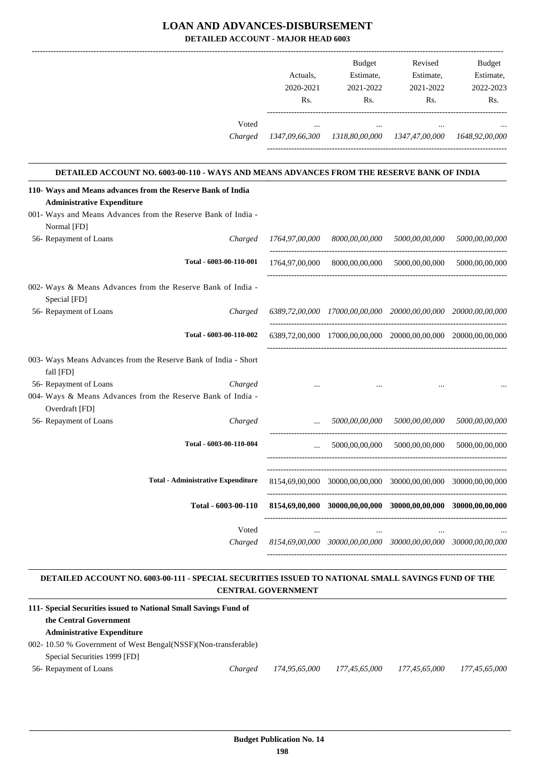# LOAN AND ADVANCES-DISBURSEMENT

**DETAILED ACCOUNT - MAJOR HEAD 6003**

| | | Actuals, 2020-2021 Rs. | Budget Estimate, 2021-2022 Rs. | Revised Estimate, 2021-2022 Rs. | Budget Estimate, 2022-2023 Rs. |
|---|---|---|---|---|---|
| | Voted | ... | ... | ... | ... |
| | Charged | *1347,09,66,300* | *1318,80,00,000* | *1347,47,00,000* | *1648,92,00,000* |

**DETAILED ACCOUNT NO. 6003-00-110 - WAYS AND MEANS ADVANCES FROM THE RESERVE BANK OF INDIA**

| | | Actuals, 2020-2021 Rs. | Budget Estimate, 2021-2022 Rs. | Revised Estimate, 2021-2022 Rs. | Budget Estimate, 2022-2023 Rs. |
|---|---|---|---|---|---|
| **110- Ways and Means advances from the Reserve Bank of India** | | | | | |
| **Administrative Expenditure** | | | | | |
| 001- Ways and Means Advances from the Reserve Bank of India - Normal [FD] | | | | | |
| 56- Repayment of Loans | *Charged* | *1764,97,00,000* | *8000,00,00,000* | *5000,00,00,000* | *5000,00,00,000* |
| **Total - 6003-00-110-001** | | 1764,97,00,000 | 8000,00,00,000 | 5000,00,00,000 | 5000,00,00,000 |
| 002- Ways & Means Advances from the Reserve Bank of India - Special [FD] | | | | | |
| 56- Repayment of Loans | *Charged* | *6389,72,00,000* | *17000,00,00,000* | *20000,00,00,000* | *20000,00,00,000* |
| **Total - 6003-00-110-002** | | 6389,72,00,000 | 17000,00,00,000 | 20000,00,00,000 | 20000,00,00,000 |
| 003- Ways Means Advances from the Reserve Bank of India - Short fall [FD] | | | | | |
| 56- Repayment of Loans | *Charged* | ... | ... | ... | ... |
| 004- Ways & Means Advances from the Reserve Bank of India - Overdraft [FD] | | | | | |
| 56- Repayment of Loans | *Charged* | ... | *5000,00,00,000* | *5000,00,00,000* | *5000,00,00,000* |
| **Total - 6003-00-110-004** | | ... | 5000,00,00,000 | 5000,00,00,000 | 5000,00,00,000 |
| **Total - Administrative Expenditure** | | 8154,69,00,000 | 30000,00,00,000 | 30000,00,00,000 | 30000,00,00,000 |
| **Total - 6003-00-110** | | **8154,69,00,000** | **30000,00,00,000** | **30000,00,00,000** | **30000,00,00,000** |
| | Voted | ... | ... | ... | ... |
| | *Charged* | *8154,69,00,000* | *30000,00,00,000* | *30000,00,00,000* | *30000,00,00,000* |

**DETAILED ACCOUNT NO. 6003-00-111 - SPECIAL SECURITIES ISSUED TO NATIONAL SMALL SAVINGS FUND OF THE CENTRAL GOVERNMENT**

| | | Actuals, 2020-2021 Rs. | Budget Estimate, 2021-2022 Rs. | Revised Estimate, 2021-2022 Rs. | Budget Estimate, 2022-2023 Rs. |
|---|---|---|---|---|---|
| **111- Special Securities issued to National Small Savings Fund of the Central Government** | | | | | |
| **Administrative Expenditure** | | | | | |
| 002- 10.50 % Government of West Bengal(NSSF)(Non-transferable) Special Securities 1999 [FD] | | | | | |
| 56- Repayment of Loans | *Charged* | *174,95,65,000* | *177,45,65,000* | *177,45,65,000* | *177,45,65,000* |

**Budget Publication No. 14**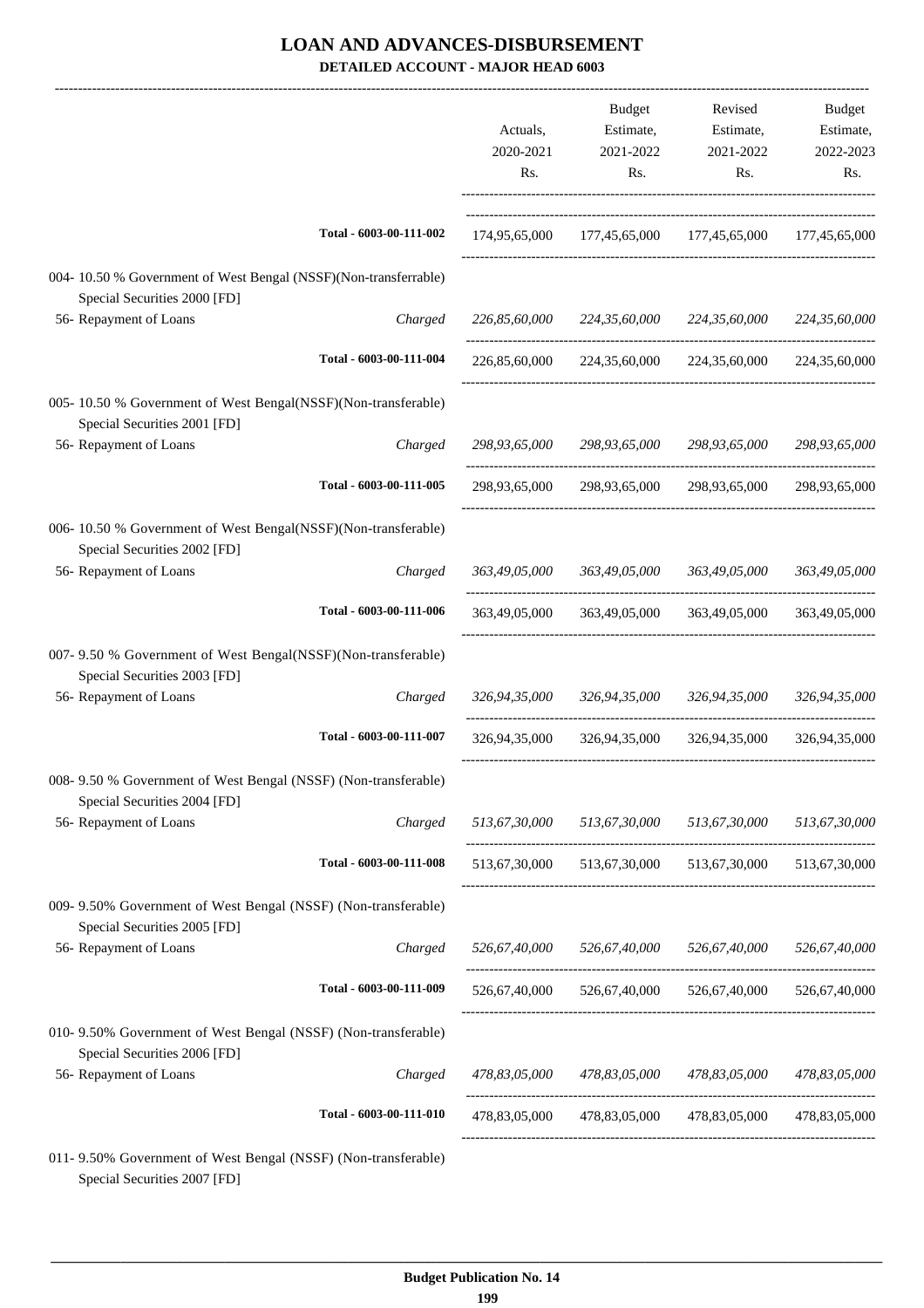# LOAN AND ADVANCES-DISBURSEMENT

## DETAILED ACCOUNT - MAJOR HEAD 6003

| | | Actuals, 2020-2021 Rs. | Budget Estimate, 2021-2022 Rs. | Revised Estimate, 2021-2022 Rs. | Budget Estimate, 2022-2023 Rs. |
|---|---|---|---|---|---|
| | Total - 6003-00-111-002 | 174,95,65,000 | 177,45,65,000 | 177,45,65,000 | 177,45,65,000 |
| 004- 10.50 % Government of West Bengal (NSSF)(Non-transferrable) Special Securities 2000 [FD] | | | | | |
| 56- Repayment of Loans | *Charged* | *226,85,60,000* | *224,35,60,000* | *224,35,60,000* | *224,35,60,000* |
| | Total - 6003-00-111-004 | 226,85,60,000 | 224,35,60,000 | 224,35,60,000 | 224,35,60,000 |
| 005- 10.50 % Government of West Bengal(NSSF)(Non-transferable) Special Securities 2001 [FD] | | | | | |
| 56- Repayment of Loans | *Charged* | *298,93,65,000* | *298,93,65,000* | *298,93,65,000* | *298,93,65,000* |
| | Total - 6003-00-111-005 | 298,93,65,000 | 298,93,65,000 | 298,93,65,000 | 298,93,65,000 |
| 006- 10.50 % Government of West Bengal(NSSF)(Non-transferable) Special Securities 2002 [FD] | | | | | |
| 56- Repayment of Loans | *Charged* | *363,49,05,000* | *363,49,05,000* | *363,49,05,000* | *363,49,05,000* |
| | Total - 6003-00-111-006 | 363,49,05,000 | 363,49,05,000 | 363,49,05,000 | 363,49,05,000 |
| 007- 9.50 % Government of West Bengal(NSSF)(Non-transferable) Special Securities 2003 [FD] | | | | | |
| 56- Repayment of Loans | *Charged* | *326,94,35,000* | *326,94,35,000* | *326,94,35,000* | *326,94,35,000* |
| | Total - 6003-00-111-007 | 326,94,35,000 | 326,94,35,000 | 326,94,35,000 | 326,94,35,000 |
| 008- 9.50 % Government of West Bengal (NSSF) (Non-transferable) Special Securities 2004 [FD] | | | | | |
| 56- Repayment of Loans | *Charged* | *513,67,30,000* | *513,67,30,000* | *513,67,30,000* | *513,67,30,000* |
| | Total - 6003-00-111-008 | 513,67,30,000 | 513,67,30,000 | 513,67,30,000 | 513,67,30,000 |
| 009- 9.50% Government of West Bengal (NSSF) (Non-transferable) Special Securities 2005 [FD] | | | | | |
| 56- Repayment of Loans | *Charged* | *526,67,40,000* | *526,67,40,000* | *526,67,40,000* | *526,67,40,000* |
| | Total - 6003-00-111-009 | 526,67,40,000 | 526,67,40,000 | 526,67,40,000 | 526,67,40,000 |
| 010- 9.50% Government of West Bengal (NSSF) (Non-transferable) Special Securities 2006 [FD] | | | | | |
| 56- Repayment of Loans | *Charged* | *478,83,05,000* | *478,83,05,000* | *478,83,05,000* | *478,83,05,000* |
| | Total - 6003-00-111-010 | 478,83,05,000 | 478,83,05,000 | 478,83,05,000 | 478,83,05,000 |
| 011- 9.50% Government of West Bengal (NSSF) (Non-transferable) Special Securities 2007 [FD] | | | | | |

Budget Publication No. 14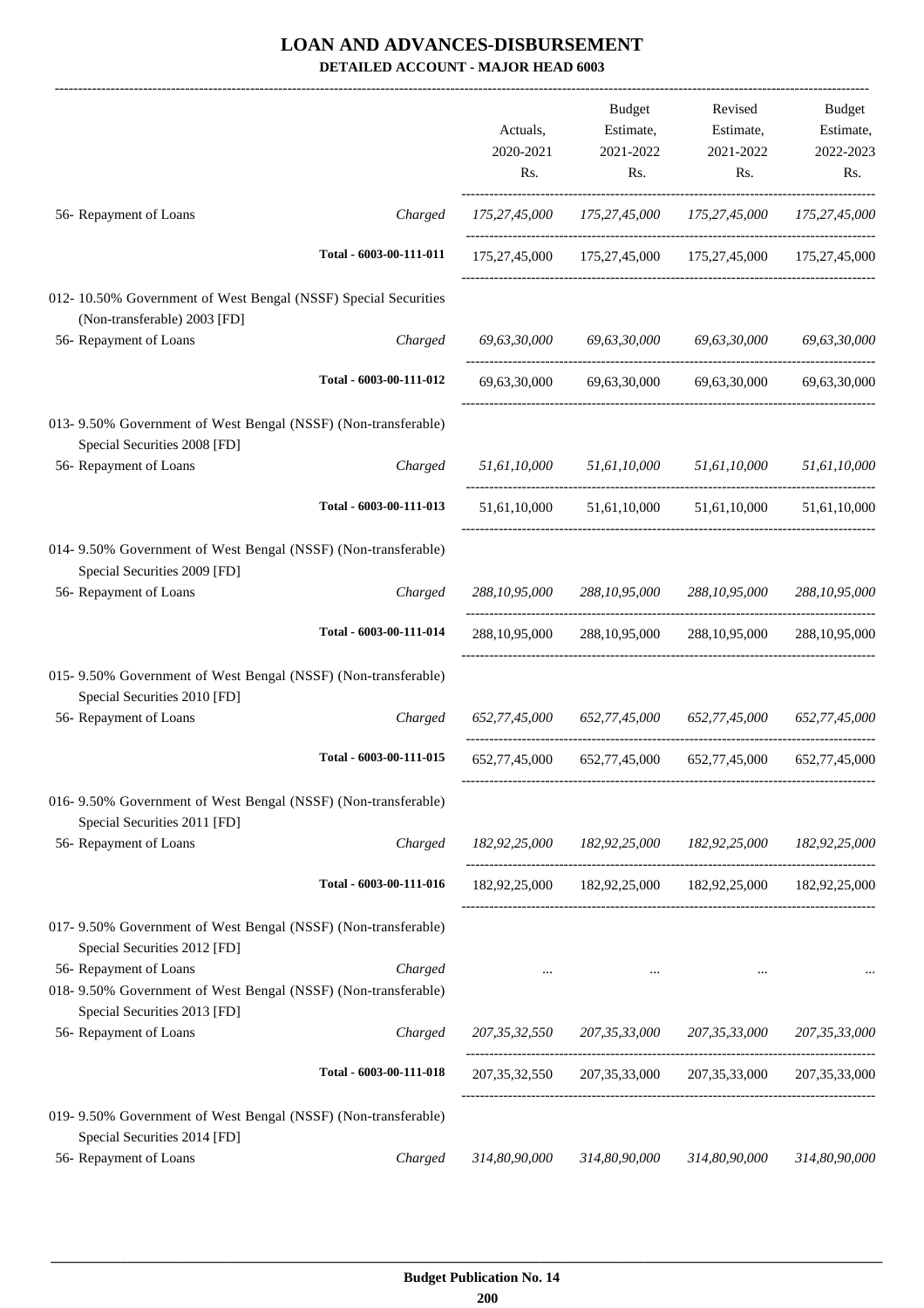# LOAN AND ADVANCES-DISBURSEMENT

## DETAILED ACCOUNT - MAJOR HEAD 6003

| | | Actuals, 2020-2021 Rs. | Budget Estimate, 2021-2022 Rs. | Revised Estimate, 2021-2022 Rs. | Budget Estimate, 2022-2023 Rs. |
|---|---|---|---|---|---|
| 56- Repayment of Loans | Charged | *175,27,45,000* | *175,27,45,000* | *175,27,45,000* | *175,27,45,000* |
| | Total - 6003-00-111-011 | 175,27,45,000 | 175,27,45,000 | 175,27,45,000 | 175,27,45,000 |
| 012- 10.50% Government of West Bengal (NSSF) Special Securities (Non-transferable) 2003 [FD] | | | | | |
| 56- Repayment of Loans | Charged | *69,63,30,000* | *69,63,30,000* | *69,63,30,000* | *69,63,30,000* |
| | Total - 6003-00-111-012 | 69,63,30,000 | 69,63,30,000 | 69,63,30,000 | 69,63,30,000 |
| 013- 9.50% Government of West Bengal (NSSF) (Non-transferable) Special Securities 2008 [FD] | | | | | |
| 56- Repayment of Loans | Charged | *51,61,10,000* | *51,61,10,000* | *51,61,10,000* | *51,61,10,000* |
| | Total - 6003-00-111-013 | 51,61,10,000 | 51,61,10,000 | 51,61,10,000 | 51,61,10,000 |
| 014- 9.50% Government of West Bengal (NSSF) (Non-transferable) Special Securities 2009 [FD] | | | | | |
| 56- Repayment of Loans | Charged | *288,10,95,000* | *288,10,95,000* | *288,10,95,000* | *288,10,95,000* |
| | Total - 6003-00-111-014 | 288,10,95,000 | 288,10,95,000 | 288,10,95,000 | 288,10,95,000 |
| 015- 9.50% Government of West Bengal (NSSF) (Non-transferable) Special Securities 2010 [FD] | | | | | |
| 56- Repayment of Loans | Charged | *652,77,45,000* | *652,77,45,000* | *652,77,45,000* | *652,77,45,000* |
| | Total - 6003-00-111-015 | 652,77,45,000 | 652,77,45,000 | 652,77,45,000 | 652,77,45,000 |
| 016- 9.50% Government of West Bengal (NSSF) (Non-transferable) Special Securities 2011 [FD] | | | | | |
| 56- Repayment of Loans | Charged | *182,92,25,000* | *182,92,25,000* | *182,92,25,000* | *182,92,25,000* |
| | Total - 6003-00-111-016 | 182,92,25,000 | 182,92,25,000 | 182,92,25,000 | 182,92,25,000 |
| 017- 9.50% Government of West Bengal (NSSF) (Non-transferable) Special Securities 2012 [FD] | | | | | |
| 56- Repayment of Loans | Charged | ... | ... | ... | ... |
| 018- 9.50% Government of West Bengal (NSSF) (Non-transferable) Special Securities 2013 [FD] | | | | | |
| 56- Repayment of Loans | Charged | *207,35,32,550* | *207,35,33,000* | *207,35,33,000* | *207,35,33,000* |
| | Total - 6003-00-111-018 | 207,35,32,550 | 207,35,33,000 | 207,35,33,000 | 207,35,33,000 |
| 019- 9.50% Government of West Bengal (NSSF) (Non-transferable) Special Securities 2014 [FD] | | | | | |
| 56- Repayment of Loans | Charged | *314,80,90,000* | *314,80,90,000* | *314,80,90,000* | *314,80,90,000* |

**Budget Publication No. 14**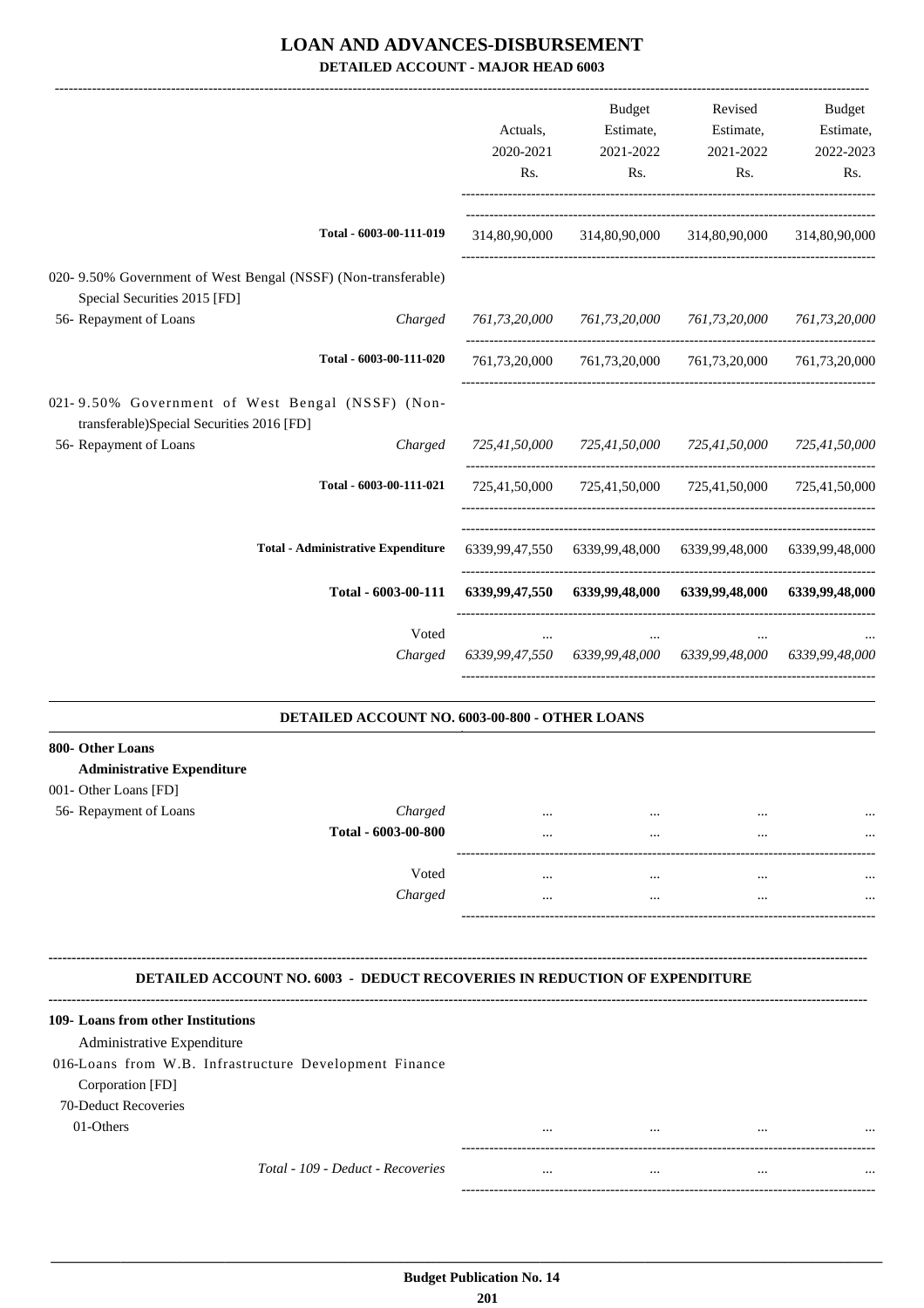# LOAN AND ADVANCES-DISBURSEMENT

**DETAILED ACCOUNT - MAJOR HEAD 6003**

| | | Actuals, 2020-2021 Rs. | Budget Estimate, 2021-2022 Rs. | Revised Estimate, 2021-2022 Rs. | Budget Estimate, 2022-2023 Rs. |
|---|---|---|---|---|---|
| | Total - 6003-00-111-019 | 314,80,90,000 | 314,80,90,000 | 314,80,90,000 | 314,80,90,000 |
| 020- 9.50% Government of West Bengal (NSSF) (Non-transferable) Special Securities 2015 [FD] | | | | | |
| 56- Repayment of Loans | *Charged* | *761,73,20,000* | *761,73,20,000* | *761,73,20,000* | *761,73,20,000* |
| | Total - 6003-00-111-020 | 761,73,20,000 | 761,73,20,000 | 761,73,20,000 | 761,73,20,000 |
| 021- 9.50% Government of West Bengal (NSSF) (Non-transferable)Special Securities 2016 [FD] | | | | | |
| 56- Repayment of Loans | *Charged* | *725,41,50,000* | *725,41,50,000* | *725,41,50,000* | *725,41,50,000* |
| | Total - 6003-00-111-021 | 725,41,50,000 | 725,41,50,000 | 725,41,50,000 | 725,41,50,000 |
| | **Total - Administrative Expenditure** | 6339,99,47,550 | 6339,99,48,000 | 6339,99,48,000 | 6339,99,48,000 |
| | **Total - 6003-00-111** | **6339,99,47,550** | **6339,99,48,000** | **6339,99,48,000** | **6339,99,48,000** |
| | Voted | ... | ... | ... | ... |
| | *Charged* | *6339,99,47,550* | *6339,99,48,000* | *6339,99,48,000* | *6339,99,48,000* |

**DETAILED ACCOUNT NO. 6003-00-800 - OTHER LOANS**

| | | | | | |
|---|---|---|---|---|---|
| **800- Other Loans** | | | | | |
| **Administrative Expenditure** | | | | | |
| 001- Other Loans [FD] | | | | | |
| 56- Repayment of Loans | *Charged* | ... | ... | ... | ... |
| | **Total - 6003-00-800** | ... | ... | ... | ... |
| | Voted | ... | ... | ... | ... |
| | *Charged* | ... | ... | ... | ... |

**DETAILED ACCOUNT NO. 6003 - DEDUCT RECOVERIES IN REDUCTION OF EXPENDITURE**

| | | | | | |
|---|---|---|---|---|---|
| **109- Loans from other Institutions** | | | | | |
| Administrative Expenditure | | | | | |
| 016-Loans from W.B. Infrastructure Development Finance Corporation [FD] | | | | | |
| 70-Deduct Recoveries | | | | | |
| 01-Others | | ... | ... | ... | ... |
| | *Total - 109 - Deduct - Recoveries* | ... | ... | ... | ... |

**Budget Publication No. 14**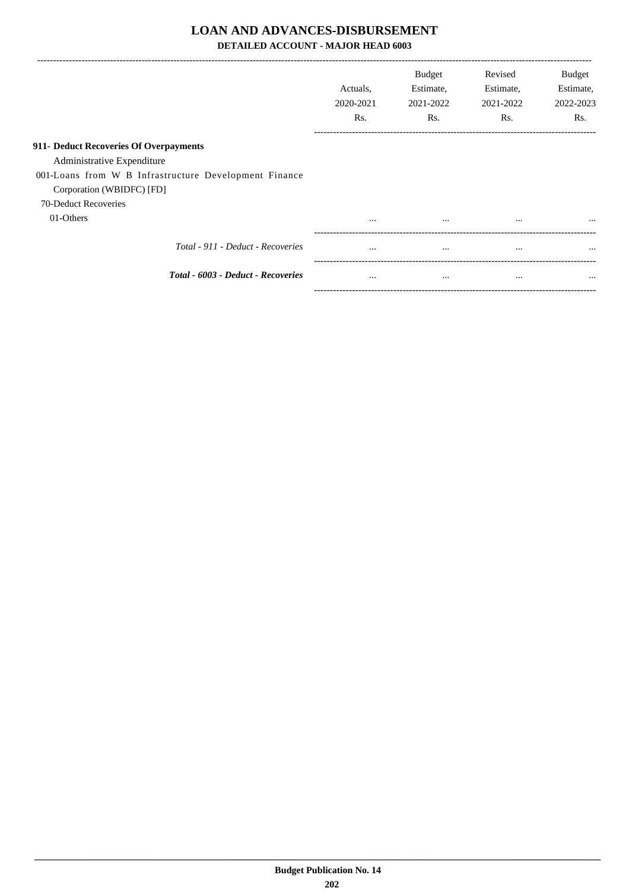# LOAN AND ADVANCES-DISBURSEMENT

**DETAILED ACCOUNT - MAJOR HEAD 6003**

| | Actuals, 2020-2021 Rs. | Budget Estimate, 2021-2022 Rs. | Revised Estimate, 2021-2022 Rs. | Budget Estimate, 2022-2023 Rs. |
|---|---|---|---|---|
| **911- Deduct Recoveries Of Overpayments** | | | | |
| Administrative Expenditure | | | | |
| 001-Loans from W B Infrastructure Development Finance Corporation (WBIDFC) [FD] | | | | |
| 70-Deduct Recoveries | | | | |
| 01-Others | ... | ... | ... | ... |
| *Total - 911 - Deduct - Recoveries* | ... | ... | ... | ... |
| ***Total - 6003 - Deduct - Recoveries*** | ... | ... | ... | ... |

**Budget Publication No. 14**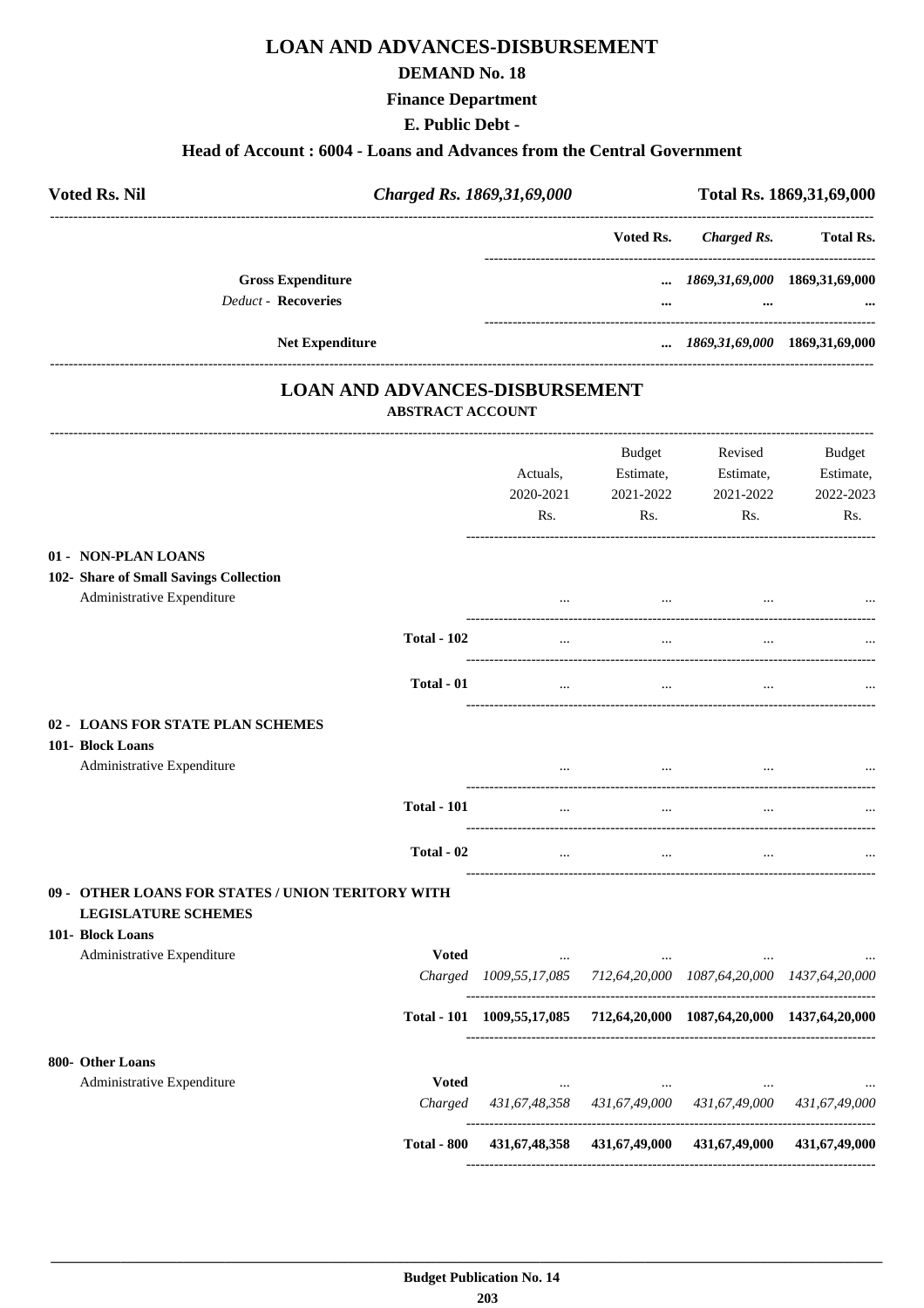# LOAN AND ADVANCES-DISBURSEMENT

## DEMAND No. 18

### Finance Department

### E. Public Debt -

### Head of Account : 6004 - Loans and Advances from the Central Government

| Voted Rs. Nil | *Charged Rs. 1869,31,69,000* | Total Rs. 1869,31,69,000 |
|---|---|---|

| | Voted Rs. | *Charged Rs.* | Total Rs. |
|---|---|---|---|
| **Gross Expenditure** | ... | *1869,31,69,000* | 1869,31,69,000 |
| *Deduct* - **Recoveries** | ... | ... | ... |
| **Net Expenditure** | ... | *1869,31,69,000* | 1869,31,69,000 |

## LOAN AND ADVANCES-DISBURSEMENT

### ABSTRACT ACCOUNT

| | | Actuals, 2020-2021 Rs. | Budget Estimate, 2021-2022 Rs. | Revised Estimate, 2021-2022 Rs. | Budget Estimate, 2022-2023 Rs. |
|---|---|---|---|---|---|
| **01 - NON-PLAN LOANS** | | | | | |
| **102- Share of Small Savings Collection** | | | | | |
| Administrative Expenditure | | ... | ... | ... | ... |
| | **Total - 102** | ... | ... | ... | ... |
| | **Total - 01** | ... | ... | ... | ... |
| **02 - LOANS FOR STATE PLAN SCHEMES** | | | | | |
| **101- Block Loans** | | | | | |
| Administrative Expenditure | | ... | ... | ... | ... |
| | **Total - 101** | ... | ... | ... | ... |
| | **Total - 02** | ... | ... | ... | ... |
| **09 - OTHER LOANS FOR STATES / UNION TERITORY WITH LEGISLATURE SCHEMES** | | | | | |
| **101- Block Loans** | | | | | |
| Administrative Expenditure | **Voted** | ... | ... | ... | ... |
| | *Charged* | *1009,55,17,085* | *712,64,20,000* | *1087,64,20,000* | *1437,64,20,000* |
| | **Total - 101** | **1009,55,17,085** | **712,64,20,000** | **1087,64,20,000** | **1437,64,20,000** |
| **800- Other Loans** | | | | | |
| Administrative Expenditure | **Voted** | ... | ... | ... | ... |
| | *Charged* | *431,67,48,358* | *431,67,49,000* | *431,67,49,000* | *431,67,49,000* |
| | **Total - 800** | **431,67,48,358** | **431,67,49,000** | **431,67,49,000** | **431,67,49,000** |

Budget Publication No. 14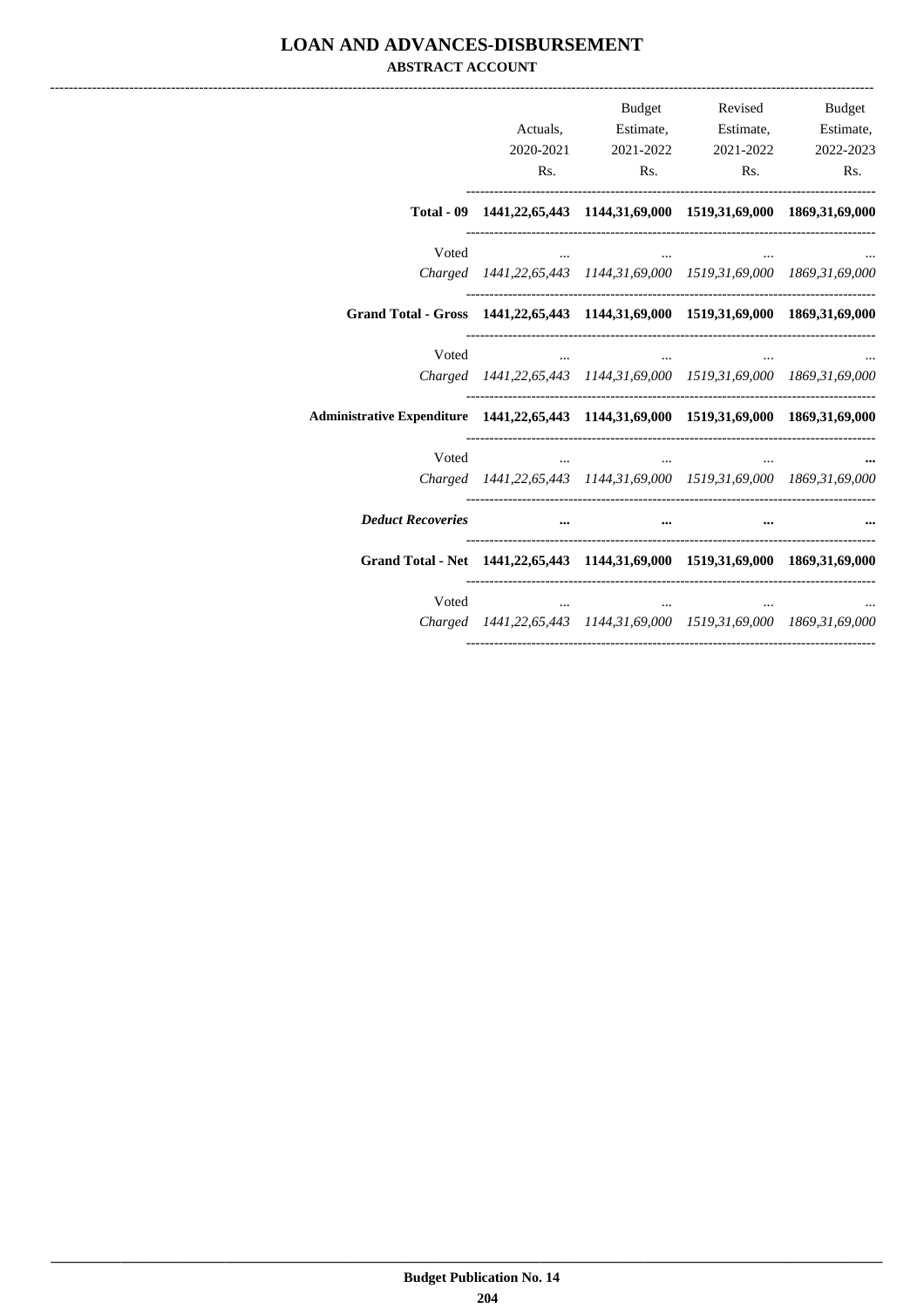# LOAN AND ADVANCES-DISBURSEMENT

## ABSTRACT ACCOUNT

| | Actuals, 2020-2021 Rs. | Budget Estimate, 2021-2022 Rs. | Revised Estimate, 2021-2022 Rs. | Budget Estimate, 2022-2023 Rs. |
|---|---|---|---|---|
| **Total - 09** | **1441,22,65,443** | **1144,31,69,000** | **1519,31,69,000** | **1869,31,69,000** |
| Voted | ... | ... | ... | ... |
| *Charged* | *1441,22,65,443* | *1144,31,69,000* | *1519,31,69,000* | *1869,31,69,000* |
| **Grand Total - Gross** | **1441,22,65,443** | **1144,31,69,000** | **1519,31,69,000** | **1869,31,69,000** |
| Voted | ... | ... | ... | ... |
| *Charged* | *1441,22,65,443* | *1144,31,69,000* | *1519,31,69,000* | *1869,31,69,000* |
| **Administrative Expenditure** | **1441,22,65,443** | **1144,31,69,000** | **1519,31,69,000** | **1869,31,69,000** |
| Voted | ... | ... | ... | ... |
| *Charged* | *1441,22,65,443* | *1144,31,69,000* | *1519,31,69,000* | *1869,31,69,000* |
| ***Deduct Recoveries*** | ... | ... | ... | ... |
| **Grand Total - Net** | **1441,22,65,443** | **1144,31,69,000** | **1519,31,69,000** | **1869,31,69,000** |
| Voted | ... | ... | ... | ... |
| *Charged* | *1441,22,65,443* | *1144,31,69,000* | *1519,31,69,000* | *1869,31,69,000* |

**Budget Publication No. 14**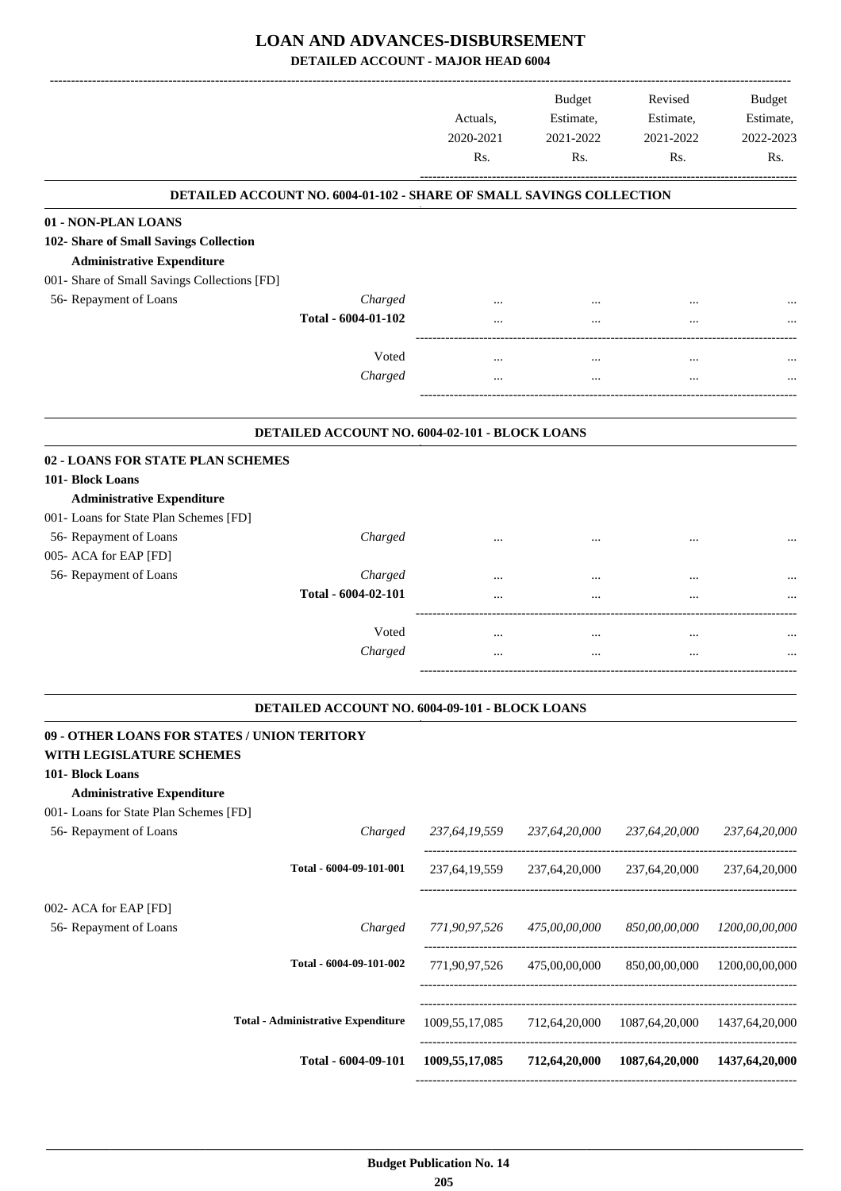# LOAN AND ADVANCES-DISBURSEMENT

## DETAILED ACCOUNT - MAJOR HEAD 6004

| | | Actuals, 2020-2021 Rs. | Budget Estimate, 2021-2022 Rs. | Revised Estimate, 2021-2022 Rs. | Budget Estimate, 2022-2023 Rs. |
|---|---|---|---|---|---|
| **DETAILED ACCOUNT NO. 6004-01-102 - SHARE OF SMALL SAVINGS COLLECTION** | | | | | |
| **01 - NON-PLAN LOANS** | | | | | |
| **102- Share of Small Savings Collection** | | | | | |
| **Administrative Expenditure** | | | | | |
| 001- Share of Small Savings Collections [FD] | | | | | |
| 56- Repayment of Loans | *Charged* | ... | ... | ... | ... |
| | **Total - 6004-01-102** | ... | ... | ... | ... |
| | Voted | ... | ... | ... | ... |
| | *Charged* | ... | ... | ... | ... |
| **DETAILED ACCOUNT NO. 6004-02-101 - BLOCK LOANS** | | | | | |
| **02 - LOANS FOR STATE PLAN SCHEMES** | | | | | |
| **101- Block Loans** | | | | | |
| **Administrative Expenditure** | | | | | |
| 001- Loans for State Plan Schemes [FD] | | | | | |
| 56- Repayment of Loans | *Charged* | ... | ... | ... | ... |
| 005- ACA for EAP [FD] | | | | | |
| 56- Repayment of Loans | *Charged* | ... | ... | ... | ... |
| | **Total - 6004-02-101** | ... | ... | ... | ... |
| | Voted | ... | ... | ... | ... |
| | *Charged* | ... | ... | ... | ... |
| **DETAILED ACCOUNT NO. 6004-09-101 - BLOCK LOANS** | | | | | |
| **09 - OTHER LOANS FOR STATES / UNION TERITORY WITH LEGISLATURE SCHEMES** | | | | | |
| **101- Block Loans** | | | | | |
| **Administrative Expenditure** | | | | | |
| 001- Loans for State Plan Schemes [FD] | | | | | |
| 56- Repayment of Loans | *Charged* | *237,64,19,559* | *237,64,20,000* | *237,64,20,000* | *237,64,20,000* |
| | **Total - 6004-09-101-001** | 237,64,19,559 | 237,64,20,000 | 237,64,20,000 | 237,64,20,000 |
| 002- ACA for EAP [FD] | | | | | |
| 56- Repayment of Loans | *Charged* | *771,90,97,526* | *475,00,00,000* | *850,00,00,000* | *1200,00,00,000* |
| | **Total - 6004-09-101-002** | 771,90,97,526 | 475,00,00,000 | 850,00,00,000 | 1200,00,00,000 |
| | **Total - Administrative Expenditure** | 1009,55,17,085 | 712,64,20,000 | 1087,64,20,000 | 1437,64,20,000 |
| | **Total - 6004-09-101** | **1009,55,17,085** | **712,64,20,000** | **1087,64,20,000** | **1437,64,20,000** |

**Budget Publication No. 14**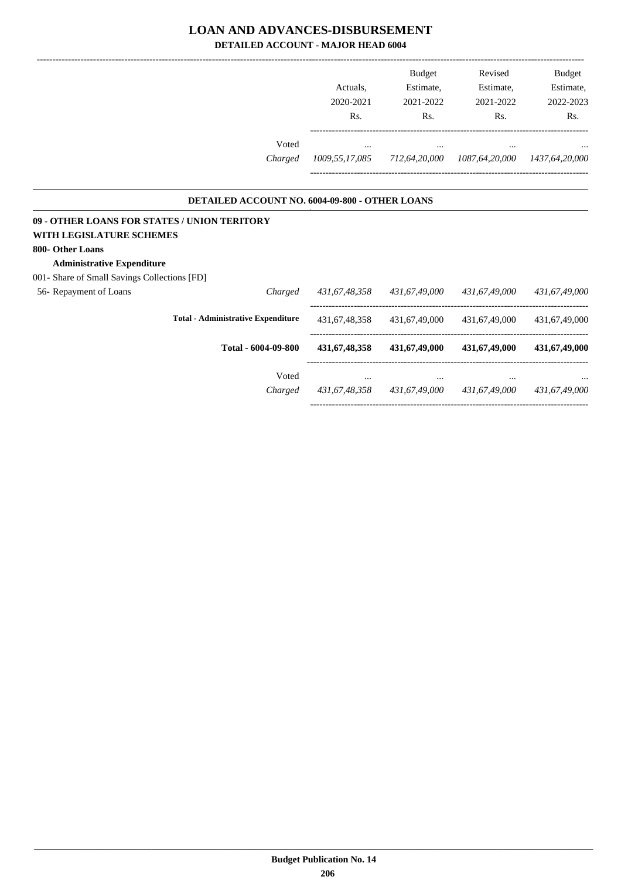# LOAN AND ADVANCES-DISBURSEMENT

**DETAILED ACCOUNT - MAJOR HEAD 6004**

| | Actuals, 2020-2021 Rs. | Budget Estimate, 2021-2022 Rs. | Revised Estimate, 2021-2022 Rs. | Budget Estimate, 2022-2023 Rs. |
|---|---|---|---|---|
| Voted | ... | ... | ... | ... |
| *Charged* | *1009,55,17,085* | *712,64,20,000* | *1087,64,20,000* | *1437,64,20,000* |

## DETAILED ACCOUNT NO. 6004-09-800 - OTHER LOANS

**09 - OTHER LOANS FOR STATES / UNION TERITORY WITH LEGISLATURE SCHEMES**

**800- Other Loans**

**Administrative Expenditure**

| | | Actuals, 2020-2021 Rs. | Budget Estimate, 2021-2022 Rs. | Revised Estimate, 2021-2022 Rs. | Budget Estimate, 2022-2023 Rs. |
|---|---|---|---|---|---|
| 001- Share of Small Savings Collections [FD] | | | | | |
| 56- Repayment of Loans | *Charged* | *431,67,48,358* | *431,67,49,000* | *431,67,49,000* | *431,67,49,000* |
| **Total - Administrative Expenditure** | | 431,67,48,358 | 431,67,49,000 | 431,67,49,000 | 431,67,49,000 |
| **Total - 6004-09-800** | | **431,67,48,358** | **431,67,49,000** | **431,67,49,000** | **431,67,49,000** |
| | Voted | ... | ... | ... | ... |
| | *Charged* | *431,67,48,358* | *431,67,49,000* | *431,67,49,000* | *431,67,49,000* |

**Budget Publication No. 14**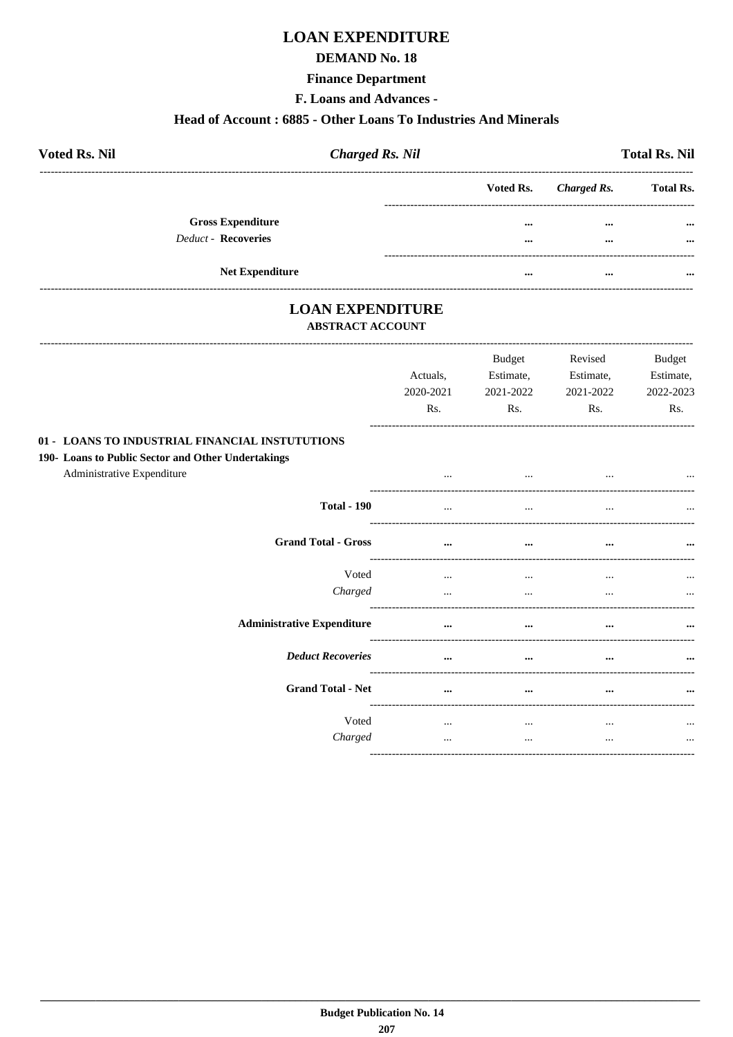# LOAN EXPENDITURE

## DEMAND No. 18

### Finance Department

### F. Loans and Advances -

### Head of Account : 6885 - Other Loans To Industries And Minerals

**Voted Rs. Nil** | ***Charged Rs. Nil*** | **Total Rs. Nil**

| | Voted Rs. | *Charged Rs.* | Total Rs. |
|---|---|---|---|
| **Gross Expenditure** | ... | ... | ... |
| *Deduct* - **Recoveries** | ... | ... | ... |
| **Net Expenditure** | ... | ... | ... |

## LOAN EXPENDITURE

### ABSTRACT ACCOUNT

| | Actuals, 2020-2021 Rs. | Budget Estimate, 2021-2022 Rs. | Revised Estimate, 2021-2022 Rs. | Budget Estimate, 2022-2023 Rs. |
|---|---|---|---|---|
| **01 - LOANS TO INDUSTRIAL FINANCIAL INSTUTUTIONS** | | | | |
| **190- Loans to Public Sector and Other Undertakings** | | | | |
| Administrative Expenditure | ... | ... | ... | ... |
| **Total - 190** | ... | ... | ... | ... |
| **Grand Total - Gross** | ... | ... | ... | ... |
| Voted | ... | ... | ... | ... |
| *Charged* | ... | ... | ... | ... |
| **Administrative Expenditure** | ... | ... | ... | ... |
| ***Deduct Recoveries*** | ... | ... | ... | ... |
| **Grand Total - Net** | ... | ... | ... | ... |
| Voted | ... | ... | ... | ... |
| *Charged* | ... | ... | ... | ... |

**Budget Publication No. 14**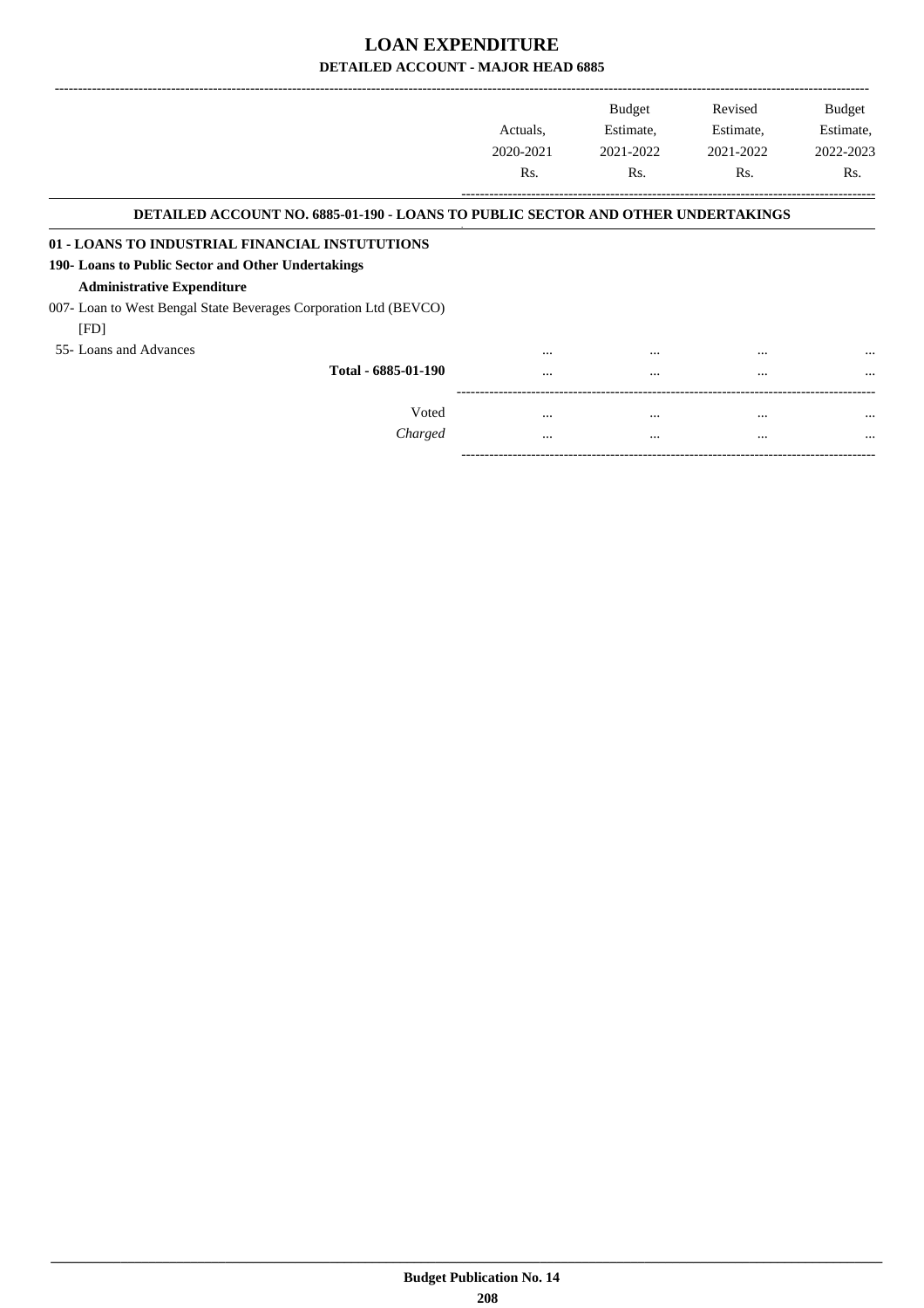# LOAN EXPENDITURE

## DETAILED ACCOUNT - MAJOR HEAD 6885

| | Actuals, 2020-2021 Rs. | Budget Estimate, 2021-2022 Rs. | Revised Estimate, 2021-2022 Rs. | Budget Estimate, 2022-2023 Rs. |
|---|---|---|---|---|
| **DETAILED ACCOUNT NO. 6885-01-190 - LOANS TO PUBLIC SECTOR AND OTHER UNDERTAKINGS** | | | | |
| **01 - LOANS TO INDUSTRIAL FINANCIAL INSTUTUTIONS** | | | | |
| **190- Loans to Public Sector and Other Undertakings** | | | | |
| **Administrative Expenditure** | | | | |
| 007- Loan to West Bengal State Beverages Corporation Ltd (BEVCO) [FD] | | | | |
| 55- Loans and Advances | ... | ... | ... | ... |
| **Total - 6885-01-190** | ... | ... | ... | ... |
| Voted | ... | ... | ... | ... |
| *Charged* | ... | ... | ... | ... |

**Budget Publication No. 14**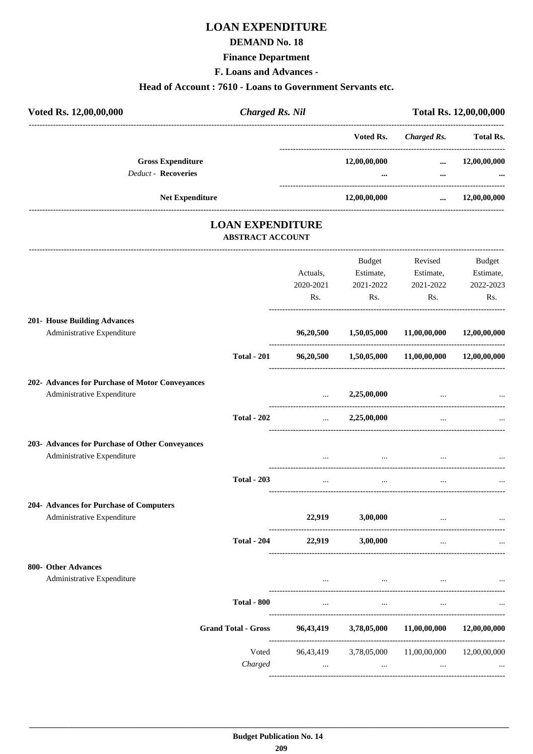# LOAN EXPENDITURE

## DEMAND No. 18

### Finance Department

### F. Loans and Advances -

### Head of Account : 7610 - Loans to Government Servants etc.

**Voted Rs. 12,00,00,000** | ***Charged Rs. Nil*** | **Total Rs. 12,00,00,000**

| | Voted Rs. | *Charged Rs.* | Total Rs. |
|---|---|---|---|
| **Gross Expenditure** | **12,00,00,000** | **...** | **12,00,00,000** |
| *Deduct* - **Recoveries** | **...** | **...** | **...** |
| **Net Expenditure** | **12,00,00,000** | **...** | **12,00,00,000** |

## LOAN EXPENDITURE

### ABSTRACT ACCOUNT

| | Actuals, 2020-2021 Rs. | Budget Estimate, 2021-2022 Rs. | Revised Estimate, 2021-2022 Rs. | Budget Estimate, 2022-2023 Rs. |
|---|---|---|---|---|
| **201- House Building Advances** | | | | |
| Administrative Expenditure | **96,20,500** | **1,50,05,000** | **11,00,00,000** | **12,00,00,000** |
| **Total - 201** | **96,20,500** | **1,50,05,000** | **11,00,00,000** | **12,00,00,000** |
| **202- Advances for Purchase of Motor Conveyances** | | | | |
| Administrative Expenditure | ... | **2,25,00,000** | ... | ... |
| **Total - 202** | ... | **2,25,00,000** | ... | ... |
| **203- Advances for Purchase of Other Conveyances** | | | | |
| Administrative Expenditure | ... | ... | ... | ... |
| **Total - 203** | ... | ... | ... | ... |
| **204- Advances for Purchase of Computers** | | | | |
| Administrative Expenditure | **22,919** | **3,00,000** | ... | ... |
| **Total - 204** | **22,919** | **3,00,000** | ... | ... |
| **800- Other Advances** | | | | |
| Administrative Expenditure | ... | ... | ... | ... |
| **Total - 800** | ... | ... | ... | ... |
| **Grand Total - Gross** | **96,43,419** | **3,78,05,000** | **11,00,00,000** | **12,00,00,000** |
| Voted | 96,43,419 | 3,78,05,000 | 11,00,00,000 | 12,00,00,000 |
| *Charged* | ... | ... | ... | ... |

**Budget Publication No. 14**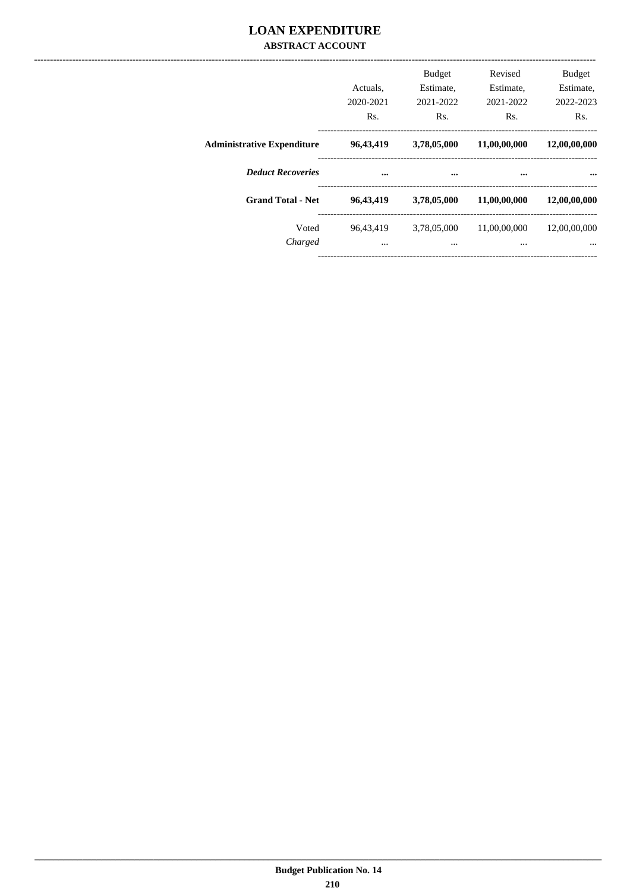# LOAN EXPENDITURE

## ABSTRACT ACCOUNT

| | Actuals, 2020-2021 Rs. | Budget Estimate, 2021-2022 Rs. | Revised Estimate, 2021-2022 Rs. | Budget Estimate, 2022-2023 Rs. |
|---|---|---|---|---|
| **Administrative Expenditure** | **96,43,419** | **3,78,05,000** | **11,00,00,000** | **12,00,00,000** |
| ***Deduct Recoveries*** | **...** | **...** | **...** | **...** |
| **Grand Total - Net** | **96,43,419** | **3,78,05,000** | **11,00,00,000** | **12,00,00,000** |
| Voted | 96,43,419 | 3,78,05,000 | 11,00,00,000 | 12,00,00,000 |
| *Charged* | ... | ... | ... | ... |

**Budget Publication No. 14**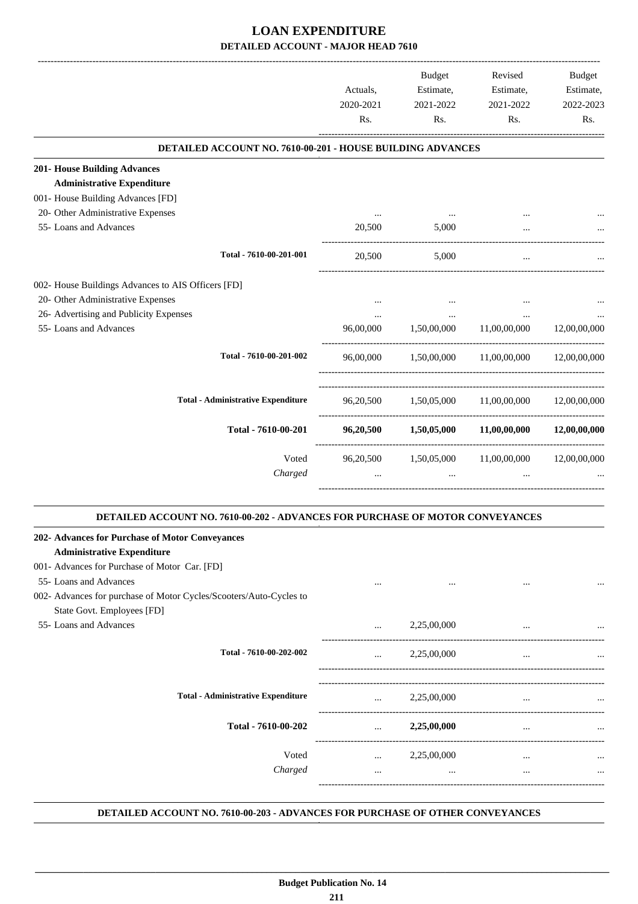# LOAN EXPENDITURE

## DETAILED ACCOUNT - MAJOR HEAD 7610

| | Actuals, 2020-2021 Rs. | Budget Estimate, 2021-2022 Rs. | Revised Estimate, 2021-2022 Rs. | Budget Estimate, 2022-2023 Rs. |
|---|---|---|---|---|
| **DETAILED ACCOUNT NO. 7610-00-201 - HOUSE BUILDING ADVANCES** | | | | |
| **201- House Building Advances** | | | | |
| **Administrative Expenditure** | | | | |
| 001- House Building Advances [FD] | | | | |
| 20- Other Administrative Expenses | ... | ... | ... | ... |
| 55- Loans and Advances | 20,500 | 5,000 | ... | ... |
| Total - 7610-00-201-001 | 20,500 | 5,000 | ... | ... |
| 002- House Buildings Advances to AIS Officers [FD] | | | | |
| 20- Other Administrative Expenses | ... | ... | ... | ... |
| 26- Advertising and Publicity Expenses | ... | ... | ... | ... |
| 55- Loans and Advances | 96,00,000 | 1,50,00,000 | 11,00,00,000 | 12,00,00,000 |
| Total - 7610-00-201-002 | 96,00,000 | 1,50,00,000 | 11,00,00,000 | 12,00,00,000 |
| Total - Administrative Expenditure | 96,20,500 | 1,50,05,000 | 11,00,00,000 | 12,00,00,000 |
| **Total - 7610-00-201** | **96,20,500** | **1,50,05,000** | **11,00,00,000** | **12,00,00,000** |
| Voted | 96,20,500 | 1,50,05,000 | 11,00,00,000 | 12,00,00,000 |
| *Charged* | ... | ... | ... | ... |
| **DETAILED ACCOUNT NO. 7610-00-202 - ADVANCES FOR PURCHASE OF MOTOR CONVEYANCES** | | | | |
| **202- Advances for Purchase of Motor Conveyances** | | | | |
| **Administrative Expenditure** | | | | |
| 001- Advances for Purchase of Motor Car. [FD] | | | | |
| 55- Loans and Advances | ... | ... | ... | ... |
| 002- Advances for purchase of Motor Cycles/Scooters/Auto-Cycles to State Govt. Employees [FD] | | | | |
| 55- Loans and Advances | ... | 2,25,00,000 | ... | ... |
| Total - 7610-00-202-002 | ... | 2,25,00,000 | ... | ... |
| Total - Administrative Expenditure | ... | 2,25,00,000 | ... | ... |
| **Total - 7610-00-202** | ... | **2,25,00,000** | ... | ... |
| Voted | ... | 2,25,00,000 | ... | ... |
| *Charged* | ... | ... | ... | ... |

**DETAILED ACCOUNT NO. 7610-00-203 - ADVANCES FOR PURCHASE OF OTHER CONVEYANCES**

**Budget Publication No. 14**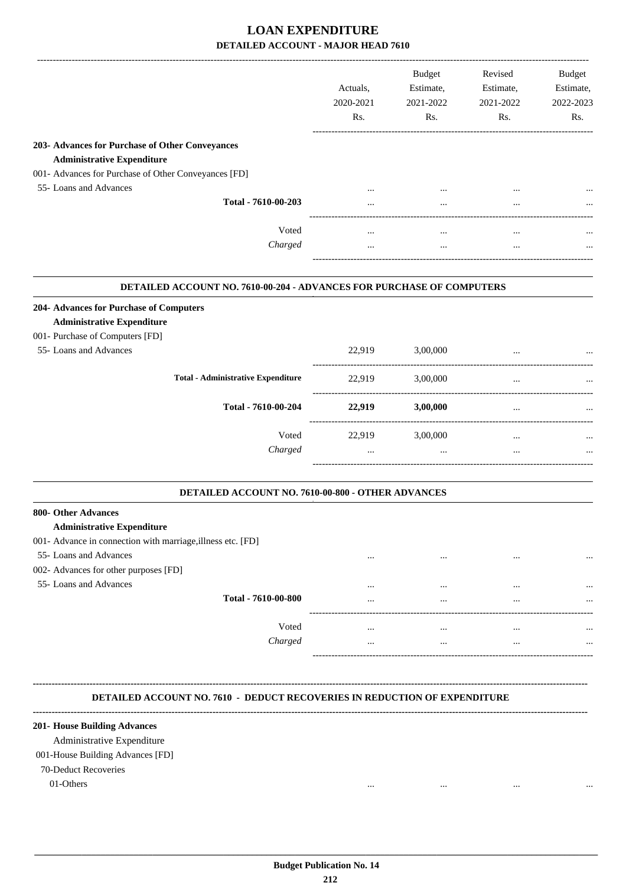# LOAN EXPENDITURE

## DETAILED ACCOUNT - MAJOR HEAD 7610

| | Actuals, 2020-2021 Rs. | Budget Estimate, 2021-2022 Rs. | Revised Estimate, 2021-2022 Rs. | Budget Estimate, 2022-2023 Rs. |
|---|---|---|---|---|
| **203- Advances for Purchase of Other Conveyances** | | | | |
| **Administrative Expenditure** | | | | |
| 001- Advances for Purchase of Other Conveyances [FD] | | | | |
| 55- Loans and Advances | ... | ... | ... | ... |
| **Total - 7610-00-203** | ... | ... | ... | ... |
| Voted | ... | ... | ... | ... |
| *Charged* | ... | ... | ... | ... |

### DETAILED ACCOUNT NO. 7610-00-204 - ADVANCES FOR PURCHASE OF COMPUTERS

| | Actuals, 2020-2021 Rs. | Budget Estimate, 2021-2022 Rs. | Revised Estimate, 2021-2022 Rs. | Budget Estimate, 2022-2023 Rs. |
|---|---|---|---|---|
| **204- Advances for Purchase of Computers** | | | | |
| **Administrative Expenditure** | | | | |
| 001- Purchase of Computers [FD] | | | | |
| 55- Loans and Advances | 22,919 | 3,00,000 | ... | ... |
| **Total - Administrative Expenditure** | 22,919 | 3,00,000 | ... | ... |
| **Total - 7610-00-204** | **22,919** | **3,00,000** | ... | ... |
| Voted | 22,919 | 3,00,000 | ... | ... |
| *Charged* | ... | ... | ... | ... |

### DETAILED ACCOUNT NO. 7610-00-800 - OTHER ADVANCES

| | Actuals, 2020-2021 Rs. | Budget Estimate, 2021-2022 Rs. | Revised Estimate, 2021-2022 Rs. | Budget Estimate, 2022-2023 Rs. |
|---|---|---|---|---|
| **800- Other Advances** | | | | |
| **Administrative Expenditure** | | | | |
| 001- Advance in connection with marriage,illness etc. [FD] | | | | |
| 55- Loans and Advances | ... | ... | ... | ... |
| 002- Advances for other purposes [FD] | | | | |
| 55- Loans and Advances | ... | ... | ... | ... |
| **Total - 7610-00-800** | ... | ... | ... | ... |
| Voted | ... | ... | ... | ... |
| *Charged* | ... | ... | ... | ... |

### DETAILED ACCOUNT NO. 7610 - DEDUCT RECOVERIES IN REDUCTION OF EXPENDITURE

| | Actuals, 2020-2021 Rs. | Budget Estimate, 2021-2022 Rs. | Revised Estimate, 2021-2022 Rs. | Budget Estimate, 2022-2023 Rs. |
|---|---|---|---|---|
| **201- House Building Advances** | | | | |
| Administrative Expenditure | | | | |
| 001-House Building Advances [FD] | | | | |
| 70-Deduct Recoveries | | | | |
| 01-Others | ... | ... | ... | ... |

Budget Publication No. 14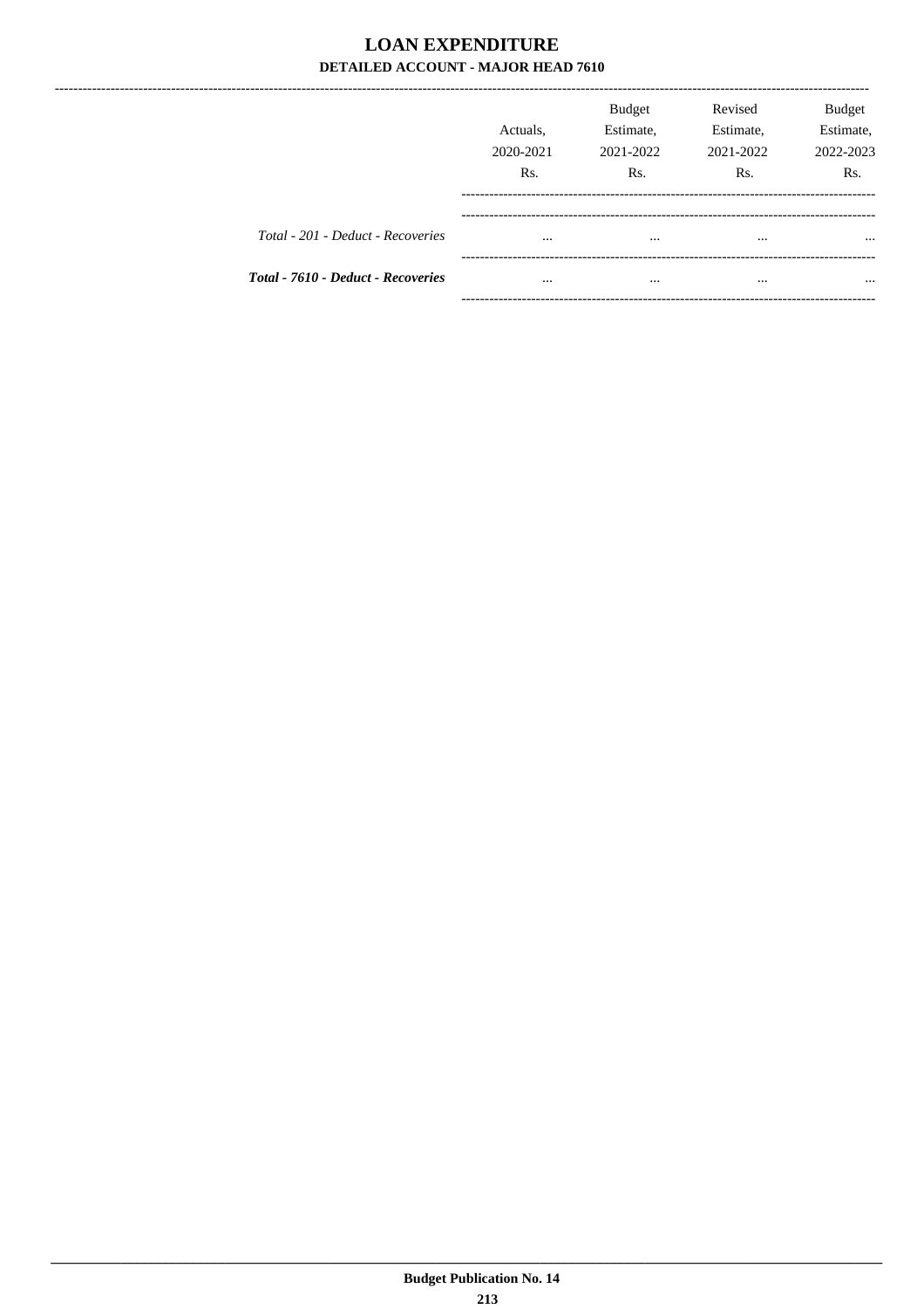# LOAN EXPENDITURE

## DETAILED ACCOUNT - MAJOR HEAD 7610

| | Actuals, 2020-2021 Rs. | Budget Estimate, 2021-2022 Rs. | Revised Estimate, 2021-2022 Rs. | Budget Estimate, 2022-2023 Rs. |
|---|---|---|---|---|
| *Total - 201 - Deduct - Recoveries* | ... | ... | ... | ... |
| ***Total - 7610 - Deduct - Recoveries*** | ... | ... | ... | ... |

Budget Publication No. 14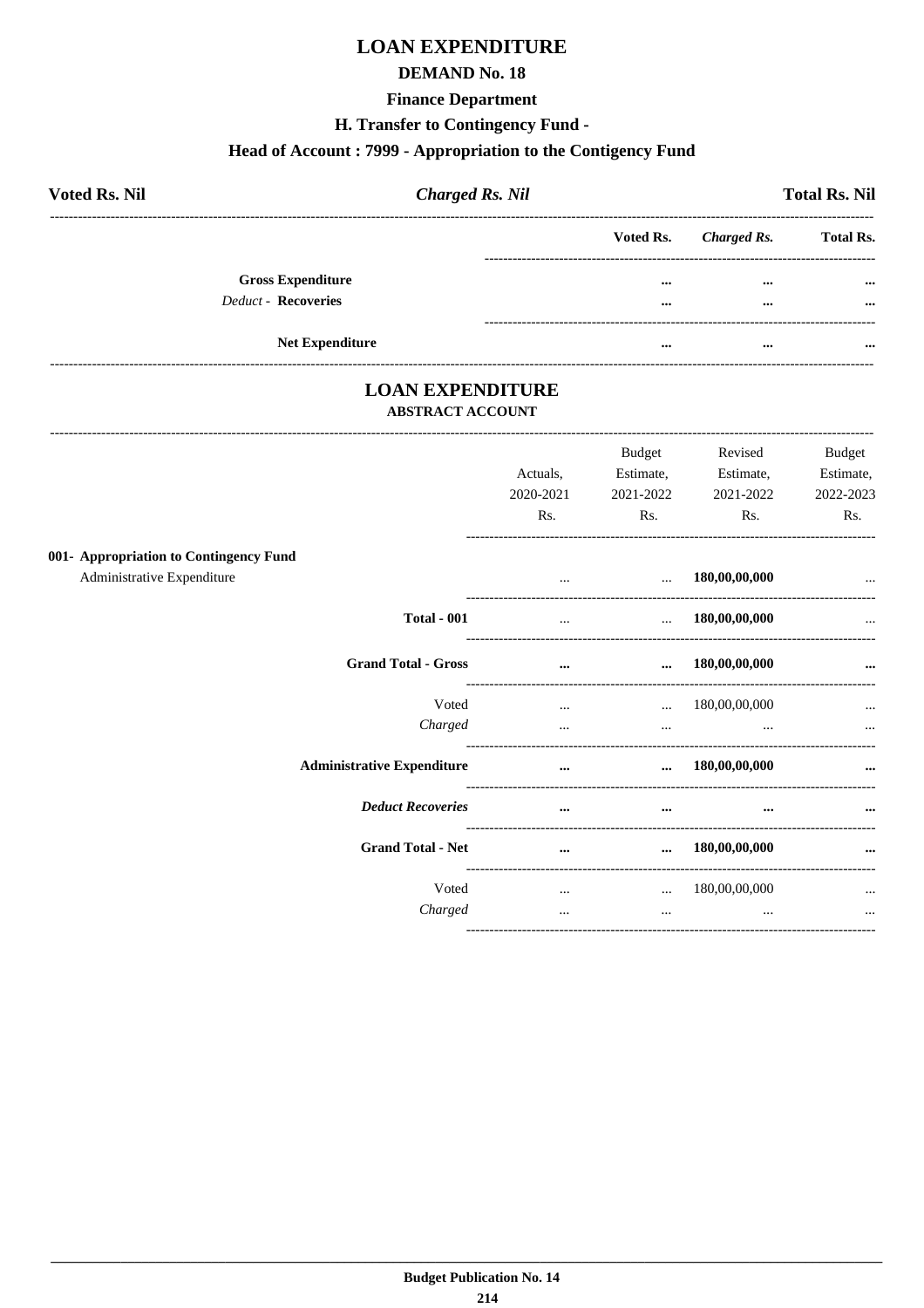# LOAN EXPENDITURE

## DEMAND No. 18

### Finance Department

### H. Transfer to Contingency Fund -

### Head of Account : 7999 - Appropriation to the Contigency Fund

**Voted Rs. Nil** | ***Charged Rs. Nil*** | **Total Rs. Nil**

| | Voted Rs. | *Charged Rs.* | Total Rs. |
|---|---|---|---|
| **Gross Expenditure** | ... | ... | ... |
| *Deduct* - **Recoveries** | ... | ... | ... |
| **Net Expenditure** | ... | ... | ... |

## LOAN EXPENDITURE

### ABSTRACT ACCOUNT

| | Actuals, 2020-2021 Rs. | Budget Estimate, 2021-2022 Rs. | Revised Estimate, 2021-2022 Rs. | Budget Estimate, 2022-2023 Rs. |
|---|---|---|---|---|
| **001- Appropriation to Contingency Fund** | | | | |
| Administrative Expenditure | ... | ... | **180,00,00,000** | ... |
| **Total - 001** | ... | ... | **180,00,00,000** | ... |
| **Grand Total - Gross** | ... | ... | **180,00,00,000** | ... |
| Voted | ... | ... | 180,00,00,000 | ... |
| *Charged* | ... | ... | ... | ... |
| **Administrative Expenditure** | ... | ... | **180,00,00,000** | ... |
| ***Deduct Recoveries*** | ... | ... | ... | ... |
| **Grand Total - Net** | ... | ... | **180,00,00,000** | ... |
| Voted | ... | ... | 180,00,00,000 | ... |
| *Charged* | ... | ... | ... | ... |

**Budget Publication No. 14**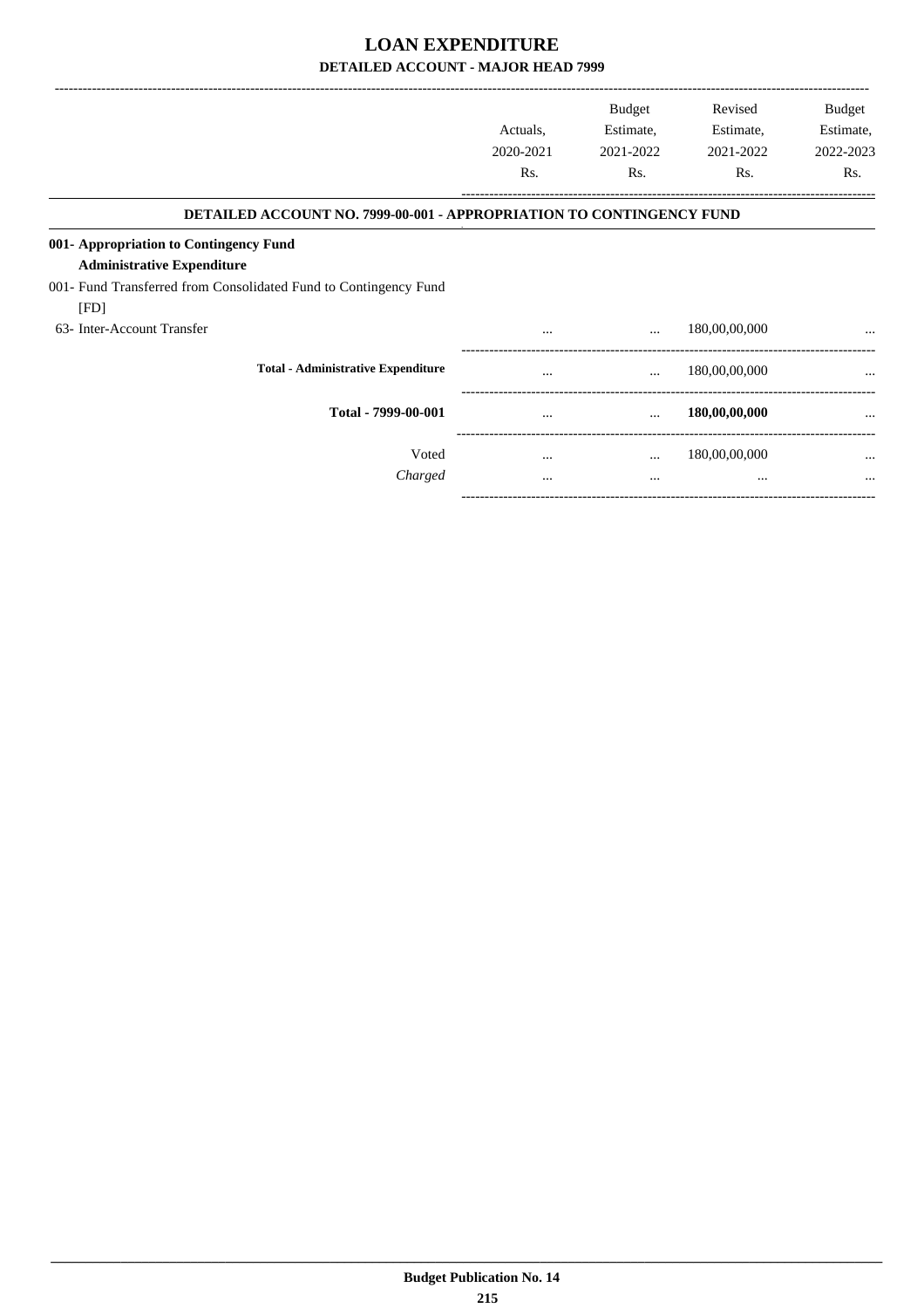# LOAN EXPENDITURE

## DETAILED ACCOUNT - MAJOR HEAD 7999

| | Actuals, 2020-2021 Rs. | Budget Estimate, 2021-2022 Rs. | Revised Estimate, 2021-2022 Rs. | Budget Estimate, 2022-2023 Rs. |
|---|---|---|---|---|
| **DETAILED ACCOUNT NO. 7999-00-001 - APPROPRIATION TO CONTINGENCY FUND** | | | | |
| **001- Appropriation to Contingency Fund** | | | | |
| **Administrative Expenditure** | | | | |
| 001- Fund Transferred from Consolidated Fund to Contingency Fund [FD] | | | | |
| 63- Inter-Account Transfer | ... | ... | 180,00,00,000 | ... |
| **Total - Administrative Expenditure** | ... | ... | 180,00,00,000 | ... |
| **Total - 7999-00-001** | ... | ... | **180,00,00,000** | ... |
| Voted | ... | ... | 180,00,00,000 | ... |
| *Charged* | ... | ... | ... | ... |

**Budget Publication No. 14**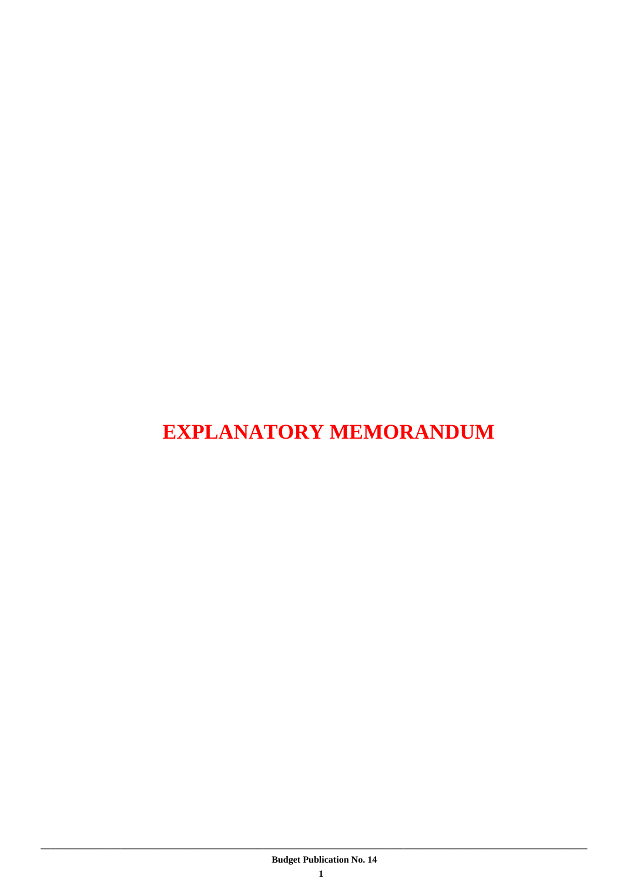# EXPLANATORY MEMORANDUM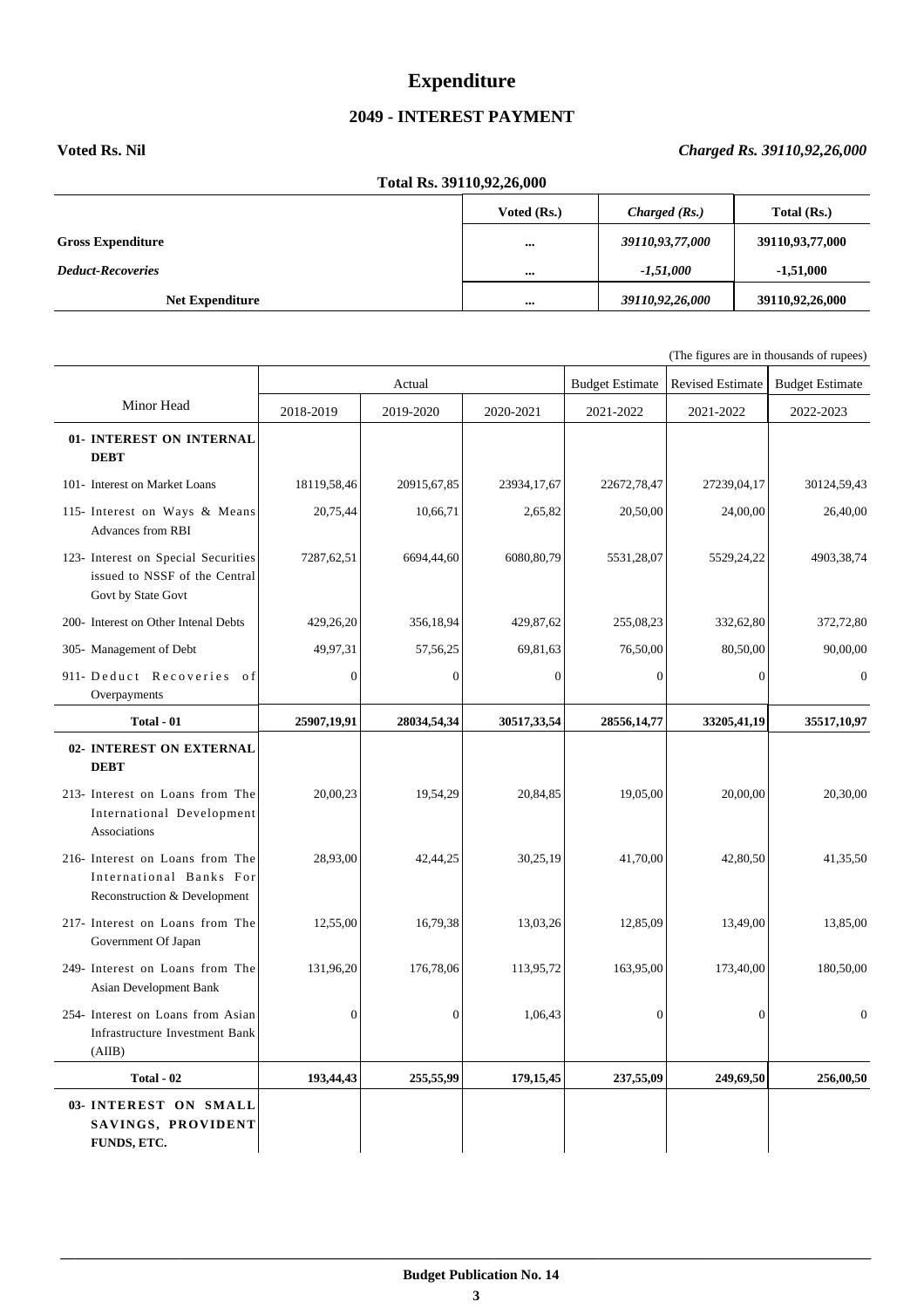# Expenditure

## 2049 - INTEREST PAYMENT

**Voted Rs. Nil** *Charged Rs. 39110,92,26,000*

**Total Rs. 39110,92,26,000**

| | Voted (Rs.) | *Charged (Rs.)* | Total (Rs.) |
|---|---|---|---|
| **Gross Expenditure** | ... | *39110,93,77,000* | 39110,93,77,000 |
| ***Deduct-Recoveries*** | ... | *-1,51,000* | -1,51,000 |
| **Net Expenditure** | ... | *39110,92,26,000* | 39110,92,26,000 |

(The figures are in thousands of rupees)

| Minor Head | Actual | | | Budget Estimate | Revised Estimate | Budget Estimate |
|---|---|---|---|---|---|---|
| | 2018-2019 | 2019-2020 | 2020-2021 | 2021-2022 | 2021-2022 | 2022-2023 |
| **01- INTEREST ON INTERNAL DEBT** | | | | | | |
| 101- Interest on Market Loans | 18119,58,46 | 20915,67,85 | 23934,17,67 | 22672,78,47 | 27239,04,17 | 30124,59,43 |
| 115- Interest on Ways & Means Advances from RBI | 20,75,44 | 10,66,71 | 2,65,82 | 20,50,00 | 24,00,00 | 26,40,00 |
| 123- Interest on Special Securities issued to NSSF of the Central Govt by State Govt | 7287,62,51 | 6694,44,60 | 6080,80,79 | 5531,28,07 | 5529,24,22 | 4903,38,74 |
| 200- Interest on Other Intenal Debts | 429,26,20 | 356,18,94 | 429,87,62 | 255,08,23 | 332,62,80 | 372,72,80 |
| 305- Management of Debt | 49,97,31 | 57,56,25 | 69,81,63 | 76,50,00 | 80,50,00 | 90,00,00 |
| 911- Deduct Recoveries of Overpayments | 0 | 0 | 0 | 0 | 0 | 0 |
| **Total - 01** | **25907,19,91** | **28034,54,34** | **30517,33,54** | **28556,14,77** | **33205,41,19** | **35517,10,97** |
| **02- INTEREST ON EXTERNAL DEBT** | | | | | | |
| 213- Interest on Loans from The International Development Associations | 20,00,23 | 19,54,29 | 20,84,85 | 19,05,00 | 20,00,00 | 20,30,00 |
| 216- Interest on Loans from The International Banks For Reconstruction & Development | 28,93,00 | 42,44,25 | 30,25,19 | 41,70,00 | 42,80,50 | 41,35,50 |
| 217- Interest on Loans from The Government Of Japan | 12,55,00 | 16,79,38 | 13,03,26 | 12,85,09 | 13,49,00 | 13,85,00 |
| 249- Interest on Loans from The Asian Development Bank | 131,96,20 | 176,78,06 | 113,95,72 | 163,95,00 | 173,40,00 | 180,50,00 |
| 254- Interest on Loans from Asian Infrastructure Investment Bank (AIIB) | 0 | 0 | 1,06,43 | 0 | 0 | 0 |
| **Total - 02** | **193,44,43** | **255,55,99** | **179,15,45** | **237,55,09** | **249,69,50** | **256,00,50** |
| **03- INTEREST ON SMALL SAVINGS, PROVIDENT FUNDS, ETC.** | | | | | | |

**Budget Publication No. 14**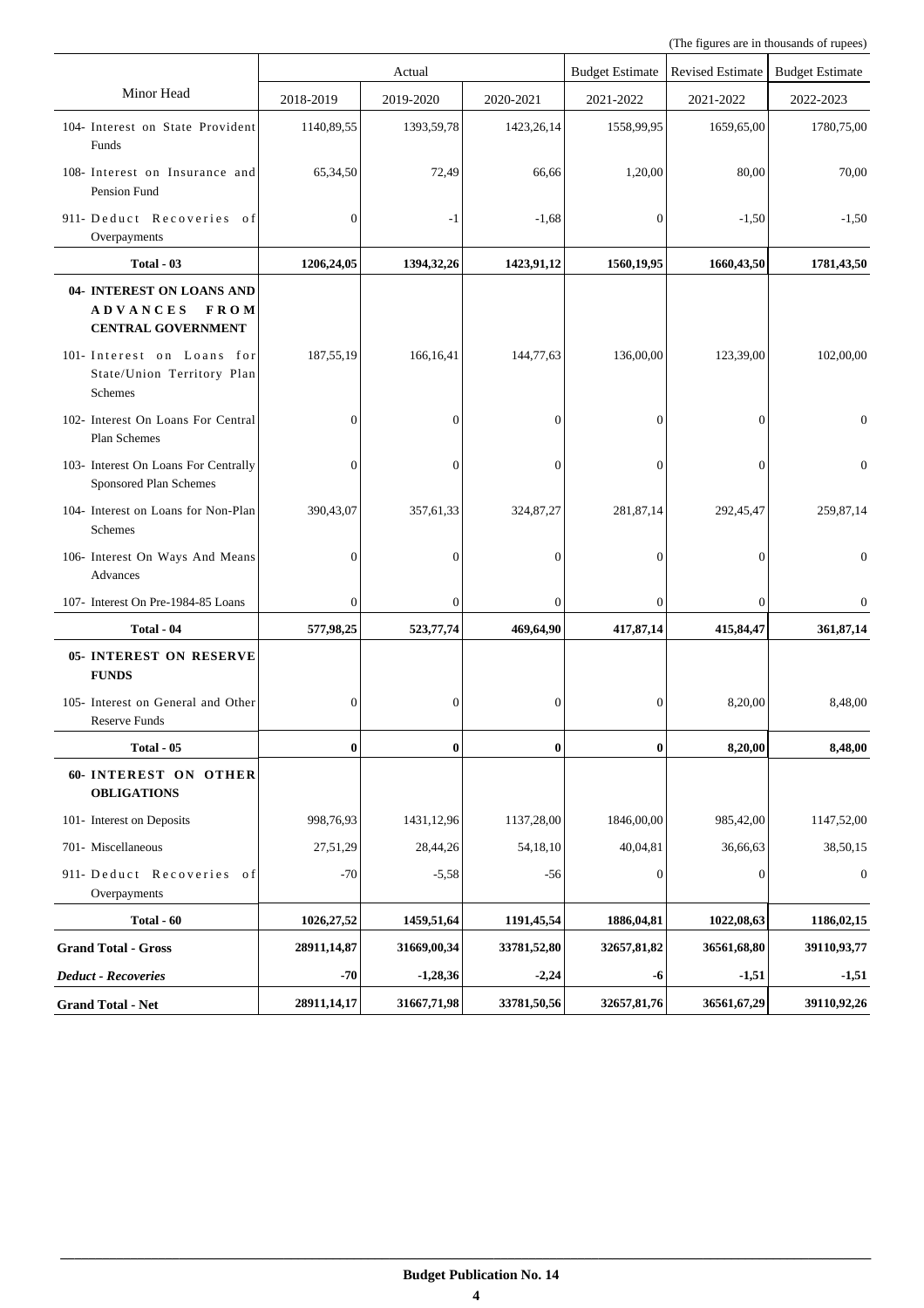(The figures are in thousands of rupees)

| Minor Head | Actual | | | Budget Estimate | Revised Estimate | Budget Estimate |
|---|---|---|---|---|---|---|
| | 2018-2019 | 2019-2020 | 2020-2021 | 2021-2022 | 2021-2022 | 2022-2023 |
| 104- Interest on State Provident Funds | 1140,89,55 | 1393,59,78 | 1423,26,14 | 1558,99,95 | 1659,65,00 | 1780,75,00 |
| 108- Interest on Insurance and Pension Fund | 65,34,50 | 72,49 | 66,66 | 1,20,00 | 80,00 | 70,00 |
| 911- Deduct Recoveries of Overpayments | 0 | -1 | -1,68 | 0 | -1,50 | -1,50 |
| **Total - 03** | **1206,24,05** | **1394,32,26** | **1423,91,12** | **1560,19,95** | **1660,43,50** | **1781,43,50** |
| **04- INTEREST ON LOANS AND ADVANCES FROM CENTRAL GOVERNMENT** | | | | | | |
| 101- Interest on Loans for State/Union Territory Plan Schemes | 187,55,19 | 166,16,41 | 144,77,63 | 136,00,00 | 123,39,00 | 102,00,00 |
| 102- Interest On Loans For Central Plan Schemes | 0 | 0 | 0 | 0 | 0 | 0 |
| 103- Interest On Loans For Centrally Sponsored Plan Schemes | 0 | 0 | 0 | 0 | 0 | 0 |
| 104- Interest on Loans for Non-Plan Schemes | 390,43,07 | 357,61,33 | 324,87,27 | 281,87,14 | 292,45,47 | 259,87,14 |
| 106- Interest On Ways And Means Advances | 0 | 0 | 0 | 0 | 0 | 0 |
| 107- Interest On Pre-1984-85 Loans | 0 | 0 | 0 | 0 | 0 | 0 |
| **Total - 04** | **577,98,25** | **523,77,74** | **469,64,90** | **417,87,14** | **415,84,47** | **361,87,14** |
| **05- INTEREST ON RESERVE FUNDS** | | | | | | |
| 105- Interest on General and Other Reserve Funds | 0 | 0 | 0 | 0 | 8,20,00 | 8,48,00 |
| **Total - 05** | **0** | **0** | **0** | **0** | **8,20,00** | **8,48,00** |
| **60- INTEREST ON OTHER OBLIGATIONS** | | | | | | |
| 101- Interest on Deposits | 998,76,93 | 1431,12,96 | 1137,28,00 | 1846,00,00 | 985,42,00 | 1147,52,00 |
| 701- Miscellaneous | 27,51,29 | 28,44,26 | 54,18,10 | 40,04,81 | 36,66,63 | 38,50,15 |
| 911- Deduct Recoveries of Overpayments | -70 | -5,58 | -56 | 0 | 0 | 0 |
| **Total - 60** | **1026,27,52** | **1459,51,64** | **1191,45,54** | **1886,04,81** | **1022,08,63** | **1186,02,15** |
| **Grand Total - Gross** | **28911,14,87** | **31669,00,34** | **33781,52,80** | **32657,81,82** | **36561,68,80** | **39110,93,77** |
| ***Deduct - Recoveries*** | **-70** | **-1,28,36** | **-2,24** | **-6** | **-1,51** | **-1,51** |
| **Grand Total - Net** | **28911,14,17** | **31667,71,98** | **33781,50,56** | **32657,81,76** | **36561,67,29** | **39110,92,26** |

**Budget Publication No. 14**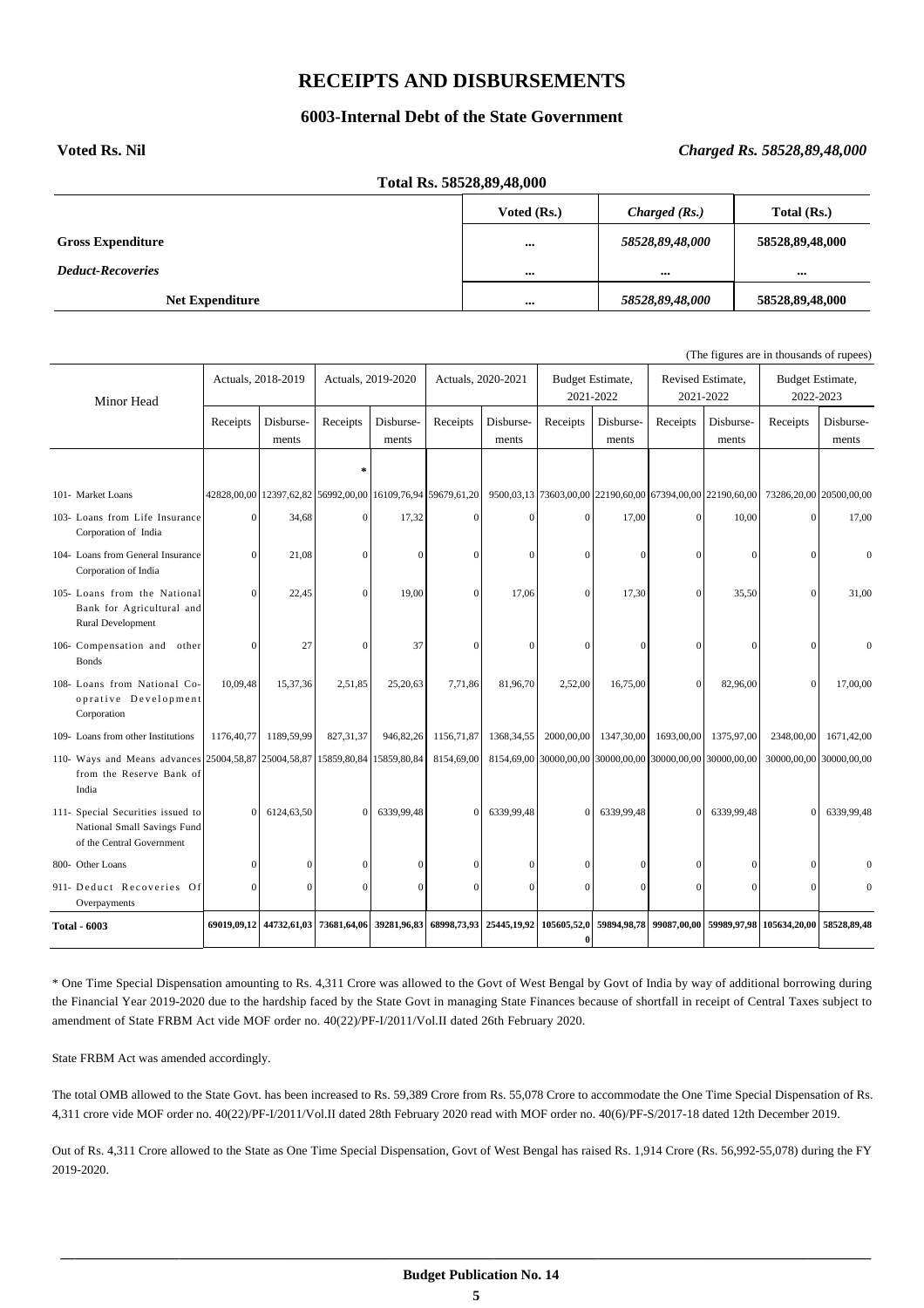# RECEIPTS AND DISBURSEMENTS

## 6003-Internal Debt of the State Government

**Voted Rs. Nil** | ***Charged Rs. 58528,89,48,000***

**Total Rs. 58528,89,48,000**

| | Voted (Rs.) | *Charged (Rs.)* | Total (Rs.) |
|---|---|---|---|
| **Gross Expenditure** | ... | *58528,89,48,000* | 58528,89,48,000 |
| ***Deduct-Recoveries*** | ... | ... | ... |
| **Net Expenditure** | ... | *58528,89,48,000* | 58528,89,48,000 |

(The figures are in thousands of rupees)

| Minor Head | Actuals, 2018-2019 | | Actuals, 2019-2020 | | Actuals, 2020-2021 | | Budget Estimate, 2021-2022 | | Revised Estimate, 2021-2022 | | Budget Estimate, 2022-2023 | |
|---|---|---|---|---|---|---|---|---|---|---|---|---|
| | Receipts | Disburse-ments | Receipts | Disburse-ments | Receipts | Disburse-ments | Receipts | Disburse-ments | Receipts | Disburse-ments | Receipts | Disburse-ments |
| | | | * | | | | | | | | | |
| 101- Market Loans | 42828,00,00 | 12397,62,82 | 56992,00,00 | 16109,76,94 | 59679,61,20 | 9500,03,13 | 73603,00,00 | 22190,60,00 | 67394,00,00 | 22190,60,00 | 73286,20,00 | 20500,00,00 |
| 103- Loans from Life Insurance Corporation of India | 0 | 34,68 | 0 | 17,32 | 0 | 0 | 0 | 17,00 | 0 | 10,00 | 0 | 17,00 |
| 104- Loans from General Insurance Corporation of India | 0 | 21,08 | 0 | 0 | 0 | 0 | 0 | 0 | 0 | 0 | 0 | 0 |
| 105- Loans from the National Bank for Agricultural and Rural Development | 0 | 22,45 | 0 | 19,00 | 0 | 17,06 | 0 | 17,30 | 0 | 35,50 | 0 | 31,00 |
| 106- Compensation and other Bonds | 0 | 27 | 0 | 37 | 0 | 0 | 0 | 0 | 0 | 0 | 0 | 0 |
| 108- Loans from National Co-oprative Development Corporation | 10,09,48 | 15,37,36 | 2,51,85 | 25,20,63 | 7,71,86 | 81,96,70 | 2,52,00 | 16,75,00 | 0 | 82,96,00 | 0 | 17,00,00 |
| 109- Loans from other Institutions | 1176,40,77 | 1189,59,99 | 827,31,37 | 946,82,26 | 1156,71,87 | 1368,34,55 | 2000,00,00 | 1347,30,00 | 1693,00,00 | 1375,97,00 | 2348,00,00 | 1671,42,00 |
| 110- Ways and Means advances from the Reserve Bank of India | 25004,58,87 | 25004,58,87 | 15859,80,84 | 15859,80,84 | 8154,69,00 | 8154,69,00 | 30000,00,00 | 30000,00,00 | 30000,00,00 | 30000,00,00 | 30000,00,00 | 30000,00,00 |
| 111- Special Securities issued to National Small Savings Fund of the Central Government | 0 | 6124,63,50 | 0 | 6339,99,48 | 0 | 6339,99,48 | 0 | 6339,99,48 | 0 | 6339,99,48 | 0 | 6339,99,48 |
| 800- Other Loans | 0 | 0 | 0 | 0 | 0 | 0 | 0 | 0 | 0 | 0 | 0 | 0 |
| 911- Deduct Recoveries Of Overpayments | 0 | 0 | 0 | 0 | 0 | 0 | 0 | 0 | 0 | 0 | 0 | 0 |
| **Total - 6003** | **69019,09,12** | **44732,61,03** | **73681,64,06** | **39281,96,83** | **68998,73,93** | **25445,19,92** | **105605,52,00** | **59894,98,78** | **99087,00,00** | **59989,97,98** | **105634,20,00** | **58528,89,48** |

* One Time Special Dispensation amounting to Rs. 4,311 Crore was allowed to the Govt of West Bengal by Govt of India by way of additional borrowing during the Financial Year 2019-2020 due to the hardship faced by the State Govt in managing State Finances because of shortfall in receipt of Central Taxes subject to amendment of State FRBM Act vide MOF order no. 40(22)/PF-I/2011/Vol.II dated 26th February 2020.

State FRBM Act was amended accordingly.

The total OMB allowed to the State Govt. has been increased to Rs. 59,389 Crore from Rs. 55,078 Crore to accommodate the One Time Special Dispensation of Rs. 4,311 crore vide MOF order no. 40(22)/PF-I/2011/Vol.II dated 28th February 2020 read with MOF order no. 40(6)/PF-S/2017-18 dated 12th December 2019.

Out of Rs. 4,311 Crore allowed to the State as One Time Special Dispensation, Govt of West Bengal has raised Rs. 1,914 Crore (Rs. 56,992-55,078) during the FY 2019-2020.

**Budget Publication No. 14**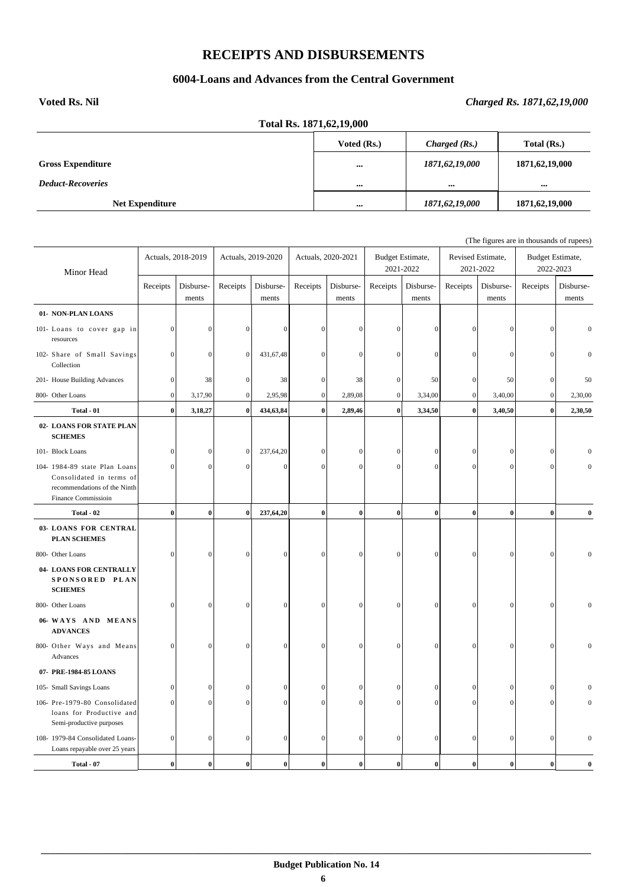# RECEIPTS AND DISBURSEMENTS

## 6004-Loans and Advances from the Central Government

**Voted Rs. Nil** *Charged Rs. 1871,62,19,000*

**Total Rs. 1871,62,19,000**

| | Voted (Rs.) | *Charged (Rs.)* | Total (Rs.) |
|---|---|---|---|
| **Gross Expenditure** | ... | *1871,62,19,000* | 1871,62,19,000 |
| ***Deduct-Recoveries*** | ... | ... | ... |
| **Net Expenditure** | ... | *1871,62,19,000* | 1871,62,19,000 |

(The figures are in thousands of rupees)

| Minor Head | Actuals, 2018-2019 | | Actuals, 2019-2020 | | Actuals, 2020-2021 | | Budget Estimate, 2021-2022 | | Revised Estimate, 2021-2022 | | Budget Estimate, 2022-2023 | |
|---|---|---|---|---|---|---|---|---|---|---|---|---|
| | Receipts | Disburse-ments | Receipts | Disburse-ments | Receipts | Disburse-ments | Receipts | Disburse-ments | Receipts | Disburse-ments | Receipts | Disburse-ments |
| **01- NON-PLAN LOANS** | | | | | | | | | | | | |
| 101- Loans to cover gap in resources | 0 | 0 | 0 | 0 | 0 | 0 | 0 | 0 | 0 | 0 | 0 | 0 |
| 102- Share of Small Savings Collection | 0 | 0 | 0 | 431,67,48 | 0 | 0 | 0 | 0 | 0 | 0 | 0 | 0 |
| 201- House Building Advances | 0 | 38 | 0 | 38 | 0 | 38 | 0 | 50 | 0 | 50 | 0 | 50 |
| 800- Other Loans | 0 | 3,17,90 | 0 | 2,95,98 | 0 | 2,89,08 | 0 | 3,34,00 | 0 | 3,40,00 | 0 | 2,30,00 |
| **Total - 01** | **0** | **3,18,27** | **0** | **434,63,84** | **0** | **2,89,46** | **0** | **3,34,50** | **0** | **3,40,50** | **0** | **2,30,50** |
| **02- LOANS FOR STATE PLAN SCHEMES** | | | | | | | | | | | | |
| 101- Block Loans | 0 | 0 | 0 | 237,64,20 | 0 | 0 | 0 | 0 | 0 | 0 | 0 | 0 |
| 104- 1984-89 state Plan Loans Consolidated in terms of recommendations of the Ninth Finance Commissioin | 0 | 0 | 0 | 0 | 0 | 0 | 0 | 0 | 0 | 0 | 0 | 0 |
| **Total - 02** | **0** | **0** | **0** | **237,64,20** | **0** | **0** | **0** | **0** | **0** | **0** | **0** | **0** |
| **03- LOANS FOR CENTRAL PLAN SCHEMES** | | | | | | | | | | | | |
| 800- Other Loans | 0 | 0 | 0 | 0 | 0 | 0 | 0 | 0 | 0 | 0 | 0 | 0 |
| **04- LOANS FOR CENTRALLY SPONSORED PLAN SCHEMES** | | | | | | | | | | | | |
| 800- Other Loans | 0 | 0 | 0 | 0 | 0 | 0 | 0 | 0 | 0 | 0 | 0 | 0 |
| **06- WAYS AND MEANS ADVANCES** | | | | | | | | | | | | |
| 800- Other Ways and Means Advances | 0 | 0 | 0 | 0 | 0 | 0 | 0 | 0 | 0 | 0 | 0 | 0 |
| **07- PRE-1984-85 LOANS** | | | | | | | | | | | | |
| 105- Small Savings Loans | 0 | 0 | 0 | 0 | 0 | 0 | 0 | 0 | 0 | 0 | 0 | 0 |
| 106- Pre-1979-80 Consolidated loans for Productive and Semi-productive purposes | 0 | 0 | 0 | 0 | 0 | 0 | 0 | 0 | 0 | 0 | 0 | 0 |
| 108- 1979-84 Consolidated Loans-Loans repayable over 25 years | 0 | 0 | 0 | 0 | 0 | 0 | 0 | 0 | 0 | 0 | 0 | 0 |
| **Total - 07** | **0** | **0** | **0** | **0** | **0** | **0** | **0** | **0** | **0** | **0** | **0** | **0** |

**Budget Publication No. 14**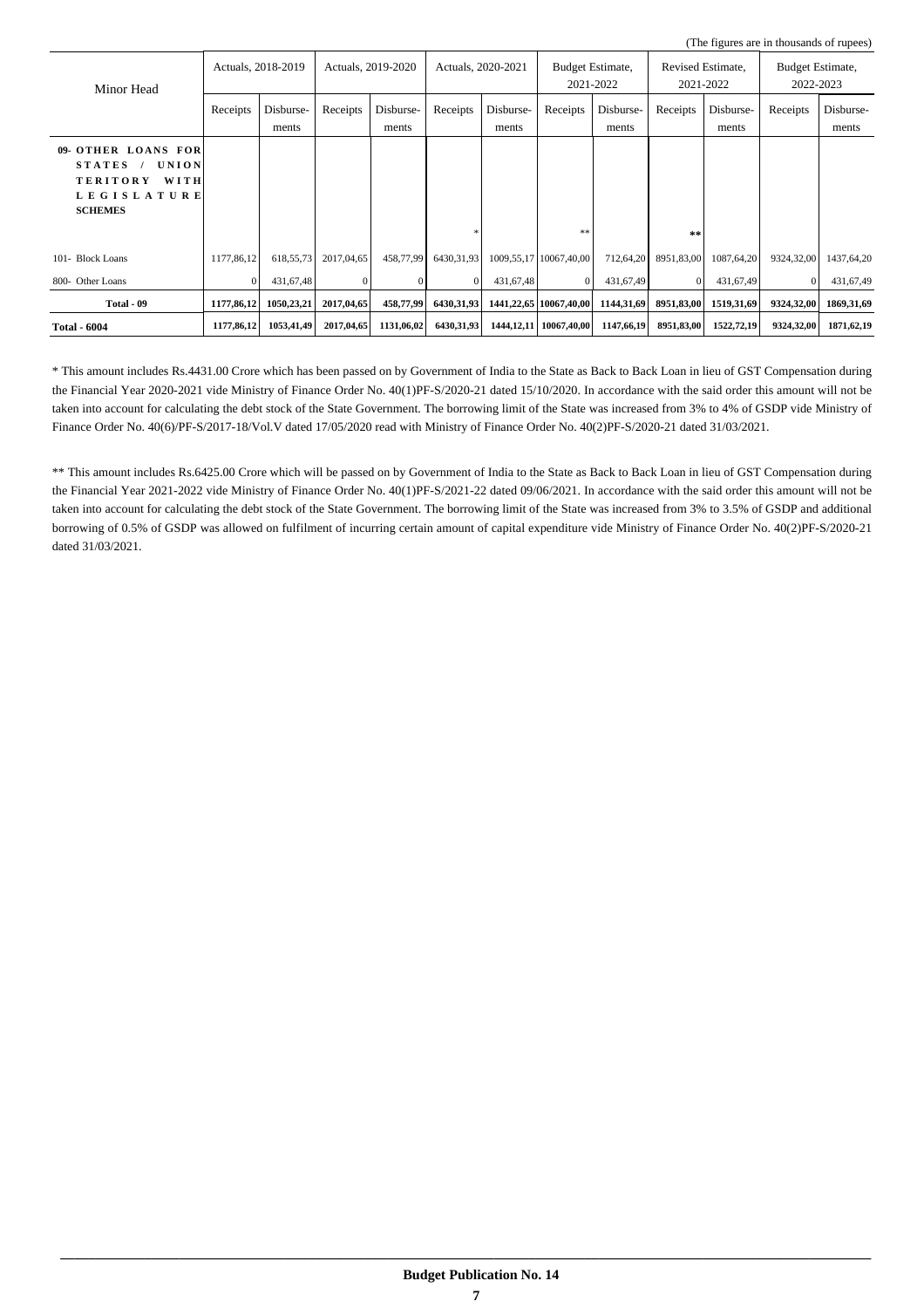(The figures are in thousands of rupees)

| Minor Head | Actuals, 2018-2019 | | Actuals, 2019-2020 | | Actuals, 2020-2021 | | Budget Estimate, 2021-2022 | | Revised Estimate, 2021-2022 | | Budget Estimate, 2022-2023 | |
|---|---|---|---|---|---|---|---|---|---|---|---|---|
| | Receipts | Disburse-ments | Receipts | Disburse-ments | Receipts | Disburse-ments | Receipts | Disburse-ments | Receipts | Disburse-ments | Receipts | Disburse-ments |
| **09- OTHER LOANS FOR STATES / UNION TERITORY WITH LEGISLATURE SCHEMES** | | | | | * | | ** | | ** | | | |
| 101- Block Loans | 1177,86,12 | 618,55,73 | 2017,04,65 | 458,77,99 | 6430,31,93 | 1009,55,17 | 10067,40,00 | 712,64,20 | 8951,83,00 | 1087,64,20 | 9324,32,00 | 1437,64,20 |
| 800- Other Loans | 0 | 431,67,48 | 0 | 0 | 0 | 431,67,48 | 0 | 431,67,49 | 0 | 431,67,49 | 0 | 431,67,49 |
| **Total - 09** | **1177,86,12** | **1050,23,21** | **2017,04,65** | **458,77,99** | **6430,31,93** | **1441,22,65** | **10067,40,00** | **1144,31,69** | **8951,83,00** | **1519,31,69** | **9324,32,00** | **1869,31,69** |
| **Total - 6004** | **1177,86,12** | **1053,41,49** | **2017,04,65** | **1131,06,02** | **6430,31,93** | **1444,12,11** | **10067,40,00** | **1147,66,19** | **8951,83,00** | **1522,72,19** | **9324,32,00** | **1871,62,19** |

* This amount includes Rs.4431.00 Crore which has been passed on by Government of India to the State as Back to Back Loan in lieu of GST Compensation during the Financial Year 2020-2021 vide Ministry of Finance Order No. 40(1)PF-S/2020-21 dated 15/10/2020. In accordance with the said order this amount will not be taken into account for calculating the debt stock of the State Government. The borrowing limit of the State was increased from 3% to 4% of GSDP vide Ministry of Finance Order No. 40(6)/PF-S/2017-18/Vol.V dated 17/05/2020 read with Ministry of Finance Order No. 40(2)PF-S/2020-21 dated 31/03/2021.

** This amount includes Rs.6425.00 Crore which will be passed on by Government of India to the State as Back to Back Loan in lieu of GST Compensation during the Financial Year 2021-2022 vide Ministry of Finance Order No. 40(1)PF-S/2021-22 dated 09/06/2021. In accordance with the said order this amount will not be taken into account for calculating the debt stock of the State Government. The borrowing limit of the State was increased from 3% to 3.5% of GSDP and additional borrowing of 0.5% of GSDP was allowed on fulfilment of incurring certain amount of capital expenditure vide Ministry of Finance Order No. 40(2)PF-S/2020-21 dated 31/03/2021.

**Budget Publication No. 14**